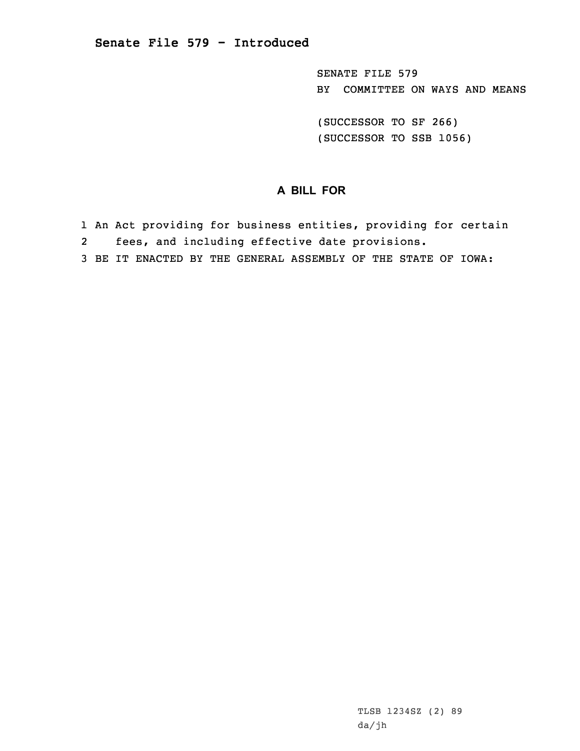# Senate File 579 - Introduced

SENATE FILE 579
BY COMMITTEE ON WAYS AND MEANS

(SUCCESSOR TO SF 266)
(SUCCESSOR TO SSB 1056)

## A BILL FOR

1 An Act providing for business entities, providing for certain
2 fees, and including effective date provisions.
3 BE IT ENACTED BY THE GENERAL ASSEMBLY OF THE STATE OF IOWA:

TLSB 1234SZ (2) 89
da/jh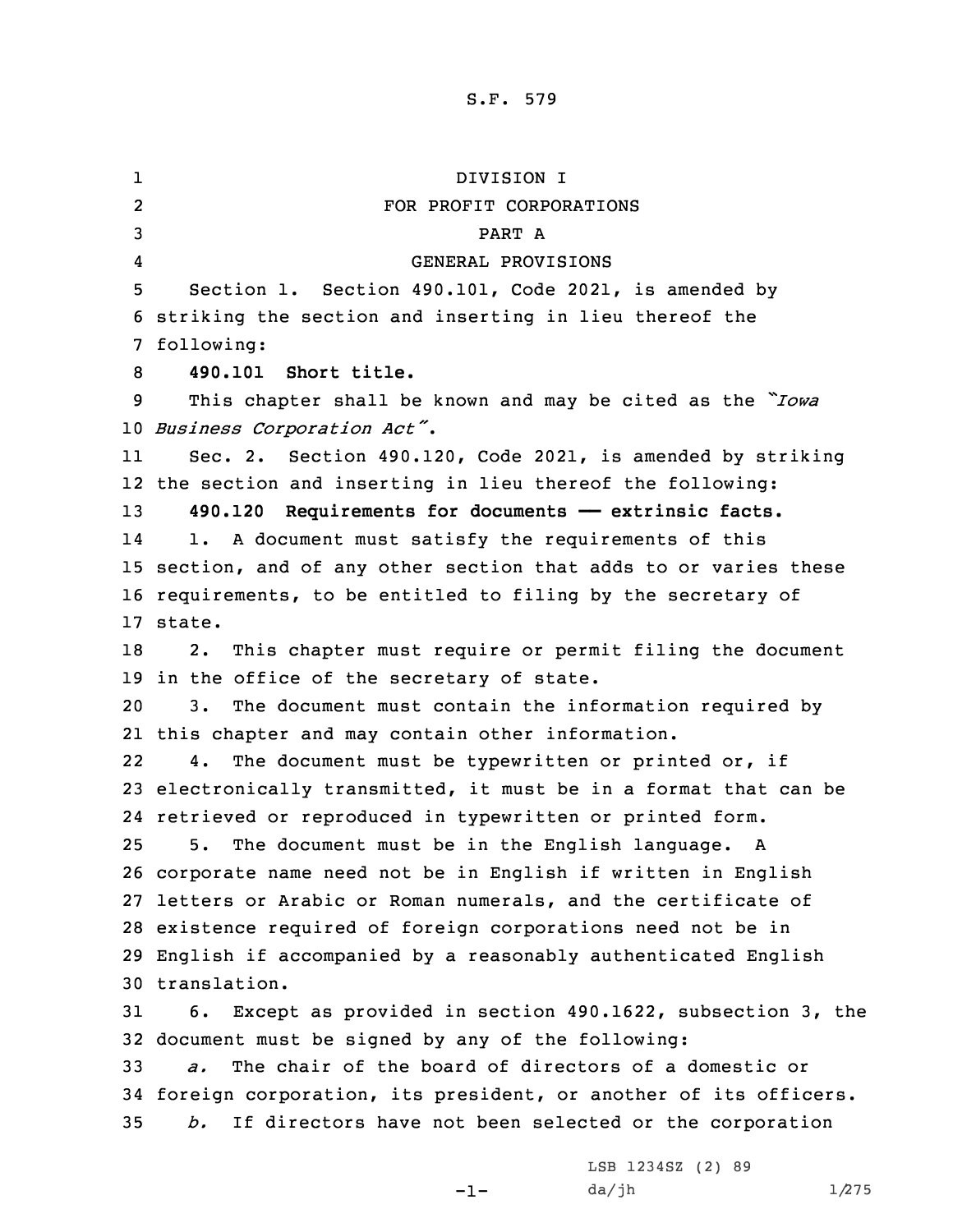DIVISION I

FOR PROFIT CORPORATIONS

PART A

GENERAL PROVISIONS

Section 1. Section 490.101, Code 2021, is amended by striking the section and inserting in lieu thereof the following:

**490.101 Short title.**

This chapter shall be known and may be cited as the *"Iowa Business Corporation Act"*.

Sec. 2. Section 490.120, Code 2021, is amended by striking the section and inserting in lieu thereof the following:

**490.120 Requirements for documents —— extrinsic facts.**

1. A document must satisfy the requirements of this section, and of any other section that adds to or varies these requirements, to be entitled to filing by the secretary of state.

2. This chapter must require or permit filing the document in the office of the secretary of state.

3. The document must contain the information required by this chapter and may contain other information.

4. The document must be typewritten or printed or, if electronically transmitted, it must be in a format that can be retrieved or reproduced in typewritten or printed form.

5. The document must be in the English language. A corporate name need not be in English if written in English letters or Arabic or Roman numerals, and the certificate of existence required of foreign corporations need not be in English if accompanied by a reasonably authenticated English translation.

6. Except as provided in section 490.1622, subsection 3, the document must be signed by any of the following:

*a.* The chair of the board of directors of a domestic or foreign corporation, its president, or another of its officers.

*b.* If directors have not been selected or the corporation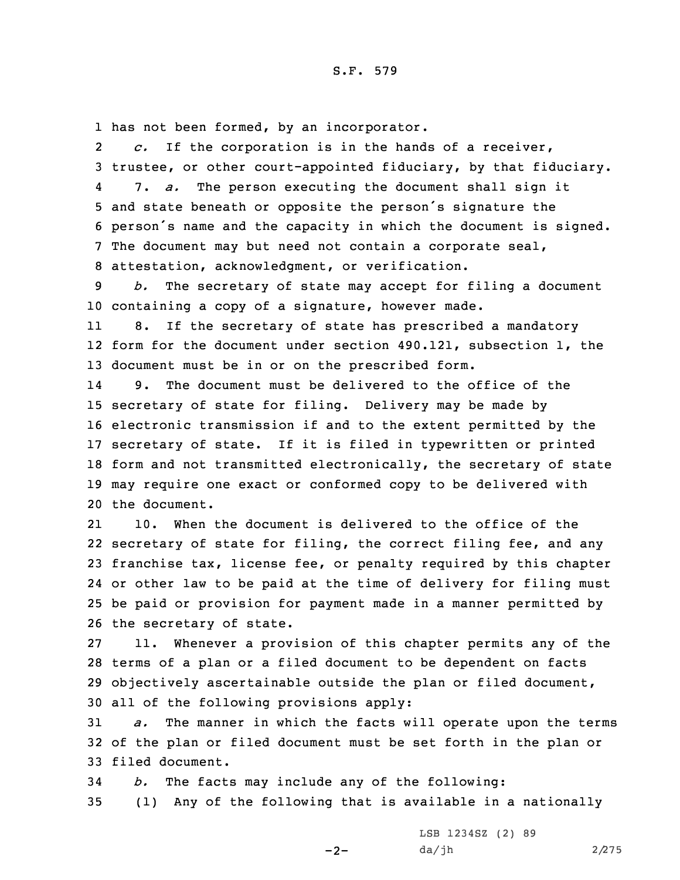has not been formed, by an incorporator.

*c.* If the corporation is in the hands of a receiver, trustee, or other court-appointed fiduciary, by that fiduciary.

7. *a.* The person executing the document shall sign it and state beneath or opposite the person's signature the person's name and the capacity in which the document is signed. The document may but need not contain a corporate seal, attestation, acknowledgment, or verification.

*b.* The secretary of state may accept for filing a document containing a copy of a signature, however made.

8. If the secretary of state has prescribed a mandatory form for the document under section 490.121, subsection 1, the document must be in or on the prescribed form.

9. The document must be delivered to the office of the secretary of state for filing. Delivery may be made by electronic transmission if and to the extent permitted by the secretary of state. If it is filed in typewritten or printed form and not transmitted electronically, the secretary of state may require one exact or conformed copy to be delivered with the document.

10. When the document is delivered to the office of the secretary of state for filing, the correct filing fee, and any franchise tax, license fee, or penalty required by this chapter or other law to be paid at the time of delivery for filing must be paid or provision for payment made in a manner permitted by the secretary of state.

11. Whenever a provision of this chapter permits any of the terms of a plan or a filed document to be dependent on facts objectively ascertainable outside the plan or filed document, all of the following provisions apply:

*a.* The manner in which the facts will operate upon the terms of the plan or filed document must be set forth in the plan or filed document.

*b.* The facts may include any of the following:

(1) Any of the following that is available in a nationally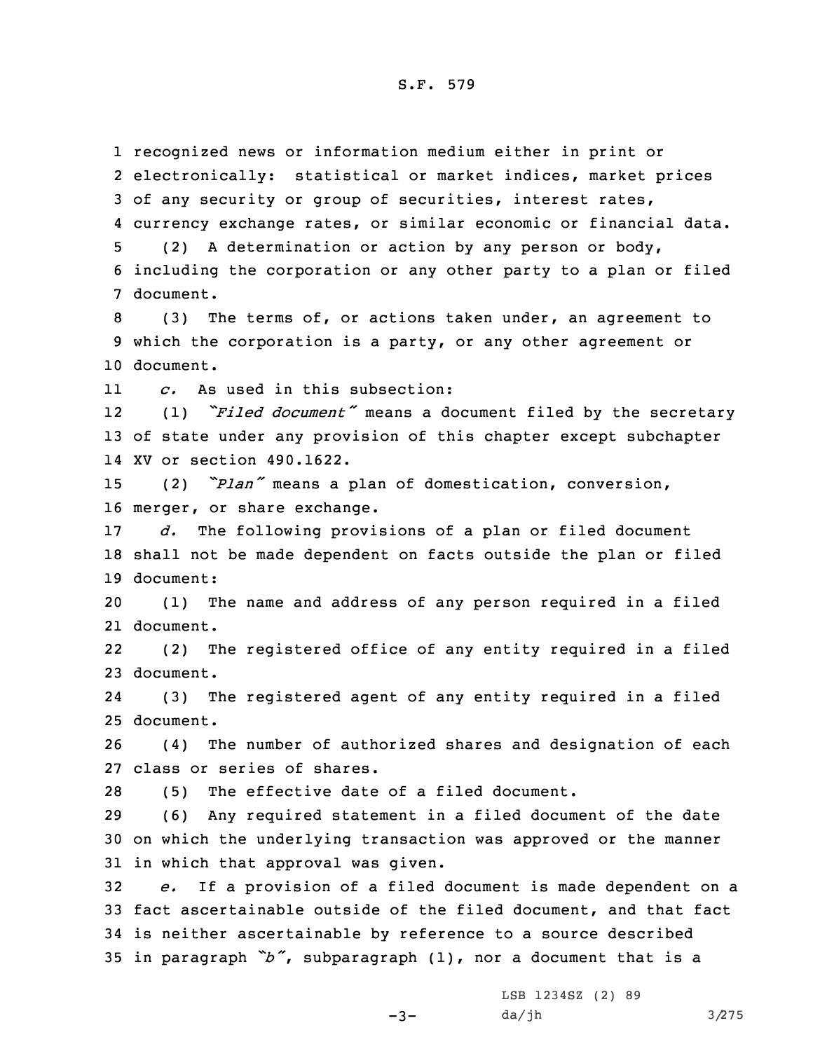recognized news or information medium either in print or electronically: statistical or market indices, market prices of any security or group of securities, interest rates, currency exchange rates, or similar economic or financial data.

(2) A determination or action by any person or body, including the corporation or any other party to a plan or filed document.

(3) The terms of, or actions taken under, an agreement to which the corporation is a party, or any other agreement or document.

*c.* As used in this subsection:

(1) *"Filed document"* means a document filed by the secretary of state under any provision of this chapter except subchapter XV or section 490.1622.

(2) *"Plan"* means a plan of domestication, conversion, merger, or share exchange.

*d.* The following provisions of a plan or filed document shall not be made dependent on facts outside the plan or filed document:

(1) The name and address of any person required in a filed document.

(2) The registered office of any entity required in a filed document.

(3) The registered agent of any entity required in a filed document.

(4) The number of authorized shares and designation of each class or series of shares.

(5) The effective date of a filed document.

(6) Any required statement in a filed document of the date on which the underlying transaction was approved or the manner in which that approval was given.

*e.* If a provision of a filed document is made dependent on a fact ascertainable outside of the filed document, and that fact is neither ascertainable by reference to a source described in paragraph *"b"*, subparagraph (1), nor a document that is a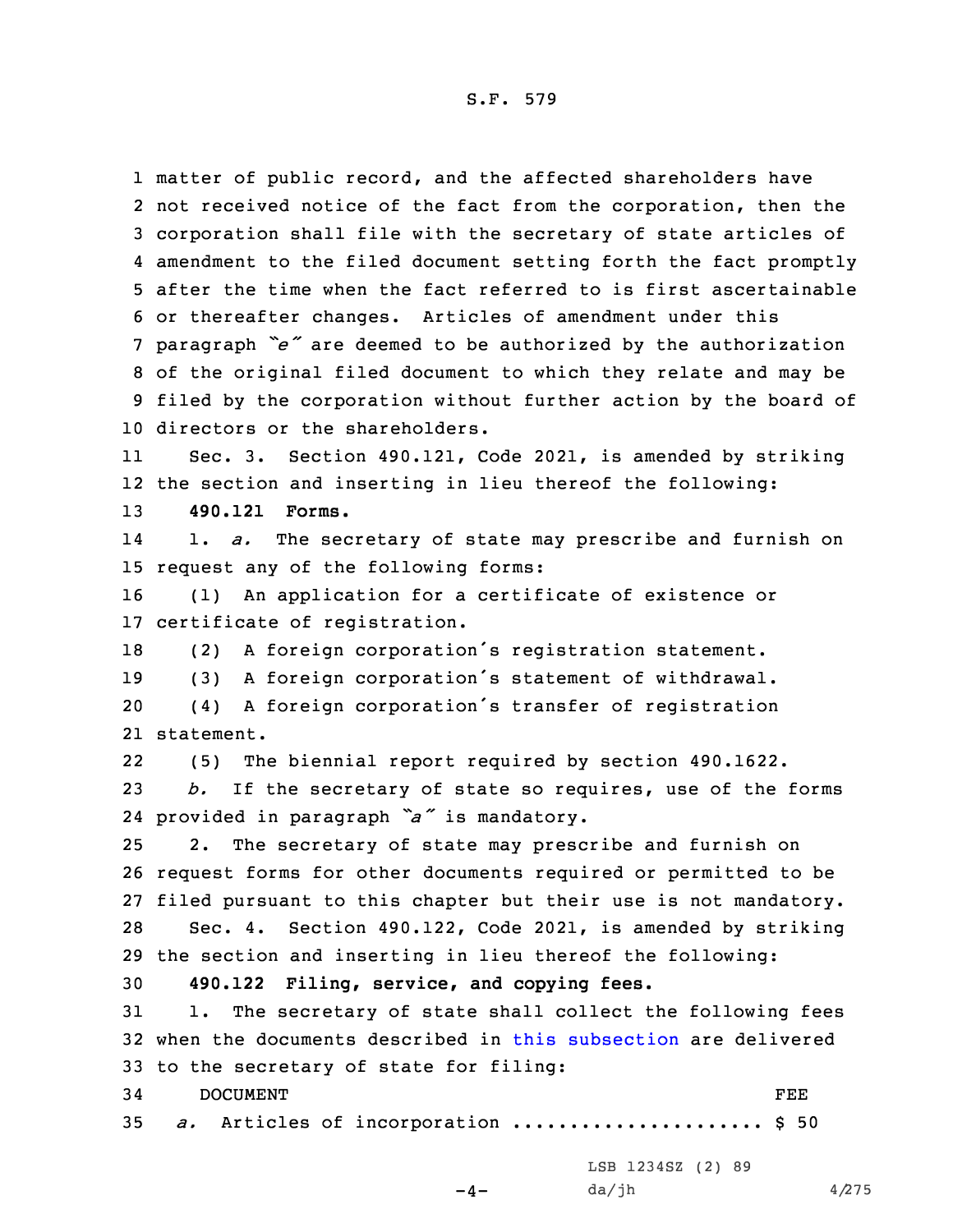matter of public record, and the affected shareholders have not received notice of the fact from the corporation, then the corporation shall file with the secretary of state articles of amendment to the filed document setting forth the fact promptly after the time when the fact referred to is first ascertainable or thereafter changes. Articles of amendment under this paragraph *"e"* are deemed to be authorized by the authorization of the original filed document to which they relate and may be filed by the corporation without further action by the board of directors or the shareholders.

Sec. 3. Section 490.121, Code 2021, is amended by striking the section and inserting in lieu thereof the following:

**490.121 Forms.**

1. *a.* The secretary of state may prescribe and furnish on request any of the following forms:

(1) An application for a certificate of existence or certificate of registration.

(2) A foreign corporation's registration statement.

(3) A foreign corporation's statement of withdrawal.

(4) A foreign corporation's transfer of registration statement.

(5) The biennial report required by section 490.1622.

*b.* If the secretary of state so requires, use of the forms provided in paragraph *"a"* is mandatory.

2. The secretary of state may prescribe and furnish on request forms for other documents required or permitted to be filed pursuant to this chapter but their use is not mandatory.

Sec. 4. Section 490.122, Code 2021, is amended by striking the section and inserting in lieu thereof the following:

**490.122 Filing, service, and copying fees.**

1. The secretary of state shall collect the following fees when the documents described in this subsection are delivered to the secretary of state for filing:

| DOCUMENT | FEE |
|---|---|
| *a.* Articles of incorporation ..................... | $ 50 |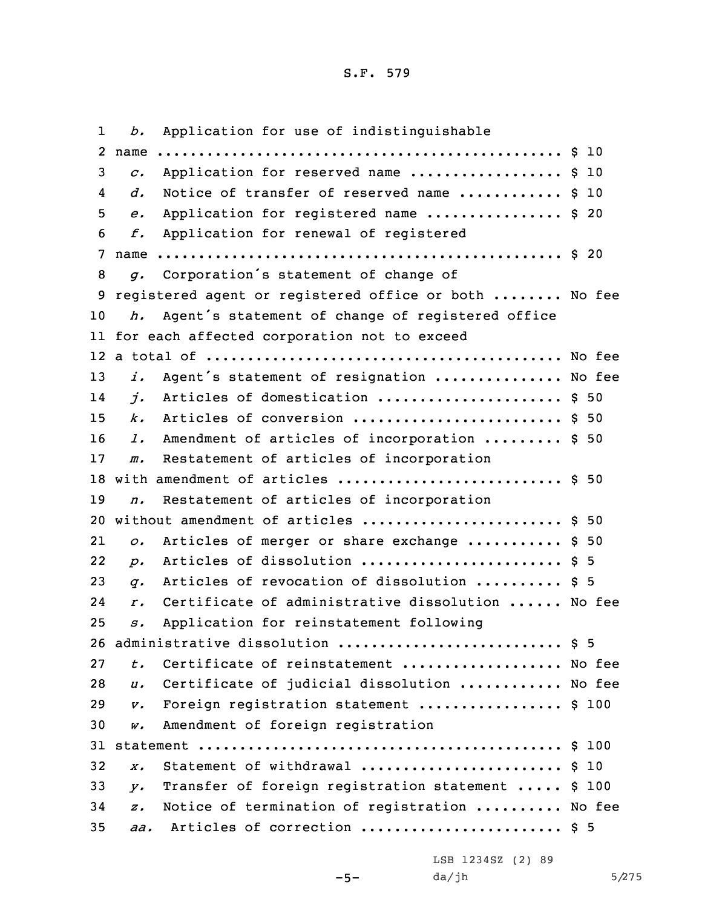*b.* Application for use of indistinguishable name ................................................ $ 10

*c.* Application for reserved name ................. $ 10

*d.* Notice of transfer of reserved name ........... $ 10

*e.* Application for registered name ............... $ 20

*f.* Application for renewal of registered name ................................................ $ 20

*g.* Corporation's statement of change of registered agent or registered office or both ........ No fee

*h.* Agent's statement of change of registered office for each affected corporation not to exceed a total of .......................................... No fee

*i.* Agent's statement of resignation .............. No fee

*j.* Articles of domestication ...................... $ 50

*k.* Articles of conversion ......................... $ 50

*l.* Amendment of articles of incorporation ......... $ 50

*m.* Restatement of articles of incorporation with amendment of articles .......................... $ 50

*n.* Restatement of articles of incorporation without amendment of articles ....................... $ 50

*o.* Articles of merger or share exchange ........... $ 50

*p.* Articles of dissolution ....................... $ 5

*q.* Articles of revocation of dissolution .......... $ 5

*r.* Certificate of administrative dissolution ...... No fee

*s.* Application for reinstatement following administrative dissolution .......................... $ 5

*t.* Certificate of reinstatement .................. No fee

*u.* Certificate of judicial dissolution ........... No fee

*v.* Foreign registration statement ................ $ 100

*w.* Amendment of foreign registration statement ........................................... $ 100

*x.* Statement of withdrawal ....................... $ 10

*y.* Transfer of foreign registration statement ..... $ 100

*z.* Notice of termination of registration .......... No fee

*aa.* Articles of correction ....................... $ 5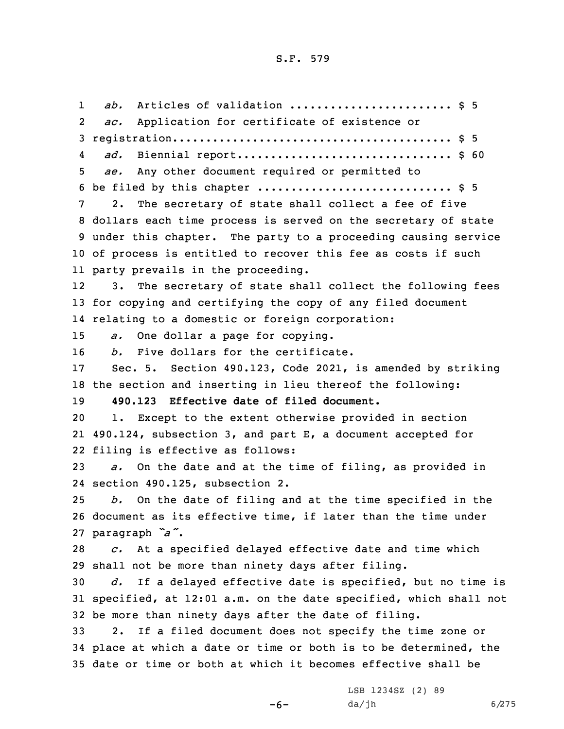*ab.* Articles of validation ....................... $ 5

*ac.* Application for certificate of existence or registration.......................................... $ 5

*ad.* Biennial report............................... $ 60

*ae.* Any other document required or permitted to be filed by this chapter ............................ $ 5

2. The secretary of state shall collect a fee of five dollars each time process is served on the secretary of state under this chapter. The party to a proceeding causing service of process is entitled to recover this fee as costs if such party prevails in the proceeding.

3. The secretary of state shall collect the following fees for copying and certifying the copy of any filed document relating to a domestic or foreign corporation:

*a.* One dollar a page for copying.

*b.* Five dollars for the certificate.

Sec. 5. Section 490.123, Code 2021, is amended by striking the section and inserting in lieu thereof the following:

**490.123 Effective date of filed document.**

1. Except to the extent otherwise provided in section 490.124, subsection 3, and part E, a document accepted for filing is effective as follows:

*a.* On the date and at the time of filing, as provided in section 490.125, subsection 2.

*b.* On the date of filing and at the time specified in the document as its effective time, if later than the time under paragraph *"a"*.

*c.* At a specified delayed effective date and time which shall not be more than ninety days after filing.

*d.* If a delayed effective date is specified, but no time is specified, at 12:01 a.m. on the date specified, which shall not be more than ninety days after the date of filing.

2. If a filed document does not specify the time zone or place at which a date or time or both is to be determined, the date or time or both at which it becomes effective shall be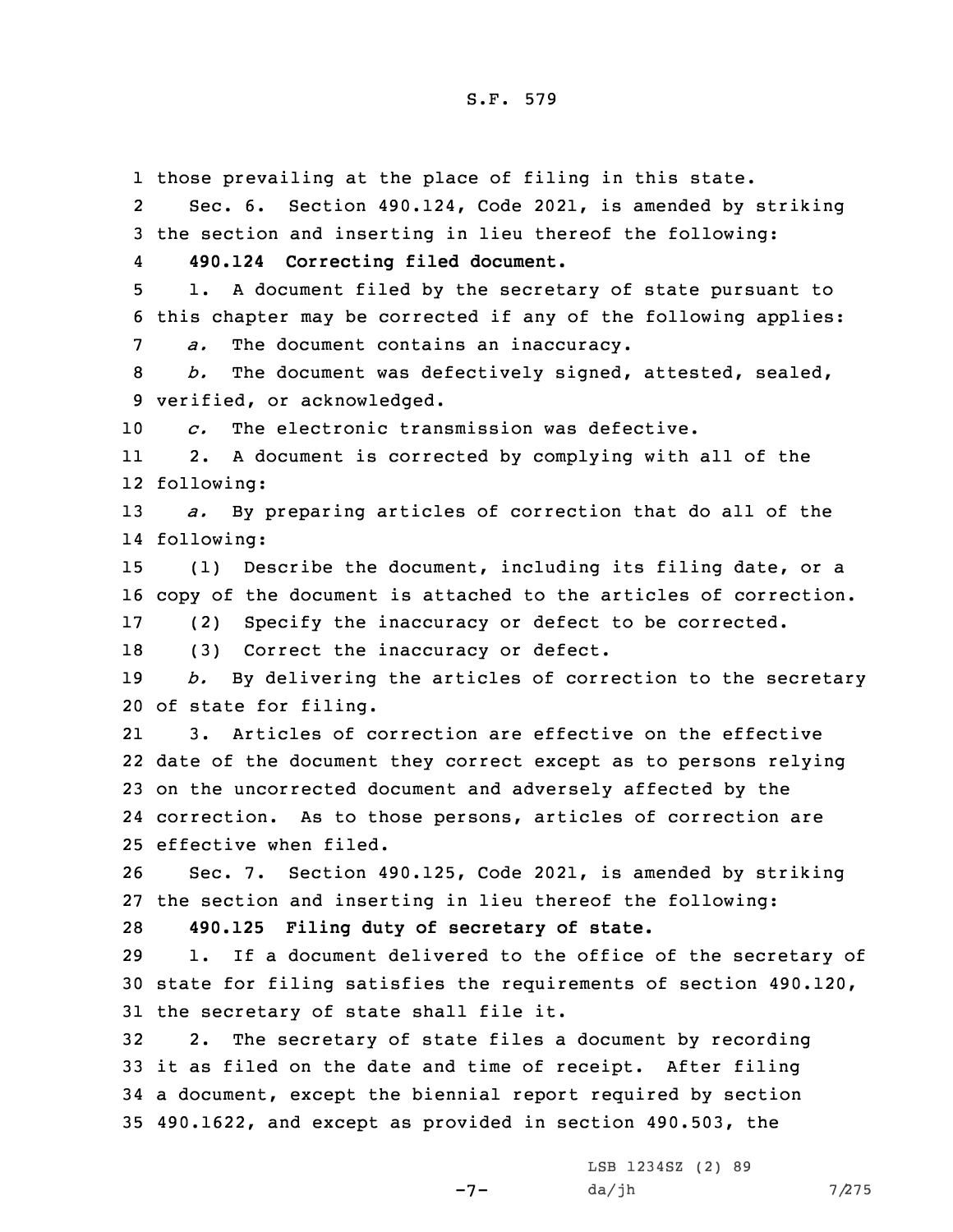those prevailing at the place of filing in this state.

Sec. 6. Section 490.124, Code 2021, is amended by striking the section and inserting in lieu thereof the following:

**490.124 Correcting filed document.**

1. A document filed by the secretary of state pursuant to this chapter may be corrected if any of the following applies:

*a.* The document contains an inaccuracy.

*b.* The document was defectively signed, attested, sealed, verified, or acknowledged.

*c.* The electronic transmission was defective.

2. A document is corrected by complying with all of the following:

*a.* By preparing articles of correction that do all of the following:

(1) Describe the document, including its filing date, or a copy of the document is attached to the articles of correction.

(2) Specify the inaccuracy or defect to be corrected.

(3) Correct the inaccuracy or defect.

*b.* By delivering the articles of correction to the secretary of state for filing.

3. Articles of correction are effective on the effective date of the document they correct except as to persons relying on the uncorrected document and adversely affected by the correction. As to those persons, articles of correction are effective when filed.

Sec. 7. Section 490.125, Code 2021, is amended by striking the section and inserting in lieu thereof the following:

**490.125 Filing duty of secretary of state.**

1. If a document delivered to the office of the secretary of state for filing satisfies the requirements of section 490.120, the secretary of state shall file it.

2. The secretary of state files a document by recording it as filed on the date and time of receipt. After filing a document, except the biennial report required by section 490.1622, and except as provided in section 490.503, the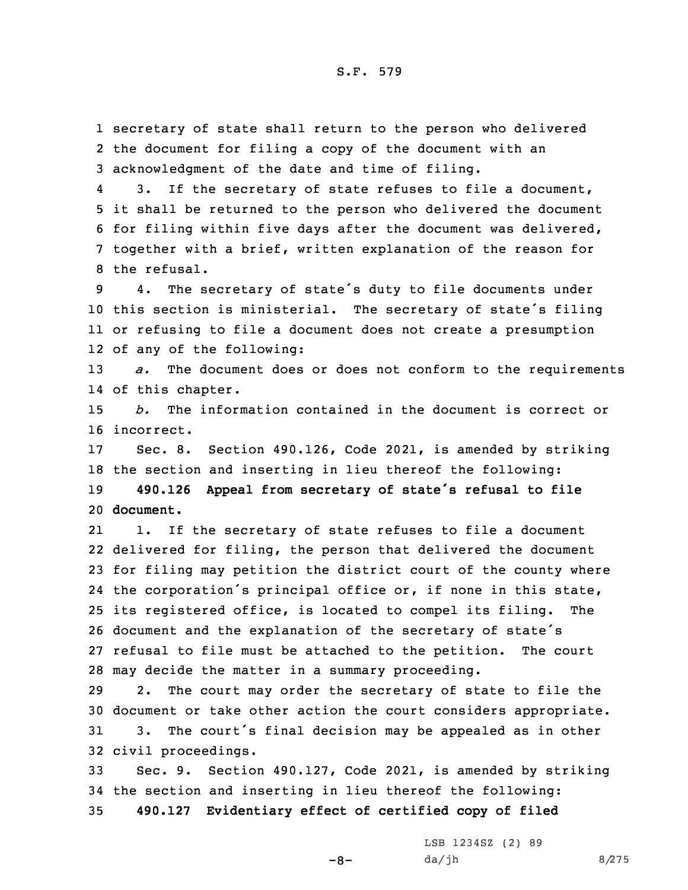secretary of state shall return to the person who delivered the document for filing a copy of the document with an acknowledgment of the date and time of filing.

3. If the secretary of state refuses to file a document, it shall be returned to the person who delivered the document for filing within five days after the document was delivered, together with a brief, written explanation of the reason for the refusal.

4. The secretary of state's duty to file documents under this section is ministerial. The secretary of state's filing or refusing to file a document does not create a presumption of any of the following:

*a.* The document does or does not conform to the requirements of this chapter.

*b.* The information contained in the document is correct or incorrect.

Sec. 8. Section 490.126, Code 2021, is amended by striking the section and inserting in lieu thereof the following:

**490.126 Appeal from secretary of state's refusal to file document.**

1. If the secretary of state refuses to file a document delivered for filing, the person that delivered the document for filing may petition the district court of the county where the corporation's principal office or, if none in this state, its registered office, is located to compel its filing. The document and the explanation of the secretary of state's refusal to file must be attached to the petition. The court may decide the matter in a summary proceeding.

2. The court may order the secretary of state to file the document or take other action the court considers appropriate.

3. The court's final decision may be appealed as in other civil proceedings.

Sec. 9. Section 490.127, Code 2021, is amended by striking the section and inserting in lieu thereof the following:

**490.127 Evidentiary effect of certified copy of filed**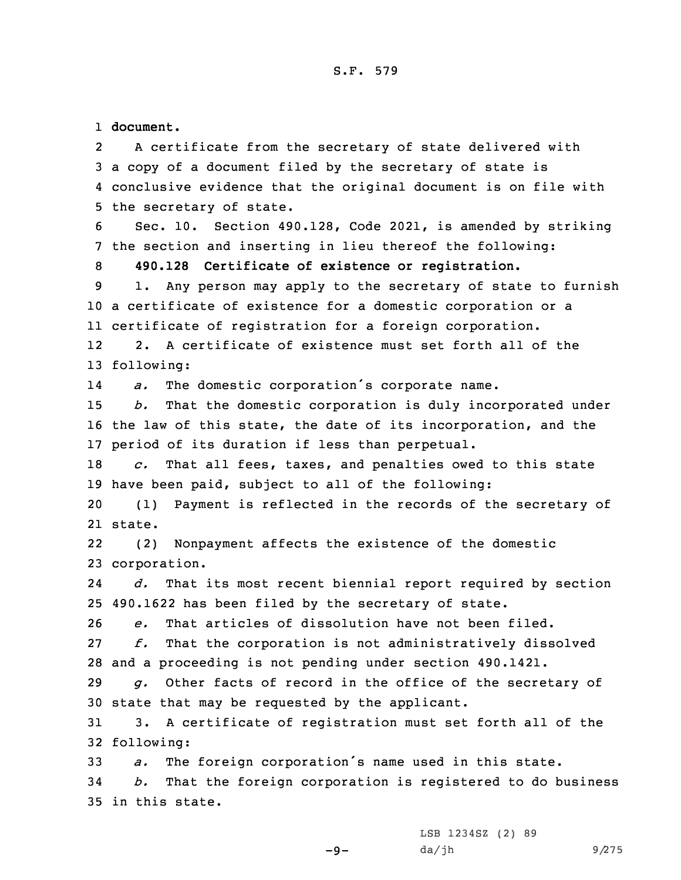**document.**

A certificate from the secretary of state delivered with a copy of a document filed by the secretary of state is conclusive evidence that the original document is on file with the secretary of state.

Sec. 10. Section 490.128, Code 2021, is amended by striking the section and inserting in lieu thereof the following:

**490.128 Certificate of existence or registration.**

1. Any person may apply to the secretary of state to furnish a certificate of existence for a domestic corporation or a certificate of registration for a foreign corporation.

2. A certificate of existence must set forth all of the following:

*a.* The domestic corporation's corporate name.

*b.* That the domestic corporation is duly incorporated under the law of this state, the date of its incorporation, and the period of its duration if less than perpetual.

*c.* That all fees, taxes, and penalties owed to this state have been paid, subject to all of the following:

(1) Payment is reflected in the records of the secretary of state.

(2) Nonpayment affects the existence of the domestic corporation.

*d.* That its most recent biennial report required by section 490.1622 has been filed by the secretary of state.

*e.* That articles of dissolution have not been filed.

*f.* That the corporation is not administratively dissolved and a proceeding is not pending under section 490.1421.

*g.* Other facts of record in the office of the secretary of state that may be requested by the applicant.

3. A certificate of registration must set forth all of the following:

*a.* The foreign corporation's name used in this state.

*b.* That the foreign corporation is registered to do business in this state.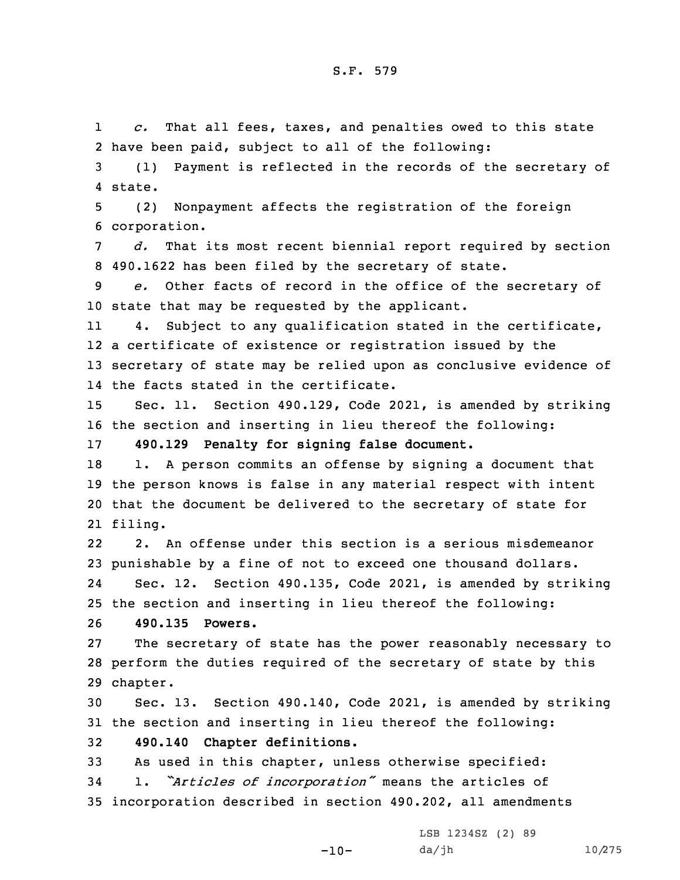*c.* That all fees, taxes, and penalties owed to this state have been paid, subject to all of the following:

(1) Payment is reflected in the records of the secretary of state.

(2) Nonpayment affects the registration of the foreign corporation.

*d.* That its most recent biennial report required by section 490.1622 has been filed by the secretary of state.

*e.* Other facts of record in the office of the secretary of state that may be requested by the applicant.

4. Subject to any qualification stated in the certificate, a certificate of existence or registration issued by the secretary of state may be relied upon as conclusive evidence of the facts stated in the certificate.

Sec. 11. Section 490.129, Code 2021, is amended by striking the section and inserting in lieu thereof the following:

**490.129 Penalty for signing false document.**

1. A person commits an offense by signing a document that the person knows is false in any material respect with intent that the document be delivered to the secretary of state for filing.

2. An offense under this section is a serious misdemeanor punishable by a fine of not to exceed one thousand dollars.

Sec. 12. Section 490.135, Code 2021, is amended by striking the section and inserting in lieu thereof the following:

**490.135 Powers.**

The secretary of state has the power reasonably necessary to perform the duties required of the secretary of state by this chapter.

Sec. 13. Section 490.140, Code 2021, is amended by striking the section and inserting in lieu thereof the following:

**490.140 Chapter definitions.**

As used in this chapter, unless otherwise specified:

1. *"Articles of incorporation"* means the articles of incorporation described in section 490.202, all amendments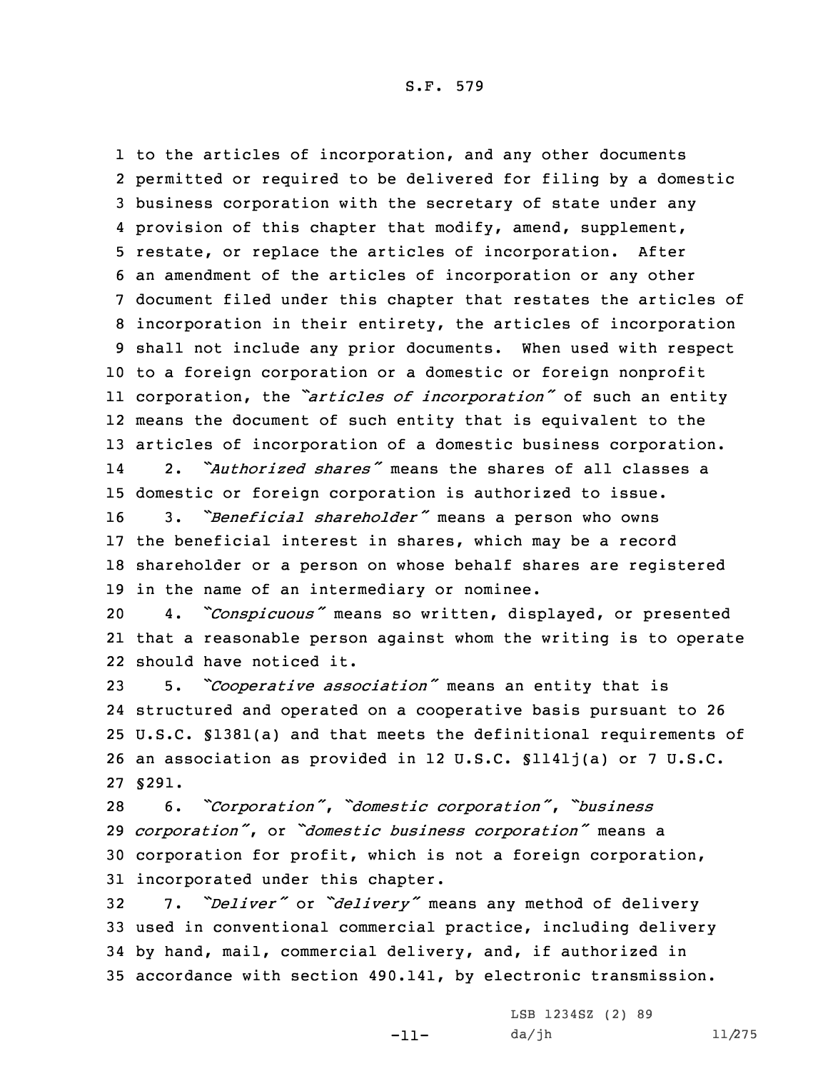to the articles of incorporation, and any other documents permitted or required to be delivered for filing by a domestic business corporation with the secretary of state under any provision of this chapter that modify, amend, supplement, restate, or replace the articles of incorporation. After an amendment of the articles of incorporation or any other document filed under this chapter that restates the articles of incorporation in their entirety, the articles of incorporation shall not include any prior documents. When used with respect to a foreign corporation or a domestic or foreign nonprofit corporation, the *"articles of incorporation"* of such an entity means the document of such entity that is equivalent to the articles of incorporation of a domestic business corporation.

2. *"Authorized shares"* means the shares of all classes a domestic or foreign corporation is authorized to issue.

3. *"Beneficial shareholder"* means a person who owns the beneficial interest in shares, which may be a record shareholder or a person on whose behalf shares are registered in the name of an intermediary or nominee.

4. *"Conspicuous"* means so written, displayed, or presented that a reasonable person against whom the writing is to operate should have noticed it.

5. *"Cooperative association"* means an entity that is structured and operated on a cooperative basis pursuant to 26 U.S.C. §1381(a) and that meets the definitional requirements of an association as provided in 12 U.S.C. §1141j(a) or 7 U.S.C. §291.

6. *"Corporation"*, *"domestic corporation"*, *"business corporation"*, or *"domestic business corporation"* means a corporation for profit, which is not a foreign corporation, incorporated under this chapter.

7. *"Deliver"* or *"delivery"* means any method of delivery used in conventional commercial practice, including delivery by hand, mail, commercial delivery, and, if authorized in accordance with section 490.141, by electronic transmission.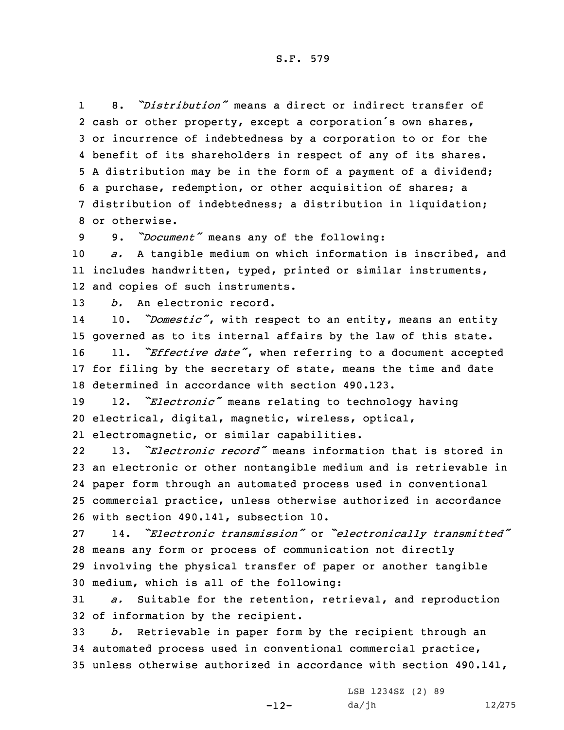8. *"Distribution"* means a direct or indirect transfer of cash or other property, except a corporation's own shares, or incurrence of indebtedness by a corporation to or for the benefit of its shareholders in respect of any of its shares. A distribution may be in the form of a payment of a dividend; a purchase, redemption, or other acquisition of shares; a distribution of indebtedness; a distribution in liquidation; or otherwise.

9. *"Document"* means any of the following:

*a.* A tangible medium on which information is inscribed, and includes handwritten, typed, printed or similar instruments, and copies of such instruments.

*b.* An electronic record.

10. *"Domestic"*, with respect to an entity, means an entity governed as to its internal affairs by the law of this state.

11. *"Effective date"*, when referring to a document accepted for filing by the secretary of state, means the time and date determined in accordance with section 490.123.

12. *"Electronic"* means relating to technology having electrical, digital, magnetic, wireless, optical, electromagnetic, or similar capabilities.

13. *"Electronic record"* means information that is stored in an electronic or other nontangible medium and is retrievable in paper form through an automated process used in conventional commercial practice, unless otherwise authorized in accordance with section 490.141, subsection 10.

14. *"Electronic transmission"* or *"electronically transmitted"* means any form or process of communication not directly involving the physical transfer of paper or another tangible medium, which is all of the following:

*a.* Suitable for the retention, retrieval, and reproduction of information by the recipient.

*b.* Retrievable in paper form by the recipient through an automated process used in conventional commercial practice, unless otherwise authorized in accordance with section 490.141,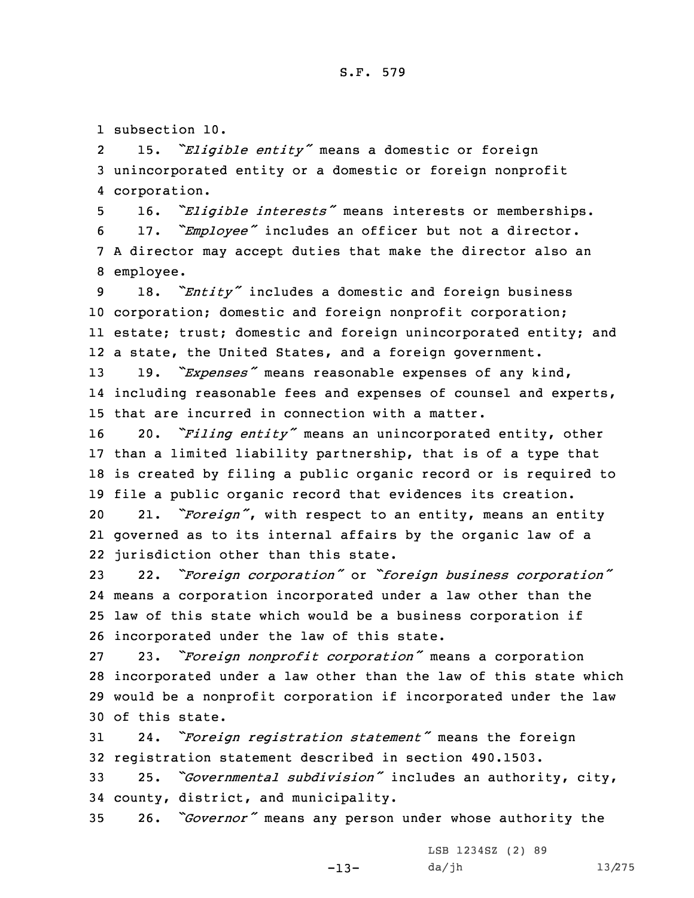subsection 10.

15. *"Eligible entity"* means a domestic or foreign unincorporated entity or a domestic or foreign nonprofit corporation.

16. *"Eligible interests"* means interests or memberships.

17. *"Employee"* includes an officer but not a director. A director may accept duties that make the director also an employee.

18. *"Entity"* includes a domestic and foreign business corporation; domestic and foreign nonprofit corporation; estate; trust; domestic and foreign unincorporated entity; and a state, the United States, and a foreign government.

19. *"Expenses"* means reasonable expenses of any kind, including reasonable fees and expenses of counsel and experts, that are incurred in connection with a matter.

20. *"Filing entity"* means an unincorporated entity, other than a limited liability partnership, that is of a type that is created by filing a public organic record or is required to file a public organic record that evidences its creation.

21. *"Foreign"*, with respect to an entity, means an entity governed as to its internal affairs by the organic law of a jurisdiction other than this state.

22. *"Foreign corporation"* or *"foreign business corporation"* means a corporation incorporated under a law other than the law of this state which would be a business corporation if incorporated under the law of this state.

23. *"Foreign nonprofit corporation"* means a corporation incorporated under a law other than the law of this state which would be a nonprofit corporation if incorporated under the law of this state.

24. *"Foreign registration statement"* means the foreign registration statement described in section 490.1503.

25. *"Governmental subdivision"* includes an authority, city, county, district, and municipality.

26. *"Governor"* means any person under whose authority the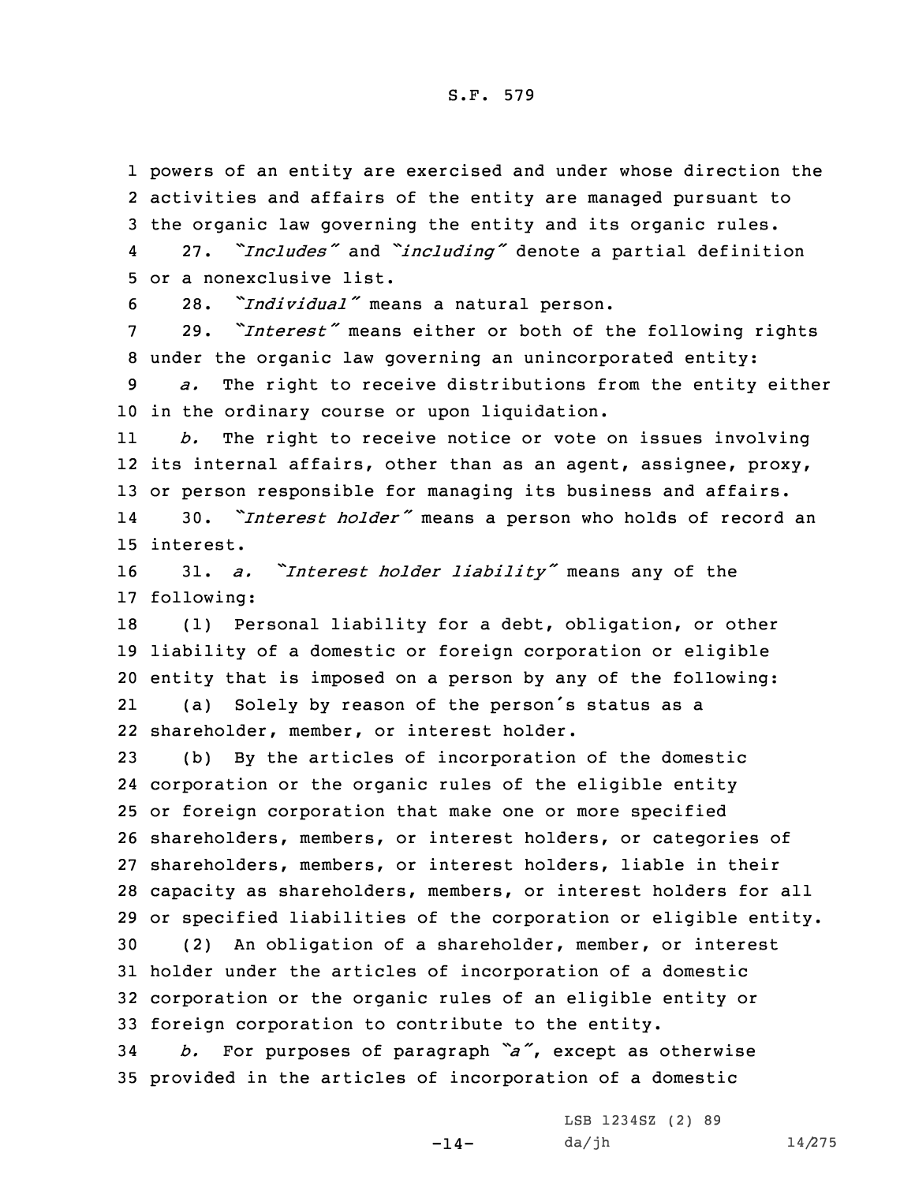powers of an entity are exercised and under whose direction the activities and affairs of the entity are managed pursuant to the organic law governing the entity and its organic rules.

27. *"Includes"* and *"including"* denote a partial definition or a nonexclusive list.

28. *"Individual"* means a natural person.

29. *"Interest"* means either or both of the following rights under the organic law governing an unincorporated entity:

*a.* The right to receive distributions from the entity either in the ordinary course or upon liquidation.

*b.* The right to receive notice or vote on issues involving its internal affairs, other than as an agent, assignee, proxy, or person responsible for managing its business and affairs.

30. *"Interest holder"* means a person who holds of record an interest.

31. *a.* *"Interest holder liability"* means any of the following:

(1) Personal liability for a debt, obligation, or other liability of a domestic or foreign corporation or eligible entity that is imposed on a person by any of the following:

(a) Solely by reason of the person's status as a shareholder, member, or interest holder.

(b) By the articles of incorporation of the domestic corporation or the organic rules of the eligible entity or foreign corporation that make one or more specified shareholders, members, or interest holders, or categories of shareholders, members, or interest holders, liable in their capacity as shareholders, members, or interest holders for all or specified liabilities of the corporation or eligible entity.

(2) An obligation of a shareholder, member, or interest holder under the articles of incorporation of a domestic corporation or the organic rules of an eligible entity or foreign corporation to contribute to the entity.

*b.* For purposes of paragraph *"a"*, except as otherwise provided in the articles of incorporation of a domestic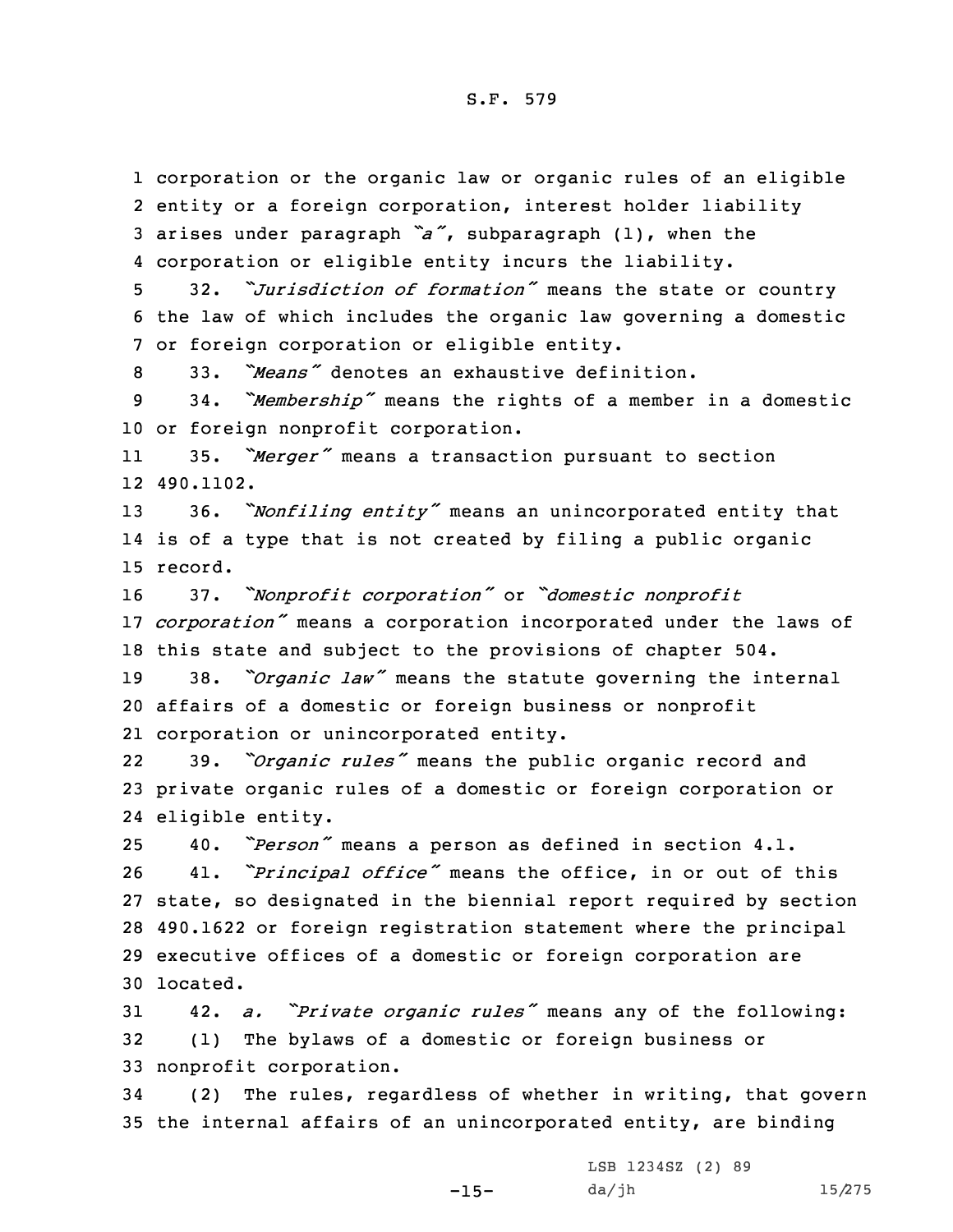corporation or the organic law or organic rules of an eligible entity or a foreign corporation, interest holder liability arises under paragraph *"a"*, subparagraph (1), when the corporation or eligible entity incurs the liability.

32. *"Jurisdiction of formation"* means the state or country the law of which includes the organic law governing a domestic or foreign corporation or eligible entity.

33. *"Means"* denotes an exhaustive definition.

34. *"Membership"* means the rights of a member in a domestic or foreign nonprofit corporation.

35. *"Merger"* means a transaction pursuant to section 490.1102.

36. *"Nonfiling entity"* means an unincorporated entity that is of a type that is not created by filing a public organic record.

37. *"Nonprofit corporation"* or *"domestic nonprofit corporation"* means a corporation incorporated under the laws of this state and subject to the provisions of chapter 504.

38. *"Organic law"* means the statute governing the internal affairs of a domestic or foreign business or nonprofit corporation or unincorporated entity.

39. *"Organic rules"* means the public organic record and private organic rules of a domestic or foreign corporation or eligible entity.

40. *"Person"* means a person as defined in section 4.1.

41. *"Principal office"* means the office, in or out of this state, so designated in the biennial report required by section 490.1622 or foreign registration statement where the principal executive offices of a domestic or foreign corporation are located.

42. *a. "Private organic rules"* means any of the following:

(1) The bylaws of a domestic or foreign business or nonprofit corporation.

(2) The rules, regardless of whether in writing, that govern the internal affairs of an unincorporated entity, are binding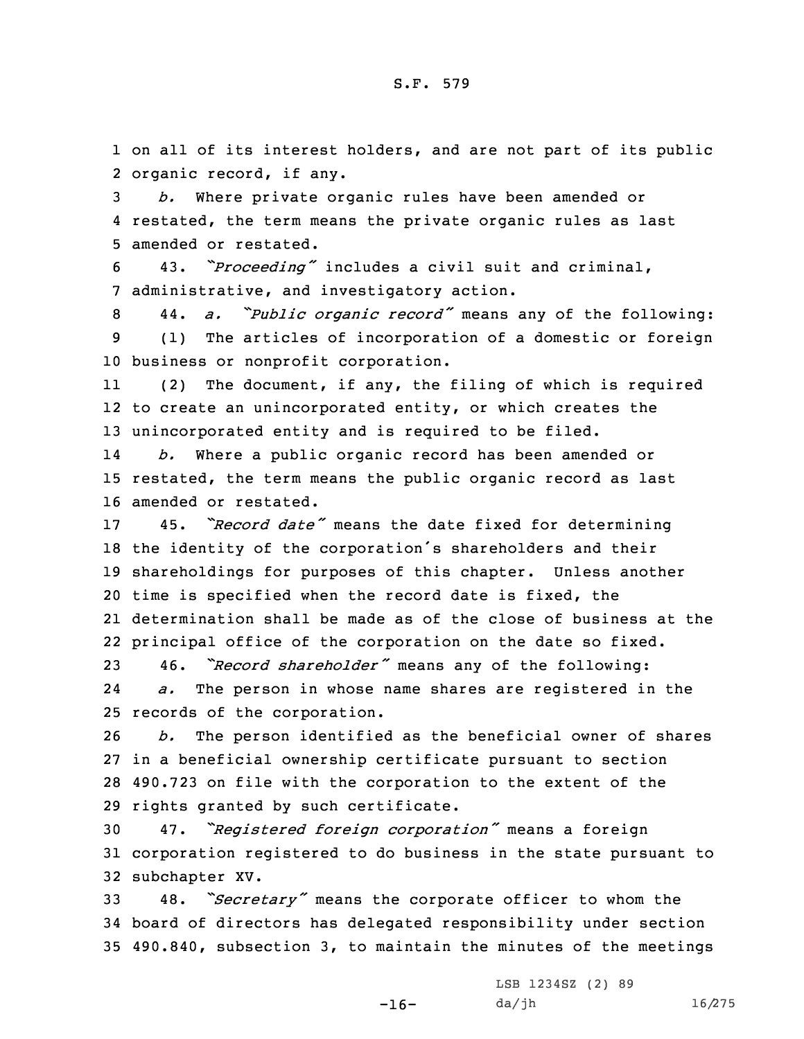on all of its interest holders, and are not part of its public organic record, if any.

*b.* Where private organic rules have been amended or restated, the term means the private organic rules as last amended or restated.

43. *"Proceeding"* includes a civil suit and criminal, administrative, and investigatory action.

44. *a. "Public organic record"* means any of the following:

(1) The articles of incorporation of a domestic or foreign business or nonprofit corporation.

(2) The document, if any, the filing of which is required to create an unincorporated entity, or which creates the unincorporated entity and is required to be filed.

*b.* Where a public organic record has been amended or restated, the term means the public organic record as last amended or restated.

45. *"Record date"* means the date fixed for determining the identity of the corporation's shareholders and their shareholdings for purposes of this chapter. Unless another time is specified when the record date is fixed, the determination shall be made as of the close of business at the principal office of the corporation on the date so fixed.

46. *"Record shareholder"* means any of the following:

*a.* The person in whose name shares are registered in the records of the corporation.

*b.* The person identified as the beneficial owner of shares in a beneficial ownership certificate pursuant to section 490.723 on file with the corporation to the extent of the rights granted by such certificate.

47. *"Registered foreign corporation"* means a foreign corporation registered to do business in the state pursuant to subchapter XV.

48. *"Secretary"* means the corporate officer to whom the board of directors has delegated responsibility under section 490.840, subsection 3, to maintain the minutes of the meetings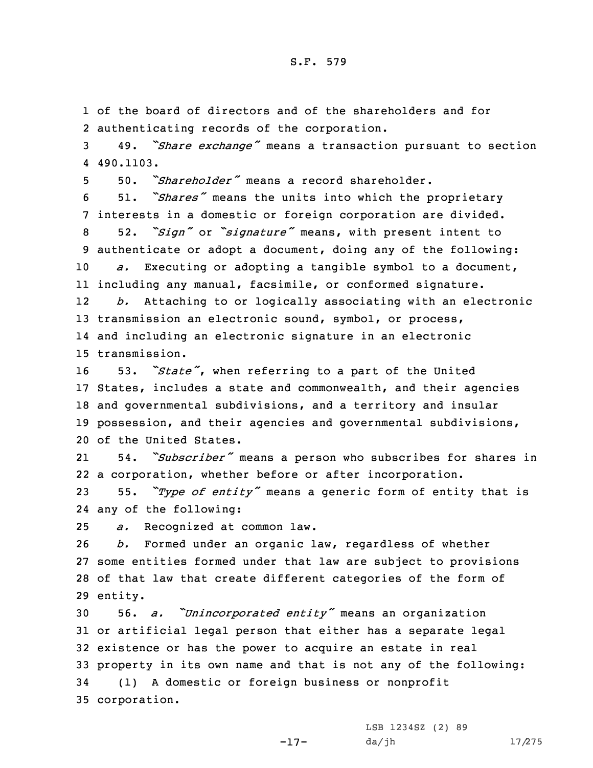of the board of directors and of the shareholders and for authenticating records of the corporation.

49. *"Share exchange"* means a transaction pursuant to section 490.1103.

50. *"Shareholder"* means a record shareholder.

51. *"Shares"* means the units into which the proprietary interests in a domestic or foreign corporation are divided.

52. *"Sign"* or *"signature"* means, with present intent to authenticate or adopt a document, doing any of the following:

*a.* Executing or adopting a tangible symbol to a document, including any manual, facsimile, or conformed signature.

*b.* Attaching to or logically associating with an electronic transmission an electronic sound, symbol, or process, and including an electronic signature in an electronic transmission.

53. *"State"*, when referring to a part of the United States, includes a state and commonwealth, and their agencies and governmental subdivisions, and a territory and insular possession, and their agencies and governmental subdivisions, of the United States.

54. *"Subscriber"* means a person who subscribes for shares in a corporation, whether before or after incorporation.

55. *"Type of entity"* means a generic form of entity that is any of the following:

*a.* Recognized at common law.

*b.* Formed under an organic law, regardless of whether some entities formed under that law are subject to provisions of that law that create different categories of the form of entity.

56. *a. "Unincorporated entity"* means an organization or artificial legal person that either has a separate legal existence or has the power to acquire an estate in real property in its own name and that is not any of the following:

(1) A domestic or foreign business or nonprofit corporation.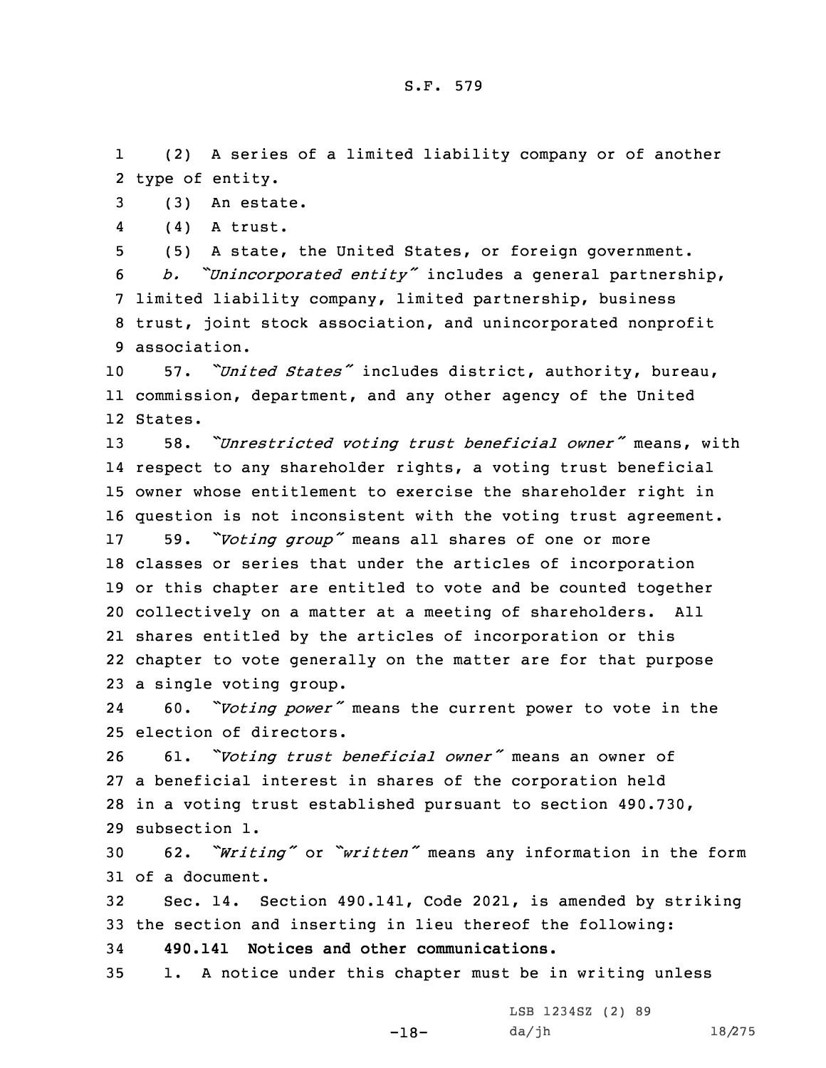(2) A series of a limited liability company or of another type of entity.

(3) An estate.

(4) A trust.

(5) A state, the United States, or foreign government.

*b. "Unincorporated entity"* includes a general partnership, limited liability company, limited partnership, business trust, joint stock association, and unincorporated nonprofit association.

57. *"United States"* includes district, authority, bureau, commission, department, and any other agency of the United States.

58. *"Unrestricted voting trust beneficial owner"* means, with respect to any shareholder rights, a voting trust beneficial owner whose entitlement to exercise the shareholder right in question is not inconsistent with the voting trust agreement.

59. *"Voting group"* means all shares of one or more classes or series that under the articles of incorporation or this chapter are entitled to vote and be counted together collectively on a matter at a meeting of shareholders. All shares entitled by the articles of incorporation or this chapter to vote generally on the matter are for that purpose a single voting group.

60. *"Voting power"* means the current power to vote in the election of directors.

61. *"Voting trust beneficial owner"* means an owner of a beneficial interest in shares of the corporation held in a voting trust established pursuant to section 490.730, subsection 1.

62. *"Writing"* or *"written"* means any information in the form of a document.

Sec. 14. Section 490.141, Code 2021, is amended by striking the section and inserting in lieu thereof the following:

**490.141 Notices and other communications.**

1. A notice under this chapter must be in writing unless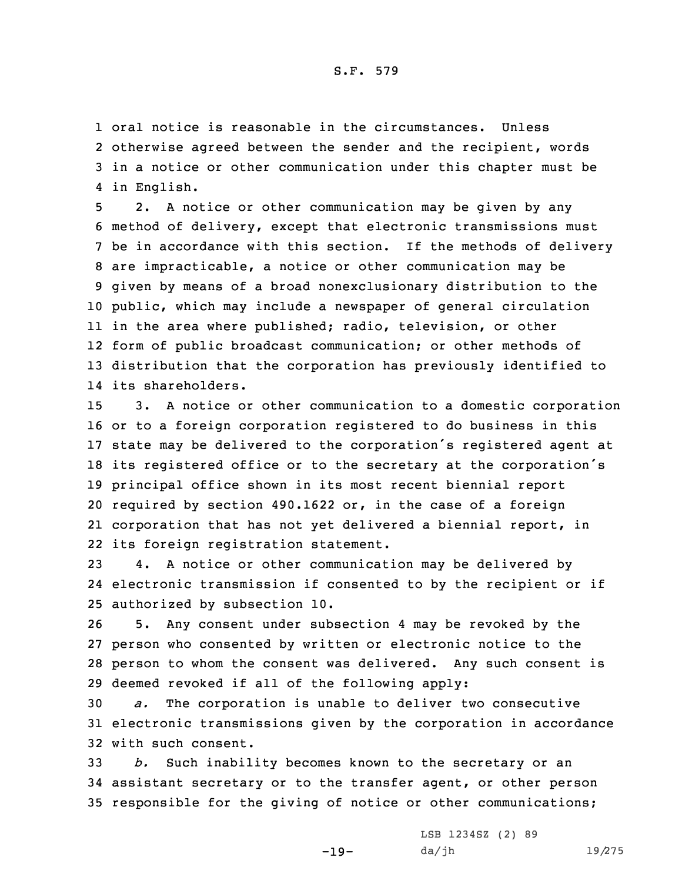oral notice is reasonable in the circumstances. Unless otherwise agreed between the sender and the recipient, words in a notice or other communication under this chapter must be in English.

2. A notice or other communication may be given by any method of delivery, except that electronic transmissions must be in accordance with this section. If the methods of delivery are impracticable, a notice or other communication may be given by means of a broad nonexclusionary distribution to the public, which may include a newspaper of general circulation in the area where published; radio, television, or other form of public broadcast communication; or other methods of distribution that the corporation has previously identified to its shareholders.

3. A notice or other communication to a domestic corporation or to a foreign corporation registered to do business in this state may be delivered to the corporation's registered agent at its registered office or to the secretary at the corporation's principal office shown in its most recent biennial report required by section 490.1622 or, in the case of a foreign corporation that has not yet delivered a biennial report, in its foreign registration statement.

4. A notice or other communication may be delivered by electronic transmission if consented to by the recipient or if authorized by subsection 10.

5. Any consent under subsection 4 may be revoked by the person who consented by written or electronic notice to the person to whom the consent was delivered. Any such consent is deemed revoked if all of the following apply:

*a.* The corporation is unable to deliver two consecutive electronic transmissions given by the corporation in accordance with such consent.

*b.* Such inability becomes known to the secretary or an assistant secretary or to the transfer agent, or other person responsible for the giving of notice or other communications;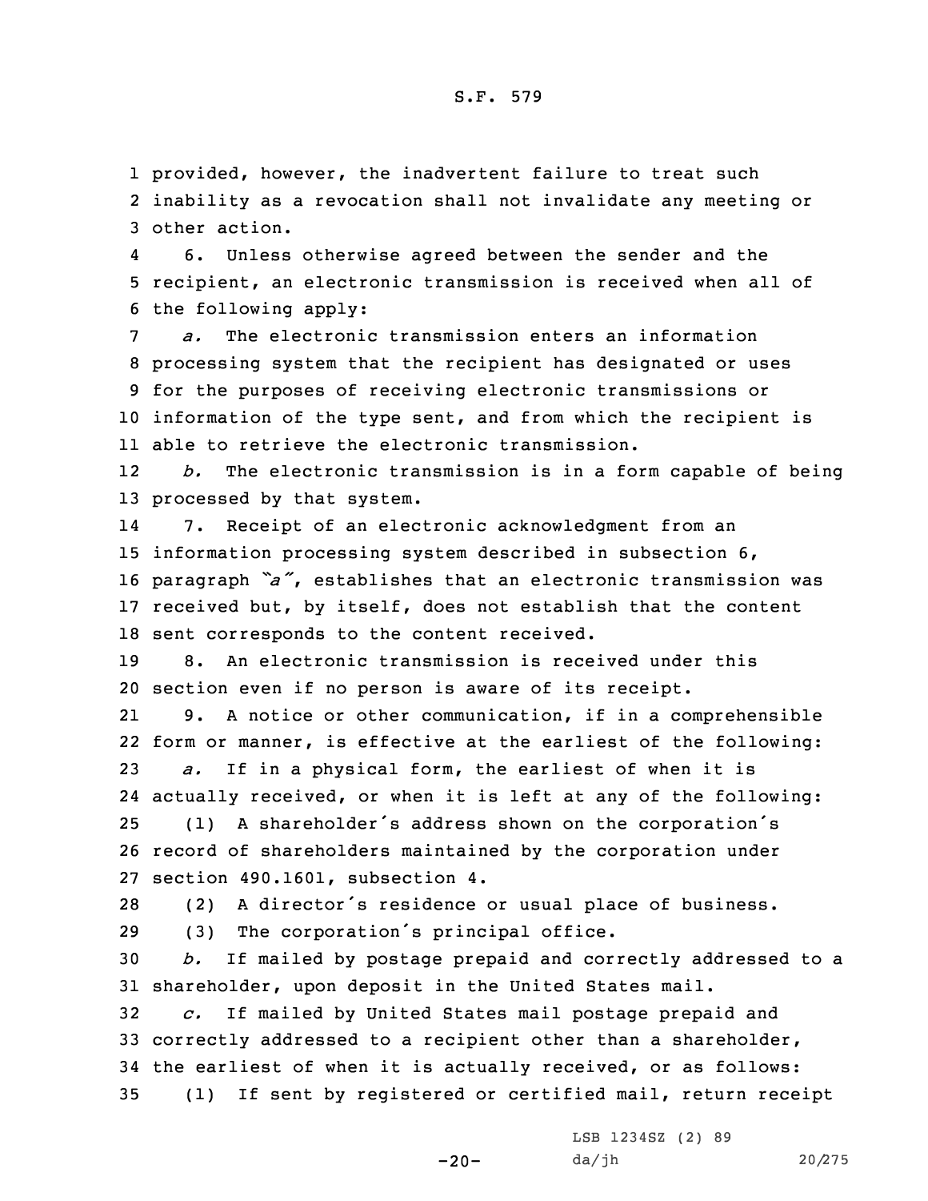provided, however, the inadvertent failure to treat such inability as a revocation shall not invalidate any meeting or other action.

6. Unless otherwise agreed between the sender and the recipient, an electronic transmission is received when all of the following apply:

*a.* The electronic transmission enters an information processing system that the recipient has designated or uses for the purposes of receiving electronic transmissions or information of the type sent, and from which the recipient is able to retrieve the electronic transmission.

*b.* The electronic transmission is in a form capable of being processed by that system.

7. Receipt of an electronic acknowledgment from an information processing system described in subsection 6, paragraph *"a"*, establishes that an electronic transmission was received but, by itself, does not establish that the content sent corresponds to the content received.

8. An electronic transmission is received under this section even if no person is aware of its receipt.

9. A notice or other communication, if in a comprehensible form or manner, is effective at the earliest of the following:

*a.* If in a physical form, the earliest of when it is actually received, or when it is left at any of the following:

(1) A shareholder's address shown on the corporation's record of shareholders maintained by the corporation under section 490.1601, subsection 4.

(2) A director's residence or usual place of business.

(3) The corporation's principal office.

*b.* If mailed by postage prepaid and correctly addressed to a shareholder, upon deposit in the United States mail.

*c.* If mailed by United States mail postage prepaid and correctly addressed to a recipient other than a shareholder, the earliest of when it is actually received, or as follows:

(1) If sent by registered or certified mail, return receipt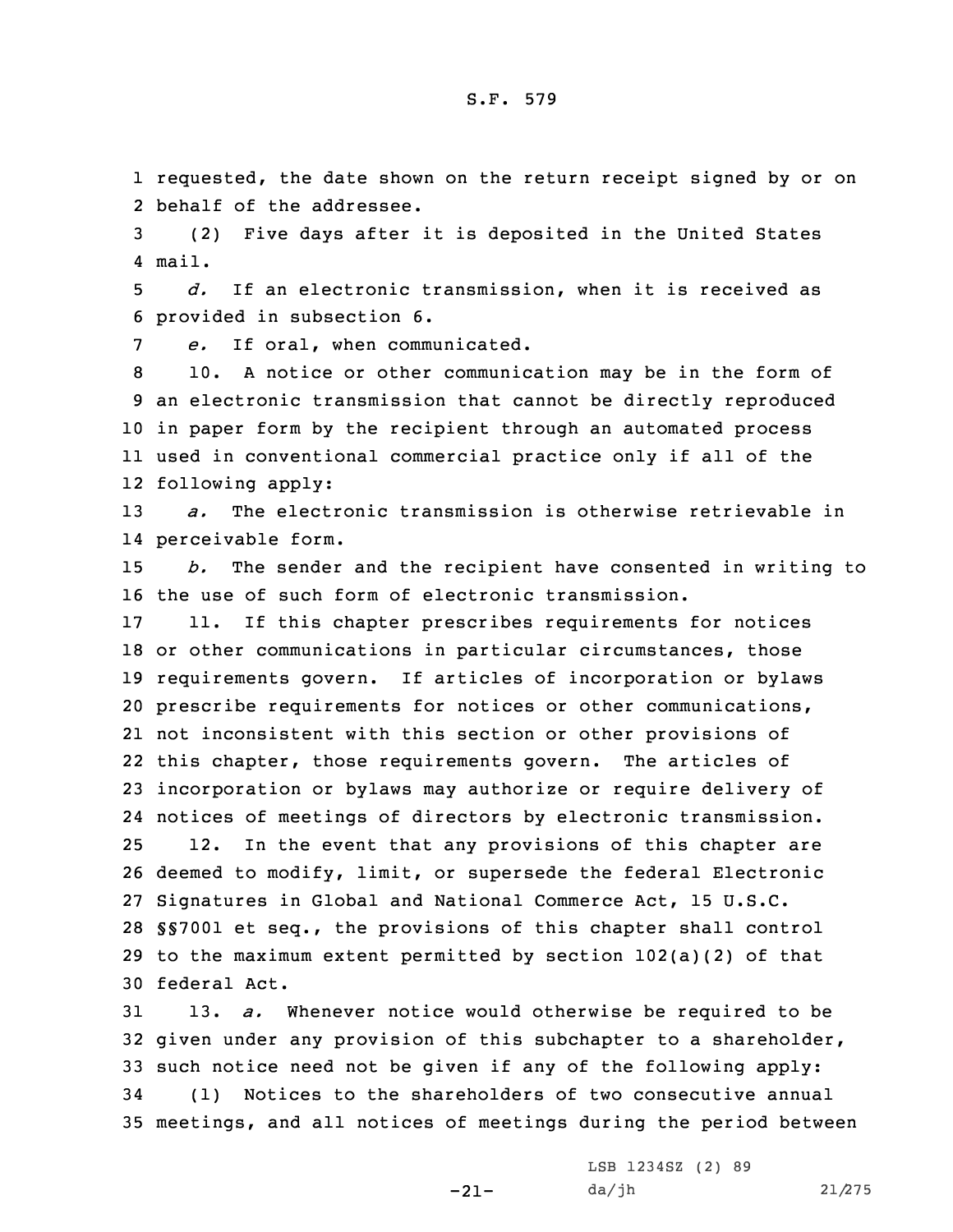requested, the date shown on the return receipt signed by or on behalf of the addressee.

(2) Five days after it is deposited in the United States mail.

*d.* If an electronic transmission, when it is received as provided in subsection 6.

*e.* If oral, when communicated.

10. A notice or other communication may be in the form of an electronic transmission that cannot be directly reproduced in paper form by the recipient through an automated process used in conventional commercial practice only if all of the following apply:

*a.* The electronic transmission is otherwise retrievable in perceivable form.

*b.* The sender and the recipient have consented in writing to the use of such form of electronic transmission.

11. If this chapter prescribes requirements for notices or other communications in particular circumstances, those requirements govern. If articles of incorporation or bylaws prescribe requirements for notices or other communications, not inconsistent with this section or other provisions of this chapter, those requirements govern. The articles of incorporation or bylaws may authorize or require delivery of notices of meetings of directors by electronic transmission.

12. In the event that any provisions of this chapter are deemed to modify, limit, or supersede the federal Electronic Signatures in Global and National Commerce Act, 15 U.S.C. §§7001 et seq., the provisions of this chapter shall control to the maximum extent permitted by section 102(a)(2) of that federal Act.

13. *a.* Whenever notice would otherwise be required to be given under any provision of this subchapter to a shareholder, such notice need not be given if any of the following apply:

(1) Notices to the shareholders of two consecutive annual meetings, and all notices of meetings during the period between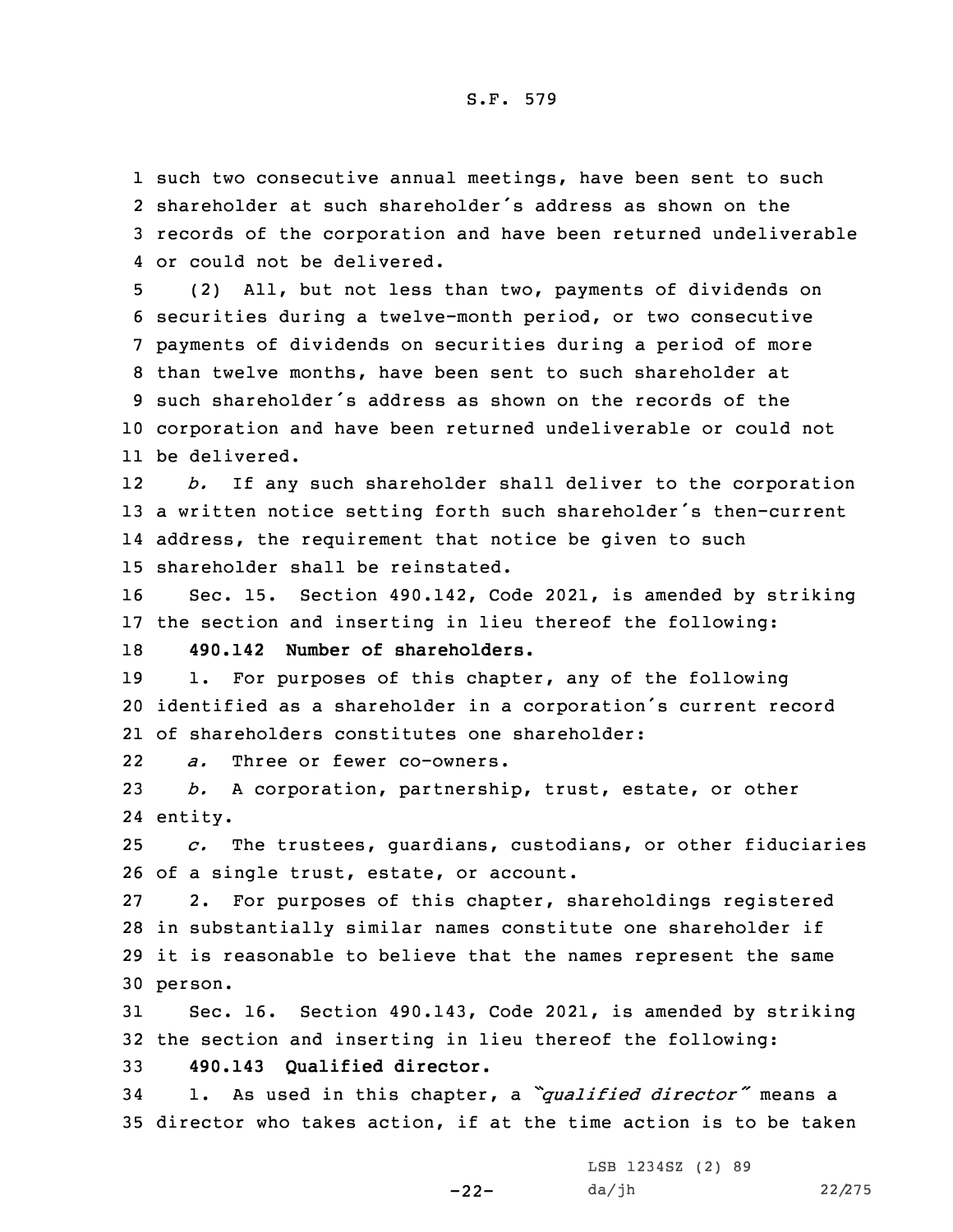such two consecutive annual meetings, have been sent to such shareholder at such shareholder's address as shown on the records of the corporation and have been returned undeliverable or could not be delivered.

(2) All, but not less than two, payments of dividends on securities during a twelve-month period, or two consecutive payments of dividends on securities during a period of more than twelve months, have been sent to such shareholder at such shareholder's address as shown on the records of the corporation and have been returned undeliverable or could not be delivered.

*b.* If any such shareholder shall deliver to the corporation a written notice setting forth such shareholder's then-current address, the requirement that notice be given to such shareholder shall be reinstated.

Sec. 15. Section 490.142, Code 2021, is amended by striking the section and inserting in lieu thereof the following:

**490.142 Number of shareholders.**

1. For purposes of this chapter, any of the following identified as a shareholder in a corporation's current record of shareholders constitutes one shareholder:

*a.* Three or fewer co-owners.

*b.* A corporation, partnership, trust, estate, or other entity.

*c.* The trustees, guardians, custodians, or other fiduciaries of a single trust, estate, or account.

2. For purposes of this chapter, shareholdings registered in substantially similar names constitute one shareholder if it is reasonable to believe that the names represent the same person.

Sec. 16. Section 490.143, Code 2021, is amended by striking the section and inserting in lieu thereof the following:

**490.143 Qualified director.**

1. As used in this chapter, a *"qualified director"* means a director who takes action, if at the time action is to be taken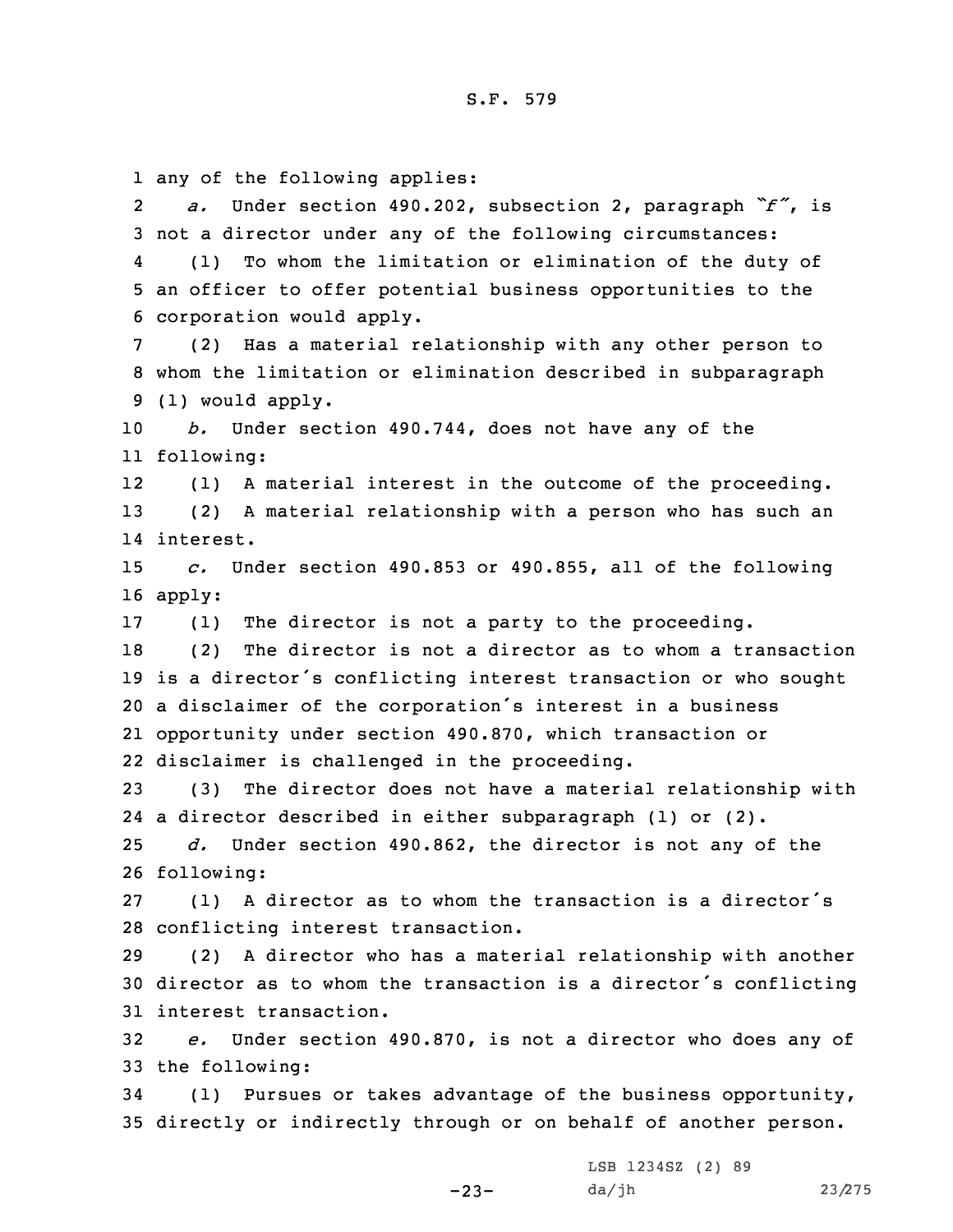any of the following applies:

*a.* Under section 490.202, subsection 2, paragraph *"f"*, is not a director under any of the following circumstances:

(1) To whom the limitation or elimination of the duty of an officer to offer potential business opportunities to the corporation would apply.

(2) Has a material relationship with any other person to whom the limitation or elimination described in subparagraph (1) would apply.

*b.* Under section 490.744, does not have any of the following:

(1) A material interest in the outcome of the proceeding.

(2) A material relationship with a person who has such an interest.

*c.* Under section 490.853 or 490.855, all of the following apply:

(1) The director is not a party to the proceeding.

(2) The director is not a director as to whom a transaction is a director's conflicting interest transaction or who sought a disclaimer of the corporation's interest in a business opportunity under section 490.870, which transaction or disclaimer is challenged in the proceeding.

(3) The director does not have a material relationship with a director described in either subparagraph (1) or (2).

*d.* Under section 490.862, the director is not any of the following:

(1) A director as to whom the transaction is a director's conflicting interest transaction.

(2) A director who has a material relationship with another director as to whom the transaction is a director's conflicting interest transaction.

*e.* Under section 490.870, is not a director who does any of the following:

(1) Pursues or takes advantage of the business opportunity, directly or indirectly through or on behalf of another person.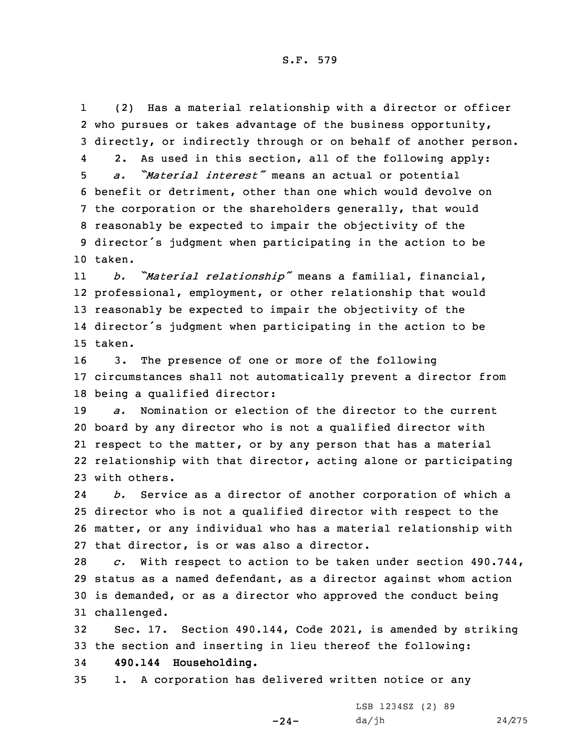(2) Has a material relationship with a director or officer who pursues or takes advantage of the business opportunity, directly, or indirectly through or on behalf of another person.

2. As used in this section, all of the following apply:

*a. "Material interest"* means an actual or potential benefit or detriment, other than one which would devolve on the corporation or the shareholders generally, that would reasonably be expected to impair the objectivity of the director's judgment when participating in the action to be taken.

*b. "Material relationship"* means a familial, financial, professional, employment, or other relationship that would reasonably be expected to impair the objectivity of the director's judgment when participating in the action to be taken.

3. The presence of one or more of the following circumstances shall not automatically prevent a director from being a qualified director:

*a.* Nomination or election of the director to the current board by any director who is not a qualified director with respect to the matter, or by any person that has a material relationship with that director, acting alone or participating with others.

*b.* Service as a director of another corporation of which a director who is not a qualified director with respect to the matter, or any individual who has a material relationship with that director, is or was also a director.

*c.* With respect to action to be taken under section 490.744, status as a named defendant, as a director against whom action is demanded, or as a director who approved the conduct being challenged.

Sec. 17. Section 490.144, Code 2021, is amended by striking the section and inserting in lieu thereof the following:

**490.144 Householding.**

1. A corporation has delivered written notice or any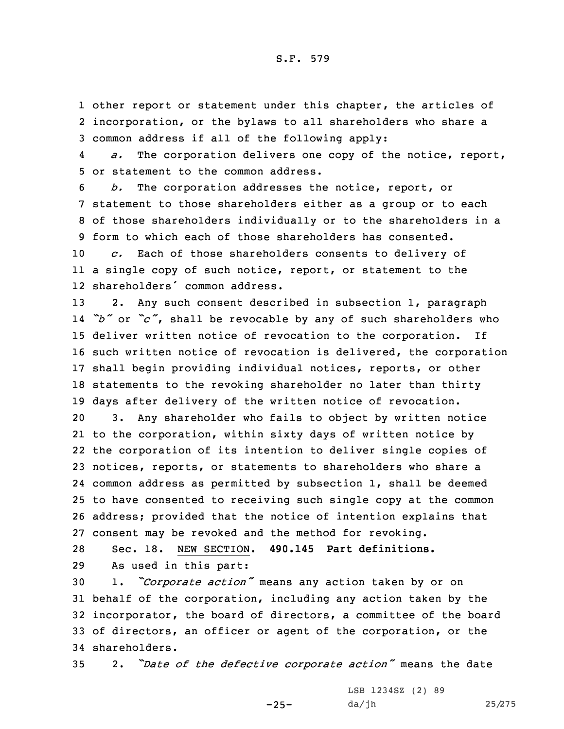other report or statement under this chapter, the articles of incorporation, or the bylaws to all shareholders who share a common address if all of the following apply:

*a.* The corporation delivers one copy of the notice, report, or statement to the common address.

*b.* The corporation addresses the notice, report, or statement to those shareholders either as a group or to each of those shareholders individually or to the shareholders in a form to which each of those shareholders has consented.

*c.* Each of those shareholders consents to delivery of a single copy of such notice, report, or statement to the shareholders' common address.

2. Any such consent described in subsection 1, paragraph "*b*" or "*c*", shall be revocable by any of such shareholders who deliver written notice of revocation to the corporation. If such written notice of revocation is delivered, the corporation shall begin providing individual notices, reports, or other statements to the revoking shareholder no later than thirty days after delivery of the written notice of revocation.

3. Any shareholder who fails to object by written notice to the corporation, within sixty days of written notice by the corporation of its intention to deliver single copies of notices, reports, or statements to shareholders who share a common address as permitted by subsection 1, shall be deemed to have consented to receiving such single copy at the common address; provided that the notice of intention explains that consent may be revoked and the method for revoking.

Sec. 18. NEW SECTION. **490.145 Part definitions.**

As used in this part:

1. "*Corporate action*" means any action taken by or on behalf of the corporation, including any action taken by the incorporator, the board of directors, a committee of the board of directors, an officer or agent of the corporation, or the shareholders.

2. "*Date of the defective corporate action*" means the date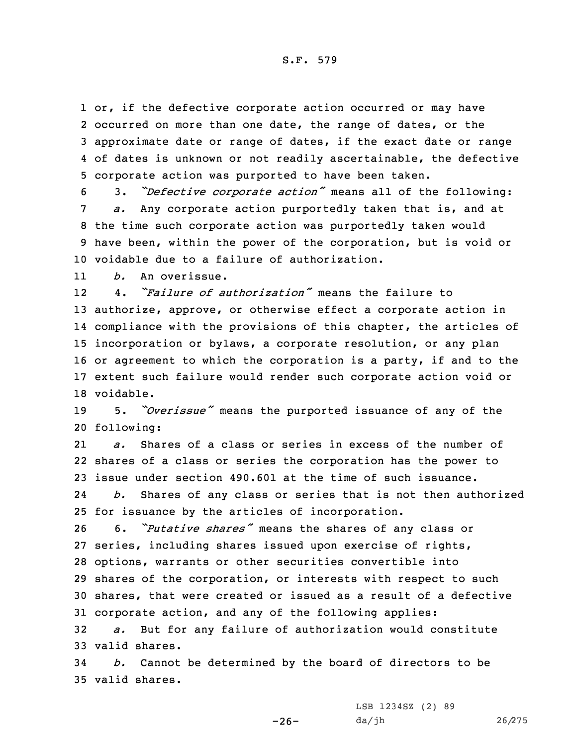or, if the defective corporate action occurred or may have occurred on more than one date, the range of dates, or the approximate date or range of dates, if the exact date or range of dates is unknown or not readily ascertainable, the defective corporate action was purported to have been taken.

3. *"Defective corporate action"* means all of the following:

*a.* Any corporate action purportedly taken that is, and at the time such corporate action was purportedly taken would have been, within the power of the corporation, but is void or voidable due to a failure of authorization.

*b.* An overissue.

4. *"Failure of authorization"* means the failure to authorize, approve, or otherwise effect a corporate action in compliance with the provisions of this chapter, the articles of incorporation or bylaws, a corporate resolution, or any plan or agreement to which the corporation is a party, if and to the extent such failure would render such corporate action void or voidable.

5. *"Overissue"* means the purported issuance of any of the following:

*a.* Shares of a class or series in excess of the number of shares of a class or series the corporation has the power to issue under section 490.601 at the time of such issuance.

*b.* Shares of any class or series that is not then authorized for issuance by the articles of incorporation.

6. *"Putative shares"* means the shares of any class or series, including shares issued upon exercise of rights, options, warrants or other securities convertible into shares of the corporation, or interests with respect to such shares, that were created or issued as a result of a defective corporate action, and any of the following applies:

*a.* But for any failure of authorization would constitute valid shares.

*b.* Cannot be determined by the board of directors to be valid shares.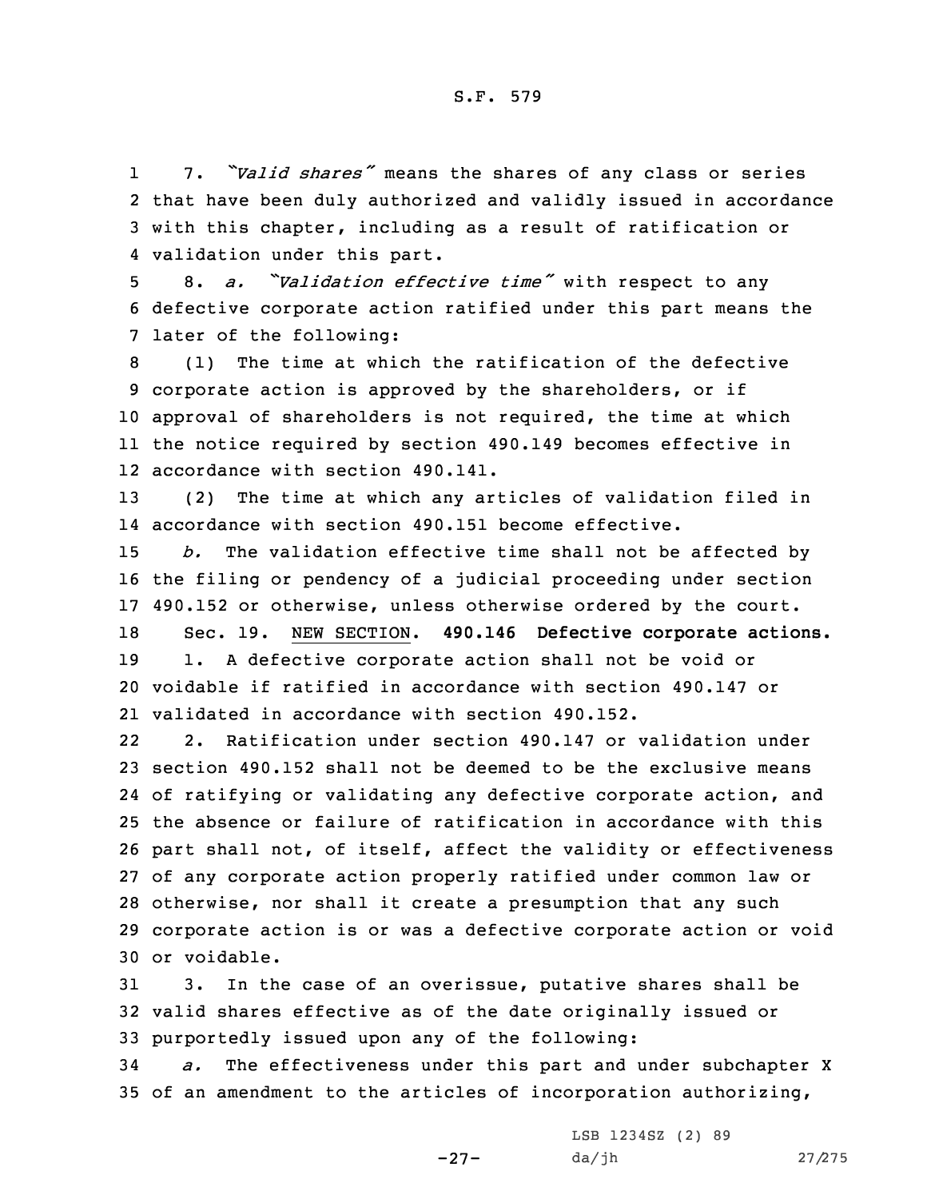7. *"Valid shares"* means the shares of any class or series that have been duly authorized and validly issued in accordance with this chapter, including as a result of ratification or validation under this part.

8. *a. "Validation effective time"* with respect to any defective corporate action ratified under this part means the later of the following:

(1) The time at which the ratification of the defective corporate action is approved by the shareholders, or if approval of shareholders is not required, the time at which the notice required by section 490.149 becomes effective in accordance with section 490.141.

(2) The time at which any articles of validation filed in accordance with section 490.151 become effective.

*b.* The validation effective time shall not be affected by the filing or pendency of a judicial proceeding under section 490.152 or otherwise, unless otherwise ordered by the court.

Sec. 19. NEW SECTION. **490.146 Defective corporate actions.**

1. A defective corporate action shall not be void or voidable if ratified in accordance with section 490.147 or validated in accordance with section 490.152.

2. Ratification under section 490.147 or validation under section 490.152 shall not be deemed to be the exclusive means of ratifying or validating any defective corporate action, and the absence or failure of ratification in accordance with this part shall not, of itself, affect the validity or effectiveness of any corporate action properly ratified under common law or otherwise, nor shall it create a presumption that any such corporate action is or was a defective corporate action or void or voidable.

3. In the case of an overissue, putative shares shall be valid shares effective as of the date originally issued or purportedly issued upon any of the following:

*a.* The effectiveness under this part and under subchapter X of an amendment to the articles of incorporation authorizing,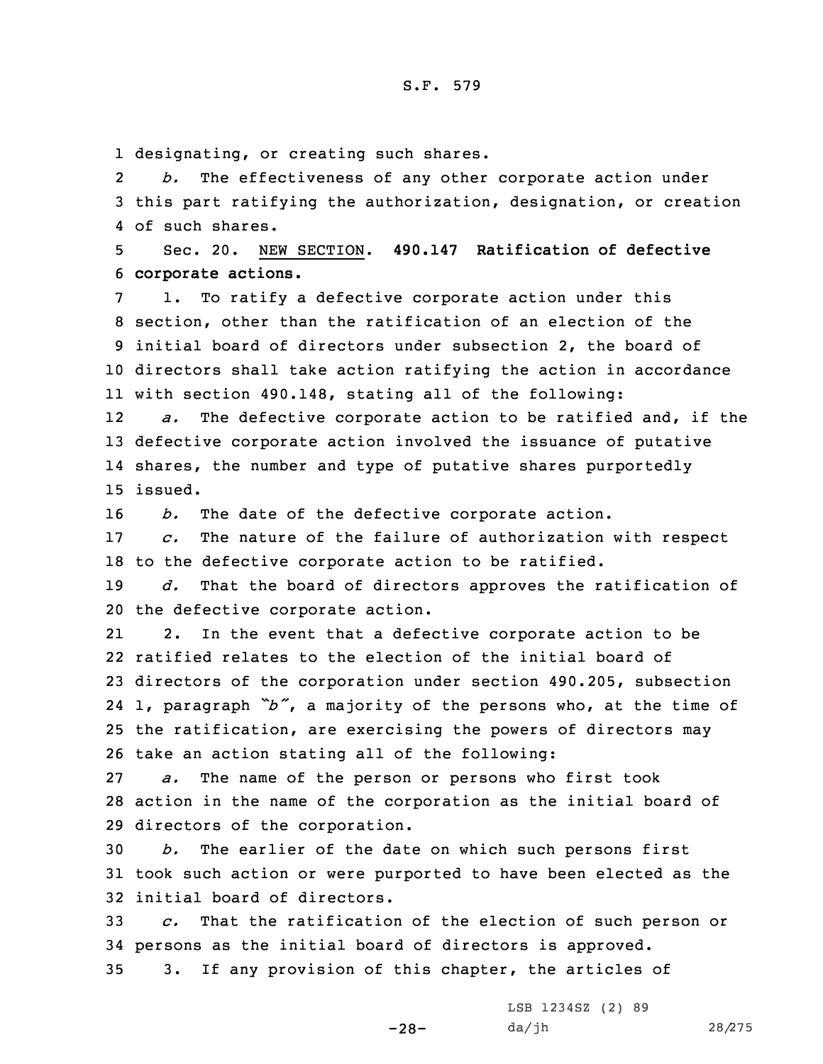designating, or creating such shares.

*b.* The effectiveness of any other corporate action under this part ratifying the authorization, designation, or creation of such shares.

Sec. 20. NEW SECTION. **490.147 Ratification of defective corporate actions.**

1. To ratify a defective corporate action under this section, other than the ratification of an election of the initial board of directors under subsection 2, the board of directors shall take action ratifying the action in accordance with section 490.148, stating all of the following:

*a.* The defective corporate action to be ratified and, if the defective corporate action involved the issuance of putative shares, the number and type of putative shares purportedly issued.

*b.* The date of the defective corporate action.

*c.* The nature of the failure of authorization with respect to the defective corporate action to be ratified.

*d.* That the board of directors approves the ratification of the defective corporate action.

2. In the event that a defective corporate action to be ratified relates to the election of the initial board of directors of the corporation under section 490.205, subsection 1, paragraph *"b"*, a majority of the persons who, at the time of the ratification, are exercising the powers of directors may take an action stating all of the following:

*a.* The name of the person or persons who first took action in the name of the corporation as the initial board of directors of the corporation.

*b.* The earlier of the date on which such persons first took such action or were purported to have been elected as the initial board of directors.

*c.* That the ratification of the election of such person or persons as the initial board of directors is approved.

3. If any provision of this chapter, the articles of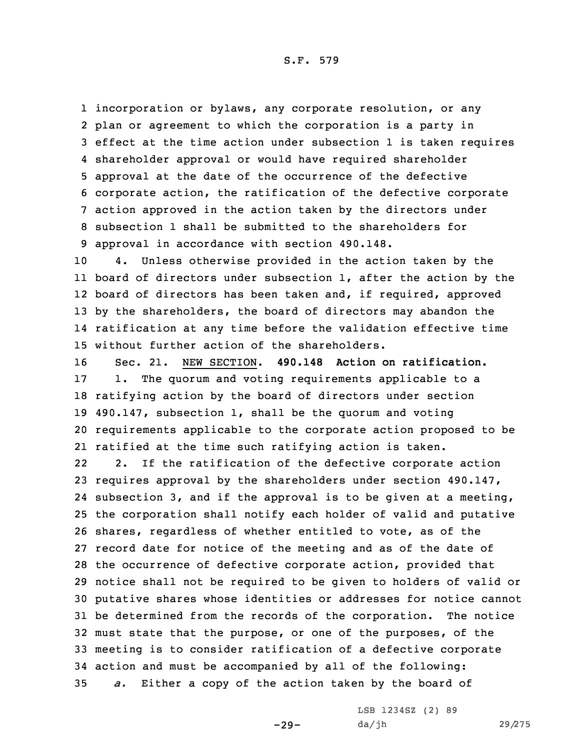incorporation or bylaws, any corporate resolution, or any plan or agreement to which the corporation is a party in effect at the time action under subsection 1 is taken requires shareholder approval or would have required shareholder approval at the date of the occurrence of the defective corporate action, the ratification of the defective corporate action approved in the action taken by the directors under subsection 1 shall be submitted to the shareholders for approval in accordance with section 490.148.

4. Unless otherwise provided in the action taken by the board of directors under subsection 1, after the action by the board of directors has been taken and, if required, approved by the shareholders, the board of directors may abandon the ratification at any time before the validation effective time without further action of the shareholders.

Sec. 21. NEW SECTION. **490.148 Action on ratification.**

1. The quorum and voting requirements applicable to a ratifying action by the board of directors under section 490.147, subsection 1, shall be the quorum and voting requirements applicable to the corporate action proposed to be ratified at the time such ratifying action is taken.

2. If the ratification of the defective corporate action requires approval by the shareholders under section 490.147, subsection 3, and if the approval is to be given at a meeting, the corporation shall notify each holder of valid and putative shares, regardless of whether entitled to vote, as of the record date for notice of the meeting and as of the date of the occurrence of defective corporate action, provided that notice shall not be required to be given to holders of valid or putative shares whose identities or addresses for notice cannot be determined from the records of the corporation. The notice must state that the purpose, or one of the purposes, of the meeting is to consider ratification of a defective corporate action and must be accompanied by all of the following:

*a.* Either a copy of the action taken by the board of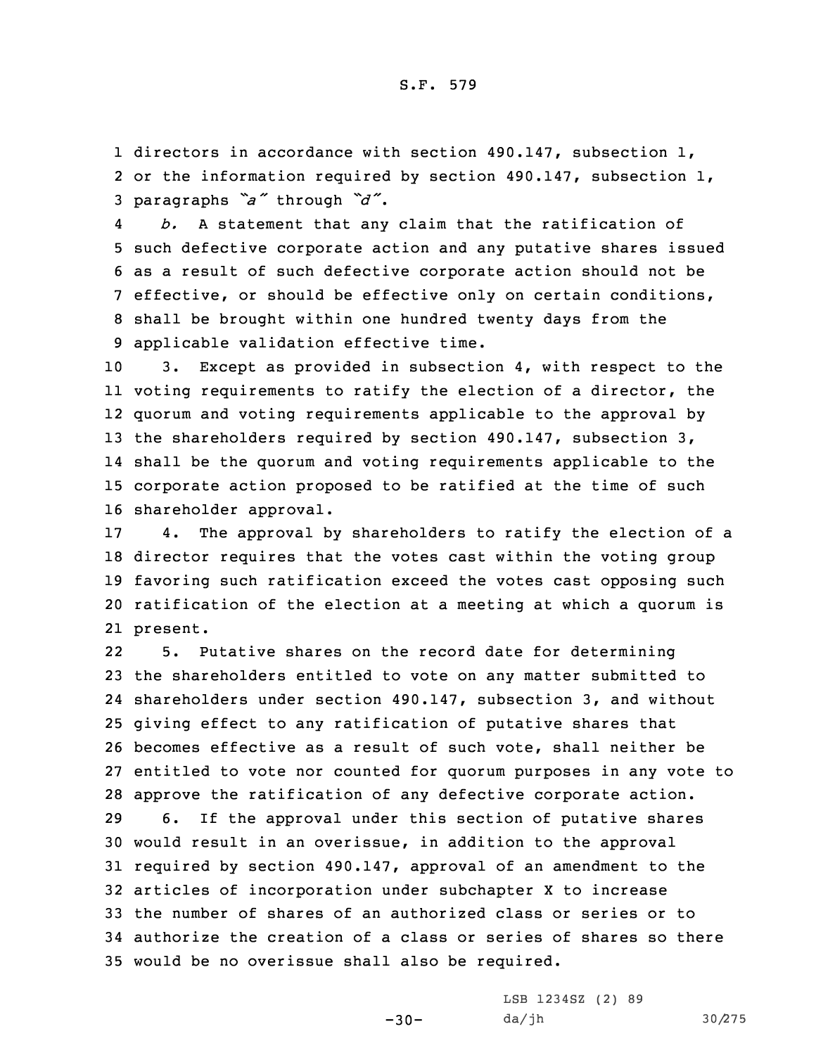directors in accordance with section 490.147, subsection 1, or the information required by section 490.147, subsection 1, paragraphs *"a"* through *"d"*.

*b.* A statement that any claim that the ratification of such defective corporate action and any putative shares issued as a result of such defective corporate action should not be effective, or should be effective only on certain conditions, shall be brought within one hundred twenty days from the applicable validation effective time.

3. Except as provided in subsection 4, with respect to the voting requirements to ratify the election of a director, the quorum and voting requirements applicable to the approval by the shareholders required by section 490.147, subsection 3, shall be the quorum and voting requirements applicable to the corporate action proposed to be ratified at the time of such shareholder approval.

4. The approval by shareholders to ratify the election of a director requires that the votes cast within the voting group favoring such ratification exceed the votes cast opposing such ratification of the election at a meeting at which a quorum is present.

5. Putative shares on the record date for determining the shareholders entitled to vote on any matter submitted to shareholders under section 490.147, subsection 3, and without giving effect to any ratification of putative shares that becomes effective as a result of such vote, shall neither be entitled to vote nor counted for quorum purposes in any vote to approve the ratification of any defective corporate action.

6. If the approval under this section of putative shares would result in an overissue, in addition to the approval required by section 490.147, approval of an amendment to the articles of incorporation under subchapter X to increase the number of shares of an authorized class or series or to authorize the creation of a class or series of shares so there would be no overissue shall also be required.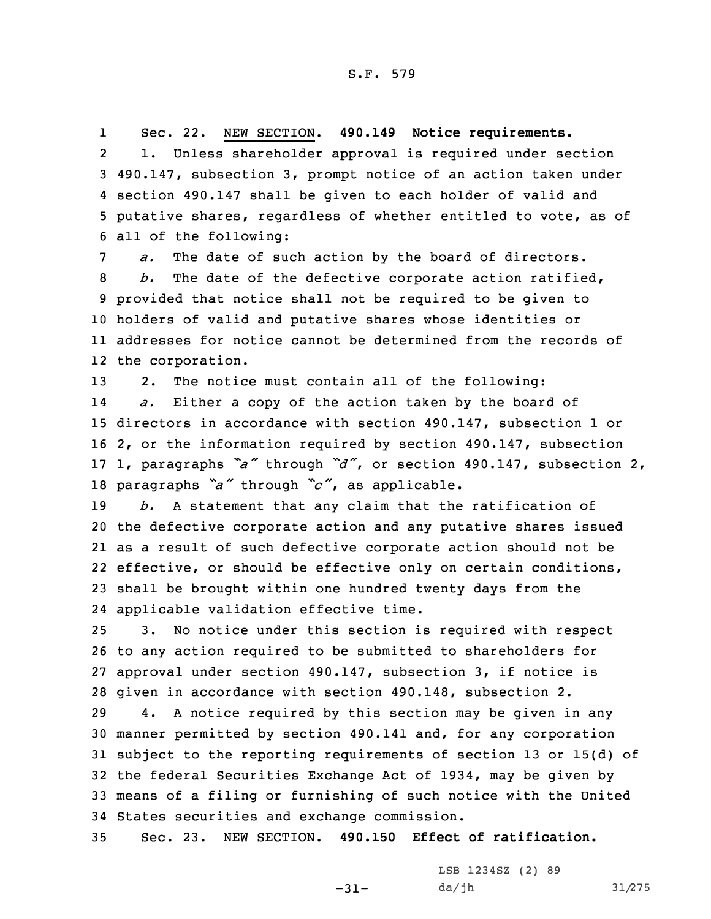Sec. 22. NEW SECTION. **490.149 Notice requirements.**

1. Unless shareholder approval is required under section 490.147, subsection 3, prompt notice of an action taken under section 490.147 shall be given to each holder of valid and putative shares, regardless of whether entitled to vote, as of all of the following:

*a.* The date of such action by the board of directors.

*b.* The date of the defective corporate action ratified, provided that notice shall not be required to be given to holders of valid and putative shares whose identities or addresses for notice cannot be determined from the records of the corporation.

2. The notice must contain all of the following:

*a.* Either a copy of the action taken by the board of directors in accordance with section 490.147, subsection 1 or 2, or the information required by section 490.147, subsection 1, paragraphs *"a"* through *"d"*, or section 490.147, subsection 2, paragraphs *"a"* through *"c"*, as applicable.

*b.* A statement that any claim that the ratification of the defective corporate action and any putative shares issued as a result of such defective corporate action should not be effective, or should be effective only on certain conditions, shall be brought within one hundred twenty days from the applicable validation effective time.

3. No notice under this section is required with respect to any action required to be submitted to shareholders for approval under section 490.147, subsection 3, if notice is given in accordance with section 490.148, subsection 2.

4. A notice required by this section may be given in any manner permitted by section 490.141 and, for any corporation subject to the reporting requirements of section 13 or 15(d) of the federal Securities Exchange Act of 1934, may be given by means of a filing or furnishing of such notice with the United States securities and exchange commission.

Sec. 23. NEW SECTION. **490.150 Effect of ratification.**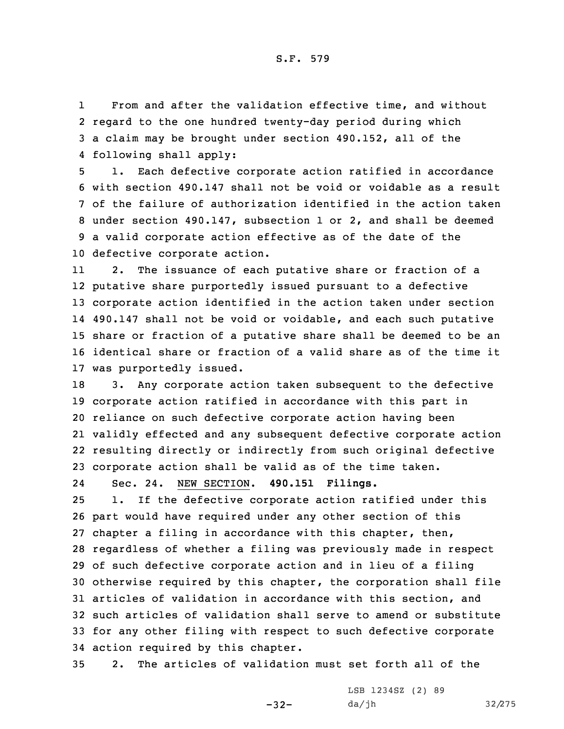From and after the validation effective time, and without regard to the one hundred twenty-day period during which a claim may be brought under section 490.152, all of the following shall apply:

1. Each defective corporate action ratified in accordance with section 490.147 shall not be void or voidable as a result of the failure of authorization identified in the action taken under section 490.147, subsection 1 or 2, and shall be deemed a valid corporate action effective as of the date of the defective corporate action.

2. The issuance of each putative share or fraction of a putative share purportedly issued pursuant to a defective corporate action identified in the action taken under section 490.147 shall not be void or voidable, and each such putative share or fraction of a putative share shall be deemed to be an identical share or fraction of a valid share as of the time it was purportedly issued.

3. Any corporate action taken subsequent to the defective corporate action ratified in accordance with this part in reliance on such defective corporate action having been validly effected and any subsequent defective corporate action resulting directly or indirectly from such original defective corporate action shall be valid as of the time taken.

Sec. 24. NEW SECTION. **490.151 Filings.**

1. If the defective corporate action ratified under this part would have required under any other section of this chapter a filing in accordance with this chapter, then, regardless of whether a filing was previously made in respect of such defective corporate action and in lieu of a filing otherwise required by this chapter, the corporation shall file articles of validation in accordance with this section, and such articles of validation shall serve to amend or substitute for any other filing with respect to such defective corporate action required by this chapter.

2. The articles of validation must set forth all of the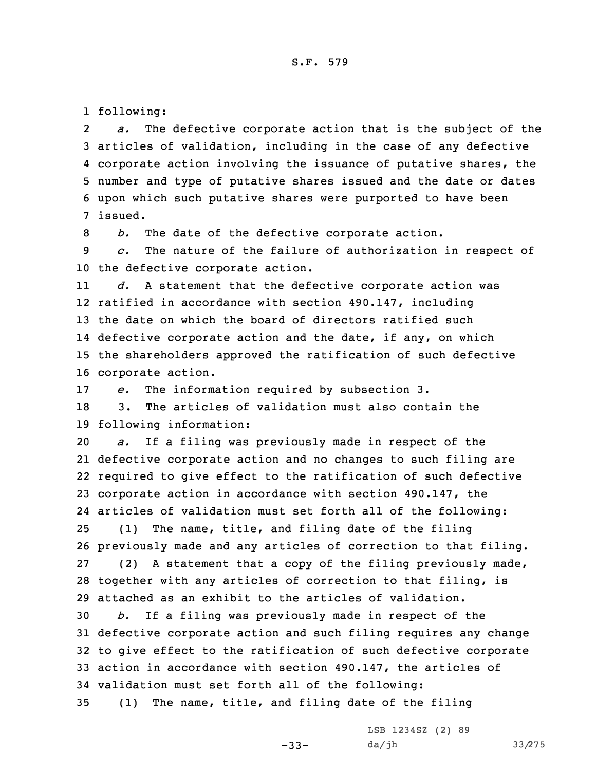following:

*a.* The defective corporate action that is the subject of the articles of validation, including in the case of any defective corporate action involving the issuance of putative shares, the number and type of putative shares issued and the date or dates upon which such putative shares were purported to have been issued.

*b.* The date of the defective corporate action.

*c.* The nature of the failure of authorization in respect of the defective corporate action.

*d.* A statement that the defective corporate action was ratified in accordance with section 490.147, including the date on which the board of directors ratified such defective corporate action and the date, if any, on which the shareholders approved the ratification of such defective corporate action.

*e.* The information required by subsection 3.

3. The articles of validation must also contain the following information:

*a.* If a filing was previously made in respect of the defective corporate action and no changes to such filing are required to give effect to the ratification of such defective corporate action in accordance with section 490.147, the articles of validation must set forth all of the following:

(1) The name, title, and filing date of the filing previously made and any articles of correction to that filing.

(2) A statement that a copy of the filing previously made, together with any articles of correction to that filing, is attached as an exhibit to the articles of validation.

*b.* If a filing was previously made in respect of the defective corporate action and such filing requires any change to give effect to the ratification of such defective corporate action in accordance with section 490.147, the articles of validation must set forth all of the following:

(1) The name, title, and filing date of the filing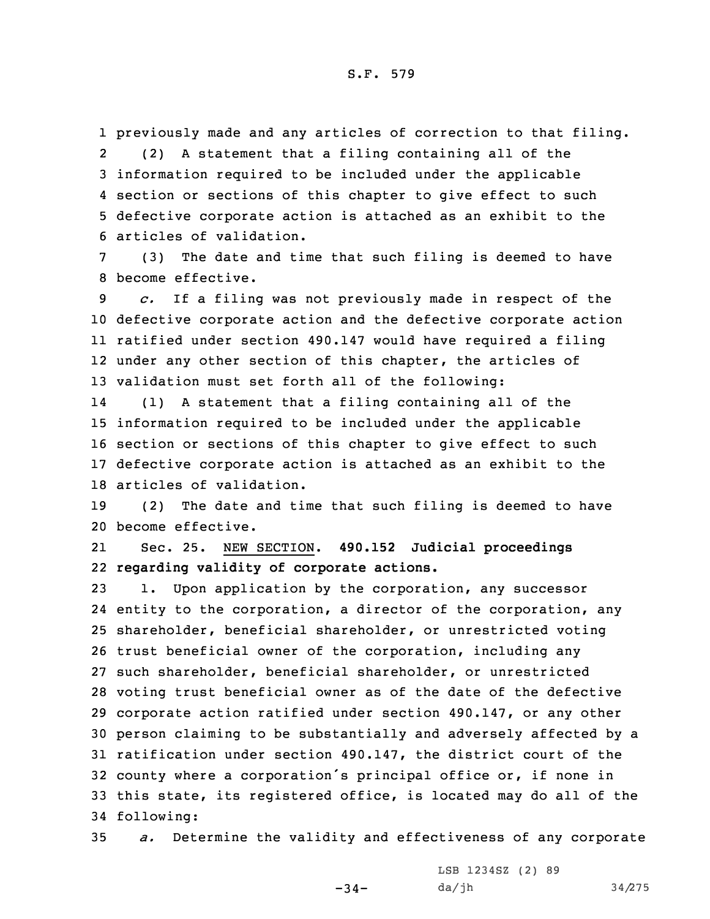previously made and any articles of correction to that filing.

(2) A statement that a filing containing all of the information required to be included under the applicable section or sections of this chapter to give effect to such defective corporate action is attached as an exhibit to the articles of validation.

(3) The date and time that such filing is deemed to have become effective.

*c.* If a filing was not previously made in respect of the defective corporate action and the defective corporate action ratified under section 490.147 would have required a filing under any other section of this chapter, the articles of validation must set forth all of the following:

(1) A statement that a filing containing all of the information required to be included under the applicable section or sections of this chapter to give effect to such defective corporate action is attached as an exhibit to the articles of validation.

(2) The date and time that such filing is deemed to have become effective.

Sec. 25. NEW SECTION. **490.152 Judicial proceedings regarding validity of corporate actions.**

1. Upon application by the corporation, any successor entity to the corporation, a director of the corporation, any shareholder, beneficial shareholder, or unrestricted voting trust beneficial owner of the corporation, including any such shareholder, beneficial shareholder, or unrestricted voting trust beneficial owner as of the date of the defective corporate action ratified under section 490.147, or any other person claiming to be substantially and adversely affected by a ratification under section 490.147, the district court of the county where a corporation's principal office or, if none in this state, its registered office, is located may do all of the following:

*a.* Determine the validity and effectiveness of any corporate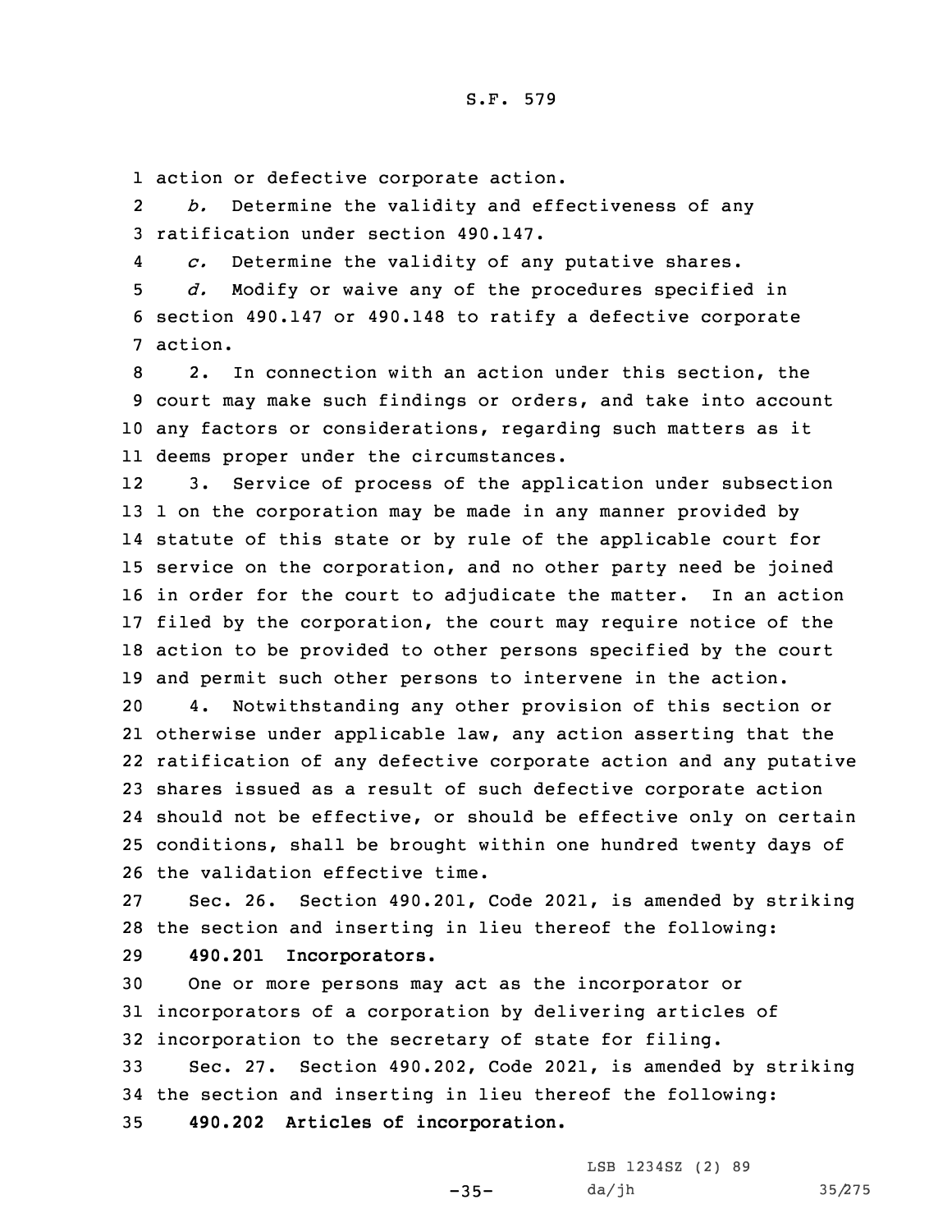action or defective corporate action.

*b.* Determine the validity and effectiveness of any ratification under section 490.147.

*c.* Determine the validity of any putative shares.

*d.* Modify or waive any of the procedures specified in section 490.147 or 490.148 to ratify a defective corporate action.

2. In connection with an action under this section, the court may make such findings or orders, and take into account any factors or considerations, regarding such matters as it deems proper under the circumstances.

3. Service of process of the application under subsection 1 on the corporation may be made in any manner provided by statute of this state or by rule of the applicable court for service on the corporation, and no other party need be joined in order for the court to adjudicate the matter. In an action filed by the corporation, the court may require notice of the action to be provided to other persons specified by the court and permit such other persons to intervene in the action.

4. Notwithstanding any other provision of this section or otherwise under applicable law, any action asserting that the ratification of any defective corporate action and any putative shares issued as a result of such defective corporate action should not be effective, or should be effective only on certain conditions, shall be brought within one hundred twenty days of the validation effective time.

Sec. 26. Section 490.201, Code 2021, is amended by striking the section and inserting in lieu thereof the following:

**490.201 Incorporators.**

One or more persons may act as the incorporator or incorporators of a corporation by delivering articles of incorporation to the secretary of state for filing.

Sec. 27. Section 490.202, Code 2021, is amended by striking the section and inserting in lieu thereof the following:

**490.202 Articles of incorporation.**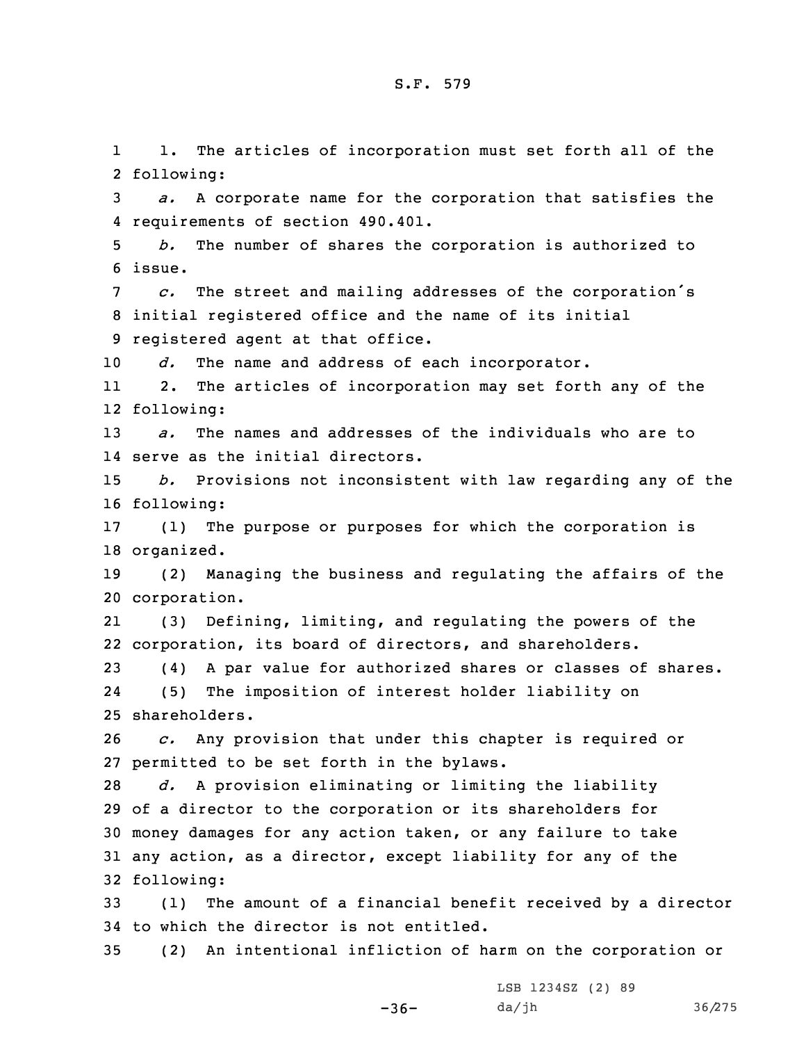1. The articles of incorporation must set forth all of the following:

*a.* A corporate name for the corporation that satisfies the requirements of section 490.401.

*b.* The number of shares the corporation is authorized to issue.

*c.* The street and mailing addresses of the corporation's initial registered office and the name of its initial registered agent at that office.

*d.* The name and address of each incorporator.

2. The articles of incorporation may set forth any of the following:

*a.* The names and addresses of the individuals who are to serve as the initial directors.

*b.* Provisions not inconsistent with law regarding any of the following:

(1) The purpose or purposes for which the corporation is organized.

(2) Managing the business and regulating the affairs of the corporation.

(3) Defining, limiting, and regulating the powers of the corporation, its board of directors, and shareholders.

(4) A par value for authorized shares or classes of shares.

(5) The imposition of interest holder liability on shareholders.

*c.* Any provision that under this chapter is required or permitted to be set forth in the bylaws.

*d.* A provision eliminating or limiting the liability of a director to the corporation or its shareholders for money damages for any action taken, or any failure to take any action, as a director, except liability for any of the following:

(1) The amount of a financial benefit received by a director to which the director is not entitled.

(2) An intentional infliction of harm on the corporation or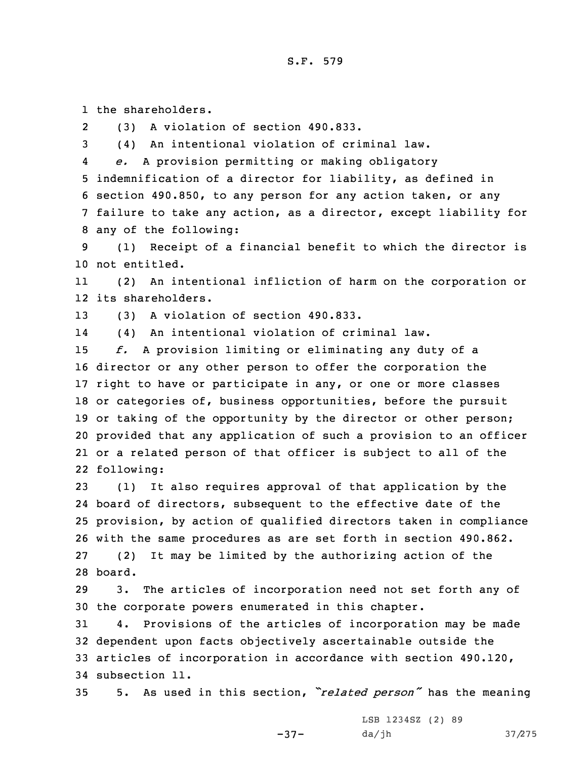the shareholders.

(3) A violation of section 490.833.

(4) An intentional violation of criminal law.

*e.* A provision permitting or making obligatory indemnification of a director for liability, as defined in section 490.850, to any person for any action taken, or any failure to take any action, as a director, except liability for any of the following:

(1) Receipt of a financial benefit to which the director is not entitled.

(2) An intentional infliction of harm on the corporation or its shareholders.

(3) A violation of section 490.833.

(4) An intentional violation of criminal law.

*f.* A provision limiting or eliminating any duty of a director or any other person to offer the corporation the right to have or participate in any, or one or more classes or categories of, business opportunities, before the pursuit or taking of the opportunity by the director or other person; provided that any application of such a provision to an officer or a related person of that officer is subject to all of the following:

(1) It also requires approval of that application by the board of directors, subsequent to the effective date of the provision, by action of qualified directors taken in compliance with the same procedures as are set forth in section 490.862.

(2) It may be limited by the authorizing action of the board.

3. The articles of incorporation need not set forth any of the corporate powers enumerated in this chapter.

4. Provisions of the articles of incorporation may be made dependent upon facts objectively ascertainable outside the articles of incorporation in accordance with section 490.120, subsection 11.

5. As used in this section, *"related person"* has the meaning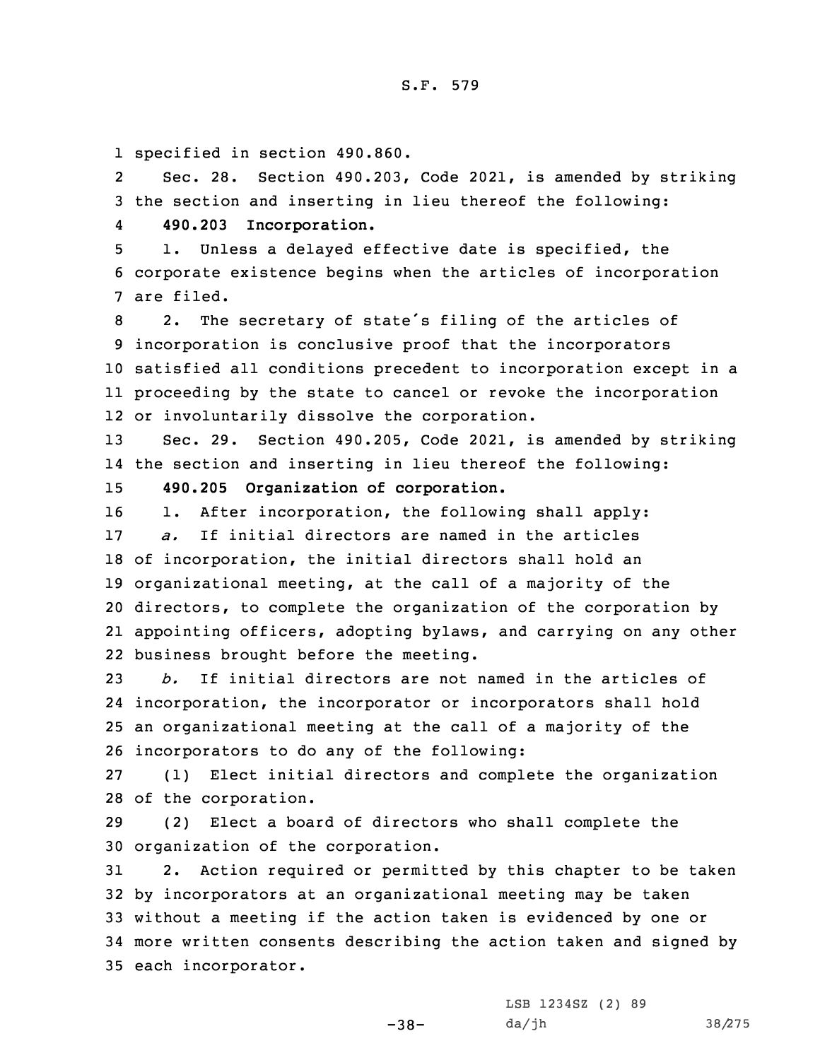specified in section 490.860.

Sec. 28. Section 490.203, Code 2021, is amended by striking the section and inserting in lieu thereof the following:

**490.203 Incorporation.**

1. Unless a delayed effective date is specified, the corporate existence begins when the articles of incorporation are filed.

2. The secretary of state's filing of the articles of incorporation is conclusive proof that the incorporators satisfied all conditions precedent to incorporation except in a proceeding by the state to cancel or revoke the incorporation or involuntarily dissolve the corporation.

Sec. 29. Section 490.205, Code 2021, is amended by striking the section and inserting in lieu thereof the following:

**490.205 Organization of corporation.**

1. After incorporation, the following shall apply:

*a.* If initial directors are named in the articles of incorporation, the initial directors shall hold an organizational meeting, at the call of a majority of the directors, to complete the organization of the corporation by appointing officers, adopting bylaws, and carrying on any other business brought before the meeting.

*b.* If initial directors are not named in the articles of incorporation, the incorporator or incorporators shall hold an organizational meeting at the call of a majority of the incorporators to do any of the following:

(1) Elect initial directors and complete the organization of the corporation.

(2) Elect a board of directors who shall complete the organization of the corporation.

2. Action required or permitted by this chapter to be taken by incorporators at an organizational meeting may be taken without a meeting if the action taken is evidenced by one or more written consents describing the action taken and signed by each incorporator.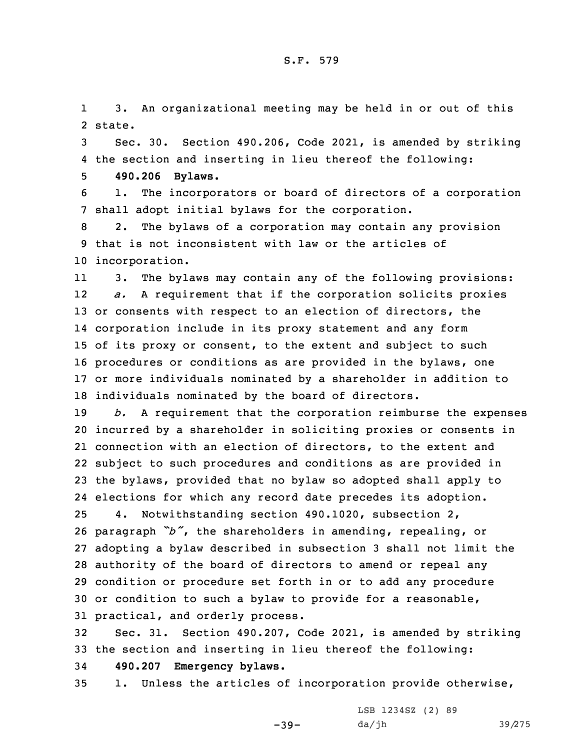3. An organizational meeting may be held in or out of this state.

Sec. 30. Section 490.206, Code 2021, is amended by striking the section and inserting in lieu thereof the following:

**490.206 Bylaws.**

1. The incorporators or board of directors of a corporation shall adopt initial bylaws for the corporation.

2. The bylaws of a corporation may contain any provision that is not inconsistent with law or the articles of incorporation.

3. The bylaws may contain any of the following provisions:

*a.* A requirement that if the corporation solicits proxies or consents with respect to an election of directors, the corporation include in its proxy statement and any form of its proxy or consent, to the extent and subject to such procedures or conditions as are provided in the bylaws, one or more individuals nominated by a shareholder in addition to individuals nominated by the board of directors.

*b.* A requirement that the corporation reimburse the expenses incurred by a shareholder in soliciting proxies or consents in connection with an election of directors, to the extent and subject to such procedures and conditions as are provided in the bylaws, provided that no bylaw so adopted shall apply to elections for which any record date precedes its adoption.

4. Notwithstanding section 490.1020, subsection 2, paragraph *"b"*, the shareholders in amending, repealing, or adopting a bylaw described in subsection 3 shall not limit the authority of the board of directors to amend or repeal any condition or procedure set forth in or to add any procedure or condition to such a bylaw to provide for a reasonable, practical, and orderly process.

Sec. 31. Section 490.207, Code 2021, is amended by striking the section and inserting in lieu thereof the following:

**490.207 Emergency bylaws.**

1. Unless the articles of incorporation provide otherwise,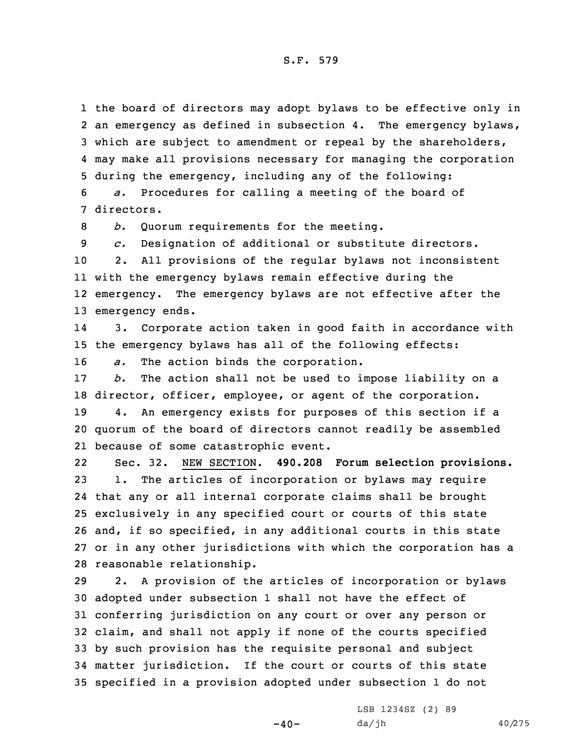the board of directors may adopt bylaws to be effective only in an emergency as defined in subsection 4. The emergency bylaws, which are subject to amendment or repeal by the shareholders, may make all provisions necessary for managing the corporation during the emergency, including any of the following:

*a.* Procedures for calling a meeting of the board of directors.

*b.* Quorum requirements for the meeting.

*c.* Designation of additional or substitute directors.

2. All provisions of the regular bylaws not inconsistent with the emergency bylaws remain effective during the emergency. The emergency bylaws are not effective after the emergency ends.

3. Corporate action taken in good faith in accordance with the emergency bylaws has all of the following effects:

*a.* The action binds the corporation.

*b.* The action shall not be used to impose liability on a director, officer, employee, or agent of the corporation.

4. An emergency exists for purposes of this section if a quorum of the board of directors cannot readily be assembled because of some catastrophic event.

Sec. 32. NEW SECTION. **490.208 Forum selection provisions.**

1. The articles of incorporation or bylaws may require that any or all internal corporate claims shall be brought exclusively in any specified court or courts of this state and, if so specified, in any additional courts in this state or in any other jurisdictions with which the corporation has a reasonable relationship.

2. A provision of the articles of incorporation or bylaws adopted under subsection 1 shall not have the effect of conferring jurisdiction on any court or over any person or claim, and shall not apply if none of the courts specified by such provision has the requisite personal and subject matter jurisdiction. If the court or courts of this state specified in a provision adopted under subsection 1 do not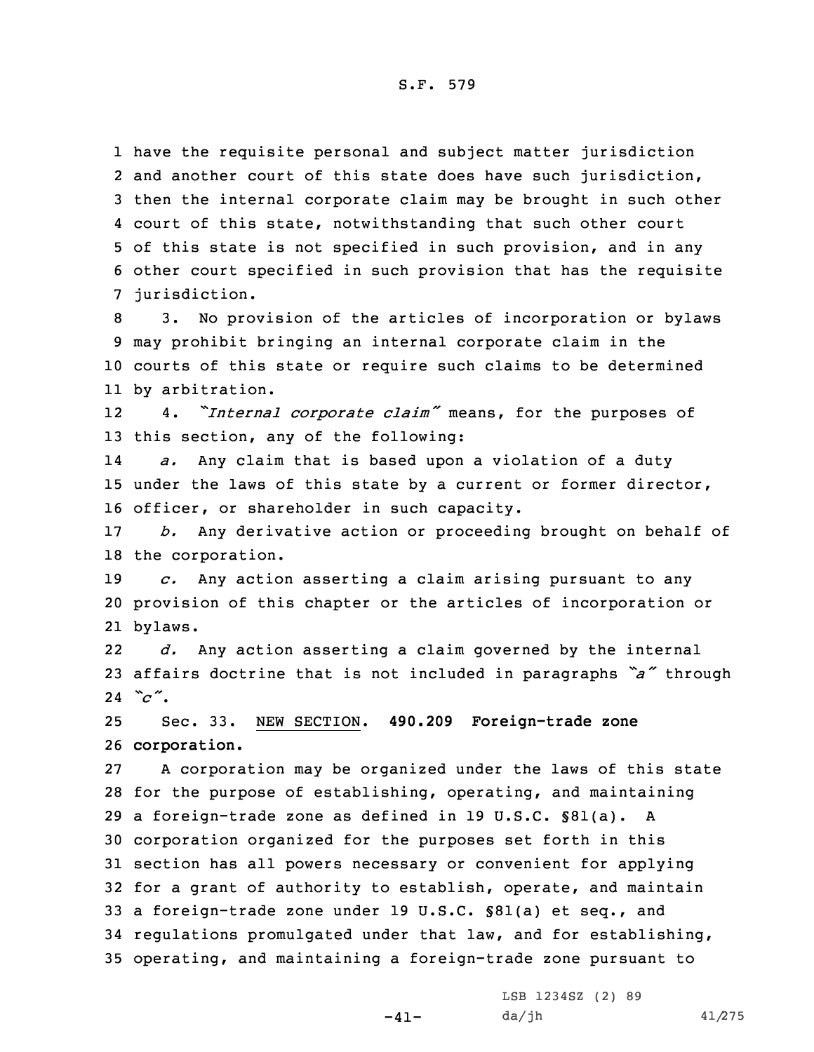have the requisite personal and subject matter jurisdiction and another court of this state does have such jurisdiction, then the internal corporate claim may be brought in such other court of this state, notwithstanding that such other court of this state is not specified in such provision, and in any other court specified in such provision that has the requisite jurisdiction.

3. No provision of the articles of incorporation or bylaws may prohibit bringing an internal corporate claim in the courts of this state or require such claims to be determined by arbitration.

4. *"Internal corporate claim"* means, for the purposes of this section, any of the following:

*a.* Any claim that is based upon a violation of a duty under the laws of this state by a current or former director, officer, or shareholder in such capacity.

*b.* Any derivative action or proceeding brought on behalf of the corporation.

*c.* Any action asserting a claim arising pursuant to any provision of this chapter or the articles of incorporation or bylaws.

*d.* Any action asserting a claim governed by the internal affairs doctrine that is not included in paragraphs *"a"* through *"c"*.

Sec. 33. NEW SECTION. **490.209 Foreign-trade zone corporation.**

A corporation may be organized under the laws of this state for the purpose of establishing, operating, and maintaining a foreign-trade zone as defined in 19 U.S.C. §81(a). A corporation organized for the purposes set forth in this section has all powers necessary or convenient for applying for a grant of authority to establish, operate, and maintain a foreign-trade zone under 19 U.S.C. §81(a) et seq., and regulations promulgated under that law, and for establishing, operating, and maintaining a foreign-trade zone pursuant to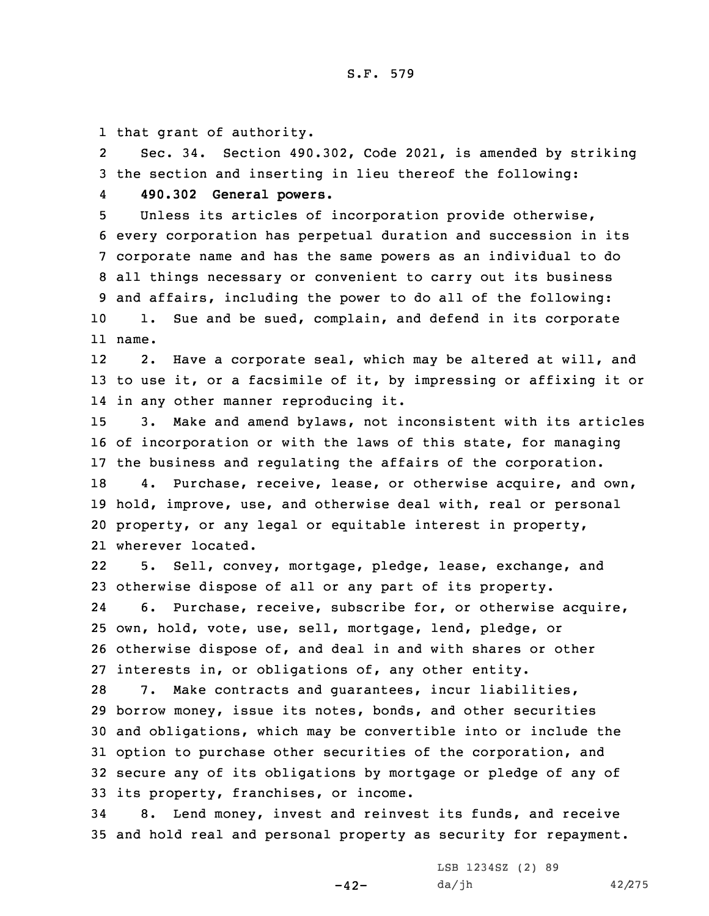that grant of authority.

Sec. 34. Section 490.302, Code 2021, is amended by striking the section and inserting in lieu thereof the following:

**490.302 General powers.**

Unless its articles of incorporation provide otherwise, every corporation has perpetual duration and succession in its corporate name and has the same powers as an individual to do all things necessary or convenient to carry out its business and affairs, including the power to do all of the following:

1. Sue and be sued, complain, and defend in its corporate name.

2. Have a corporate seal, which may be altered at will, and to use it, or a facsimile of it, by impressing or affixing it or in any other manner reproducing it.

3. Make and amend bylaws, not inconsistent with its articles of incorporation or with the laws of this state, for managing the business and regulating the affairs of the corporation.

4. Purchase, receive, lease, or otherwise acquire, and own, hold, improve, use, and otherwise deal with, real or personal property, or any legal or equitable interest in property, wherever located.

5. Sell, convey, mortgage, pledge, lease, exchange, and otherwise dispose of all or any part of its property.

6. Purchase, receive, subscribe for, or otherwise acquire, own, hold, vote, use, sell, mortgage, lend, pledge, or otherwise dispose of, and deal in and with shares or other interests in, or obligations of, any other entity.

7. Make contracts and guarantees, incur liabilities, borrow money, issue its notes, bonds, and other securities and obligations, which may be convertible into or include the option to purchase other securities of the corporation, and secure any of its obligations by mortgage or pledge of any of its property, franchises, or income.

8. Lend money, invest and reinvest its funds, and receive and hold real and personal property as security for repayment.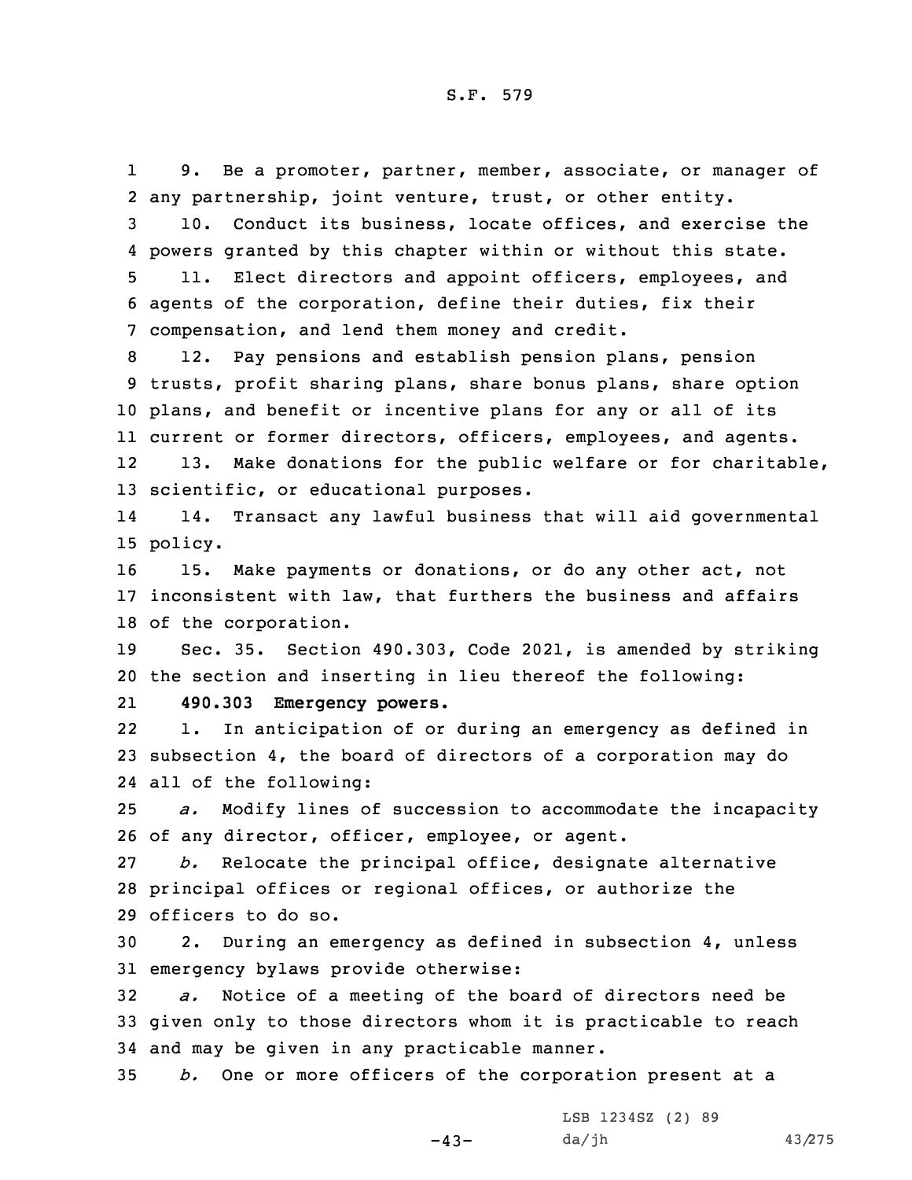9. Be a promoter, partner, member, associate, or manager of any partnership, joint venture, trust, or other entity.

10. Conduct its business, locate offices, and exercise the powers granted by this chapter within or without this state.

11. Elect directors and appoint officers, employees, and agents of the corporation, define their duties, fix their compensation, and lend them money and credit.

12. Pay pensions and establish pension plans, pension trusts, profit sharing plans, share bonus plans, share option plans, and benefit or incentive plans for any or all of its current or former directors, officers, employees, and agents.

13. Make donations for the public welfare or for charitable, scientific, or educational purposes.

14. Transact any lawful business that will aid governmental policy.

15. Make payments or donations, or do any other act, not inconsistent with law, that furthers the business and affairs of the corporation.

Sec. 35. Section 490.303, Code 2021, is amended by striking the section and inserting in lieu thereof the following:

**490.303 Emergency powers.**

1. In anticipation of or during an emergency as defined in subsection 4, the board of directors of a corporation may do all of the following:

*a.* Modify lines of succession to accommodate the incapacity of any director, officer, employee, or agent.

*b.* Relocate the principal office, designate alternative principal offices or regional offices, or authorize the officers to do so.

2. During an emergency as defined in subsection 4, unless emergency bylaws provide otherwise:

*a.* Notice of a meeting of the board of directors need be given only to those directors whom it is practicable to reach and may be given in any practicable manner.

*b.* One or more officers of the corporation present at a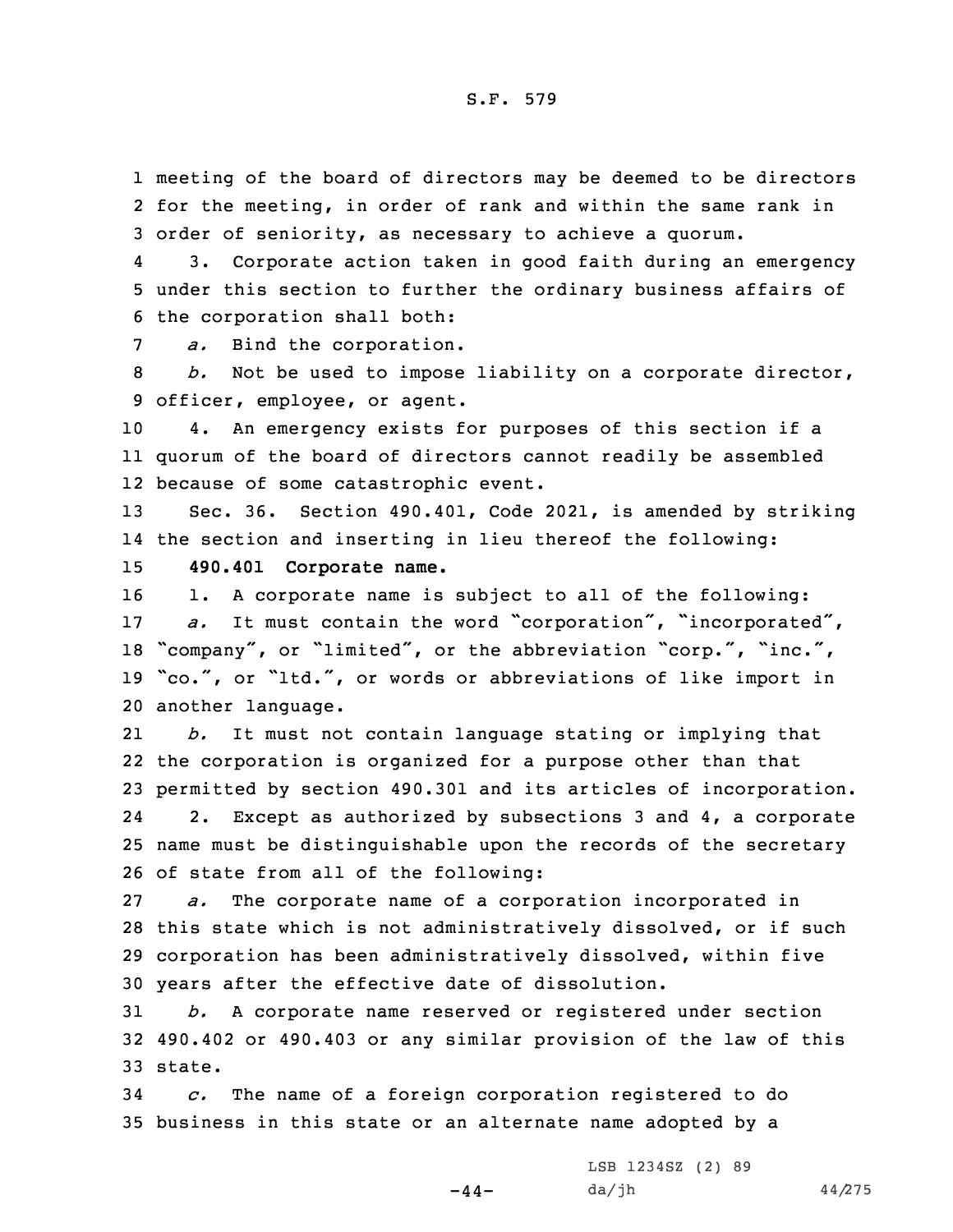meeting of the board of directors may be deemed to be directors for the meeting, in order of rank and within the same rank in order of seniority, as necessary to achieve a quorum.

3. Corporate action taken in good faith during an emergency under this section to further the ordinary business affairs of the corporation shall both:

*a.* Bind the corporation.

*b.* Not be used to impose liability on a corporate director, officer, employee, or agent.

4. An emergency exists for purposes of this section if a quorum of the board of directors cannot readily be assembled because of some catastrophic event.

Sec. 36. Section 490.401, Code 2021, is amended by striking the section and inserting in lieu thereof the following:

**490.401 Corporate name.**

1. A corporate name is subject to all of the following:

*a.* It must contain the word "corporation", "incorporated", "company", or "limited", or the abbreviation "corp.", "inc.", "co.", or "ltd.", or words or abbreviations of like import in another language.

*b.* It must not contain language stating or implying that the corporation is organized for a purpose other than that permitted by section 490.301 and its articles of incorporation.

2. Except as authorized by subsections 3 and 4, a corporate name must be distinguishable upon the records of the secretary of state from all of the following:

*a.* The corporate name of a corporation incorporated in this state which is not administratively dissolved, or if such corporation has been administratively dissolved, within five years after the effective date of dissolution.

*b.* A corporate name reserved or registered under section 490.402 or 490.403 or any similar provision of the law of this state.

*c.* The name of a foreign corporation registered to do business in this state or an alternate name adopted by a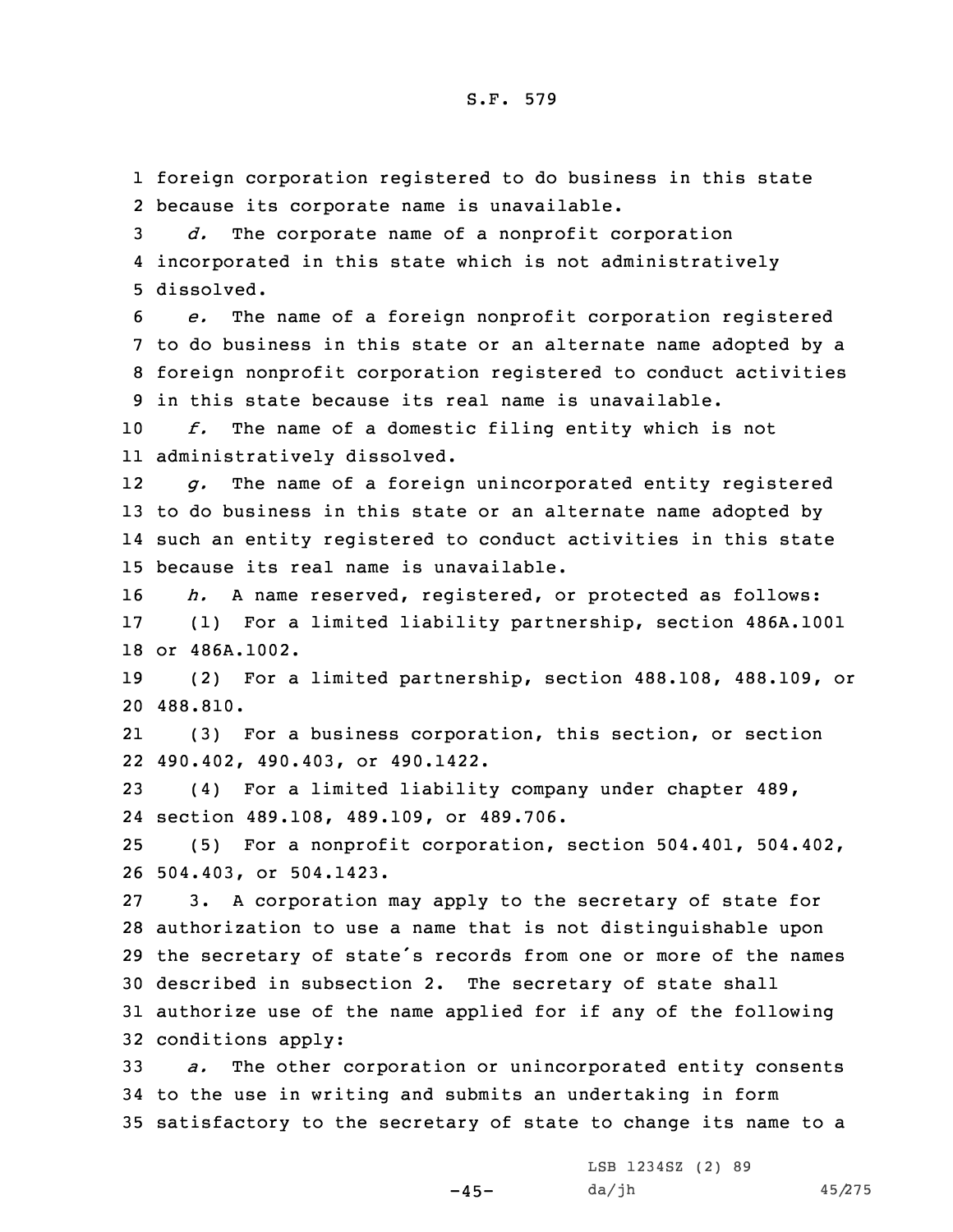foreign corporation registered to do business in this state because its corporate name is unavailable.

*d.* The corporate name of a nonprofit corporation incorporated in this state which is not administratively dissolved.

*e.* The name of a foreign nonprofit corporation registered to do business in this state or an alternate name adopted by a foreign nonprofit corporation registered to conduct activities in this state because its real name is unavailable.

*f.* The name of a domestic filing entity which is not administratively dissolved.

*g.* The name of a foreign unincorporated entity registered to do business in this state or an alternate name adopted by such an entity registered to conduct activities in this state because its real name is unavailable.

*h.* A name reserved, registered, or protected as follows:

(1) For a limited liability partnership, section 486A.1001 or 486A.1002.

(2) For a limited partnership, section 488.108, 488.109, or 488.810.

(3) For a business corporation, this section, or section 490.402, 490.403, or 490.1422.

(4) For a limited liability company under chapter 489, section 489.108, 489.109, or 489.706.

(5) For a nonprofit corporation, section 504.401, 504.402, 504.403, or 504.1423.

3. A corporation may apply to the secretary of state for authorization to use a name that is not distinguishable upon the secretary of state's records from one or more of the names described in subsection 2. The secretary of state shall authorize use of the name applied for if any of the following conditions apply:

*a.* The other corporation or unincorporated entity consents to the use in writing and submits an undertaking in form satisfactory to the secretary of state to change its name to a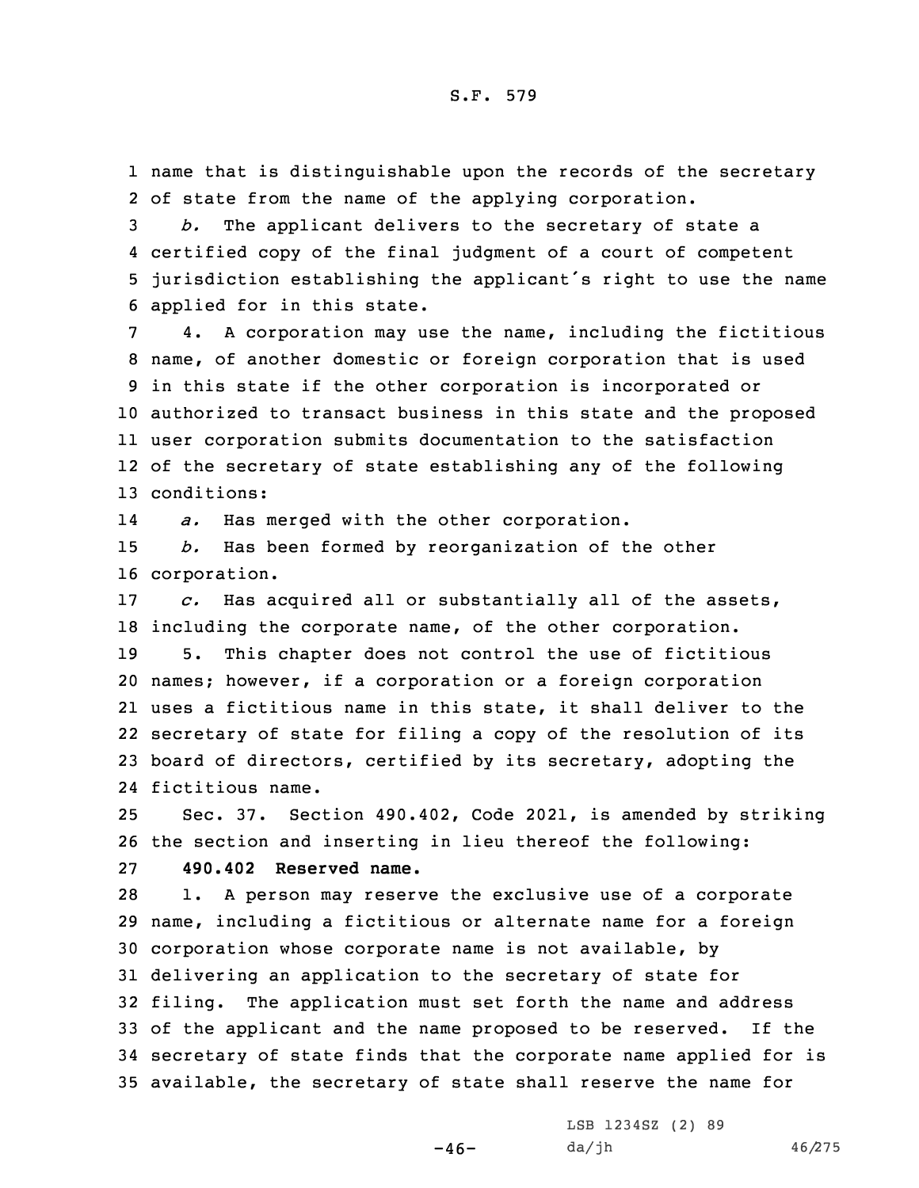name that is distinguishable upon the records of the secretary of state from the name of the applying corporation.

*b.* The applicant delivers to the secretary of state a certified copy of the final judgment of a court of competent jurisdiction establishing the applicant's right to use the name applied for in this state.

4. A corporation may use the name, including the fictitious name, of another domestic or foreign corporation that is used in this state if the other corporation is incorporated or authorized to transact business in this state and the proposed user corporation submits documentation to the satisfaction of the secretary of state establishing any of the following conditions:

*a.* Has merged with the other corporation.

*b.* Has been formed by reorganization of the other corporation.

*c.* Has acquired all or substantially all of the assets, including the corporate name, of the other corporation.

5. This chapter does not control the use of fictitious names; however, if a corporation or a foreign corporation uses a fictitious name in this state, it shall deliver to the secretary of state for filing a copy of the resolution of its board of directors, certified by its secretary, adopting the fictitious name.

Sec. 37. Section 490.402, Code 2021, is amended by striking the section and inserting in lieu thereof the following:

**490.402 Reserved name.**

1. A person may reserve the exclusive use of a corporate name, including a fictitious or alternate name for a foreign corporation whose corporate name is not available, by delivering an application to the secretary of state for filing. The application must set forth the name and address of the applicant and the name proposed to be reserved. If the secretary of state finds that the corporate name applied for is available, the secretary of state shall reserve the name for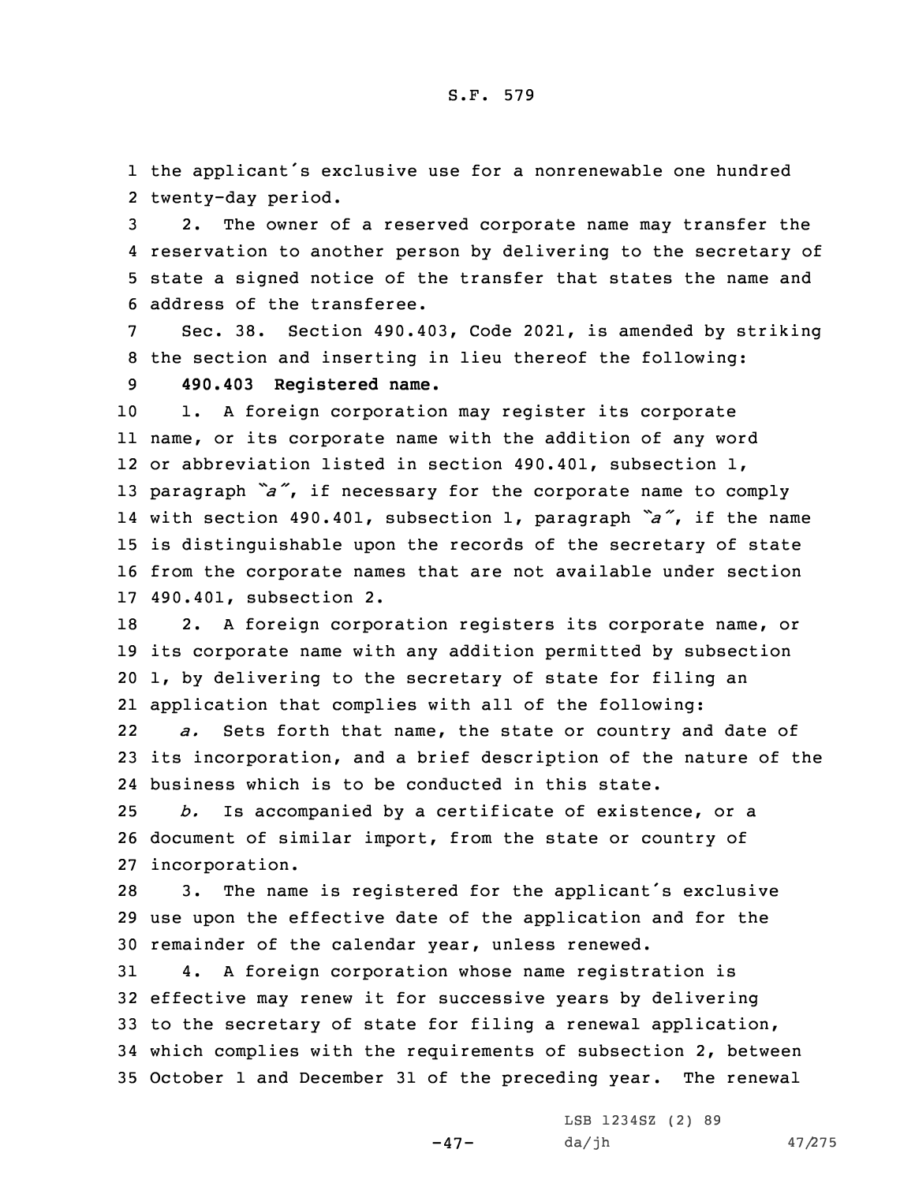the applicant's exclusive use for a nonrenewable one hundred twenty-day period.

2. The owner of a reserved corporate name may transfer the reservation to another person by delivering to the secretary of state a signed notice of the transfer that states the name and address of the transferee.

Sec. 38. Section 490.403, Code 2021, is amended by striking the section and inserting in lieu thereof the following:

**490.403 Registered name.**

1. A foreign corporation may register its corporate name, or its corporate name with the addition of any word or abbreviation listed in section 490.401, subsection 1, paragraph *"a"*, if necessary for the corporate name to comply with section 490.401, subsection 1, paragraph *"a"*, if the name is distinguishable upon the records of the secretary of state from the corporate names that are not available under section 490.401, subsection 2.

2. A foreign corporation registers its corporate name, or its corporate name with any addition permitted by subsection 1, by delivering to the secretary of state for filing an application that complies with all of the following:

*a.* Sets forth that name, the state or country and date of its incorporation, and a brief description of the nature of the business which is to be conducted in this state.

*b.* Is accompanied by a certificate of existence, or a document of similar import, from the state or country of incorporation.

3. The name is registered for the applicant's exclusive use upon the effective date of the application and for the remainder of the calendar year, unless renewed.

4. A foreign corporation whose name registration is effective may renew it for successive years by delivering to the secretary of state for filing a renewal application, which complies with the requirements of subsection 2, between October 1 and December 31 of the preceding year. The renewal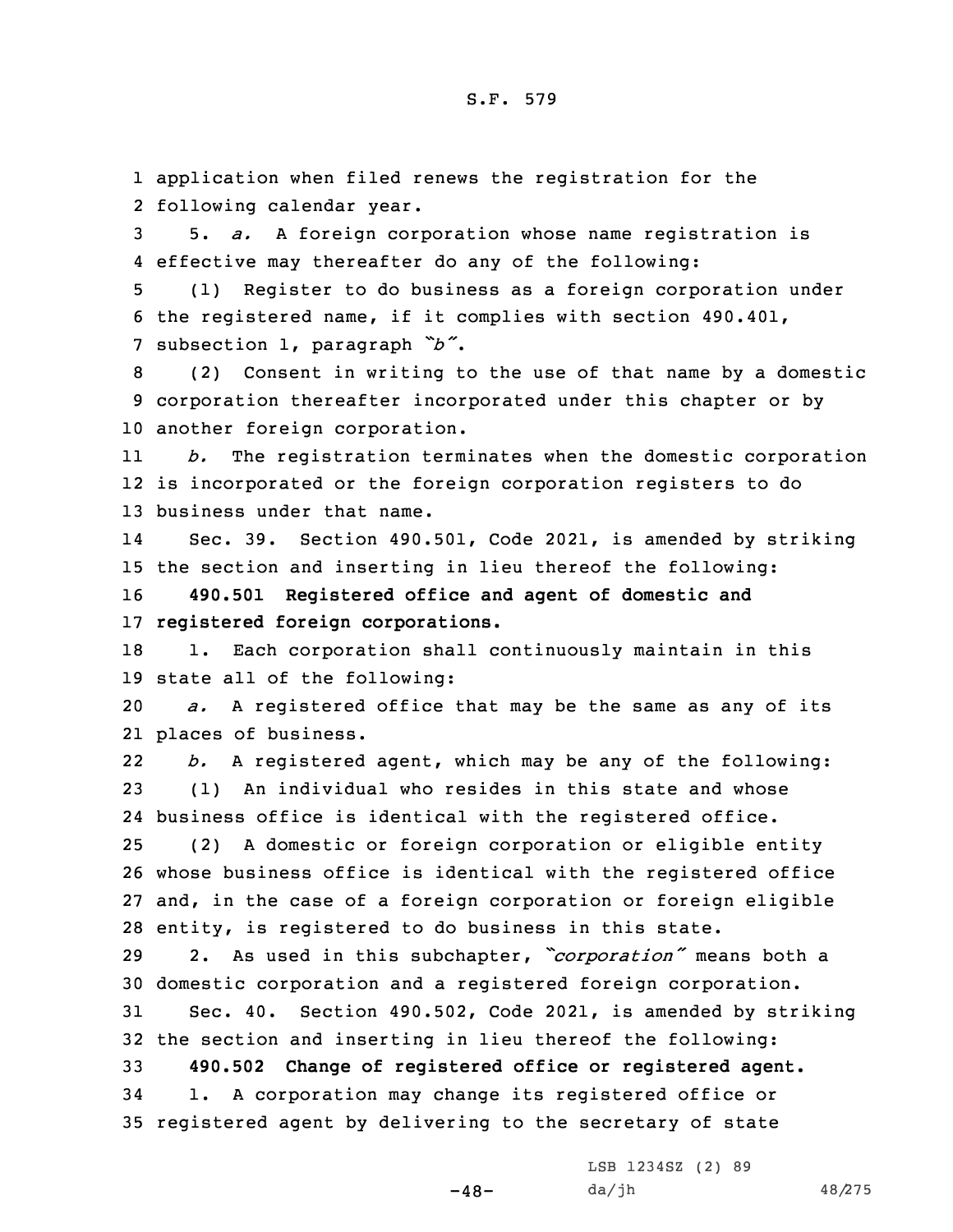application when filed renews the registration for the following calendar year.

5. *a.* A foreign corporation whose name registration is effective may thereafter do any of the following:

(1) Register to do business as a foreign corporation under the registered name, if it complies with section 490.401, subsection 1, paragraph *"b"*.

(2) Consent in writing to the use of that name by a domestic corporation thereafter incorporated under this chapter or by another foreign corporation.

*b.* The registration terminates when the domestic corporation is incorporated or the foreign corporation registers to do business under that name.

Sec. 39. Section 490.501, Code 2021, is amended by striking the section and inserting in lieu thereof the following:

**490.501 Registered office and agent of domestic and registered foreign corporations.**

1. Each corporation shall continuously maintain in this state all of the following:

*a.* A registered office that may be the same as any of its places of business.

*b.* A registered agent, which may be any of the following:

(1) An individual who resides in this state and whose business office is identical with the registered office.

(2) A domestic or foreign corporation or eligible entity whose business office is identical with the registered office and, in the case of a foreign corporation or foreign eligible entity, is registered to do business in this state.

2. As used in this subchapter, *"corporation"* means both a domestic corporation and a registered foreign corporation.

Sec. 40. Section 490.502, Code 2021, is amended by striking the section and inserting in lieu thereof the following:

**490.502 Change of registered office or registered agent.**

1. A corporation may change its registered office or registered agent by delivering to the secretary of state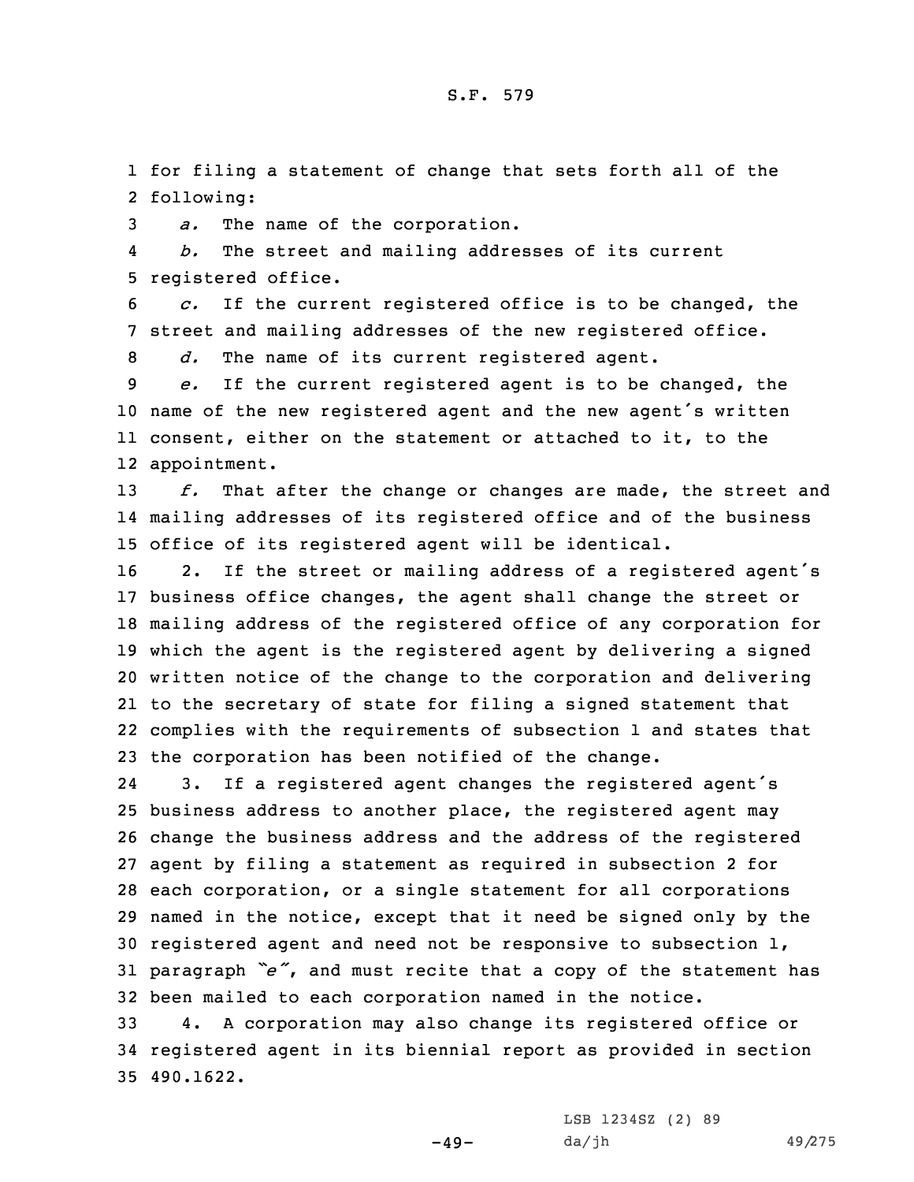for filing a statement of change that sets forth all of the following:

*a.* The name of the corporation.

*b.* The street and mailing addresses of its current registered office.

*c.* If the current registered office is to be changed, the street and mailing addresses of the new registered office.

*d.* The name of its current registered agent.

*e.* If the current registered agent is to be changed, the name of the new registered agent and the new agent's written consent, either on the statement or attached to it, to the appointment.

*f.* That after the change or changes are made, the street and mailing addresses of its registered office and of the business office of its registered agent will be identical.

2. If the street or mailing address of a registered agent's business office changes, the agent shall change the street or mailing address of the registered office of any corporation for which the agent is the registered agent by delivering a signed written notice of the change to the corporation and delivering to the secretary of state for filing a signed statement that complies with the requirements of subsection 1 and states that the corporation has been notified of the change.

3. If a registered agent changes the registered agent's business address to another place, the registered agent may change the business address and the address of the registered agent by filing a statement as required in subsection 2 for each corporation, or a single statement for all corporations named in the notice, except that it need be signed only by the registered agent and need not be responsive to subsection 1, paragraph *"e"*, and must recite that a copy of the statement has been mailed to each corporation named in the notice.

4. A corporation may also change its registered office or registered agent in its biennial report as provided in section 490.1622.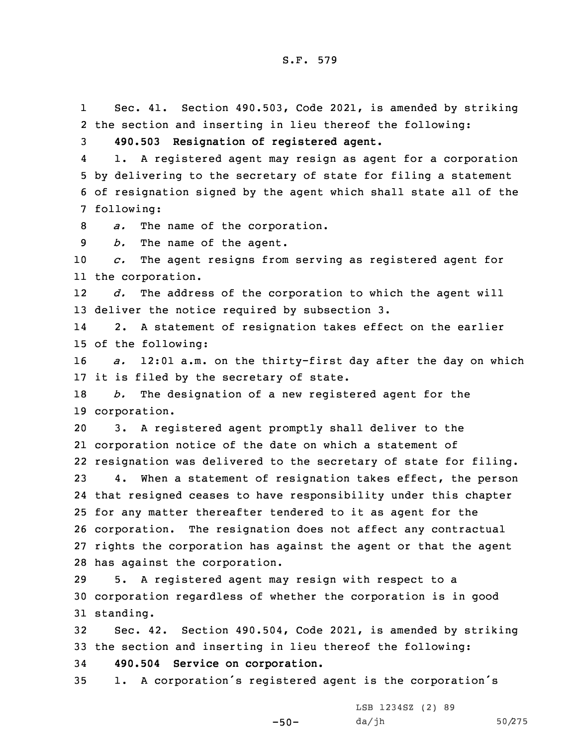Sec. 41. Section 490.503, Code 2021, is amended by striking the section and inserting in lieu thereof the following:

**490.503 Resignation of registered agent.**

1. A registered agent may resign as agent for a corporation by delivering to the secretary of state for filing a statement of resignation signed by the agent which shall state all of the following:

*a.* The name of the corporation.

*b.* The name of the agent.

*c.* The agent resigns from serving as registered agent for the corporation.

*d.* The address of the corporation to which the agent will deliver the notice required by subsection 3.

2. A statement of resignation takes effect on the earlier of the following:

*a.* 12:01 a.m. on the thirty-first day after the day on which it is filed by the secretary of state.

*b.* The designation of a new registered agent for the corporation.

3. A registered agent promptly shall deliver to the corporation notice of the date on which a statement of resignation was delivered to the secretary of state for filing.

4. When a statement of resignation takes effect, the person that resigned ceases to have responsibility under this chapter for any matter thereafter tendered to it as agent for the corporation. The resignation does not affect any contractual rights the corporation has against the agent or that the agent has against the corporation.

5. A registered agent may resign with respect to a corporation regardless of whether the corporation is in good standing.

Sec. 42. Section 490.504, Code 2021, is amended by striking the section and inserting in lieu thereof the following:

**490.504 Service on corporation.**

1. A corporation's registered agent is the corporation's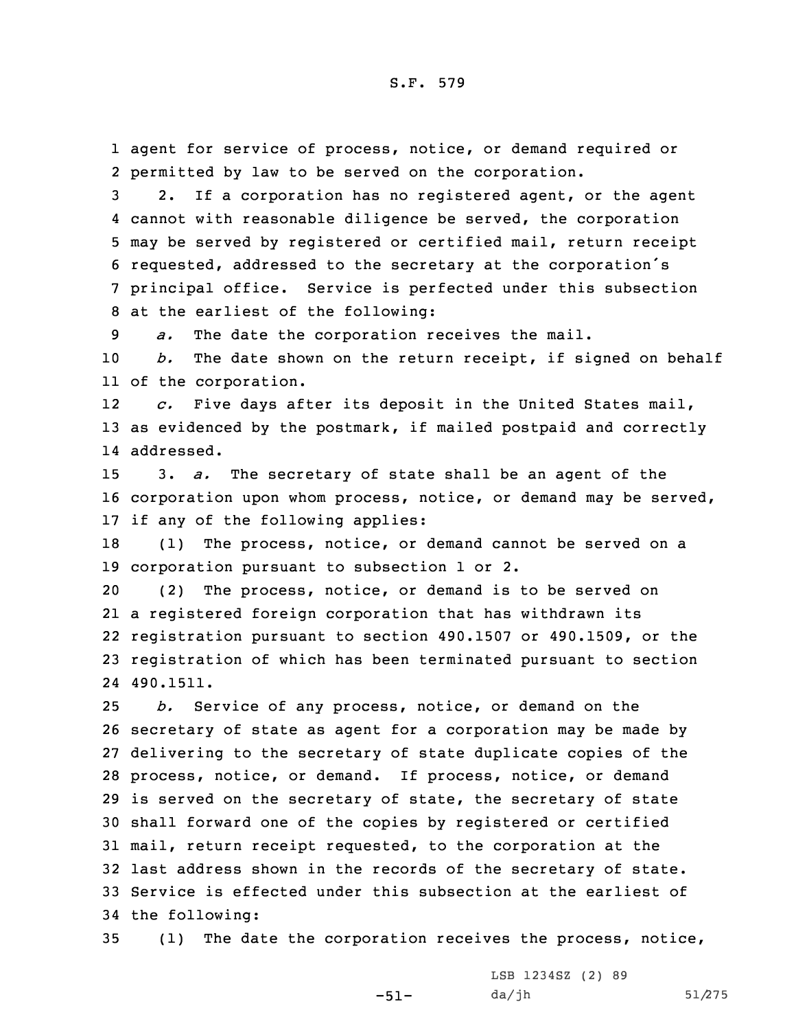agent for service of process, notice, or demand required or permitted by law to be served on the corporation.

2. If a corporation has no registered agent, or the agent cannot with reasonable diligence be served, the corporation may be served by registered or certified mail, return receipt requested, addressed to the secretary at the corporation's principal office. Service is perfected under this subsection at the earliest of the following:

*a.* The date the corporation receives the mail.

*b.* The date shown on the return receipt, if signed on behalf of the corporation.

*c.* Five days after its deposit in the United States mail, as evidenced by the postmark, if mailed postpaid and correctly addressed.

3. *a.* The secretary of state shall be an agent of the corporation upon whom process, notice, or demand may be served, if any of the following applies:

(1) The process, notice, or demand cannot be served on a corporation pursuant to subsection 1 or 2.

(2) The process, notice, or demand is to be served on a registered foreign corporation that has withdrawn its registration pursuant to section 490.1507 or 490.1509, or the registration of which has been terminated pursuant to section 490.1511.

*b.* Service of any process, notice, or demand on the secretary of state as agent for a corporation may be made by delivering to the secretary of state duplicate copies of the process, notice, or demand. If process, notice, or demand is served on the secretary of state, the secretary of state shall forward one of the copies by registered or certified mail, return receipt requested, to the corporation at the last address shown in the records of the secretary of state. Service is effected under this subsection at the earliest of the following:

(1) The date the corporation receives the process, notice,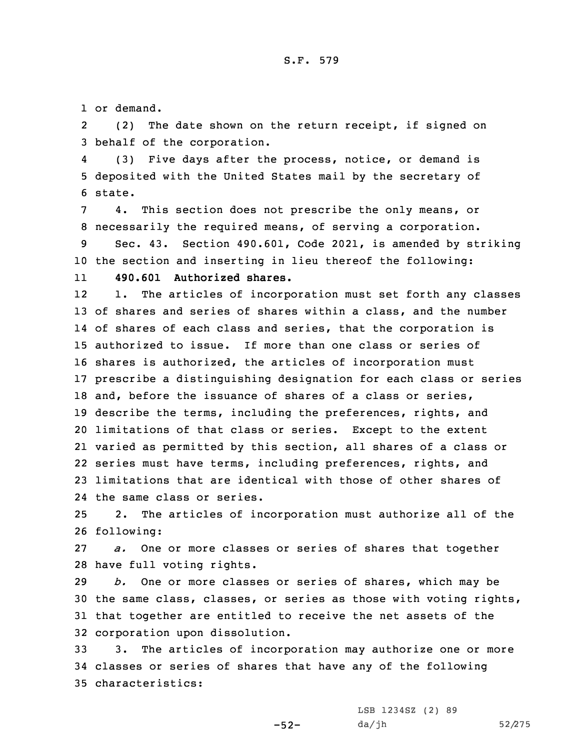or demand.

(2) The date shown on the return receipt, if signed on behalf of the corporation.

(3) Five days after the process, notice, or demand is deposited with the United States mail by the secretary of state.

4. This section does not prescribe the only means, or necessarily the required means, of serving a corporation.

Sec. 43. Section 490.601, Code 2021, is amended by striking the section and inserting in lieu thereof the following:

**490.601 Authorized shares.**

1. The articles of incorporation must set forth any classes of shares and series of shares within a class, and the number of shares of each class and series, that the corporation is authorized to issue. If more than one class or series of shares is authorized, the articles of incorporation must prescribe a distinguishing designation for each class or series and, before the issuance of shares of a class or series, describe the terms, including the preferences, rights, and limitations of that class or series. Except to the extent varied as permitted by this section, all shares of a class or series must have terms, including preferences, rights, and limitations that are identical with those of other shares of the same class or series.

2. The articles of incorporation must authorize all of the following:

*a.* One or more classes or series of shares that together have full voting rights.

*b.* One or more classes or series of shares, which may be the same class, classes, or series as those with voting rights, that together are entitled to receive the net assets of the corporation upon dissolution.

3. The articles of incorporation may authorize one or more classes or series of shares that have any of the following characteristics: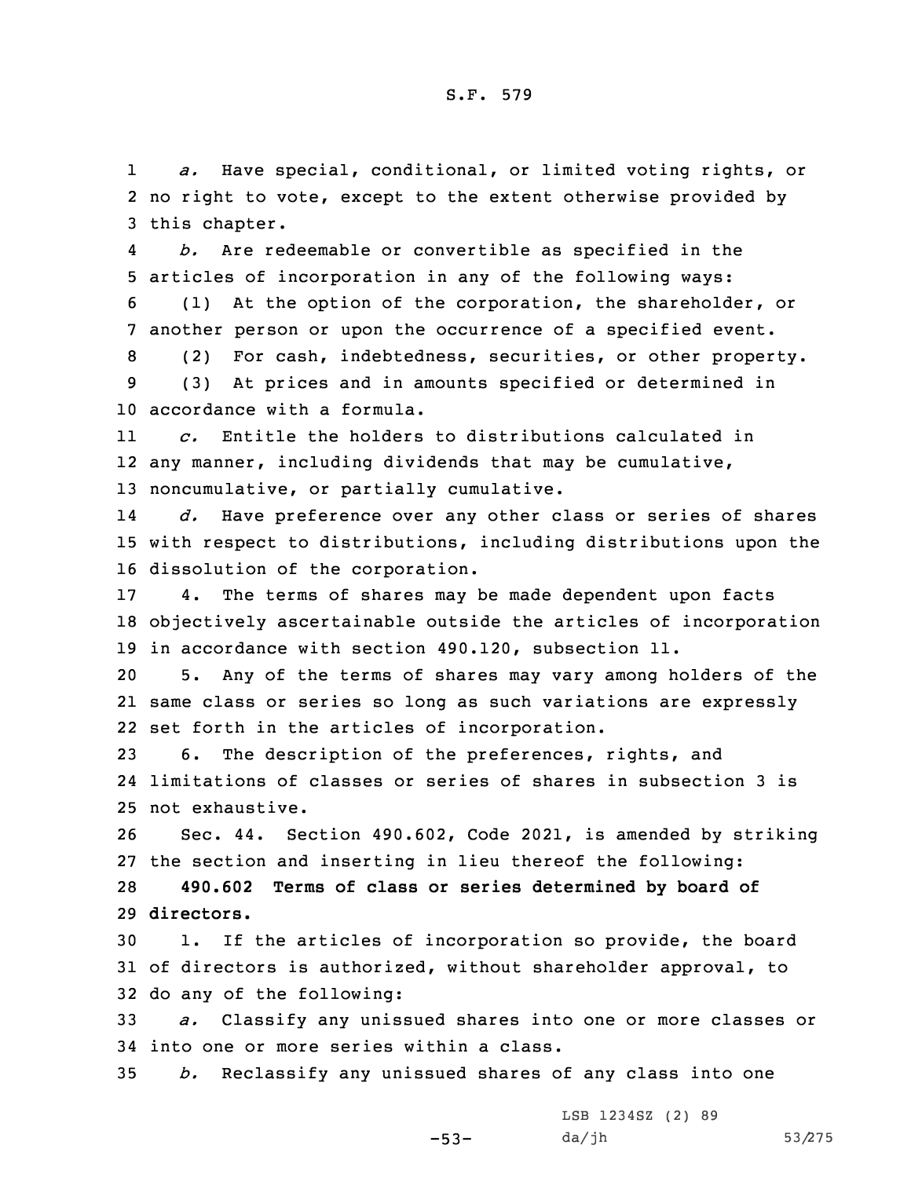*a.* Have special, conditional, or limited voting rights, or no right to vote, except to the extent otherwise provided by this chapter.

*b.* Are redeemable or convertible as specified in the articles of incorporation in any of the following ways:

(1) At the option of the corporation, the shareholder, or another person or upon the occurrence of a specified event.

(2) For cash, indebtedness, securities, or other property.

(3) At prices and in amounts specified or determined in accordance with a formula.

*c.* Entitle the holders to distributions calculated in any manner, including dividends that may be cumulative, noncumulative, or partially cumulative.

*d.* Have preference over any other class or series of shares with respect to distributions, including distributions upon the dissolution of the corporation.

4. The terms of shares may be made dependent upon facts objectively ascertainable outside the articles of incorporation in accordance with section 490.120, subsection 11.

5. Any of the terms of shares may vary among holders of the same class or series so long as such variations are expressly set forth in the articles of incorporation.

6. The description of the preferences, rights, and limitations of classes or series of shares in subsection 3 is not exhaustive.

Sec. 44. Section 490.602, Code 2021, is amended by striking the section and inserting in lieu thereof the following:

**490.602 Terms of class or series determined by board of directors.**

1. If the articles of incorporation so provide, the board of directors is authorized, without shareholder approval, to do any of the following:

*a.* Classify any unissued shares into one or more classes or into one or more series within a class.

*b.* Reclassify any unissued shares of any class into one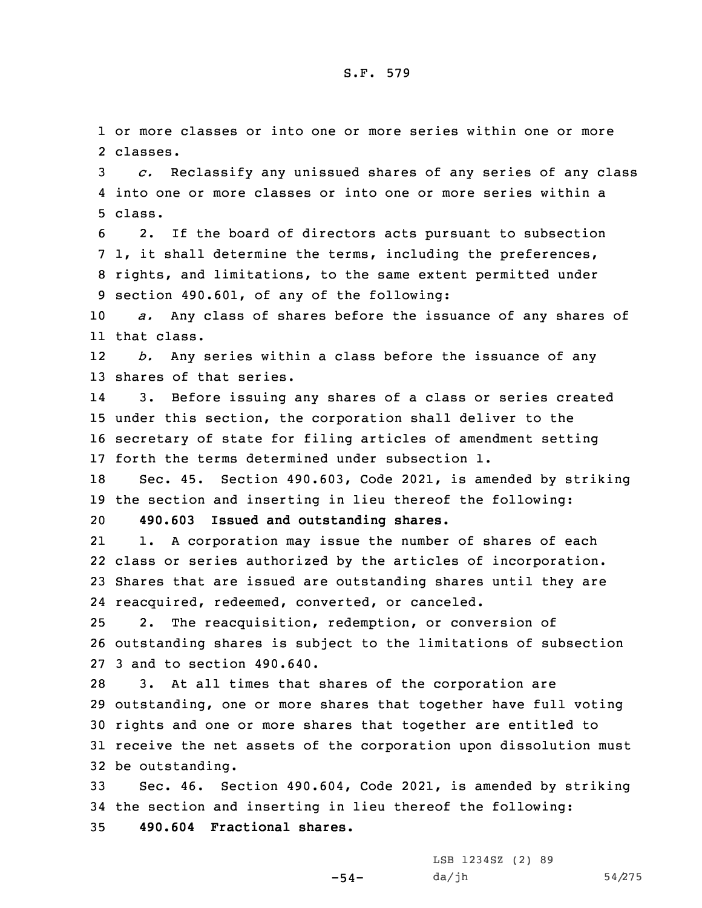or more classes or into one or more series within one or more classes.

*c.* Reclassify any unissued shares of any series of any class into one or more classes or into one or more series within a class.

2. If the board of directors acts pursuant to subsection 1, it shall determine the terms, including the preferences, rights, and limitations, to the same extent permitted under section 490.601, of any of the following:

*a.* Any class of shares before the issuance of any shares of that class.

*b.* Any series within a class before the issuance of any shares of that series.

3. Before issuing any shares of a class or series created under this section, the corporation shall deliver to the secretary of state for filing articles of amendment setting forth the terms determined under subsection 1.

Sec. 45. Section 490.603, Code 2021, is amended by striking the section and inserting in lieu thereof the following:

**490.603 Issued and outstanding shares.**

1. A corporation may issue the number of shares of each class or series authorized by the articles of incorporation. Shares that are issued are outstanding shares until they are reacquired, redeemed, converted, or canceled.

2. The reacquisition, redemption, or conversion of outstanding shares is subject to the limitations of subsection 3 and to section 490.640.

3. At all times that shares of the corporation are outstanding, one or more shares that together have full voting rights and one or more shares that together are entitled to receive the net assets of the corporation upon dissolution must be outstanding.

Sec. 46. Section 490.604, Code 2021, is amended by striking the section and inserting in lieu thereof the following:

**490.604 Fractional shares.**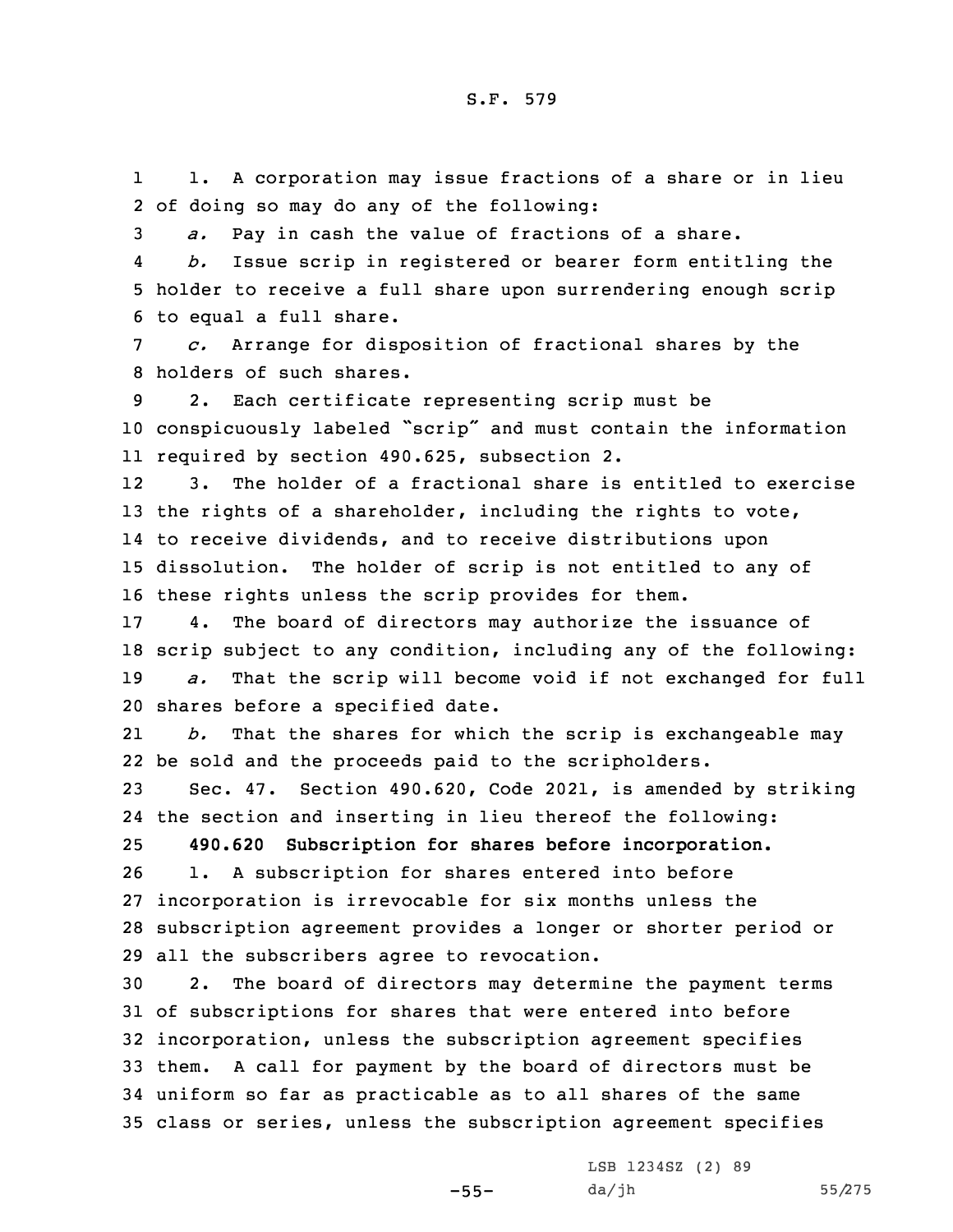1. A corporation may issue fractions of a share or in lieu of doing so may do any of the following:

*a.* Pay in cash the value of fractions of a share.

*b.* Issue scrip in registered or bearer form entitling the holder to receive a full share upon surrendering enough scrip to equal a full share.

*c.* Arrange for disposition of fractional shares by the holders of such shares.

2. Each certificate representing scrip must be conspicuously labeled "scrip" and must contain the information required by section 490.625, subsection 2.

3. The holder of a fractional share is entitled to exercise the rights of a shareholder, including the rights to vote, to receive dividends, and to receive distributions upon dissolution. The holder of scrip is not entitled to any of these rights unless the scrip provides for them.

4. The board of directors may authorize the issuance of scrip subject to any condition, including any of the following:

*a.* That the scrip will become void if not exchanged for full shares before a specified date.

*b.* That the shares for which the scrip is exchangeable may be sold and the proceeds paid to the scripholders.

Sec. 47. Section 490.620, Code 2021, is amended by striking the section and inserting in lieu thereof the following:

**490.620 Subscription for shares before incorporation.**

1. A subscription for shares entered into before incorporation is irrevocable for six months unless the subscription agreement provides a longer or shorter period or all the subscribers agree to revocation.

2. The board of directors may determine the payment terms of subscriptions for shares that were entered into before incorporation, unless the subscription agreement specifies them. A call for payment by the board of directors must be uniform so far as practicable as to all shares of the same class or series, unless the subscription agreement specifies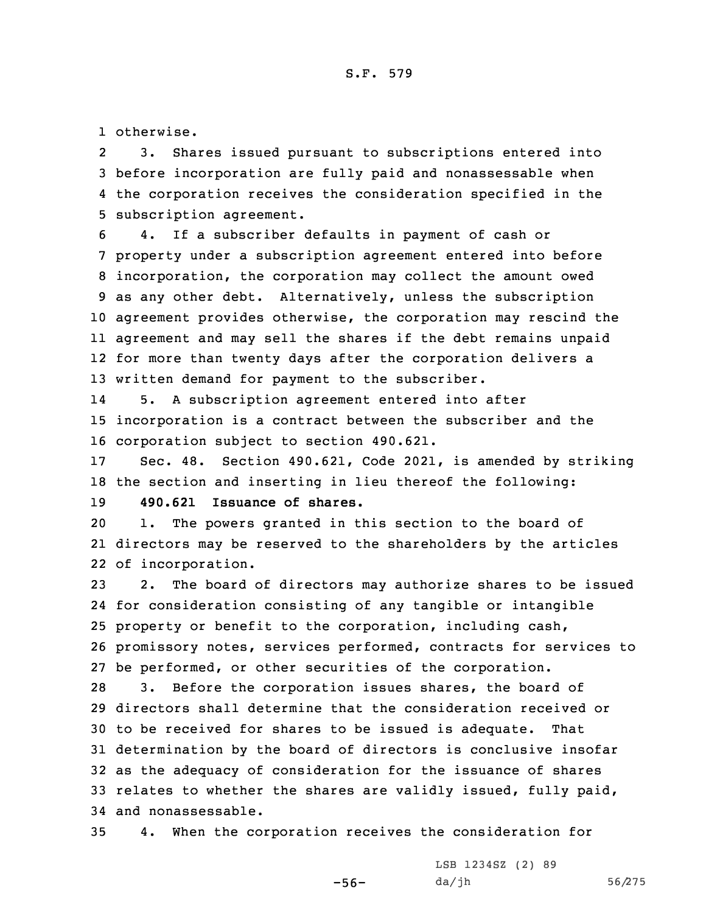otherwise.

3. Shares issued pursuant to subscriptions entered into before incorporation are fully paid and nonassessable when the corporation receives the consideration specified in the subscription agreement.

4. If a subscriber defaults in payment of cash or property under a subscription agreement entered into before incorporation, the corporation may collect the amount owed as any other debt. Alternatively, unless the subscription agreement provides otherwise, the corporation may rescind the agreement and may sell the shares if the debt remains unpaid for more than twenty days after the corporation delivers a written demand for payment to the subscriber.

5. A subscription agreement entered into after incorporation is a contract between the subscriber and the corporation subject to section 490.621.

Sec. 48. Section 490.621, Code 2021, is amended by striking the section and inserting in lieu thereof the following:

**490.621 Issuance of shares.**

1. The powers granted in this section to the board of directors may be reserved to the shareholders by the articles of incorporation.

2. The board of directors may authorize shares to be issued for consideration consisting of any tangible or intangible property or benefit to the corporation, including cash, promissory notes, services performed, contracts for services to be performed, or other securities of the corporation.

3. Before the corporation issues shares, the board of directors shall determine that the consideration received or to be received for shares to be issued is adequate. That determination by the board of directors is conclusive insofar as the adequacy of consideration for the issuance of shares relates to whether the shares are validly issued, fully paid, and nonassessable.

4. When the corporation receives the consideration for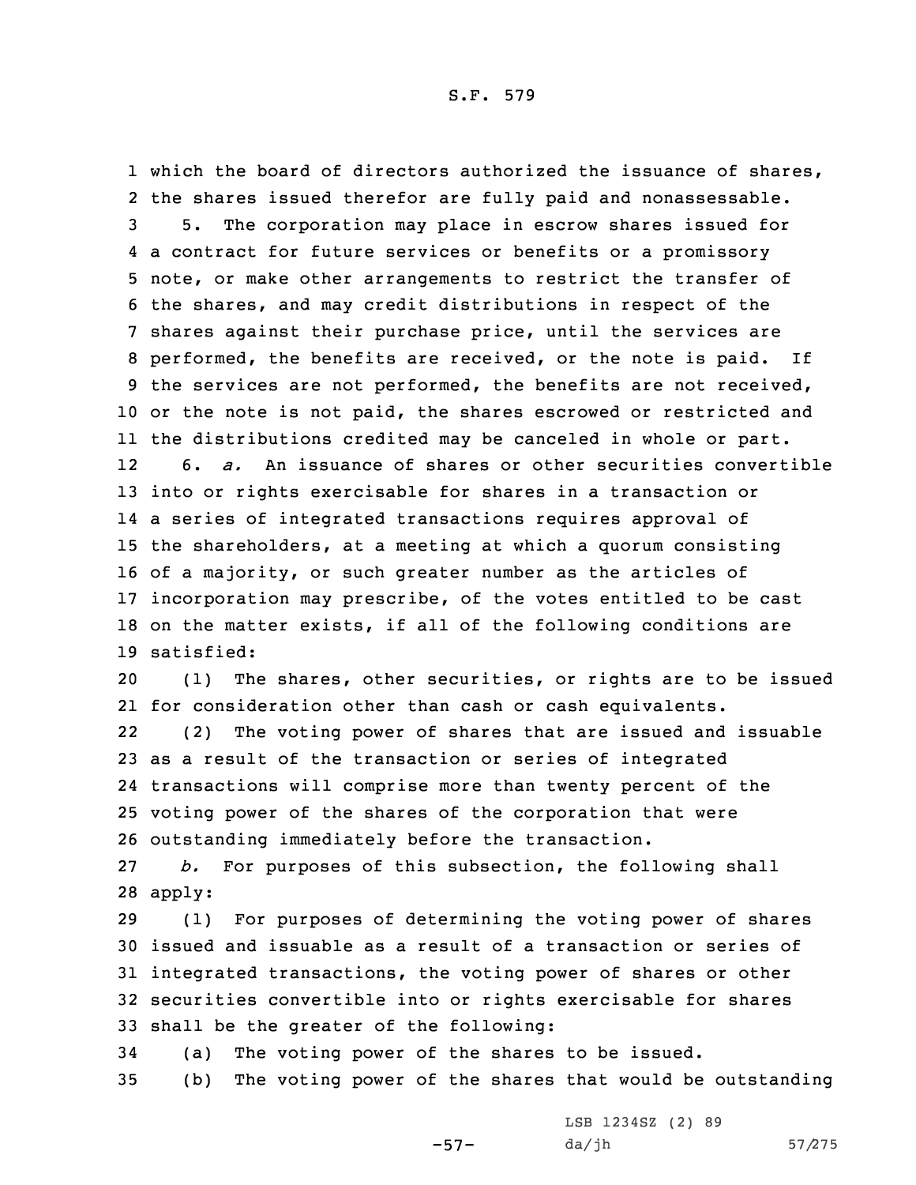which the board of directors authorized the issuance of shares, the shares issued therefor are fully paid and nonassessable.

5. The corporation may place in escrow shares issued for a contract for future services or benefits or a promissory note, or make other arrangements to restrict the transfer of the shares, and may credit distributions in respect of the shares against their purchase price, until the services are performed, the benefits are received, or the note is paid. If the services are not performed, the benefits are not received, or the note is not paid, the shares escrowed or restricted and the distributions credited may be canceled in whole or part.

6. *a.* An issuance of shares or other securities convertible into or rights exercisable for shares in a transaction or a series of integrated transactions requires approval of the shareholders, at a meeting at which a quorum consisting of a majority, or such greater number as the articles of incorporation may prescribe, of the votes entitled to be cast on the matter exists, if all of the following conditions are satisfied:

(1) The shares, other securities, or rights are to be issued for consideration other than cash or cash equivalents.

(2) The voting power of shares that are issued and issuable as a result of the transaction or series of integrated transactions will comprise more than twenty percent of the voting power of the shares of the corporation that were outstanding immediately before the transaction.

*b.* For purposes of this subsection, the following shall apply:

(1) For purposes of determining the voting power of shares issued and issuable as a result of a transaction or series of integrated transactions, the voting power of shares or other securities convertible into or rights exercisable for shares shall be the greater of the following:

(a) The voting power of the shares to be issued.

(b) The voting power of the shares that would be outstanding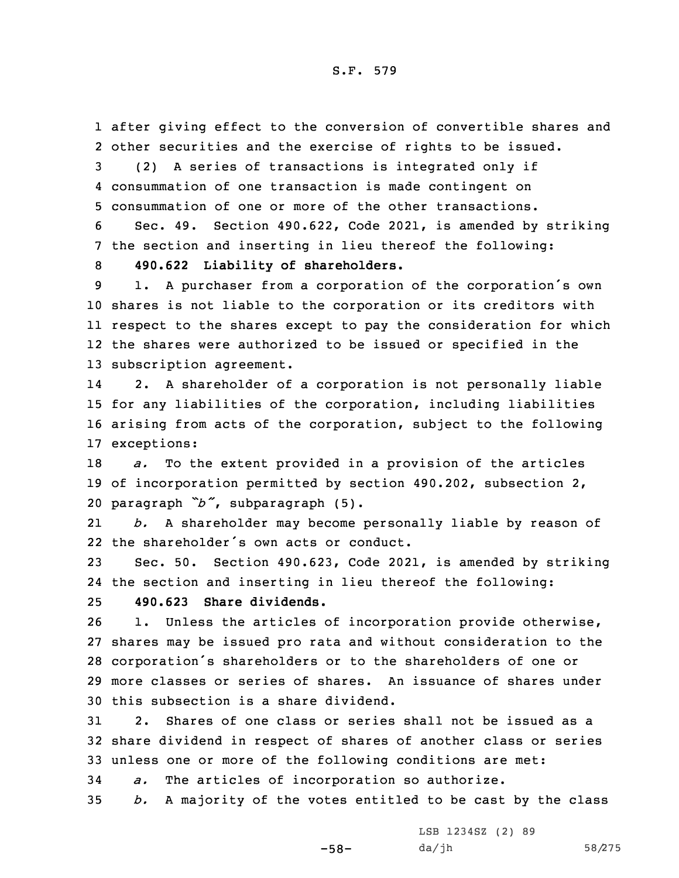after giving effect to the conversion of convertible shares and other securities and the exercise of rights to be issued.

(2) A series of transactions is integrated only if consummation of one transaction is made contingent on consummation of one or more of the other transactions.

Sec. 49. Section 490.622, Code 2021, is amended by striking the section and inserting in lieu thereof the following:

**490.622 Liability of shareholders.**

1. A purchaser from a corporation of the corporation's own shares is not liable to the corporation or its creditors with respect to the shares except to pay the consideration for which the shares were authorized to be issued or specified in the subscription agreement.

2. A shareholder of a corporation is not personally liable for any liabilities of the corporation, including liabilities arising from acts of the corporation, subject to the following exceptions:

*a.* To the extent provided in a provision of the articles of incorporation permitted by section 490.202, subsection 2, paragraph *"b"*, subparagraph (5).

*b.* A shareholder may become personally liable by reason of the shareholder's own acts or conduct.

Sec. 50. Section 490.623, Code 2021, is amended by striking the section and inserting in lieu thereof the following:

**490.623 Share dividends.**

1. Unless the articles of incorporation provide otherwise, shares may be issued pro rata and without consideration to the corporation's shareholders or to the shareholders of one or more classes or series of shares. An issuance of shares under this subsection is a share dividend.

2. Shares of one class or series shall not be issued as a share dividend in respect of shares of another class or series unless one or more of the following conditions are met:

*a.* The articles of incorporation so authorize.

*b.* A majority of the votes entitled to be cast by the class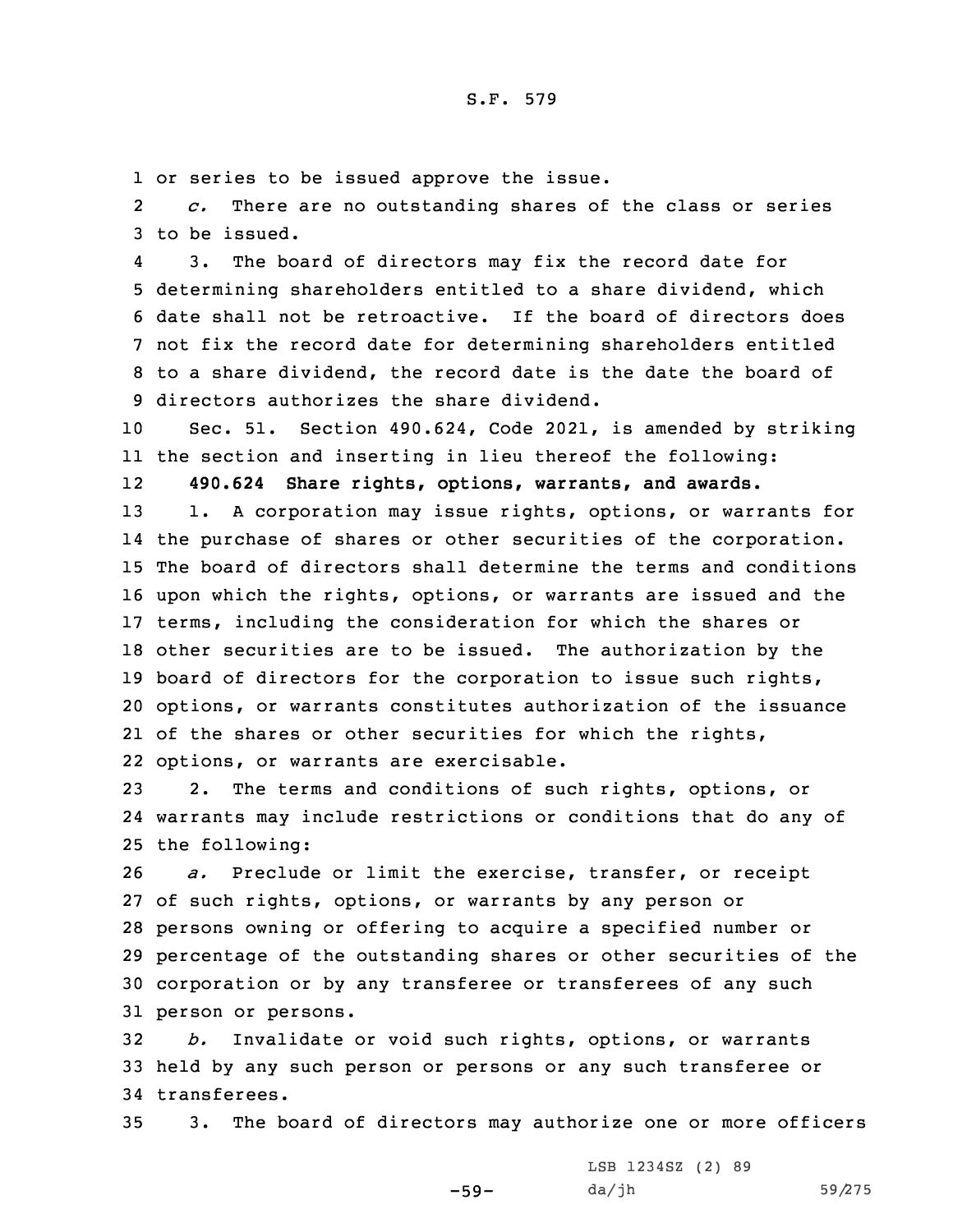or series to be issued approve the issue.

*c.* There are no outstanding shares of the class or series to be issued.

3. The board of directors may fix the record date for determining shareholders entitled to a share dividend, which date shall not be retroactive. If the board of directors does not fix the record date for determining shareholders entitled to a share dividend, the record date is the date the board of directors authorizes the share dividend.

Sec. 51. Section 490.624, Code 2021, is amended by striking the section and inserting in lieu thereof the following:

**490.624 Share rights, options, warrants, and awards.**

1. A corporation may issue rights, options, or warrants for the purchase of shares or other securities of the corporation. The board of directors shall determine the terms and conditions upon which the rights, options, or warrants are issued and the terms, including the consideration for which the shares or other securities are to be issued. The authorization by the board of directors for the corporation to issue such rights, options, or warrants constitutes authorization of the issuance of the shares or other securities for which the rights, options, or warrants are exercisable.

2. The terms and conditions of such rights, options, or warrants may include restrictions or conditions that do any of the following:

*a.* Preclude or limit the exercise, transfer, or receipt of such rights, options, or warrants by any person or persons owning or offering to acquire a specified number or percentage of the outstanding shares or other securities of the corporation or by any transferee or transferees of any such person or persons.

*b.* Invalidate or void such rights, options, or warrants held by any such person or persons or any such transferee or transferees.

3. The board of directors may authorize one or more officers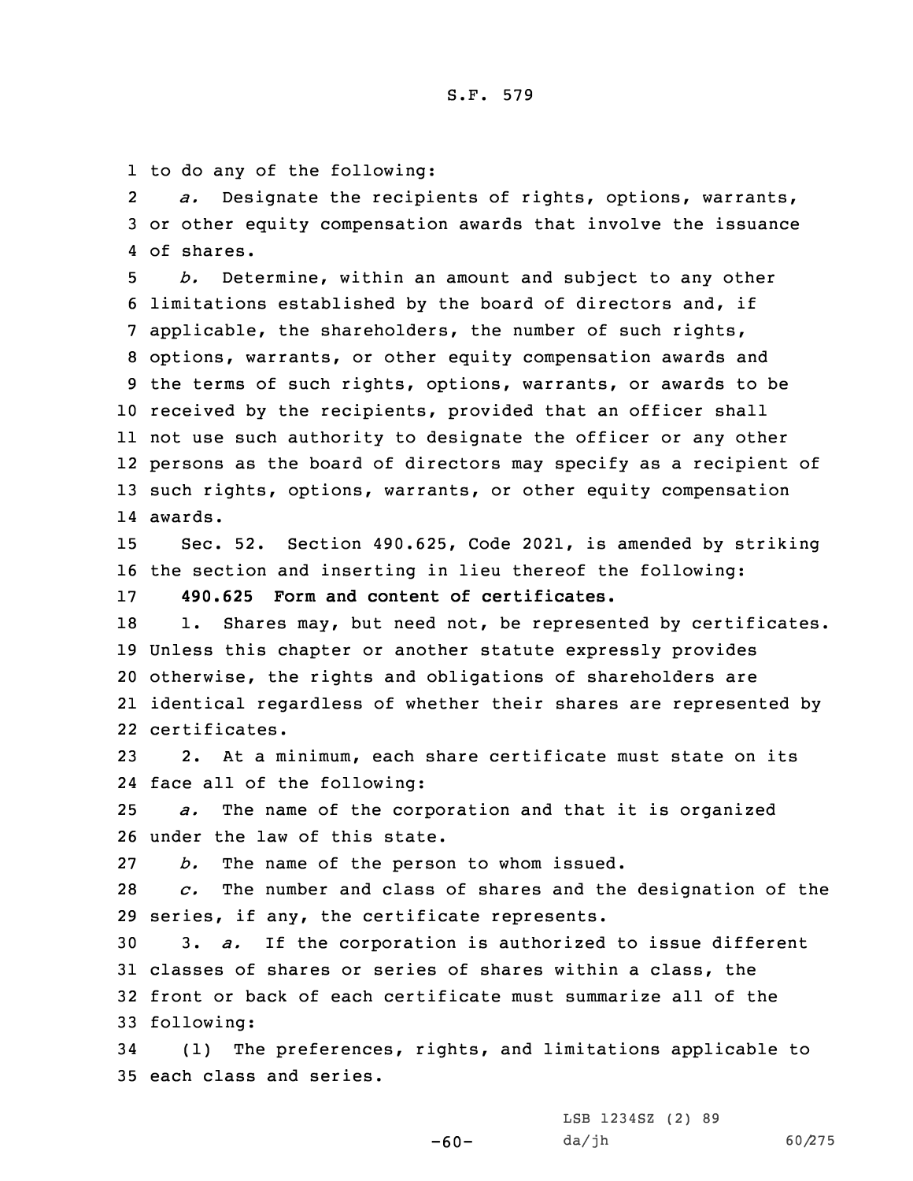to do any of the following:

*a.* Designate the recipients of rights, options, warrants, or other equity compensation awards that involve the issuance of shares.

*b.* Determine, within an amount and subject to any other limitations established by the board of directors and, if applicable, the shareholders, the number of such rights, options, warrants, or other equity compensation awards and the terms of such rights, options, warrants, or awards to be received by the recipients, provided that an officer shall not use such authority to designate the officer or any other persons as the board of directors may specify as a recipient of such rights, options, warrants, or other equity compensation awards.

Sec. 52. Section 490.625, Code 2021, is amended by striking the section and inserting in lieu thereof the following:

**490.625 Form and content of certificates.**

1. Shares may, but need not, be represented by certificates. Unless this chapter or another statute expressly provides otherwise, the rights and obligations of shareholders are identical regardless of whether their shares are represented by certificates.

2. At a minimum, each share certificate must state on its face all of the following:

*a.* The name of the corporation and that it is organized under the law of this state.

*b.* The name of the person to whom issued.

*c.* The number and class of shares and the designation of the series, if any, the certificate represents.

3. *a.* If the corporation is authorized to issue different classes of shares or series of shares within a class, the front or back of each certificate must summarize all of the following:

(1) The preferences, rights, and limitations applicable to each class and series.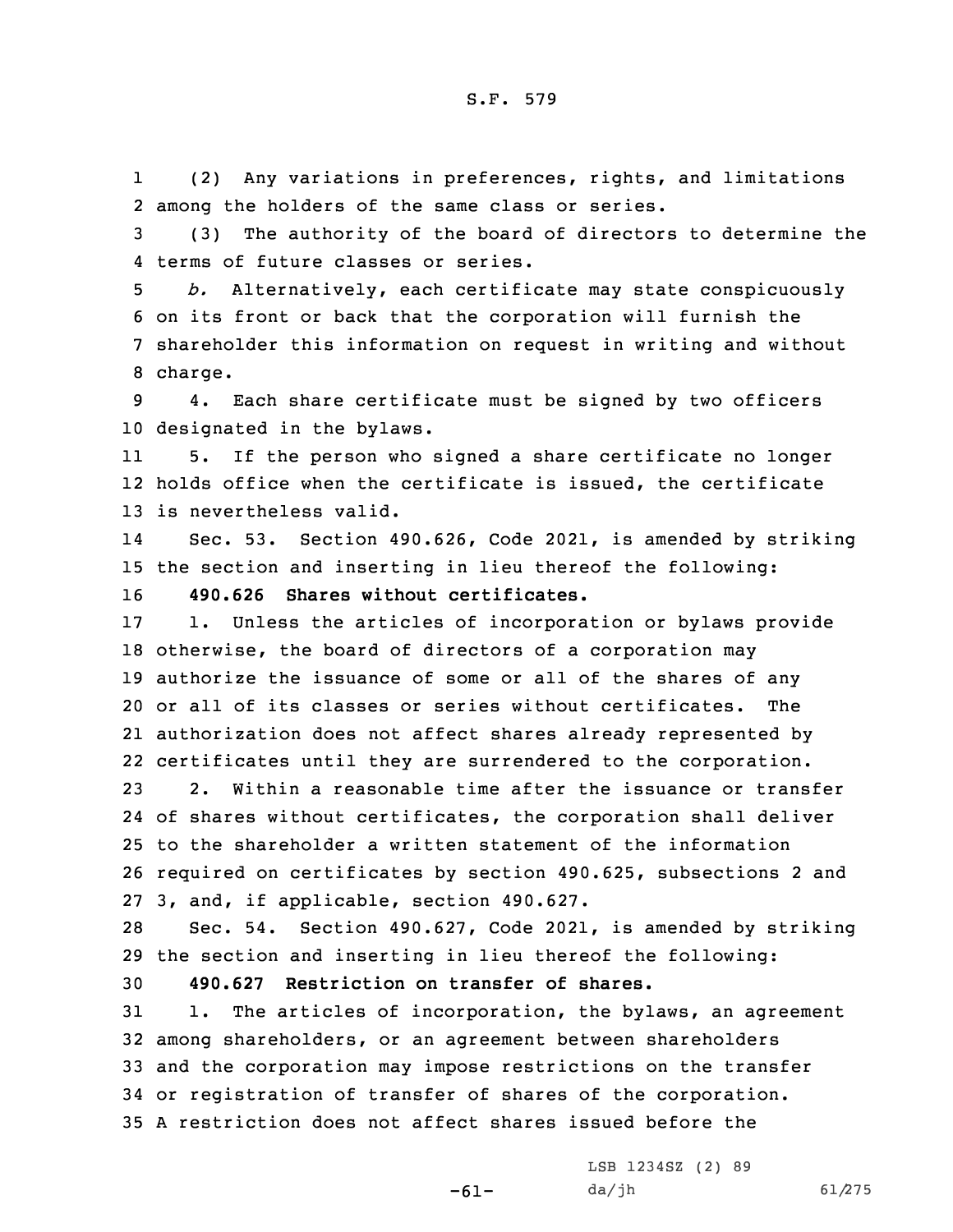(2) Any variations in preferences, rights, and limitations among the holders of the same class or series.

(3) The authority of the board of directors to determine the terms of future classes or series.

*b.* Alternatively, each certificate may state conspicuously on its front or back that the corporation will furnish the shareholder this information on request in writing and without charge.

4. Each share certificate must be signed by two officers designated in the bylaws.

5. If the person who signed a share certificate no longer holds office when the certificate is issued, the certificate is nevertheless valid.

Sec. 53. Section 490.626, Code 2021, is amended by striking the section and inserting in lieu thereof the following:

**490.626 Shares without certificates.**

1. Unless the articles of incorporation or bylaws provide otherwise, the board of directors of a corporation may authorize the issuance of some or all of the shares of any or all of its classes or series without certificates. The authorization does not affect shares already represented by certificates until they are surrendered to the corporation.

2. Within a reasonable time after the issuance or transfer of shares without certificates, the corporation shall deliver to the shareholder a written statement of the information required on certificates by section 490.625, subsections 2 and 3, and, if applicable, section 490.627.

Sec. 54. Section 490.627, Code 2021, is amended by striking the section and inserting in lieu thereof the following:

**490.627 Restriction on transfer of shares.**

1. The articles of incorporation, the bylaws, an agreement among shareholders, or an agreement between shareholders and the corporation may impose restrictions on the transfer or registration of transfer of shares of the corporation. A restriction does not affect shares issued before the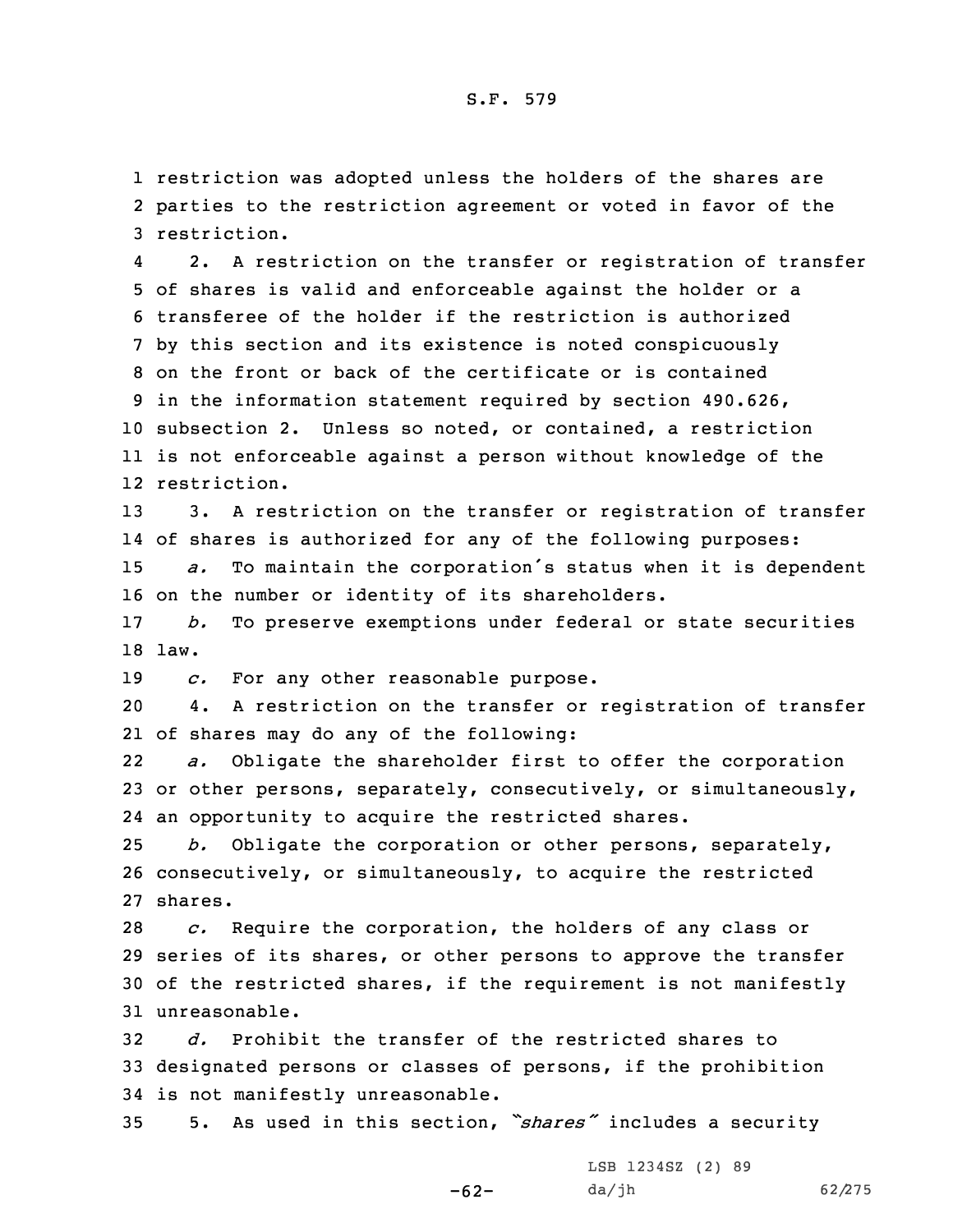restriction was adopted unless the holders of the shares are parties to the restriction agreement or voted in favor of the restriction.

2. A restriction on the transfer or registration of transfer of shares is valid and enforceable against the holder or a transferee of the holder if the restriction is authorized by this section and its existence is noted conspicuously on the front or back of the certificate or is contained in the information statement required by section 490.626, subsection 2. Unless so noted, or contained, a restriction is not enforceable against a person without knowledge of the restriction.

3. A restriction on the transfer or registration of transfer of shares is authorized for any of the following purposes:

*a.* To maintain the corporation's status when it is dependent on the number or identity of its shareholders.

*b.* To preserve exemptions under federal or state securities law.

*c.* For any other reasonable purpose.

4. A restriction on the transfer or registration of transfer of shares may do any of the following:

*a.* Obligate the shareholder first to offer the corporation or other persons, separately, consecutively, or simultaneously, an opportunity to acquire the restricted shares.

*b.* Obligate the corporation or other persons, separately, consecutively, or simultaneously, to acquire the restricted shares.

*c.* Require the corporation, the holders of any class or series of its shares, or other persons to approve the transfer of the restricted shares, if the requirement is not manifestly unreasonable.

*d.* Prohibit the transfer of the restricted shares to designated persons or classes of persons, if the prohibition is not manifestly unreasonable.

5. As used in this section, *"shares"* includes a security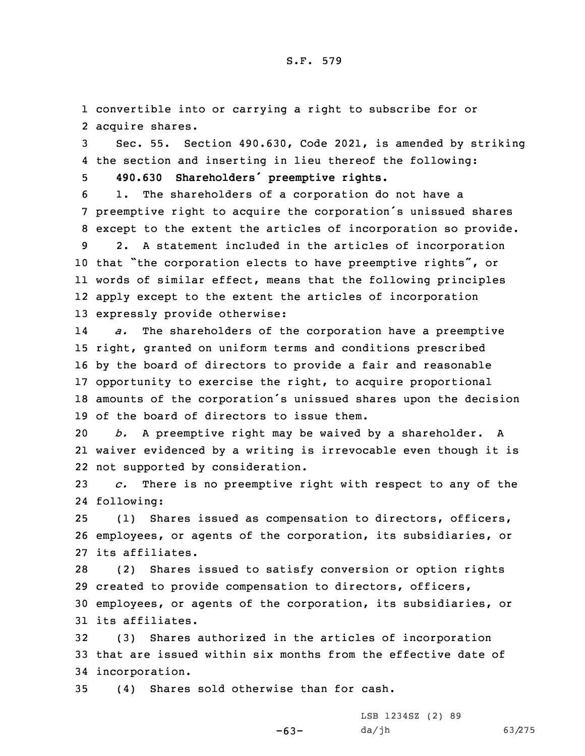convertible into or carrying a right to subscribe for or acquire shares.

Sec. 55. Section 490.630, Code 2021, is amended by striking the section and inserting in lieu thereof the following:

**490.630 Shareholders' preemptive rights.**

1. The shareholders of a corporation do not have a preemptive right to acquire the corporation's unissued shares except to the extent the articles of incorporation so provide.

2. A statement included in the articles of incorporation that "the corporation elects to have preemptive rights", or words of similar effect, means that the following principles apply except to the extent the articles of incorporation expressly provide otherwise:

*a.* The shareholders of the corporation have a preemptive right, granted on uniform terms and conditions prescribed by the board of directors to provide a fair and reasonable opportunity to exercise the right, to acquire proportional amounts of the corporation's unissued shares upon the decision of the board of directors to issue them.

*b.* A preemptive right may be waived by a shareholder. A waiver evidenced by a writing is irrevocable even though it is not supported by consideration.

*c.* There is no preemptive right with respect to any of the following:

(1) Shares issued as compensation to directors, officers, employees, or agents of the corporation, its subsidiaries, or its affiliates.

(2) Shares issued to satisfy conversion or option rights created to provide compensation to directors, officers, employees, or agents of the corporation, its subsidiaries, or its affiliates.

(3) Shares authorized in the articles of incorporation that are issued within six months from the effective date of incorporation.

(4) Shares sold otherwise than for cash.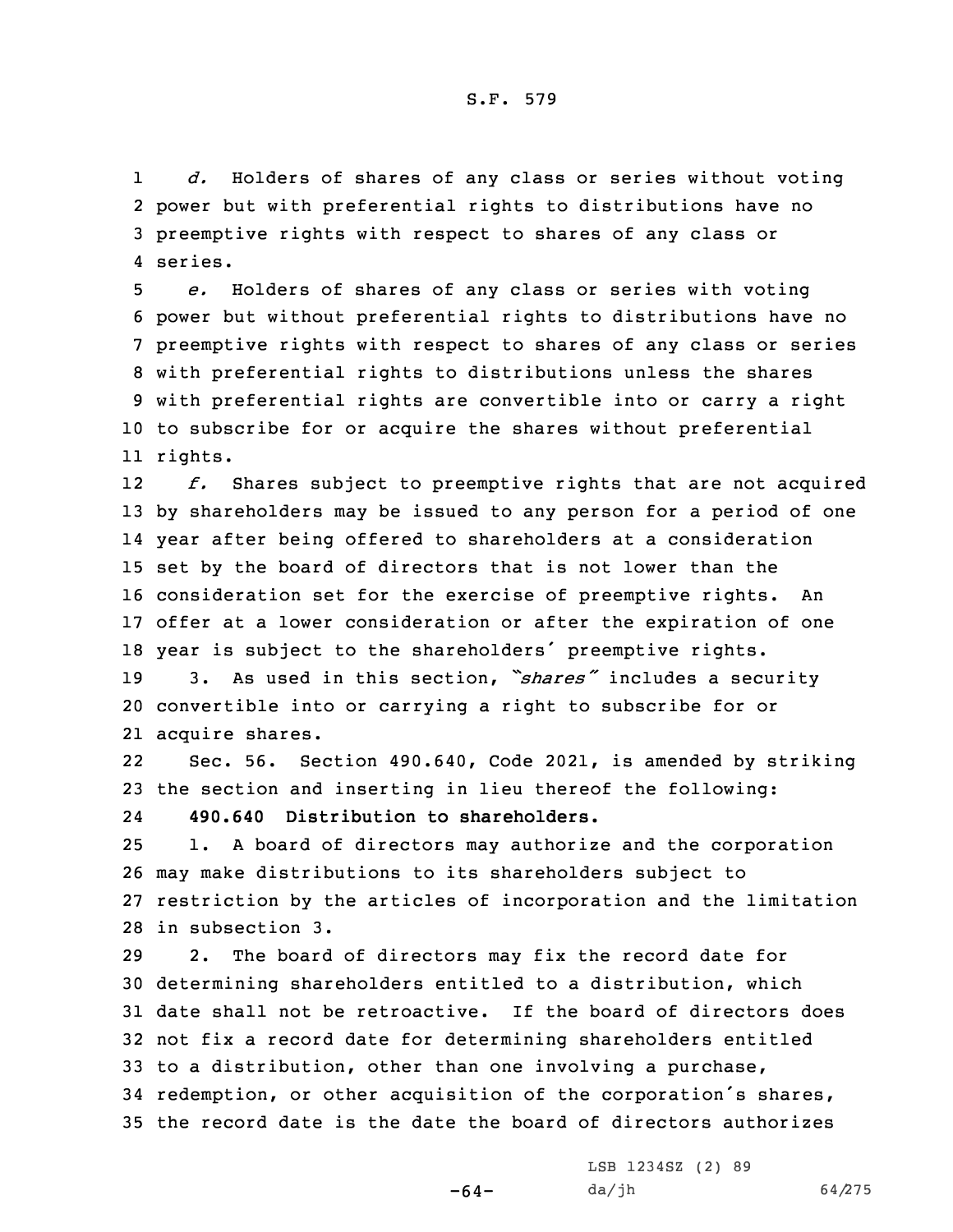*d.* Holders of shares of any class or series without voting power but with preferential rights to distributions have no preemptive rights with respect to shares of any class or series.

*e.* Holders of shares of any class or series with voting power but without preferential rights to distributions have no preemptive rights with respect to shares of any class or series with preferential rights to distributions unless the shares with preferential rights are convertible into or carry a right to subscribe for or acquire the shares without preferential rights.

*f.* Shares subject to preemptive rights that are not acquired by shareholders may be issued to any person for a period of one year after being offered to shareholders at a consideration set by the board of directors that is not lower than the consideration set for the exercise of preemptive rights. An offer at a lower consideration or after the expiration of one year is subject to the shareholders' preemptive rights.

3. As used in this section, *"shares"* includes a security convertible into or carrying a right to subscribe for or acquire shares.

Sec. 56. Section 490.640, Code 2021, is amended by striking the section and inserting in lieu thereof the following:

**490.640 Distribution to shareholders.**

1. A board of directors may authorize and the corporation may make distributions to its shareholders subject to restriction by the articles of incorporation and the limitation in subsection 3.

2. The board of directors may fix the record date for determining shareholders entitled to a distribution, which date shall not be retroactive. If the board of directors does not fix a record date for determining shareholders entitled to a distribution, other than one involving a purchase, redemption, or other acquisition of the corporation's shares, the record date is the date the board of directors authorizes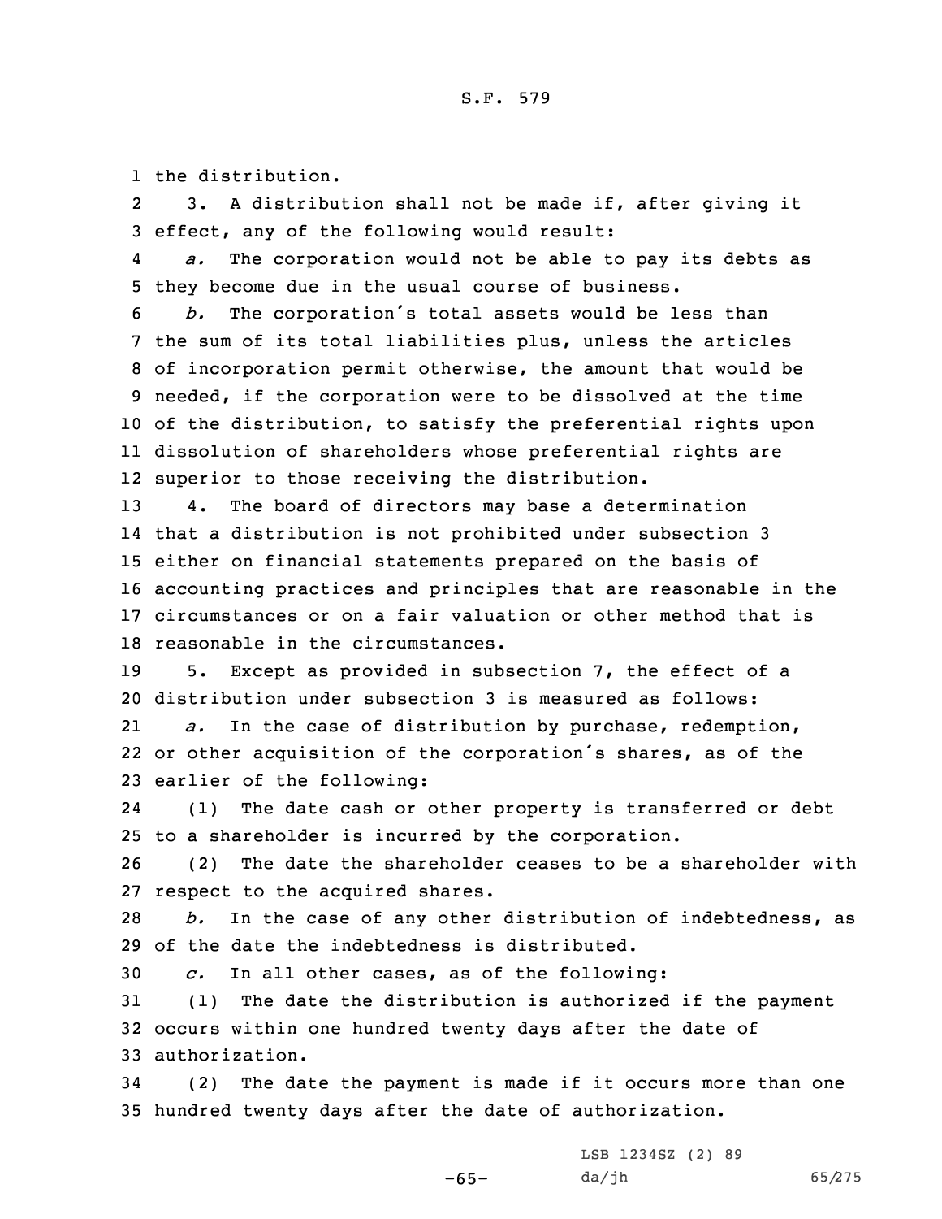the distribution.

3. A distribution shall not be made if, after giving it effect, any of the following would result:

*a.* The corporation would not be able to pay its debts as they become due in the usual course of business.

*b.* The corporation's total assets would be less than the sum of its total liabilities plus, unless the articles of incorporation permit otherwise, the amount that would be needed, if the corporation were to be dissolved at the time of the distribution, to satisfy the preferential rights upon dissolution of shareholders whose preferential rights are superior to those receiving the distribution.

4. The board of directors may base a determination that a distribution is not prohibited under subsection 3 either on financial statements prepared on the basis of accounting practices and principles that are reasonable in the circumstances or on a fair valuation or other method that is reasonable in the circumstances.

5. Except as provided in subsection 7, the effect of a distribution under subsection 3 is measured as follows:

*a.* In the case of distribution by purchase, redemption, or other acquisition of the corporation's shares, as of the earlier of the following:

(1) The date cash or other property is transferred or debt to a shareholder is incurred by the corporation.

(2) The date the shareholder ceases to be a shareholder with respect to the acquired shares.

*b.* In the case of any other distribution of indebtedness, as of the date the indebtedness is distributed.

*c.* In all other cases, as of the following:

(1) The date the distribution is authorized if the payment occurs within one hundred twenty days after the date of authorization.

(2) The date the payment is made if it occurs more than one hundred twenty days after the date of authorization.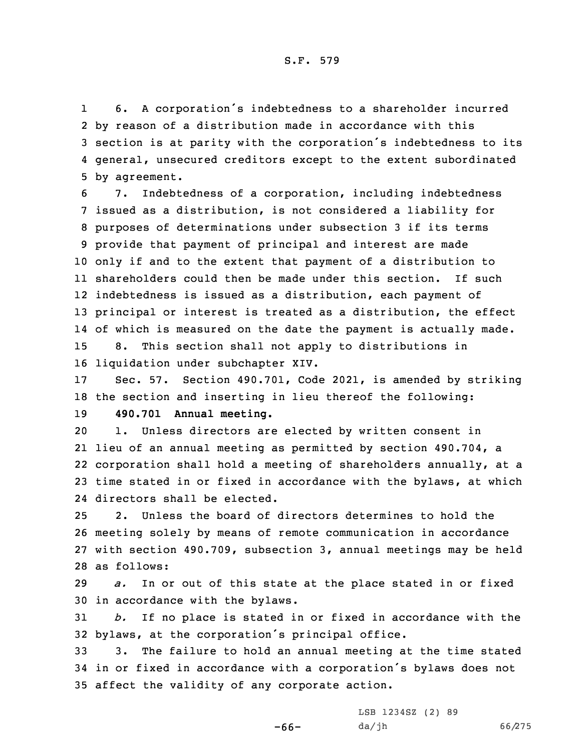6. A corporation's indebtedness to a shareholder incurred by reason of a distribution made in accordance with this section is at parity with the corporation's indebtedness to its general, unsecured creditors except to the extent subordinated by agreement.

7. Indebtedness of a corporation, including indebtedness issued as a distribution, is not considered a liability for purposes of determinations under subsection 3 if its terms provide that payment of principal and interest are made only if and to the extent that payment of a distribution to shareholders could then be made under this section. If such indebtedness is issued as a distribution, each payment of principal or interest is treated as a distribution, the effect of which is measured on the date the payment is actually made.

8. This section shall not apply to distributions in liquidation under subchapter XIV.

Sec. 57. Section 490.701, Code 2021, is amended by striking the section and inserting in lieu thereof the following:

**490.701 Annual meeting.**

1. Unless directors are elected by written consent in lieu of an annual meeting as permitted by section 490.704, a corporation shall hold a meeting of shareholders annually, at a time stated in or fixed in accordance with the bylaws, at which directors shall be elected.

2. Unless the board of directors determines to hold the meeting solely by means of remote communication in accordance with section 490.709, subsection 3, annual meetings may be held as follows:

*a.* In or out of this state at the place stated in or fixed in accordance with the bylaws.

*b.* If no place is stated in or fixed in accordance with the bylaws, at the corporation's principal office.

3. The failure to hold an annual meeting at the time stated in or fixed in accordance with a corporation's bylaws does not affect the validity of any corporate action.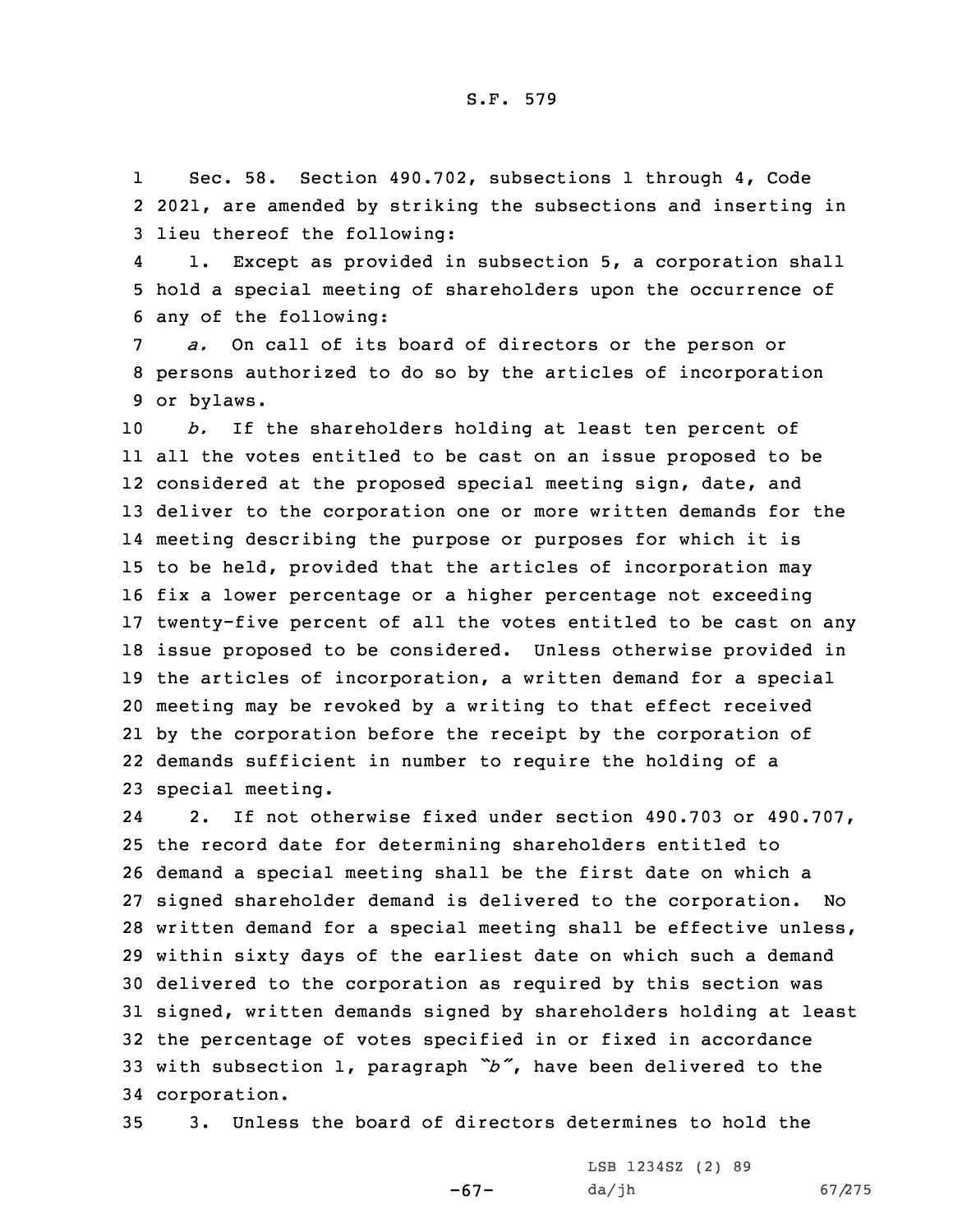Sec. 58. Section 490.702, subsections 1 through 4, Code 2021, are amended by striking the subsections and inserting in lieu thereof the following:

1. Except as provided in subsection 5, a corporation shall hold a special meeting of shareholders upon the occurrence of any of the following:

*a.* On call of its board of directors or the person or persons authorized to do so by the articles of incorporation or bylaws.

*b.* If the shareholders holding at least ten percent of all the votes entitled to be cast on an issue proposed to be considered at the proposed special meeting sign, date, and deliver to the corporation one or more written demands for the meeting describing the purpose or purposes for which it is to be held, provided that the articles of incorporation may fix a lower percentage or a higher percentage not exceeding twenty-five percent of all the votes entitled to be cast on any issue proposed to be considered. Unless otherwise provided in the articles of incorporation, a written demand for a special meeting may be revoked by a writing to that effect received by the corporation before the receipt by the corporation of demands sufficient in number to require the holding of a special meeting.

2. If not otherwise fixed under section 490.703 or 490.707, the record date for determining shareholders entitled to demand a special meeting shall be the first date on which a signed shareholder demand is delivered to the corporation. No written demand for a special meeting shall be effective unless, within sixty days of the earliest date on which such a demand delivered to the corporation as required by this section was signed, written demands signed by shareholders holding at least the percentage of votes specified in or fixed in accordance with subsection 1, paragraph *"b"*, have been delivered to the corporation.

3. Unless the board of directors determines to hold the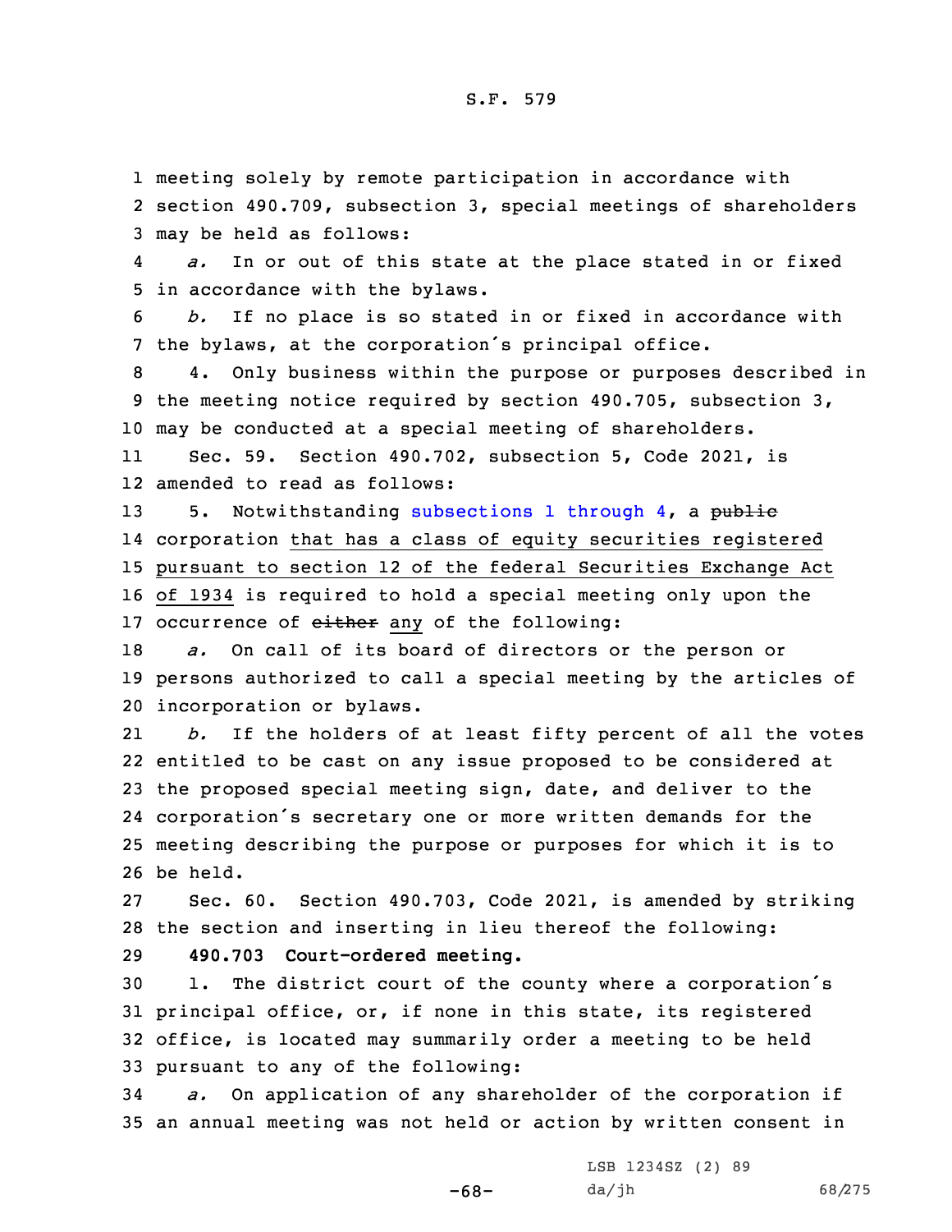meeting solely by remote participation in accordance with section 490.709, subsection 3, special meetings of shareholders may be held as follows:

*a.* In or out of this state at the place stated in or fixed in accordance with the bylaws.

*b.* If no place is so stated in or fixed in accordance with the bylaws, at the corporation's principal office.

4. Only business within the purpose or purposes described in the meeting notice required by section 490.705, subsection 3, may be conducted at a special meeting of shareholders.

Sec. 59. Section 490.702, subsection 5, Code 2021, is amended to read as follows:

5. Notwithstanding subsections 1 through 4, a ~~public~~ corporation that has a class of equity securities registered pursuant to section 12 of the federal Securities Exchange Act of 1934 is required to hold a special meeting only upon the occurrence of ~~either~~ any of the following:

*a.* On call of its board of directors or the person or persons authorized to call a special meeting by the articles of incorporation or bylaws.

*b.* If the holders of at least fifty percent of all the votes entitled to be cast on any issue proposed to be considered at the proposed special meeting sign, date, and deliver to the corporation's secretary one or more written demands for the meeting describing the purpose or purposes for which it is to be held.

Sec. 60. Section 490.703, Code 2021, is amended by striking the section and inserting in lieu thereof the following:

**490.703 Court-ordered meeting.**

1. The district court of the county where a corporation's principal office, or, if none in this state, its registered office, is located may summarily order a meeting to be held pursuant to any of the following:

*a.* On application of any shareholder of the corporation if an annual meeting was not held or action by written consent in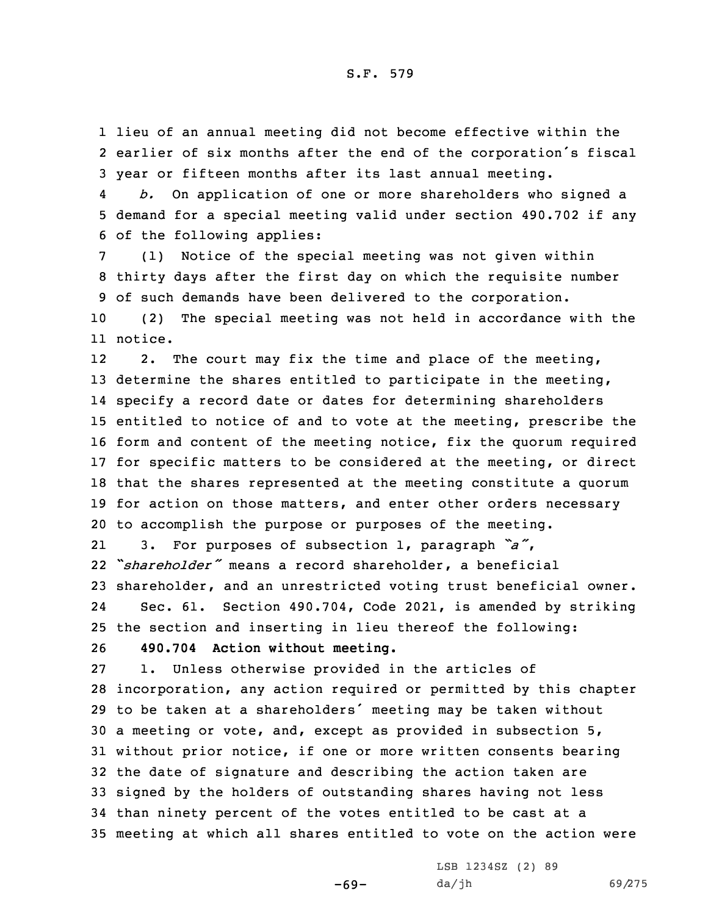lieu of an annual meeting did not become effective within the earlier of six months after the end of the corporation's fiscal year or fifteen months after its last annual meeting.

*b.* On application of one or more shareholders who signed a demand for a special meeting valid under section 490.702 if any of the following applies:

(1) Notice of the special meeting was not given within thirty days after the first day on which the requisite number of such demands have been delivered to the corporation.

(2) The special meeting was not held in accordance with the notice.

2. The court may fix the time and place of the meeting, determine the shares entitled to participate in the meeting, specify a record date or dates for determining shareholders entitled to notice of and to vote at the meeting, prescribe the form and content of the meeting notice, fix the quorum required for specific matters to be considered at the meeting, or direct that the shares represented at the meeting constitute a quorum for action on those matters, and enter other orders necessary to accomplish the purpose or purposes of the meeting.

3. For purposes of subsection 1, paragraph *"a"*, *"shareholder"* means a record shareholder, a beneficial shareholder, and an unrestricted voting trust beneficial owner.

Sec. 61. Section 490.704, Code 2021, is amended by striking the section and inserting in lieu thereof the following:

**490.704 Action without meeting.**

1. Unless otherwise provided in the articles of incorporation, any action required or permitted by this chapter to be taken at a shareholders' meeting may be taken without a meeting or vote, and, except as provided in subsection 5, without prior notice, if one or more written consents bearing the date of signature and describing the action taken are signed by the holders of outstanding shares having not less than ninety percent of the votes entitled to be cast at a meeting at which all shares entitled to vote on the action were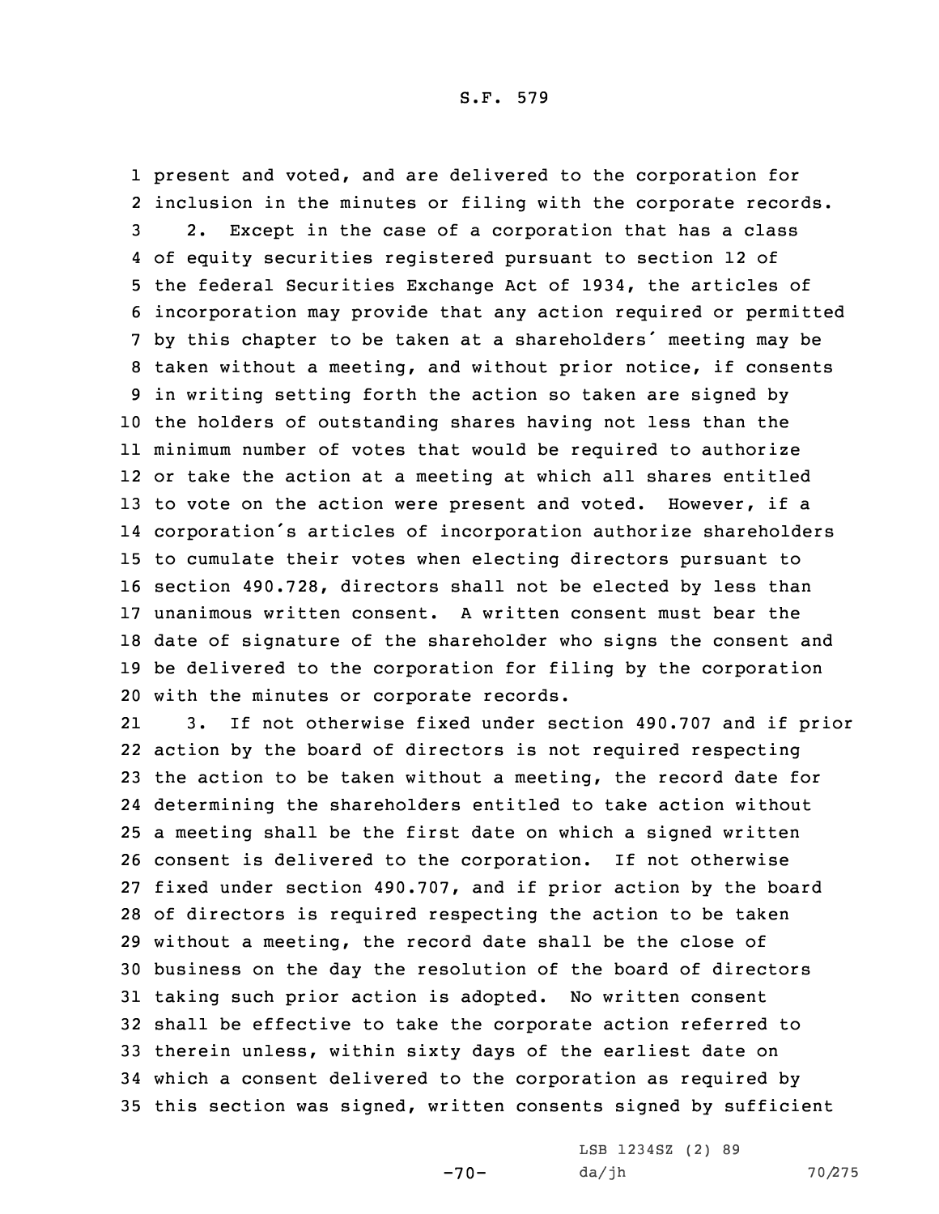present and voted, and are delivered to the corporation for inclusion in the minutes or filing with the corporate records.

2. Except in the case of a corporation that has a class of equity securities registered pursuant to section 12 of the federal Securities Exchange Act of 1934, the articles of incorporation may provide that any action required or permitted by this chapter to be taken at a shareholders' meeting may be taken without a meeting, and without prior notice, if consents in writing setting forth the action so taken are signed by the holders of outstanding shares having not less than the minimum number of votes that would be required to authorize or take the action at a meeting at which all shares entitled to vote on the action were present and voted. However, if a corporation's articles of incorporation authorize shareholders to cumulate their votes when electing directors pursuant to section 490.728, directors shall not be elected by less than unanimous written consent. A written consent must bear the date of signature of the shareholder who signs the consent and be delivered to the corporation for filing by the corporation with the minutes or corporate records.

3. If not otherwise fixed under section 490.707 and if prior action by the board of directors is not required respecting the action to be taken without a meeting, the record date for determining the shareholders entitled to take action without a meeting shall be the first date on which a signed written consent is delivered to the corporation. If not otherwise fixed under section 490.707, and if prior action by the board of directors is required respecting the action to be taken without a meeting, the record date shall be the close of business on the day the resolution of the board of directors taking such prior action is adopted. No written consent shall be effective to take the corporate action referred to therein unless, within sixty days of the earliest date on which a consent delivered to the corporation as required by this section was signed, written consents signed by sufficient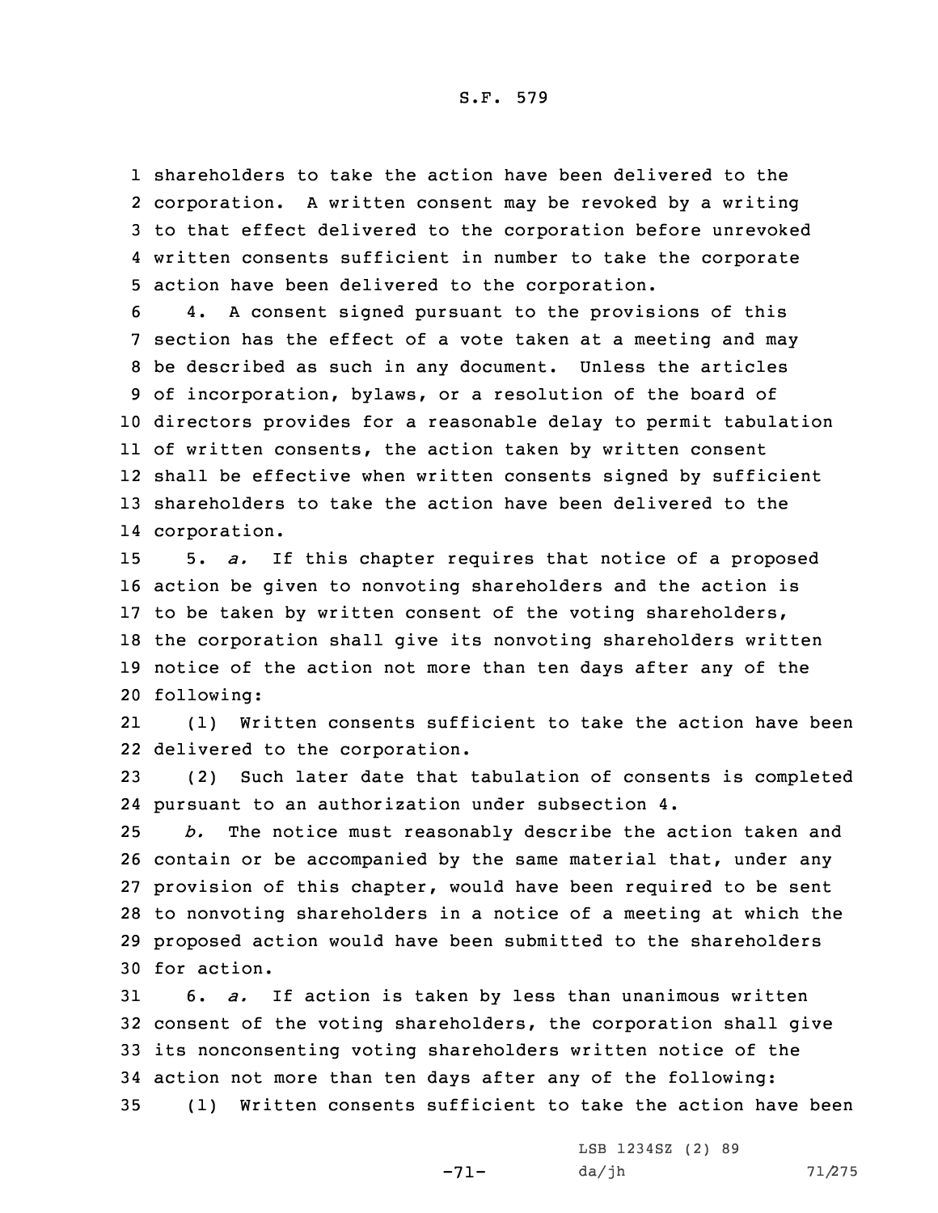shareholders to take the action have been delivered to the corporation. A written consent may be revoked by a writing to that effect delivered to the corporation before unrevoked written consents sufficient in number to take the corporate action have been delivered to the corporation.

4. A consent signed pursuant to the provisions of this section has the effect of a vote taken at a meeting and may be described as such in any document. Unless the articles of incorporation, bylaws, or a resolution of the board of directors provides for a reasonable delay to permit tabulation of written consents, the action taken by written consent shall be effective when written consents signed by sufficient shareholders to take the action have been delivered to the corporation.

5. *a.* If this chapter requires that notice of a proposed action be given to nonvoting shareholders and the action is to be taken by written consent of the voting shareholders, the corporation shall give its nonvoting shareholders written notice of the action not more than ten days after any of the following:

(1) Written consents sufficient to take the action have been delivered to the corporation.

(2) Such later date that tabulation of consents is completed pursuant to an authorization under subsection 4.

*b.* The notice must reasonably describe the action taken and contain or be accompanied by the same material that, under any provision of this chapter, would have been required to be sent to nonvoting shareholders in a notice of a meeting at which the proposed action would have been submitted to the shareholders for action.

6. *a.* If action is taken by less than unanimous written consent of the voting shareholders, the corporation shall give its nonconsenting voting shareholders written notice of the action not more than ten days after any of the following:

(1) Written consents sufficient to take the action have been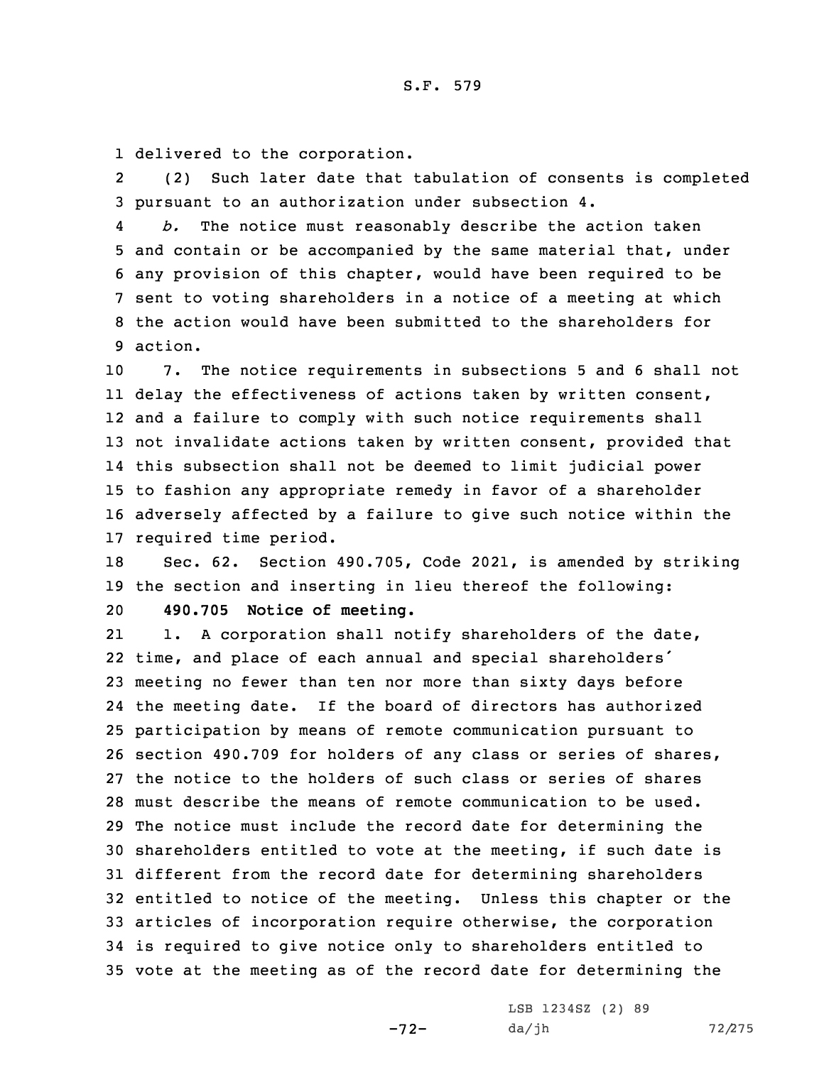delivered to the corporation.

(2) Such later date that tabulation of consents is completed pursuant to an authorization under subsection 4.

*b.* The notice must reasonably describe the action taken and contain or be accompanied by the same material that, under any provision of this chapter, would have been required to be sent to voting shareholders in a notice of a meeting at which the action would have been submitted to the shareholders for action.

7. The notice requirements in subsections 5 and 6 shall not delay the effectiveness of actions taken by written consent, and a failure to comply with such notice requirements shall not invalidate actions taken by written consent, provided that this subsection shall not be deemed to limit judicial power to fashion any appropriate remedy in favor of a shareholder adversely affected by a failure to give such notice within the required time period.

Sec. 62. Section 490.705, Code 2021, is amended by striking the section and inserting in lieu thereof the following:

**490.705 Notice of meeting.**

1. A corporation shall notify shareholders of the date, time, and place of each annual and special shareholders' meeting no fewer than ten nor more than sixty days before the meeting date. If the board of directors has authorized participation by means of remote communication pursuant to section 490.709 for holders of any class or series of shares, the notice to the holders of such class or series of shares must describe the means of remote communication to be used. The notice must include the record date for determining the shareholders entitled to vote at the meeting, if such date is different from the record date for determining shareholders entitled to notice of the meeting. Unless this chapter or the articles of incorporation require otherwise, the corporation is required to give notice only to shareholders entitled to vote at the meeting as of the record date for determining the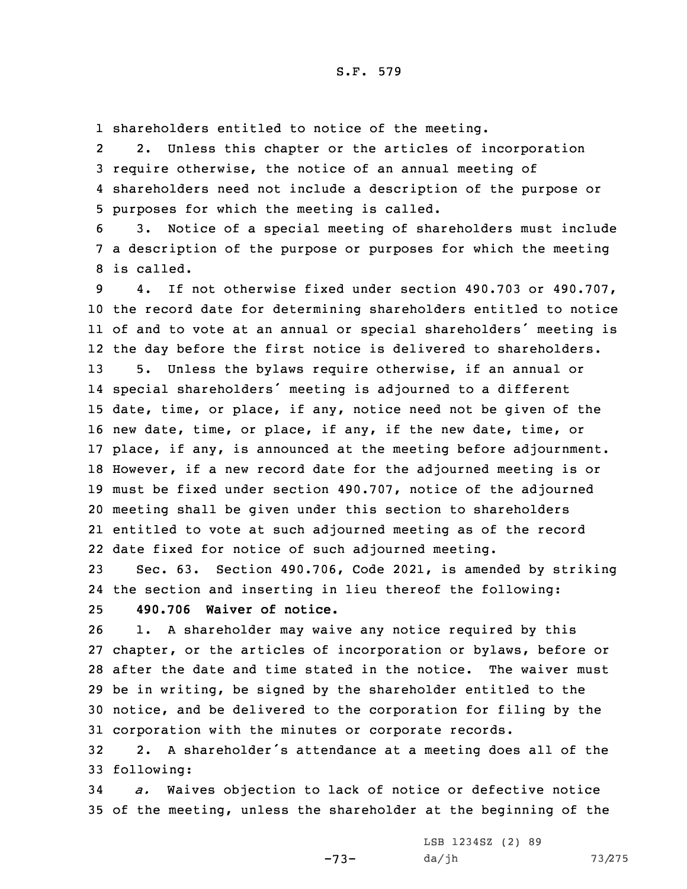shareholders entitled to notice of the meeting.

2. Unless this chapter or the articles of incorporation require otherwise, the notice of an annual meeting of shareholders need not include a description of the purpose or purposes for which the meeting is called.

3. Notice of a special meeting of shareholders must include a description of the purpose or purposes for which the meeting is called.

4. If not otherwise fixed under section 490.703 or 490.707, the record date for determining shareholders entitled to notice of and to vote at an annual or special shareholders' meeting is the day before the first notice is delivered to shareholders.

5. Unless the bylaws require otherwise, if an annual or special shareholders' meeting is adjourned to a different date, time, or place, if any, notice need not be given of the new date, time, or place, if any, if the new date, time, or place, if any, is announced at the meeting before adjournment. However, if a new record date for the adjourned meeting is or must be fixed under section 490.707, notice of the adjourned meeting shall be given under this section to shareholders entitled to vote at such adjourned meeting as of the record date fixed for notice of such adjourned meeting.

Sec. 63. Section 490.706, Code 2021, is amended by striking the section and inserting in lieu thereof the following:

**490.706 Waiver of notice.**

1. A shareholder may waive any notice required by this chapter, or the articles of incorporation or bylaws, before or after the date and time stated in the notice. The waiver must be in writing, be signed by the shareholder entitled to the notice, and be delivered to the corporation for filing by the corporation with the minutes or corporate records.

2. A shareholder's attendance at a meeting does all of the following:

*a.* Waives objection to lack of notice or defective notice of the meeting, unless the shareholder at the beginning of the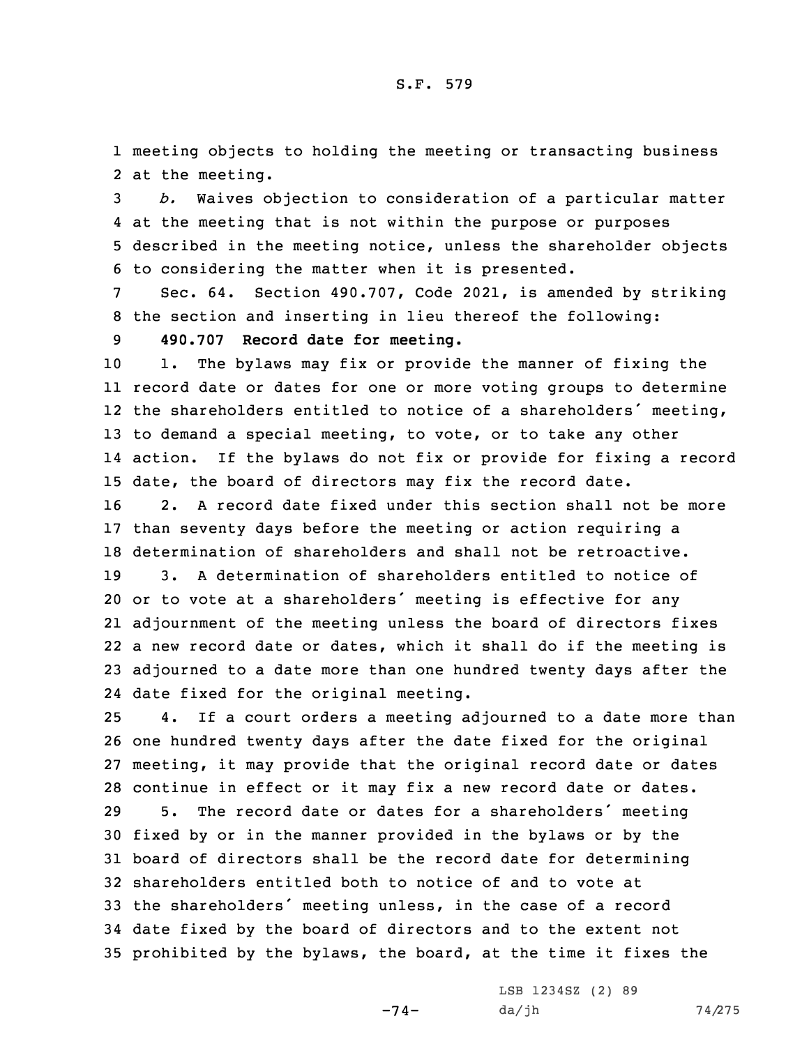meeting objects to holding the meeting or transacting business at the meeting.

*b.* Waives objection to consideration of a particular matter at the meeting that is not within the purpose or purposes described in the meeting notice, unless the shareholder objects to considering the matter when it is presented.

Sec. 64. Section 490.707, Code 2021, is amended by striking the section and inserting in lieu thereof the following:

**490.707 Record date for meeting.**

1. The bylaws may fix or provide the manner of fixing the record date or dates for one or more voting groups to determine the shareholders entitled to notice of a shareholders' meeting, to demand a special meeting, to vote, or to take any other action. If the bylaws do not fix or provide for fixing a record date, the board of directors may fix the record date.

2. A record date fixed under this section shall not be more than seventy days before the meeting or action requiring a determination of shareholders and shall not be retroactive.

3. A determination of shareholders entitled to notice of or to vote at a shareholders' meeting is effective for any adjournment of the meeting unless the board of directors fixes a new record date or dates, which it shall do if the meeting is adjourned to a date more than one hundred twenty days after the date fixed for the original meeting.

4. If a court orders a meeting adjourned to a date more than one hundred twenty days after the date fixed for the original meeting, it may provide that the original record date or dates continue in effect or it may fix a new record date or dates.

5. The record date or dates for a shareholders' meeting fixed by or in the manner provided in the bylaws or by the board of directors shall be the record date for determining shareholders entitled both to notice of and to vote at the shareholders' meeting unless, in the case of a record date fixed by the board of directors and to the extent not prohibited by the bylaws, the board, at the time it fixes the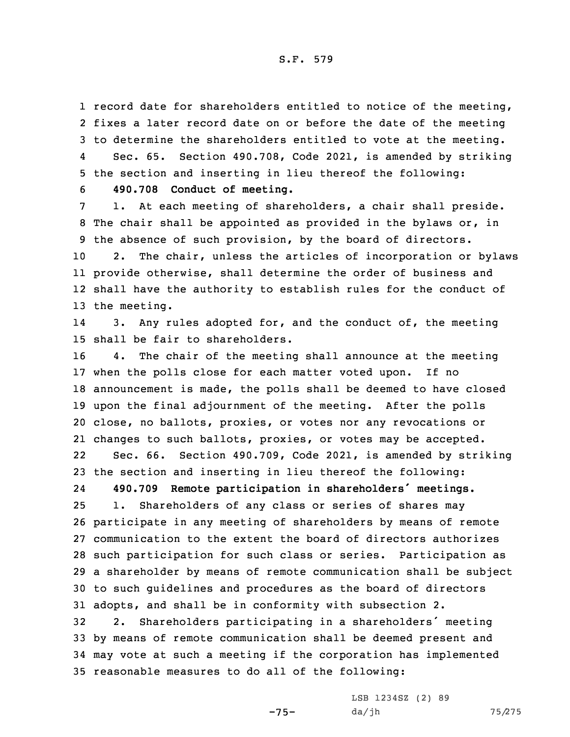record date for shareholders entitled to notice of the meeting, fixes a later record date on or before the date of the meeting to determine the shareholders entitled to vote at the meeting.

Sec. 65. Section 490.708, Code 2021, is amended by striking the section and inserting in lieu thereof the following:

**490.708 Conduct of meeting.**

1. At each meeting of shareholders, a chair shall preside. The chair shall be appointed as provided in the bylaws or, in the absence of such provision, by the board of directors.

2. The chair, unless the articles of incorporation or bylaws provide otherwise, shall determine the order of business and shall have the authority to establish rules for the conduct of the meeting.

3. Any rules adopted for, and the conduct of, the meeting shall be fair to shareholders.

4. The chair of the meeting shall announce at the meeting when the polls close for each matter voted upon. If no announcement is made, the polls shall be deemed to have closed upon the final adjournment of the meeting. After the polls close, no ballots, proxies, or votes nor any revocations or changes to such ballots, proxies, or votes may be accepted.

Sec. 66. Section 490.709, Code 2021, is amended by striking the section and inserting in lieu thereof the following:

**490.709 Remote participation in shareholders' meetings.**

1. Shareholders of any class or series of shares may participate in any meeting of shareholders by means of remote communication to the extent the board of directors authorizes such participation for such class or series. Participation as a shareholder by means of remote communication shall be subject to such guidelines and procedures as the board of directors adopts, and shall be in conformity with subsection 2.

2. Shareholders participating in a shareholders' meeting by means of remote communication shall be deemed present and may vote at such a meeting if the corporation has implemented reasonable measures to do all of the following: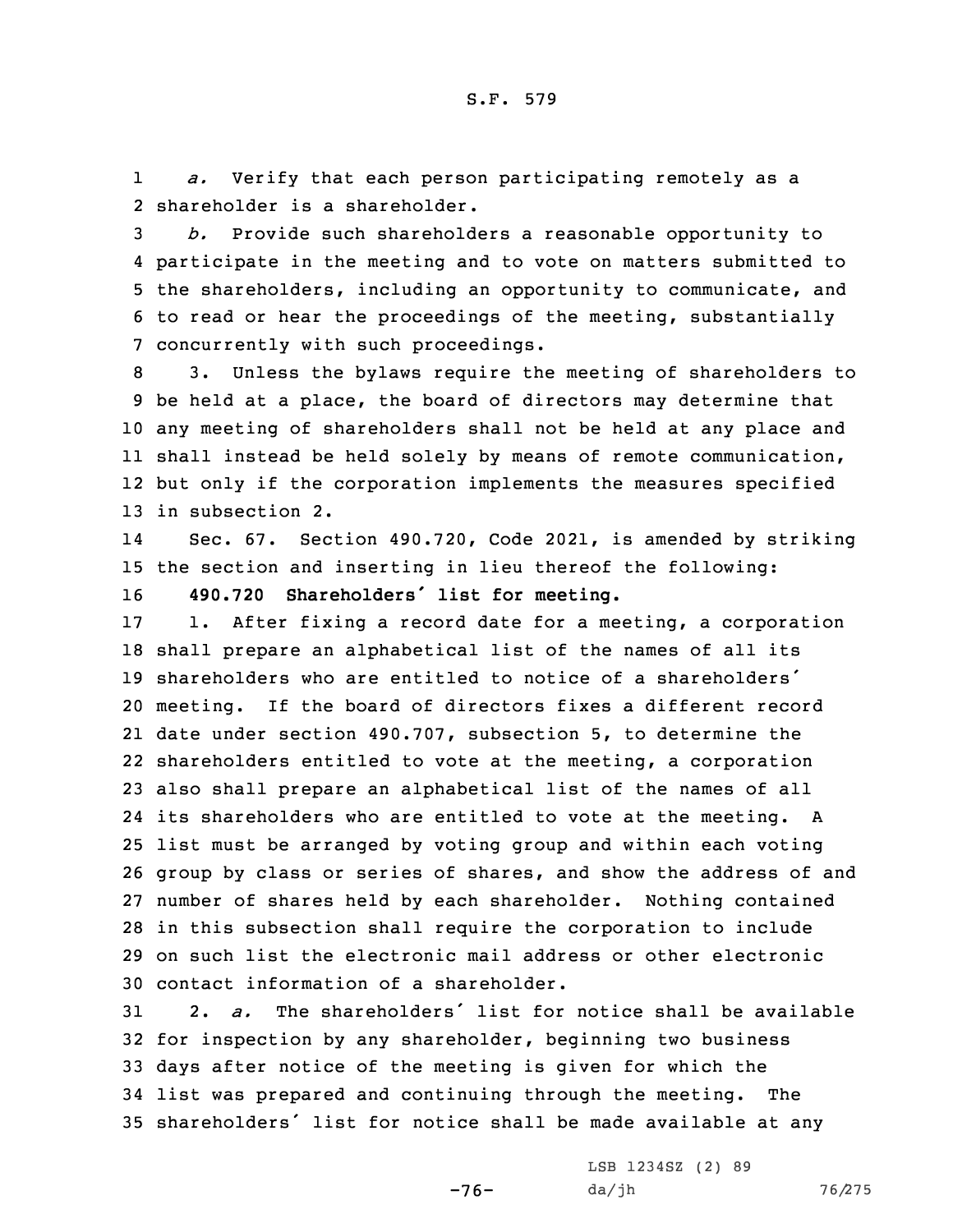*a.* Verify that each person participating remotely as a shareholder is a shareholder.

*b.* Provide such shareholders a reasonable opportunity to participate in the meeting and to vote on matters submitted to the shareholders, including an opportunity to communicate, and to read or hear the proceedings of the meeting, substantially concurrently with such proceedings.

3. Unless the bylaws require the meeting of shareholders to be held at a place, the board of directors may determine that any meeting of shareholders shall not be held at any place and shall instead be held solely by means of remote communication, but only if the corporation implements the measures specified in subsection 2.

Sec. 67. Section 490.720, Code 2021, is amended by striking the section and inserting in lieu thereof the following:

**490.720 Shareholders' list for meeting.**

1. After fixing a record date for a meeting, a corporation shall prepare an alphabetical list of the names of all its shareholders who are entitled to notice of a shareholders' meeting. If the board of directors fixes a different record date under section 490.707, subsection 5, to determine the shareholders entitled to vote at the meeting, a corporation also shall prepare an alphabetical list of the names of all its shareholders who are entitled to vote at the meeting. A list must be arranged by voting group and within each voting group by class or series of shares, and show the address of and number of shares held by each shareholder. Nothing contained in this subsection shall require the corporation to include on such list the electronic mail address or other electronic contact information of a shareholder.

2. *a.* The shareholders' list for notice shall be available for inspection by any shareholder, beginning two business days after notice of the meeting is given for which the list was prepared and continuing through the meeting. The shareholders' list for notice shall be made available at any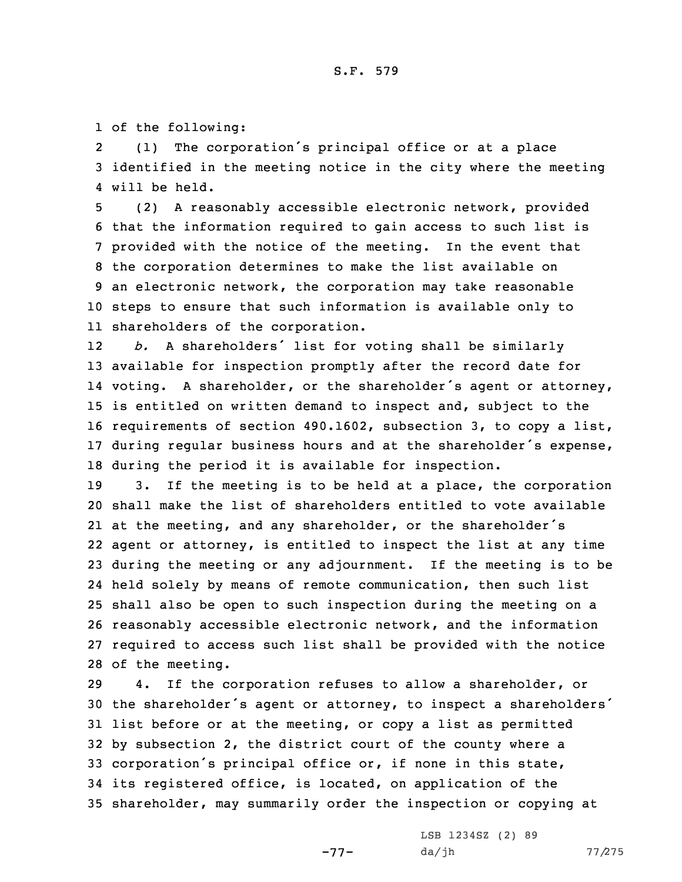of the following:

(1) The corporation's principal office or at a place identified in the meeting notice in the city where the meeting will be held.

(2) A reasonably accessible electronic network, provided that the information required to gain access to such list is provided with the notice of the meeting. In the event that the corporation determines to make the list available on an electronic network, the corporation may take reasonable steps to ensure that such information is available only to shareholders of the corporation.

*b.* A shareholders' list for voting shall be similarly available for inspection promptly after the record date for voting. A shareholder, or the shareholder's agent or attorney, is entitled on written demand to inspect and, subject to the requirements of section 490.1602, subsection 3, to copy a list, during regular business hours and at the shareholder's expense, during the period it is available for inspection.

3. If the meeting is to be held at a place, the corporation shall make the list of shareholders entitled to vote available at the meeting, and any shareholder, or the shareholder's agent or attorney, is entitled to inspect the list at any time during the meeting or any adjournment. If the meeting is to be held solely by means of remote communication, then such list shall also be open to such inspection during the meeting on a reasonably accessible electronic network, and the information required to access such list shall be provided with the notice of the meeting.

4. If the corporation refuses to allow a shareholder, or the shareholder's agent or attorney, to inspect a shareholders' list before or at the meeting, or copy a list as permitted by subsection 2, the district court of the county where a corporation's principal office or, if none in this state, its registered office, is located, on application of the shareholder, may summarily order the inspection or copying at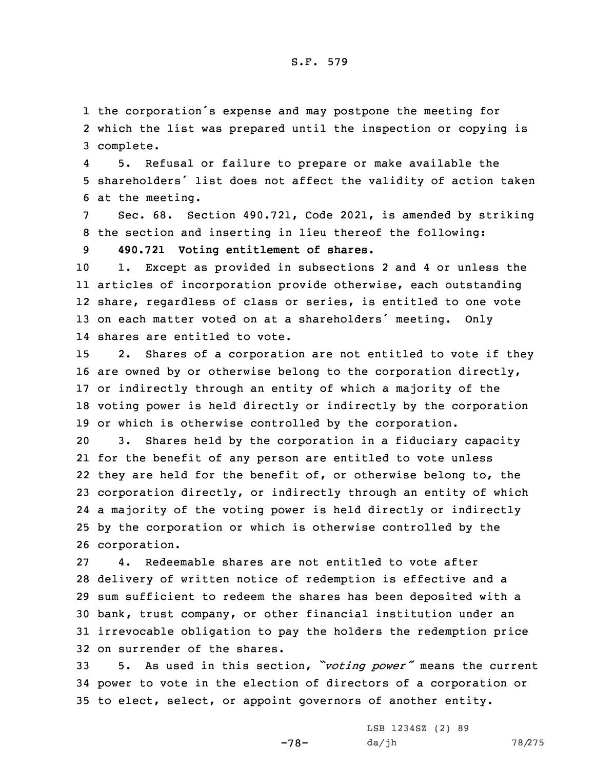the corporation's expense and may postpone the meeting for which the list was prepared until the inspection or copying is complete.

5. Refusal or failure to prepare or make available the shareholders' list does not affect the validity of action taken at the meeting.

Sec. 68. Section 490.721, Code 2021, is amended by striking the section and inserting in lieu thereof the following:

**490.721 Voting entitlement of shares.**

1. Except as provided in subsections 2 and 4 or unless the articles of incorporation provide otherwise, each outstanding share, regardless of class or series, is entitled to one vote on each matter voted on at a shareholders' meeting. Only shares are entitled to vote.

2. Shares of a corporation are not entitled to vote if they are owned by or otherwise belong to the corporation directly, or indirectly through an entity of which a majority of the voting power is held directly or indirectly by the corporation or which is otherwise controlled by the corporation.

3. Shares held by the corporation in a fiduciary capacity for the benefit of any person are entitled to vote unless they are held for the benefit of, or otherwise belong to, the corporation directly, or indirectly through an entity of which a majority of the voting power is held directly or indirectly by the corporation or which is otherwise controlled by the corporation.

4. Redeemable shares are not entitled to vote after delivery of written notice of redemption is effective and a sum sufficient to redeem the shares has been deposited with a bank, trust company, or other financial institution under an irrevocable obligation to pay the holders the redemption price on surrender of the shares.

5. As used in this section, *"voting power"* means the current power to vote in the election of directors of a corporation or to elect, select, or appoint governors of another entity.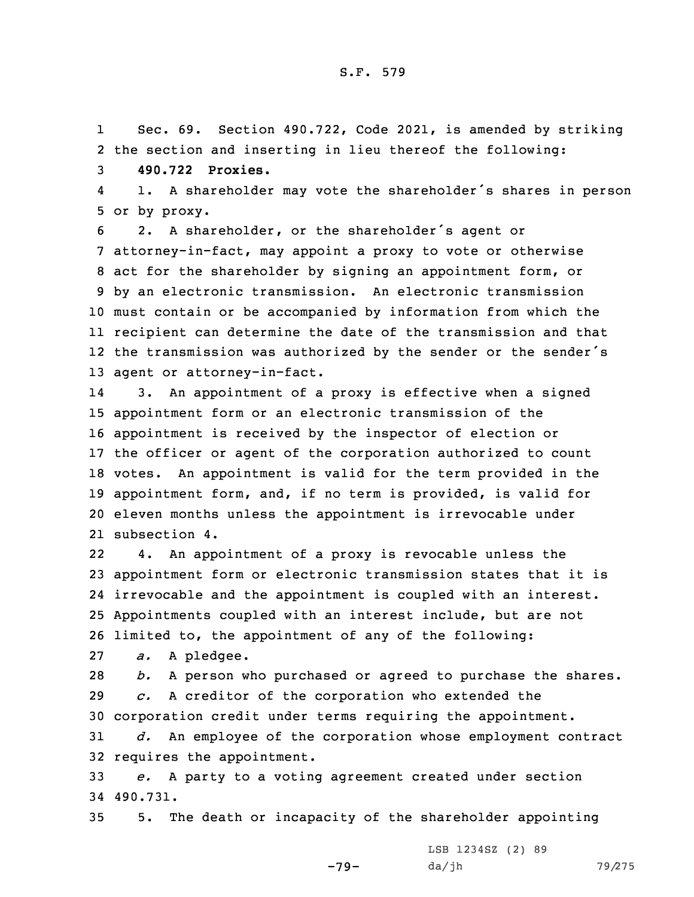Sec. 69. Section 490.722, Code 2021, is amended by striking the section and inserting in lieu thereof the following:

**490.722 Proxies.**

1. A shareholder may vote the shareholder's shares in person or by proxy.

2. A shareholder, or the shareholder's agent or attorney-in-fact, may appoint a proxy to vote or otherwise act for the shareholder by signing an appointment form, or by an electronic transmission. An electronic transmission must contain or be accompanied by information from which the recipient can determine the date of the transmission and that the transmission was authorized by the sender or the sender's agent or attorney-in-fact.

3. An appointment of a proxy is effective when a signed appointment form or an electronic transmission of the appointment is received by the inspector of election or the officer or agent of the corporation authorized to count votes. An appointment is valid for the term provided in the appointment form, and, if no term is provided, is valid for eleven months unless the appointment is irrevocable under subsection 4.

4. An appointment of a proxy is revocable unless the appointment form or electronic transmission states that it is irrevocable and the appointment is coupled with an interest. Appointments coupled with an interest include, but are not limited to, the appointment of any of the following:

*a.* A pledgee.

*b.* A person who purchased or agreed to purchase the shares.

*c.* A creditor of the corporation who extended the corporation credit under terms requiring the appointment.

*d.* An employee of the corporation whose employment contract requires the appointment.

*e.* A party to a voting agreement created under section 490.731.

5. The death or incapacity of the shareholder appointing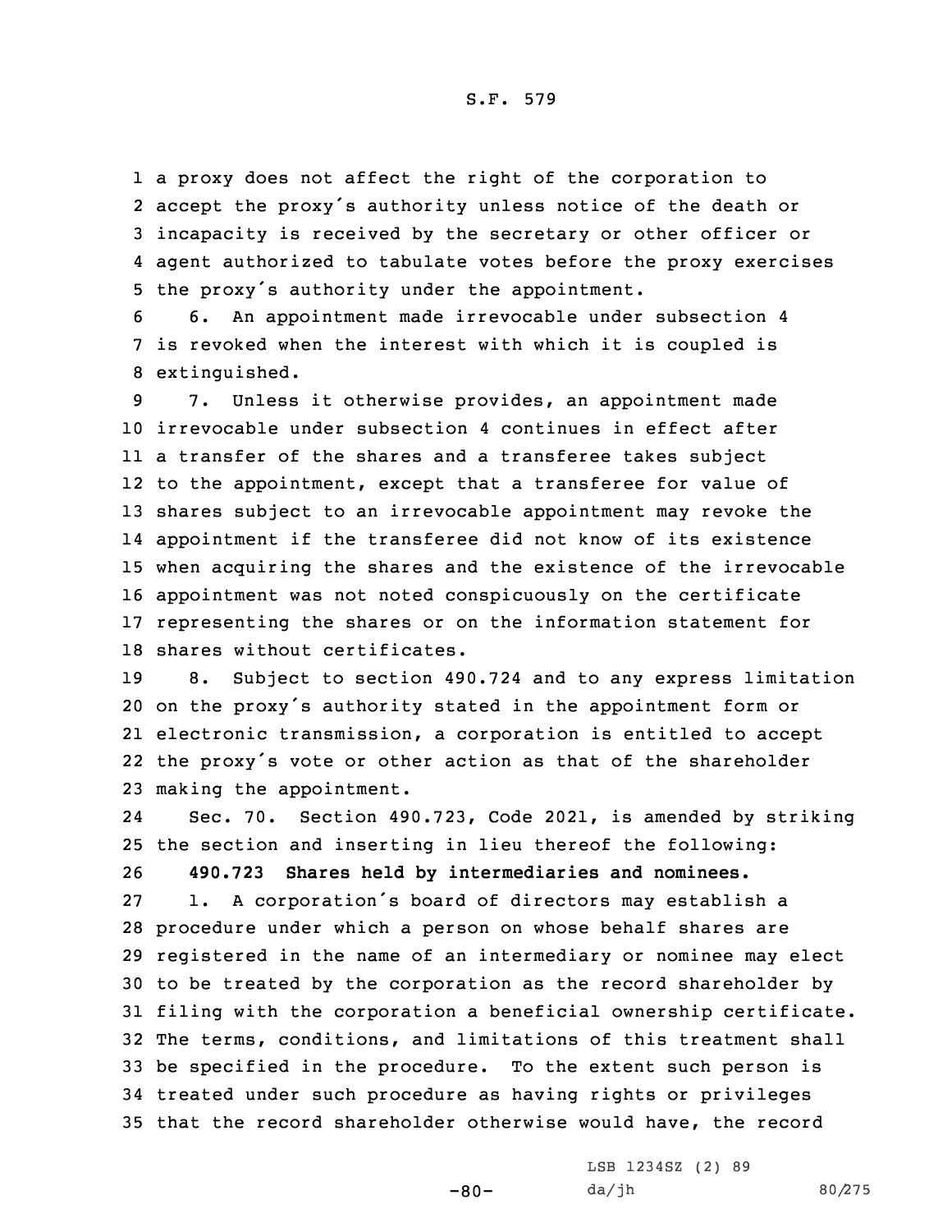a proxy does not affect the right of the corporation to accept the proxy's authority unless notice of the death or incapacity is received by the secretary or other officer or agent authorized to tabulate votes before the proxy exercises the proxy's authority under the appointment.

6. An appointment made irrevocable under subsection 4 is revoked when the interest with which it is coupled is extinguished.

7. Unless it otherwise provides, an appointment made irrevocable under subsection 4 continues in effect after a transfer of the shares and a transferee takes subject to the appointment, except that a transferee for value of shares subject to an irrevocable appointment may revoke the appointment if the transferee did not know of its existence when acquiring the shares and the existence of the irrevocable appointment was not noted conspicuously on the certificate representing the shares or on the information statement for shares without certificates.

8. Subject to section 490.724 and to any express limitation on the proxy's authority stated in the appointment form or electronic transmission, a corporation is entitled to accept the proxy's vote or other action as that of the shareholder making the appointment.

Sec. 70. Section 490.723, Code 2021, is amended by striking the section and inserting in lieu thereof the following:

**490.723 Shares held by intermediaries and nominees.**

1. A corporation's board of directors may establish a procedure under which a person on whose behalf shares are registered in the name of an intermediary or nominee may elect to be treated by the corporation as the record shareholder by filing with the corporation a beneficial ownership certificate. The terms, conditions, and limitations of this treatment shall be specified in the procedure. To the extent such person is treated under such procedure as having rights or privileges that the record shareholder otherwise would have, the record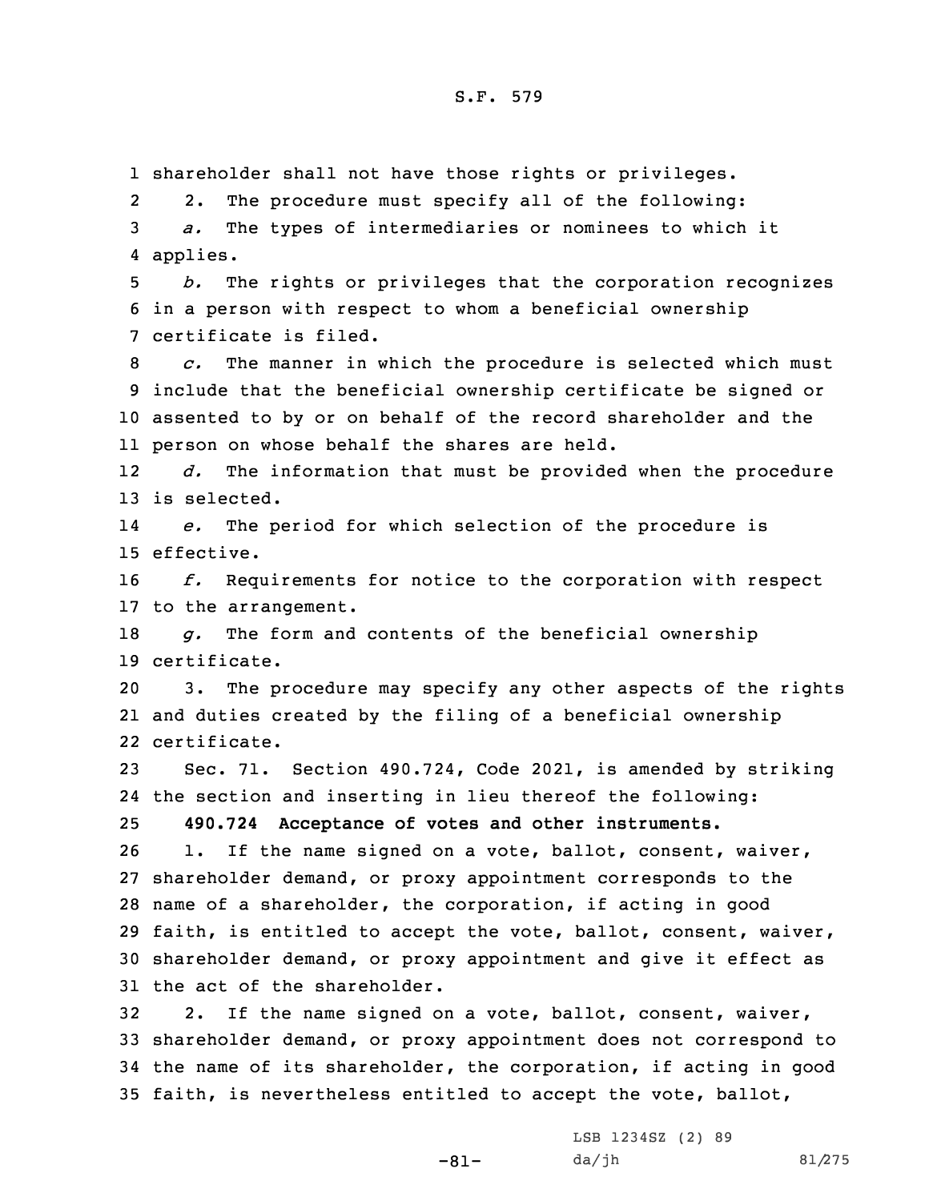shareholder shall not have those rights or privileges.

2. The procedure must specify all of the following:

*a.* The types of intermediaries or nominees to which it applies.

*b.* The rights or privileges that the corporation recognizes in a person with respect to whom a beneficial ownership certificate is filed.

*c.* The manner in which the procedure is selected which must include that the beneficial ownership certificate be signed or assented to by or on behalf of the record shareholder and the person on whose behalf the shares are held.

*d.* The information that must be provided when the procedure is selected.

*e.* The period for which selection of the procedure is effective.

*f.* Requirements for notice to the corporation with respect to the arrangement.

*g.* The form and contents of the beneficial ownership certificate.

3. The procedure may specify any other aspects of the rights and duties created by the filing of a beneficial ownership certificate.

Sec. 71. Section 490.724, Code 2021, is amended by striking the section and inserting in lieu thereof the following:

**490.724 Acceptance of votes and other instruments.**

1. If the name signed on a vote, ballot, consent, waiver, shareholder demand, or proxy appointment corresponds to the name of a shareholder, the corporation, if acting in good faith, is entitled to accept the vote, ballot, consent, waiver, shareholder demand, or proxy appointment and give it effect as the act of the shareholder.

2. If the name signed on a vote, ballot, consent, waiver, shareholder demand, or proxy appointment does not correspond to the name of its shareholder, the corporation, if acting in good faith, is nevertheless entitled to accept the vote, ballot,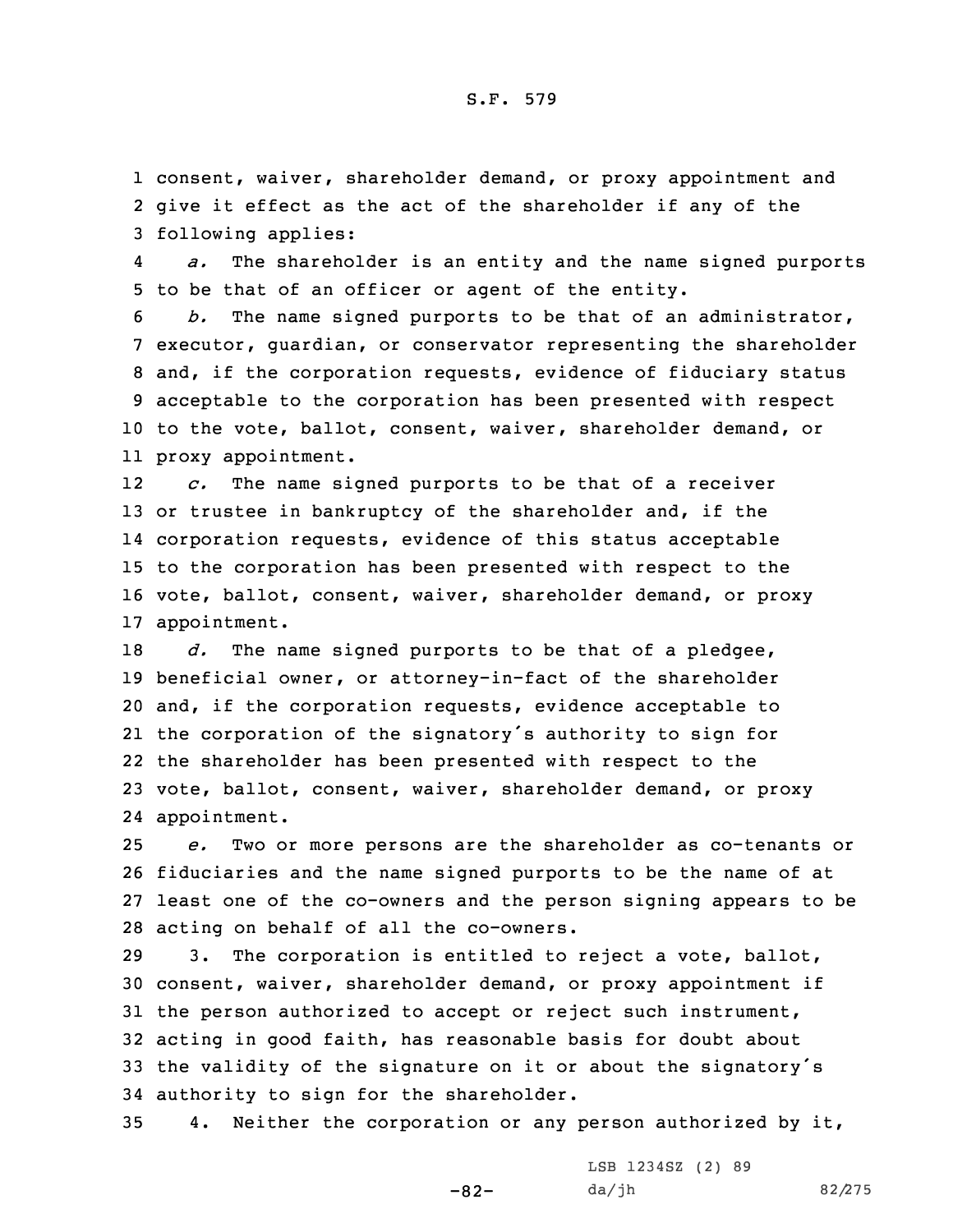consent, waiver, shareholder demand, or proxy appointment and give it effect as the act of the shareholder if any of the following applies:

*a.* The shareholder is an entity and the name signed purports to be that of an officer or agent of the entity.

*b.* The name signed purports to be that of an administrator, executor, guardian, or conservator representing the shareholder and, if the corporation requests, evidence of fiduciary status acceptable to the corporation has been presented with respect to the vote, ballot, consent, waiver, shareholder demand, or proxy appointment.

*c.* The name signed purports to be that of a receiver or trustee in bankruptcy of the shareholder and, if the corporation requests, evidence of this status acceptable to the corporation has been presented with respect to the vote, ballot, consent, waiver, shareholder demand, or proxy appointment.

*d.* The name signed purports to be that of a pledgee, beneficial owner, or attorney-in-fact of the shareholder and, if the corporation requests, evidence acceptable to the corporation of the signatory's authority to sign for the shareholder has been presented with respect to the vote, ballot, consent, waiver, shareholder demand, or proxy appointment.

*e.* Two or more persons are the shareholder as co-tenants or fiduciaries and the name signed purports to be the name of at least one of the co-owners and the person signing appears to be acting on behalf of all the co-owners.

3. The corporation is entitled to reject a vote, ballot, consent, waiver, shareholder demand, or proxy appointment if the person authorized to accept or reject such instrument, acting in good faith, has reasonable basis for doubt about the validity of the signature on it or about the signatory's authority to sign for the shareholder.

4. Neither the corporation or any person authorized by it,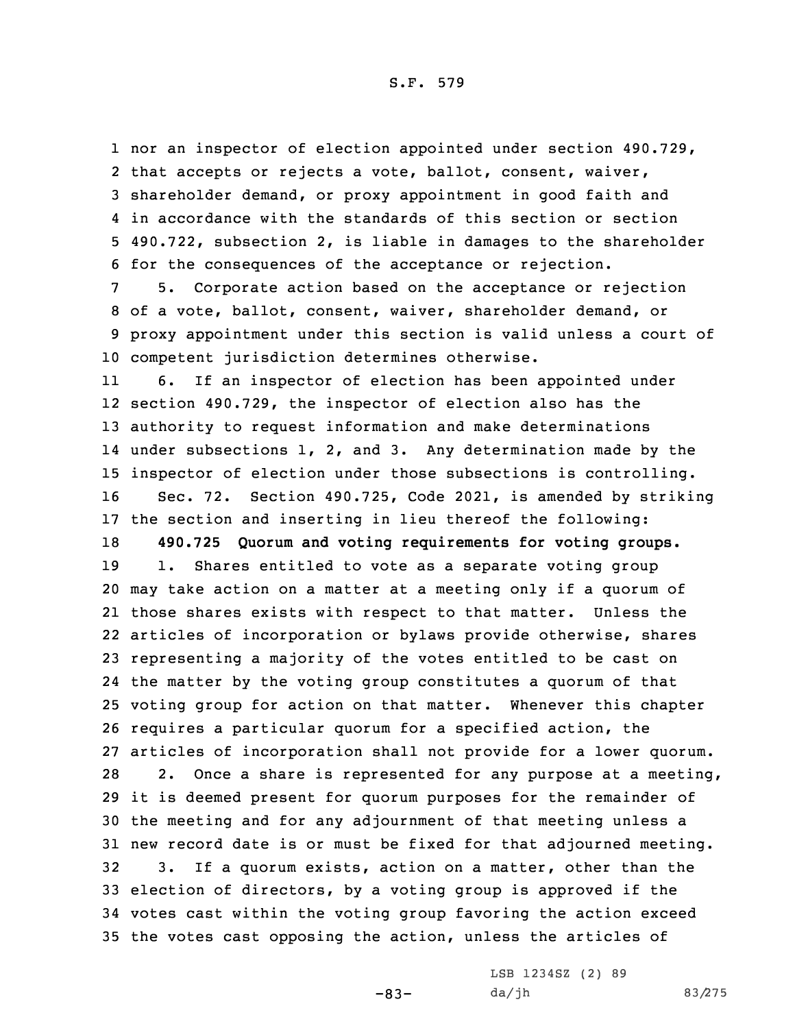nor an inspector of election appointed under section 490.729, that accepts or rejects a vote, ballot, consent, waiver, shareholder demand, or proxy appointment in good faith and in accordance with the standards of this section or section 490.722, subsection 2, is liable in damages to the shareholder for the consequences of the acceptance or rejection.

5. Corporate action based on the acceptance or rejection of a vote, ballot, consent, waiver, shareholder demand, or proxy appointment under this section is valid unless a court of competent jurisdiction determines otherwise.

6. If an inspector of election has been appointed under section 490.729, the inspector of election also has the authority to request information and make determinations under subsections 1, 2, and 3. Any determination made by the inspector of election under those subsections is controlling.

Sec. 72. Section 490.725, Code 2021, is amended by striking the section and inserting in lieu thereof the following:

**490.725 Quorum and voting requirements for voting groups.**

1. Shares entitled to vote as a separate voting group may take action on a matter at a meeting only if a quorum of those shares exists with respect to that matter. Unless the articles of incorporation or bylaws provide otherwise, shares representing a majority of the votes entitled to be cast on the matter by the voting group constitutes a quorum of that voting group for action on that matter. Whenever this chapter requires a particular quorum for a specified action, the articles of incorporation shall not provide for a lower quorum.

2. Once a share is represented for any purpose at a meeting, it is deemed present for quorum purposes for the remainder of the meeting and for any adjournment of that meeting unless a new record date is or must be fixed for that adjourned meeting.

3. If a quorum exists, action on a matter, other than the election of directors, by a voting group is approved if the votes cast within the voting group favoring the action exceed the votes cast opposing the action, unless the articles of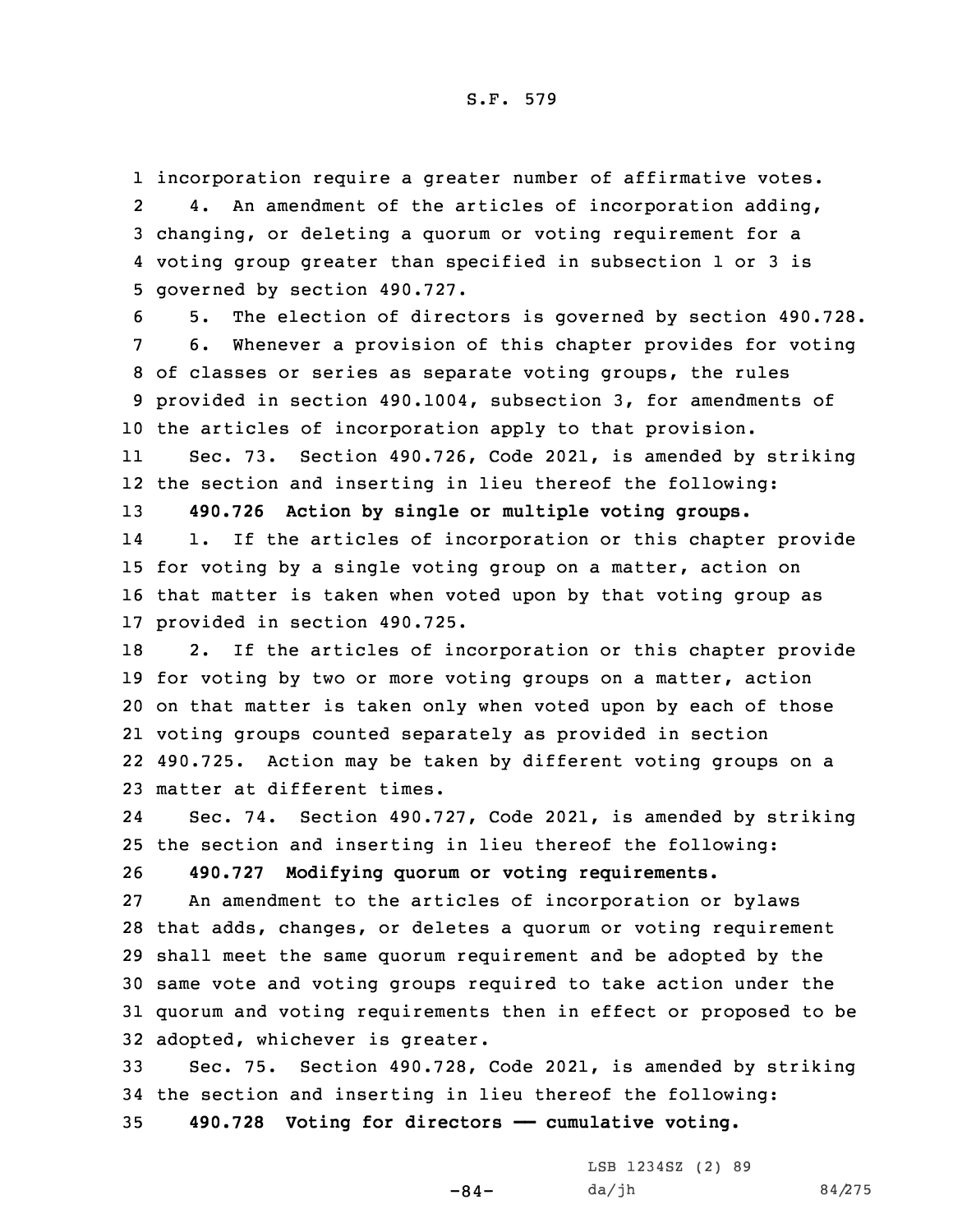incorporation require a greater number of affirmative votes.

4. An amendment of the articles of incorporation adding, changing, or deleting a quorum or voting requirement for a voting group greater than specified in subsection 1 or 3 is governed by section 490.727.

5. The election of directors is governed by section 490.728.

6. Whenever a provision of this chapter provides for voting of classes or series as separate voting groups, the rules provided in section 490.1004, subsection 3, for amendments of the articles of incorporation apply to that provision.

Sec. 73. Section 490.726, Code 2021, is amended by striking the section and inserting in lieu thereof the following:

**490.726 Action by single or multiple voting groups.**

1. If the articles of incorporation or this chapter provide for voting by a single voting group on a matter, action on that matter is taken when voted upon by that voting group as provided in section 490.725.

2. If the articles of incorporation or this chapter provide for voting by two or more voting groups on a matter, action on that matter is taken only when voted upon by each of those voting groups counted separately as provided in section 490.725. Action may be taken by different voting groups on a matter at different times.

Sec. 74. Section 490.727, Code 2021, is amended by striking the section and inserting in lieu thereof the following:

**490.727 Modifying quorum or voting requirements.**

An amendment to the articles of incorporation or bylaws that adds, changes, or deletes a quorum or voting requirement shall meet the same quorum requirement and be adopted by the same vote and voting groups required to take action under the quorum and voting requirements then in effect or proposed to be adopted, whichever is greater.

Sec. 75. Section 490.728, Code 2021, is amended by striking the section and inserting in lieu thereof the following:

**490.728 Voting for directors —— cumulative voting.**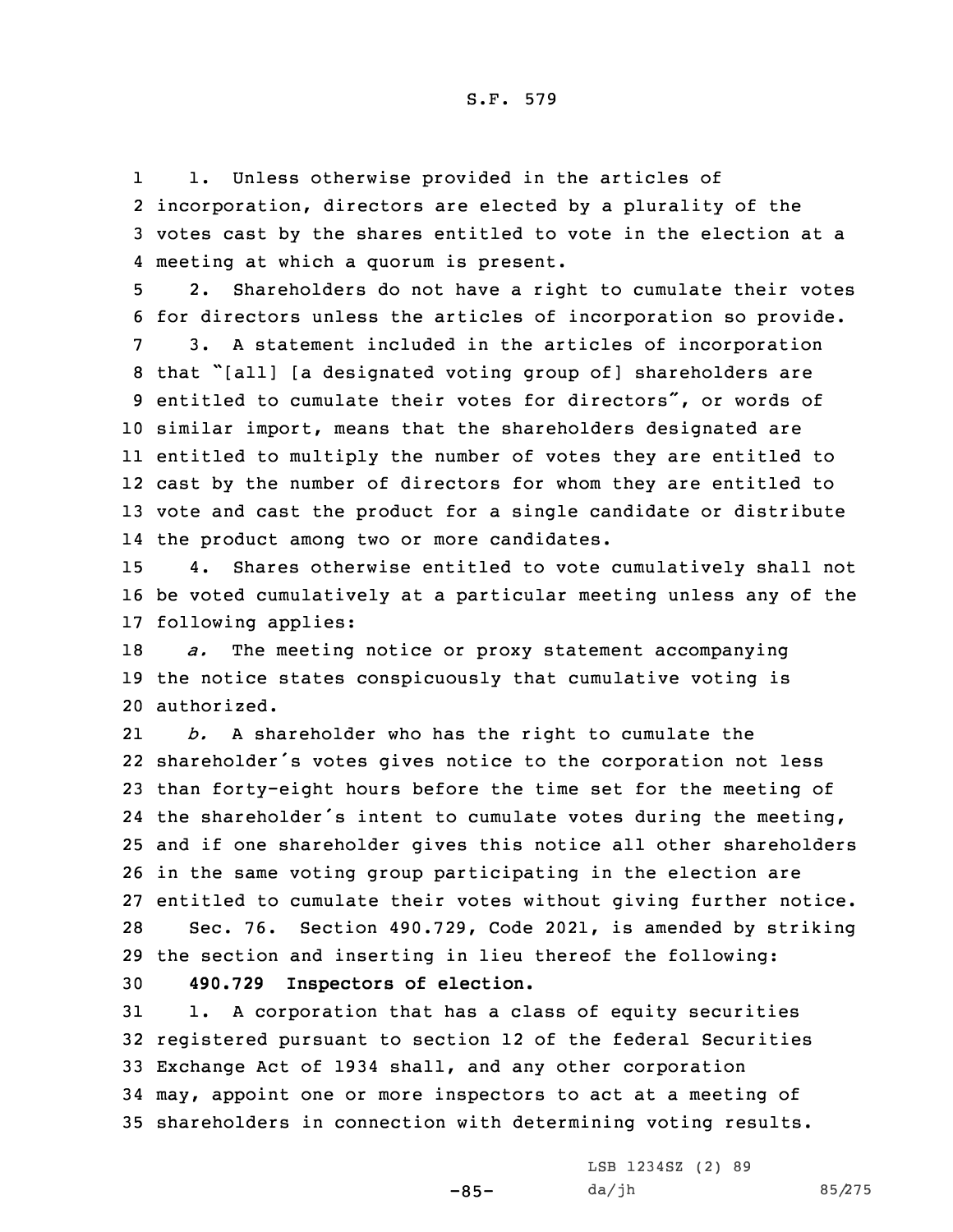1. Unless otherwise provided in the articles of incorporation, directors are elected by a plurality of the votes cast by the shares entitled to vote in the election at a meeting at which a quorum is present.

2. Shareholders do not have a right to cumulate their votes for directors unless the articles of incorporation so provide.

3. A statement included in the articles of incorporation that "[all] [a designated voting group of] shareholders are entitled to cumulate their votes for directors", or words of similar import, means that the shareholders designated are entitled to multiply the number of votes they are entitled to cast by the number of directors for whom they are entitled to vote and cast the product for a single candidate or distribute the product among two or more candidates.

4. Shares otherwise entitled to vote cumulatively shall not be voted cumulatively at a particular meeting unless any of the following applies:

*a.* The meeting notice or proxy statement accompanying the notice states conspicuously that cumulative voting is authorized.

*b.* A shareholder who has the right to cumulate the shareholder's votes gives notice to the corporation not less than forty-eight hours before the time set for the meeting of the shareholder's intent to cumulate votes during the meeting, and if one shareholder gives this notice all other shareholders in the same voting group participating in the election are entitled to cumulate their votes without giving further notice.

Sec. 76. Section 490.729, Code 2021, is amended by striking the section and inserting in lieu thereof the following:

**490.729 Inspectors of election.**

1. A corporation that has a class of equity securities registered pursuant to section 12 of the federal Securities Exchange Act of 1934 shall, and any other corporation may, appoint one or more inspectors to act at a meeting of shareholders in connection with determining voting results.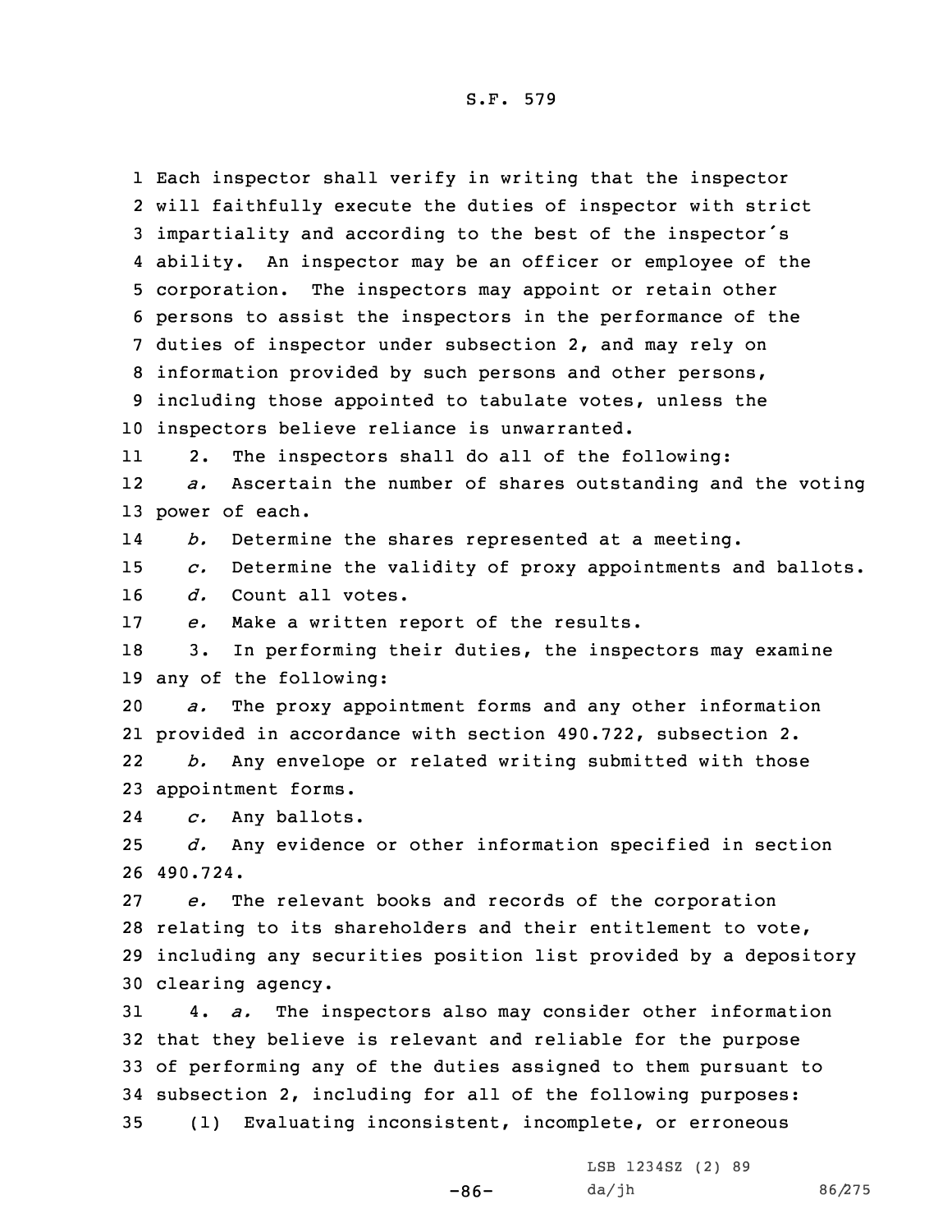Each inspector shall verify in writing that the inspector will faithfully execute the duties of inspector with strict impartiality and according to the best of the inspector's ability. An inspector may be an officer or employee of the corporation. The inspectors may appoint or retain other persons to assist the inspectors in the performance of the duties of inspector under subsection 2, and may rely on information provided by such persons and other persons, including those appointed to tabulate votes, unless the inspectors believe reliance is unwarranted.

2. The inspectors shall do all of the following:

*a.* Ascertain the number of shares outstanding and the voting power of each.

*b.* Determine the shares represented at a meeting.

*c.* Determine the validity of proxy appointments and ballots.

*d.* Count all votes.

*e.* Make a written report of the results.

3. In performing their duties, the inspectors may examine any of the following:

*a.* The proxy appointment forms and any other information provided in accordance with section 490.722, subsection 2.

*b.* Any envelope or related writing submitted with those appointment forms.

*c.* Any ballots.

*d.* Any evidence or other information specified in section 490.724.

*e.* The relevant books and records of the corporation relating to its shareholders and their entitlement to vote, including any securities position list provided by a depository clearing agency.

4. *a.* The inspectors also may consider other information that they believe is relevant and reliable for the purpose of performing any of the duties assigned to them pursuant to subsection 2, including for all of the following purposes:

(1) Evaluating inconsistent, incomplete, or erroneous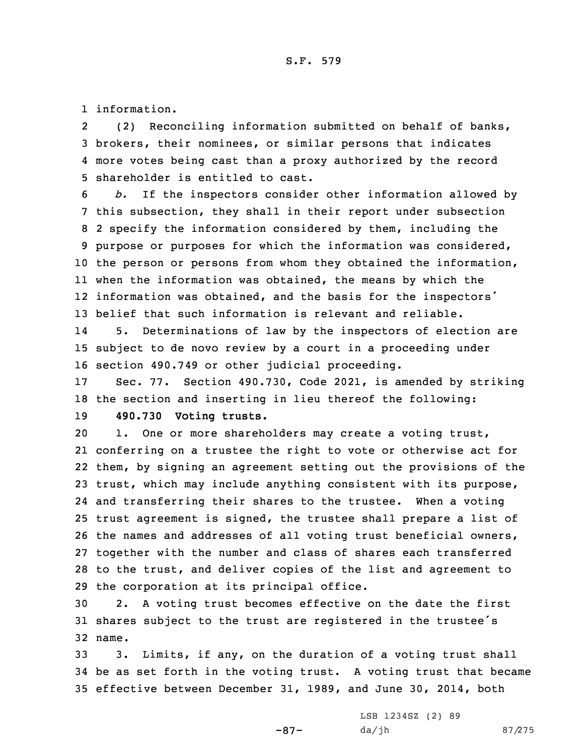information.

(2) Reconciling information submitted on behalf of banks, brokers, their nominees, or similar persons that indicates more votes being cast than a proxy authorized by the record shareholder is entitled to cast.

*b.* If the inspectors consider other information allowed by this subsection, they shall in their report under subsection 2 specify the information considered by them, including the purpose or purposes for which the information was considered, the person or persons from whom they obtained the information, when the information was obtained, the means by which the information was obtained, and the basis for the inspectors' belief that such information is relevant and reliable.

5. Determinations of law by the inspectors of election are subject to de novo review by a court in a proceeding under section 490.749 or other judicial proceeding.

Sec. 77. Section 490.730, Code 2021, is amended by striking the section and inserting in lieu thereof the following:

**490.730 Voting trusts.**

1. One or more shareholders may create a voting trust, conferring on a trustee the right to vote or otherwise act for them, by signing an agreement setting out the provisions of the trust, which may include anything consistent with its purpose, and transferring their shares to the trustee. When a voting trust agreement is signed, the trustee shall prepare a list of the names and addresses of all voting trust beneficial owners, together with the number and class of shares each transferred to the trust, and deliver copies of the list and agreement to the corporation at its principal office.

2. A voting trust becomes effective on the date the first shares subject to the trust are registered in the trustee's name.

3. Limits, if any, on the duration of a voting trust shall be as set forth in the voting trust. A voting trust that became effective between December 31, 1989, and June 30, 2014, both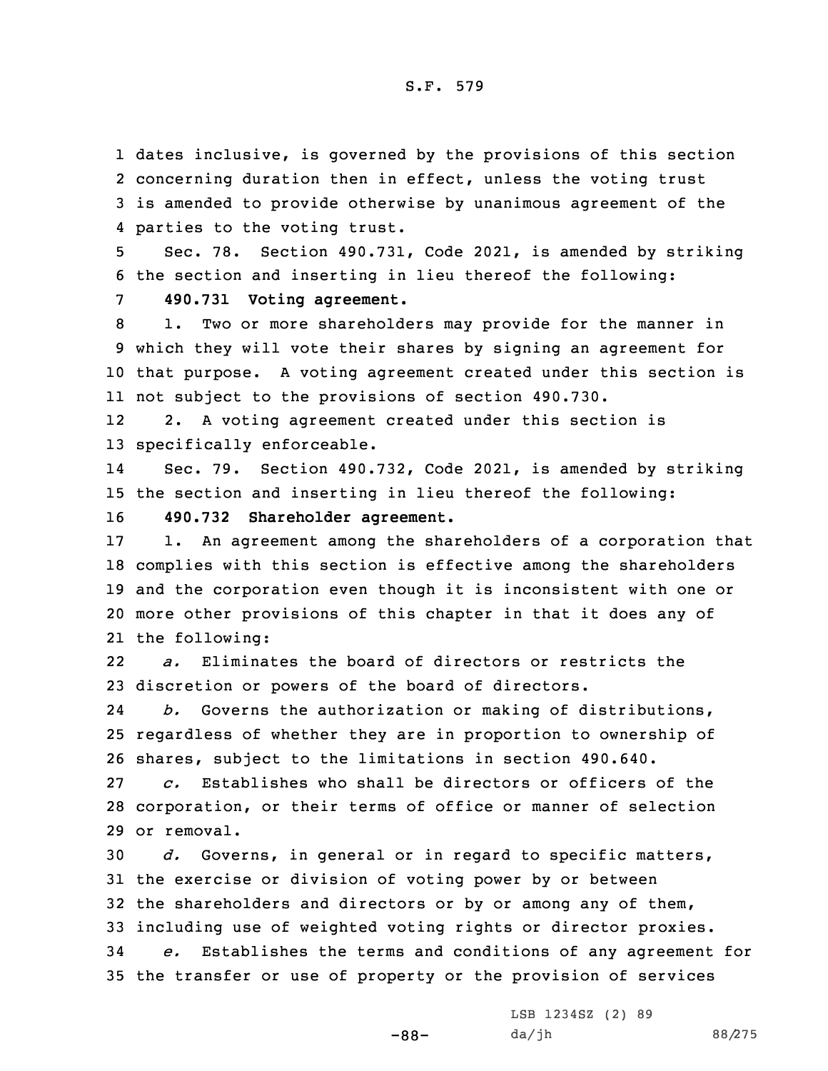dates inclusive, is governed by the provisions of this section concerning duration then in effect, unless the voting trust is amended to provide otherwise by unanimous agreement of the parties to the voting trust.

Sec. 78. Section 490.731, Code 2021, is amended by striking the section and inserting in lieu thereof the following:

**490.731 Voting agreement.**

1. Two or more shareholders may provide for the manner in which they will vote their shares by signing an agreement for that purpose. A voting agreement created under this section is not subject to the provisions of section 490.730.

2. A voting agreement created under this section is specifically enforceable.

Sec. 79. Section 490.732, Code 2021, is amended by striking the section and inserting in lieu thereof the following:

**490.732 Shareholder agreement.**

1. An agreement among the shareholders of a corporation that complies with this section is effective among the shareholders and the corporation even though it is inconsistent with one or more other provisions of this chapter in that it does any of the following:

*a.* Eliminates the board of directors or restricts the discretion or powers of the board of directors.

*b.* Governs the authorization or making of distributions, regardless of whether they are in proportion to ownership of shares, subject to the limitations in section 490.640.

*c.* Establishes who shall be directors or officers of the corporation, or their terms of office or manner of selection or removal.

*d.* Governs, in general or in regard to specific matters, the exercise or division of voting power by or between the shareholders and directors or by or among any of them, including use of weighted voting rights or director proxies.

*e.* Establishes the terms and conditions of any agreement for the transfer or use of property or the provision of services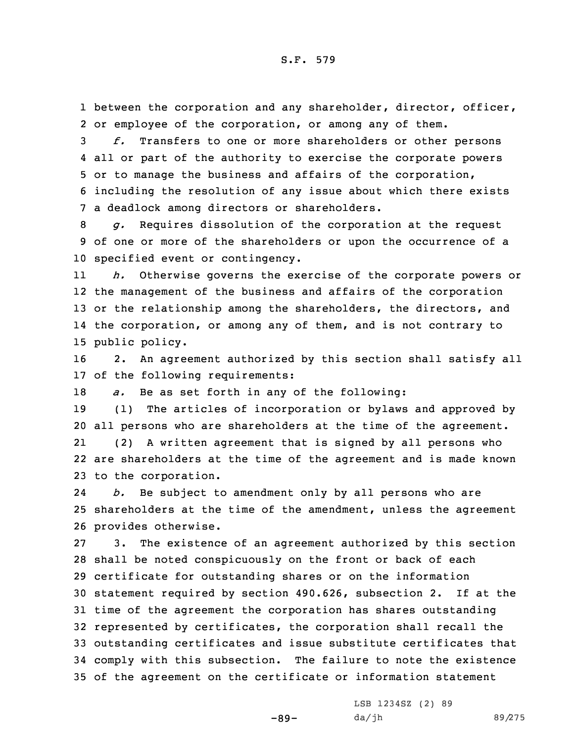between the corporation and any shareholder, director, officer, or employee of the corporation, or among any of them.

*f.* Transfers to one or more shareholders or other persons all or part of the authority to exercise the corporate powers or to manage the business and affairs of the corporation, including the resolution of any issue about which there exists a deadlock among directors or shareholders.

*g.* Requires dissolution of the corporation at the request of one or more of the shareholders or upon the occurrence of a specified event or contingency.

*h.* Otherwise governs the exercise of the corporate powers or the management of the business and affairs of the corporation or the relationship among the shareholders, the directors, and the corporation, or among any of them, and is not contrary to public policy.

2. An agreement authorized by this section shall satisfy all of the following requirements:

*a.* Be as set forth in any of the following:

(1) The articles of incorporation or bylaws and approved by all persons who are shareholders at the time of the agreement.

(2) A written agreement that is signed by all persons who are shareholders at the time of the agreement and is made known to the corporation.

*b.* Be subject to amendment only by all persons who are shareholders at the time of the amendment, unless the agreement provides otherwise.

3. The existence of an agreement authorized by this section shall be noted conspicuously on the front or back of each certificate for outstanding shares or on the information statement required by section 490.626, subsection 2. If at the time of the agreement the corporation has shares outstanding represented by certificates, the corporation shall recall the outstanding certificates and issue substitute certificates that comply with this subsection. The failure to note the existence of the agreement on the certificate or information statement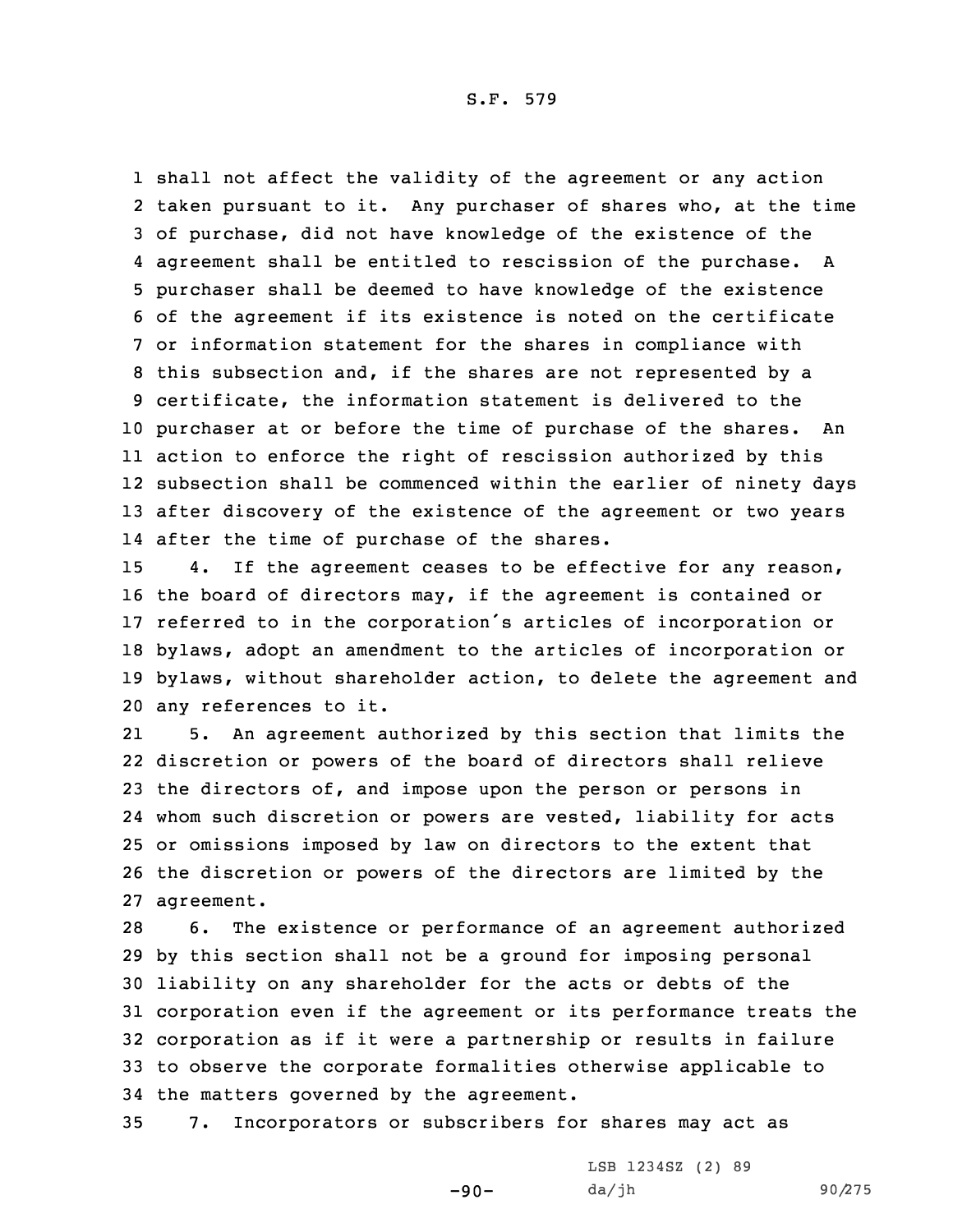shall not affect the validity of the agreement or any action taken pursuant to it. Any purchaser of shares who, at the time of purchase, did not have knowledge of the existence of the agreement shall be entitled to rescission of the purchase. A purchaser shall be deemed to have knowledge of the existence of the agreement if its existence is noted on the certificate or information statement for the shares in compliance with this subsection and, if the shares are not represented by a certificate, the information statement is delivered to the purchaser at or before the time of purchase of the shares. An action to enforce the right of rescission authorized by this subsection shall be commenced within the earlier of ninety days after discovery of the existence of the agreement or two years after the time of purchase of the shares.

4. If the agreement ceases to be effective for any reason, the board of directors may, if the agreement is contained or referred to in the corporation's articles of incorporation or bylaws, adopt an amendment to the articles of incorporation or bylaws, without shareholder action, to delete the agreement and any references to it.

5. An agreement authorized by this section that limits the discretion or powers of the board of directors shall relieve the directors of, and impose upon the person or persons in whom such discretion or powers are vested, liability for acts or omissions imposed by law on directors to the extent that the discretion or powers of the directors are limited by the agreement.

6. The existence or performance of an agreement authorized by this section shall not be a ground for imposing personal liability on any shareholder for the acts or debts of the corporation even if the agreement or its performance treats the corporation as if it were a partnership or results in failure to observe the corporate formalities otherwise applicable to the matters governed by the agreement.

7. Incorporators or subscribers for shares may act as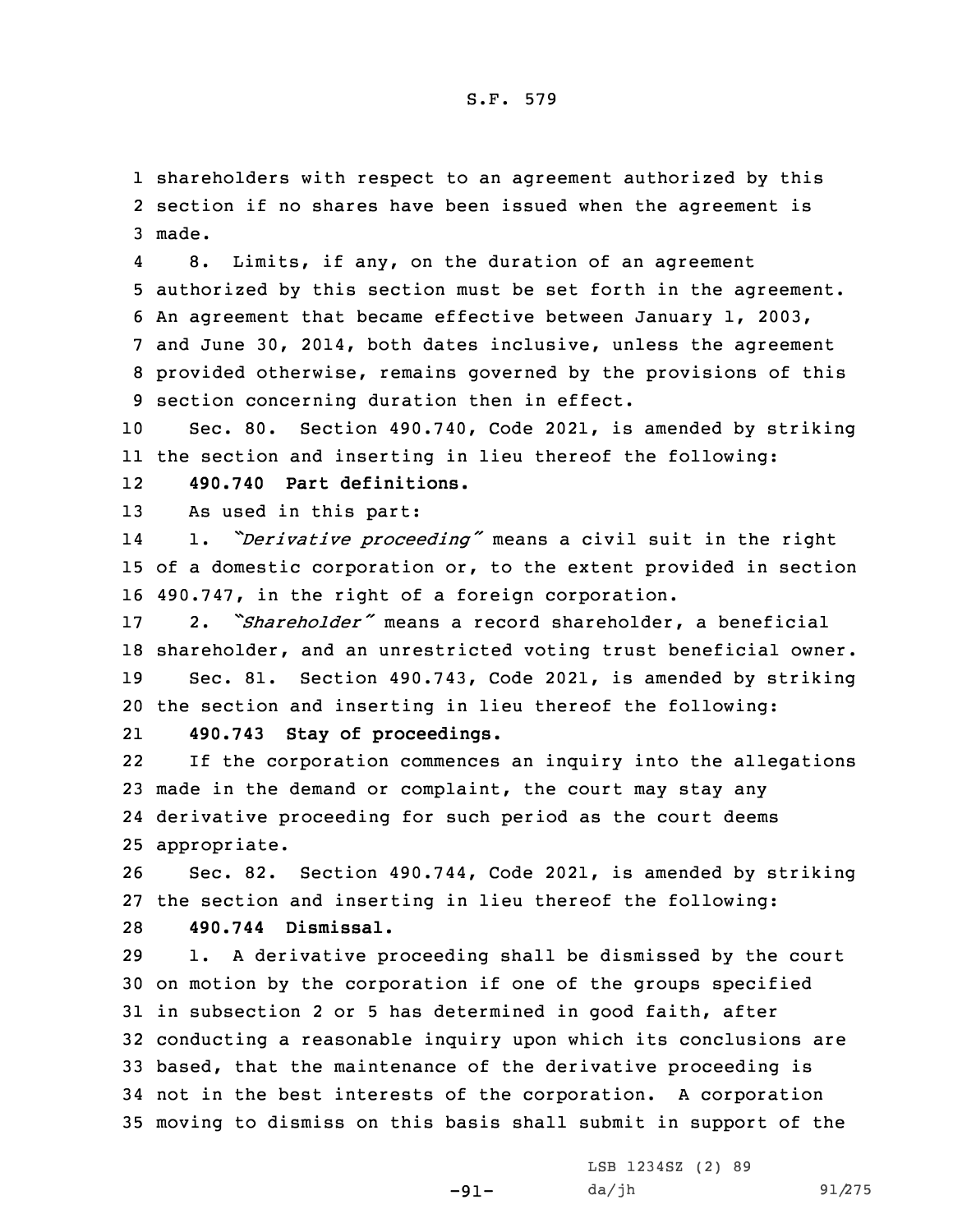shareholders with respect to an agreement authorized by this section if no shares have been issued when the agreement is made.

8. Limits, if any, on the duration of an agreement authorized by this section must be set forth in the agreement. An agreement that became effective between January 1, 2003, and June 30, 2014, both dates inclusive, unless the agreement provided otherwise, remains governed by the provisions of this section concerning duration then in effect.

Sec. 80. Section 490.740, Code 2021, is amended by striking the section and inserting in lieu thereof the following:

**490.740 Part definitions.**

As used in this part:

1. *"Derivative proceeding"* means a civil suit in the right of a domestic corporation or, to the extent provided in section 490.747, in the right of a foreign corporation.

2. *"Shareholder"* means a record shareholder, a beneficial shareholder, and an unrestricted voting trust beneficial owner.

Sec. 81. Section 490.743, Code 2021, is amended by striking the section and inserting in lieu thereof the following:

**490.743 Stay of proceedings.**

If the corporation commences an inquiry into the allegations made in the demand or complaint, the court may stay any derivative proceeding for such period as the court deems appropriate.

Sec. 82. Section 490.744, Code 2021, is amended by striking the section and inserting in lieu thereof the following:

**490.744 Dismissal.**

1. A derivative proceeding shall be dismissed by the court on motion by the corporation if one of the groups specified in subsection 2 or 5 has determined in good faith, after conducting a reasonable inquiry upon which its conclusions are based, that the maintenance of the derivative proceeding is not in the best interests of the corporation. A corporation moving to dismiss on this basis shall submit in support of the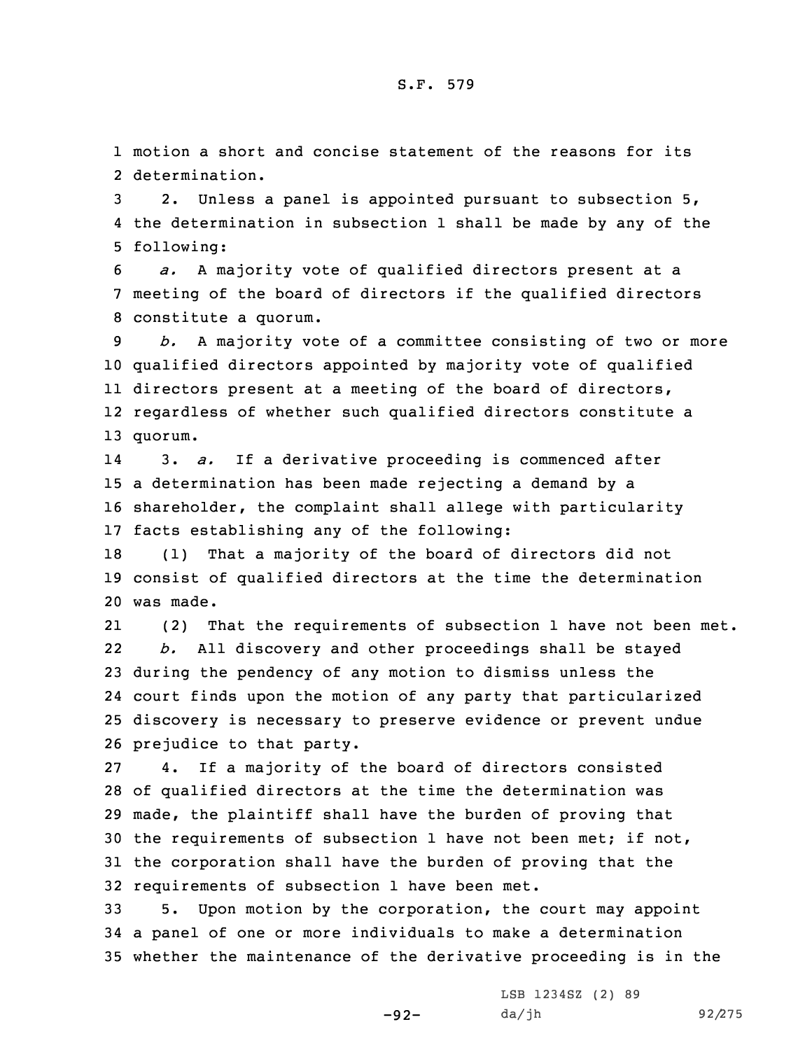motion a short and concise statement of the reasons for its determination.

2. Unless a panel is appointed pursuant to subsection 5, the determination in subsection 1 shall be made by any of the following:

*a.* A majority vote of qualified directors present at a meeting of the board of directors if the qualified directors constitute a quorum.

*b.* A majority vote of a committee consisting of two or more qualified directors appointed by majority vote of qualified directors present at a meeting of the board of directors, regardless of whether such qualified directors constitute a quorum.

3. *a.* If a derivative proceeding is commenced after a determination has been made rejecting a demand by a shareholder, the complaint shall allege with particularity facts establishing any of the following:

(1) That a majority of the board of directors did not consist of qualified directors at the time the determination was made.

(2) That the requirements of subsection 1 have not been met.

*b.* All discovery and other proceedings shall be stayed during the pendency of any motion to dismiss unless the court finds upon the motion of any party that particularized discovery is necessary to preserve evidence or prevent undue prejudice to that party.

4. If a majority of the board of directors consisted of qualified directors at the time the determination was made, the plaintiff shall have the burden of proving that the requirements of subsection 1 have not been met; if not, the corporation shall have the burden of proving that the requirements of subsection 1 have been met.

5. Upon motion by the corporation, the court may appoint a panel of one or more individuals to make a determination whether the maintenance of the derivative proceeding is in the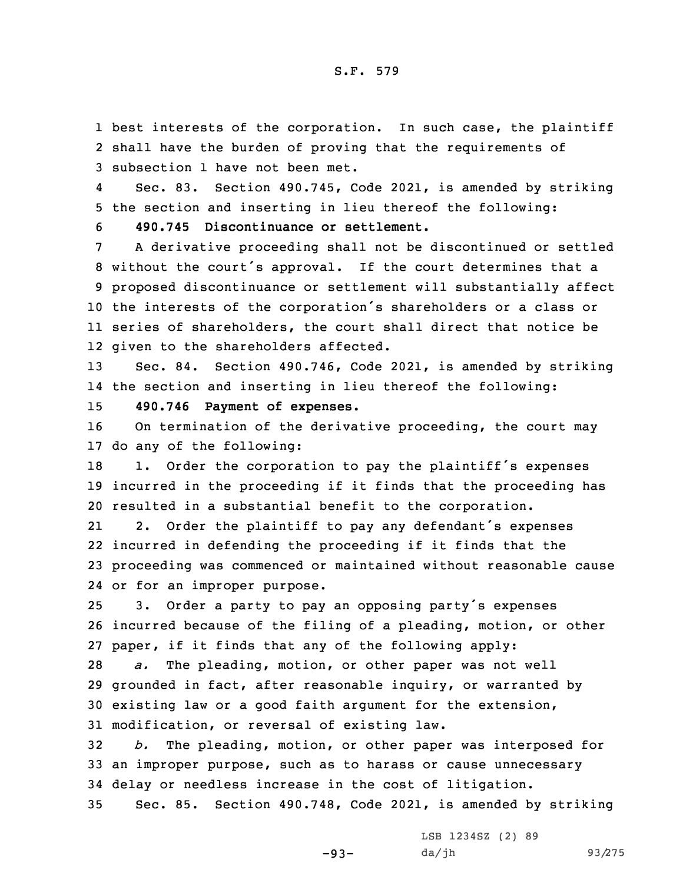best interests of the corporation. In such case, the plaintiff shall have the burden of proving that the requirements of subsection 1 have not been met.

Sec. 83. Section 490.745, Code 2021, is amended by striking the section and inserting in lieu thereof the following:

**490.745 Discontinuance or settlement.**

A derivative proceeding shall not be discontinued or settled without the court's approval. If the court determines that a proposed discontinuance or settlement will substantially affect the interests of the corporation's shareholders or a class or series of shareholders, the court shall direct that notice be given to the shareholders affected.

Sec. 84. Section 490.746, Code 2021, is amended by striking the section and inserting in lieu thereof the following:

**490.746 Payment of expenses.**

On termination of the derivative proceeding, the court may do any of the following:

1. Order the corporation to pay the plaintiff's expenses incurred in the proceeding if it finds that the proceeding has resulted in a substantial benefit to the corporation.

2. Order the plaintiff to pay any defendant's expenses incurred in defending the proceeding if it finds that the proceeding was commenced or maintained without reasonable cause or for an improper purpose.

3. Order a party to pay an opposing party's expenses incurred because of the filing of a pleading, motion, or other paper, if it finds that any of the following apply:

*a.* The pleading, motion, or other paper was not well grounded in fact, after reasonable inquiry, or warranted by existing law or a good faith argument for the extension, modification, or reversal of existing law.

*b.* The pleading, motion, or other paper was interposed for an improper purpose, such as to harass or cause unnecessary delay or needless increase in the cost of litigation.

Sec. 85. Section 490.748, Code 2021, is amended by striking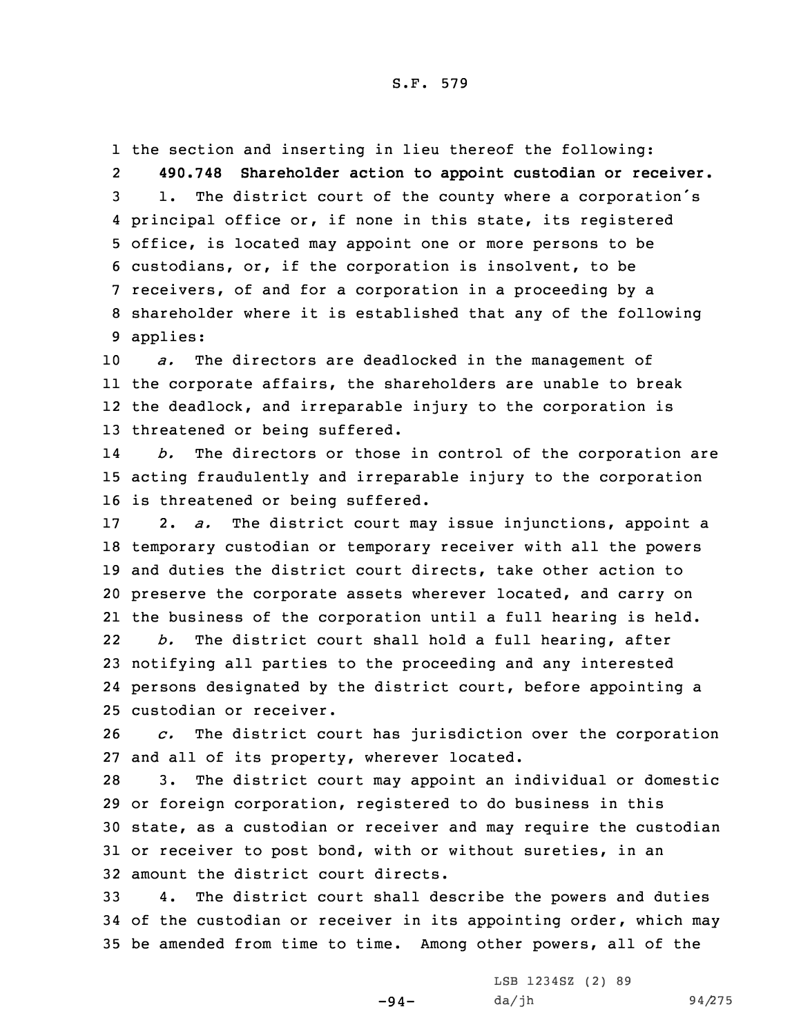the section and inserting in lieu thereof the following:

**490.748 Shareholder action to appoint custodian or receiver.**

1. The district court of the county where a corporation's principal office or, if none in this state, its registered office, is located may appoint one or more persons to be custodians, or, if the corporation is insolvent, to be receivers, of and for a corporation in a proceeding by a shareholder where it is established that any of the following applies:

*a.* The directors are deadlocked in the management of the corporate affairs, the shareholders are unable to break the deadlock, and irreparable injury to the corporation is threatened or being suffered.

*b.* The directors or those in control of the corporation are acting fraudulently and irreparable injury to the corporation is threatened or being suffered.

2. *a.* The district court may issue injunctions, appoint a temporary custodian or temporary receiver with all the powers and duties the district court directs, take other action to preserve the corporate assets wherever located, and carry on the business of the corporation until a full hearing is held.

*b.* The district court shall hold a full hearing, after notifying all parties to the proceeding and any interested persons designated by the district court, before appointing a custodian or receiver.

*c.* The district court has jurisdiction over the corporation and all of its property, wherever located.

3. The district court may appoint an individual or domestic or foreign corporation, registered to do business in this state, as a custodian or receiver and may require the custodian or receiver to post bond, with or without sureties, in an amount the district court directs.

4. The district court shall describe the powers and duties of the custodian or receiver in its appointing order, which may be amended from time to time. Among other powers, all of the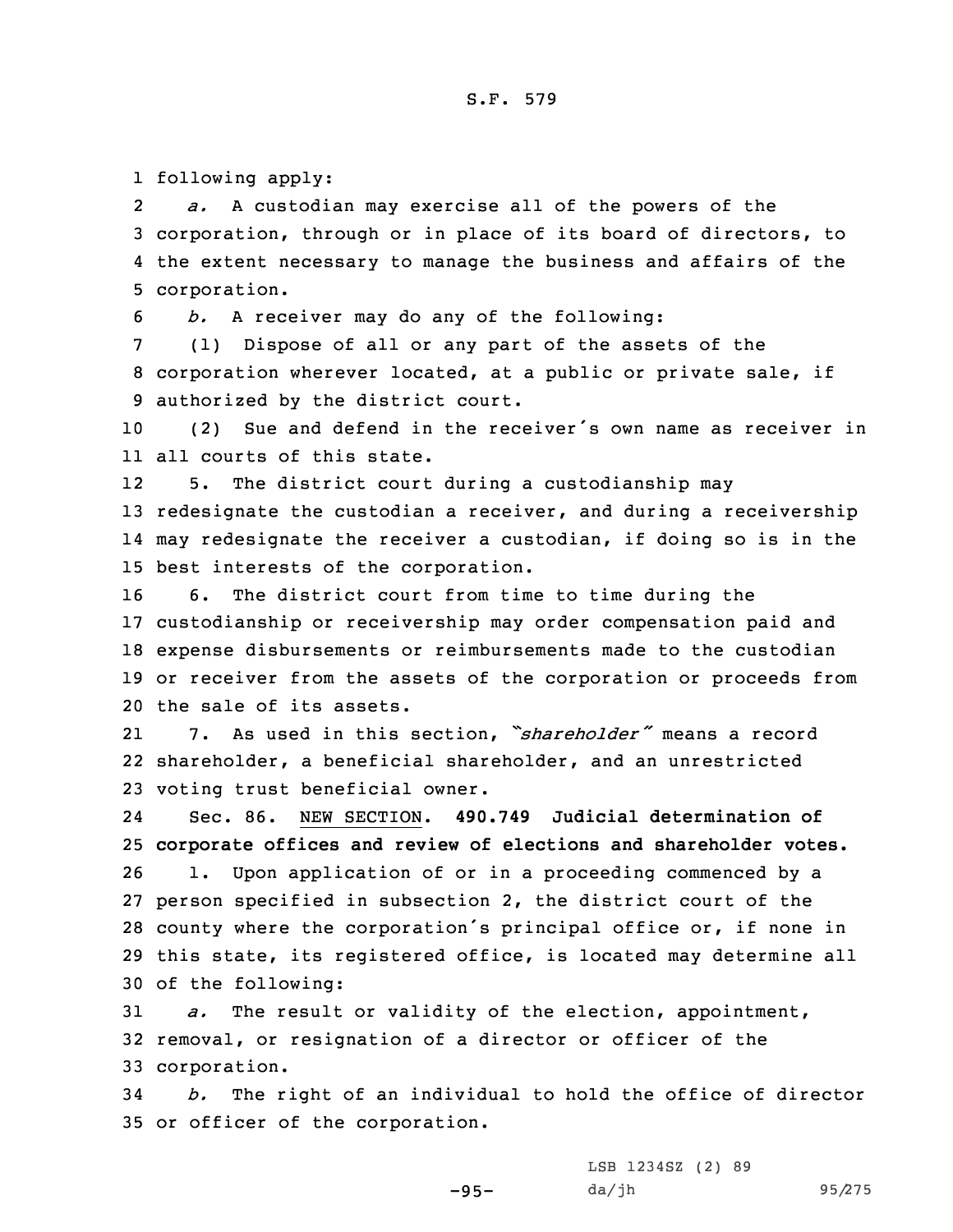following apply:

*a.* A custodian may exercise all of the powers of the corporation, through or in place of its board of directors, to the extent necessary to manage the business and affairs of the corporation.

*b.* A receiver may do any of the following:

(1) Dispose of all or any part of the assets of the corporation wherever located, at a public or private sale, if authorized by the district court.

(2) Sue and defend in the receiver's own name as receiver in all courts of this state.

5. The district court during a custodianship may redesignate the custodian a receiver, and during a receivership may redesignate the receiver a custodian, if doing so is in the best interests of the corporation.

6. The district court from time to time during the custodianship or receivership may order compensation paid and expense disbursements or reimbursements made to the custodian or receiver from the assets of the corporation or proceeds from the sale of its assets.

7. As used in this section, *"shareholder"* means a record shareholder, a beneficial shareholder, and an unrestricted voting trust beneficial owner.

Sec. 86. NEW SECTION. **490.749 Judicial determination of corporate offices and review of elections and shareholder votes.**

1. Upon application of or in a proceeding commenced by a person specified in subsection 2, the district court of the county where the corporation's principal office or, if none in this state, its registered office, is located may determine all of the following:

*a.* The result or validity of the election, appointment, removal, or resignation of a director or officer of the corporation.

*b.* The right of an individual to hold the office of director or officer of the corporation.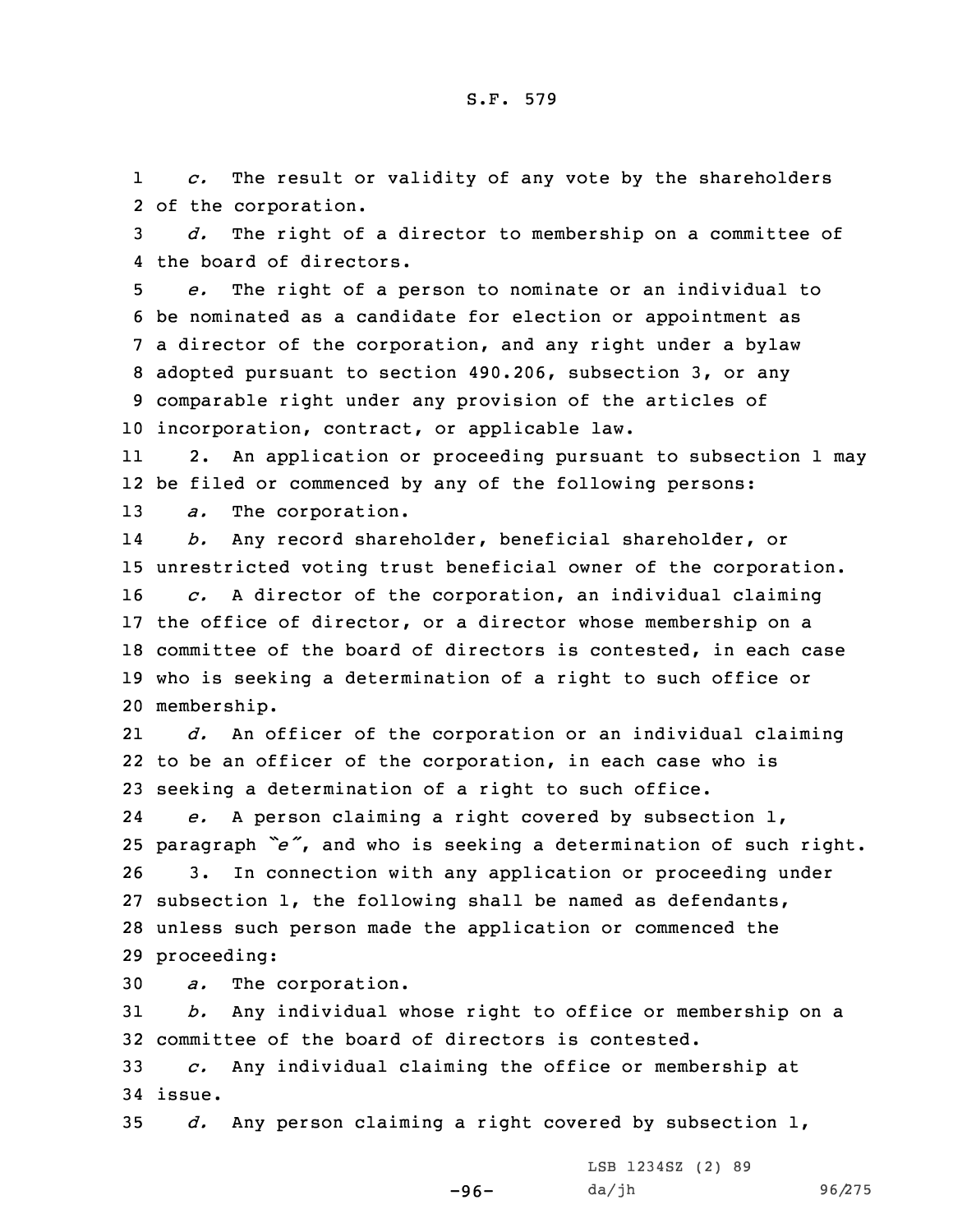*c.* The result or validity of any vote by the shareholders of the corporation.

*d.* The right of a director to membership on a committee of the board of directors.

*e.* The right of a person to nominate or an individual to be nominated as a candidate for election or appointment as a director of the corporation, and any right under a bylaw adopted pursuant to section 490.206, subsection 3, or any comparable right under any provision of the articles of incorporation, contract, or applicable law.

2. An application or proceeding pursuant to subsection 1 may be filed or commenced by any of the following persons:

*a.* The corporation.

*b.* Any record shareholder, beneficial shareholder, or unrestricted voting trust beneficial owner of the corporation.

*c.* A director of the corporation, an individual claiming the office of director, or a director whose membership on a committee of the board of directors is contested, in each case who is seeking a determination of a right to such office or membership.

*d.* An officer of the corporation or an individual claiming to be an officer of the corporation, in each case who is seeking a determination of a right to such office.

*e.* A person claiming a right covered by subsection 1, paragraph *"e"*, and who is seeking a determination of such right.

3. In connection with any application or proceeding under subsection 1, the following shall be named as defendants, unless such person made the application or commenced the proceeding:

*a.* The corporation.

*b.* Any individual whose right to office or membership on a committee of the board of directors is contested.

*c.* Any individual claiming the office or membership at issue.

*d.* Any person claiming a right covered by subsection 1,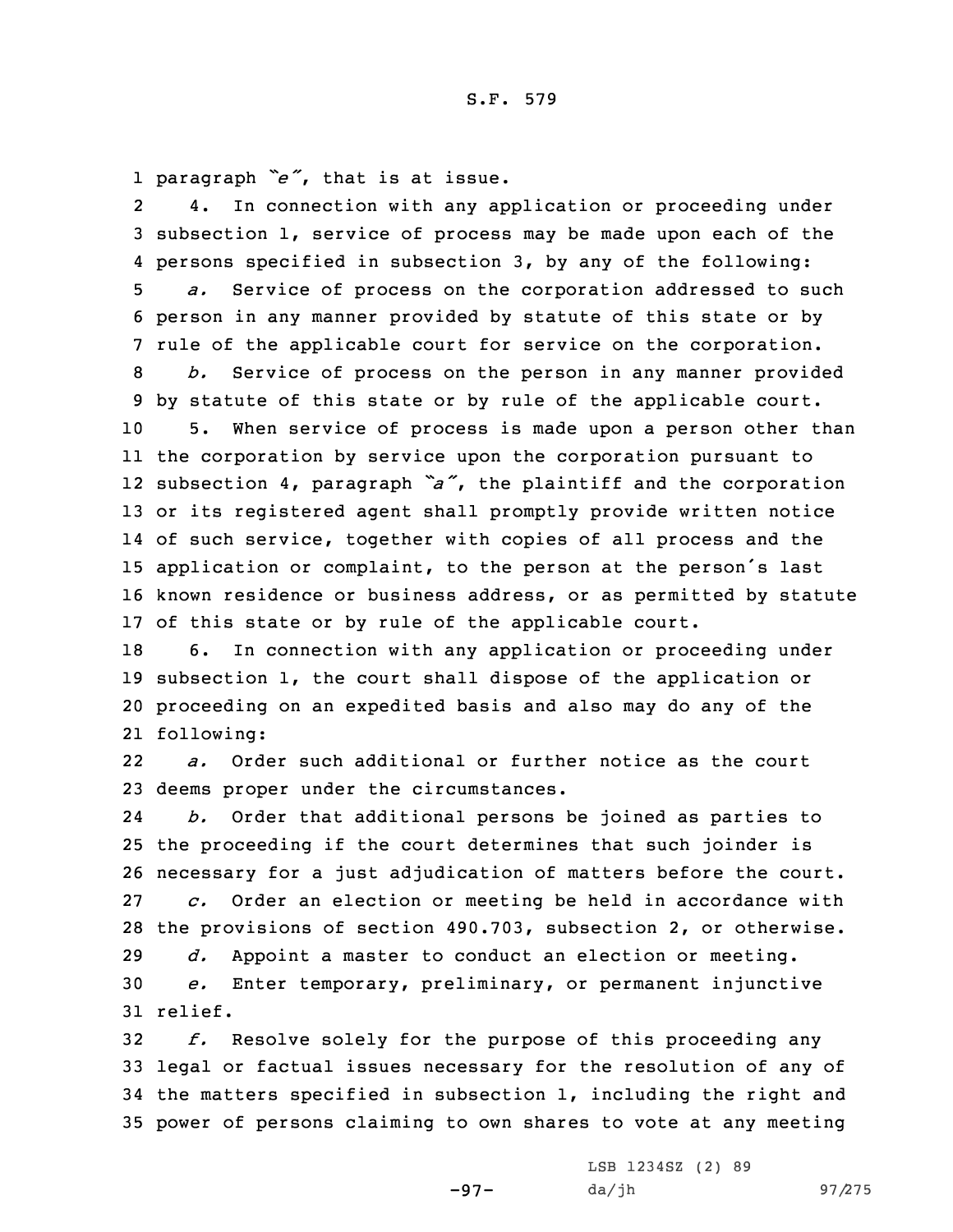paragraph *"e"*, that is at issue.

4. In connection with any application or proceeding under subsection 1, service of process may be made upon each of the persons specified in subsection 3, by any of the following:

*a.* Service of process on the corporation addressed to such person in any manner provided by statute of this state or by rule of the applicable court for service on the corporation.

*b.* Service of process on the person in any manner provided by statute of this state or by rule of the applicable court.

5. When service of process is made upon a person other than the corporation by service upon the corporation pursuant to subsection 4, paragraph *"a"*, the plaintiff and the corporation or its registered agent shall promptly provide written notice of such service, together with copies of all process and the application or complaint, to the person at the person's last known residence or business address, or as permitted by statute of this state or by rule of the applicable court.

6. In connection with any application or proceeding under subsection 1, the court shall dispose of the application or proceeding on an expedited basis and also may do any of the following:

*a.* Order such additional or further notice as the court deems proper under the circumstances.

*b.* Order that additional persons be joined as parties to the proceeding if the court determines that such joinder is necessary for a just adjudication of matters before the court.

*c.* Order an election or meeting be held in accordance with the provisions of section 490.703, subsection 2, or otherwise.

*d.* Appoint a master to conduct an election or meeting.

*e.* Enter temporary, preliminary, or permanent injunctive relief.

*f.* Resolve solely for the purpose of this proceeding any legal or factual issues necessary for the resolution of any of the matters specified in subsection 1, including the right and power of persons claiming to own shares to vote at any meeting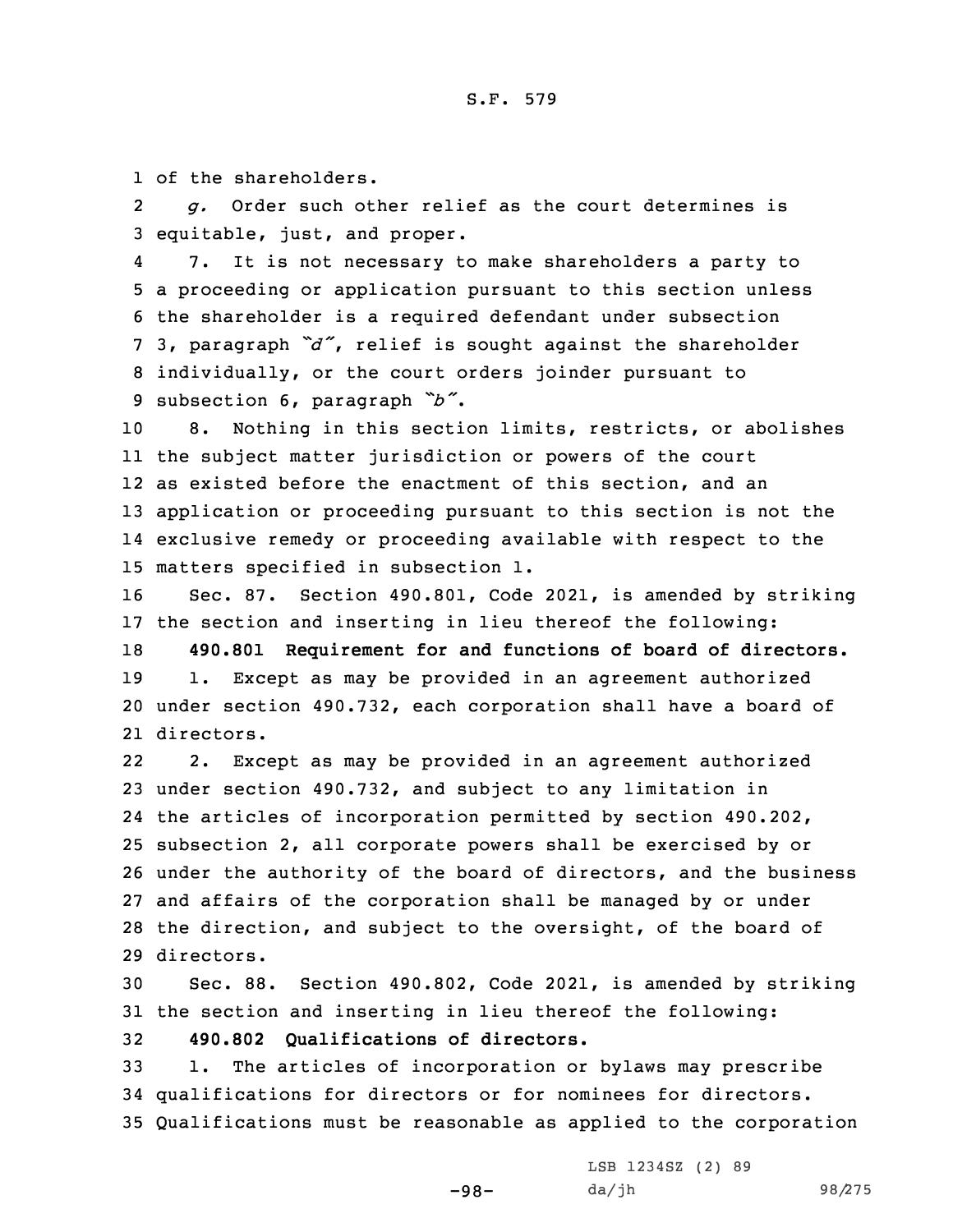of the shareholders.

*g.* Order such other relief as the court determines is equitable, just, and proper.

7. It is not necessary to make shareholders a party to a proceeding or application pursuant to this section unless the shareholder is a required defendant under subsection 3, paragraph *"d"*, relief is sought against the shareholder individually, or the court orders joinder pursuant to subsection 6, paragraph *"b"*.

8. Nothing in this section limits, restricts, or abolishes the subject matter jurisdiction or powers of the court as existed before the enactment of this section, and an application or proceeding pursuant to this section is not the exclusive remedy or proceeding available with respect to the matters specified in subsection 1.

Sec. 87. Section 490.801, Code 2021, is amended by striking the section and inserting in lieu thereof the following:

**490.801 Requirement for and functions of board of directors.**

1. Except as may be provided in an agreement authorized under section 490.732, each corporation shall have a board of directors.

2. Except as may be provided in an agreement authorized under section 490.732, and subject to any limitation in the articles of incorporation permitted by section 490.202, subsection 2, all corporate powers shall be exercised by or under the authority of the board of directors, and the business and affairs of the corporation shall be managed by or under the direction, and subject to the oversight, of the board of directors.

Sec. 88. Section 490.802, Code 2021, is amended by striking the section and inserting in lieu thereof the following:

**490.802 Qualifications of directors.**

1. The articles of incorporation or bylaws may prescribe qualifications for directors or for nominees for directors. Qualifications must be reasonable as applied to the corporation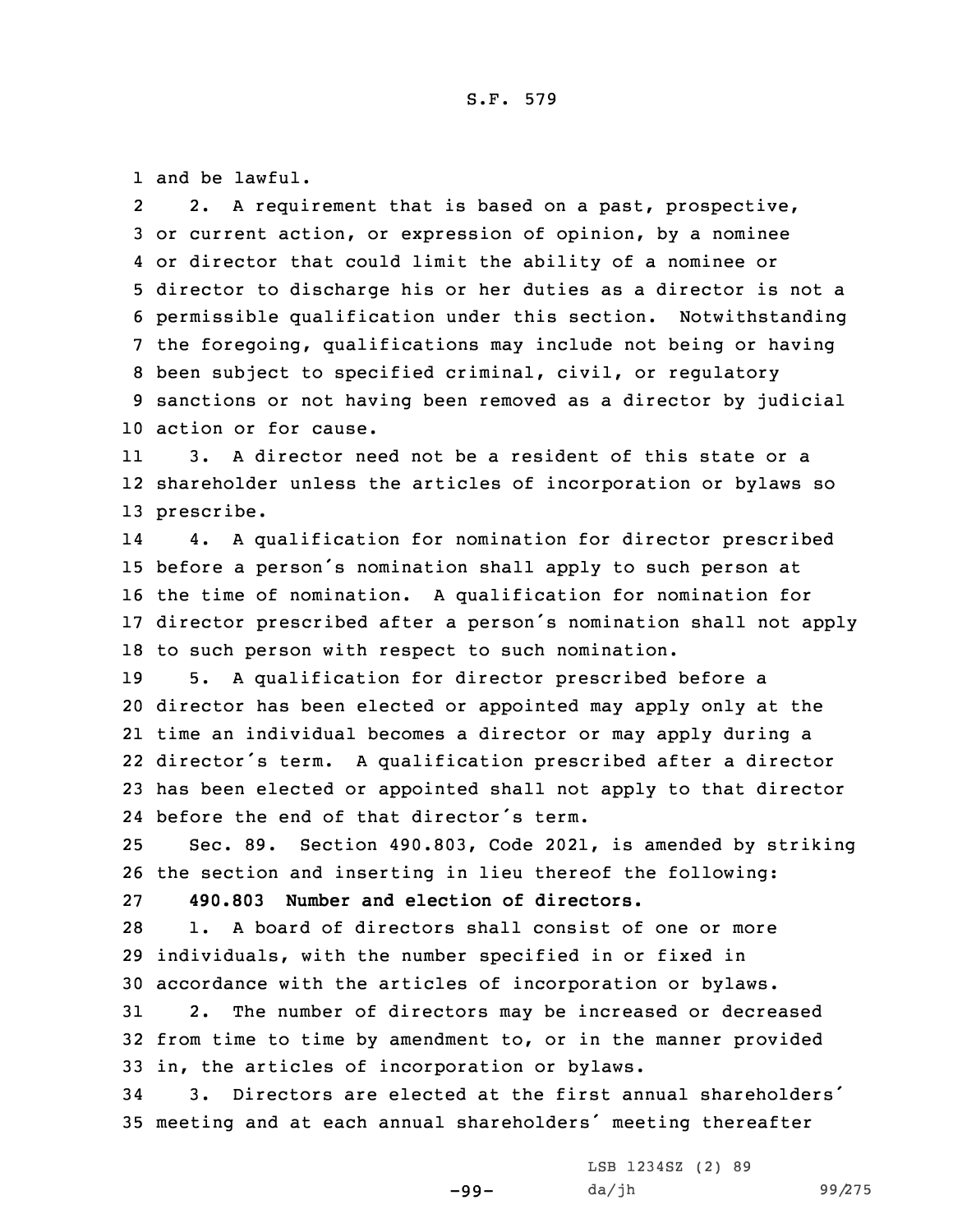and be lawful.

2. A requirement that is based on a past, prospective, or current action, or expression of opinion, by a nominee or director that could limit the ability of a nominee or director to discharge his or her duties as a director is not a permissible qualification under this section. Notwithstanding the foregoing, qualifications may include not being or having been subject to specified criminal, civil, or regulatory sanctions or not having been removed as a director by judicial action or for cause.

3. A director need not be a resident of this state or a shareholder unless the articles of incorporation or bylaws so prescribe.

4. A qualification for nomination for director prescribed before a person's nomination shall apply to such person at the time of nomination. A qualification for nomination for director prescribed after a person's nomination shall not apply to such person with respect to such nomination.

5. A qualification for director prescribed before a director has been elected or appointed may apply only at the time an individual becomes a director or may apply during a director's term. A qualification prescribed after a director has been elected or appointed shall not apply to that director before the end of that director's term.

Sec. 89. Section 490.803, Code 2021, is amended by striking the section and inserting in lieu thereof the following:

**490.803 Number and election of directors.**

1. A board of directors shall consist of one or more individuals, with the number specified in or fixed in accordance with the articles of incorporation or bylaws.

2. The number of directors may be increased or decreased from time to time by amendment to, or in the manner provided in, the articles of incorporation or bylaws.

3. Directors are elected at the first annual shareholders' meeting and at each annual shareholders' meeting thereafter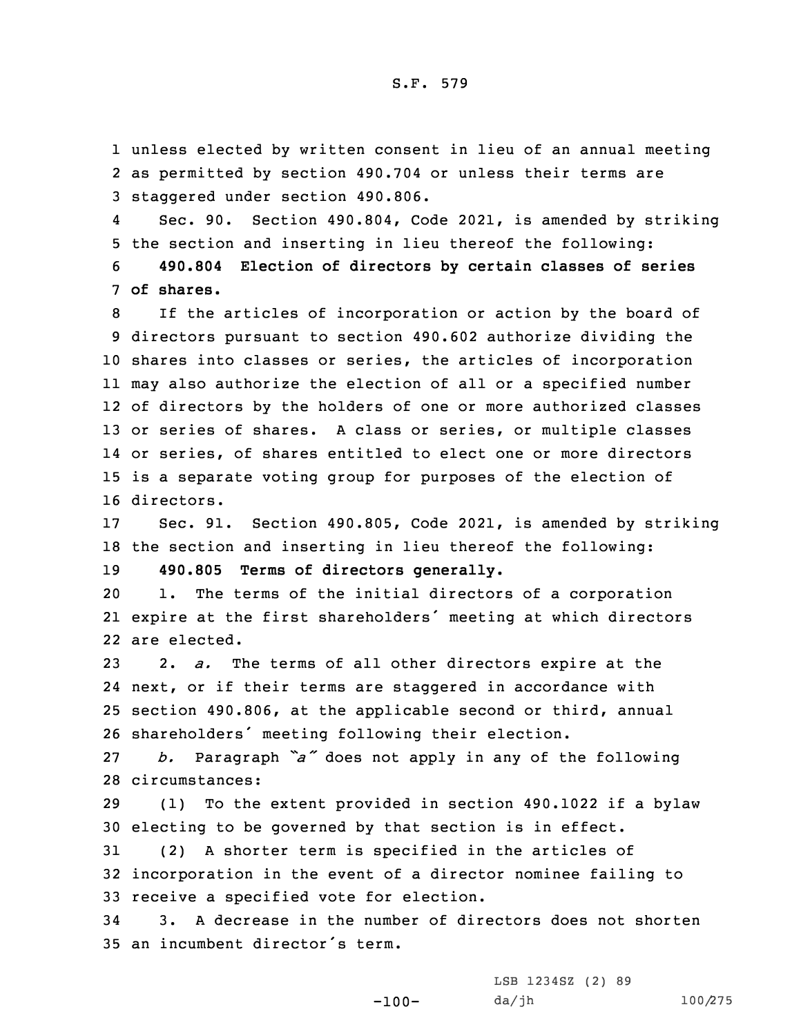unless elected by written consent in lieu of an annual meeting as permitted by section 490.704 or unless their terms are staggered under section 490.806.

Sec. 90. Section 490.804, Code 2021, is amended by striking the section and inserting in lieu thereof the following:

**490.804 Election of directors by certain classes of series of shares.**

If the articles of incorporation or action by the board of directors pursuant to section 490.602 authorize dividing the shares into classes or series, the articles of incorporation may also authorize the election of all or a specified number of directors by the holders of one or more authorized classes or series of shares. A class or series, or multiple classes or series, of shares entitled to elect one or more directors is a separate voting group for purposes of the election of directors.

Sec. 91. Section 490.805, Code 2021, is amended by striking the section and inserting in lieu thereof the following:

**490.805 Terms of directors generally.**

1. The terms of the initial directors of a corporation expire at the first shareholders' meeting at which directors are elected.

2. *a.* The terms of all other directors expire at the next, or if their terms are staggered in accordance with section 490.806, at the applicable second or third, annual shareholders' meeting following their election.

*b.* Paragraph *"a"* does not apply in any of the following circumstances:

(1) To the extent provided in section 490.1022 if a bylaw electing to be governed by that section is in effect.

(2) A shorter term is specified in the articles of incorporation in the event of a director nominee failing to receive a specified vote for election.

3. A decrease in the number of directors does not shorten an incumbent director's term.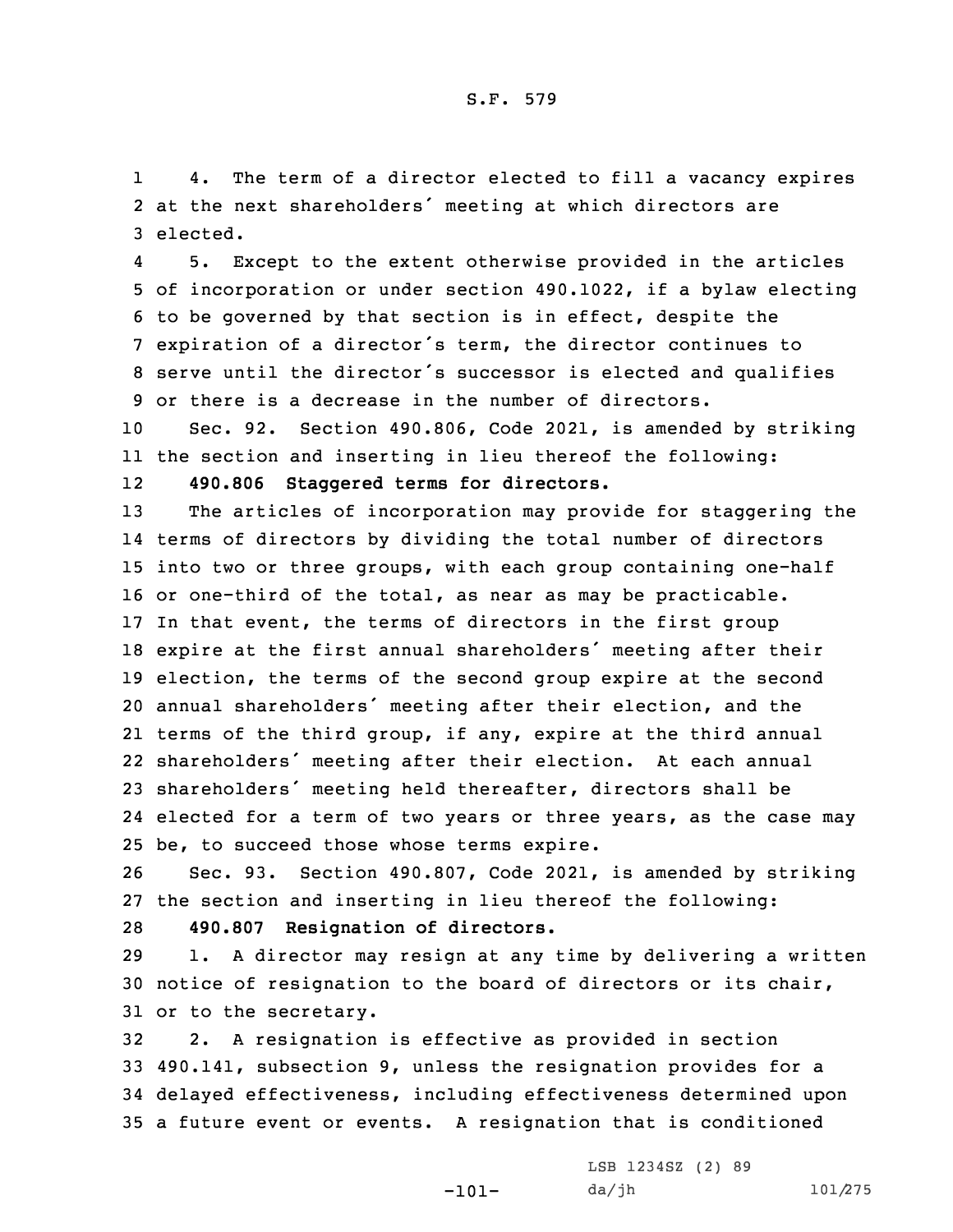4. The term of a director elected to fill a vacancy expires at the next shareholders' meeting at which directors are elected.

5. Except to the extent otherwise provided in the articles of incorporation or under section 490.1022, if a bylaw electing to be governed by that section is in effect, despite the expiration of a director's term, the director continues to serve until the director's successor is elected and qualifies or there is a decrease in the number of directors.

Sec. 92. Section 490.806, Code 2021, is amended by striking the section and inserting in lieu thereof the following:

**490.806 Staggered terms for directors.**

The articles of incorporation may provide for staggering the terms of directors by dividing the total number of directors into two or three groups, with each group containing one-half or one-third of the total, as near as may be practicable. In that event, the terms of directors in the first group expire at the first annual shareholders' meeting after their election, the terms of the second group expire at the second annual shareholders' meeting after their election, and the terms of the third group, if any, expire at the third annual shareholders' meeting after their election. At each annual shareholders' meeting held thereafter, directors shall be elected for a term of two years or three years, as the case may be, to succeed those whose terms expire.

Sec. 93. Section 490.807, Code 2021, is amended by striking the section and inserting in lieu thereof the following:

**490.807 Resignation of directors.**

1. A director may resign at any time by delivering a written notice of resignation to the board of directors or its chair, or to the secretary.

2. A resignation is effective as provided in section 490.141, subsection 9, unless the resignation provides for a delayed effectiveness, including effectiveness determined upon a future event or events. A resignation that is conditioned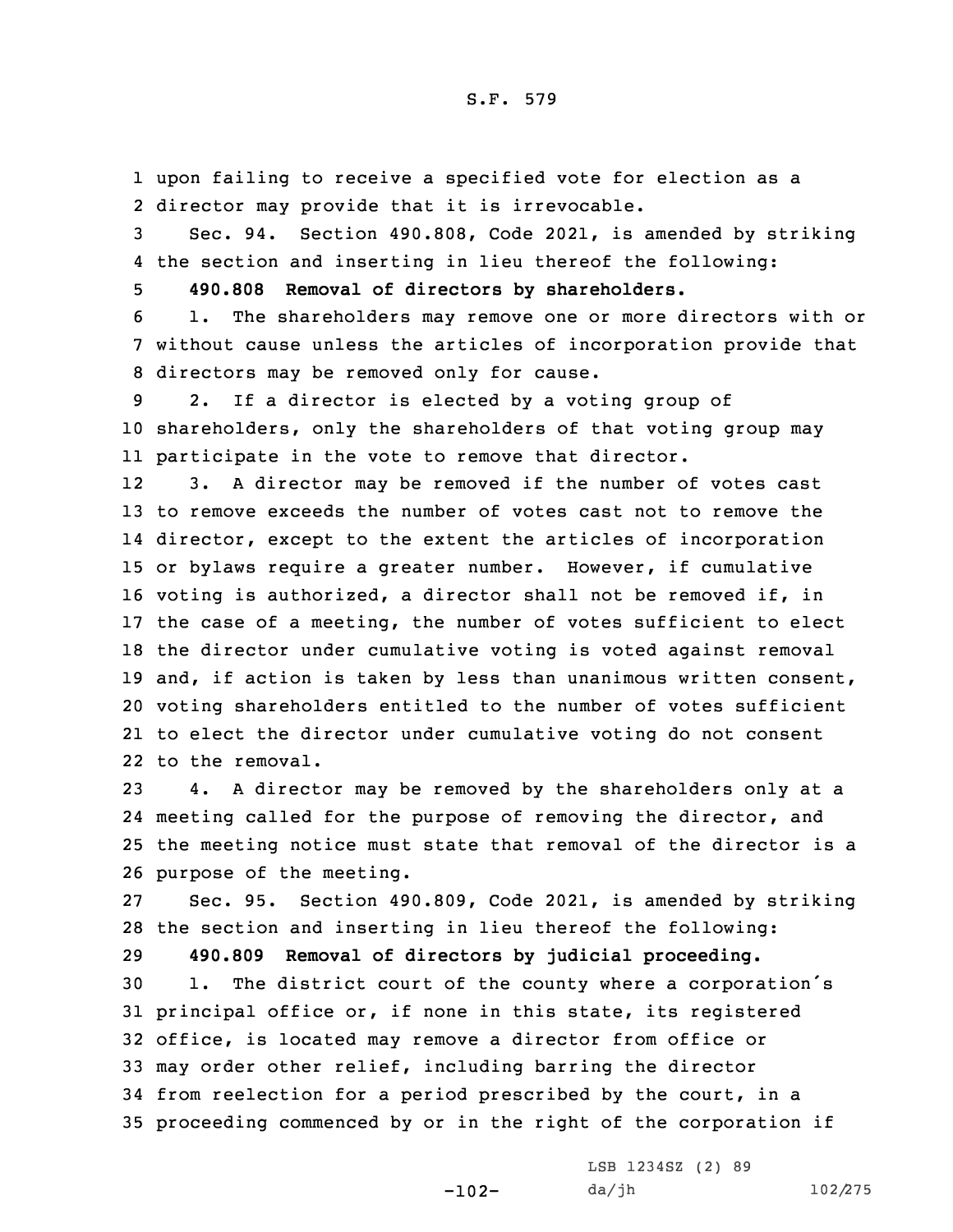upon failing to receive a specified vote for election as a director may provide that it is irrevocable.

Sec. 94. Section 490.808, Code 2021, is amended by striking the section and inserting in lieu thereof the following:

**490.808 Removal of directors by shareholders.**

1. The shareholders may remove one or more directors with or without cause unless the articles of incorporation provide that directors may be removed only for cause.

2. If a director is elected by a voting group of shareholders, only the shareholders of that voting group may participate in the vote to remove that director.

3. A director may be removed if the number of votes cast to remove exceeds the number of votes cast not to remove the director, except to the extent the articles of incorporation or bylaws require a greater number. However, if cumulative voting is authorized, a director shall not be removed if, in the case of a meeting, the number of votes sufficient to elect the director under cumulative voting is voted against removal and, if action is taken by less than unanimous written consent, voting shareholders entitled to the number of votes sufficient to elect the director under cumulative voting do not consent to the removal.

4. A director may be removed by the shareholders only at a meeting called for the purpose of removing the director, and the meeting notice must state that removal of the director is a purpose of the meeting.

Sec. 95. Section 490.809, Code 2021, is amended by striking the section and inserting in lieu thereof the following:

**490.809 Removal of directors by judicial proceeding.**

1. The district court of the county where a corporation's principal office or, if none in this state, its registered office, is located may remove a director from office or may order other relief, including barring the director from reelection for a period prescribed by the court, in a proceeding commenced by or in the right of the corporation if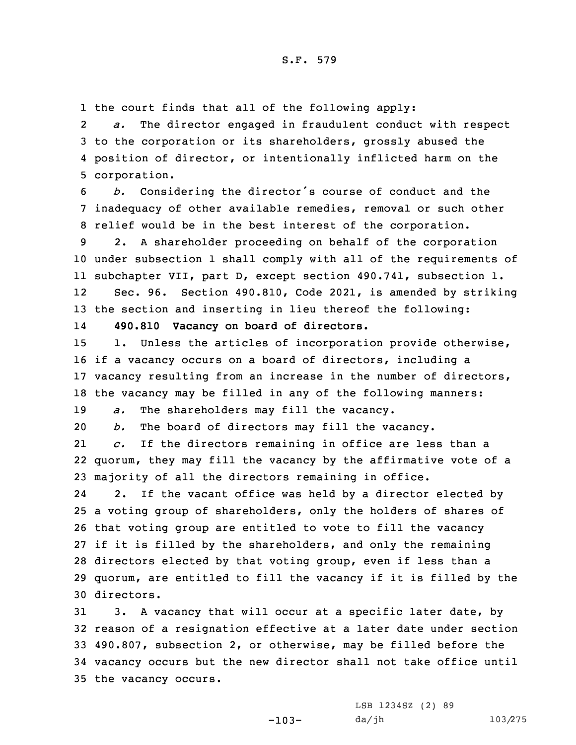the court finds that all of the following apply:

*a.* The director engaged in fraudulent conduct with respect to the corporation or its shareholders, grossly abused the position of director, or intentionally inflicted harm on the corporation.

*b.* Considering the director's course of conduct and the inadequacy of other available remedies, removal or such other relief would be in the best interest of the corporation.

2. A shareholder proceeding on behalf of the corporation under subsection 1 shall comply with all of the requirements of subchapter VII, part D, except section 490.741, subsection 1.

Sec. 96. Section 490.810, Code 2021, is amended by striking the section and inserting in lieu thereof the following:

**490.810 Vacancy on board of directors.**

1. Unless the articles of incorporation provide otherwise, if a vacancy occurs on a board of directors, including a vacancy resulting from an increase in the number of directors, the vacancy may be filled in any of the following manners:

*a.* The shareholders may fill the vacancy.

*b.* The board of directors may fill the vacancy.

*c.* If the directors remaining in office are less than a quorum, they may fill the vacancy by the affirmative vote of a majority of all the directors remaining in office.

2. If the vacant office was held by a director elected by a voting group of shareholders, only the holders of shares of that voting group are entitled to vote to fill the vacancy if it is filled by the shareholders, and only the remaining directors elected by that voting group, even if less than a quorum, are entitled to fill the vacancy if it is filled by the directors.

3. A vacancy that will occur at a specific later date, by reason of a resignation effective at a later date under section 490.807, subsection 2, or otherwise, may be filled before the vacancy occurs but the new director shall not take office until the vacancy occurs.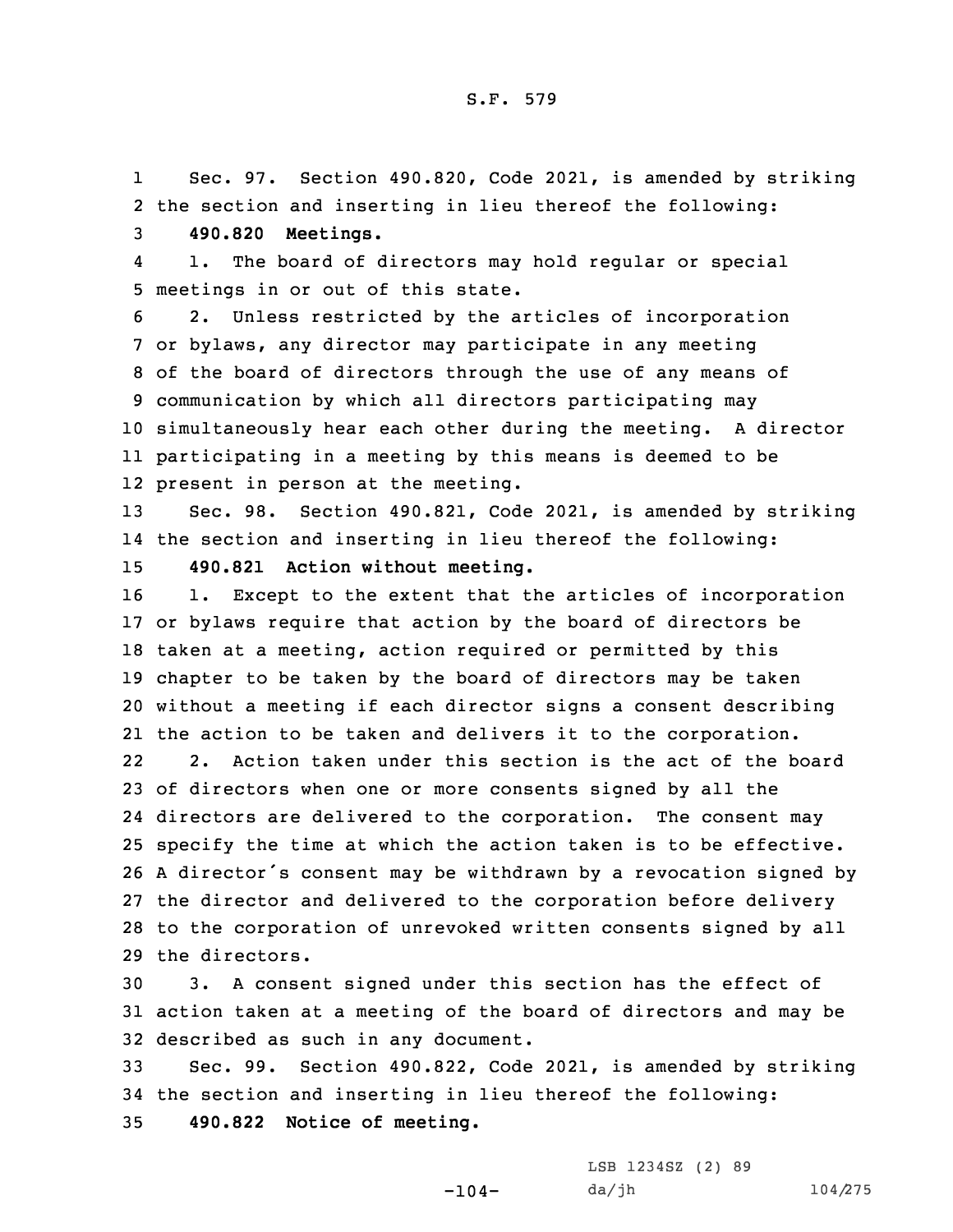Sec. 97. Section 490.820, Code 2021, is amended by striking the section and inserting in lieu thereof the following:

**490.820 Meetings.**

1. The board of directors may hold regular or special meetings in or out of this state.

2. Unless restricted by the articles of incorporation or bylaws, any director may participate in any meeting of the board of directors through the use of any means of communication by which all directors participating may simultaneously hear each other during the meeting. A director participating in a meeting by this means is deemed to be present in person at the meeting.

Sec. 98. Section 490.821, Code 2021, is amended by striking the section and inserting in lieu thereof the following:

**490.821 Action without meeting.**

1. Except to the extent that the articles of incorporation or bylaws require that action by the board of directors be taken at a meeting, action required or permitted by this chapter to be taken by the board of directors may be taken without a meeting if each director signs a consent describing the action to be taken and delivers it to the corporation.

2. Action taken under this section is the act of the board of directors when one or more consents signed by all the directors are delivered to the corporation. The consent may specify the time at which the action taken is to be effective. A director's consent may be withdrawn by a revocation signed by the director and delivered to the corporation before delivery to the corporation of unrevoked written consents signed by all the directors.

3. A consent signed under this section has the effect of action taken at a meeting of the board of directors and may be described as such in any document.

Sec. 99. Section 490.822, Code 2021, is amended by striking the section and inserting in lieu thereof the following:

**490.822 Notice of meeting.**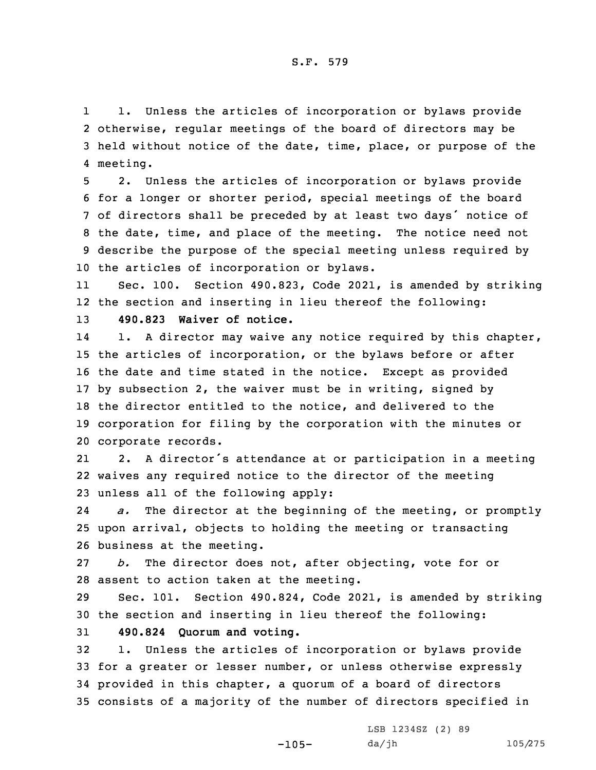1. Unless the articles of incorporation or bylaws provide otherwise, regular meetings of the board of directors may be held without notice of the date, time, place, or purpose of the meeting.

2. Unless the articles of incorporation or bylaws provide for a longer or shorter period, special meetings of the board of directors shall be preceded by at least two days' notice of the date, time, and place of the meeting. The notice need not describe the purpose of the special meeting unless required by the articles of incorporation or bylaws.

Sec. 100. Section 490.823, Code 2021, is amended by striking the section and inserting in lieu thereof the following:

**490.823 Waiver of notice.**

1. A director may waive any notice required by this chapter, the articles of incorporation, or the bylaws before or after the date and time stated in the notice. Except as provided by subsection 2, the waiver must be in writing, signed by the director entitled to the notice, and delivered to the corporation for filing by the corporation with the minutes or corporate records.

2. A director's attendance at or participation in a meeting waives any required notice to the director of the meeting unless all of the following apply:

*a.* The director at the beginning of the meeting, or promptly upon arrival, objects to holding the meeting or transacting business at the meeting.

*b.* The director does not, after objecting, vote for or assent to action taken at the meeting.

Sec. 101. Section 490.824, Code 2021, is amended by striking the section and inserting in lieu thereof the following:

**490.824 Quorum and voting.**

1. Unless the articles of incorporation or bylaws provide for a greater or lesser number, or unless otherwise expressly provided in this chapter, a quorum of a board of directors consists of a majority of the number of directors specified in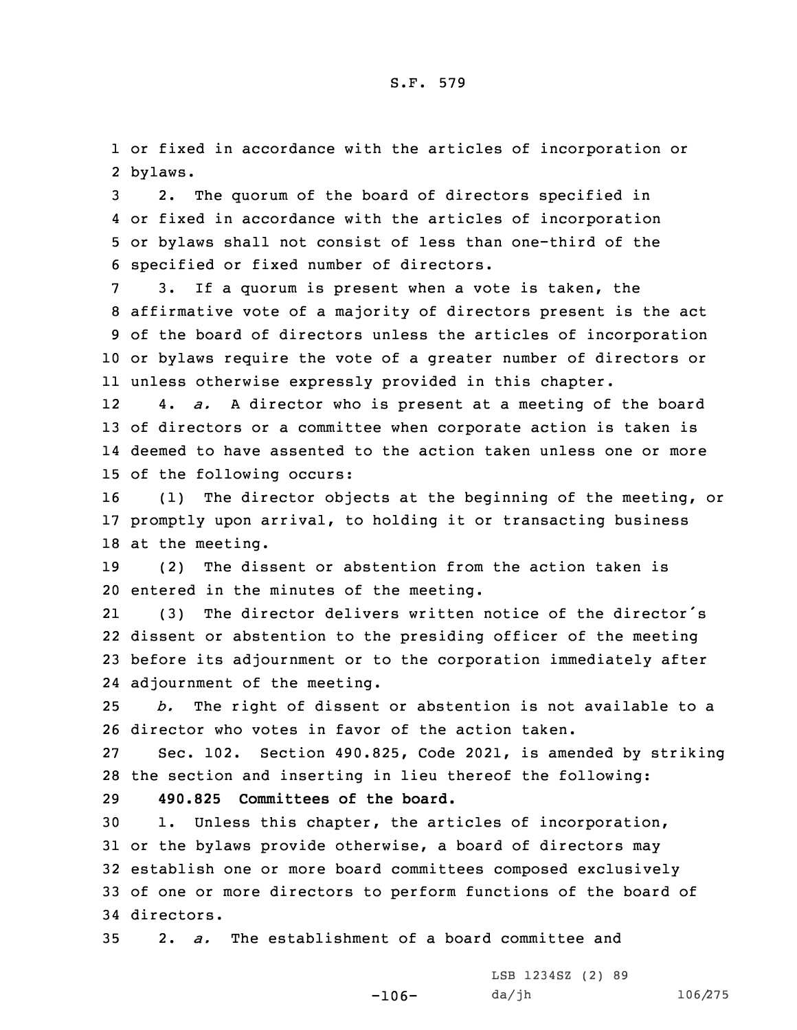or fixed in accordance with the articles of incorporation or bylaws.

2. The quorum of the board of directors specified in or fixed in accordance with the articles of incorporation or bylaws shall not consist of less than one-third of the specified or fixed number of directors.

3. If a quorum is present when a vote is taken, the affirmative vote of a majority of directors present is the act of the board of directors unless the articles of incorporation or bylaws require the vote of a greater number of directors or unless otherwise expressly provided in this chapter.

4. *a.* A director who is present at a meeting of the board of directors or a committee when corporate action is taken is deemed to have assented to the action taken unless one or more of the following occurs:

(1) The director objects at the beginning of the meeting, or promptly upon arrival, to holding it or transacting business at the meeting.

(2) The dissent or abstention from the action taken is entered in the minutes of the meeting.

(3) The director delivers written notice of the director's dissent or abstention to the presiding officer of the meeting before its adjournment or to the corporation immediately after adjournment of the meeting.

*b.* The right of dissent or abstention is not available to a director who votes in favor of the action taken.

Sec. 102. Section 490.825, Code 2021, is amended by striking the section and inserting in lieu thereof the following:

**490.825 Committees of the board.**

1. Unless this chapter, the articles of incorporation, or the bylaws provide otherwise, a board of directors may establish one or more board committees composed exclusively of one or more directors to perform functions of the board of directors.

2. *a.* The establishment of a board committee and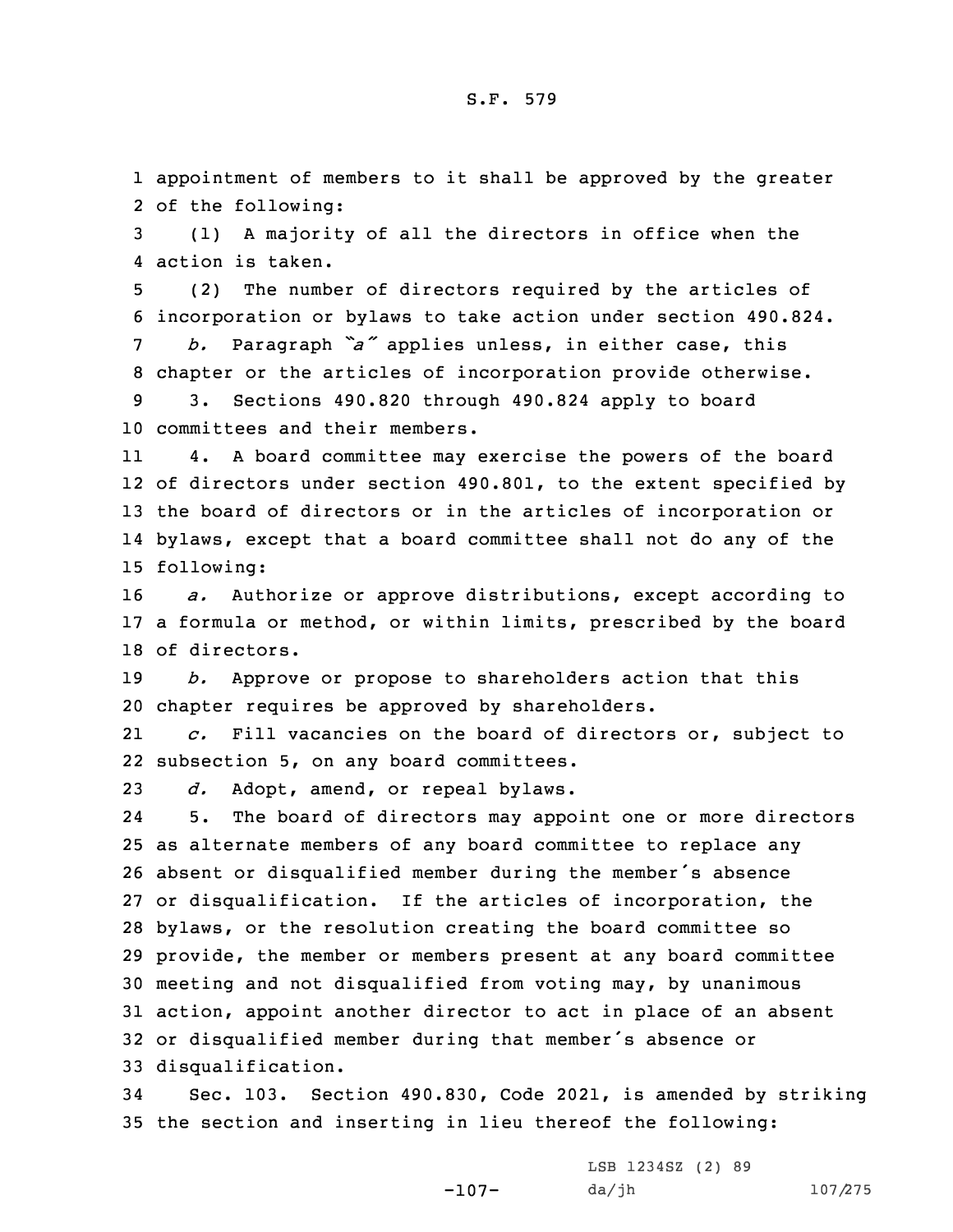appointment of members to it shall be approved by the greater of the following:

(1) A majority of all the directors in office when the action is taken.

(2) The number of directors required by the articles of incorporation or bylaws to take action under section 490.824.

*b.* Paragraph *"a"* applies unless, in either case, this chapter or the articles of incorporation provide otherwise.

3. Sections 490.820 through 490.824 apply to board committees and their members.

4. A board committee may exercise the powers of the board of directors under section 490.801, to the extent specified by the board of directors or in the articles of incorporation or bylaws, except that a board committee shall not do any of the following:

*a.* Authorize or approve distributions, except according to a formula or method, or within limits, prescribed by the board of directors.

*b.* Approve or propose to shareholders action that this chapter requires be approved by shareholders.

*c.* Fill vacancies on the board of directors or, subject to subsection 5, on any board committees.

*d.* Adopt, amend, or repeal bylaws.

5. The board of directors may appoint one or more directors as alternate members of any board committee to replace any absent or disqualified member during the member's absence or disqualification. If the articles of incorporation, the bylaws, or the resolution creating the board committee so provide, the member or members present at any board committee meeting and not disqualified from voting may, by unanimous action, appoint another director to act in place of an absent or disqualified member during that member's absence or disqualification.

Sec. 103. Section 490.830, Code 2021, is amended by striking the section and inserting in lieu thereof the following: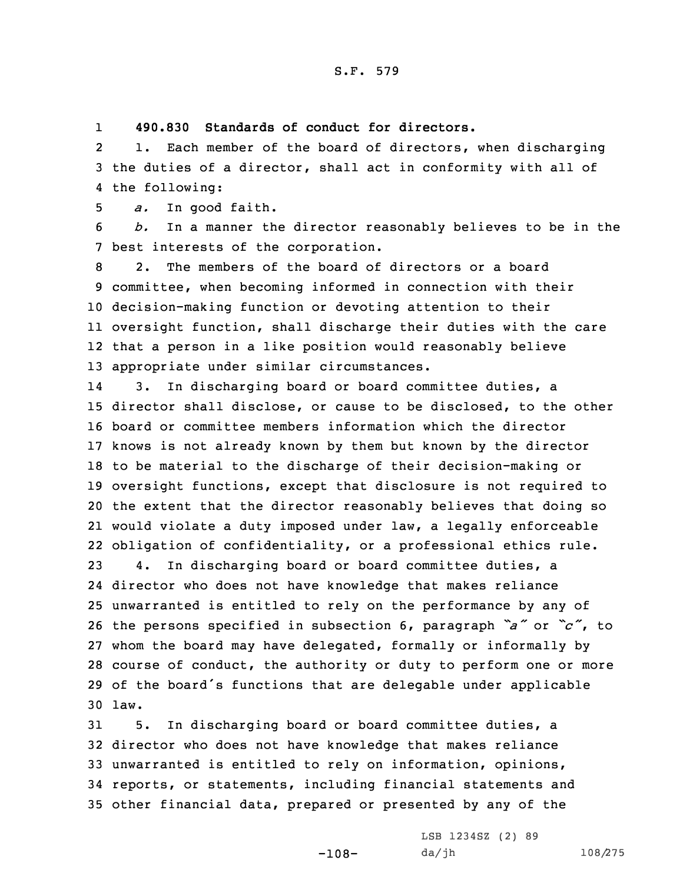**490.830 Standards of conduct for directors.**

1. Each member of the board of directors, when discharging the duties of a director, shall act in conformity with all of the following:

*a.* In good faith.

*b.* In a manner the director reasonably believes to be in the best interests of the corporation.

2. The members of the board of directors or a board committee, when becoming informed in connection with their decision-making function or devoting attention to their oversight function, shall discharge their duties with the care that a person in a like position would reasonably believe appropriate under similar circumstances.

3. In discharging board or board committee duties, a director shall disclose, or cause to be disclosed, to the other board or committee members information which the director knows is not already known by them but known by the director to be material to the discharge of their decision-making or oversight functions, except that disclosure is not required to the extent that the director reasonably believes that doing so would violate a duty imposed under law, a legally enforceable obligation of confidentiality, or a professional ethics rule.

4. In discharging board or board committee duties, a director who does not have knowledge that makes reliance unwarranted is entitled to rely on the performance by any of the persons specified in subsection 6, paragraph *"a"* or *"c"*, to whom the board may have delegated, formally or informally by course of conduct, the authority or duty to perform one or more of the board's functions that are delegable under applicable law.

5. In discharging board or board committee duties, a director who does not have knowledge that makes reliance unwarranted is entitled to rely on information, opinions, reports, or statements, including financial statements and other financial data, prepared or presented by any of the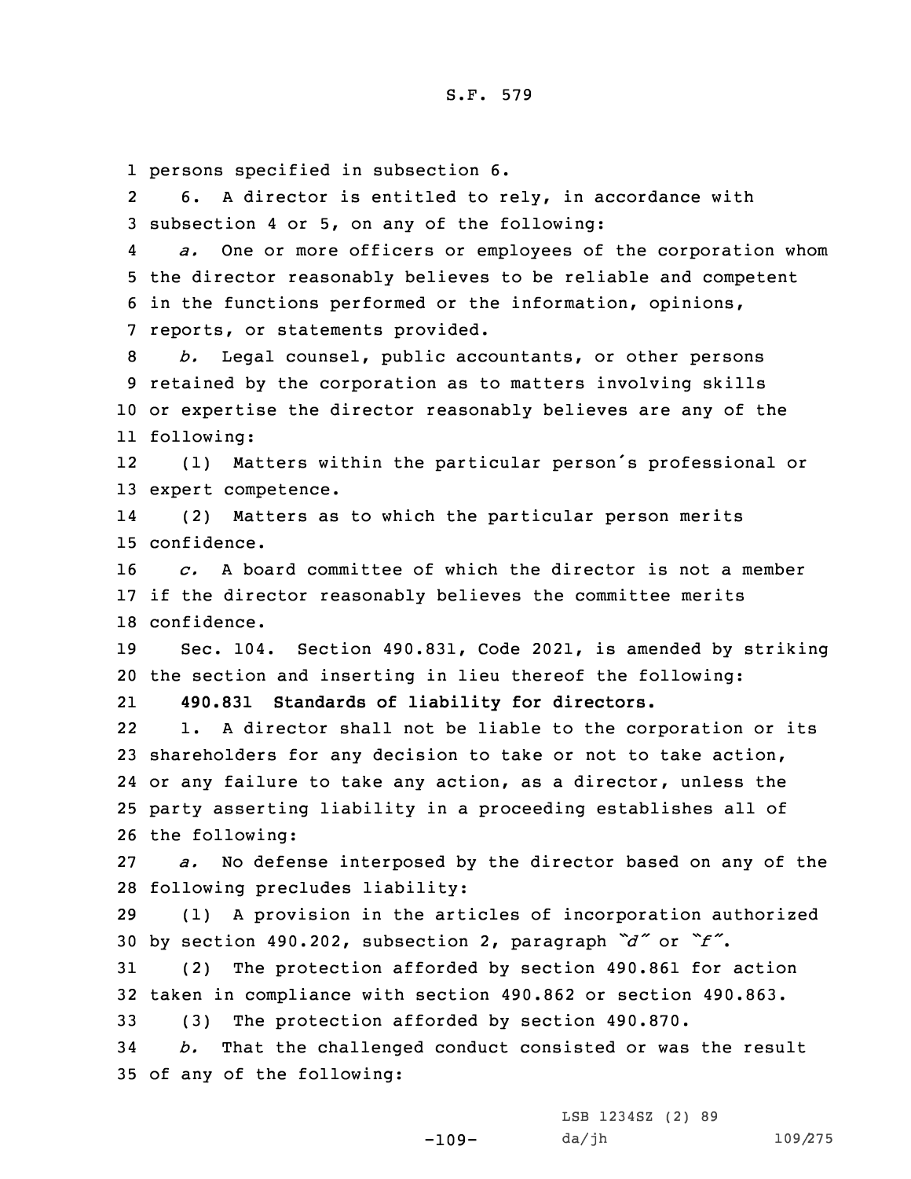persons specified in subsection 6.

6. A director is entitled to rely, in accordance with subsection 4 or 5, on any of the following:

*a.* One or more officers or employees of the corporation whom the director reasonably believes to be reliable and competent in the functions performed or the information, opinions, reports, or statements provided.

*b.* Legal counsel, public accountants, or other persons retained by the corporation as to matters involving skills or expertise the director reasonably believes are any of the following:

(1) Matters within the particular person's professional or expert competence.

(2) Matters as to which the particular person merits confidence.

*c.* A board committee of which the director is not a member if the director reasonably believes the committee merits confidence.

Sec. 104. Section 490.831, Code 2021, is amended by striking the section and inserting in lieu thereof the following:

**490.831 Standards of liability for directors.**

1. A director shall not be liable to the corporation or its shareholders for any decision to take or not to take action, or any failure to take any action, as a director, unless the party asserting liability in a proceeding establishes all of the following:

*a.* No defense interposed by the director based on any of the following precludes liability:

(1) A provision in the articles of incorporation authorized by section 490.202, subsection 2, paragraph *"d"* or *"f"*.

(2) The protection afforded by section 490.861 for action taken in compliance with section 490.862 or section 490.863.

(3) The protection afforded by section 490.870.

*b.* That the challenged conduct consisted or was the result of any of the following:

LSB 1234SZ (2) 89
da/jh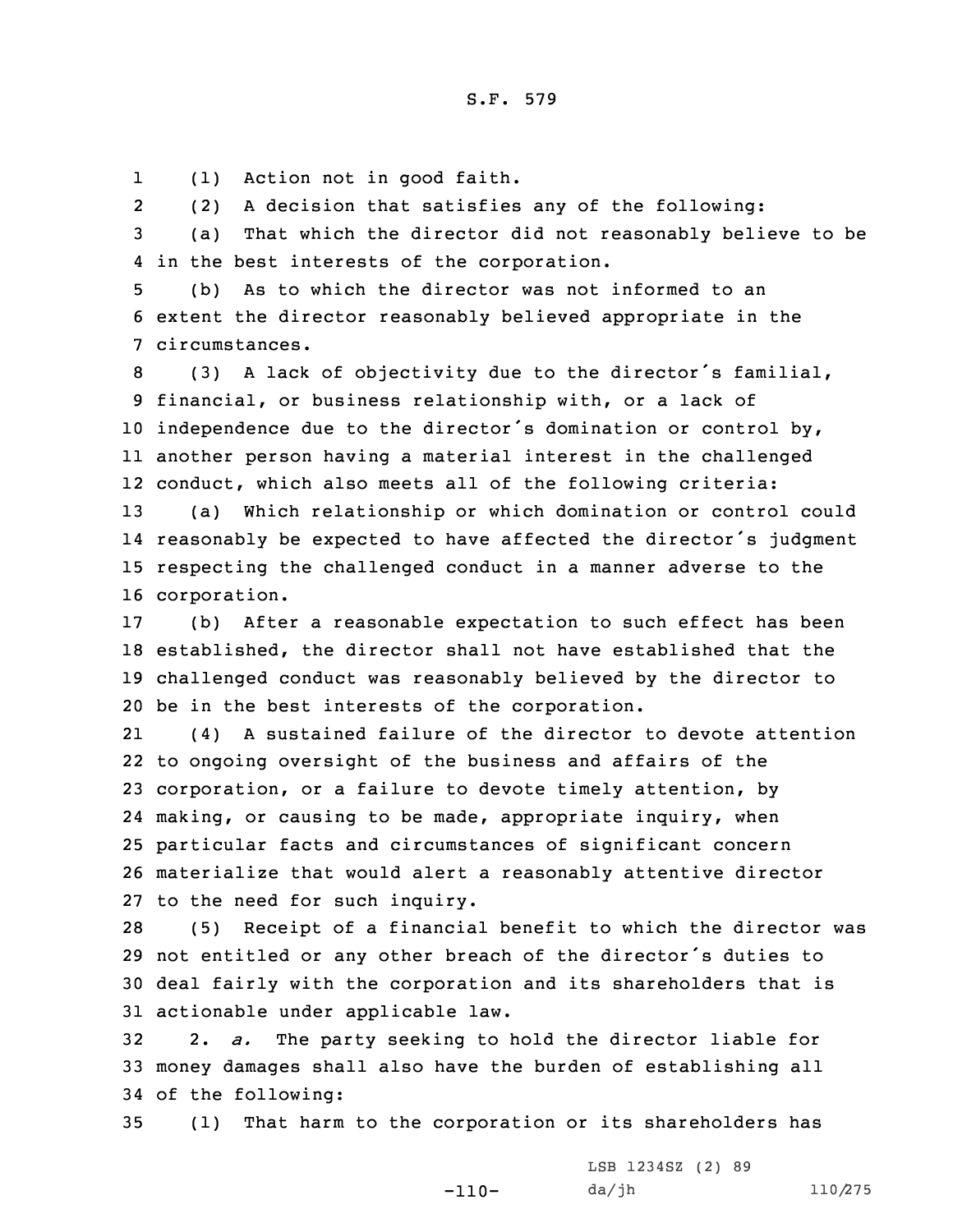(1) Action not in good faith.

(2) A decision that satisfies any of the following:

(a) That which the director did not reasonably believe to be in the best interests of the corporation.

(b) As to which the director was not informed to an extent the director reasonably believed appropriate in the circumstances.

(3) A lack of objectivity due to the director's familial, financial, or business relationship with, or a lack of independence due to the director's domination or control by, another person having a material interest in the challenged conduct, which also meets all of the following criteria:

(a) Which relationship or which domination or control could reasonably be expected to have affected the director's judgment respecting the challenged conduct in a manner adverse to the corporation.

(b) After a reasonable expectation to such effect has been established, the director shall not have established that the challenged conduct was reasonably believed by the director to be in the best interests of the corporation.

(4) A sustained failure of the director to devote attention to ongoing oversight of the business and affairs of the corporation, or a failure to devote timely attention, by making, or causing to be made, appropriate inquiry, when particular facts and circumstances of significant concern materialize that would alert a reasonably attentive director to the need for such inquiry.

(5) Receipt of a financial benefit to which the director was not entitled or any other breach of the director's duties to deal fairly with the corporation and its shareholders that is actionable under applicable law.

2. *a.* The party seeking to hold the director liable for money damages shall also have the burden of establishing all of the following:

(1) That harm to the corporation or its shareholders has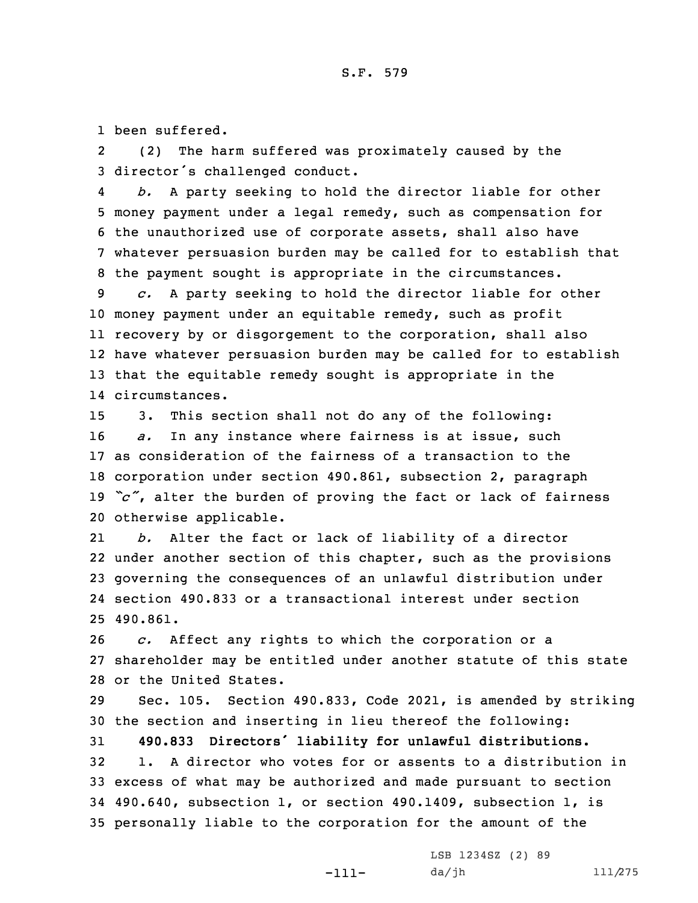been suffered.

(2) The harm suffered was proximately caused by the director's challenged conduct.

*b.* A party seeking to hold the director liable for other money payment under a legal remedy, such as compensation for the unauthorized use of corporate assets, shall also have whatever persuasion burden may be called for to establish that the payment sought is appropriate in the circumstances.

*c.* A party seeking to hold the director liable for other money payment under an equitable remedy, such as profit recovery by or disgorgement to the corporation, shall also have whatever persuasion burden may be called for to establish that the equitable remedy sought is appropriate in the circumstances.

3. This section shall not do any of the following:

*a.* In any instance where fairness is at issue, such as consideration of the fairness of a transaction to the corporation under section 490.861, subsection 2, paragraph *"c"*, alter the burden of proving the fact or lack of fairness otherwise applicable.

*b.* Alter the fact or lack of liability of a director under another section of this chapter, such as the provisions governing the consequences of an unlawful distribution under section 490.833 or a transactional interest under section 490.861.

*c.* Affect any rights to which the corporation or a shareholder may be entitled under another statute of this state or the United States.

Sec. 105. Section 490.833, Code 2021, is amended by striking the section and inserting in lieu thereof the following:

**490.833 Directors' liability for unlawful distributions.**

1. A director who votes for or assents to a distribution in excess of what may be authorized and made pursuant to section 490.640, subsection 1, or section 490.1409, subsection 1, is personally liable to the corporation for the amount of the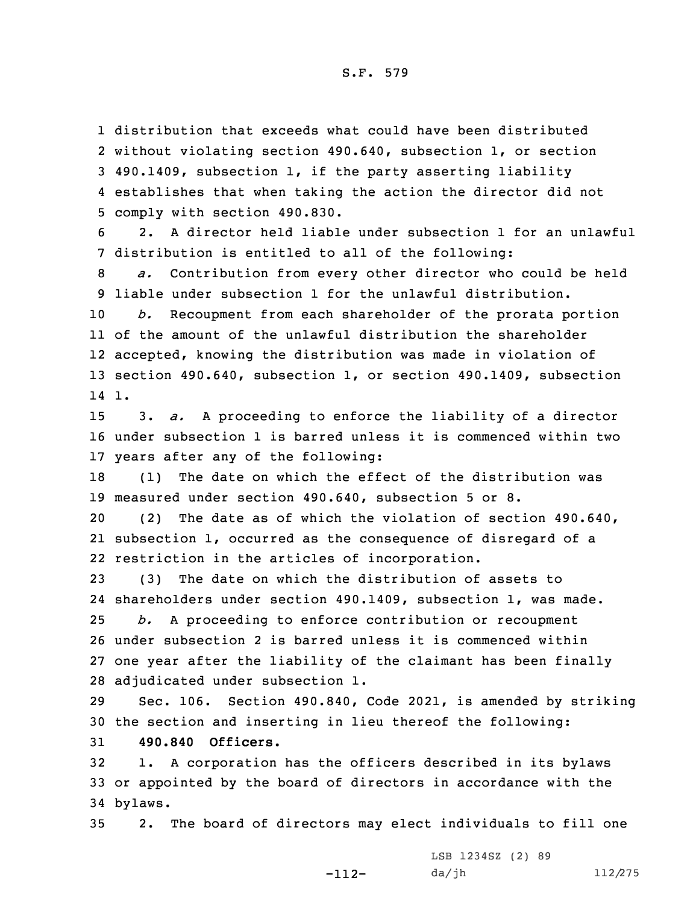distribution that exceeds what could have been distributed without violating section 490.640, subsection 1, or section 490.1409, subsection 1, if the party asserting liability establishes that when taking the action the director did not comply with section 490.830.

2. A director held liable under subsection 1 for an unlawful distribution is entitled to all of the following:

*a.* Contribution from every other director who could be held liable under subsection 1 for the unlawful distribution.

*b.* Recoupment from each shareholder of the prorata portion of the amount of the unlawful distribution the shareholder accepted, knowing the distribution was made in violation of section 490.640, subsection 1, or section 490.1409, subsection 1.

3. *a.* A proceeding to enforce the liability of a director under subsection 1 is barred unless it is commenced within two years after any of the following:

(1) The date on which the effect of the distribution was measured under section 490.640, subsection 5 or 8.

(2) The date as of which the violation of section 490.640, subsection 1, occurred as the consequence of disregard of a restriction in the articles of incorporation.

(3) The date on which the distribution of assets to shareholders under section 490.1409, subsection 1, was made.

*b.* A proceeding to enforce contribution or recoupment under subsection 2 is barred unless it is commenced within one year after the liability of the claimant has been finally adjudicated under subsection 1.

Sec. 106. Section 490.840, Code 2021, is amended by striking the section and inserting in lieu thereof the following:

**490.840 Officers.**

1. A corporation has the officers described in its bylaws or appointed by the board of directors in accordance with the bylaws.

2. The board of directors may elect individuals to fill one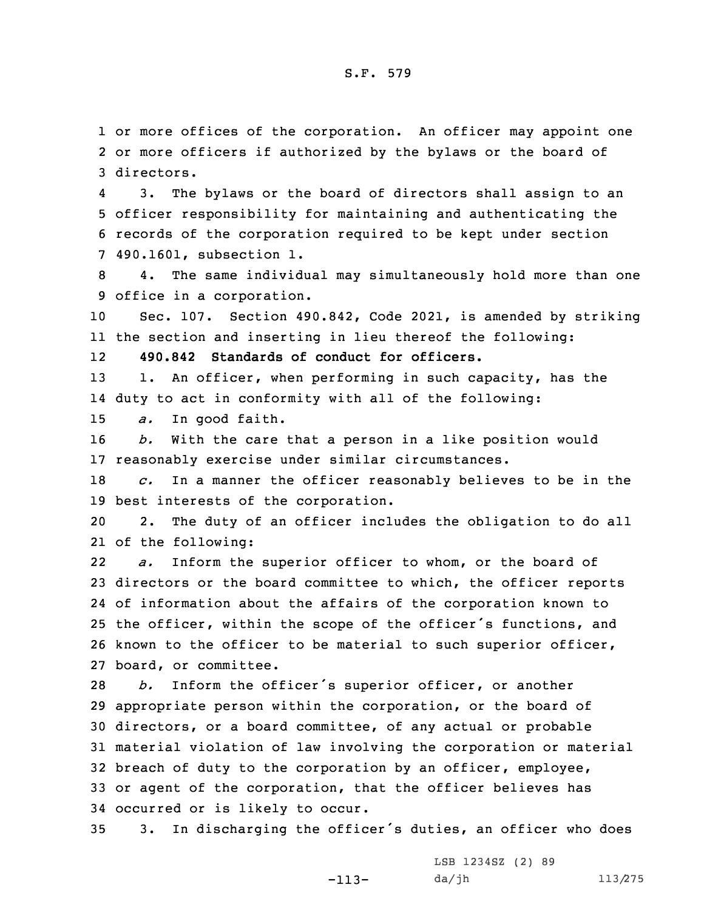or more offices of the corporation. An officer may appoint one or more officers if authorized by the bylaws or the board of directors.

3. The bylaws or the board of directors shall assign to an officer responsibility for maintaining and authenticating the records of the corporation required to be kept under section 490.1601, subsection 1.

4. The same individual may simultaneously hold more than one office in a corporation.

Sec. 107. Section 490.842, Code 2021, is amended by striking the section and inserting in lieu thereof the following:

**490.842 Standards of conduct for officers.**

1. An officer, when performing in such capacity, has the duty to act in conformity with all of the following:

*a.* In good faith.

*b.* With the care that a person in a like position would reasonably exercise under similar circumstances.

*c.* In a manner the officer reasonably believes to be in the best interests of the corporation.

2. The duty of an officer includes the obligation to do all of the following:

*a.* Inform the superior officer to whom, or the board of directors or the board committee to which, the officer reports of information about the affairs of the corporation known to the officer, within the scope of the officer's functions, and known to the officer to be material to such superior officer, board, or committee.

*b.* Inform the officer's superior officer, or another appropriate person within the corporation, or the board of directors, or a board committee, of any actual or probable material violation of law involving the corporation or material breach of duty to the corporation by an officer, employee, or agent of the corporation, that the officer believes has occurred or is likely to occur.

3. In discharging the officer's duties, an officer who does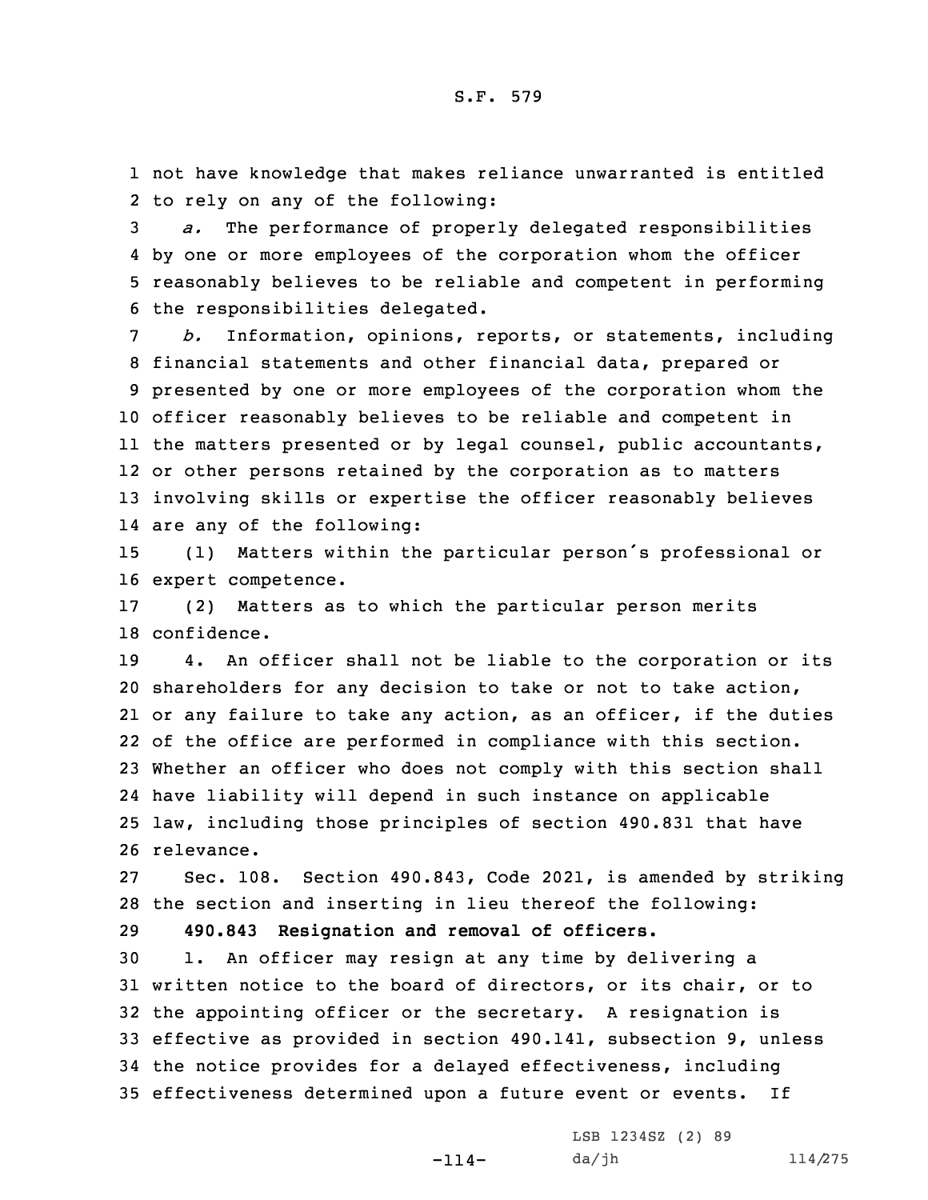not have knowledge that makes reliance unwarranted is entitled to rely on any of the following:

*a.* The performance of properly delegated responsibilities by one or more employees of the corporation whom the officer reasonably believes to be reliable and competent in performing the responsibilities delegated.

*b.* Information, opinions, reports, or statements, including financial statements and other financial data, prepared or presented by one or more employees of the corporation whom the officer reasonably believes to be reliable and competent in the matters presented or by legal counsel, public accountants, or other persons retained by the corporation as to matters involving skills or expertise the officer reasonably believes are any of the following:

(1) Matters within the particular person's professional or expert competence.

(2) Matters as to which the particular person merits confidence.

4. An officer shall not be liable to the corporation or its shareholders for any decision to take or not to take action, or any failure to take any action, as an officer, if the duties of the office are performed in compliance with this section. Whether an officer who does not comply with this section shall have liability will depend in such instance on applicable law, including those principles of section 490.831 that have relevance.

Sec. 108. Section 490.843, Code 2021, is amended by striking the section and inserting in lieu thereof the following:

**490.843 Resignation and removal of officers.**

1. An officer may resign at any time by delivering a written notice to the board of directors, or its chair, or to the appointing officer or the secretary. A resignation is effective as provided in section 490.141, subsection 9, unless the notice provides for a delayed effectiveness, including effectiveness determined upon a future event or events. If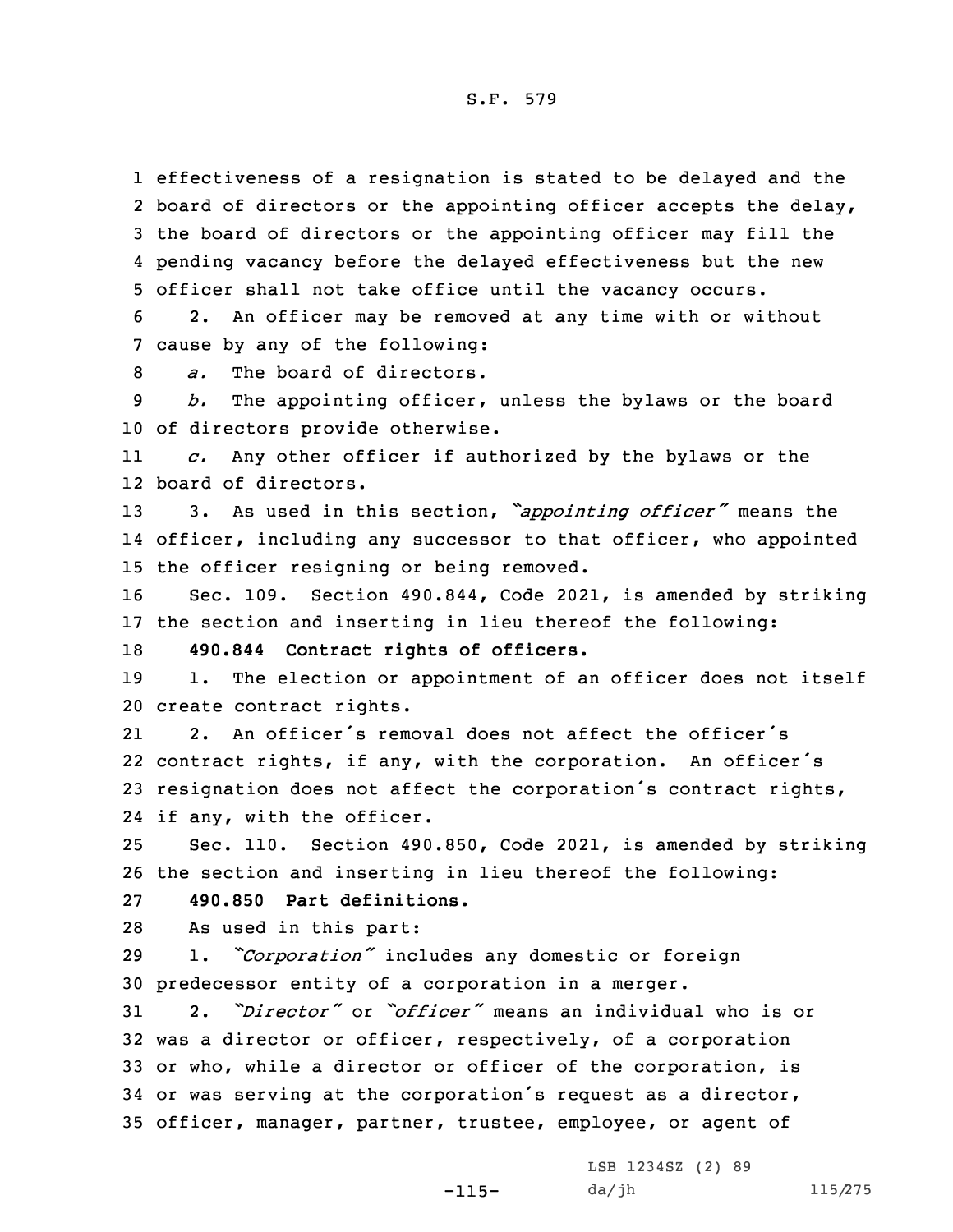effectiveness of a resignation is stated to be delayed and the board of directors or the appointing officer accepts the delay, the board of directors or the appointing officer may fill the pending vacancy before the delayed effectiveness but the new officer shall not take office until the vacancy occurs.

2. An officer may be removed at any time with or without cause by any of the following:

*a.* The board of directors.

*b.* The appointing officer, unless the bylaws or the board of directors provide otherwise.

*c.* Any other officer if authorized by the bylaws or the board of directors.

3. As used in this section, *"appointing officer"* means the officer, including any successor to that officer, who appointed the officer resigning or being removed.

Sec. 109. Section 490.844, Code 2021, is amended by striking the section and inserting in lieu thereof the following:

**490.844 Contract rights of officers.**

1. The election or appointment of an officer does not itself create contract rights.

2. An officer's removal does not affect the officer's contract rights, if any, with the corporation. An officer's resignation does not affect the corporation's contract rights, if any, with the officer.

Sec. 110. Section 490.850, Code 2021, is amended by striking the section and inserting in lieu thereof the following:

**490.850 Part definitions.**

As used in this part:

1. *"Corporation"* includes any domestic or foreign predecessor entity of a corporation in a merger.

2. *"Director"* or *"officer"* means an individual who is or was a director or officer, respectively, of a corporation or who, while a director or officer of the corporation, is or was serving at the corporation's request as a director, officer, manager, partner, trustee, employee, or agent of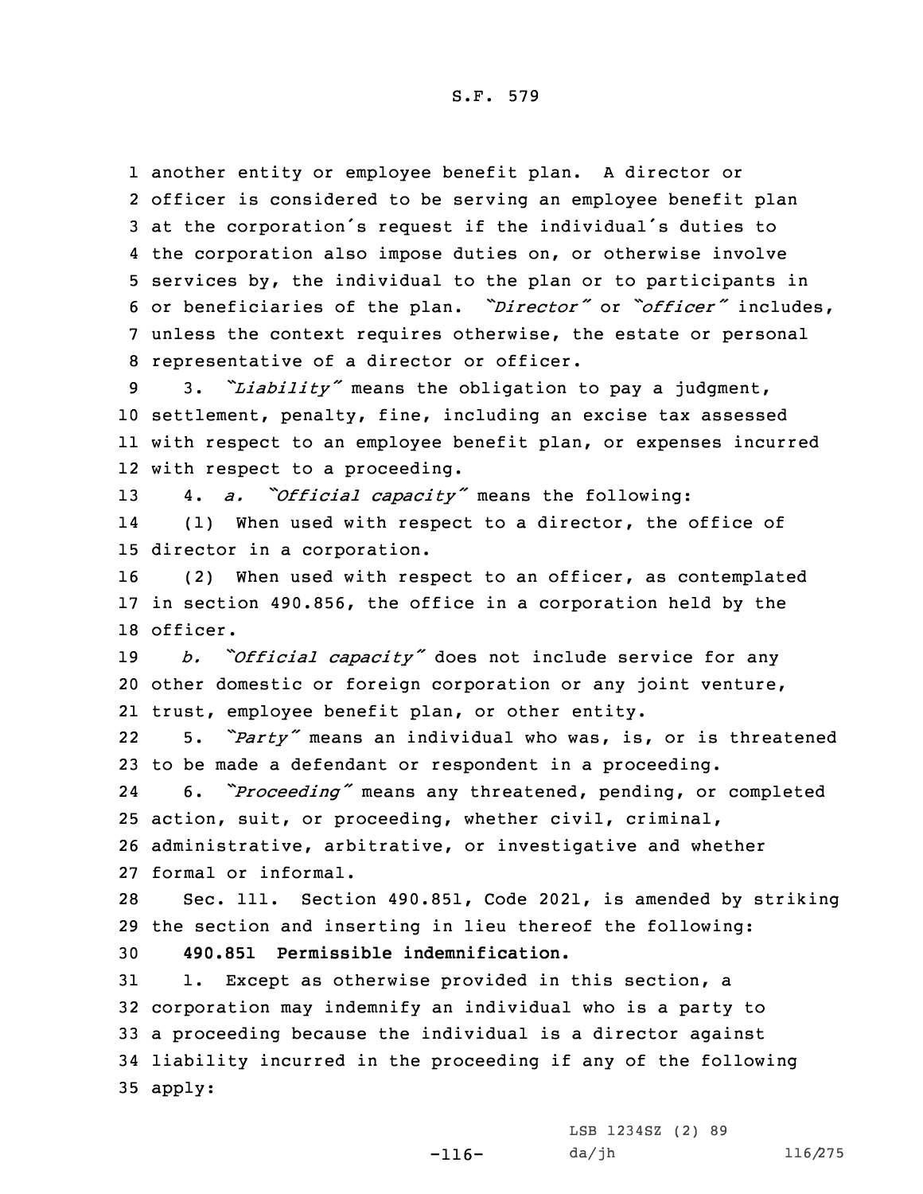another entity or employee benefit plan. A director or officer is considered to be serving an employee benefit plan at the corporation's request if the individual's duties to the corporation also impose duties on, or otherwise involve services by, the individual to the plan or to participants in or beneficiaries of the plan. *"Director"* or *"officer"* includes, unless the context requires otherwise, the estate or personal representative of a director or officer.

3. *"Liability"* means the obligation to pay a judgment, settlement, penalty, fine, including an excise tax assessed with respect to an employee benefit plan, or expenses incurred with respect to a proceeding.

4. *a. "Official capacity"* means the following:

(1) When used with respect to a director, the office of director in a corporation.

(2) When used with respect to an officer, as contemplated in section 490.856, the office in a corporation held by the officer.

*b. "Official capacity"* does not include service for any other domestic or foreign corporation or any joint venture, trust, employee benefit plan, or other entity.

5. *"Party"* means an individual who was, is, or is threatened to be made a defendant or respondent in a proceeding.

6. *"Proceeding"* means any threatened, pending, or completed action, suit, or proceeding, whether civil, criminal, administrative, arbitrative, or investigative and whether formal or informal.

Sec. 111. Section 490.851, Code 2021, is amended by striking the section and inserting in lieu thereof the following:

**490.851 Permissible indemnification.**

1. Except as otherwise provided in this section, a corporation may indemnify an individual who is a party to a proceeding because the individual is a director against liability incurred in the proceeding if any of the following apply: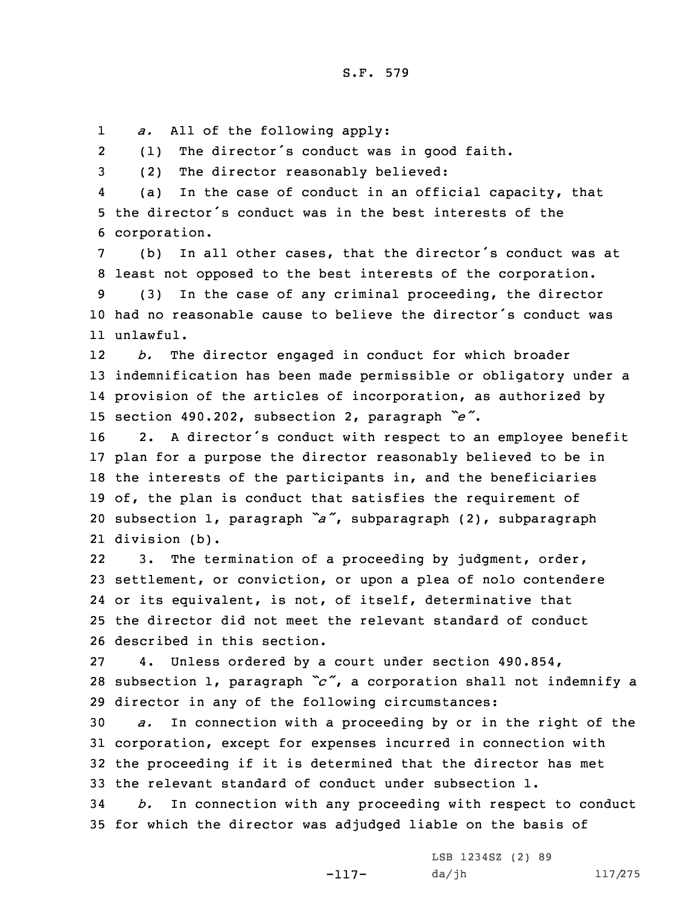*a.* All of the following apply:

(1) The director's conduct was in good faith.

(2) The director reasonably believed:

(a) In the case of conduct in an official capacity, that the director's conduct was in the best interests of the corporation.

(b) In all other cases, that the director's conduct was at least not opposed to the best interests of the corporation.

(3) In the case of any criminal proceeding, the director had no reasonable cause to believe the director's conduct was unlawful.

*b.* The director engaged in conduct for which broader indemnification has been made permissible or obligatory under a provision of the articles of incorporation, as authorized by section 490.202, subsection 2, paragraph *"e"*.

2. A director's conduct with respect to an employee benefit plan for a purpose the director reasonably believed to be in the interests of the participants in, and the beneficiaries of, the plan is conduct that satisfies the requirement of subsection 1, paragraph *"a"*, subparagraph (2), subparagraph division (b).

3. The termination of a proceeding by judgment, order, settlement, or conviction, or upon a plea of nolo contendere or its equivalent, is not, of itself, determinative that the director did not meet the relevant standard of conduct described in this section.

4. Unless ordered by a court under section 490.854, subsection 1, paragraph *"c"*, a corporation shall not indemnify a director in any of the following circumstances:

*a.* In connection with a proceeding by or in the right of the corporation, except for expenses incurred in connection with the proceeding if it is determined that the director has met the relevant standard of conduct under subsection 1.

*b.* In connection with any proceeding with respect to conduct for which the director was adjudged liable on the basis of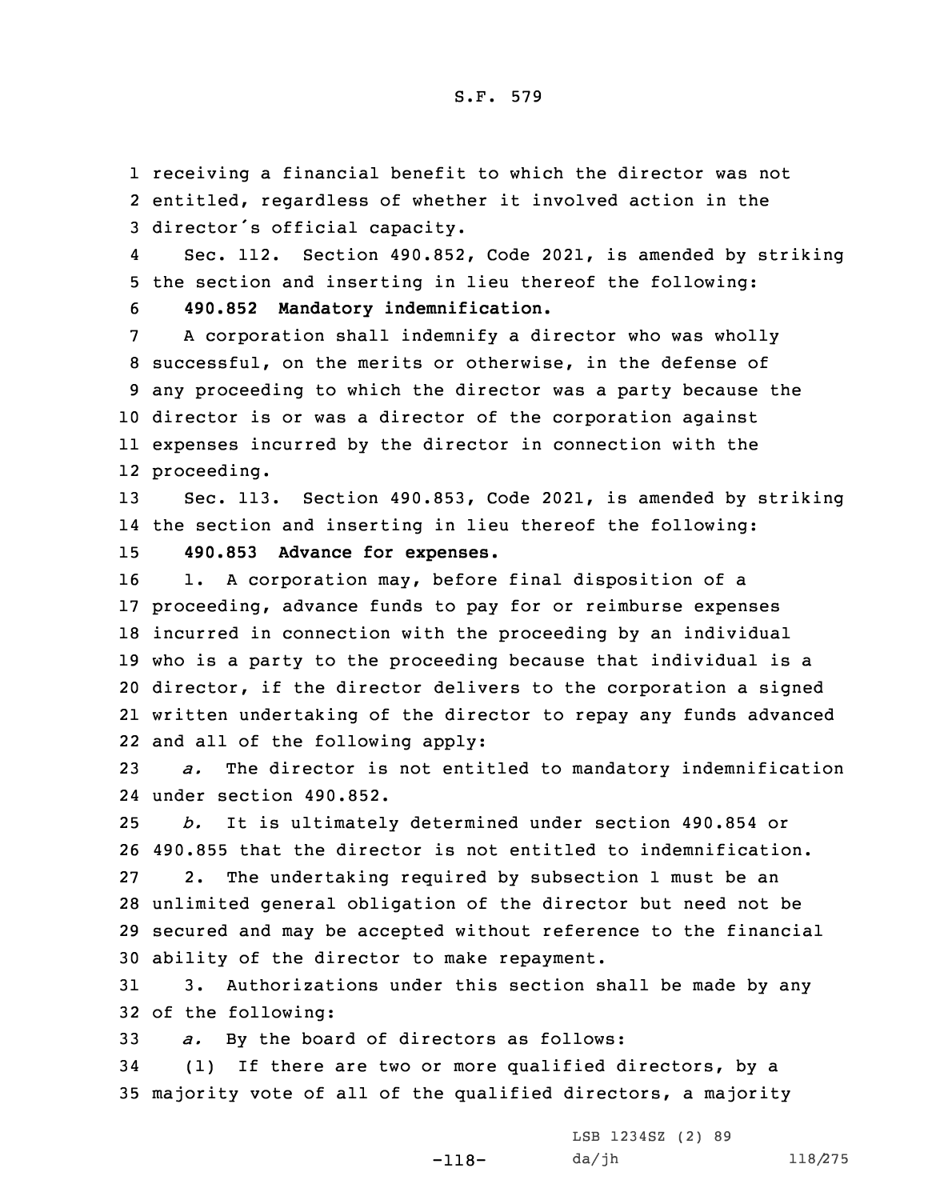receiving a financial benefit to which the director was not entitled, regardless of whether it involved action in the director's official capacity.

Sec. 112. Section 490.852, Code 2021, is amended by striking the section and inserting in lieu thereof the following:

**490.852 Mandatory indemnification.**

A corporation shall indemnify a director who was wholly successful, on the merits or otherwise, in the defense of any proceeding to which the director was a party because the director is or was a director of the corporation against expenses incurred by the director in connection with the proceeding.

Sec. 113. Section 490.853, Code 2021, is amended by striking the section and inserting in lieu thereof the following:

**490.853 Advance for expenses.**

1. A corporation may, before final disposition of a proceeding, advance funds to pay for or reimburse expenses incurred in connection with the proceeding by an individual who is a party to the proceeding because that individual is a director, if the director delivers to the corporation a signed written undertaking of the director to repay any funds advanced and all of the following apply:

*a.* The director is not entitled to mandatory indemnification under section 490.852.

*b.* It is ultimately determined under section 490.854 or 490.855 that the director is not entitled to indemnification.

2. The undertaking required by subsection 1 must be an unlimited general obligation of the director but need not be secured and may be accepted without reference to the financial ability of the director to make repayment.

3. Authorizations under this section shall be made by any of the following:

*a.* By the board of directors as follows:

(1) If there are two or more qualified directors, by a majority vote of all of the qualified directors, a majority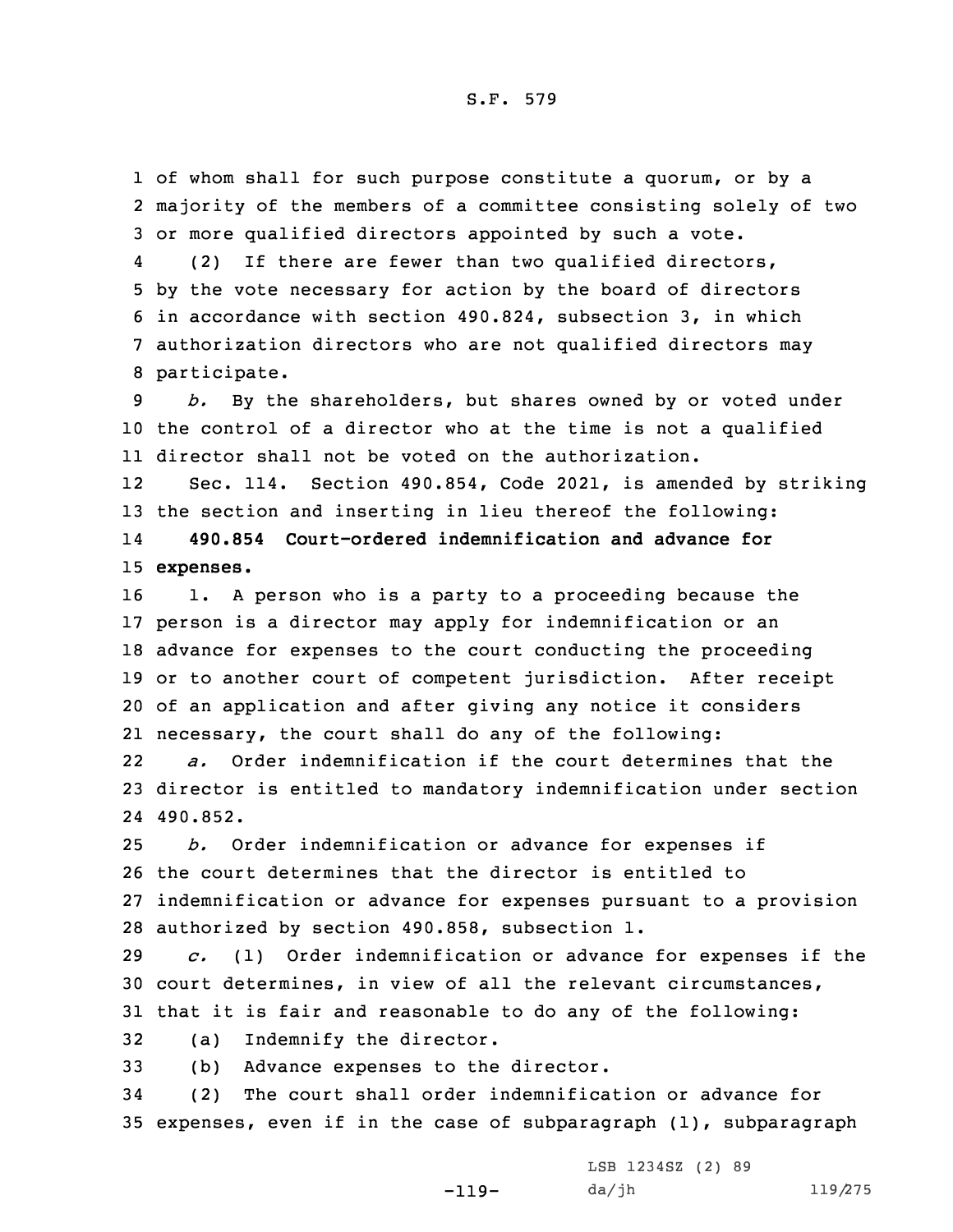of whom shall for such purpose constitute a quorum, or by a majority of the members of a committee consisting solely of two or more qualified directors appointed by such a vote.

(2) If there are fewer than two qualified directors, by the vote necessary for action by the board of directors in accordance with section 490.824, subsection 3, in which authorization directors who are not qualified directors may participate.

*b.* By the shareholders, but shares owned by or voted under the control of a director who at the time is not a qualified director shall not be voted on the authorization.

Sec. 114. Section 490.854, Code 2021, is amended by striking the section and inserting in lieu thereof the following:

**490.854 Court-ordered indemnification and advance for expenses.**

1. A person who is a party to a proceeding because the person is a director may apply for indemnification or an advance for expenses to the court conducting the proceeding or to another court of competent jurisdiction. After receipt of an application and after giving any notice it considers necessary, the court shall do any of the following:

*a.* Order indemnification if the court determines that the director is entitled to mandatory indemnification under section 490.852.

*b.* Order indemnification or advance for expenses if the court determines that the director is entitled to indemnification or advance for expenses pursuant to a provision authorized by section 490.858, subsection 1.

*c.* (1) Order indemnification or advance for expenses if the court determines, in view of all the relevant circumstances, that it is fair and reasonable to do any of the following:

(a) Indemnify the director.

(b) Advance expenses to the director.

(2) The court shall order indemnification or advance for expenses, even if in the case of subparagraph (1), subparagraph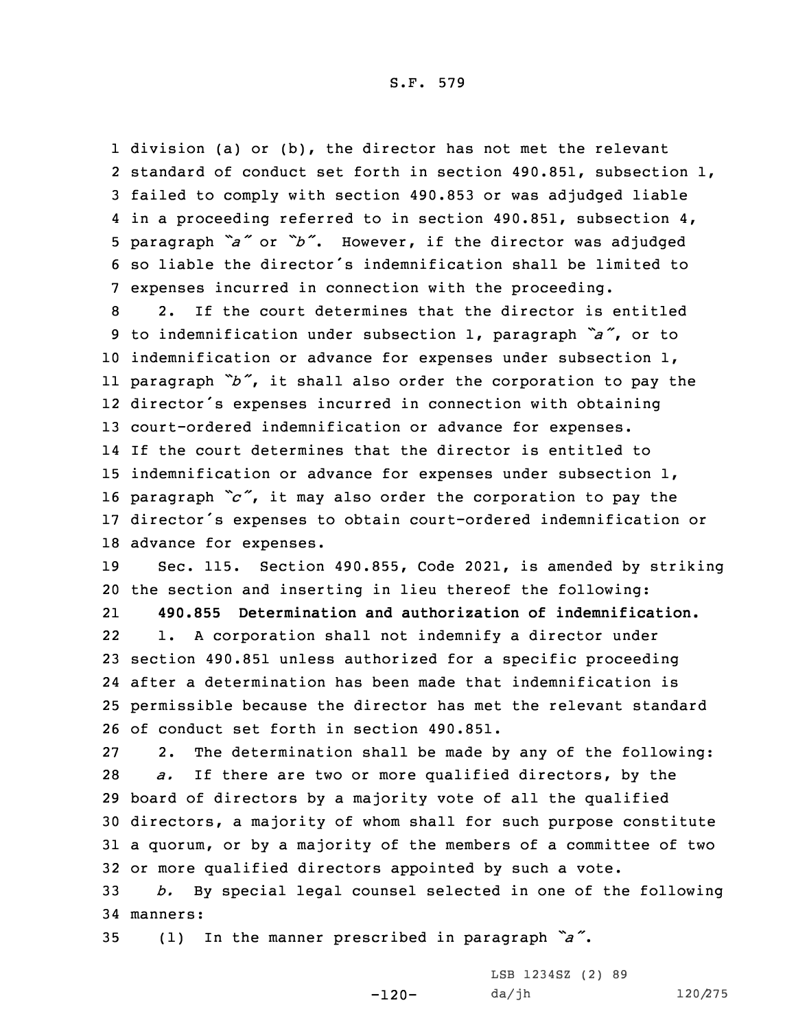division (a) or (b), the director has not met the relevant standard of conduct set forth in section 490.851, subsection 1, failed to comply with section 490.853 or was adjudged liable in a proceeding referred to in section 490.851, subsection 4, paragraph *"a"* or *"b"*. However, if the director was adjudged so liable the director's indemnification shall be limited to expenses incurred in connection with the proceeding.

2. If the court determines that the director is entitled to indemnification under subsection 1, paragraph *"a"*, or to indemnification or advance for expenses under subsection 1, paragraph *"b"*, it shall also order the corporation to pay the director's expenses incurred in connection with obtaining court-ordered indemnification or advance for expenses. If the court determines that the director is entitled to indemnification or advance for expenses under subsection 1, paragraph *"c"*, it may also order the corporation to pay the director's expenses to obtain court-ordered indemnification or advance for expenses.

Sec. 115. Section 490.855, Code 2021, is amended by striking the section and inserting in lieu thereof the following:

**490.855 Determination and authorization of indemnification.**

1. A corporation shall not indemnify a director under section 490.851 unless authorized for a specific proceeding after a determination has been made that indemnification is permissible because the director has met the relevant standard of conduct set forth in section 490.851.

2. The determination shall be made by any of the following:

*a.* If there are two or more qualified directors, by the board of directors by a majority vote of all the qualified directors, a majority of whom shall for such purpose constitute a quorum, or by a majority of the members of a committee of two or more qualified directors appointed by such a vote.

*b.* By special legal counsel selected in one of the following manners:

(1) In the manner prescribed in paragraph *"a"*.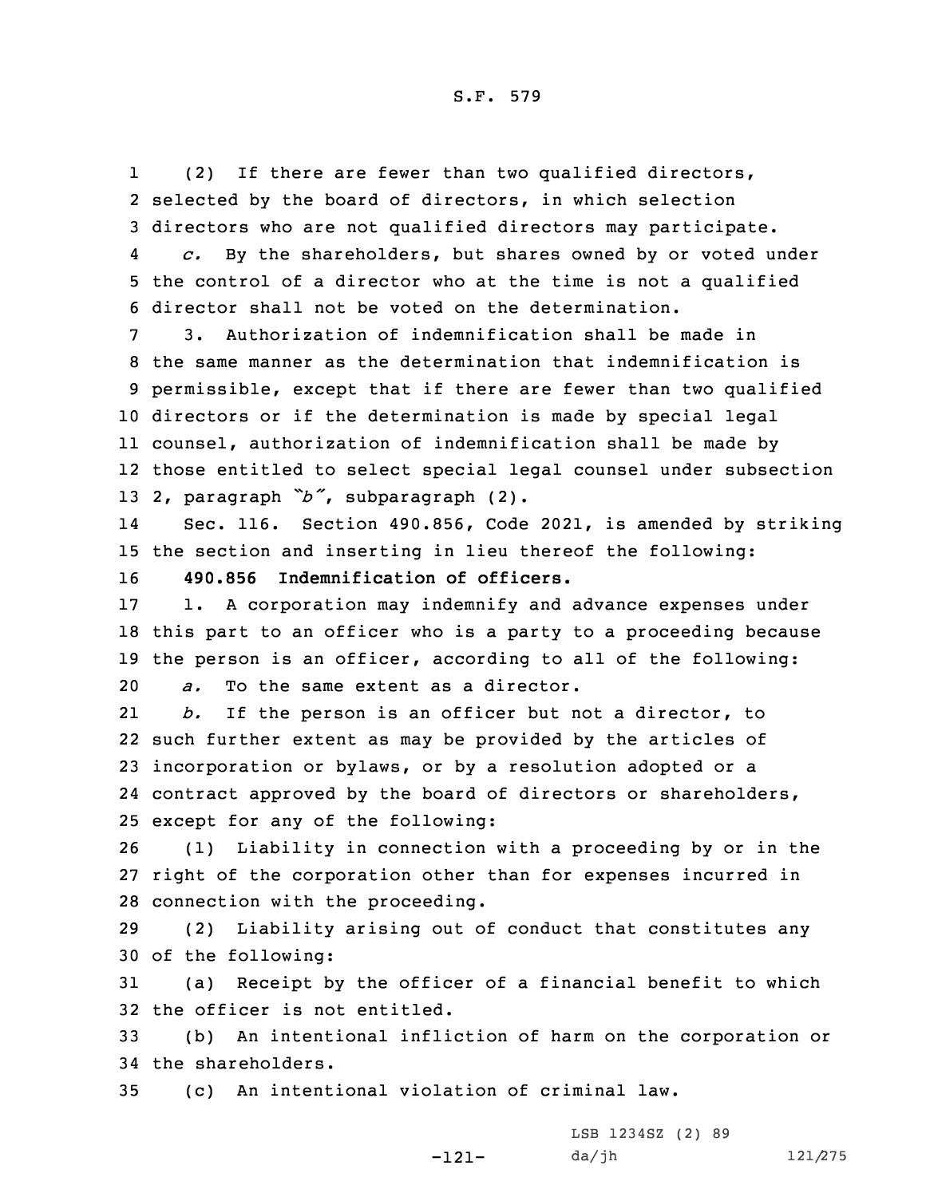(2) If there are fewer than two qualified directors, selected by the board of directors, in which selection directors who are not qualified directors may participate.

*c.* By the shareholders, but shares owned by or voted under the control of a director who at the time is not a qualified director shall not be voted on the determination.

3. Authorization of indemnification shall be made in the same manner as the determination that indemnification is permissible, except that if there are fewer than two qualified directors or if the determination is made by special legal counsel, authorization of indemnification shall be made by those entitled to select special legal counsel under subsection 2, paragraph *"b"*, subparagraph (2).

Sec. 116. Section 490.856, Code 2021, is amended by striking the section and inserting in lieu thereof the following:

**490.856 Indemnification of officers.**

1. A corporation may indemnify and advance expenses under this part to an officer who is a party to a proceeding because the person is an officer, according to all of the following:

*a.* To the same extent as a director.

*b.* If the person is an officer but not a director, to such further extent as may be provided by the articles of incorporation or bylaws, or by a resolution adopted or a contract approved by the board of directors or shareholders, except for any of the following:

(1) Liability in connection with a proceeding by or in the right of the corporation other than for expenses incurred in connection with the proceeding.

(2) Liability arising out of conduct that constitutes any of the following:

(a) Receipt by the officer of a financial benefit to which the officer is not entitled.

(b) An intentional infliction of harm on the corporation or the shareholders.

(c) An intentional violation of criminal law.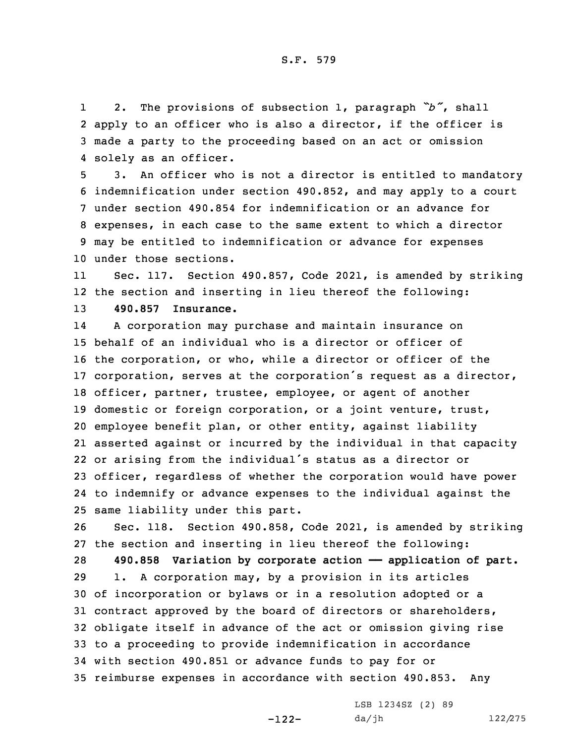2. The provisions of subsection 1, paragraph *"b"*, shall apply to an officer who is also a director, if the officer is made a party to the proceeding based on an act or omission solely as an officer.

3. An officer who is not a director is entitled to mandatory indemnification under section 490.852, and may apply to a court under section 490.854 for indemnification or an advance for expenses, in each case to the same extent to which a director may be entitled to indemnification or advance for expenses under those sections.

Sec. 117. Section 490.857, Code 2021, is amended by striking the section and inserting in lieu thereof the following:

**490.857 Insurance.**

A corporation may purchase and maintain insurance on behalf of an individual who is a director or officer of the corporation, or who, while a director or officer of the corporation, serves at the corporation's request as a director, officer, partner, trustee, employee, or agent of another domestic or foreign corporation, or a joint venture, trust, employee benefit plan, or other entity, against liability asserted against or incurred by the individual in that capacity or arising from the individual's status as a director or officer, regardless of whether the corporation would have power to indemnify or advance expenses to the individual against the same liability under this part.

Sec. 118. Section 490.858, Code 2021, is amended by striking the section and inserting in lieu thereof the following:

**490.858 Variation by corporate action — application of part.**

1. A corporation may, by a provision in its articles of incorporation or bylaws or in a resolution adopted or a contract approved by the board of directors or shareholders, obligate itself in advance of the act or omission giving rise to a proceeding to provide indemnification in accordance with section 490.851 or advance funds to pay for or reimburse expenses in accordance with section 490.853. Any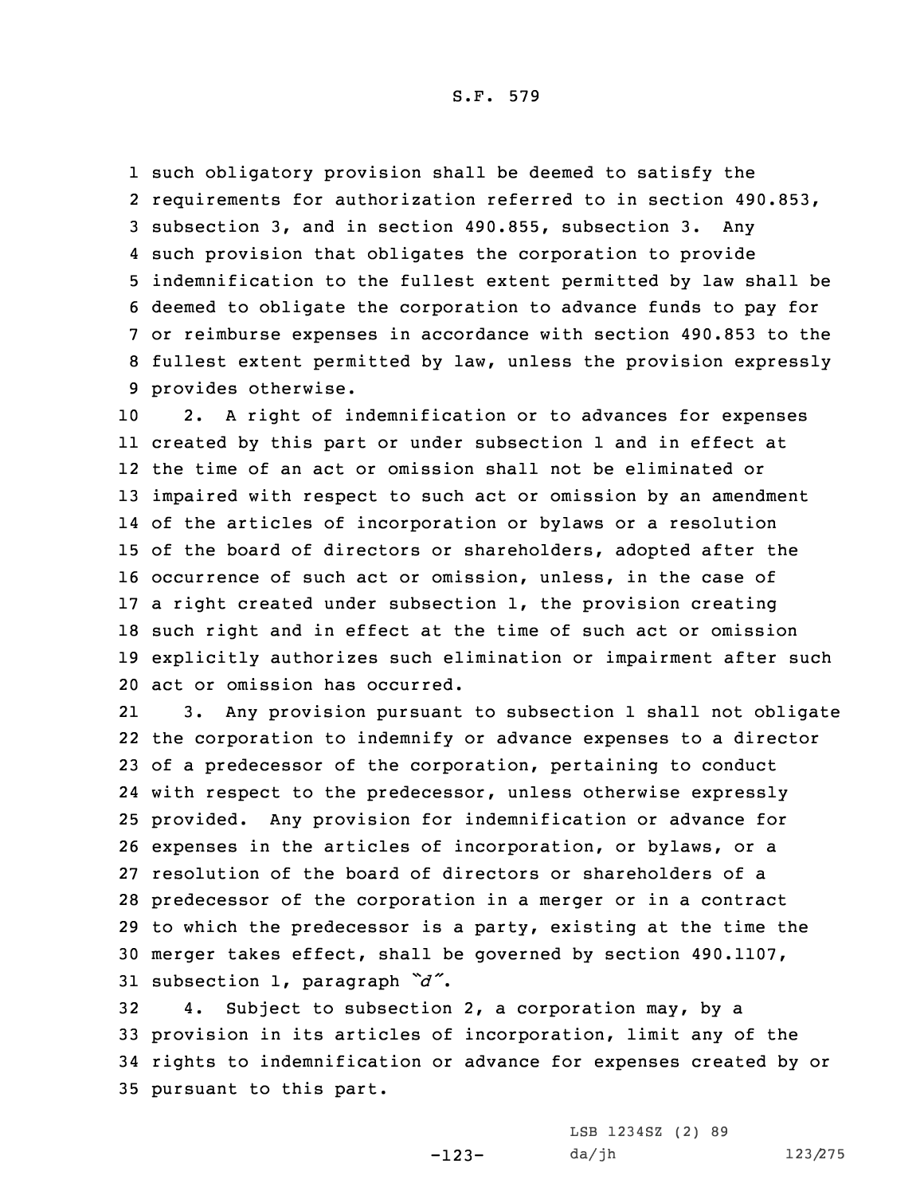such obligatory provision shall be deemed to satisfy the requirements for authorization referred to in section 490.853, subsection 3, and in section 490.855, subsection 3. Any such provision that obligates the corporation to provide indemnification to the fullest extent permitted by law shall be deemed to obligate the corporation to advance funds to pay for or reimburse expenses in accordance with section 490.853 to the fullest extent permitted by law, unless the provision expressly provides otherwise.

2. A right of indemnification or to advances for expenses created by this part or under subsection 1 and in effect at the time of an act or omission shall not be eliminated or impaired with respect to such act or omission by an amendment of the articles of incorporation or bylaws or a resolution of the board of directors or shareholders, adopted after the occurrence of such act or omission, unless, in the case of a right created under subsection 1, the provision creating such right and in effect at the time of such act or omission explicitly authorizes such elimination or impairment after such act or omission has occurred.

3. Any provision pursuant to subsection 1 shall not obligate the corporation to indemnify or advance expenses to a director of a predecessor of the corporation, pertaining to conduct with respect to the predecessor, unless otherwise expressly provided. Any provision for indemnification or advance for expenses in the articles of incorporation, or bylaws, or a resolution of the board of directors or shareholders of a predecessor of the corporation in a merger or in a contract to which the predecessor is a party, existing at the time the merger takes effect, shall be governed by section 490.1107, subsection 1, paragraph *"d"*.

4. Subject to subsection 2, a corporation may, by a provision in its articles of incorporation, limit any of the rights to indemnification or advance for expenses created by or pursuant to this part.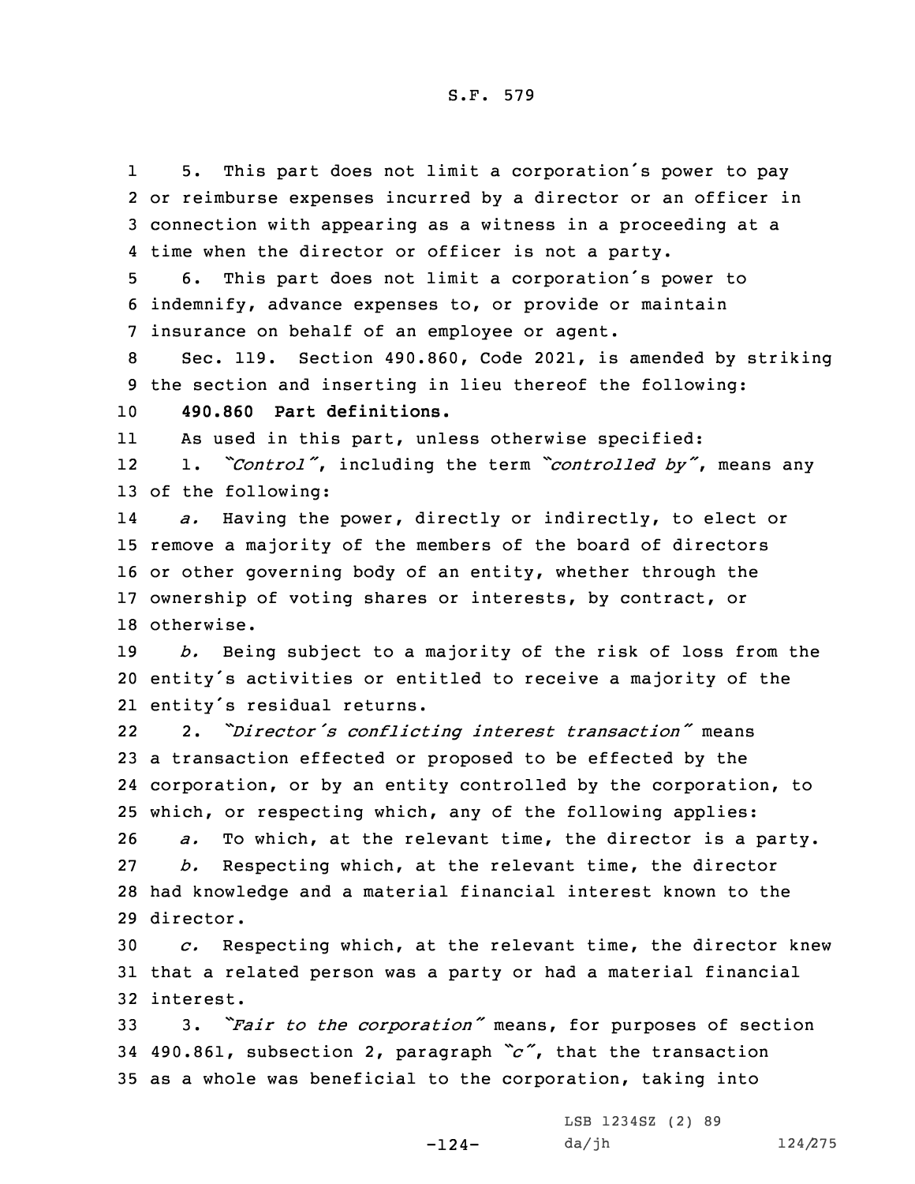5. This part does not limit a corporation's power to pay or reimburse expenses incurred by a director or an officer in connection with appearing as a witness in a proceeding at a time when the director or officer is not a party.

6. This part does not limit a corporation's power to indemnify, advance expenses to, or provide or maintain insurance on behalf of an employee or agent.

Sec. 119. Section 490.860, Code 2021, is amended by striking the section and inserting in lieu thereof the following:

**490.860 Part definitions.**

As used in this part, unless otherwise specified:

1. *"Control"*, including the term *"controlled by"*, means any of the following:

*a.* Having the power, directly or indirectly, to elect or remove a majority of the members of the board of directors or other governing body of an entity, whether through the ownership of voting shares or interests, by contract, or otherwise.

*b.* Being subject to a majority of the risk of loss from the entity's activities or entitled to receive a majority of the entity's residual returns.

2. *"Director's conflicting interest transaction"* means a transaction effected or proposed to be effected by the corporation, or by an entity controlled by the corporation, to which, or respecting which, any of the following applies:

*a.* To which, at the relevant time, the director is a party.

*b.* Respecting which, at the relevant time, the director had knowledge and a material financial interest known to the director.

*c.* Respecting which, at the relevant time, the director knew that a related person was a party or had a material financial interest.

3. *"Fair to the corporation"* means, for purposes of section 490.861, subsection 2, paragraph *"c"*, that the transaction as a whole was beneficial to the corporation, taking into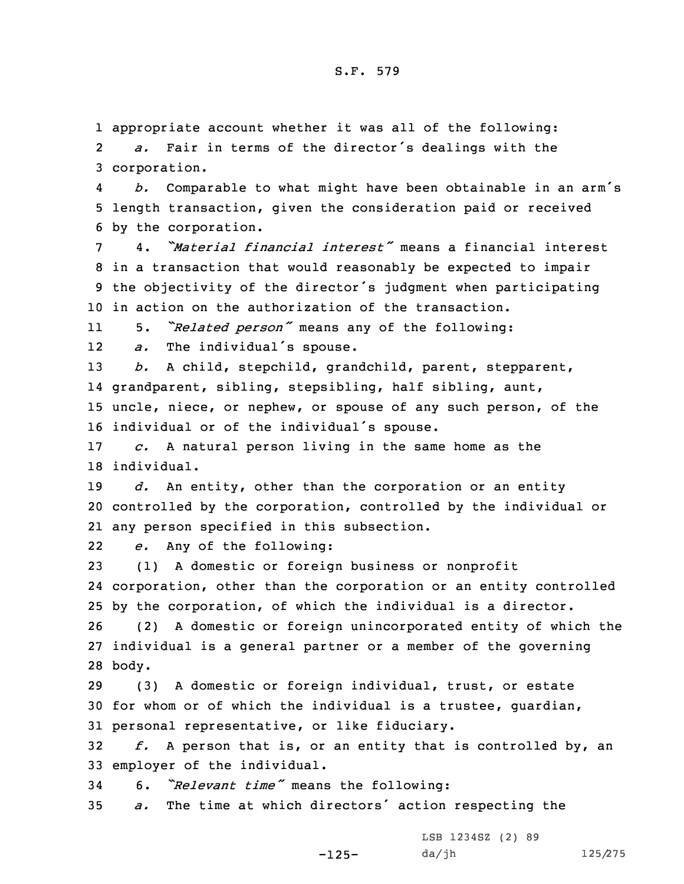appropriate account whether it was all of the following:

*a.* Fair in terms of the director's dealings with the corporation.

*b.* Comparable to what might have been obtainable in an arm's length transaction, given the consideration paid or received by the corporation.

4. *"Material financial interest"* means a financial interest in a transaction that would reasonably be expected to impair the objectivity of the director's judgment when participating in action on the authorization of the transaction.

5. *"Related person"* means any of the following:

*a.* The individual's spouse.

*b.* A child, stepchild, grandchild, parent, stepparent, grandparent, sibling, stepsibling, half sibling, aunt, uncle, niece, or nephew, or spouse of any such person, of the individual or of the individual's spouse.

*c.* A natural person living in the same home as the individual.

*d.* An entity, other than the corporation or an entity controlled by the corporation, controlled by the individual or any person specified in this subsection.

*e.* Any of the following:

(1) A domestic or foreign business or nonprofit corporation, other than the corporation or an entity controlled by the corporation, of which the individual is a director.

(2) A domestic or foreign unincorporated entity of which the individual is a general partner or a member of the governing body.

(3) A domestic or foreign individual, trust, or estate for whom or of which the individual is a trustee, guardian, personal representative, or like fiduciary.

*f.* A person that is, or an entity that is controlled by, an employer of the individual.

6. *"Relevant time"* means the following:

*a.* The time at which directors' action respecting the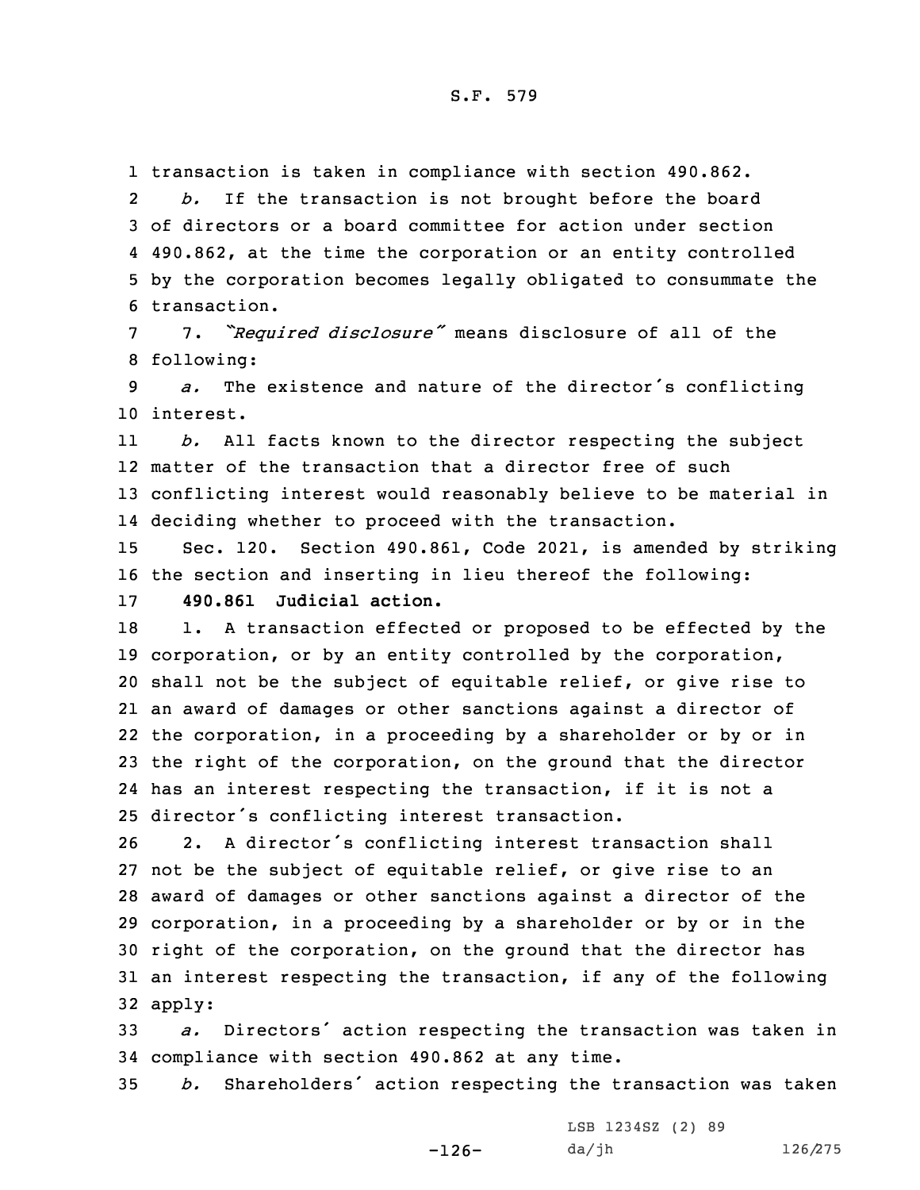transaction is taken in compliance with section 490.862.

*b.* If the transaction is not brought before the board of directors or a board committee for action under section 490.862, at the time the corporation or an entity controlled by the corporation becomes legally obligated to consummate the transaction.

7. *"Required disclosure"* means disclosure of all of the following:

*a.* The existence and nature of the director's conflicting interest.

*b.* All facts known to the director respecting the subject matter of the transaction that a director free of such conflicting interest would reasonably believe to be material in deciding whether to proceed with the transaction.

Sec. 120. Section 490.861, Code 2021, is amended by striking the section and inserting in lieu thereof the following:

**490.861 Judicial action.**

1. A transaction effected or proposed to be effected by the corporation, or by an entity controlled by the corporation, shall not be the subject of equitable relief, or give rise to an award of damages or other sanctions against a director of the corporation, in a proceeding by a shareholder or by or in the right of the corporation, on the ground that the director has an interest respecting the transaction, if it is not a director's conflicting interest transaction.

2. A director's conflicting interest transaction shall not be the subject of equitable relief, or give rise to an award of damages or other sanctions against a director of the corporation, in a proceeding by a shareholder or by or in the right of the corporation, on the ground that the director has an interest respecting the transaction, if any of the following apply:

*a.* Directors' action respecting the transaction was taken in compliance with section 490.862 at any time.

*b.* Shareholders' action respecting the transaction was taken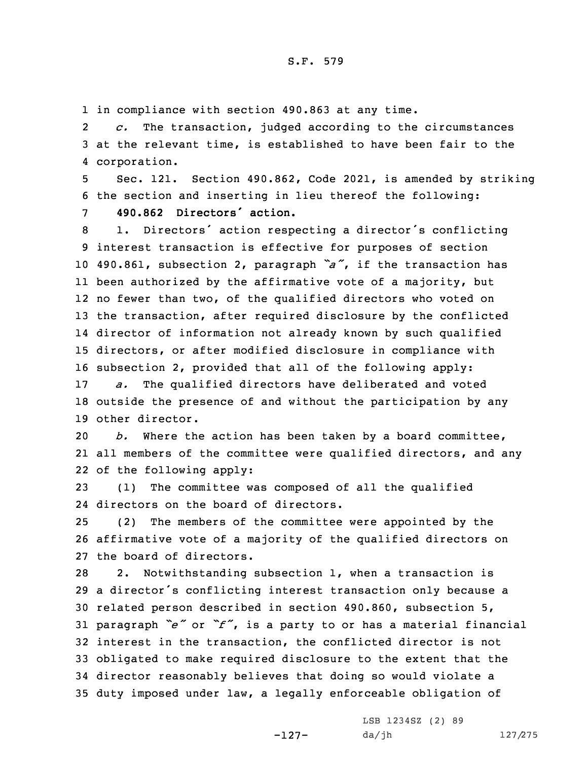in compliance with section 490.863 at any time.

*c.* The transaction, judged according to the circumstances at the relevant time, is established to have been fair to the corporation.

Sec. 121. Section 490.862, Code 2021, is amended by striking the section and inserting in lieu thereof the following:

**490.862 Directors' action.**

1. Directors' action respecting a director's conflicting interest transaction is effective for purposes of section 490.861, subsection 2, paragraph *"a"*, if the transaction has been authorized by the affirmative vote of a majority, but no fewer than two, of the qualified directors who voted on the transaction, after required disclosure by the conflicted director of information not already known by such qualified directors, or after modified disclosure in compliance with subsection 2, provided that all of the following apply:

*a.* The qualified directors have deliberated and voted outside the presence of and without the participation by any other director.

*b.* Where the action has been taken by a board committee, all members of the committee were qualified directors, and any of the following apply:

(1) The committee was composed of all the qualified directors on the board of directors.

(2) The members of the committee were appointed by the affirmative vote of a majority of the qualified directors on the board of directors.

2. Notwithstanding subsection 1, when a transaction is a director's conflicting interest transaction only because a related person described in section 490.860, subsection 5, paragraph *"e"* or *"f"*, is a party to or has a material financial interest in the transaction, the conflicted director is not obligated to make required disclosure to the extent that the director reasonably believes that doing so would violate a duty imposed under law, a legally enforceable obligation of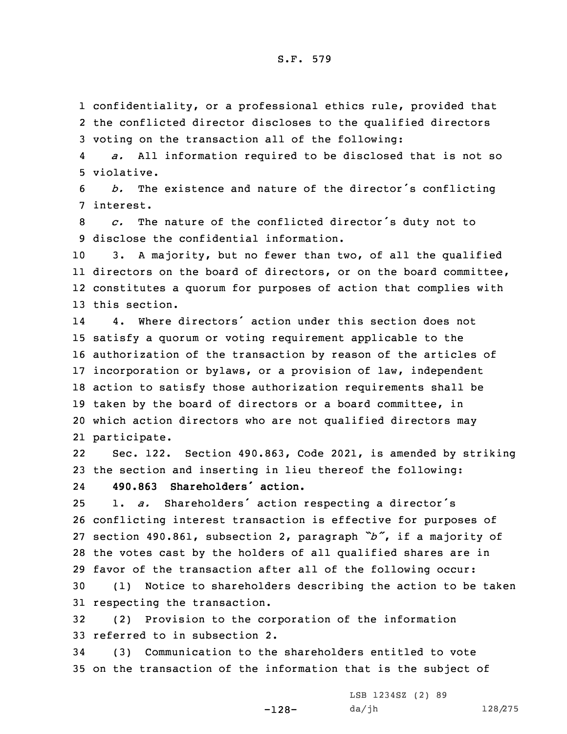confidentiality, or a professional ethics rule, provided that the conflicted director discloses to the qualified directors voting on the transaction all of the following:

*a.* All information required to be disclosed that is not so violative.

*b.* The existence and nature of the director's conflicting interest.

*c.* The nature of the conflicted director's duty not to disclose the confidential information.

3. A majority, but no fewer than two, of all the qualified directors on the board of directors, or on the board committee, constitutes a quorum for purposes of action that complies with this section.

4. Where directors' action under this section does not satisfy a quorum or voting requirement applicable to the authorization of the transaction by reason of the articles of incorporation or bylaws, or a provision of law, independent action to satisfy those authorization requirements shall be taken by the board of directors or a board committee, in which action directors who are not qualified directors may participate.

Sec. 122. Section 490.863, Code 2021, is amended by striking the section and inserting in lieu thereof the following:

**490.863 Shareholders' action.**

1. *a.* Shareholders' action respecting a director's conflicting interest transaction is effective for purposes of section 490.861, subsection 2, paragraph *"b"*, if a majority of the votes cast by the holders of all qualified shares are in favor of the transaction after all of the following occur:

(1) Notice to shareholders describing the action to be taken respecting the transaction.

(2) Provision to the corporation of the information referred to in subsection 2.

(3) Communication to the shareholders entitled to vote on the transaction of the information that is the subject of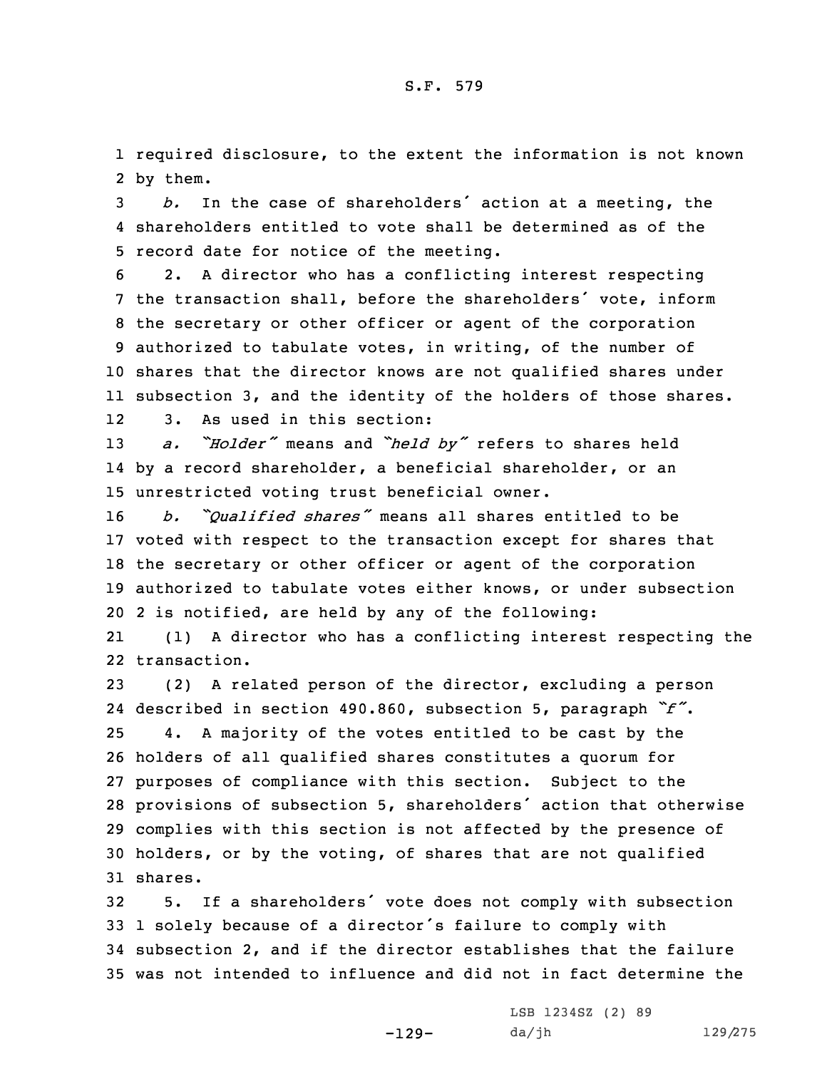required disclosure, to the extent the information is not known by them.

*b.* In the case of shareholders' action at a meeting, the shareholders entitled to vote shall be determined as of the record date for notice of the meeting.

2. A director who has a conflicting interest respecting the transaction shall, before the shareholders' vote, inform the secretary or other officer or agent of the corporation authorized to tabulate votes, in writing, of the number of shares that the director knows are not qualified shares under subsection 3, and the identity of the holders of those shares.

3. As used in this section:

*a. "Holder"* means and *"held by"* refers to shares held by a record shareholder, a beneficial shareholder, or an unrestricted voting trust beneficial owner.

*b. "Qualified shares"* means all shares entitled to be voted with respect to the transaction except for shares that the secretary or other officer or agent of the corporation authorized to tabulate votes either knows, or under subsection 2 is notified, are held by any of the following:

(1) A director who has a conflicting interest respecting the transaction.

(2) A related person of the director, excluding a person described in section 490.860, subsection 5, paragraph *"f"*.

4. A majority of the votes entitled to be cast by the holders of all qualified shares constitutes a quorum for purposes of compliance with this section. Subject to the provisions of subsection 5, shareholders' action that otherwise complies with this section is not affected by the presence of holders, or by the voting, of shares that are not qualified shares.

5. If a shareholders' vote does not comply with subsection 1 solely because of a director's failure to comply with subsection 2, and if the director establishes that the failure was not intended to influence and did not in fact determine the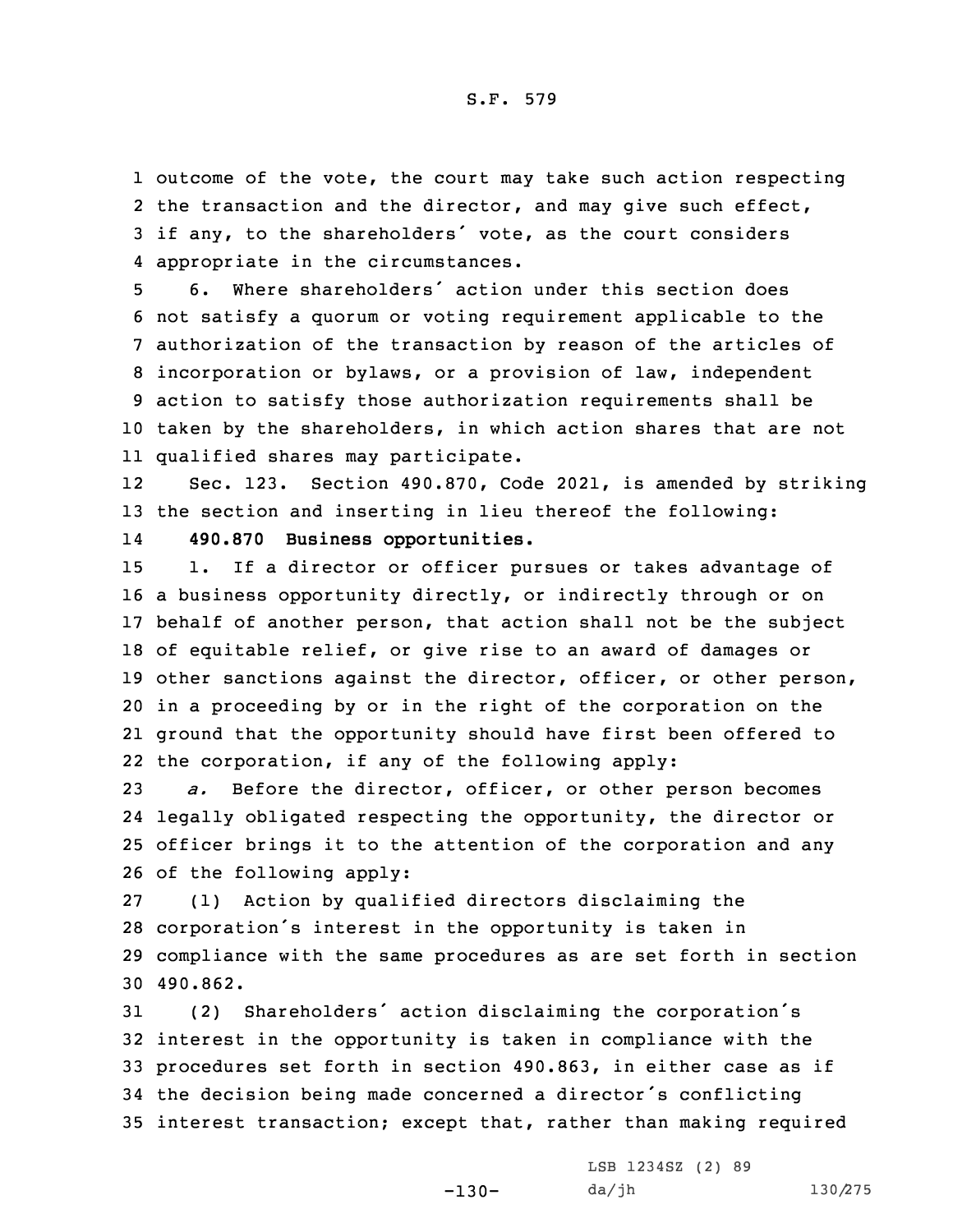outcome of the vote, the court may take such action respecting the transaction and the director, and may give such effect, if any, to the shareholders' vote, as the court considers appropriate in the circumstances.

6. Where shareholders' action under this section does not satisfy a quorum or voting requirement applicable to the authorization of the transaction by reason of the articles of incorporation or bylaws, or a provision of law, independent action to satisfy those authorization requirements shall be taken by the shareholders, in which action shares that are not qualified shares may participate.

Sec. 123. Section 490.870, Code 2021, is amended by striking the section and inserting in lieu thereof the following:

**490.870 Business opportunities.**

1. If a director or officer pursues or takes advantage of a business opportunity directly, or indirectly through or on behalf of another person, that action shall not be the subject of equitable relief, or give rise to an award of damages or other sanctions against the director, officer, or other person, in a proceeding by or in the right of the corporation on the ground that the opportunity should have first been offered to the corporation, if any of the following apply:

*a.* Before the director, officer, or other person becomes legally obligated respecting the opportunity, the director or officer brings it to the attention of the corporation and any of the following apply:

(1) Action by qualified directors disclaiming the corporation's interest in the opportunity is taken in compliance with the same procedures as are set forth in section 490.862.

(2) Shareholders' action disclaiming the corporation's interest in the opportunity is taken in compliance with the procedures set forth in section 490.863, in either case as if the decision being made concerned a director's conflicting interest transaction; except that, rather than making required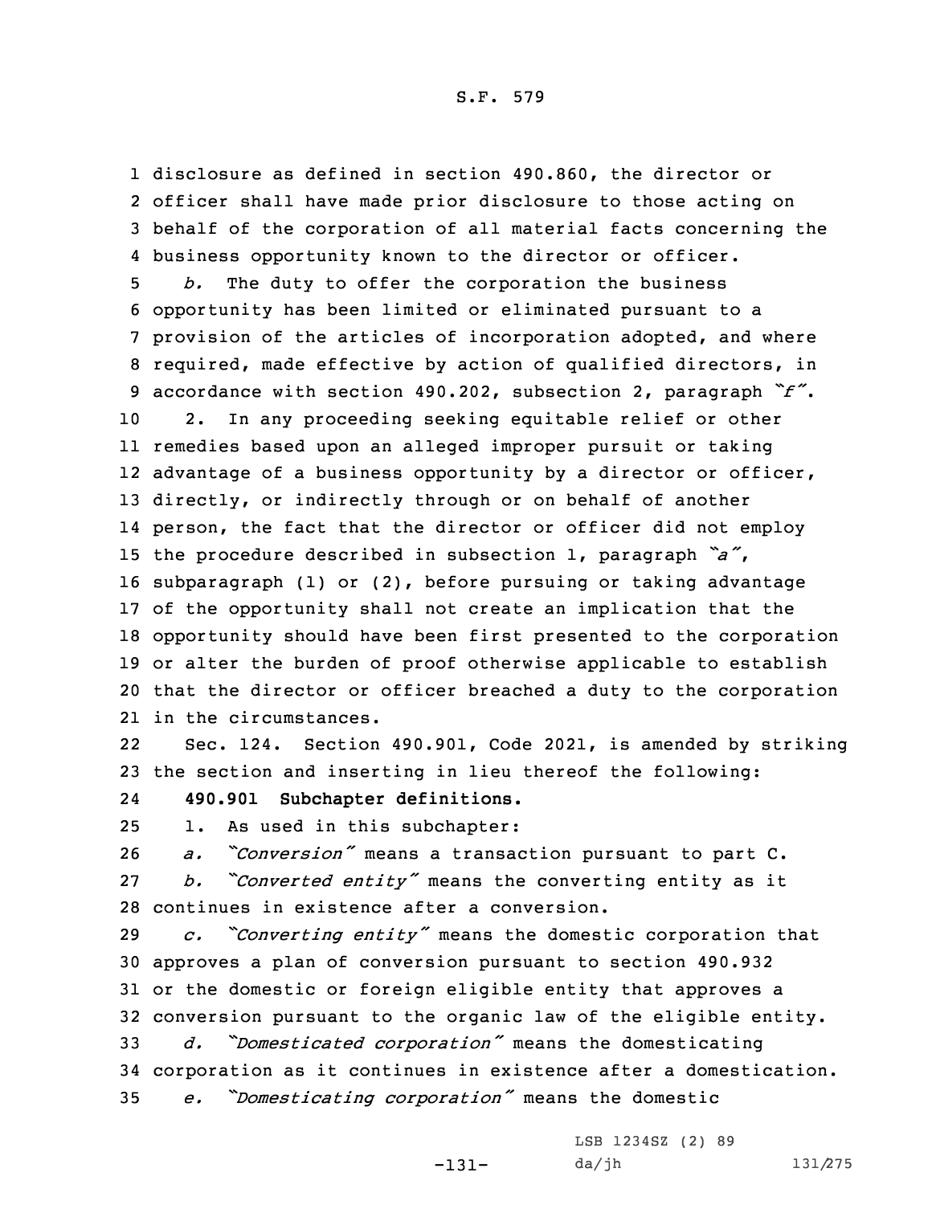disclosure as defined in section 490.860, the director or officer shall have made prior disclosure to those acting on behalf of the corporation of all material facts concerning the business opportunity known to the director or officer.

*b.* The duty to offer the corporation the business opportunity has been limited or eliminated pursuant to a provision of the articles of incorporation adopted, and where required, made effective by action of qualified directors, in accordance with section 490.202, subsection 2, paragraph *"f"*.

2. In any proceeding seeking equitable relief or other remedies based upon an alleged improper pursuit or taking advantage of a business opportunity by a director or officer, directly, or indirectly through or on behalf of another person, the fact that the director or officer did not employ the procedure described in subsection 1, paragraph *"a"*, subparagraph (1) or (2), before pursuing or taking advantage of the opportunity shall not create an implication that the opportunity should have been first presented to the corporation or alter the burden of proof otherwise applicable to establish that the director or officer breached a duty to the corporation in the circumstances.

Sec. 124. Section 490.901, Code 2021, is amended by striking the section and inserting in lieu thereof the following:

**490.901 Subchapter definitions.**

1. As used in this subchapter:

*a. "Conversion"* means a transaction pursuant to part C.

*b. "Converted entity"* means the converting entity as it continues in existence after a conversion.

*c. "Converting entity"* means the domestic corporation that approves a plan of conversion pursuant to section 490.932 or the domestic or foreign eligible entity that approves a conversion pursuant to the organic law of the eligible entity.

*d. "Domesticated corporation"* means the domesticating corporation as it continues in existence after a domestication.

*e. "Domesticating corporation"* means the domestic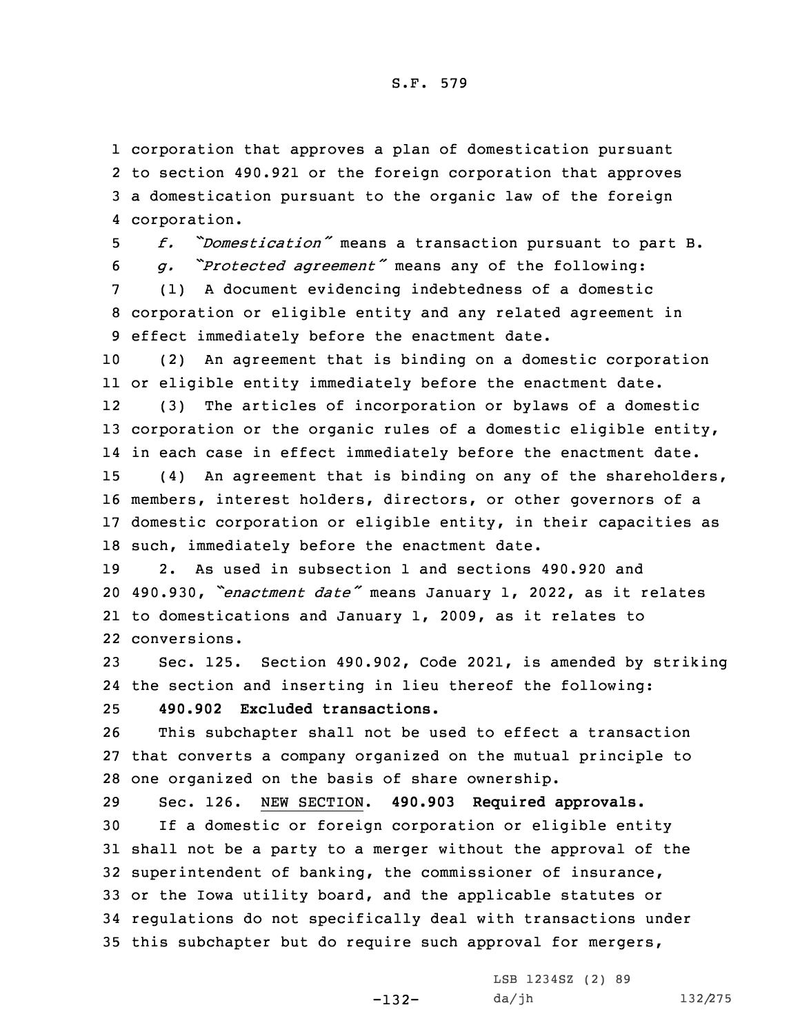corporation that approves a plan of domestication pursuant to section 490.921 or the foreign corporation that approves a domestication pursuant to the organic law of the foreign corporation.

*f. "Domestication"* means a transaction pursuant to part B.

*g. "Protected agreement"* means any of the following:

(1) A document evidencing indebtedness of a domestic corporation or eligible entity and any related agreement in effect immediately before the enactment date.

(2) An agreement that is binding on a domestic corporation or eligible entity immediately before the enactment date.

(3) The articles of incorporation or bylaws of a domestic corporation or the organic rules of a domestic eligible entity, in each case in effect immediately before the enactment date.

(4) An agreement that is binding on any of the shareholders, members, interest holders, directors, or other governors of a domestic corporation or eligible entity, in their capacities as such, immediately before the enactment date.

2. As used in subsection 1 and sections 490.920 and 490.930, *"enactment date"* means January 1, 2022, as it relates to domestications and January 1, 2009, as it relates to conversions.

Sec. 125. Section 490.902, Code 2021, is amended by striking the section and inserting in lieu thereof the following:

**490.902 Excluded transactions.**

This subchapter shall not be used to effect a transaction that converts a company organized on the mutual principle to one organized on the basis of share ownership.

Sec. 126. NEW SECTION. **490.903 Required approvals.**

If a domestic or foreign corporation or eligible entity shall not be a party to a merger without the approval of the superintendent of banking, the commissioner of insurance, or the Iowa utility board, and the applicable statutes or regulations do not specifically deal with transactions under this subchapter but do require such approval for mergers,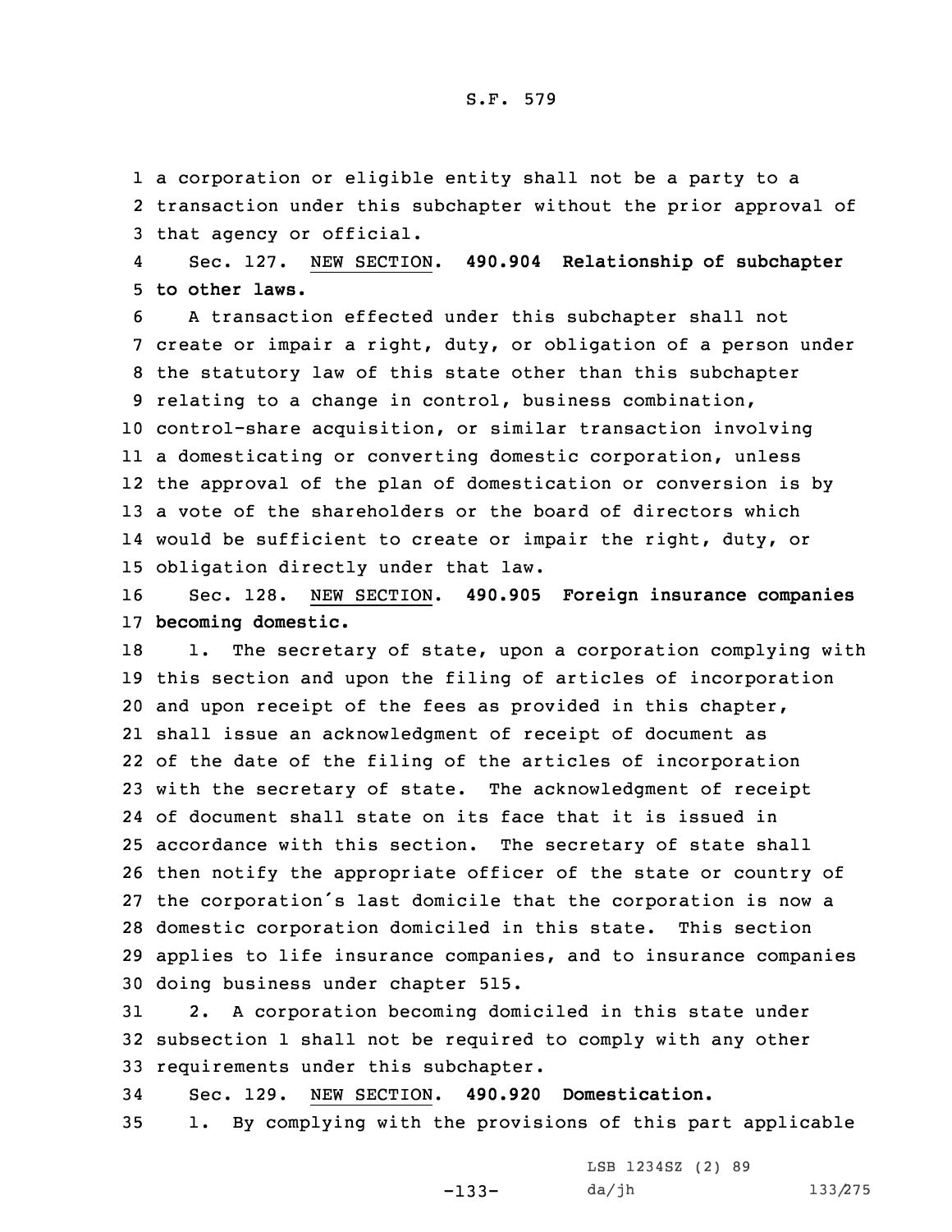a corporation or eligible entity shall not be a party to a transaction under this subchapter without the prior approval of that agency or official.

Sec. 127. NEW SECTION. **490.904 Relationship of subchapter to other laws.**

A transaction effected under this subchapter shall not create or impair a right, duty, or obligation of a person under the statutory law of this state other than this subchapter relating to a change in control, business combination, control-share acquisition, or similar transaction involving a domesticating or converting domestic corporation, unless the approval of the plan of domestication or conversion is by a vote of the shareholders or the board of directors which would be sufficient to create or impair the right, duty, or obligation directly under that law.

Sec. 128. NEW SECTION. **490.905 Foreign insurance companies becoming domestic.**

1. The secretary of state, upon a corporation complying with this section and upon the filing of articles of incorporation and upon receipt of the fees as provided in this chapter, shall issue an acknowledgment of receipt of document as of the date of the filing of the articles of incorporation with the secretary of state. The acknowledgment of receipt of document shall state on its face that it is issued in accordance with this section. The secretary of state shall then notify the appropriate officer of the state or country of the corporation's last domicile that the corporation is now a domestic corporation domiciled in this state. This section applies to life insurance companies, and to insurance companies doing business under chapter 515.

2. A corporation becoming domiciled in this state under subsection 1 shall not be required to comply with any other requirements under this subchapter.

Sec. 129. NEW SECTION. **490.920 Domestication.**

1. By complying with the provisions of this part applicable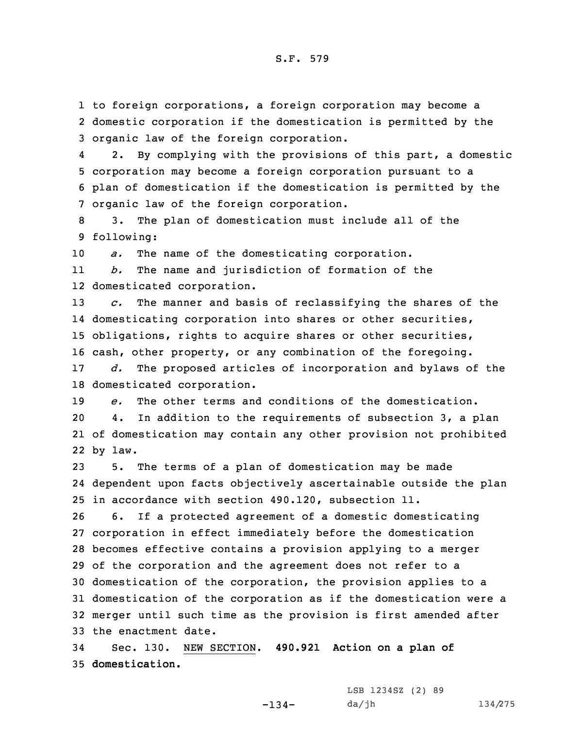to foreign corporations, a foreign corporation may become a domestic corporation if the domestication is permitted by the organic law of the foreign corporation.

2. By complying with the provisions of this part, a domestic corporation may become a foreign corporation pursuant to a plan of domestication if the domestication is permitted by the organic law of the foreign corporation.

3. The plan of domestication must include all of the following:

*a.* The name of the domesticating corporation.

*b.* The name and jurisdiction of formation of the domesticated corporation.

*c.* The manner and basis of reclassifying the shares of the domesticating corporation into shares or other securities, obligations, rights to acquire shares or other securities, cash, other property, or any combination of the foregoing.

*d.* The proposed articles of incorporation and bylaws of the domesticated corporation.

*e.* The other terms and conditions of the domestication.

4. In addition to the requirements of subsection 3, a plan of domestication may contain any other provision not prohibited by law.

5. The terms of a plan of domestication may be made dependent upon facts objectively ascertainable outside the plan in accordance with section 490.120, subsection 11.

6. If a protected agreement of a domestic domesticating corporation in effect immediately before the domestication becomes effective contains a provision applying to a merger of the corporation and the agreement does not refer to a domestication of the corporation, the provision applies to a domestication of the corporation as if the domestication were a merger until such time as the provision is first amended after the enactment date.

Sec. 130. NEW SECTION. **490.921 Action on a plan of domestication.**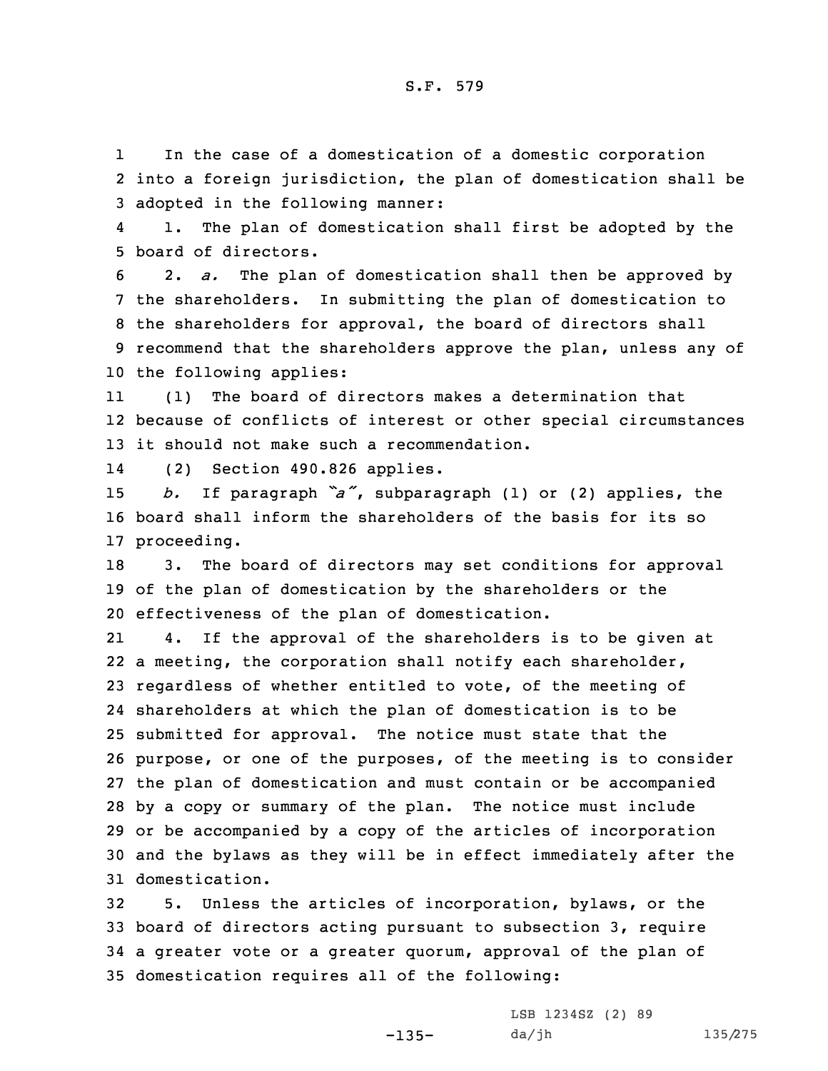In the case of a domestication of a domestic corporation into a foreign jurisdiction, the plan of domestication shall be adopted in the following manner:

1. The plan of domestication shall first be adopted by the board of directors.

2. *a.* The plan of domestication shall then be approved by the shareholders. In submitting the plan of domestication to the shareholders for approval, the board of directors shall recommend that the shareholders approve the plan, unless any of the following applies:

(1) The board of directors makes a determination that because of conflicts of interest or other special circumstances it should not make such a recommendation.

(2) Section 490.826 applies.

*b.* If paragraph *"a"*, subparagraph (1) or (2) applies, the board shall inform the shareholders of the basis for its so proceeding.

3. The board of directors may set conditions for approval of the plan of domestication by the shareholders or the effectiveness of the plan of domestication.

4. If the approval of the shareholders is to be given at a meeting, the corporation shall notify each shareholder, regardless of whether entitled to vote, of the meeting of shareholders at which the plan of domestication is to be submitted for approval. The notice must state that the purpose, or one of the purposes, of the meeting is to consider the plan of domestication and must contain or be accompanied by a copy or summary of the plan. The notice must include or be accompanied by a copy of the articles of incorporation and the bylaws as they will be in effect immediately after the domestication.

5. Unless the articles of incorporation, bylaws, or the board of directors acting pursuant to subsection 3, require a greater vote or a greater quorum, approval of the plan of domestication requires all of the following: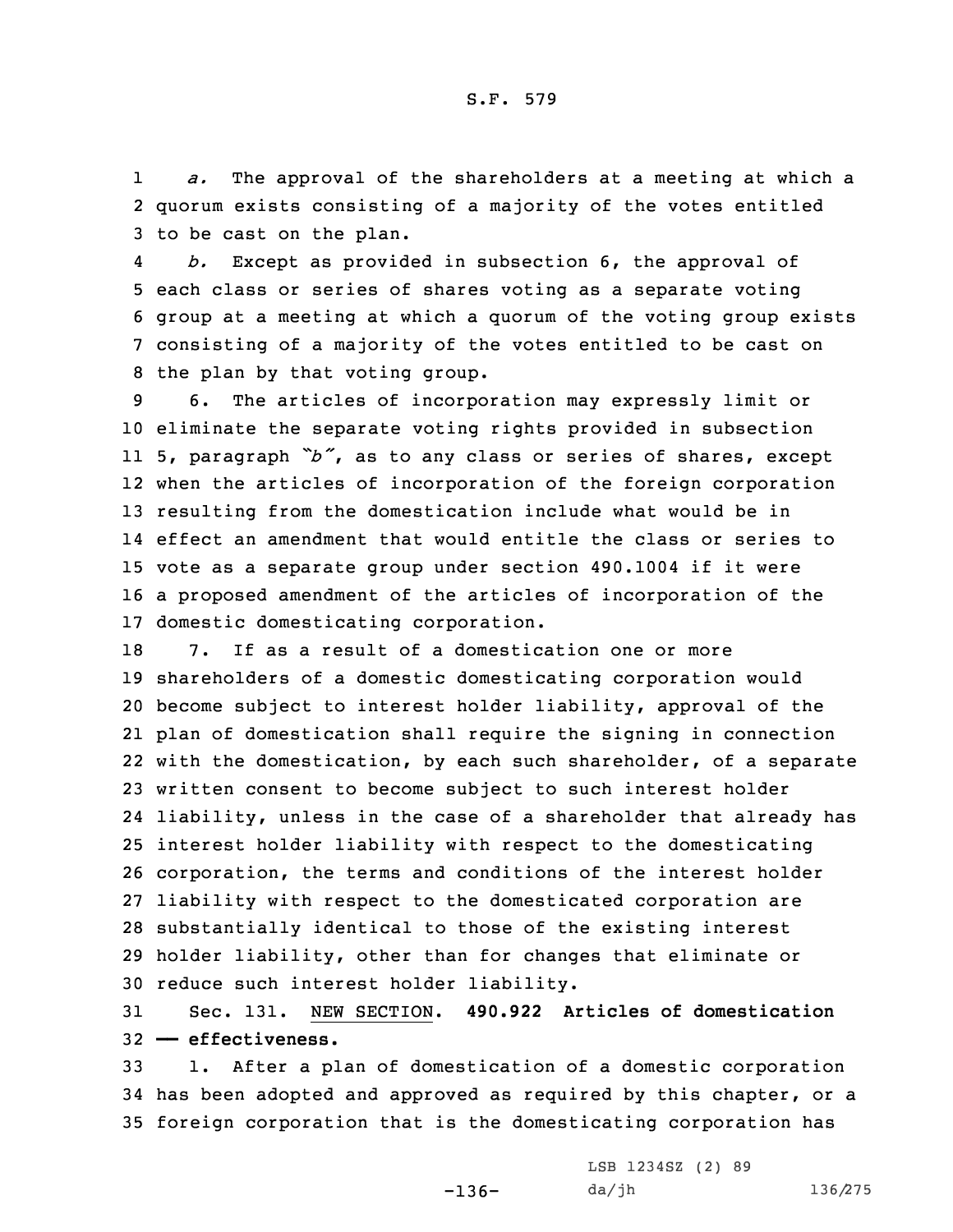*a.* The approval of the shareholders at a meeting at which a quorum exists consisting of a majority of the votes entitled to be cast on the plan.

*b.* Except as provided in subsection 6, the approval of each class or series of shares voting as a separate voting group at a meeting at which a quorum of the voting group exists consisting of a majority of the votes entitled to be cast on the plan by that voting group.

6. The articles of incorporation may expressly limit or eliminate the separate voting rights provided in subsection 5, paragraph *"b"*, as to any class or series of shares, except when the articles of incorporation of the foreign corporation resulting from the domestication include what would be in effect an amendment that would entitle the class or series to vote as a separate group under section 490.1004 if it were a proposed amendment of the articles of incorporation of the domestic domesticating corporation.

7. If as a result of a domestication one or more shareholders of a domestic domesticating corporation would become subject to interest holder liability, approval of the plan of domestication shall require the signing in connection with the domestication, by each such shareholder, of a separate written consent to become subject to such interest holder liability, unless in the case of a shareholder that already has interest holder liability with respect to the domesticating corporation, the terms and conditions of the interest holder liability with respect to the domesticated corporation are substantially identical to those of the existing interest holder liability, other than for changes that eliminate or reduce such interest holder liability.

Sec. 131. NEW SECTION. **490.922 Articles of domestication — effectiveness.**

1. After a plan of domestication of a domestic corporation has been adopted and approved as required by this chapter, or a foreign corporation that is the domesticating corporation has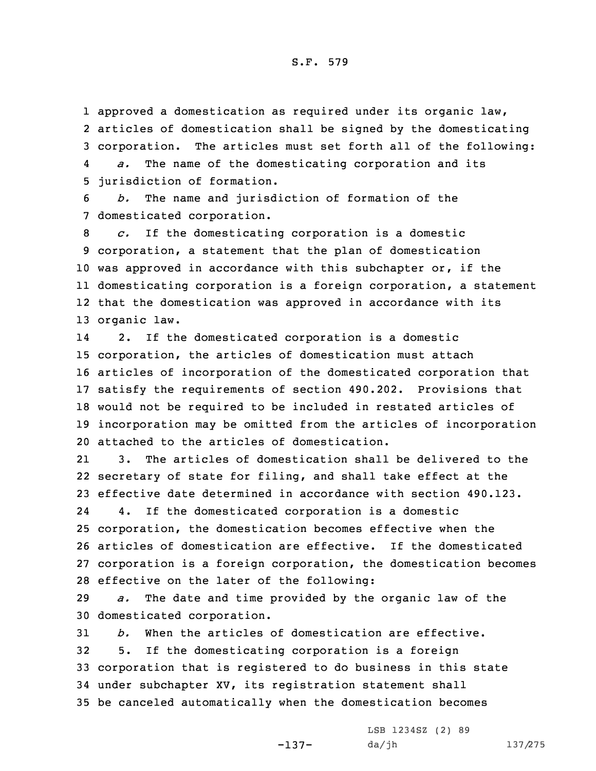approved a domestication as required under its organic law, articles of domestication shall be signed by the domesticating corporation. The articles must set forth all of the following:

*a.* The name of the domesticating corporation and its jurisdiction of formation.

*b.* The name and jurisdiction of formation of the domesticated corporation.

*c.* If the domesticating corporation is a domestic corporation, a statement that the plan of domestication was approved in accordance with this subchapter or, if the domesticating corporation is a foreign corporation, a statement that the domestication was approved in accordance with its organic law.

2. If the domesticated corporation is a domestic corporation, the articles of domestication must attach articles of incorporation of the domesticated corporation that satisfy the requirements of section 490.202. Provisions that would not be required to be included in restated articles of incorporation may be omitted from the articles of incorporation attached to the articles of domestication.

3. The articles of domestication shall be delivered to the secretary of state for filing, and shall take effect at the effective date determined in accordance with section 490.123.

4. If the domesticated corporation is a domestic corporation, the domestication becomes effective when the articles of domestication are effective. If the domesticated corporation is a foreign corporation, the domestication becomes effective on the later of the following:

*a.* The date and time provided by the organic law of the domesticated corporation.

*b.* When the articles of domestication are effective.

5. If the domesticating corporation is a foreign corporation that is registered to do business in this state under subchapter XV, its registration statement shall be canceled automatically when the domestication becomes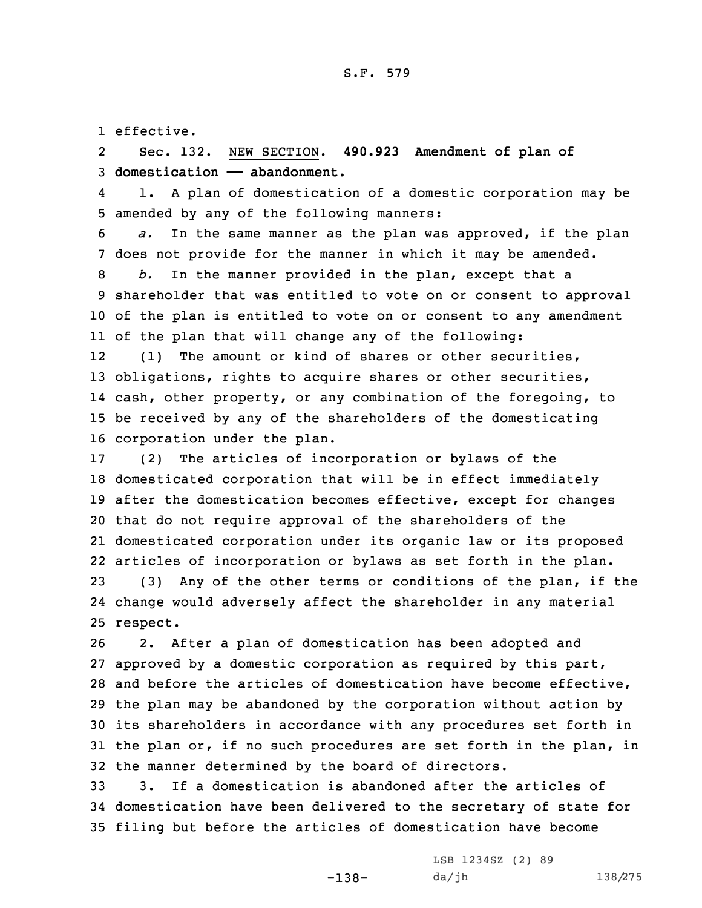effective.

Sec. 132. NEW SECTION. **490.923 Amendment of plan of domestication —— abandonment.**

1. A plan of domestication of a domestic corporation may be amended by any of the following manners:

*a.* In the same manner as the plan was approved, if the plan does not provide for the manner in which it may be amended.

*b.* In the manner provided in the plan, except that a shareholder that was entitled to vote on or consent to approval of the plan is entitled to vote on or consent to any amendment of the plan that will change any of the following:

(1) The amount or kind of shares or other securities, obligations, rights to acquire shares or other securities, cash, other property, or any combination of the foregoing, to be received by any of the shareholders of the domesticating corporation under the plan.

(2) The articles of incorporation or bylaws of the domesticated corporation that will be in effect immediately after the domestication becomes effective, except for changes that do not require approval of the shareholders of the domesticated corporation under its organic law or its proposed articles of incorporation or bylaws as set forth in the plan.

(3) Any of the other terms or conditions of the plan, if the change would adversely affect the shareholder in any material respect.

2. After a plan of domestication has been adopted and approved by a domestic corporation as required by this part, and before the articles of domestication have become effective, the plan may be abandoned by the corporation without action by its shareholders in accordance with any procedures set forth in the plan or, if no such procedures are set forth in the plan, in the manner determined by the board of directors.

3. If a domestication is abandoned after the articles of domestication have been delivered to the secretary of state for filing but before the articles of domestication have become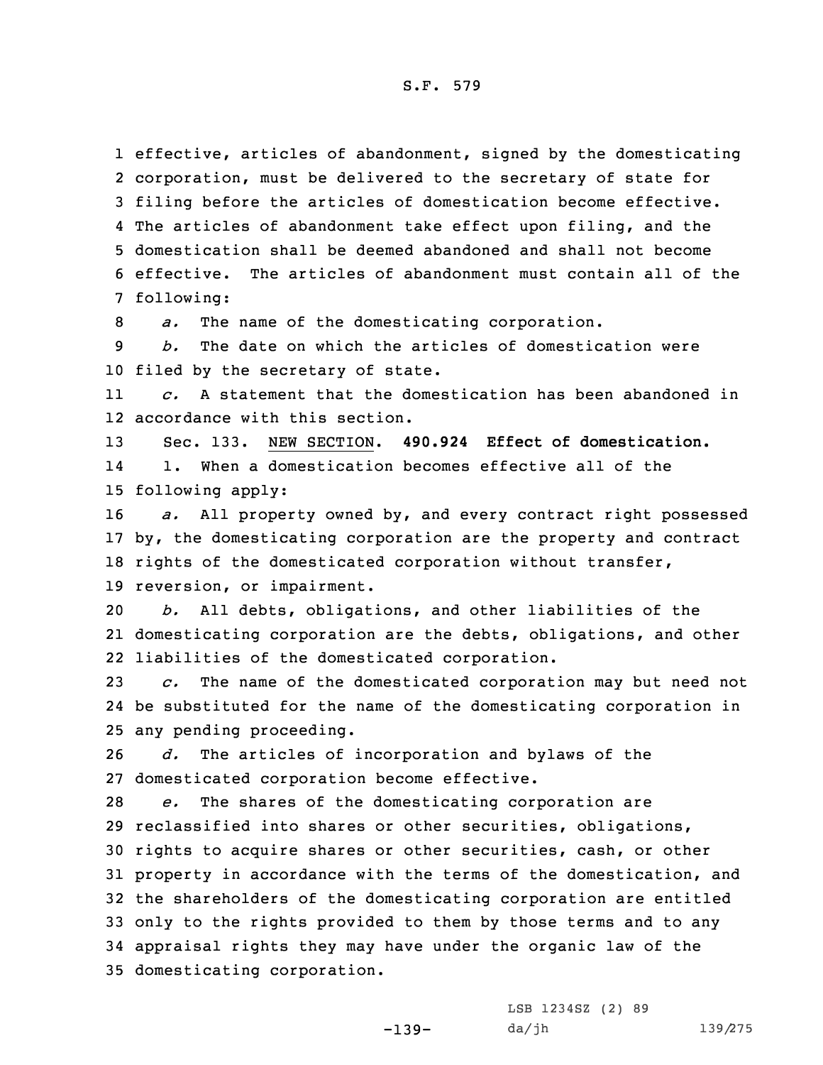effective, articles of abandonment, signed by the domesticating corporation, must be delivered to the secretary of state for filing before the articles of domestication become effective. The articles of abandonment take effect upon filing, and the domestication shall be deemed abandoned and shall not become effective. The articles of abandonment must contain all of the following:

*a.* The name of the domesticating corporation.

*b.* The date on which the articles of domestication were filed by the secretary of state.

*c.* A statement that the domestication has been abandoned in accordance with this section.

Sec. 133. NEW SECTION. **490.924 Effect of domestication.**

1. When a domestication becomes effective all of the following apply:

*a.* All property owned by, and every contract right possessed by, the domesticating corporation are the property and contract rights of the domesticated corporation without transfer, reversion, or impairment.

*b.* All debts, obligations, and other liabilities of the domesticating corporation are the debts, obligations, and other liabilities of the domesticated corporation.

*c.* The name of the domesticated corporation may but need not be substituted for the name of the domesticating corporation in any pending proceeding.

*d.* The articles of incorporation and bylaws of the domesticated corporation become effective.

*e.* The shares of the domesticating corporation are reclassified into shares or other securities, obligations, rights to acquire shares or other securities, cash, or other property in accordance with the terms of the domestication, and the shareholders of the domesticating corporation are entitled only to the rights provided to them by those terms and to any appraisal rights they may have under the organic law of the domesticating corporation.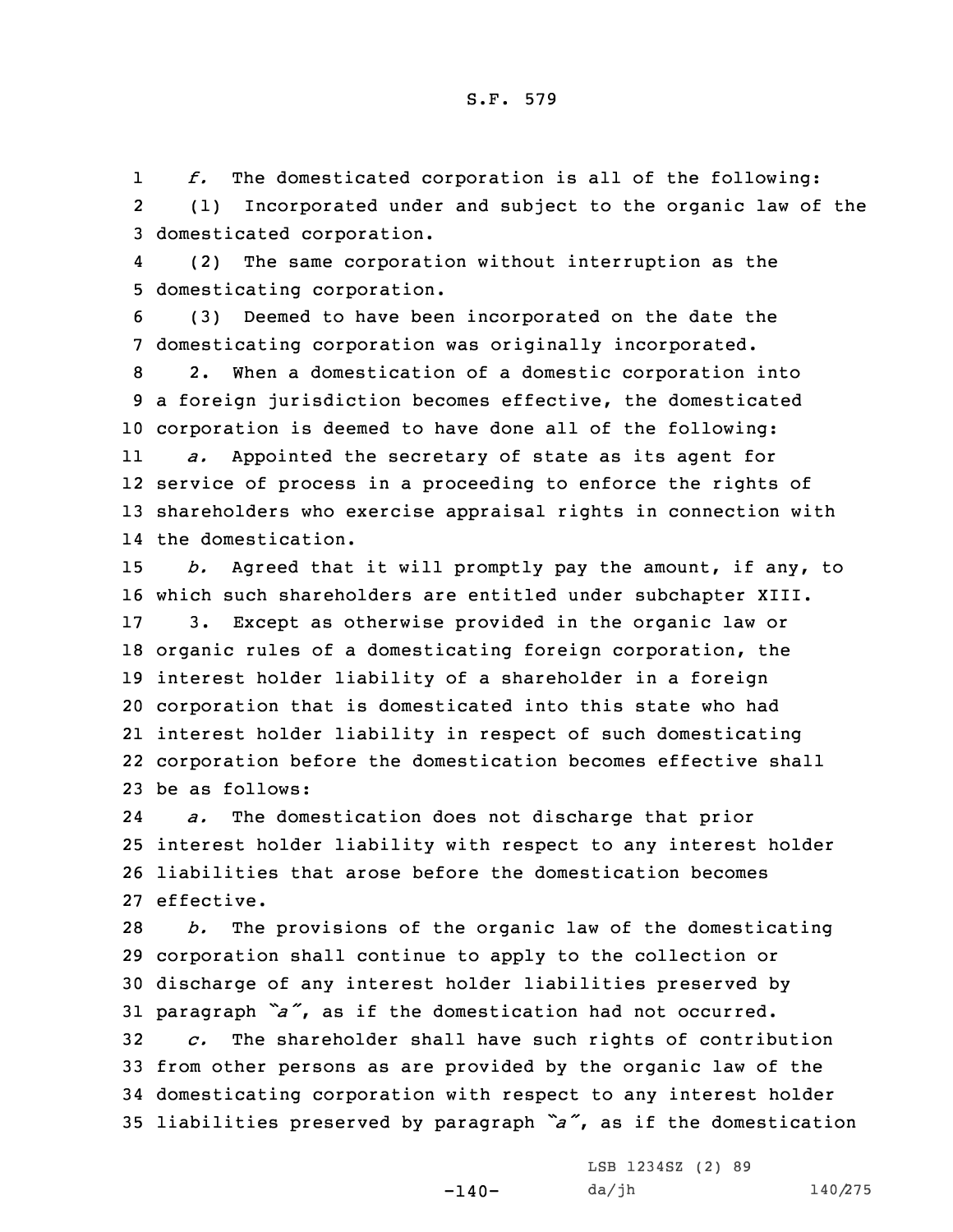*f.* The domesticated corporation is all of the following:

(1) Incorporated under and subject to the organic law of the domesticated corporation.

(2) The same corporation without interruption as the domesticating corporation.

(3) Deemed to have been incorporated on the date the domesticating corporation was originally incorporated.

2. When a domestication of a domestic corporation into a foreign jurisdiction becomes effective, the domesticated corporation is deemed to have done all of the following:

*a.* Appointed the secretary of state as its agent for service of process in a proceeding to enforce the rights of shareholders who exercise appraisal rights in connection with the domestication.

*b.* Agreed that it will promptly pay the amount, if any, to which such shareholders are entitled under subchapter XIII.

3. Except as otherwise provided in the organic law or organic rules of a domesticating foreign corporation, the interest holder liability of a shareholder in a foreign corporation that is domesticated into this state who had interest holder liability in respect of such domesticating corporation before the domestication becomes effective shall be as follows:

*a.* The domestication does not discharge that prior interest holder liability with respect to any interest holder liabilities that arose before the domestication becomes effective.

*b.* The provisions of the organic law of the domesticating corporation shall continue to apply to the collection or discharge of any interest holder liabilities preserved by paragraph *"a"*, as if the domestication had not occurred.

*c.* The shareholder shall have such rights of contribution from other persons as are provided by the organic law of the domesticating corporation with respect to any interest holder liabilities preserved by paragraph *"a"*, as if the domestication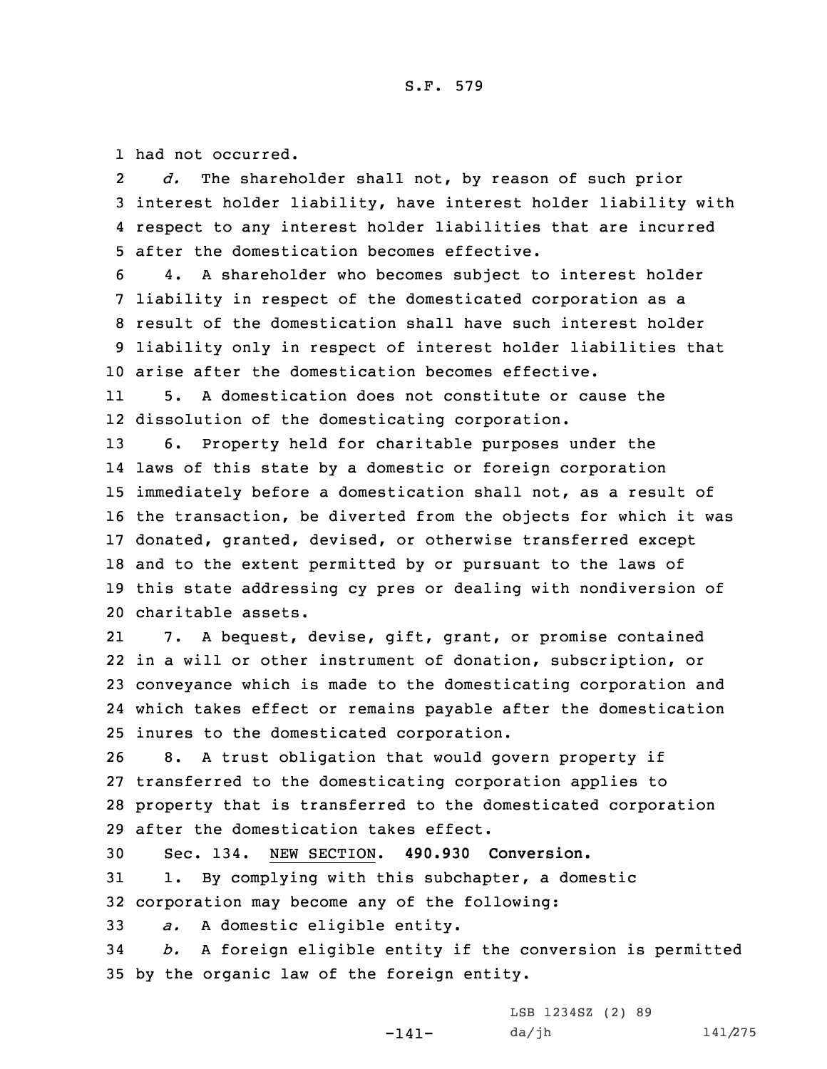had not occurred.

*d.* The shareholder shall not, by reason of such prior interest holder liability, have interest holder liability with respect to any interest holder liabilities that are incurred after the domestication becomes effective.

4. A shareholder who becomes subject to interest holder liability in respect of the domesticated corporation as a result of the domestication shall have such interest holder liability only in respect of interest holder liabilities that arise after the domestication becomes effective.

5. A domestication does not constitute or cause the dissolution of the domesticating corporation.

6. Property held for charitable purposes under the laws of this state by a domestic or foreign corporation immediately before a domestication shall not, as a result of the transaction, be diverted from the objects for which it was donated, granted, devised, or otherwise transferred except and to the extent permitted by or pursuant to the laws of this state addressing cy pres or dealing with nondiversion of charitable assets.

7. A bequest, devise, gift, grant, or promise contained in a will or other instrument of donation, subscription, or conveyance which is made to the domesticating corporation and which takes effect or remains payable after the domestication inures to the domesticated corporation.

8. A trust obligation that would govern property if transferred to the domesticating corporation applies to property that is transferred to the domesticated corporation after the domestication takes effect.

Sec. 134. NEW SECTION. **490.930 Conversion.**

1. By complying with this subchapter, a domestic corporation may become any of the following:

*a.* A domestic eligible entity.

*b.* A foreign eligible entity if the conversion is permitted by the organic law of the foreign entity.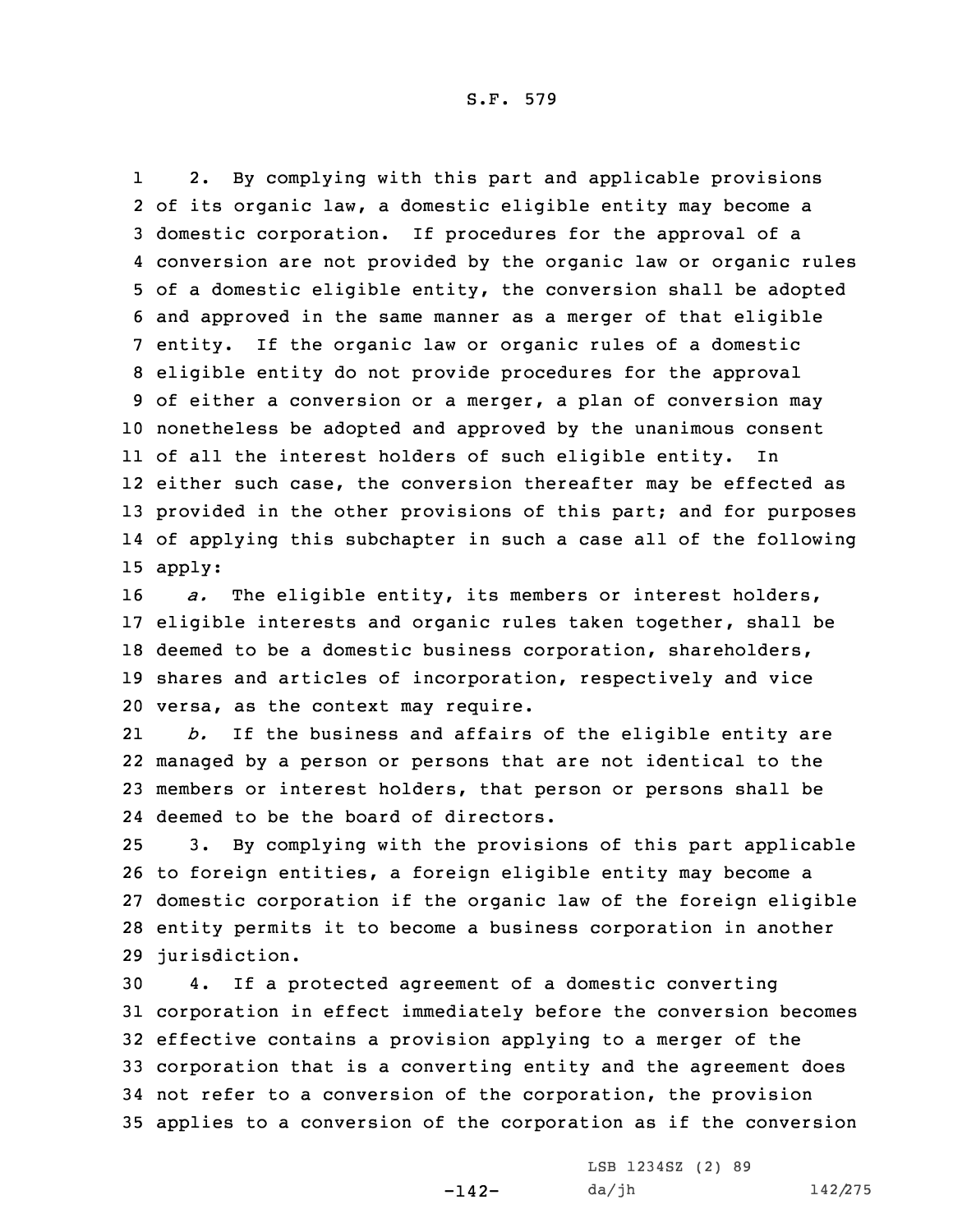2. By complying with this part and applicable provisions of its organic law, a domestic eligible entity may become a domestic corporation. If procedures for the approval of a conversion are not provided by the organic law or organic rules of a domestic eligible entity, the conversion shall be adopted and approved in the same manner as a merger of that eligible entity. If the organic law or organic rules of a domestic eligible entity do not provide procedures for the approval of either a conversion or a merger, a plan of conversion may nonetheless be adopted and approved by the unanimous consent of all the interest holders of such eligible entity. In either such case, the conversion thereafter may be effected as provided in the other provisions of this part; and for purposes of applying this subchapter in such a case all of the following apply:

*a.* The eligible entity, its members or interest holders, eligible interests and organic rules taken together, shall be deemed to be a domestic business corporation, shareholders, shares and articles of incorporation, respectively and vice versa, as the context may require.

*b.* If the business and affairs of the eligible entity are managed by a person or persons that are not identical to the members or interest holders, that person or persons shall be deemed to be the board of directors.

3. By complying with the provisions of this part applicable to foreign entities, a foreign eligible entity may become a domestic corporation if the organic law of the foreign eligible entity permits it to become a business corporation in another jurisdiction.

4. If a protected agreement of a domestic converting corporation in effect immediately before the conversion becomes effective contains a provision applying to a merger of the corporation that is a converting entity and the agreement does not refer to a conversion of the corporation, the provision applies to a conversion of the corporation as if the conversion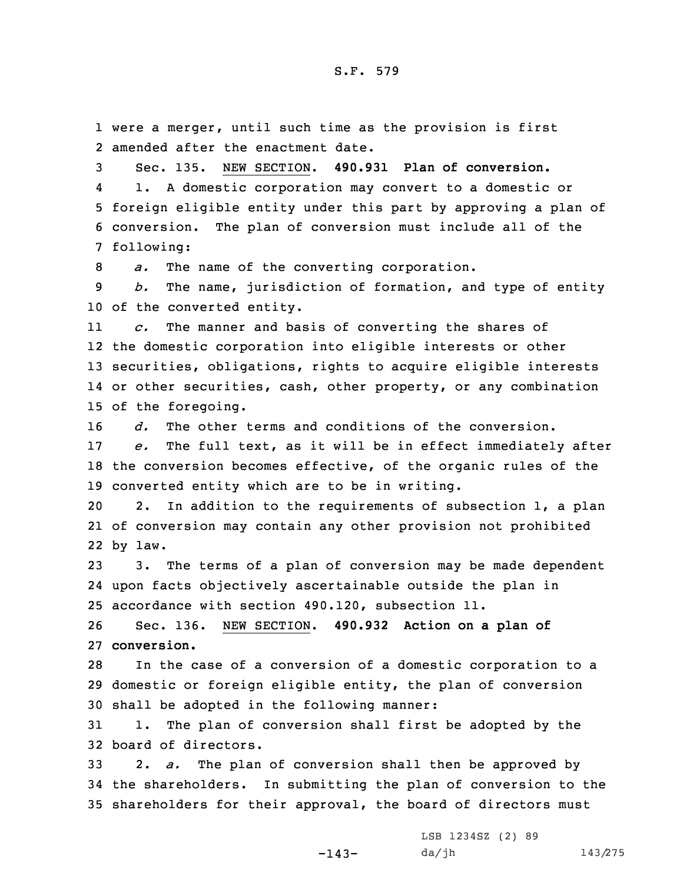were a merger, until such time as the provision is first amended after the enactment date.

Sec. 135. NEW SECTION. **490.931 Plan of conversion.**

1. A domestic corporation may convert to a domestic or foreign eligible entity under this part by approving a plan of conversion. The plan of conversion must include all of the following:

*a.* The name of the converting corporation.

*b.* The name, jurisdiction of formation, and type of entity of the converted entity.

*c.* The manner and basis of converting the shares of the domestic corporation into eligible interests or other securities, obligations, rights to acquire eligible interests or other securities, cash, other property, or any combination of the foregoing.

*d.* The other terms and conditions of the conversion.

*e.* The full text, as it will be in effect immediately after the conversion becomes effective, of the organic rules of the converted entity which are to be in writing.

2. In addition to the requirements of subsection 1, a plan of conversion may contain any other provision not prohibited by law.

3. The terms of a plan of conversion may be made dependent upon facts objectively ascertainable outside the plan in accordance with section 490.120, subsection 11.

Sec. 136. NEW SECTION. **490.932 Action on a plan of conversion.**

In the case of a conversion of a domestic corporation to a domestic or foreign eligible entity, the plan of conversion shall be adopted in the following manner:

1. The plan of conversion shall first be adopted by the board of directors.

2. *a.* The plan of conversion shall then be approved by the shareholders. In submitting the plan of conversion to the shareholders for their approval, the board of directors must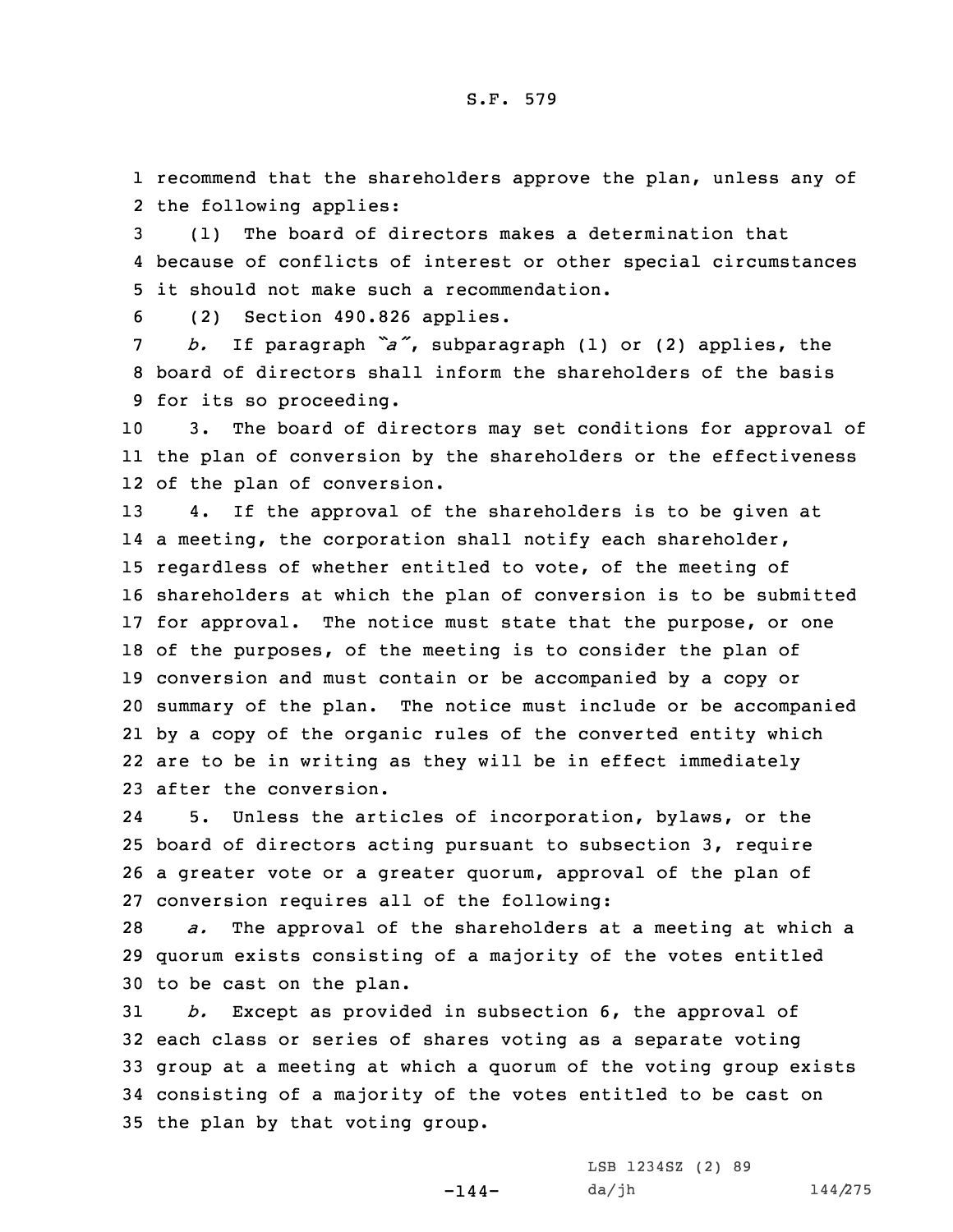recommend that the shareholders approve the plan, unless any of the following applies:

(1) The board of directors makes a determination that because of conflicts of interest or other special circumstances it should not make such a recommendation.

(2) Section 490.826 applies.

*b.* If paragraph *"a"*, subparagraph (1) or (2) applies, the board of directors shall inform the shareholders of the basis for its so proceeding.

3. The board of directors may set conditions for approval of the plan of conversion by the shareholders or the effectiveness of the plan of conversion.

4. If the approval of the shareholders is to be given at a meeting, the corporation shall notify each shareholder, regardless of whether entitled to vote, of the meeting of shareholders at which the plan of conversion is to be submitted for approval. The notice must state that the purpose, or one of the purposes, of the meeting is to consider the plan of conversion and must contain or be accompanied by a copy or summary of the plan. The notice must include or be accompanied by a copy of the organic rules of the converted entity which are to be in writing as they will be in effect immediately after the conversion.

5. Unless the articles of incorporation, bylaws, or the board of directors acting pursuant to subsection 3, require a greater vote or a greater quorum, approval of the plan of conversion requires all of the following:

*a.* The approval of the shareholders at a meeting at which a quorum exists consisting of a majority of the votes entitled to be cast on the plan.

*b.* Except as provided in subsection 6, the approval of each class or series of shares voting as a separate voting group at a meeting at which a quorum of the voting group exists consisting of a majority of the votes entitled to be cast on the plan by that voting group.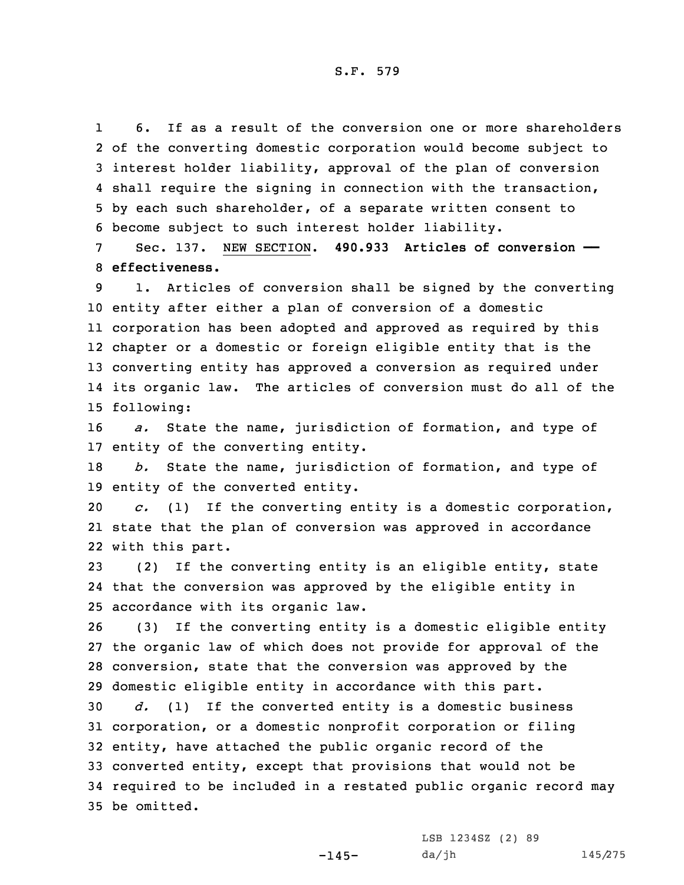6. If as a result of the conversion one or more shareholders of the converting domestic corporation would become subject to interest holder liability, approval of the plan of conversion shall require the signing in connection with the transaction, by each such shareholder, of a separate written consent to become subject to such interest holder liability.

Sec. 137. NEW SECTION. **490.933 Articles of conversion —— effectiveness.**

1. Articles of conversion shall be signed by the converting entity after either a plan of conversion of a domestic corporation has been adopted and approved as required by this chapter or a domestic or foreign eligible entity that is the converting entity has approved a conversion as required under its organic law. The articles of conversion must do all of the following:

*a.* State the name, jurisdiction of formation, and type of entity of the converting entity.

*b.* State the name, jurisdiction of formation, and type of entity of the converted entity.

*c.* (1) If the converting entity is a domestic corporation, state that the plan of conversion was approved in accordance with this part.

(2) If the converting entity is an eligible entity, state that the conversion was approved by the eligible entity in accordance with its organic law.

(3) If the converting entity is a domestic eligible entity the organic law of which does not provide for approval of the conversion, state that the conversion was approved by the domestic eligible entity in accordance with this part.

*d.* (1) If the converted entity is a domestic business corporation, or a domestic nonprofit corporation or filing entity, have attached the public organic record of the converted entity, except that provisions that would not be required to be included in a restated public organic record may be omitted.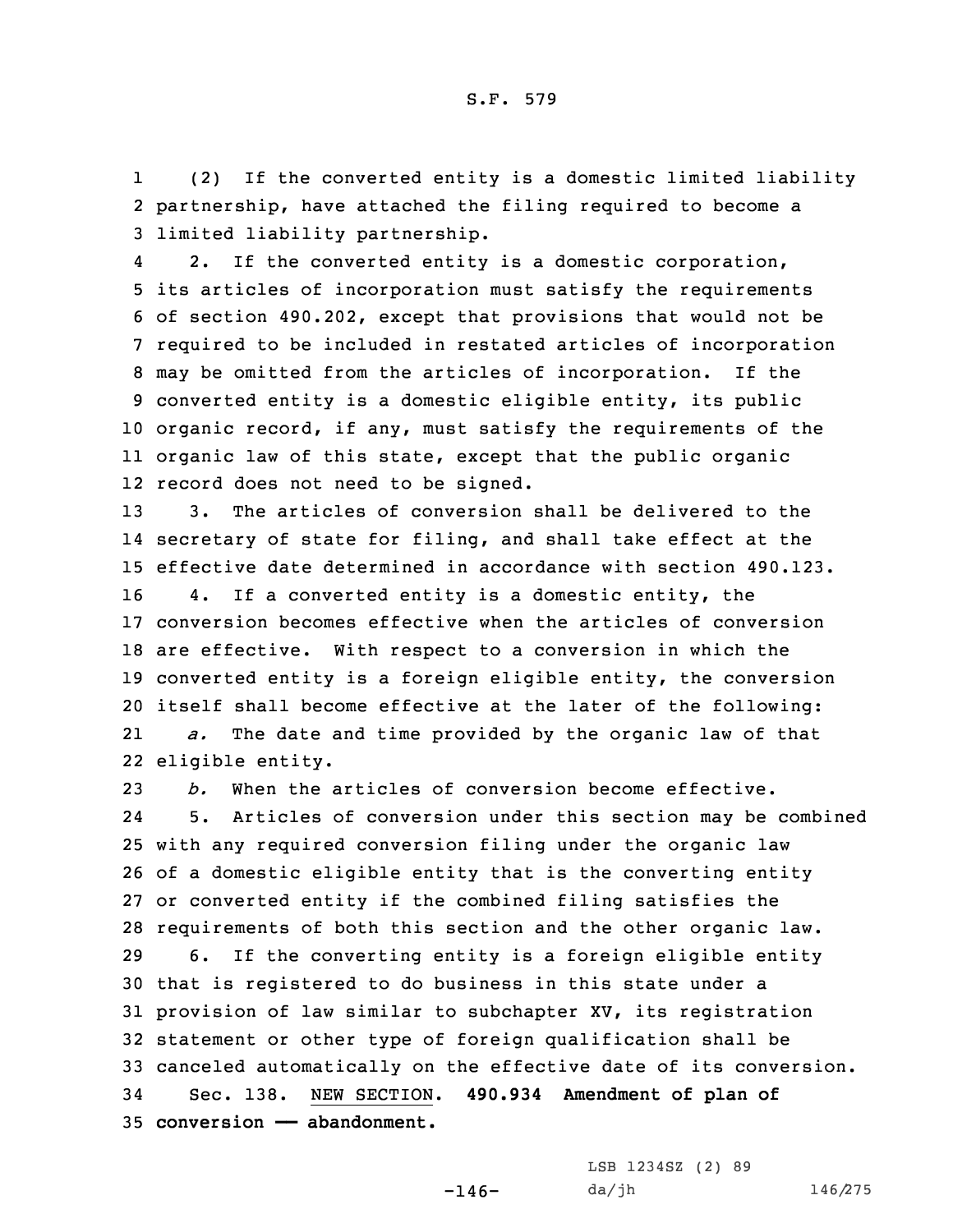(2) If the converted entity is a domestic limited liability partnership, have attached the filing required to become a limited liability partnership.

2. If the converted entity is a domestic corporation, its articles of incorporation must satisfy the requirements of section 490.202, except that provisions that would not be required to be included in restated articles of incorporation may be omitted from the articles of incorporation. If the converted entity is a domestic eligible entity, its public organic record, if any, must satisfy the requirements of the organic law of this state, except that the public organic record does not need to be signed.

3. The articles of conversion shall be delivered to the secretary of state for filing, and shall take effect at the effective date determined in accordance with section 490.123.

4. If a converted entity is a domestic entity, the conversion becomes effective when the articles of conversion are effective. With respect to a conversion in which the converted entity is a foreign eligible entity, the conversion itself shall become effective at the later of the following:

*a.* The date and time provided by the organic law of that eligible entity.

*b.* When the articles of conversion become effective.

5. Articles of conversion under this section may be combined with any required conversion filing under the organic law of a domestic eligible entity that is the converting entity or converted entity if the combined filing satisfies the requirements of both this section and the other organic law.

6. If the converting entity is a foreign eligible entity that is registered to do business in this state under a provision of law similar to subchapter XV, its registration statement or other type of foreign qualification shall be canceled automatically on the effective date of its conversion.

Sec. 138. NEW SECTION. **490.934 Amendment of plan of conversion —— abandonment.**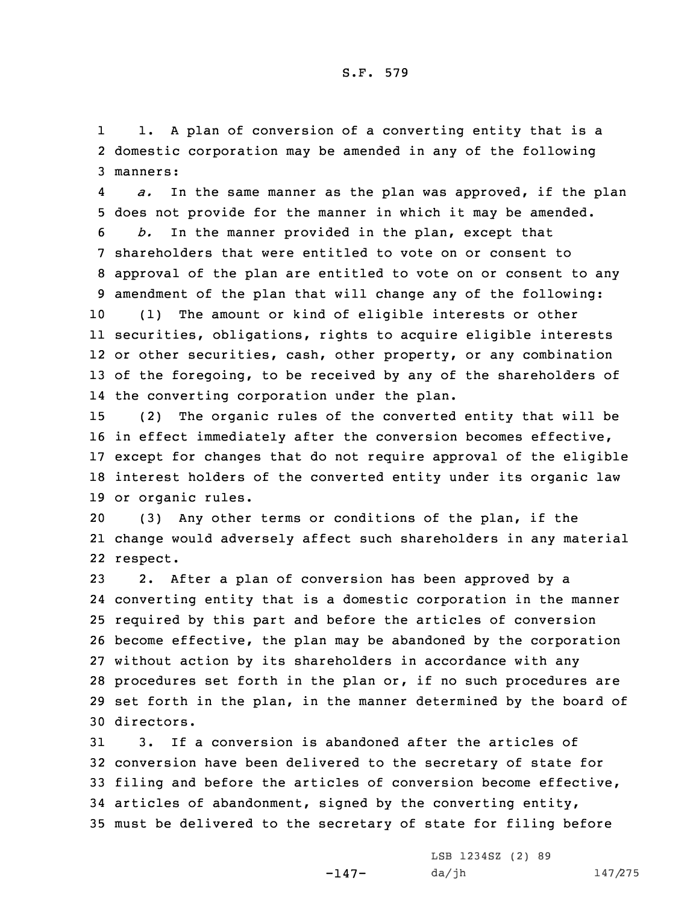1. A plan of conversion of a converting entity that is a domestic corporation may be amended in any of the following manners:

*a.* In the same manner as the plan was approved, if the plan does not provide for the manner in which it may be amended.

*b.* In the manner provided in the plan, except that shareholders that were entitled to vote on or consent to approval of the plan are entitled to vote on or consent to any amendment of the plan that will change any of the following:

(1) The amount or kind of eligible interests or other securities, obligations, rights to acquire eligible interests or other securities, cash, other property, or any combination of the foregoing, to be received by any of the shareholders of the converting corporation under the plan.

(2) The organic rules of the converted entity that will be in effect immediately after the conversion becomes effective, except for changes that do not require approval of the eligible interest holders of the converted entity under its organic law or organic rules.

(3) Any other terms or conditions of the plan, if the change would adversely affect such shareholders in any material respect.

2. After a plan of conversion has been approved by a converting entity that is a domestic corporation in the manner required by this part and before the articles of conversion become effective, the plan may be abandoned by the corporation without action by its shareholders in accordance with any procedures set forth in the plan or, if no such procedures are set forth in the plan, in the manner determined by the board of directors.

3. If a conversion is abandoned after the articles of conversion have been delivered to the secretary of state for filing and before the articles of conversion become effective, articles of abandonment, signed by the converting entity, must be delivered to the secretary of state for filing before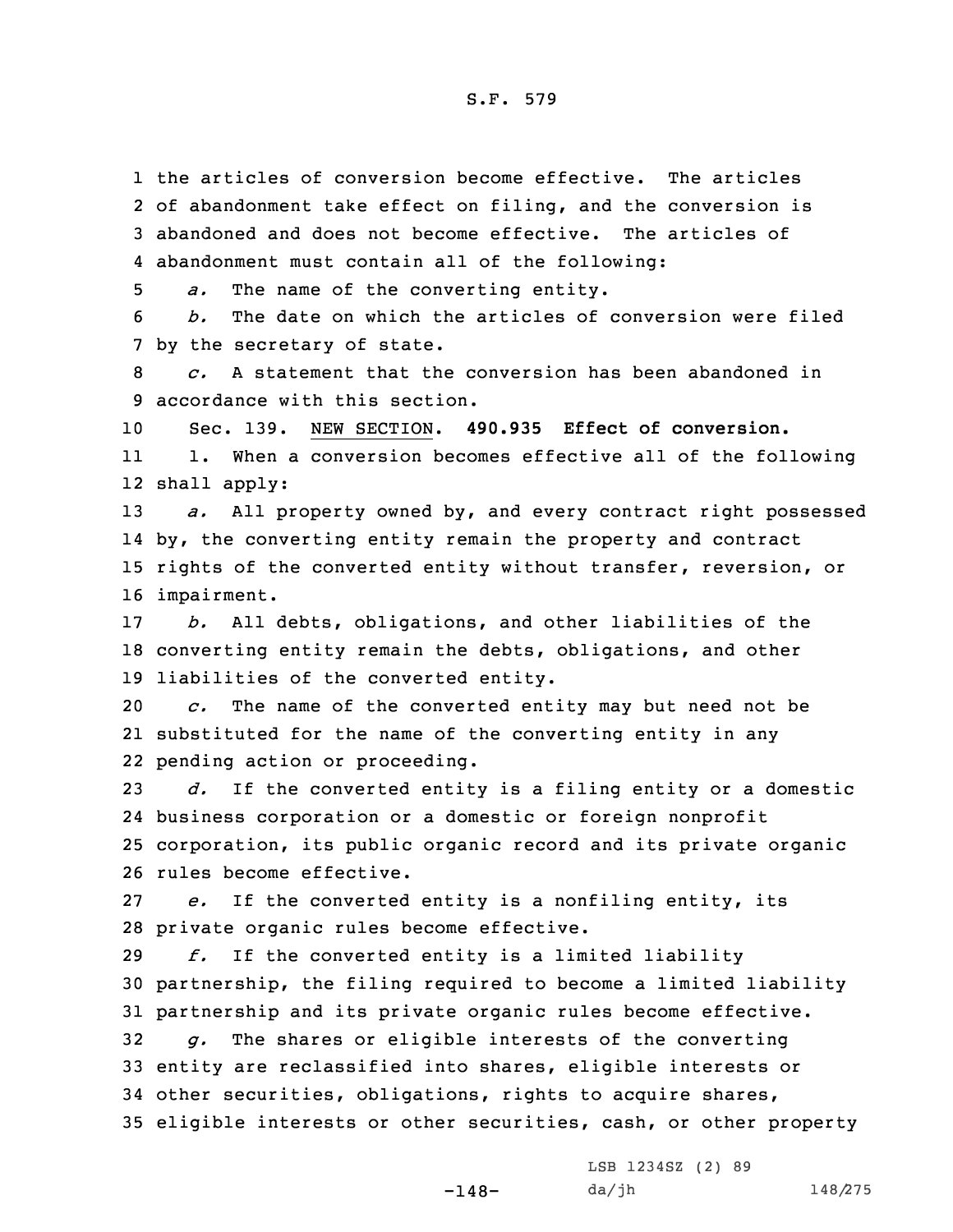the articles of conversion become effective. The articles of abandonment take effect on filing, and the conversion is abandoned and does not become effective. The articles of abandonment must contain all of the following:

*a.* The name of the converting entity.

*b.* The date on which the articles of conversion were filed by the secretary of state.

*c.* A statement that the conversion has been abandoned in accordance with this section.

Sec. 139. NEW SECTION. **490.935 Effect of conversion.**

1. When a conversion becomes effective all of the following shall apply:

*a.* All property owned by, and every contract right possessed by, the converting entity remain the property and contract rights of the converted entity without transfer, reversion, or impairment.

*b.* All debts, obligations, and other liabilities of the converting entity remain the debts, obligations, and other liabilities of the converted entity.

*c.* The name of the converted entity may but need not be substituted for the name of the converting entity in any pending action or proceeding.

*d.* If the converted entity is a filing entity or a domestic business corporation or a domestic or foreign nonprofit corporation, its public organic record and its private organic rules become effective.

*e.* If the converted entity is a nonfiling entity, its private organic rules become effective.

*f.* If the converted entity is a limited liability partnership, the filing required to become a limited liability partnership and its private organic rules become effective.

*g.* The shares or eligible interests of the converting entity are reclassified into shares, eligible interests or other securities, obligations, rights to acquire shares, eligible interests or other securities, cash, or other property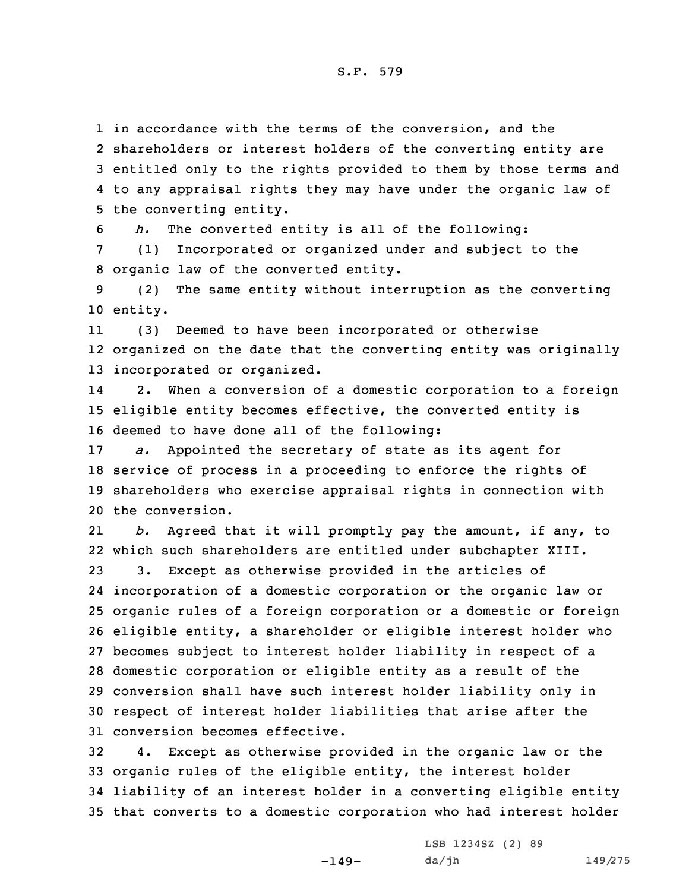in accordance with the terms of the conversion, and the shareholders or interest holders of the converting entity are entitled only to the rights provided to them by those terms and to any appraisal rights they may have under the organic law of the converting entity.

*h.* The converted entity is all of the following:

(1) Incorporated or organized under and subject to the organic law of the converted entity.

(2) The same entity without interruption as the converting entity.

(3) Deemed to have been incorporated or otherwise organized on the date that the converting entity was originally incorporated or organized.

2. When a conversion of a domestic corporation to a foreign eligible entity becomes effective, the converted entity is deemed to have done all of the following:

*a.* Appointed the secretary of state as its agent for service of process in a proceeding to enforce the rights of shareholders who exercise appraisal rights in connection with the conversion.

*b.* Agreed that it will promptly pay the amount, if any, to which such shareholders are entitled under subchapter XIII.

3. Except as otherwise provided in the articles of incorporation of a domestic corporation or the organic law or organic rules of a foreign corporation or a domestic or foreign eligible entity, a shareholder or eligible interest holder who becomes subject to interest holder liability in respect of a domestic corporation or eligible entity as a result of the conversion shall have such interest holder liability only in respect of interest holder liabilities that arise after the conversion becomes effective.

4. Except as otherwise provided in the organic law or the organic rules of the eligible entity, the interest holder liability of an interest holder in a converting eligible entity that converts to a domestic corporation who had interest holder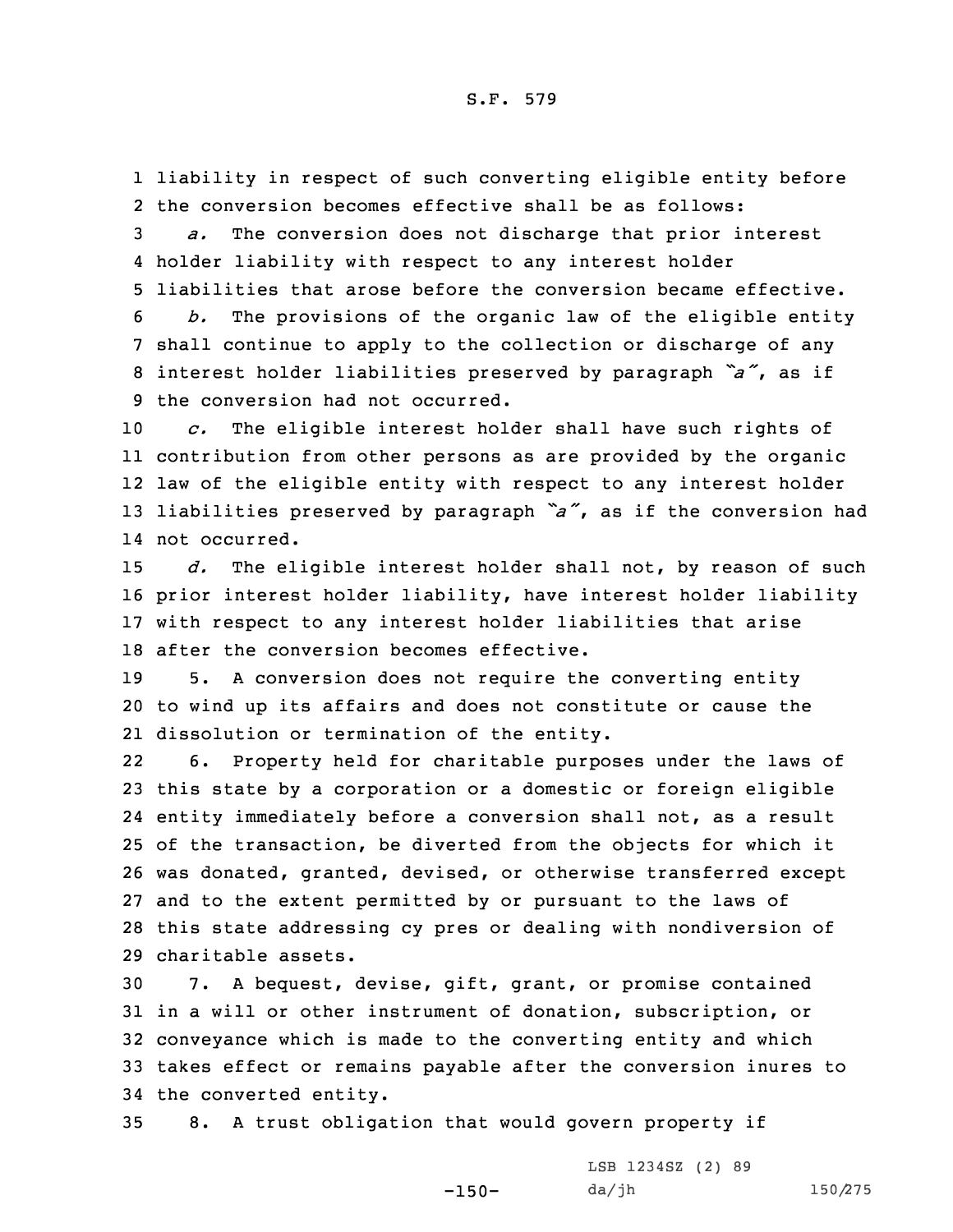liability in respect of such converting eligible entity before the conversion becomes effective shall be as follows:

*a.* The conversion does not discharge that prior interest holder liability with respect to any interest holder liabilities that arose before the conversion became effective.

*b.* The provisions of the organic law of the eligible entity shall continue to apply to the collection or discharge of any interest holder liabilities preserved by paragraph *"a"*, as if the conversion had not occurred.

*c.* The eligible interest holder shall have such rights of contribution from other persons as are provided by the organic law of the eligible entity with respect to any interest holder liabilities preserved by paragraph *"a"*, as if the conversion had not occurred.

*d.* The eligible interest holder shall not, by reason of such prior interest holder liability, have interest holder liability with respect to any interest holder liabilities that arise after the conversion becomes effective.

5. A conversion does not require the converting entity to wind up its affairs and does not constitute or cause the dissolution or termination of the entity.

6. Property held for charitable purposes under the laws of this state by a corporation or a domestic or foreign eligible entity immediately before a conversion shall not, as a result of the transaction, be diverted from the objects for which it was donated, granted, devised, or otherwise transferred except and to the extent permitted by or pursuant to the laws of this state addressing cy pres or dealing with nondiversion of charitable assets.

7. A bequest, devise, gift, grant, or promise contained in a will or other instrument of donation, subscription, or conveyance which is made to the converting entity and which takes effect or remains payable after the conversion inures to the converted entity.

8. A trust obligation that would govern property if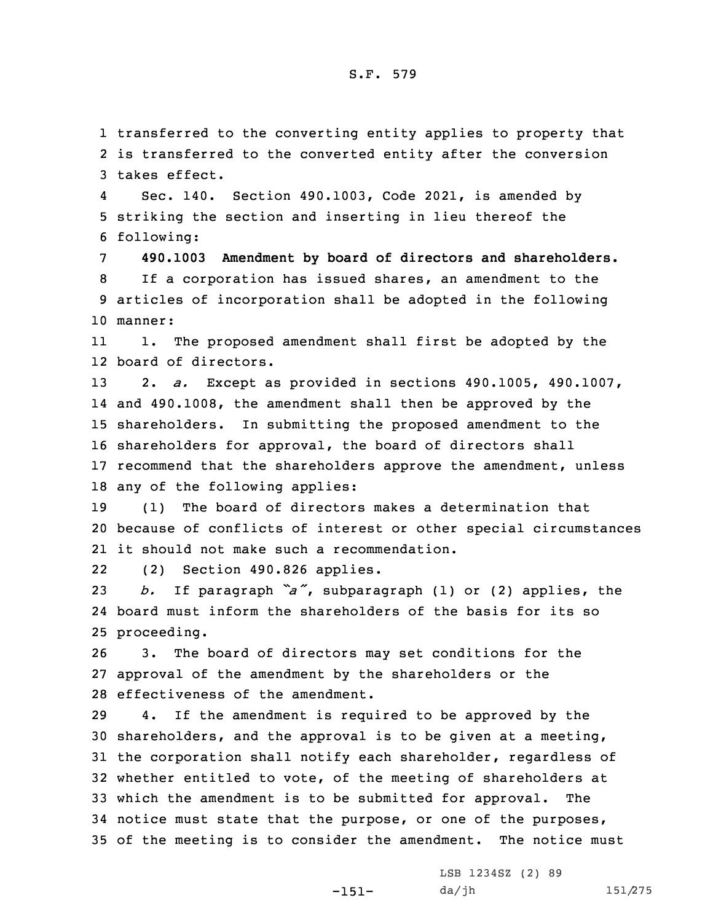transferred to the converting entity applies to property that is transferred to the converted entity after the conversion takes effect.

Sec. 140. Section 490.1003, Code 2021, is amended by striking the section and inserting in lieu thereof the following:

**490.1003 Amendment by board of directors and shareholders.**

If a corporation has issued shares, an amendment to the articles of incorporation shall be adopted in the following manner:

1. The proposed amendment shall first be adopted by the board of directors.

2. *a.* Except as provided in sections 490.1005, 490.1007, and 490.1008, the amendment shall then be approved by the shareholders. In submitting the proposed amendment to the shareholders for approval, the board of directors shall recommend that the shareholders approve the amendment, unless any of the following applies:

(1) The board of directors makes a determination that because of conflicts of interest or other special circumstances it should not make such a recommendation.

(2) Section 490.826 applies.

*b.* If paragraph *"a"*, subparagraph (1) or (2) applies, the board must inform the shareholders of the basis for its so proceeding.

3. The board of directors may set conditions for the approval of the amendment by the shareholders or the effectiveness of the amendment.

4. If the amendment is required to be approved by the shareholders, and the approval is to be given at a meeting, the corporation shall notify each shareholder, regardless of whether entitled to vote, of the meeting of shareholders at which the amendment is to be submitted for approval. The notice must state that the purpose, or one of the purposes, of the meeting is to consider the amendment. The notice must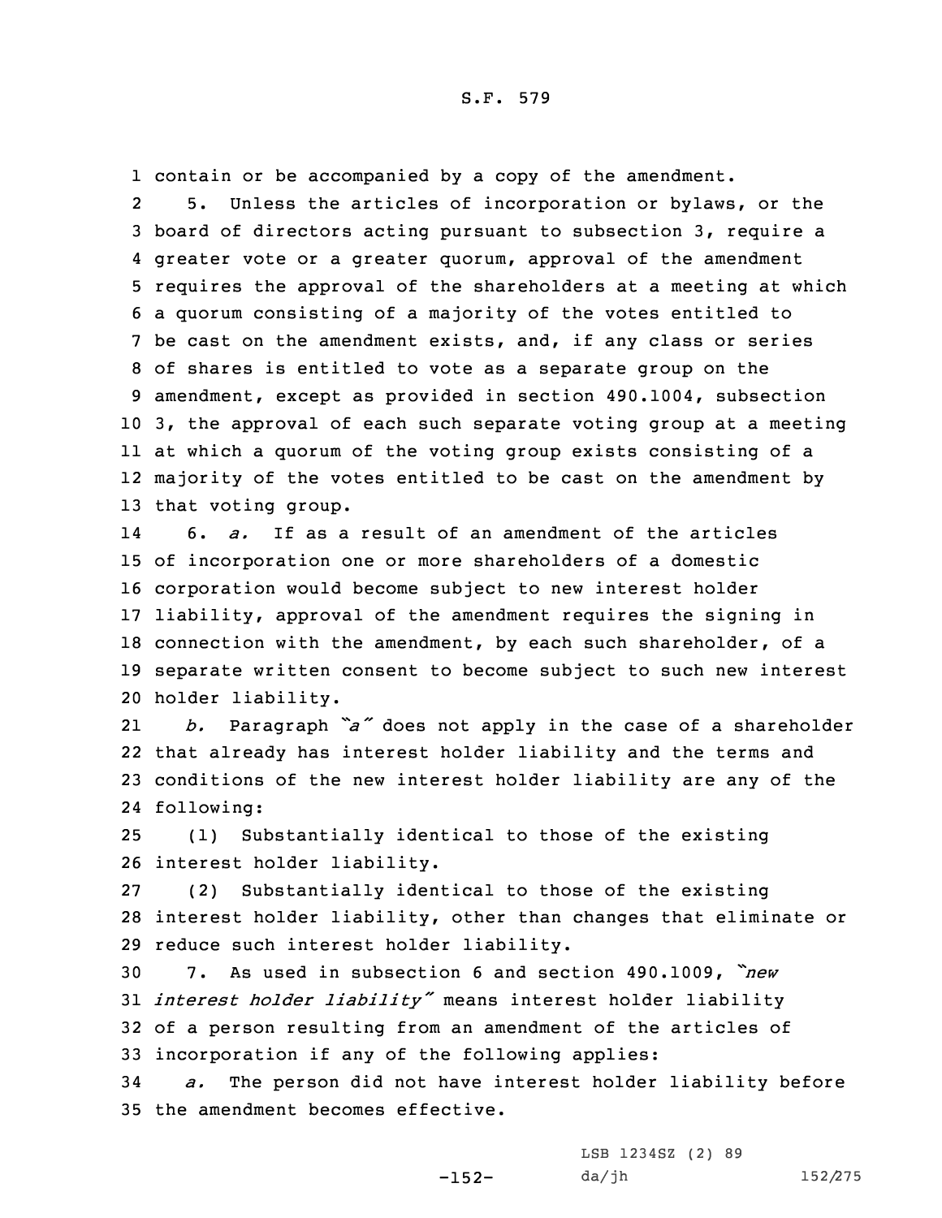contain or be accompanied by a copy of the amendment.

5. Unless the articles of incorporation or bylaws, or the board of directors acting pursuant to subsection 3, require a greater vote or a greater quorum, approval of the amendment requires the approval of the shareholders at a meeting at which a quorum consisting of a majority of the votes entitled to be cast on the amendment exists, and, if any class or series of shares is entitled to vote as a separate group on the amendment, except as provided in section 490.1004, subsection 3, the approval of each such separate voting group at a meeting at which a quorum of the voting group exists consisting of a majority of the votes entitled to be cast on the amendment by that voting group.

6. *a.* If as a result of an amendment of the articles of incorporation one or more shareholders of a domestic corporation would become subject to new interest holder liability, approval of the amendment requires the signing in connection with the amendment, by each such shareholder, of a separate written consent to become subject to such new interest holder liability.

*b.* Paragraph *"a"* does not apply in the case of a shareholder that already has interest holder liability and the terms and conditions of the new interest holder liability are any of the following:

(1) Substantially identical to those of the existing interest holder liability.

(2) Substantially identical to those of the existing interest holder liability, other than changes that eliminate or reduce such interest holder liability.

7. As used in subsection 6 and section 490.1009, *"new interest holder liability"* means interest holder liability of a person resulting from an amendment of the articles of incorporation if any of the following applies:

*a.* The person did not have interest holder liability before the amendment becomes effective.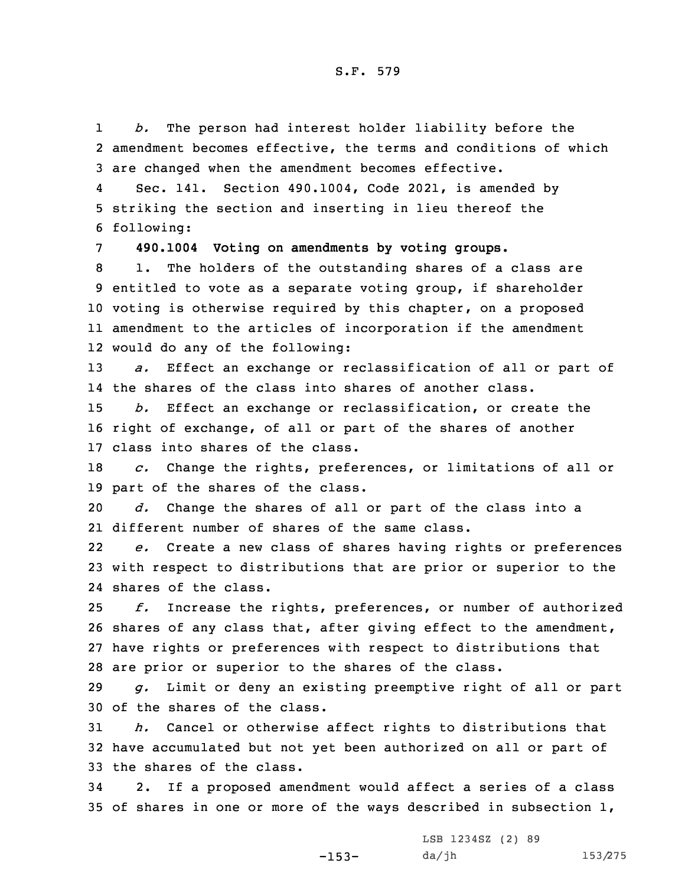*b.* The person had interest holder liability before the amendment becomes effective, the terms and conditions of which are changed when the amendment becomes effective.

Sec. 141. Section 490.1004, Code 2021, is amended by striking the section and inserting in lieu thereof the following:

**490.1004 Voting on amendments by voting groups.**

1. The holders of the outstanding shares of a class are entitled to vote as a separate voting group, if shareholder voting is otherwise required by this chapter, on a proposed amendment to the articles of incorporation if the amendment would do any of the following:

*a.* Effect an exchange or reclassification of all or part of the shares of the class into shares of another class.

*b.* Effect an exchange or reclassification, or create the right of exchange, of all or part of the shares of another class into shares of the class.

*c.* Change the rights, preferences, or limitations of all or part of the shares of the class.

*d.* Change the shares of all or part of the class into a different number of shares of the same class.

*e.* Create a new class of shares having rights or preferences with respect to distributions that are prior or superior to the shares of the class.

*f.* Increase the rights, preferences, or number of authorized shares of any class that, after giving effect to the amendment, have rights or preferences with respect to distributions that are prior or superior to the shares of the class.

*g.* Limit or deny an existing preemptive right of all or part of the shares of the class.

*h.* Cancel or otherwise affect rights to distributions that have accumulated but not yet been authorized on all or part of the shares of the class.

2. If a proposed amendment would affect a series of a class of shares in one or more of the ways described in subsection 1,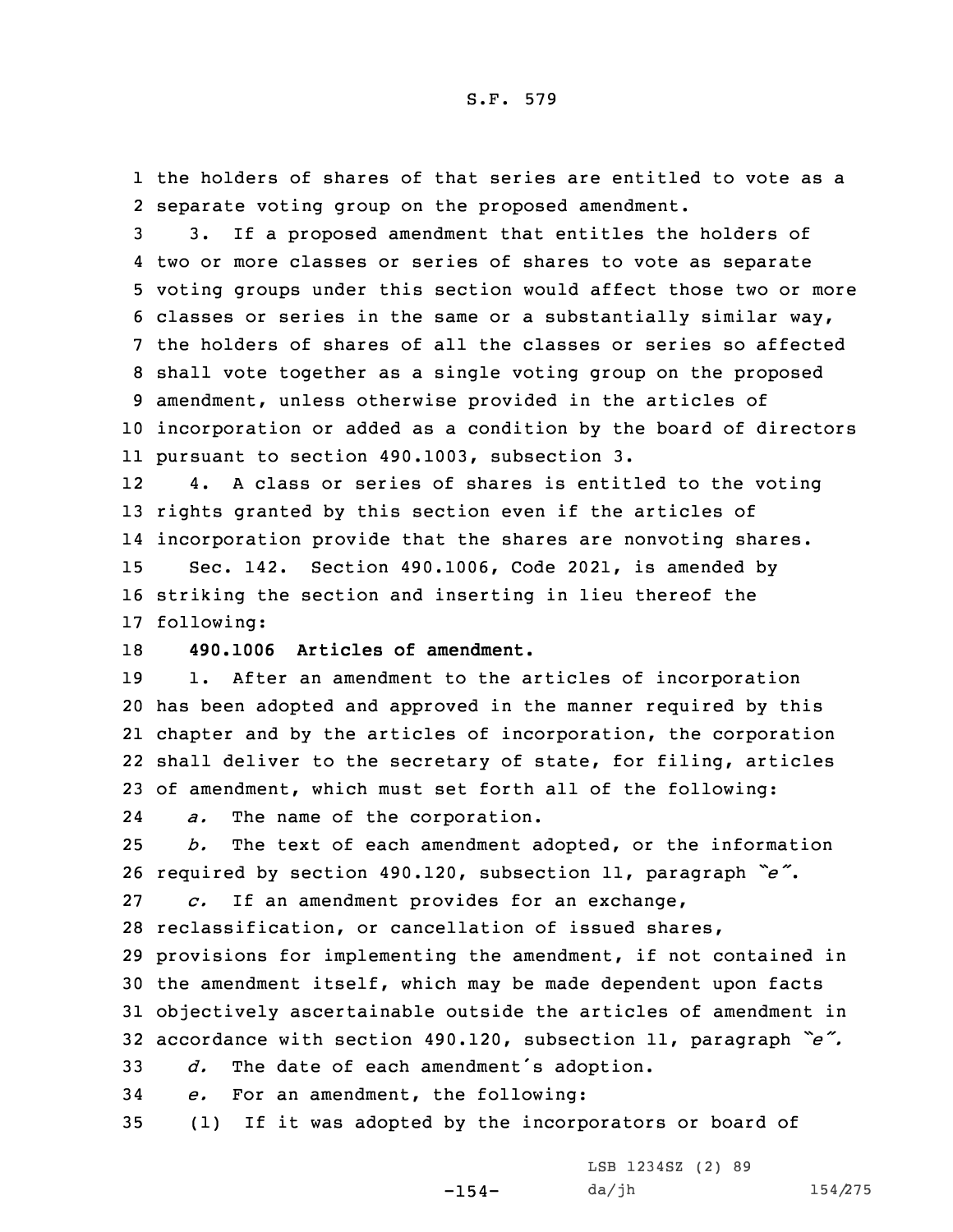the holders of shares of that series are entitled to vote as a separate voting group on the proposed amendment.

3. If a proposed amendment that entitles the holders of two or more classes or series of shares to vote as separate voting groups under this section would affect those two or more classes or series in the same or a substantially similar way, the holders of shares of all the classes or series so affected shall vote together as a single voting group on the proposed amendment, unless otherwise provided in the articles of incorporation or added as a condition by the board of directors pursuant to section 490.1003, subsection 3.

4. A class or series of shares is entitled to the voting rights granted by this section even if the articles of incorporation provide that the shares are nonvoting shares.

Sec. 142. Section 490.1006, Code 2021, is amended by striking the section and inserting in lieu thereof the following:

**490.1006 Articles of amendment.**

1. After an amendment to the articles of incorporation has been adopted and approved in the manner required by this chapter and by the articles of incorporation, the corporation shall deliver to the secretary of state, for filing, articles of amendment, which must set forth all of the following:

*a.* The name of the corporation.

*b.* The text of each amendment adopted, or the information required by section 490.120, subsection 11, paragraph *"e"*.

*c.* If an amendment provides for an exchange, reclassification, or cancellation of issued shares, provisions for implementing the amendment, if not contained in the amendment itself, which may be made dependent upon facts objectively ascertainable outside the articles of amendment in accordance with section 490.120, subsection 11, paragraph *"e".*

*d.* The date of each amendment's adoption.

*e.* For an amendment, the following:

(1) If it was adopted by the incorporators or board of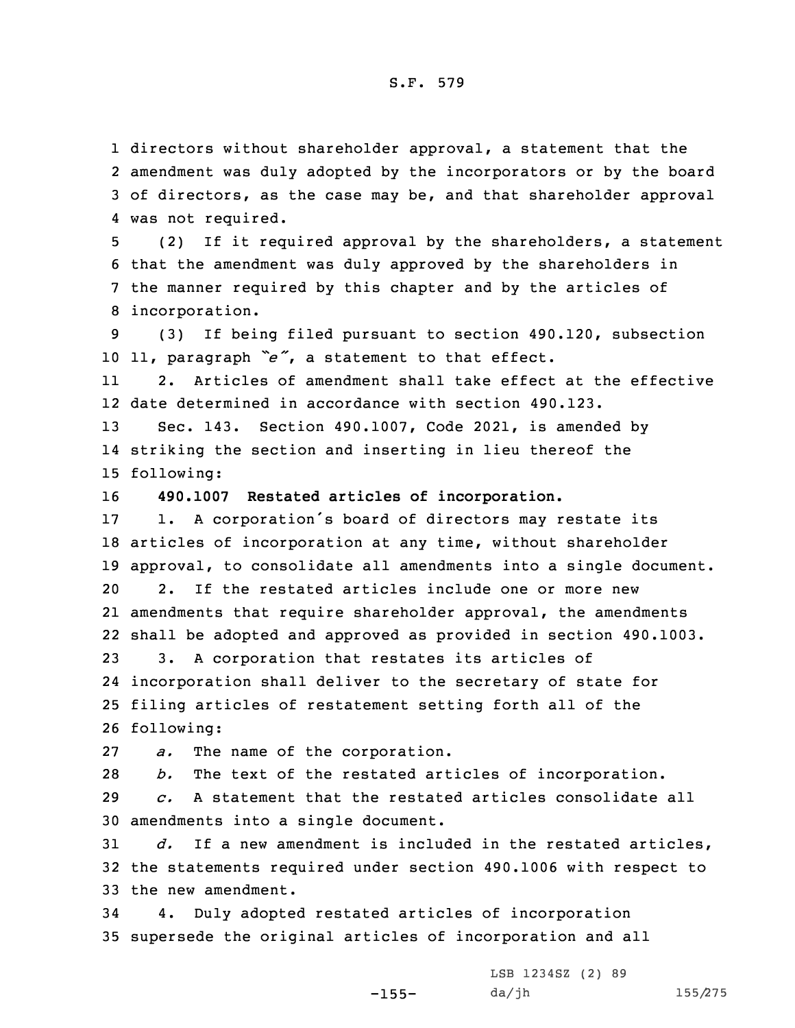directors without shareholder approval, a statement that the amendment was duly adopted by the incorporators or by the board of directors, as the case may be, and that shareholder approval was not required.

(2) If it required approval by the shareholders, a statement that the amendment was duly approved by the shareholders in the manner required by this chapter and by the articles of incorporation.

(3) If being filed pursuant to section 490.120, subsection 11, paragraph *"e"*, a statement to that effect.

2. Articles of amendment shall take effect at the effective date determined in accordance with section 490.123.

Sec. 143. Section 490.1007, Code 2021, is amended by striking the section and inserting in lieu thereof the following:

**490.1007 Restated articles of incorporation.**

1. A corporation's board of directors may restate its articles of incorporation at any time, without shareholder approval, to consolidate all amendments into a single document.

2. If the restated articles include one or more new amendments that require shareholder approval, the amendments shall be adopted and approved as provided in section 490.1003.

3. A corporation that restates its articles of incorporation shall deliver to the secretary of state for filing articles of restatement setting forth all of the following:

*a.* The name of the corporation.

*b.* The text of the restated articles of incorporation.

*c.* A statement that the restated articles consolidate all amendments into a single document.

*d.* If a new amendment is included in the restated articles, the statements required under section 490.1006 with respect to the new amendment.

4. Duly adopted restated articles of incorporation supersede the original articles of incorporation and all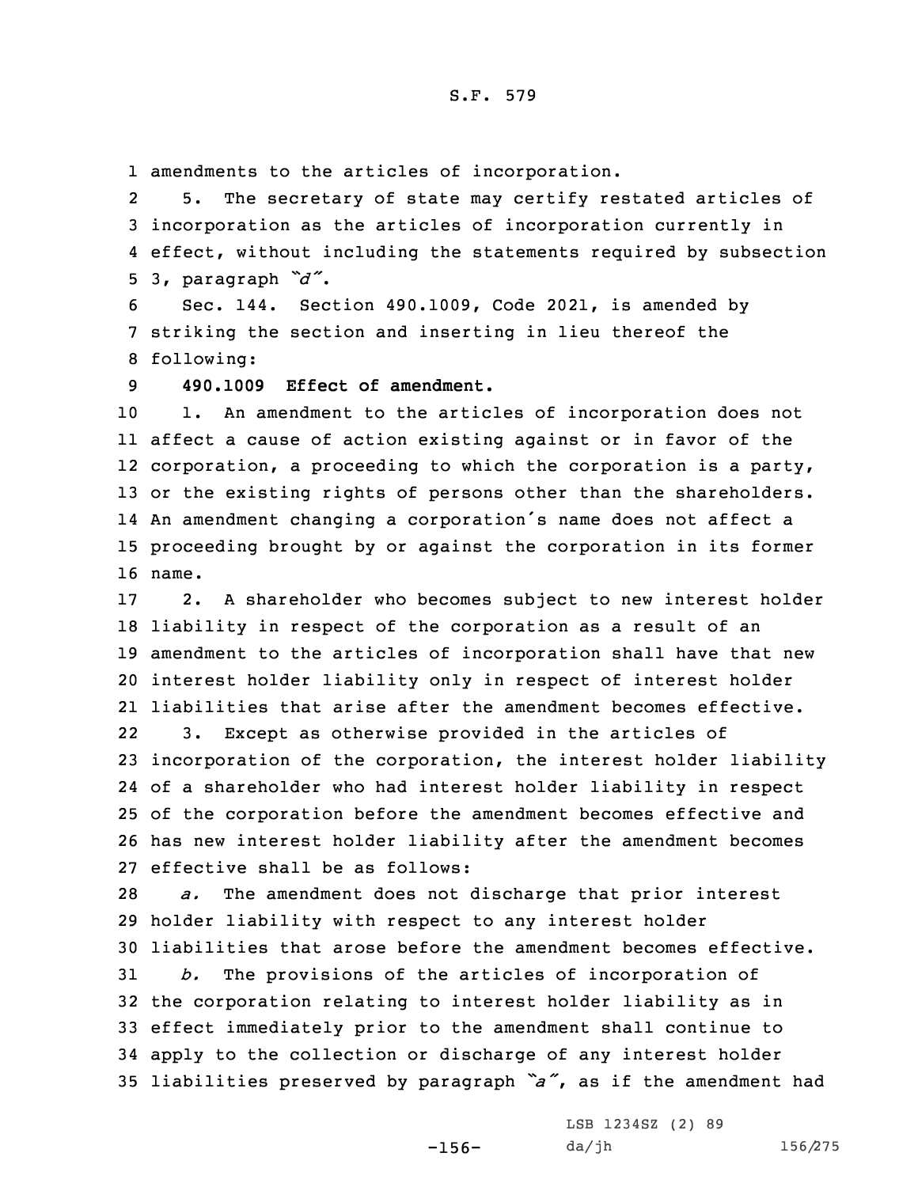amendments to the articles of incorporation.

5. The secretary of state may certify restated articles of incorporation as the articles of incorporation currently in effect, without including the statements required by subsection 3, paragraph *"d"*.

Sec. 144. Section 490.1009, Code 2021, is amended by striking the section and inserting in lieu thereof the following:

**490.1009 Effect of amendment.**

1. An amendment to the articles of incorporation does not affect a cause of action existing against or in favor of the corporation, a proceeding to which the corporation is a party, or the existing rights of persons other than the shareholders. An amendment changing a corporation's name does not affect a proceeding brought by or against the corporation in its former name.

2. A shareholder who becomes subject to new interest holder liability in respect of the corporation as a result of an amendment to the articles of incorporation shall have that new interest holder liability only in respect of interest holder liabilities that arise after the amendment becomes effective.

3. Except as otherwise provided in the articles of incorporation of the corporation, the interest holder liability of a shareholder who had interest holder liability in respect of the corporation before the amendment becomes effective and has new interest holder liability after the amendment becomes effective shall be as follows:

*a.* The amendment does not discharge that prior interest holder liability with respect to any interest holder liabilities that arose before the amendment becomes effective.

*b.* The provisions of the articles of incorporation of the corporation relating to interest holder liability as in effect immediately prior to the amendment shall continue to apply to the collection or discharge of any interest holder liabilities preserved by paragraph *"a"*, as if the amendment had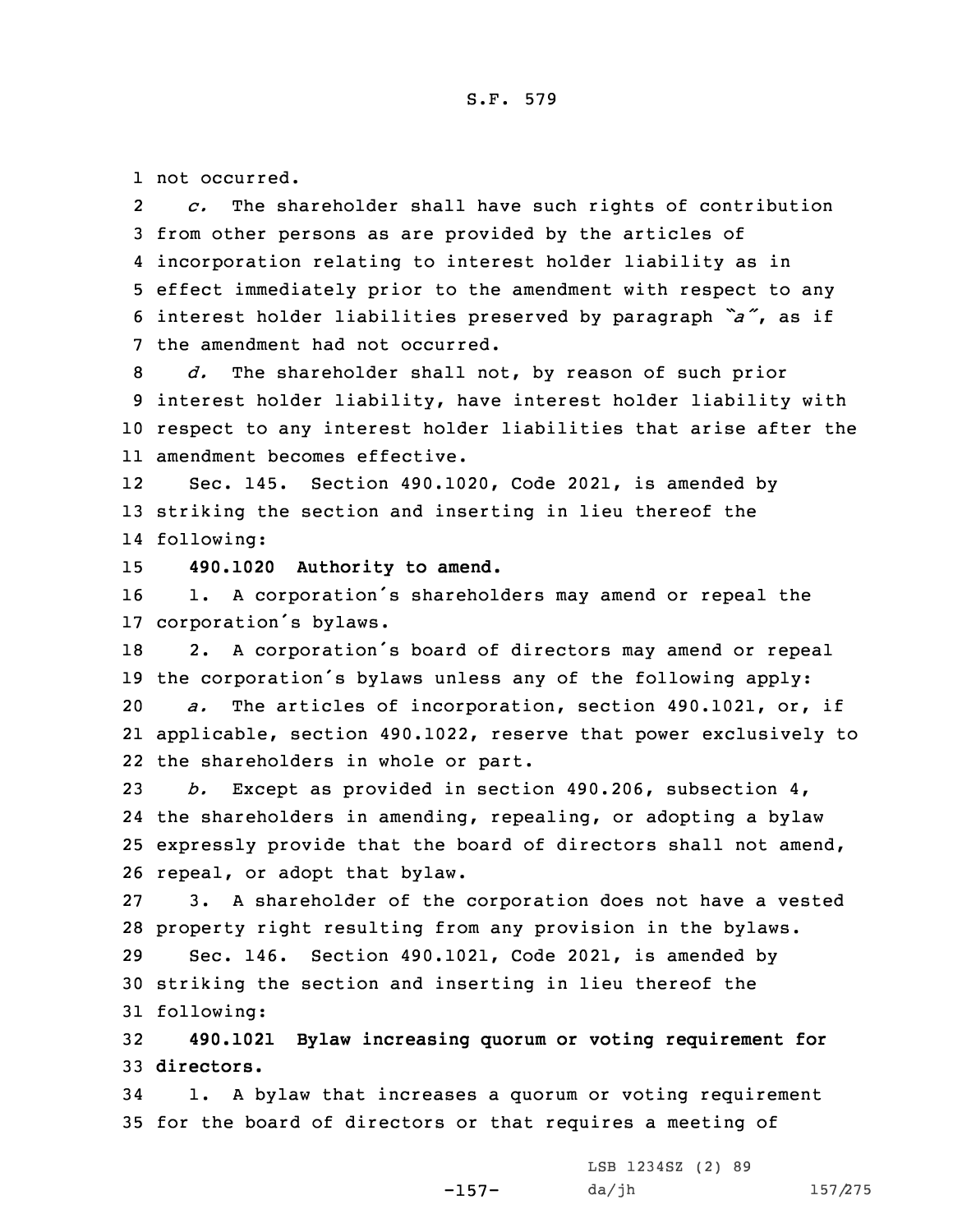not occurred.

*c.* The shareholder shall have such rights of contribution from other persons as are provided by the articles of incorporation relating to interest holder liability as in effect immediately prior to the amendment with respect to any interest holder liabilities preserved by paragraph *"a"*, as if the amendment had not occurred.

*d.* The shareholder shall not, by reason of such prior interest holder liability, have interest holder liability with respect to any interest holder liabilities that arise after the amendment becomes effective.

Sec. 145. Section 490.1020, Code 2021, is amended by striking the section and inserting in lieu thereof the following:

**490.1020 Authority to amend.**

1. A corporation's shareholders may amend or repeal the corporation's bylaws.

2. A corporation's board of directors may amend or repeal the corporation's bylaws unless any of the following apply:

*a.* The articles of incorporation, section 490.1021, or, if applicable, section 490.1022, reserve that power exclusively to the shareholders in whole or part.

*b.* Except as provided in section 490.206, subsection 4, the shareholders in amending, repealing, or adopting a bylaw expressly provide that the board of directors shall not amend, repeal, or adopt that bylaw.

3. A shareholder of the corporation does not have a vested property right resulting from any provision in the bylaws.

Sec. 146. Section 490.1021, Code 2021, is amended by striking the section and inserting in lieu thereof the following:

**490.1021 Bylaw increasing quorum or voting requirement for directors.**

1. A bylaw that increases a quorum or voting requirement for the board of directors or that requires a meeting of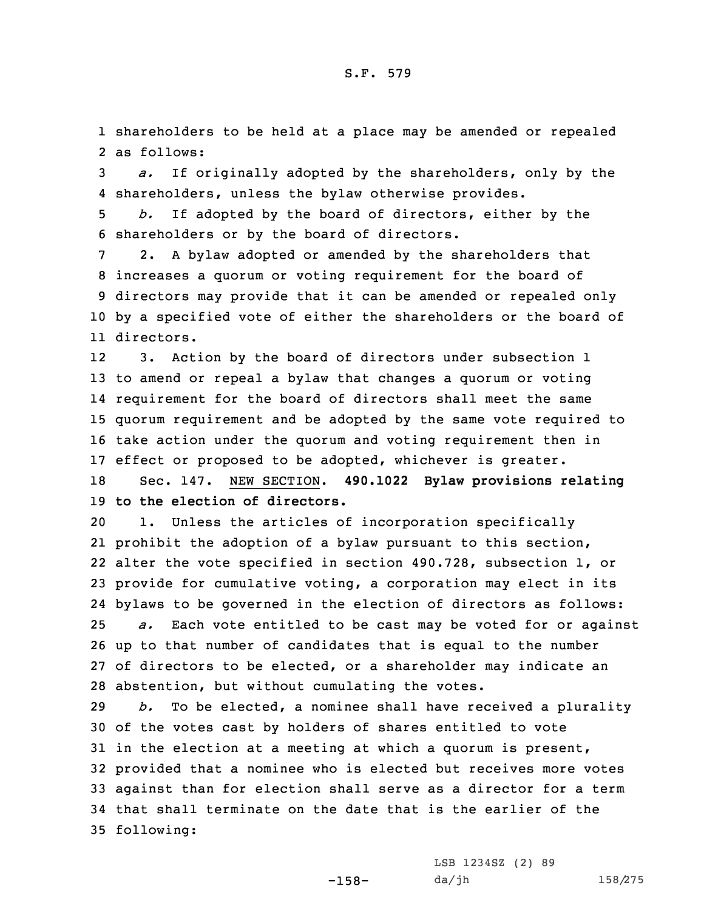shareholders to be held at a place may be amended or repealed as follows:

*a.* If originally adopted by the shareholders, only by the shareholders, unless the bylaw otherwise provides.

*b.* If adopted by the board of directors, either by the shareholders or by the board of directors.

2. A bylaw adopted or amended by the shareholders that increases a quorum or voting requirement for the board of directors may provide that it can be amended or repealed only by a specified vote of either the shareholders or the board of directors.

3. Action by the board of directors under subsection 1 to amend or repeal a bylaw that changes a quorum or voting requirement for the board of directors shall meet the same quorum requirement and be adopted by the same vote required to take action under the quorum and voting requirement then in effect or proposed to be adopted, whichever is greater.

Sec. 147. NEW SECTION. **490.1022 Bylaw provisions relating to the election of directors.**

1. Unless the articles of incorporation specifically prohibit the adoption of a bylaw pursuant to this section, alter the vote specified in section 490.728, subsection 1, or provide for cumulative voting, a corporation may elect in its bylaws to be governed in the election of directors as follows:

*a.* Each vote entitled to be cast may be voted for or against up to that number of candidates that is equal to the number of directors to be elected, or a shareholder may indicate an abstention, but without cumulating the votes.

*b.* To be elected, a nominee shall have received a plurality of the votes cast by holders of shares entitled to vote in the election at a meeting at which a quorum is present, provided that a nominee who is elected but receives more votes against than for election shall serve as a director for a term that shall terminate on the date that is the earlier of the following: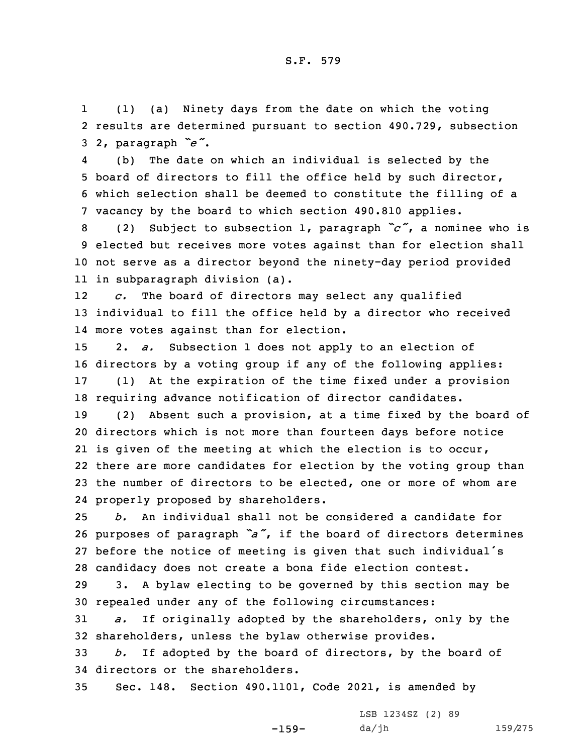(1) (a) Ninety days from the date on which the voting results are determined pursuant to section 490.729, subsection 2, paragraph *"e"*.

(b) The date on which an individual is selected by the board of directors to fill the office held by such director, which selection shall be deemed to constitute the filling of a vacancy by the board to which section 490.810 applies.

(2) Subject to subsection 1, paragraph *"c"*, a nominee who is elected but receives more votes against than for election shall not serve as a director beyond the ninety-day period provided in subparagraph division (a).

*c.* The board of directors may select any qualified individual to fill the office held by a director who received more votes against than for election.

2. *a.* Subsection 1 does not apply to an election of directors by a voting group if any of the following applies:

(1) At the expiration of the time fixed under a provision requiring advance notification of director candidates.

(2) Absent such a provision, at a time fixed by the board of directors which is not more than fourteen days before notice is given of the meeting at which the election is to occur, there are more candidates for election by the voting group than the number of directors to be elected, one or more of whom are properly proposed by shareholders.

*b.* An individual shall not be considered a candidate for purposes of paragraph *"a"*, if the board of directors determines before the notice of meeting is given that such individual's candidacy does not create a bona fide election contest.

3. A bylaw electing to be governed by this section may be repealed under any of the following circumstances:

*a.* If originally adopted by the shareholders, only by the shareholders, unless the bylaw otherwise provides.

*b.* If adopted by the board of directors, by the board of directors or the shareholders.

Sec. 148. Section 490.1101, Code 2021, is amended by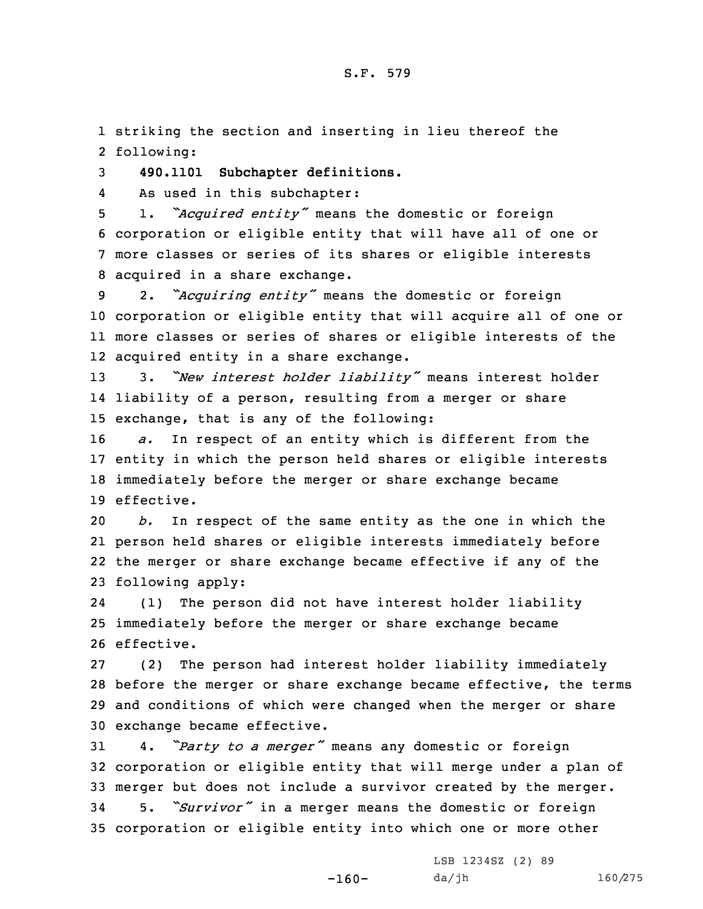striking the section and inserting in lieu thereof the following:

**490.1101 Subchapter definitions.**

As used in this subchapter:

1. *"Acquired entity"* means the domestic or foreign corporation or eligible entity that will have all of one or more classes or series of its shares or eligible interests acquired in a share exchange.

2. *"Acquiring entity"* means the domestic or foreign corporation or eligible entity that will acquire all of one or more classes or series of shares or eligible interests of the acquired entity in a share exchange.

3. *"New interest holder liability"* means interest holder liability of a person, resulting from a merger or share exchange, that is any of the following:

*a.* In respect of an entity which is different from the entity in which the person held shares or eligible interests immediately before the merger or share exchange became effective.

*b.* In respect of the same entity as the one in which the person held shares or eligible interests immediately before the merger or share exchange became effective if any of the following apply:

(1) The person did not have interest holder liability immediately before the merger or share exchange became effective.

(2) The person had interest holder liability immediately before the merger or share exchange became effective, the terms and conditions of which were changed when the merger or share exchange became effective.

4. *"Party to a merger"* means any domestic or foreign corporation or eligible entity that will merge under a plan of merger but does not include a survivor created by the merger.

5. *"Survivor"* in a merger means the domestic or foreign corporation or eligible entity into which one or more other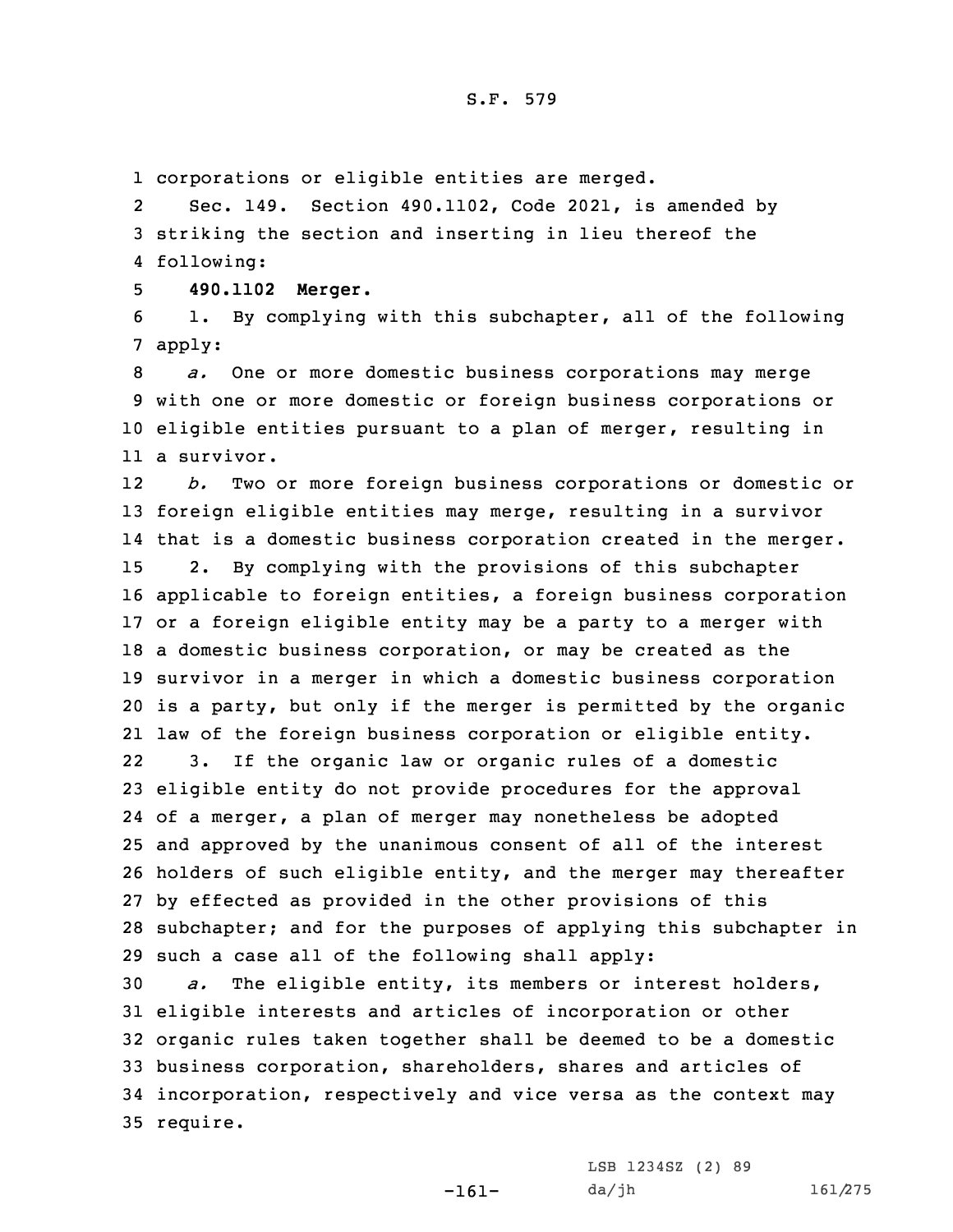corporations or eligible entities are merged.

Sec. 149. Section 490.1102, Code 2021, is amended by striking the section and inserting in lieu thereof the following:

**490.1102 Merger.**

1. By complying with this subchapter, all of the following apply:

*a.* One or more domestic business corporations may merge with one or more domestic or foreign business corporations or eligible entities pursuant to a plan of merger, resulting in a survivor.

*b.* Two or more foreign business corporations or domestic or foreign eligible entities may merge, resulting in a survivor that is a domestic business corporation created in the merger.

2. By complying with the provisions of this subchapter applicable to foreign entities, a foreign business corporation or a foreign eligible entity may be a party to a merger with a domestic business corporation, or may be created as the survivor in a merger in which a domestic business corporation is a party, but only if the merger is permitted by the organic law of the foreign business corporation or eligible entity.

3. If the organic law or organic rules of a domestic eligible entity do not provide procedures for the approval of a merger, a plan of merger may nonetheless be adopted and approved by the unanimous consent of all of the interest holders of such eligible entity, and the merger may thereafter by effected as provided in the other provisions of this subchapter; and for the purposes of applying this subchapter in such a case all of the following shall apply:

*a.* The eligible entity, its members or interest holders, eligible interests and articles of incorporation or other organic rules taken together shall be deemed to be a domestic business corporation, shareholders, shares and articles of incorporation, respectively and vice versa as the context may require.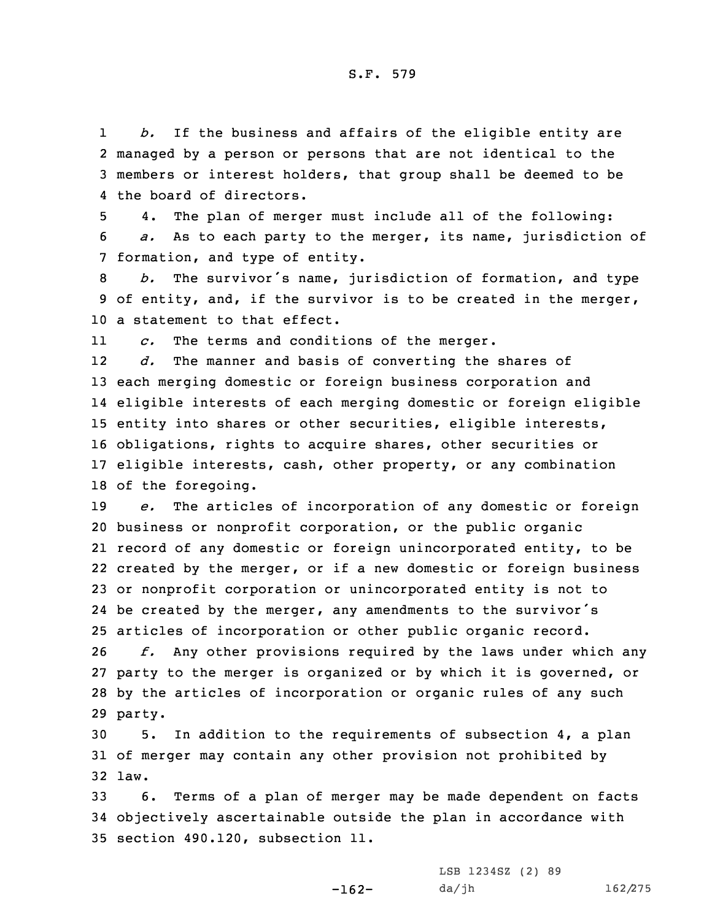*b.* If the business and affairs of the eligible entity are managed by a person or persons that are not identical to the members or interest holders, that group shall be deemed to be the board of directors.

4. The plan of merger must include all of the following:

*a.* As to each party to the merger, its name, jurisdiction of formation, and type of entity.

*b.* The survivor's name, jurisdiction of formation, and type of entity, and, if the survivor is to be created in the merger, a statement to that effect.

*c.* The terms and conditions of the merger.

*d.* The manner and basis of converting the shares of each merging domestic or foreign business corporation and eligible interests of each merging domestic or foreign eligible entity into shares or other securities, eligible interests, obligations, rights to acquire shares, other securities or eligible interests, cash, other property, or any combination of the foregoing.

*e.* The articles of incorporation of any domestic or foreign business or nonprofit corporation, or the public organic record of any domestic or foreign unincorporated entity, to be created by the merger, or if a new domestic or foreign business or nonprofit corporation or unincorporated entity is not to be created by the merger, any amendments to the survivor's articles of incorporation or other public organic record.

*f.* Any other provisions required by the laws under which any party to the merger is organized or by which it is governed, or by the articles of incorporation or organic rules of any such party.

5. In addition to the requirements of subsection 4, a plan of merger may contain any other provision not prohibited by law.

6. Terms of a plan of merger may be made dependent on facts objectively ascertainable outside the plan in accordance with section 490.120, subsection 11.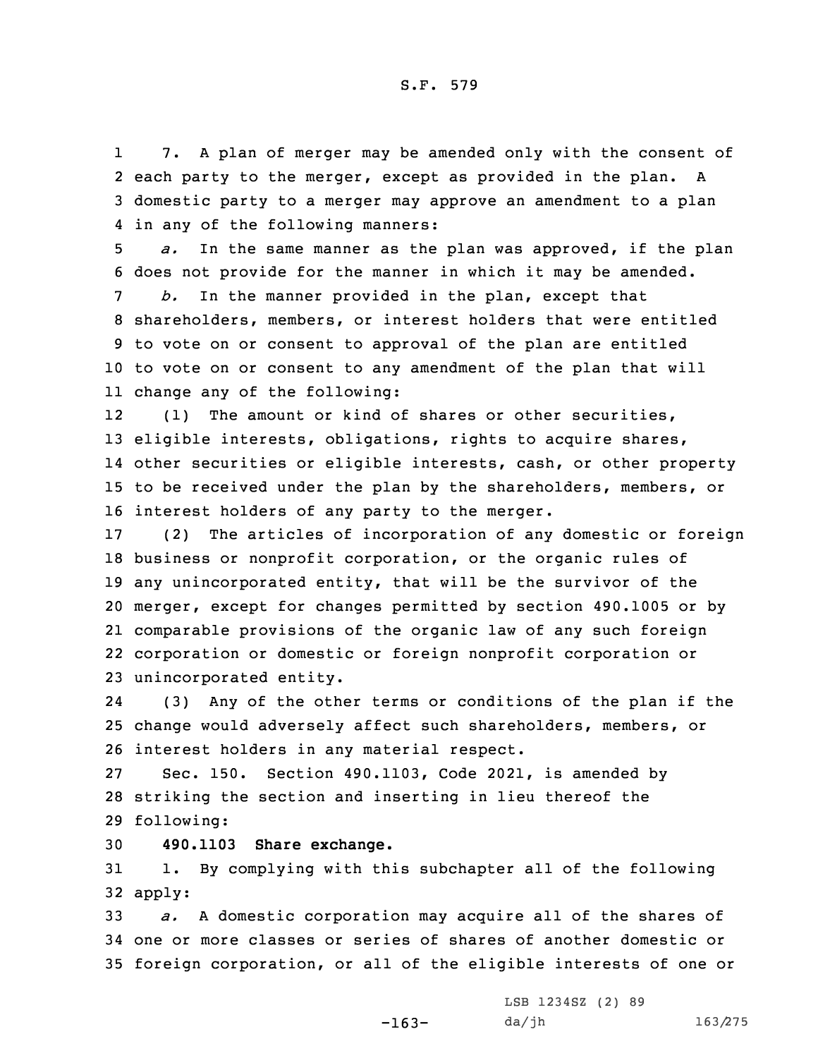7. A plan of merger may be amended only with the consent of each party to the merger, except as provided in the plan. A domestic party to a merger may approve an amendment to a plan in any of the following manners:

*a.* In the same manner as the plan was approved, if the plan does not provide for the manner in which it may be amended.

*b.* In the manner provided in the plan, except that shareholders, members, or interest holders that were entitled to vote on or consent to approval of the plan are entitled to vote on or consent to any amendment of the plan that will change any of the following:

(1) The amount or kind of shares or other securities, eligible interests, obligations, rights to acquire shares, other securities or eligible interests, cash, or other property to be received under the plan by the shareholders, members, or interest holders of any party to the merger.

(2) The articles of incorporation of any domestic or foreign business or nonprofit corporation, or the organic rules of any unincorporated entity, that will be the survivor of the merger, except for changes permitted by section 490.1005 or by comparable provisions of the organic law of any such foreign corporation or domestic or foreign nonprofit corporation or unincorporated entity.

(3) Any of the other terms or conditions of the plan if the change would adversely affect such shareholders, members, or interest holders in any material respect.

Sec. 150. Section 490.1103, Code 2021, is amended by striking the section and inserting in lieu thereof the following:

**490.1103 Share exchange.**

1. By complying with this subchapter all of the following apply:

*a.* A domestic corporation may acquire all of the shares of one or more classes or series of shares of another domestic or foreign corporation, or all of the eligible interests of one or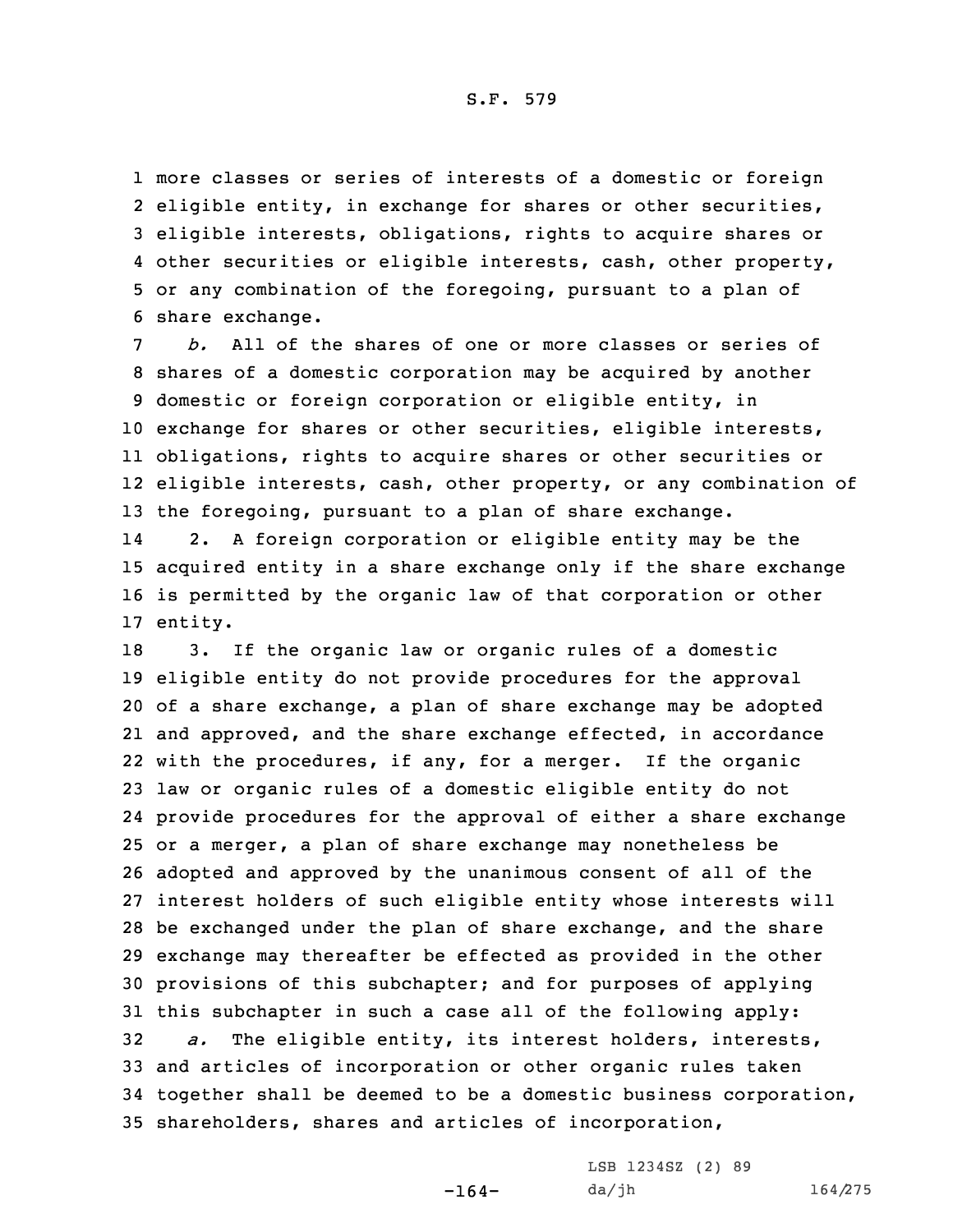more classes or series of interests of a domestic or foreign eligible entity, in exchange for shares or other securities, eligible interests, obligations, rights to acquire shares or other securities or eligible interests, cash, other property, or any combination of the foregoing, pursuant to a plan of share exchange.

*b.* All of the shares of one or more classes or series of shares of a domestic corporation may be acquired by another domestic or foreign corporation or eligible entity, in exchange for shares or other securities, eligible interests, obligations, rights to acquire shares or other securities or eligible interests, cash, other property, or any combination of the foregoing, pursuant to a plan of share exchange.

2. A foreign corporation or eligible entity may be the acquired entity in a share exchange only if the share exchange is permitted by the organic law of that corporation or other entity.

3. If the organic law or organic rules of a domestic eligible entity do not provide procedures for the approval of a share exchange, a plan of share exchange may be adopted and approved, and the share exchange effected, in accordance with the procedures, if any, for a merger. If the organic law or organic rules of a domestic eligible entity do not provide procedures for the approval of either a share exchange or a merger, a plan of share exchange may nonetheless be adopted and approved by the unanimous consent of all of the interest holders of such eligible entity whose interests will be exchanged under the plan of share exchange, and the share exchange may thereafter be effected as provided in the other provisions of this subchapter; and for purposes of applying this subchapter in such a case all of the following apply:

*a.* The eligible entity, its interest holders, interests, and articles of incorporation or other organic rules taken together shall be deemed to be a domestic business corporation, shareholders, shares and articles of incorporation,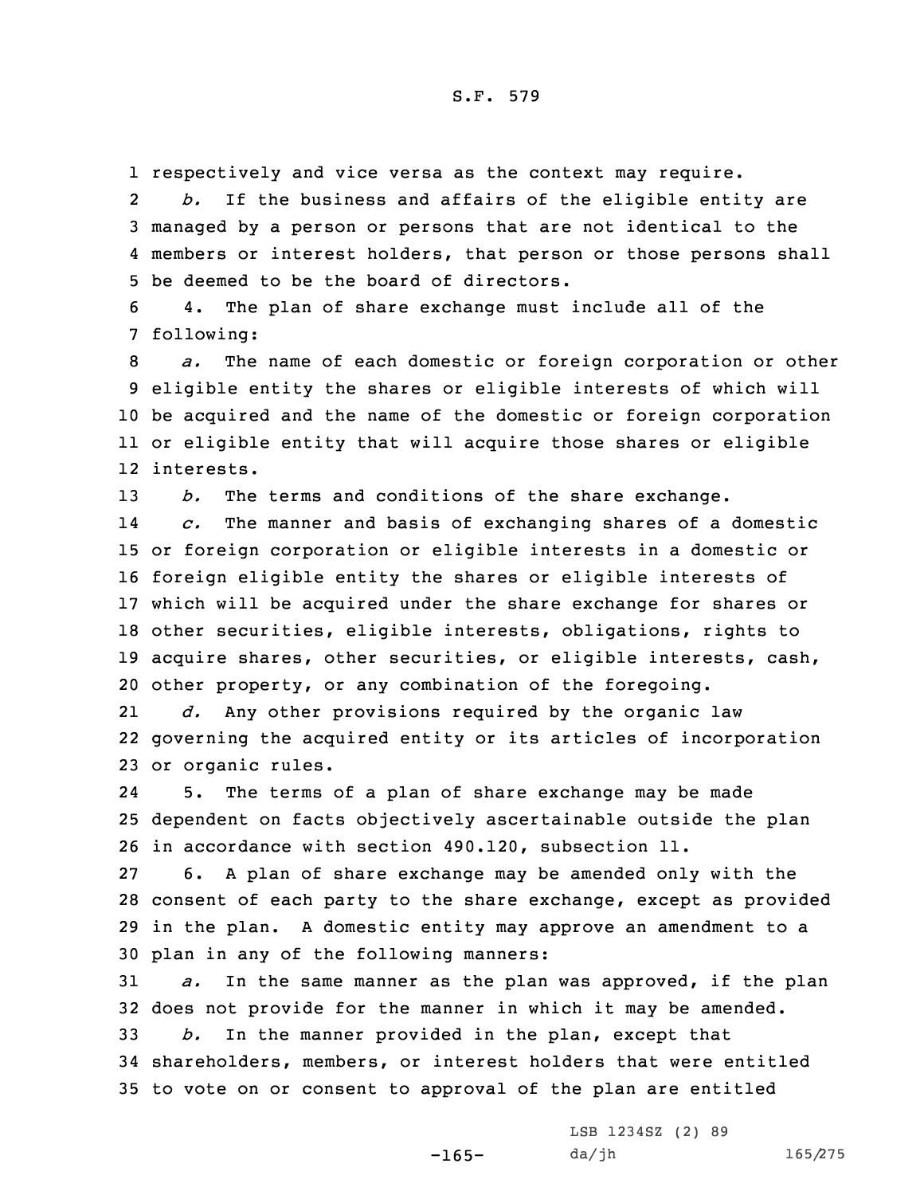respectively and vice versa as the context may require.

*b.* If the business and affairs of the eligible entity are managed by a person or persons that are not identical to the members or interest holders, that person or those persons shall be deemed to be the board of directors.

4. The plan of share exchange must include all of the following:

*a.* The name of each domestic or foreign corporation or other eligible entity the shares or eligible interests of which will be acquired and the name of the domestic or foreign corporation or eligible entity that will acquire those shares or eligible interests.

*b.* The terms and conditions of the share exchange.

*c.* The manner and basis of exchanging shares of a domestic or foreign corporation or eligible interests in a domestic or foreign eligible entity the shares or eligible interests of which will be acquired under the share exchange for shares or other securities, eligible interests, obligations, rights to acquire shares, other securities, or eligible interests, cash, other property, or any combination of the foregoing.

*d.* Any other provisions required by the organic law governing the acquired entity or its articles of incorporation or organic rules.

5. The terms of a plan of share exchange may be made dependent on facts objectively ascertainable outside the plan in accordance with section 490.120, subsection 11.

6. A plan of share exchange may be amended only with the consent of each party to the share exchange, except as provided in the plan. A domestic entity may approve an amendment to a plan in any of the following manners:

*a.* In the same manner as the plan was approved, if the plan does not provide for the manner in which it may be amended.

*b.* In the manner provided in the plan, except that shareholders, members, or interest holders that were entitled to vote on or consent to approval of the plan are entitled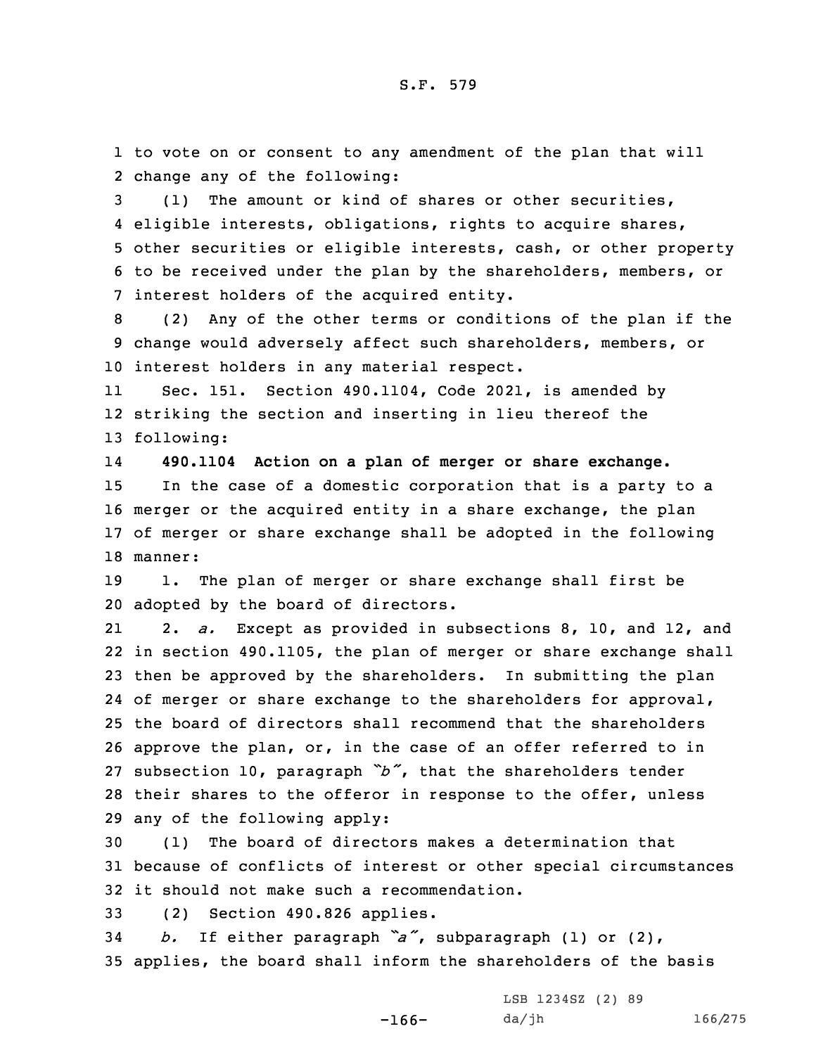to vote on or consent to any amendment of the plan that will change any of the following:

(1) The amount or kind of shares or other securities, eligible interests, obligations, rights to acquire shares, other securities or eligible interests, cash, or other property to be received under the plan by the shareholders, members, or interest holders of the acquired entity.

(2) Any of the other terms or conditions of the plan if the change would adversely affect such shareholders, members, or interest holders in any material respect.

Sec. 151. Section 490.1104, Code 2021, is amended by striking the section and inserting in lieu thereof the following:

**490.1104 Action on a plan of merger or share exchange.**

In the case of a domestic corporation that is a party to a merger or the acquired entity in a share exchange, the plan of merger or share exchange shall be adopted in the following manner:

1. The plan of merger or share exchange shall first be adopted by the board of directors.

2. *a.* Except as provided in subsections 8, 10, and 12, and in section 490.1105, the plan of merger or share exchange shall then be approved by the shareholders. In submitting the plan of merger or share exchange to the shareholders for approval, the board of directors shall recommend that the shareholders approve the plan, or, in the case of an offer referred to in subsection 10, paragraph *"b"*, that the shareholders tender their shares to the offeror in response to the offer, unless any of the following apply:

(1) The board of directors makes a determination that because of conflicts of interest or other special circumstances it should not make such a recommendation.

(2) Section 490.826 applies.

*b.* If either paragraph *"a"*, subparagraph (1) or (2), applies, the board shall inform the shareholders of the basis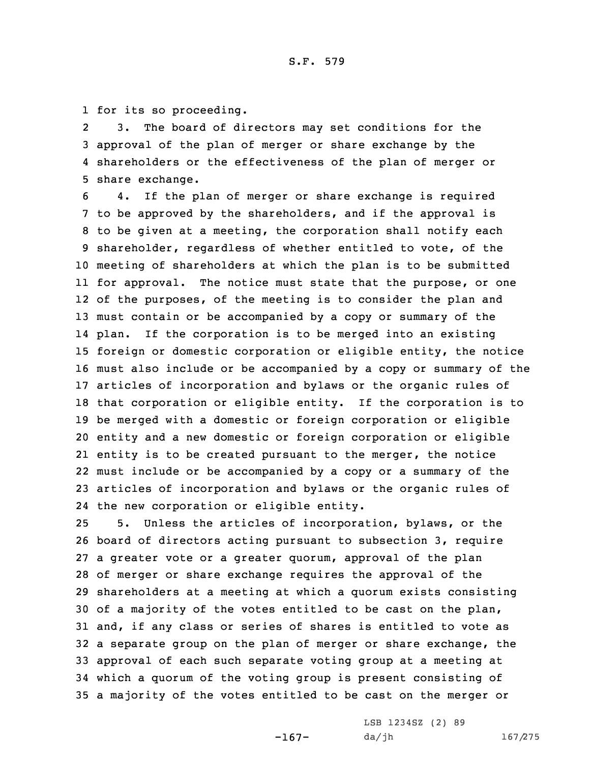for its so proceeding.

3. The board of directors may set conditions for the approval of the plan of merger or share exchange by the shareholders or the effectiveness of the plan of merger or share exchange.

4. If the plan of merger or share exchange is required to be approved by the shareholders, and if the approval is to be given at a meeting, the corporation shall notify each shareholder, regardless of whether entitled to vote, of the meeting of shareholders at which the plan is to be submitted for approval. The notice must state that the purpose, or one of the purposes, of the meeting is to consider the plan and must contain or be accompanied by a copy or summary of the plan. If the corporation is to be merged into an existing foreign or domestic corporation or eligible entity, the notice must also include or be accompanied by a copy or summary of the articles of incorporation and bylaws or the organic rules of that corporation or eligible entity. If the corporation is to be merged with a domestic or foreign corporation or eligible entity and a new domestic or foreign corporation or eligible entity is to be created pursuant to the merger, the notice must include or be accompanied by a copy or a summary of the articles of incorporation and bylaws or the organic rules of the new corporation or eligible entity.

5. Unless the articles of incorporation, bylaws, or the board of directors acting pursuant to subsection 3, require a greater vote or a greater quorum, approval of the plan of merger or share exchange requires the approval of the shareholders at a meeting at which a quorum exists consisting of a majority of the votes entitled to be cast on the plan, and, if any class or series of shares is entitled to vote as a separate group on the plan of merger or share exchange, the approval of each such separate voting group at a meeting at which a quorum of the voting group is present consisting of a majority of the votes entitled to be cast on the merger or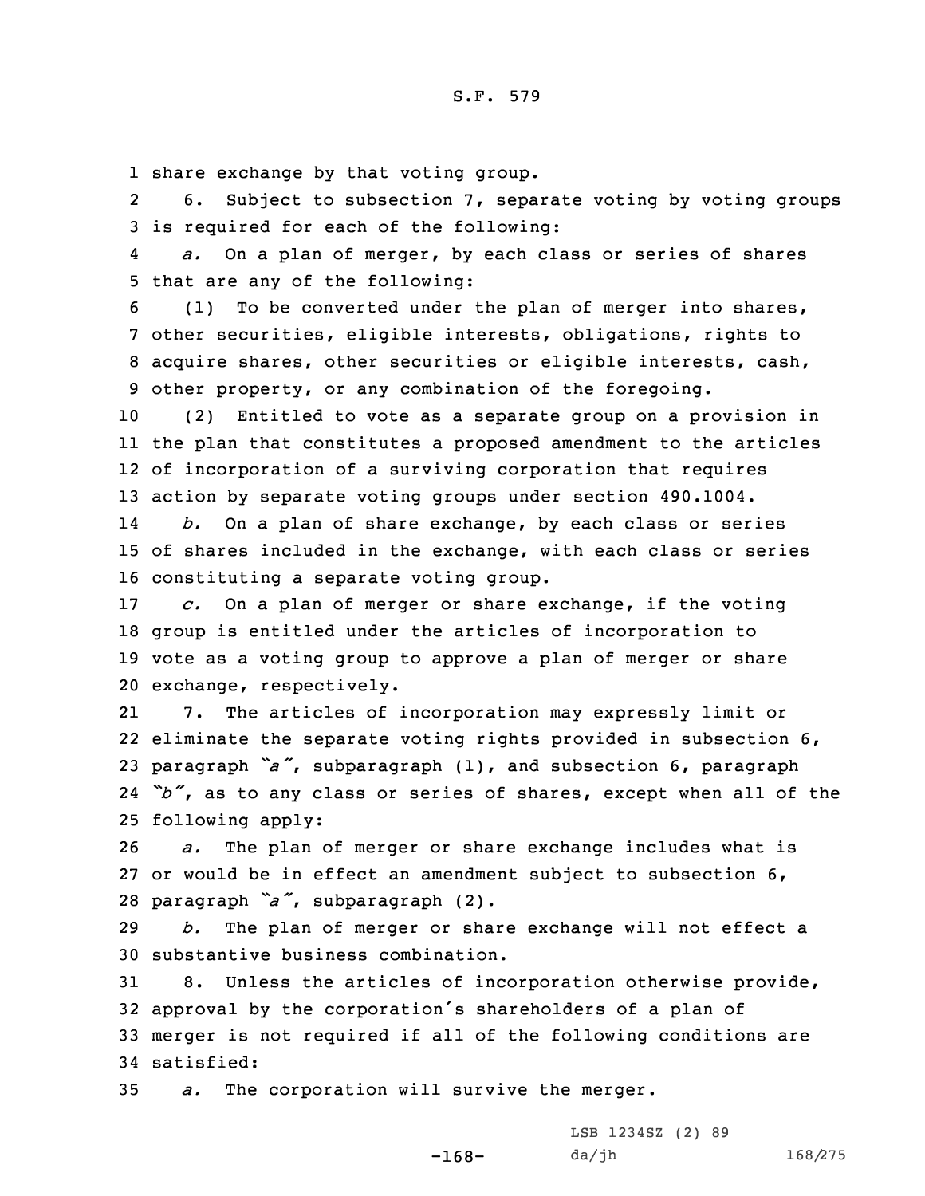share exchange by that voting group.

6. Subject to subsection 7, separate voting by voting groups is required for each of the following:

*a.* On a plan of merger, by each class or series of shares that are any of the following:

(1) To be converted under the plan of merger into shares, other securities, eligible interests, obligations, rights to acquire shares, other securities or eligible interests, cash, other property, or any combination of the foregoing.

(2) Entitled to vote as a separate group on a provision in the plan that constitutes a proposed amendment to the articles of incorporation of a surviving corporation that requires action by separate voting groups under section 490.1004.

*b.* On a plan of share exchange, by each class or series of shares included in the exchange, with each class or series constituting a separate voting group.

*c.* On a plan of merger or share exchange, if the voting group is entitled under the articles of incorporation to vote as a voting group to approve a plan of merger or share exchange, respectively.

7. The articles of incorporation may expressly limit or eliminate the separate voting rights provided in subsection 6, paragraph *"a"*, subparagraph (1), and subsection 6, paragraph *"b"*, as to any class or series of shares, except when all of the following apply:

*a.* The plan of merger or share exchange includes what is or would be in effect an amendment subject to subsection 6, paragraph *"a"*, subparagraph (2).

*b.* The plan of merger or share exchange will not effect a substantive business combination.

8. Unless the articles of incorporation otherwise provide, approval by the corporation's shareholders of a plan of merger is not required if all of the following conditions are satisfied:

*a.* The corporation will survive the merger.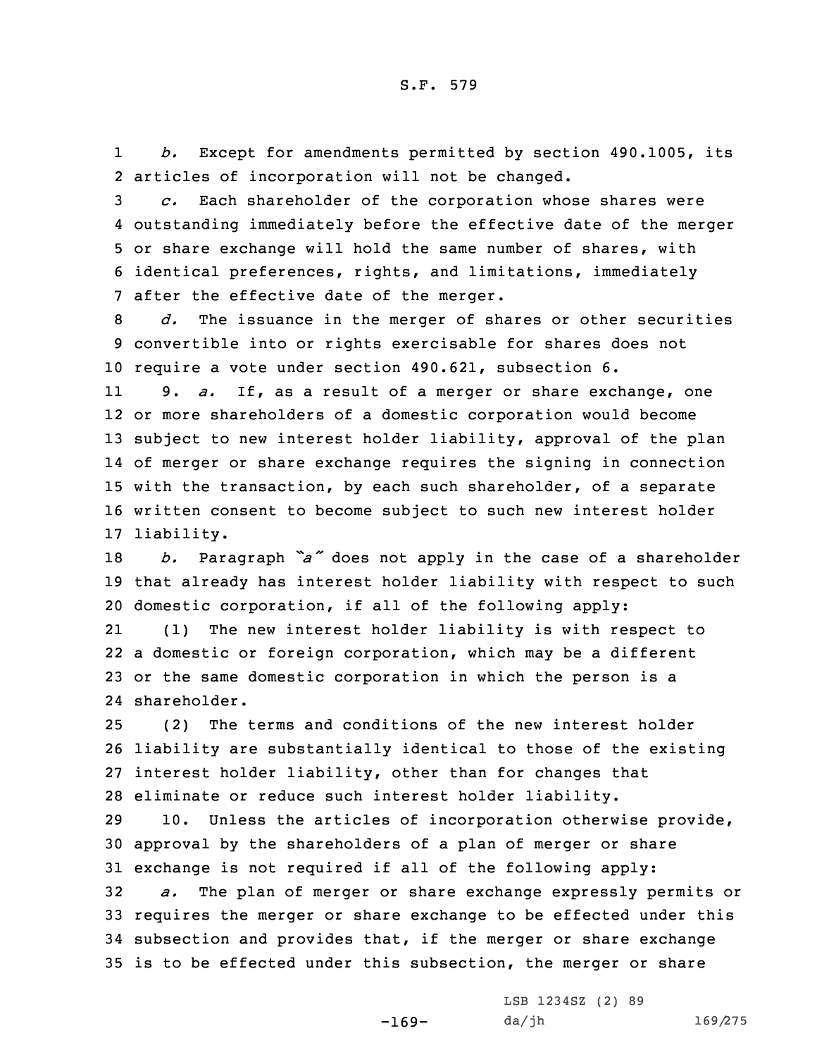*b.* Except for amendments permitted by section 490.1005, its articles of incorporation will not be changed.

*c.* Each shareholder of the corporation whose shares were outstanding immediately before the effective date of the merger or share exchange will hold the same number of shares, with identical preferences, rights, and limitations, immediately after the effective date of the merger.

*d.* The issuance in the merger of shares or other securities convertible into or rights exercisable for shares does not require a vote under section 490.621, subsection 6.

9. *a.* If, as a result of a merger or share exchange, one or more shareholders of a domestic corporation would become subject to new interest holder liability, approval of the plan of merger or share exchange requires the signing in connection with the transaction, by each such shareholder, of a separate written consent to become subject to such new interest holder liability.

*b.* Paragraph *"a"* does not apply in the case of a shareholder that already has interest holder liability with respect to such domestic corporation, if all of the following apply:

(1) The new interest holder liability is with respect to a domestic or foreign corporation, which may be a different or the same domestic corporation in which the person is a shareholder.

(2) The terms and conditions of the new interest holder liability are substantially identical to those of the existing interest holder liability, other than for changes that eliminate or reduce such interest holder liability.

10. Unless the articles of incorporation otherwise provide, approval by the shareholders of a plan of merger or share exchange is not required if all of the following apply:

*a.* The plan of merger or share exchange expressly permits or requires the merger or share exchange to be effected under this subsection and provides that, if the merger or share exchange is to be effected under this subsection, the merger or share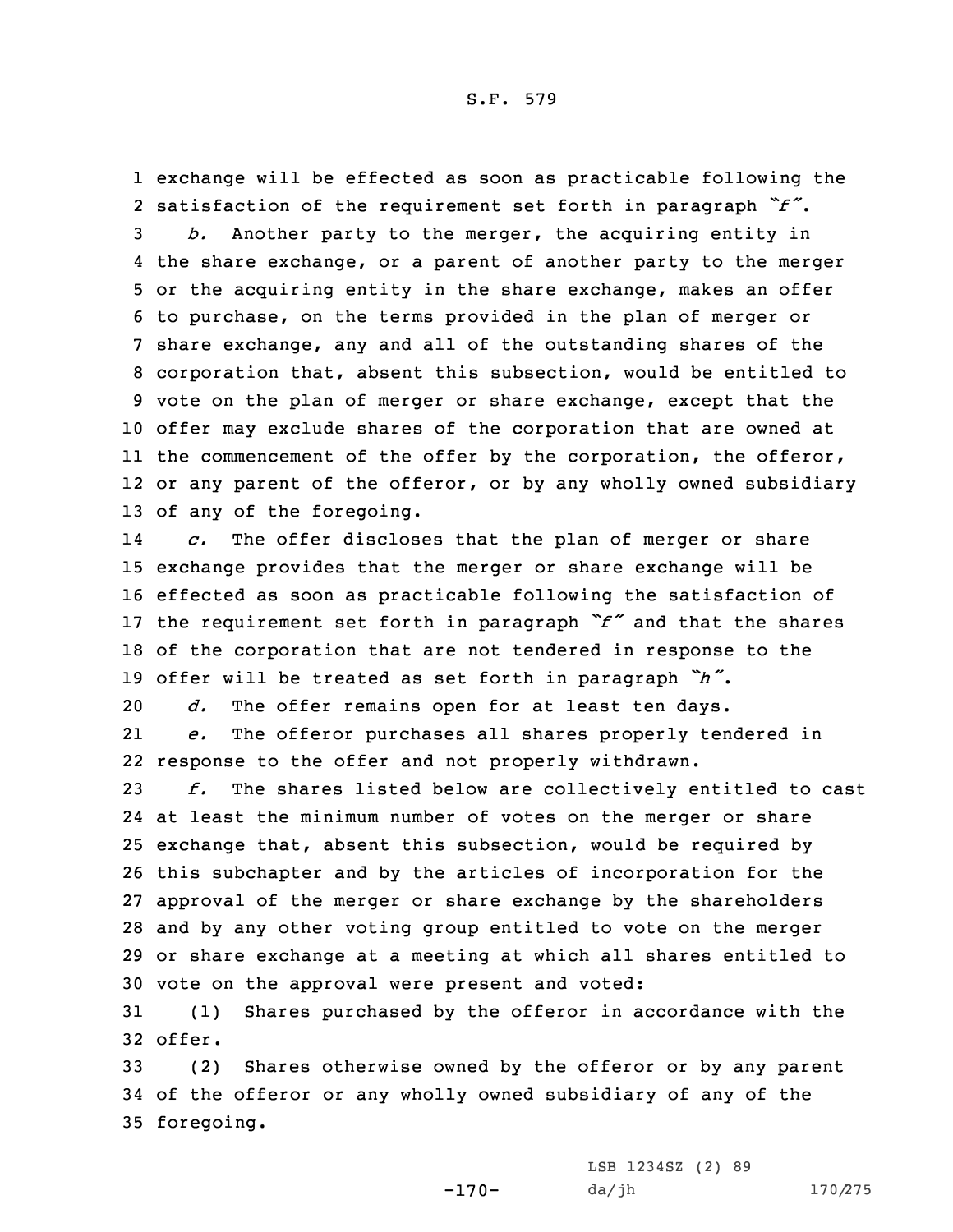exchange will be effected as soon as practicable following the satisfaction of the requirement set forth in paragraph *"f"*.

*b.* Another party to the merger, the acquiring entity in the share exchange, or a parent of another party to the merger or the acquiring entity in the share exchange, makes an offer to purchase, on the terms provided in the plan of merger or share exchange, any and all of the outstanding shares of the corporation that, absent this subsection, would be entitled to vote on the plan of merger or share exchange, except that the offer may exclude shares of the corporation that are owned at the commencement of the offer by the corporation, the offeror, or any parent of the offeror, or by any wholly owned subsidiary of any of the foregoing.

*c.* The offer discloses that the plan of merger or share exchange provides that the merger or share exchange will be effected as soon as practicable following the satisfaction of the requirement set forth in paragraph *"f"* and that the shares of the corporation that are not tendered in response to the offer will be treated as set forth in paragraph *"h"*.

*d.* The offer remains open for at least ten days.

*e.* The offeror purchases all shares properly tendered in response to the offer and not properly withdrawn.

*f.* The shares listed below are collectively entitled to cast at least the minimum number of votes on the merger or share exchange that, absent this subsection, would be required by this subchapter and by the articles of incorporation for the approval of the merger or share exchange by the shareholders and by any other voting group entitled to vote on the merger or share exchange at a meeting at which all shares entitled to vote on the approval were present and voted:

(1) Shares purchased by the offeror in accordance with the offer.

(2) Shares otherwise owned by the offeror or by any parent of the offeror or any wholly owned subsidiary of any of the foregoing.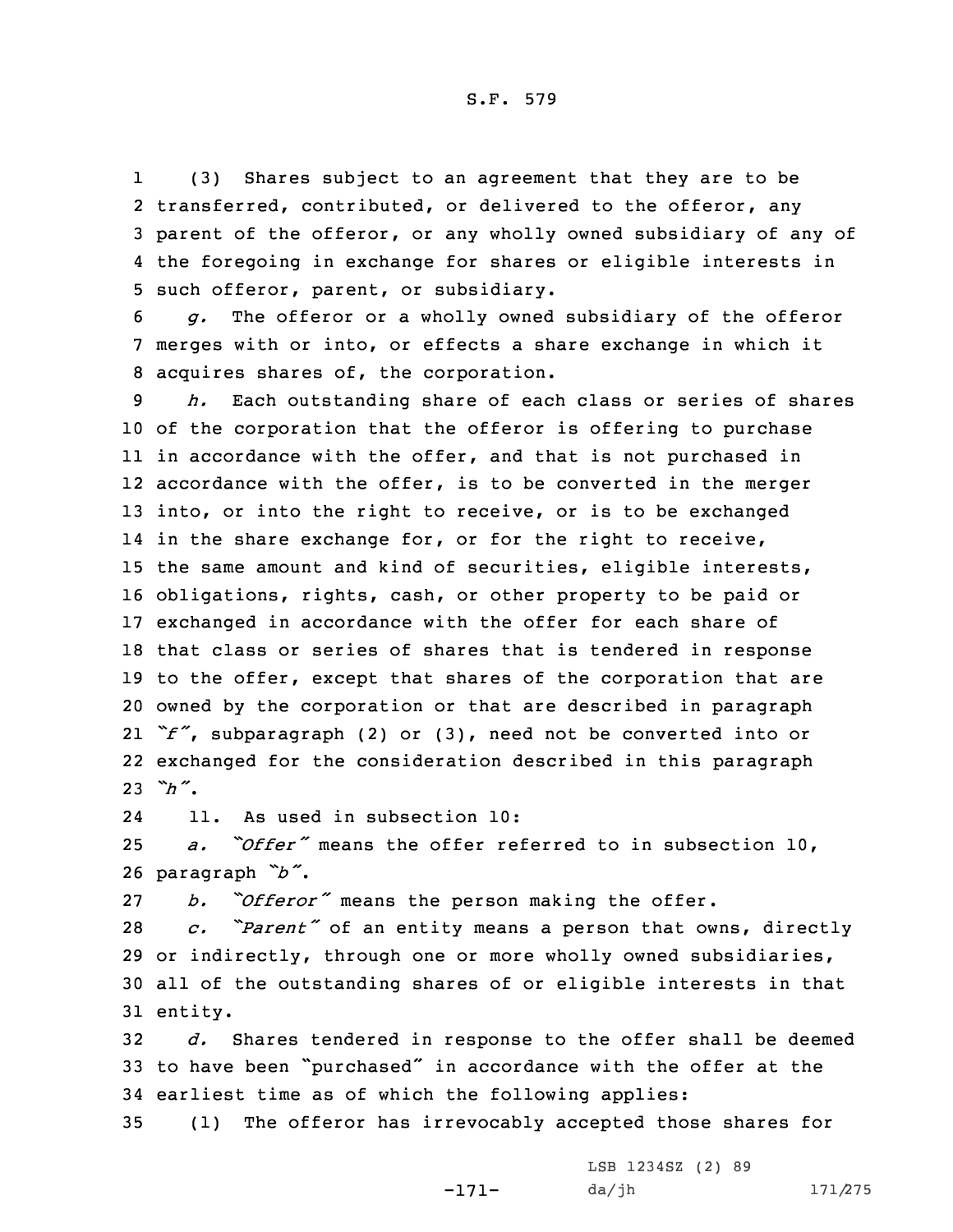(3) Shares subject to an agreement that they are to be transferred, contributed, or delivered to the offeror, any parent of the offeror, or any wholly owned subsidiary of any of the foregoing in exchange for shares or eligible interests in such offeror, parent, or subsidiary.

*g.* The offeror or a wholly owned subsidiary of the offeror merges with or into, or effects a share exchange in which it acquires shares of, the corporation.

*h.* Each outstanding share of each class or series of shares of the corporation that the offeror is offering to purchase in accordance with the offer, and that is not purchased in accordance with the offer, is to be converted in the merger into, or into the right to receive, or is to be exchanged in the share exchange for, or for the right to receive, the same amount and kind of securities, eligible interests, obligations, rights, cash, or other property to be paid or exchanged in accordance with the offer for each share of that class or series of shares that is tendered in response to the offer, except that shares of the corporation that are owned by the corporation or that are described in paragraph *"f"*, subparagraph (2) or (3), need not be converted into or exchanged for the consideration described in this paragraph *"h"*.

11. As used in subsection 10:

*a. "Offer"* means the offer referred to in subsection 10, paragraph *"b"*.

*b. "Offeror"* means the person making the offer.

*c. "Parent"* of an entity means a person that owns, directly or indirectly, through one or more wholly owned subsidiaries, all of the outstanding shares of or eligible interests in that entity.

*d.* Shares tendered in response to the offer shall be deemed to have been "purchased" in accordance with the offer at the earliest time as of which the following applies:

(1) The offeror has irrevocably accepted those shares for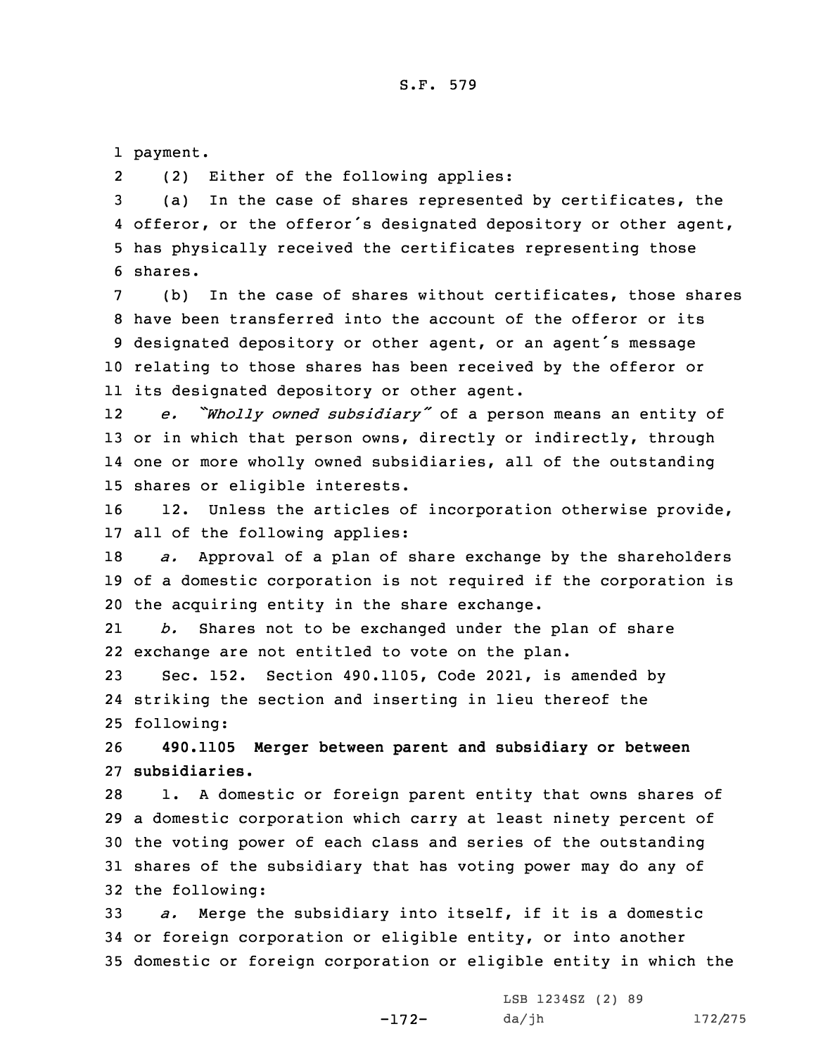payment.

(2) Either of the following applies:

(a) In the case of shares represented by certificates, the offeror, or the offeror's designated depository or other agent, has physically received the certificates representing those shares.

(b) In the case of shares without certificates, those shares have been transferred into the account of the offeror or its designated depository or other agent, or an agent's message relating to those shares has been received by the offeror or its designated depository or other agent.

*e.* *"Wholly owned subsidiary"* of a person means an entity of or in which that person owns, directly or indirectly, through one or more wholly owned subsidiaries, all of the outstanding shares or eligible interests.

12. Unless the articles of incorporation otherwise provide, all of the following applies:

*a.* Approval of a plan of share exchange by the shareholders of a domestic corporation is not required if the corporation is the acquiring entity in the share exchange.

*b.* Shares not to be exchanged under the plan of share exchange are not entitled to vote on the plan.

Sec. 152. Section 490.1105, Code 2021, is amended by striking the section and inserting in lieu thereof the following:

**490.1105 Merger between parent and subsidiary or between subsidiaries.**

1. A domestic or foreign parent entity that owns shares of a domestic corporation which carry at least ninety percent of the voting power of each class and series of the outstanding shares of the subsidiary that has voting power may do any of the following:

*a.* Merge the subsidiary into itself, if it is a domestic or foreign corporation or eligible entity, or into another domestic or foreign corporation or eligible entity in which the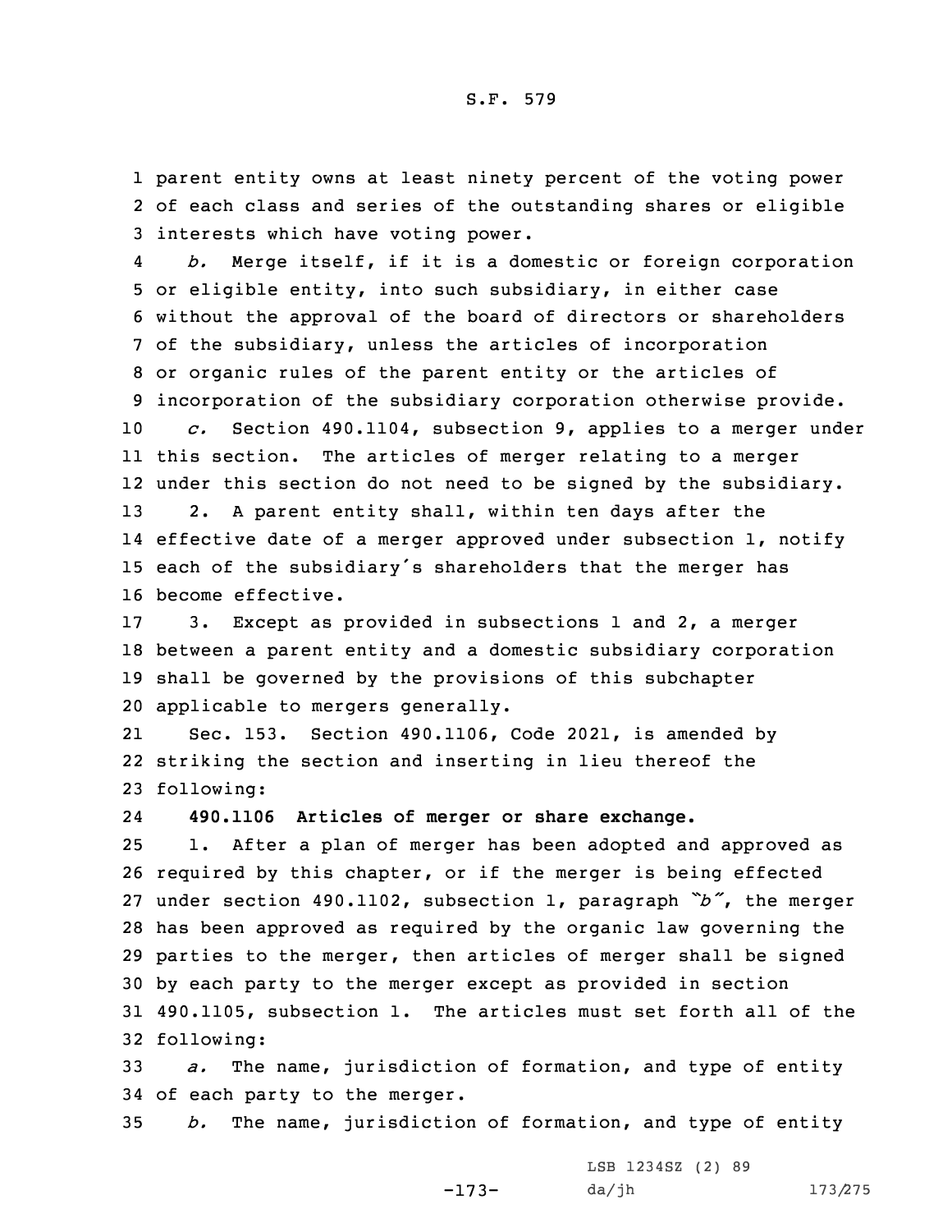parent entity owns at least ninety percent of the voting power of each class and series of the outstanding shares or eligible interests which have voting power.

*b.* Merge itself, if it is a domestic or foreign corporation or eligible entity, into such subsidiary, in either case without the approval of the board of directors or shareholders of the subsidiary, unless the articles of incorporation or organic rules of the parent entity or the articles of incorporation of the subsidiary corporation otherwise provide.

*c.* Section 490.1104, subsection 9, applies to a merger under this section. The articles of merger relating to a merger under this section do not need to be signed by the subsidiary.

2. A parent entity shall, within ten days after the effective date of a merger approved under subsection 1, notify each of the subsidiary's shareholders that the merger has become effective.

3. Except as provided in subsections 1 and 2, a merger between a parent entity and a domestic subsidiary corporation shall be governed by the provisions of this subchapter applicable to mergers generally.

Sec. 153. Section 490.1106, Code 2021, is amended by striking the section and inserting in lieu thereof the following:

**490.1106 Articles of merger or share exchange.**

1. After a plan of merger has been adopted and approved as required by this chapter, or if the merger is being effected under section 490.1102, subsection 1, paragraph *"b"*, the merger has been approved as required by the organic law governing the parties to the merger, then articles of merger shall be signed by each party to the merger except as provided in section 490.1105, subsection 1. The articles must set forth all of the following:

*a.* The name, jurisdiction of formation, and type of entity of each party to the merger.

*b.* The name, jurisdiction of formation, and type of entity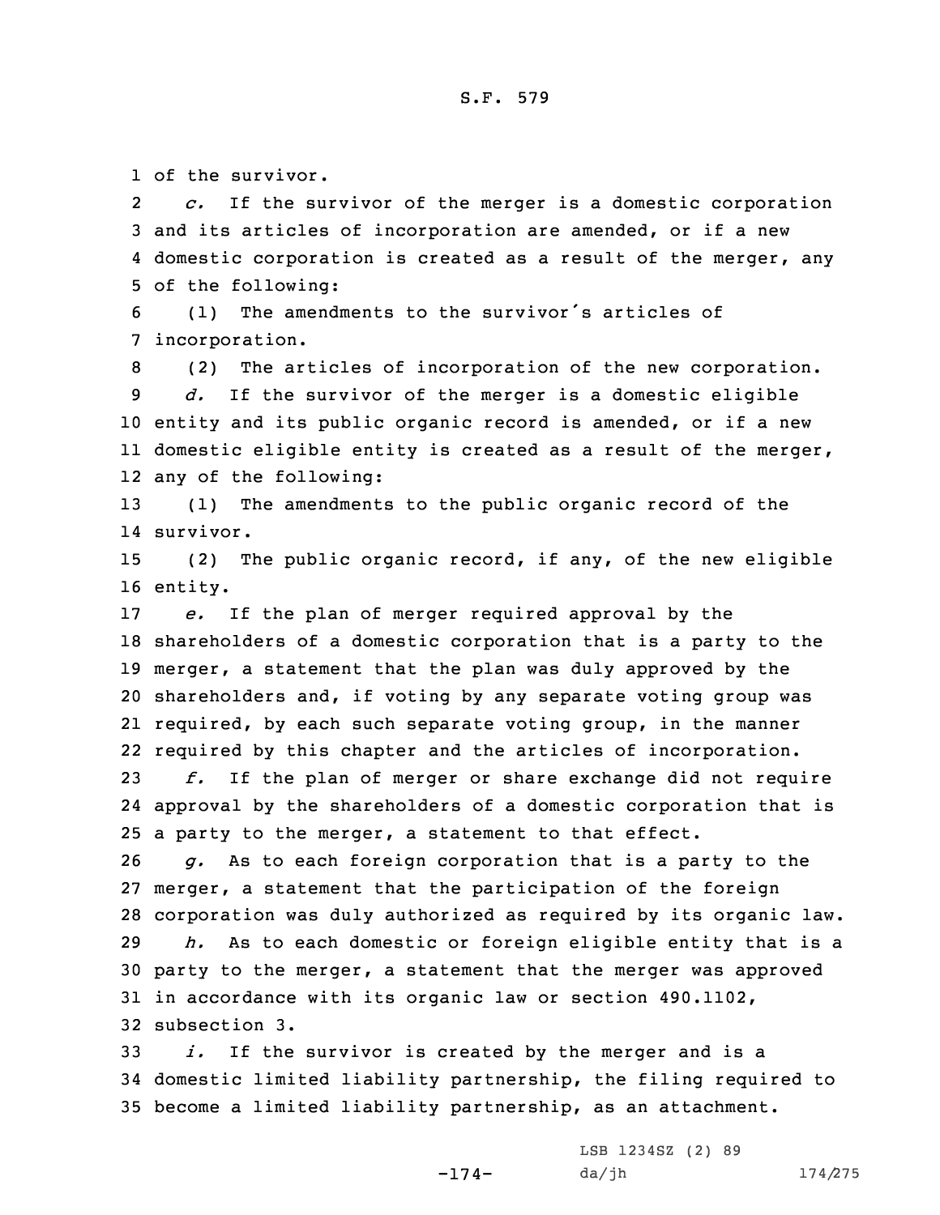of the survivor.

*c.* If the survivor of the merger is a domestic corporation and its articles of incorporation are amended, or if a new domestic corporation is created as a result of the merger, any of the following:

(1) The amendments to the survivor's articles of incorporation.

(2) The articles of incorporation of the new corporation.

*d.* If the survivor of the merger is a domestic eligible entity and its public organic record is amended, or if a new domestic eligible entity is created as a result of the merger, any of the following:

(1) The amendments to the public organic record of the survivor.

(2) The public organic record, if any, of the new eligible entity.

*e.* If the plan of merger required approval by the shareholders of a domestic corporation that is a party to the merger, a statement that the plan was duly approved by the shareholders and, if voting by any separate voting group was required, by each such separate voting group, in the manner required by this chapter and the articles of incorporation.

*f.* If the plan of merger or share exchange did not require approval by the shareholders of a domestic corporation that is a party to the merger, a statement to that effect.

*g.* As to each foreign corporation that is a party to the merger, a statement that the participation of the foreign corporation was duly authorized as required by its organic law.

*h.* As to each domestic or foreign eligible entity that is a party to the merger, a statement that the merger was approved in accordance with its organic law or section 490.1102, subsection 3.

*i.* If the survivor is created by the merger and is a domestic limited liability partnership, the filing required to become a limited liability partnership, as an attachment.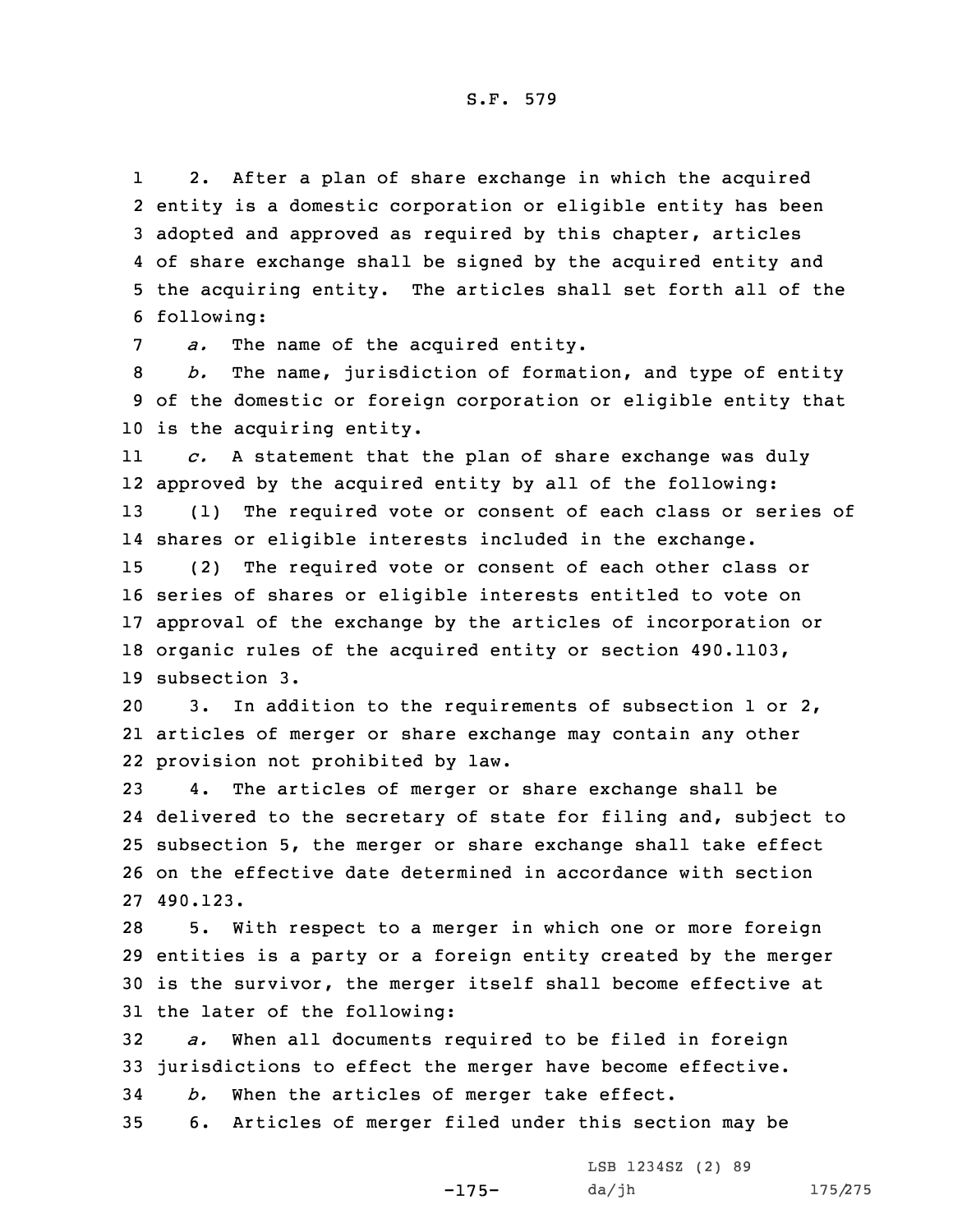2. After a plan of share exchange in which the acquired entity is a domestic corporation or eligible entity has been adopted and approved as required by this chapter, articles of share exchange shall be signed by the acquired entity and the acquiring entity. The articles shall set forth all of the following:

*a.* The name of the acquired entity.

*b.* The name, jurisdiction of formation, and type of entity of the domestic or foreign corporation or eligible entity that is the acquiring entity.

*c.* A statement that the plan of share exchange was duly approved by the acquired entity by all of the following:

(1) The required vote or consent of each class or series of shares or eligible interests included in the exchange.

(2) The required vote or consent of each other class or series of shares or eligible interests entitled to vote on approval of the exchange by the articles of incorporation or organic rules of the acquired entity or section 490.1103, subsection 3.

3. In addition to the requirements of subsection 1 or 2, articles of merger or share exchange may contain any other provision not prohibited by law.

4. The articles of merger or share exchange shall be delivered to the secretary of state for filing and, subject to subsection 5, the merger or share exchange shall take effect on the effective date determined in accordance with section 490.123.

5. With respect to a merger in which one or more foreign entities is a party or a foreign entity created by the merger is the survivor, the merger itself shall become effective at the later of the following:

*a.* When all documents required to be filed in foreign jurisdictions to effect the merger have become effective.

*b.* When the articles of merger take effect.

6. Articles of merger filed under this section may be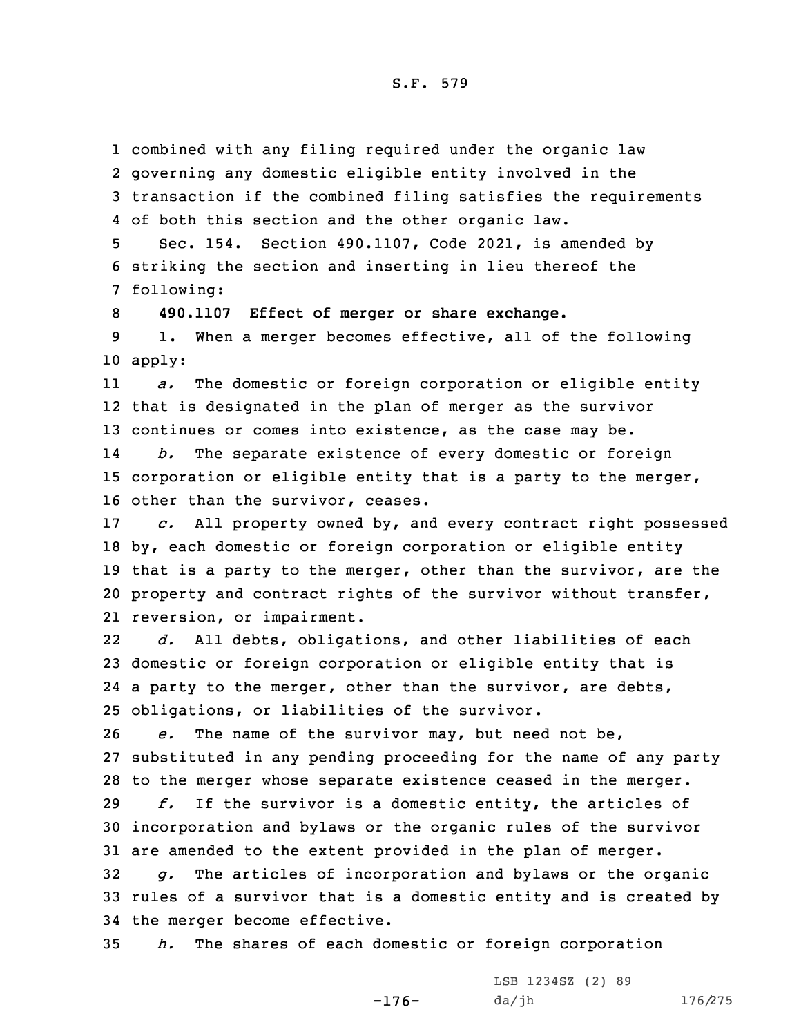combined with any filing required under the organic law governing any domestic eligible entity involved in the transaction if the combined filing satisfies the requirements of both this section and the other organic law.

Sec. 154. Section 490.1107, Code 2021, is amended by striking the section and inserting in lieu thereof the following:

**490.1107 Effect of merger or share exchange.**

1. When a merger becomes effective, all of the following apply:

*a.* The domestic or foreign corporation or eligible entity that is designated in the plan of merger as the survivor continues or comes into existence, as the case may be.

*b.* The separate existence of every domestic or foreign corporation or eligible entity that is a party to the merger, other than the survivor, ceases.

*c.* All property owned by, and every contract right possessed by, each domestic or foreign corporation or eligible entity that is a party to the merger, other than the survivor, are the property and contract rights of the survivor without transfer, reversion, or impairment.

*d.* All debts, obligations, and other liabilities of each domestic or foreign corporation or eligible entity that is a party to the merger, other than the survivor, are debts, obligations, or liabilities of the survivor.

*e.* The name of the survivor may, but need not be, substituted in any pending proceeding for the name of any party to the merger whose separate existence ceased in the merger.

*f.* If the survivor is a domestic entity, the articles of incorporation and bylaws or the organic rules of the survivor are amended to the extent provided in the plan of merger.

*g.* The articles of incorporation and bylaws or the organic rules of a survivor that is a domestic entity and is created by the merger become effective.

*h.* The shares of each domestic or foreign corporation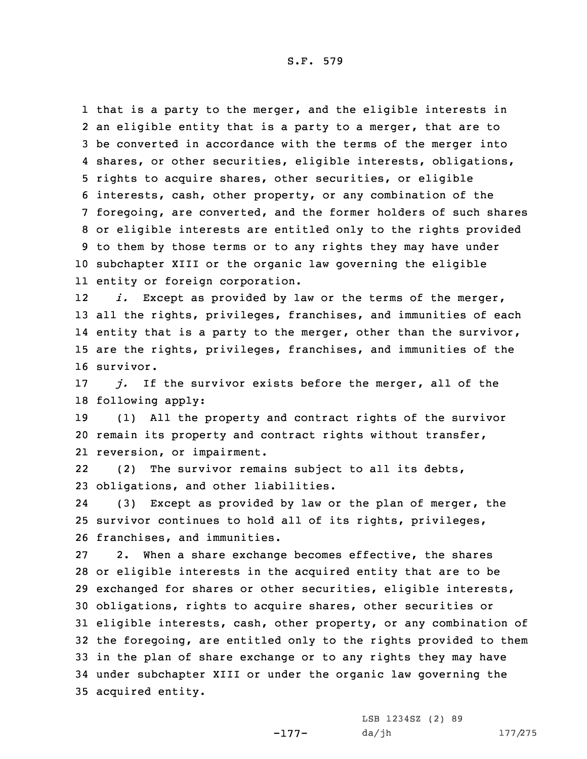that is a party to the merger, and the eligible interests in an eligible entity that is a party to a merger, that are to be converted in accordance with the terms of the merger into shares, or other securities, eligible interests, obligations, rights to acquire shares, other securities, or eligible interests, cash, other property, or any combination of the foregoing, are converted, and the former holders of such shares or eligible interests are entitled only to the rights provided to them by those terms or to any rights they may have under subchapter XIII or the organic law governing the eligible entity or foreign corporation.

*i.* Except as provided by law or the terms of the merger, all the rights, privileges, franchises, and immunities of each entity that is a party to the merger, other than the survivor, are the rights, privileges, franchises, and immunities of the survivor.

*j.* If the survivor exists before the merger, all of the following apply:

(1) All the property and contract rights of the survivor remain its property and contract rights without transfer, reversion, or impairment.

(2) The survivor remains subject to all its debts, obligations, and other liabilities.

(3) Except as provided by law or the plan of merger, the survivor continues to hold all of its rights, privileges, franchises, and immunities.

2. When a share exchange becomes effective, the shares or eligible interests in the acquired entity that are to be exchanged for shares or other securities, eligible interests, obligations, rights to acquire shares, other securities or eligible interests, cash, other property, or any combination of the foregoing, are entitled only to the rights provided to them in the plan of share exchange or to any rights they may have under subchapter XIII or under the organic law governing the acquired entity.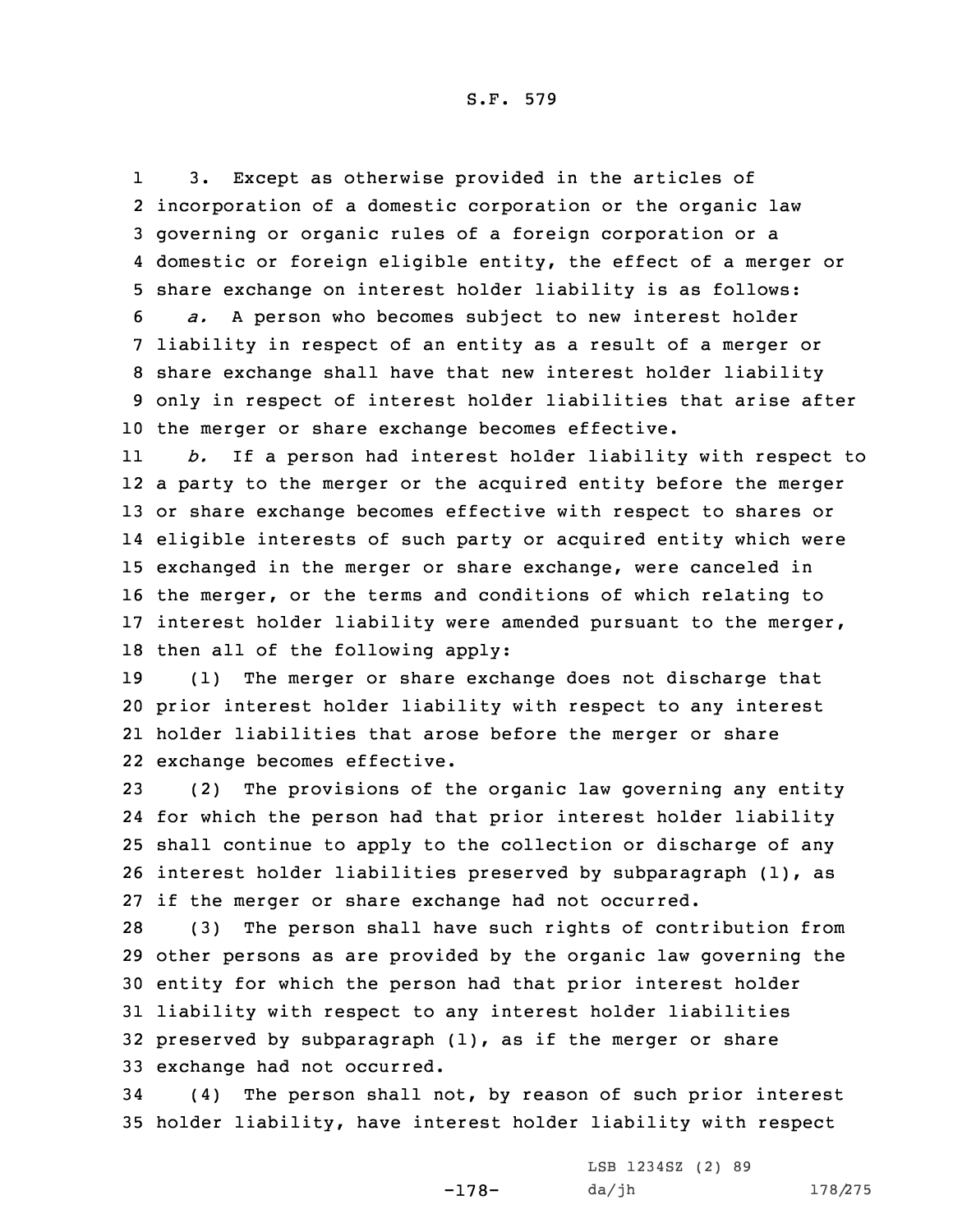3. Except as otherwise provided in the articles of incorporation of a domestic corporation or the organic law governing or organic rules of a foreign corporation or a domestic or foreign eligible entity, the effect of a merger or share exchange on interest holder liability is as follows:

*a.* A person who becomes subject to new interest holder liability in respect of an entity as a result of a merger or share exchange shall have that new interest holder liability only in respect of interest holder liabilities that arise after the merger or share exchange becomes effective.

*b.* If a person had interest holder liability with respect to a party to the merger or the acquired entity before the merger or share exchange becomes effective with respect to shares or eligible interests of such party or acquired entity which were exchanged in the merger or share exchange, were canceled in the merger, or the terms and conditions of which relating to interest holder liability were amended pursuant to the merger, then all of the following apply:

(1) The merger or share exchange does not discharge that prior interest holder liability with respect to any interest holder liabilities that arose before the merger or share exchange becomes effective.

(2) The provisions of the organic law governing any entity for which the person had that prior interest holder liability shall continue to apply to the collection or discharge of any interest holder liabilities preserved by subparagraph (1), as if the merger or share exchange had not occurred.

(3) The person shall have such rights of contribution from other persons as are provided by the organic law governing the entity for which the person had that prior interest holder liability with respect to any interest holder liabilities preserved by subparagraph (1), as if the merger or share exchange had not occurred.

(4) The person shall not, by reason of such prior interest holder liability, have interest holder liability with respect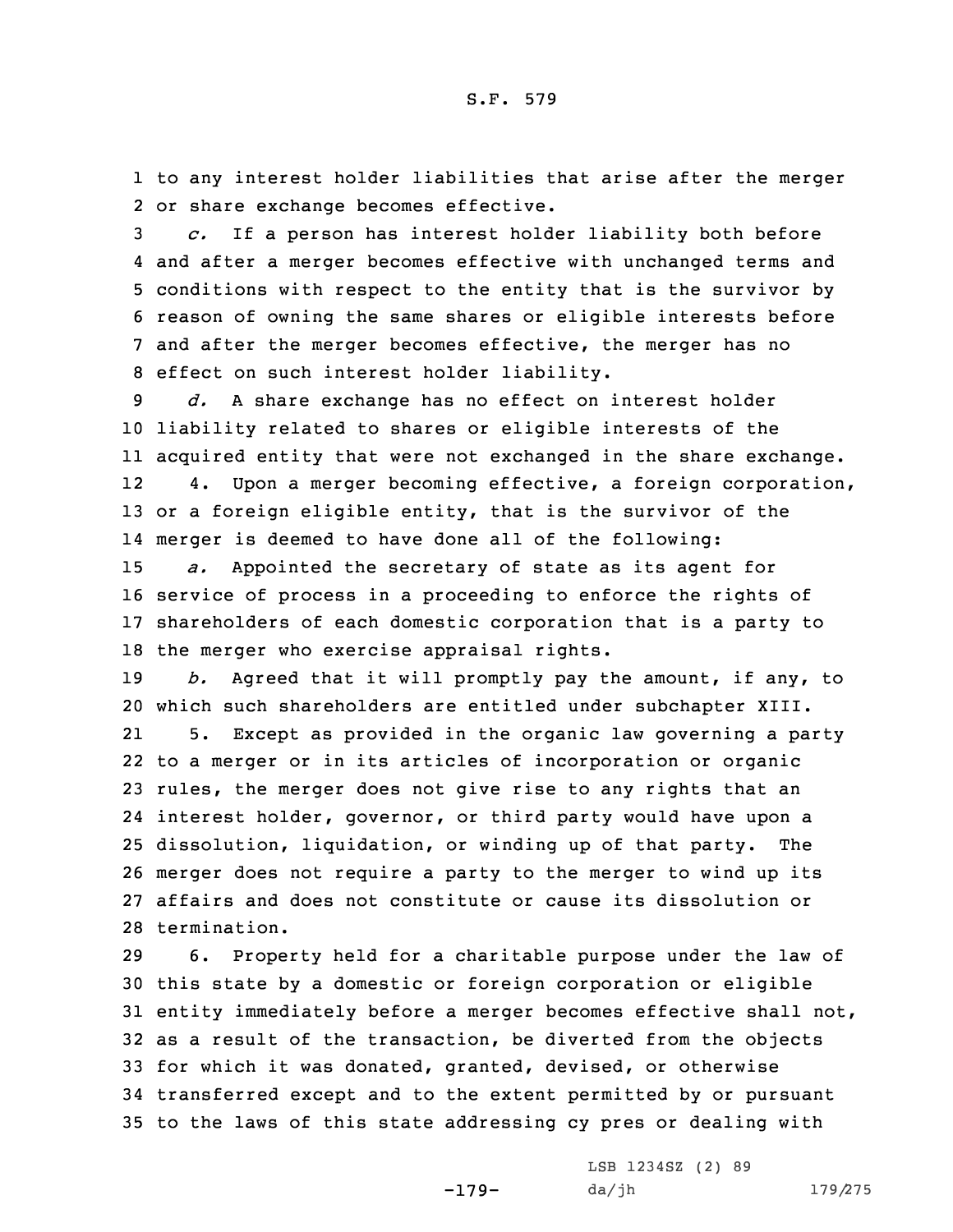to any interest holder liabilities that arise after the merger or share exchange becomes effective.

*c.* If a person has interest holder liability both before and after a merger becomes effective with unchanged terms and conditions with respect to the entity that is the survivor by reason of owning the same shares or eligible interests before and after the merger becomes effective, the merger has no effect on such interest holder liability.

*d.* A share exchange has no effect on interest holder liability related to shares or eligible interests of the acquired entity that were not exchanged in the share exchange.

4. Upon a merger becoming effective, a foreign corporation, or a foreign eligible entity, that is the survivor of the merger is deemed to have done all of the following:

*a.* Appointed the secretary of state as its agent for service of process in a proceeding to enforce the rights of shareholders of each domestic corporation that is a party to the merger who exercise appraisal rights.

*b.* Agreed that it will promptly pay the amount, if any, to which such shareholders are entitled under subchapter XIII.

5. Except as provided in the organic law governing a party to a merger or in its articles of incorporation or organic rules, the merger does not give rise to any rights that an interest holder, governor, or third party would have upon a dissolution, liquidation, or winding up of that party. The merger does not require a party to the merger to wind up its affairs and does not constitute or cause its dissolution or termination.

6. Property held for a charitable purpose under the law of this state by a domestic or foreign corporation or eligible entity immediately before a merger becomes effective shall not, as a result of the transaction, be diverted from the objects for which it was donated, granted, devised, or otherwise transferred except and to the extent permitted by or pursuant to the laws of this state addressing cy pres or dealing with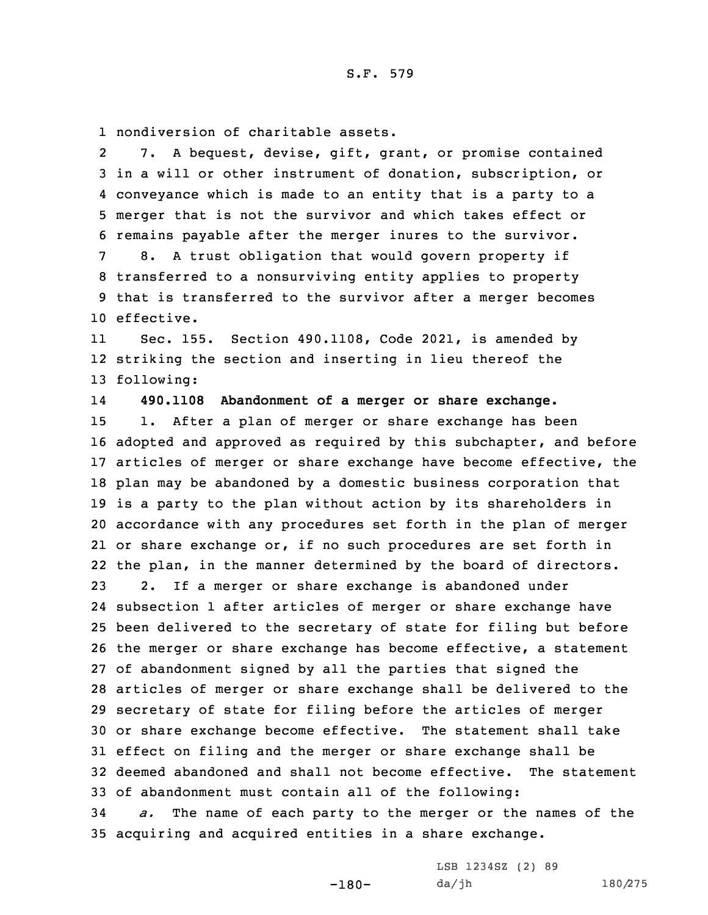nondiversion of charitable assets.

7. A bequest, devise, gift, grant, or promise contained in a will or other instrument of donation, subscription, or conveyance which is made to an entity that is a party to a merger that is not the survivor and which takes effect or remains payable after the merger inures to the survivor.

8. A trust obligation that would govern property if transferred to a nonsurviving entity applies to property that is transferred to the survivor after a merger becomes effective.

Sec. 155. Section 490.1108, Code 2021, is amended by striking the section and inserting in lieu thereof the following:

**490.1108 Abandonment of a merger or share exchange.**

1. After a plan of merger or share exchange has been adopted and approved as required by this subchapter, and before articles of merger or share exchange have become effective, the plan may be abandoned by a domestic business corporation that is a party to the plan without action by its shareholders in accordance with any procedures set forth in the plan of merger or share exchange or, if no such procedures are set forth in the plan, in the manner determined by the board of directors.

2. If a merger or share exchange is abandoned under subsection 1 after articles of merger or share exchange have been delivered to the secretary of state for filing but before the merger or share exchange has become effective, a statement of abandonment signed by all the parties that signed the articles of merger or share exchange shall be delivered to the secretary of state for filing before the articles of merger or share exchange become effective. The statement shall take effect on filing and the merger or share exchange shall be deemed abandoned and shall not become effective. The statement of abandonment must contain all of the following:

*a.* The name of each party to the merger or the names of the acquiring and acquired entities in a share exchange.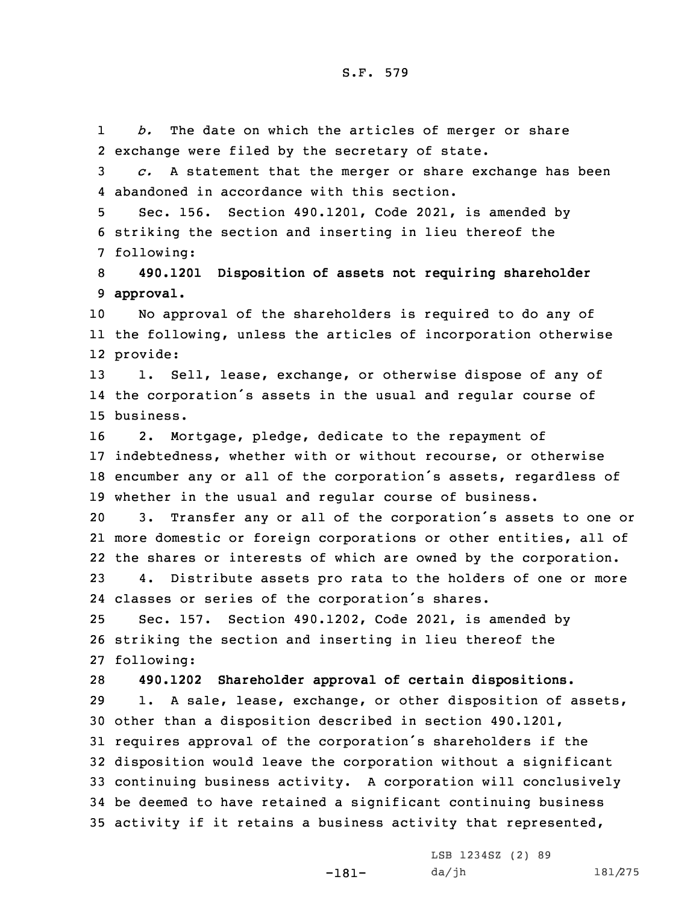*b.* The date on which the articles of merger or share exchange were filed by the secretary of state.

*c.* A statement that the merger or share exchange has been abandoned in accordance with this section.

Sec. 156. Section 490.1201, Code 2021, is amended by striking the section and inserting in lieu thereof the following:

**490.1201 Disposition of assets not requiring shareholder approval.**

No approval of the shareholders is required to do any of the following, unless the articles of incorporation otherwise provide:

1. Sell, lease, exchange, or otherwise dispose of any of the corporation's assets in the usual and regular course of business.

2. Mortgage, pledge, dedicate to the repayment of indebtedness, whether with or without recourse, or otherwise encumber any or all of the corporation's assets, regardless of whether in the usual and regular course of business.

3. Transfer any or all of the corporation's assets to one or more domestic or foreign corporations or other entities, all of the shares or interests of which are owned by the corporation.

4. Distribute assets pro rata to the holders of one or more classes or series of the corporation's shares.

Sec. 157. Section 490.1202, Code 2021, is amended by striking the section and inserting in lieu thereof the following:

**490.1202 Shareholder approval of certain dispositions.**

1. A sale, lease, exchange, or other disposition of assets, other than a disposition described in section 490.1201, requires approval of the corporation's shareholders if the disposition would leave the corporation without a significant continuing business activity. A corporation will conclusively be deemed to have retained a significant continuing business activity if it retains a business activity that represented,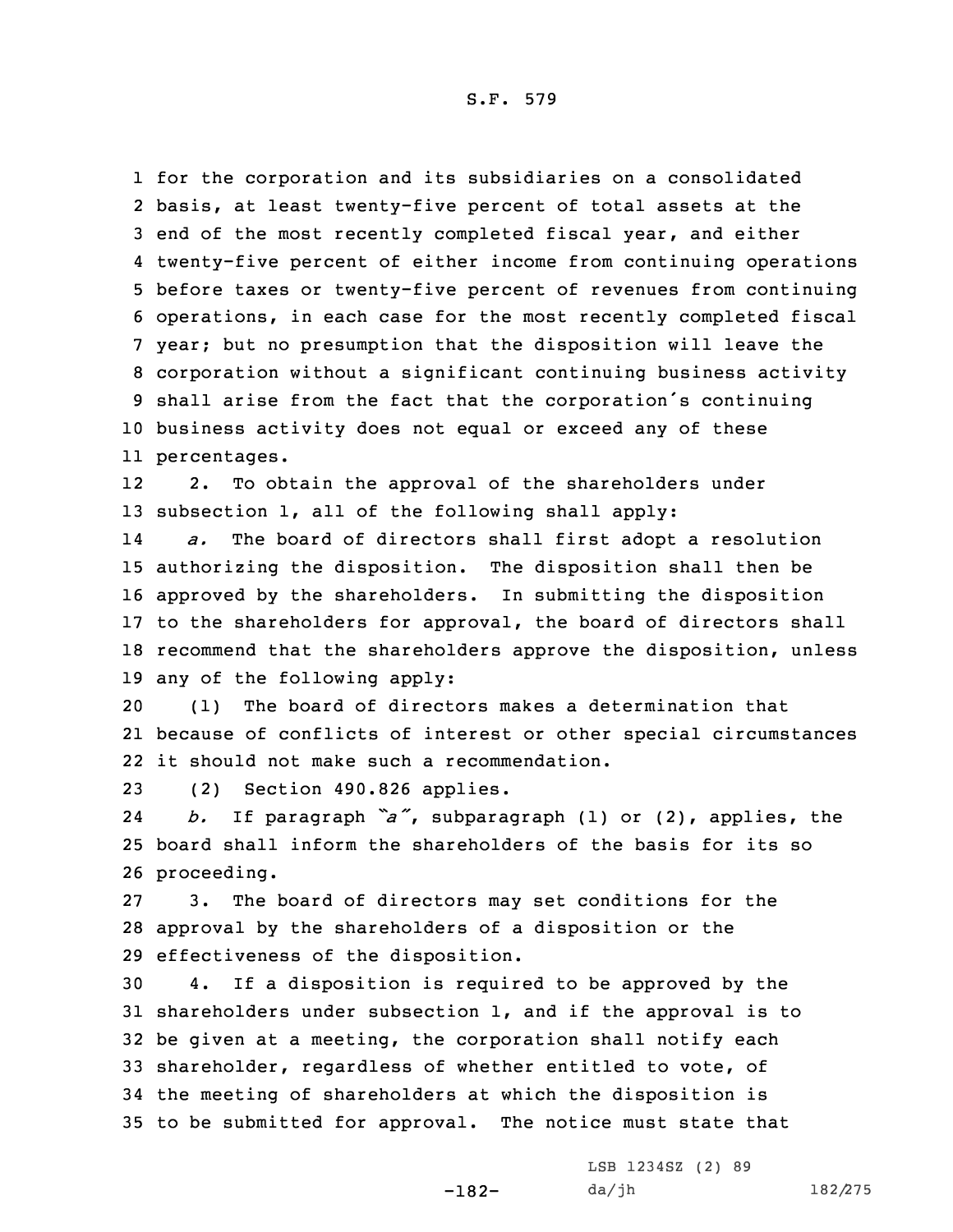for the corporation and its subsidiaries on a consolidated basis, at least twenty-five percent of total assets at the end of the most recently completed fiscal year, and either twenty-five percent of either income from continuing operations before taxes or twenty-five percent of revenues from continuing operations, in each case for the most recently completed fiscal year; but no presumption that the disposition will leave the corporation without a significant continuing business activity shall arise from the fact that the corporation's continuing business activity does not equal or exceed any of these percentages.

2. To obtain the approval of the shareholders under subsection 1, all of the following shall apply:

*a.* The board of directors shall first adopt a resolution authorizing the disposition. The disposition shall then be approved by the shareholders. In submitting the disposition to the shareholders for approval, the board of directors shall recommend that the shareholders approve the disposition, unless any of the following apply:

(1) The board of directors makes a determination that because of conflicts of interest or other special circumstances it should not make such a recommendation.

(2) Section 490.826 applies.

*b.* If paragraph *"a"*, subparagraph (1) or (2), applies, the board shall inform the shareholders of the basis for its so proceeding.

3. The board of directors may set conditions for the approval by the shareholders of a disposition or the effectiveness of the disposition.

4. If a disposition is required to be approved by the shareholders under subsection 1, and if the approval is to be given at a meeting, the corporation shall notify each shareholder, regardless of whether entitled to vote, of the meeting of shareholders at which the disposition is to be submitted for approval. The notice must state that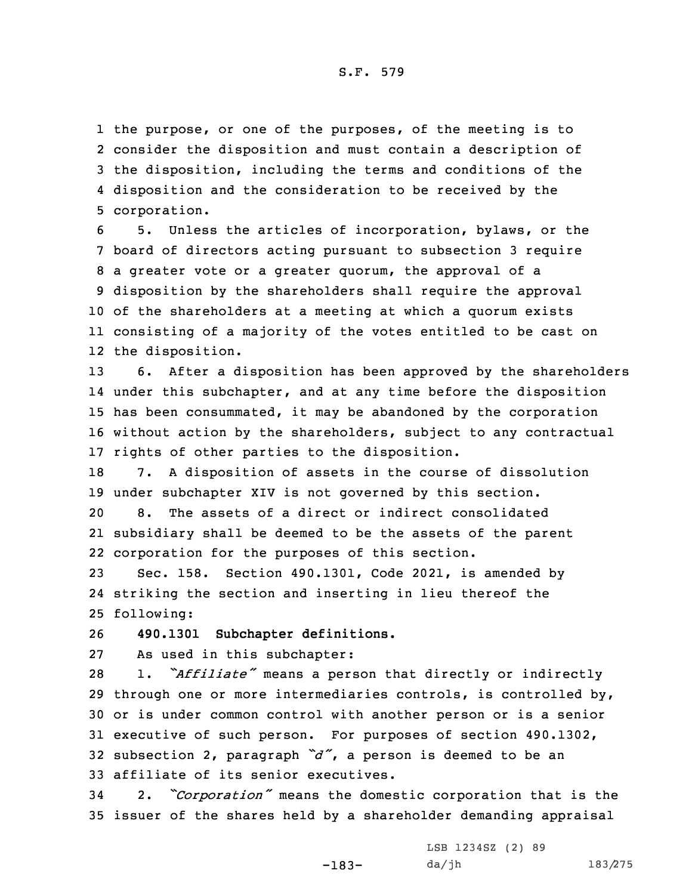the purpose, or one of the purposes, of the meeting is to consider the disposition and must contain a description of the disposition, including the terms and conditions of the disposition and the consideration to be received by the corporation.

5. Unless the articles of incorporation, bylaws, or the board of directors acting pursuant to subsection 3 require a greater vote or a greater quorum, the approval of a disposition by the shareholders shall require the approval of the shareholders at a meeting at which a quorum exists consisting of a majority of the votes entitled to be cast on the disposition.

6. After a disposition has been approved by the shareholders under this subchapter, and at any time before the disposition has been consummated, it may be abandoned by the corporation without action by the shareholders, subject to any contractual rights of other parties to the disposition.

7. A disposition of assets in the course of dissolution under subchapter XIV is not governed by this section.

8. The assets of a direct or indirect consolidated subsidiary shall be deemed to be the assets of the parent corporation for the purposes of this section.

Sec. 158. Section 490.1301, Code 2021, is amended by striking the section and inserting in lieu thereof the following:

**490.1301 Subchapter definitions.**

As used in this subchapter:

1. *"Affiliate"* means a person that directly or indirectly through one or more intermediaries controls, is controlled by, or is under common control with another person or is a senior executive of such person. For purposes of section 490.1302, subsection 2, paragraph *"d"*, a person is deemed to be an affiliate of its senior executives.

2. *"Corporation"* means the domestic corporation that is the issuer of the shares held by a shareholder demanding appraisal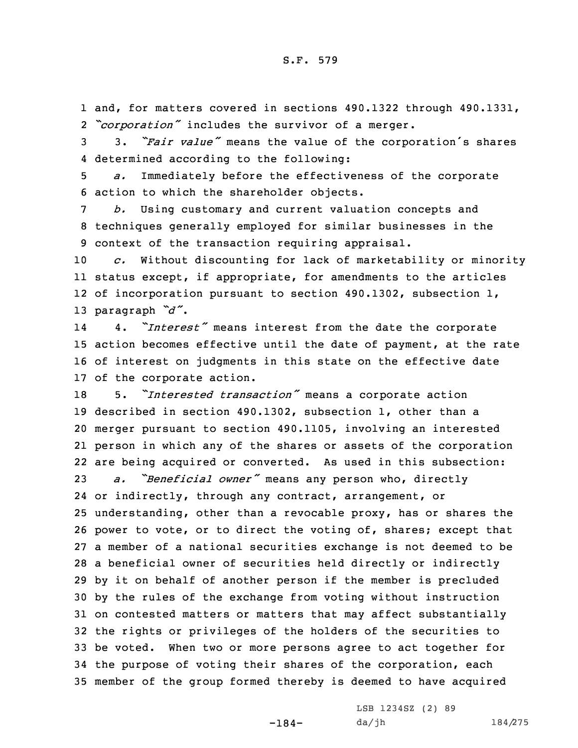and, for matters covered in sections 490.1322 through 490.1331, "*corporation*" includes the survivor of a merger.

3. "*Fair value*" means the value of the corporation's shares determined according to the following:

*a.* Immediately before the effectiveness of the corporate action to which the shareholder objects.

*b.* Using customary and current valuation concepts and techniques generally employed for similar businesses in the context of the transaction requiring appraisal.

*c.* Without discounting for lack of marketability or minority status except, if appropriate, for amendments to the articles of incorporation pursuant to section 490.1302, subsection 1, paragraph "*d*".

4. "*Interest*" means interest from the date the corporate action becomes effective until the date of payment, at the rate of interest on judgments in this state on the effective date of the corporate action.

5. "*Interested transaction*" means a corporate action described in section 490.1302, subsection 1, other than a merger pursuant to section 490.1105, involving an interested person in which any of the shares or assets of the corporation are being acquired or converted. As used in this subsection:

*a.* "*Beneficial owner*" means any person who, directly or indirectly, through any contract, arrangement, or understanding, other than a revocable proxy, has or shares the power to vote, or to direct the voting of, shares; except that a member of a national securities exchange is not deemed to be a beneficial owner of securities held directly or indirectly by it on behalf of another person if the member is precluded by the rules of the exchange from voting without instruction on contested matters or matters that may affect substantially the rights or privileges of the holders of the securities to be voted. When two or more persons agree to act together for the purpose of voting their shares of the corporation, each member of the group formed thereby is deemed to have acquired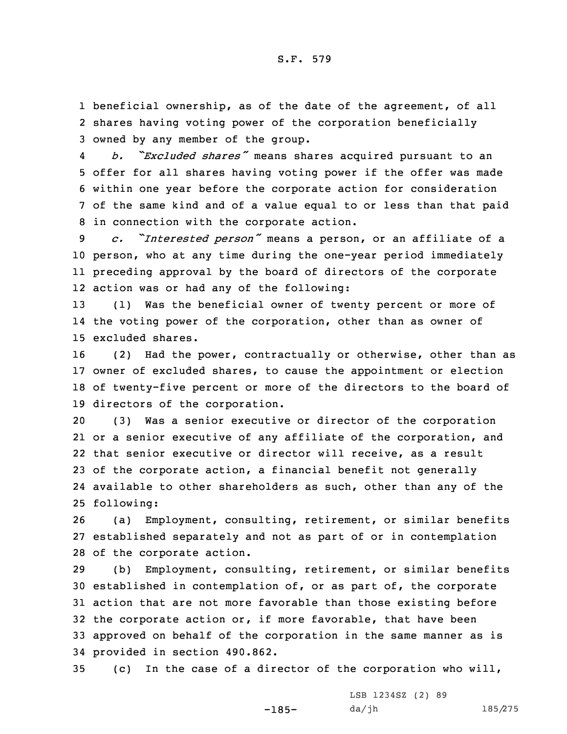beneficial ownership, as of the date of the agreement, of all shares having voting power of the corporation beneficially owned by any member of the group.

*b. "Excluded shares"* means shares acquired pursuant to an offer for all shares having voting power if the offer was made within one year before the corporate action for consideration of the same kind and of a value equal to or less than that paid in connection with the corporate action.

*c. "Interested person"* means a person, or an affiliate of a person, who at any time during the one-year period immediately preceding approval by the board of directors of the corporate action was or had any of the following:

(1) Was the beneficial owner of twenty percent or more of the voting power of the corporation, other than as owner of excluded shares.

(2) Had the power, contractually or otherwise, other than as owner of excluded shares, to cause the appointment or election of twenty-five percent or more of the directors to the board of directors of the corporation.

(3) Was a senior executive or director of the corporation or a senior executive of any affiliate of the corporation, and that senior executive or director will receive, as a result of the corporate action, a financial benefit not generally available to other shareholders as such, other than any of the following:

(a) Employment, consulting, retirement, or similar benefits established separately and not as part of or in contemplation of the corporate action.

(b) Employment, consulting, retirement, or similar benefits established in contemplation of, or as part of, the corporate action that are not more favorable than those existing before the corporate action or, if more favorable, that have been approved on behalf of the corporation in the same manner as is provided in section 490.862.

(c) In the case of a director of the corporation who will,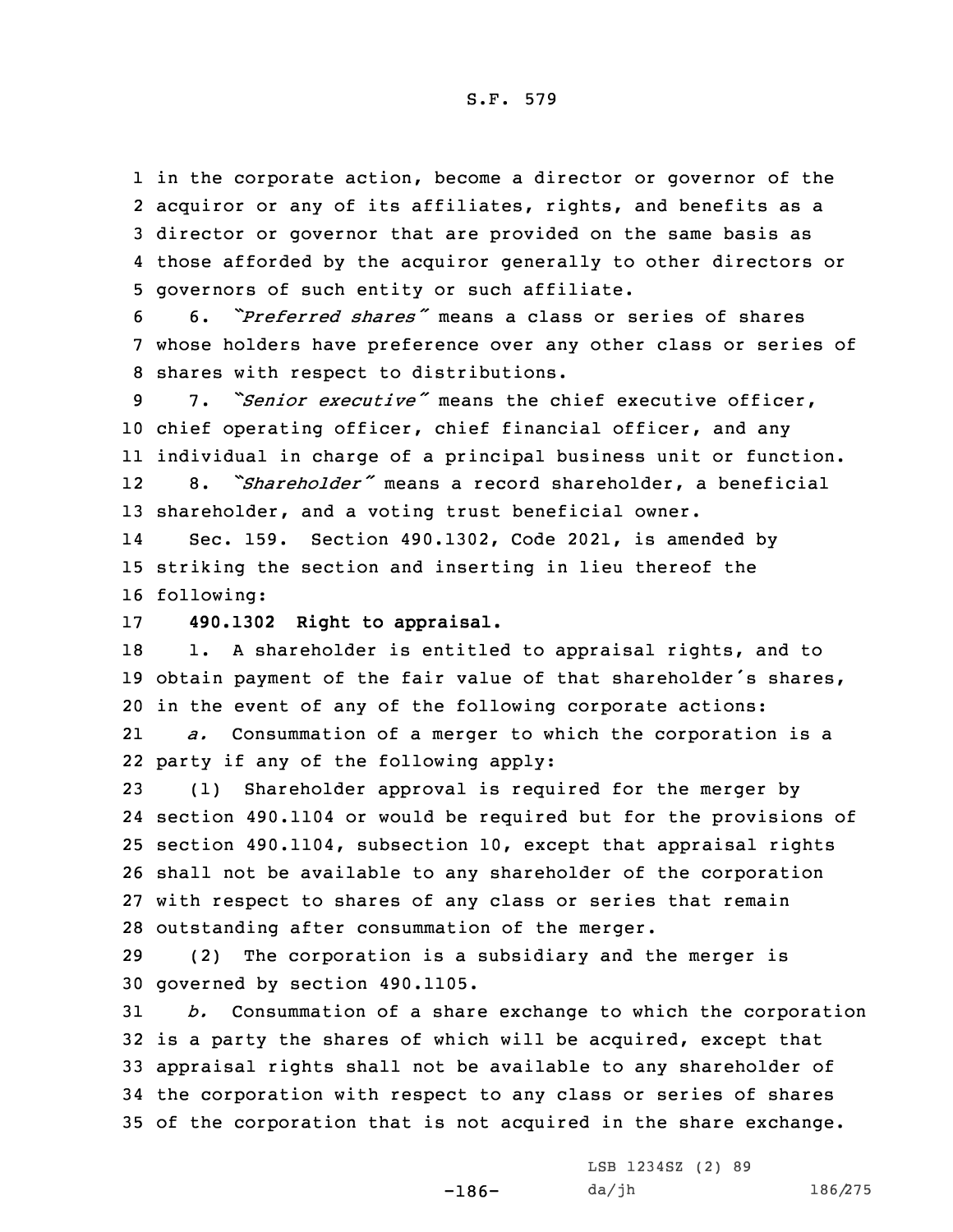in the corporate action, become a director or governor of the acquiror or any of its affiliates, rights, and benefits as a director or governor that are provided on the same basis as those afforded by the acquiror generally to other directors or governors of such entity or such affiliate.

6. *"Preferred shares"* means a class or series of shares whose holders have preference over any other class or series of shares with respect to distributions.

7. *"Senior executive"* means the chief executive officer, chief operating officer, chief financial officer, and any individual in charge of a principal business unit or function.

8. *"Shareholder"* means a record shareholder, a beneficial shareholder, and a voting trust beneficial owner.

Sec. 159. Section 490.1302, Code 2021, is amended by striking the section and inserting in lieu thereof the following:

**490.1302 Right to appraisal.**

1. A shareholder is entitled to appraisal rights, and to obtain payment of the fair value of that shareholder's shares, in the event of any of the following corporate actions:

*a.* Consummation of a merger to which the corporation is a party if any of the following apply:

(1) Shareholder approval is required for the merger by section 490.1104 or would be required but for the provisions of section 490.1104, subsection 10, except that appraisal rights shall not be available to any shareholder of the corporation with respect to shares of any class or series that remain outstanding after consummation of the merger.

(2) The corporation is a subsidiary and the merger is governed by section 490.1105.

*b.* Consummation of a share exchange to which the corporation is a party the shares of which will be acquired, except that appraisal rights shall not be available to any shareholder of the corporation with respect to any class or series of shares of the corporation that is not acquired in the share exchange.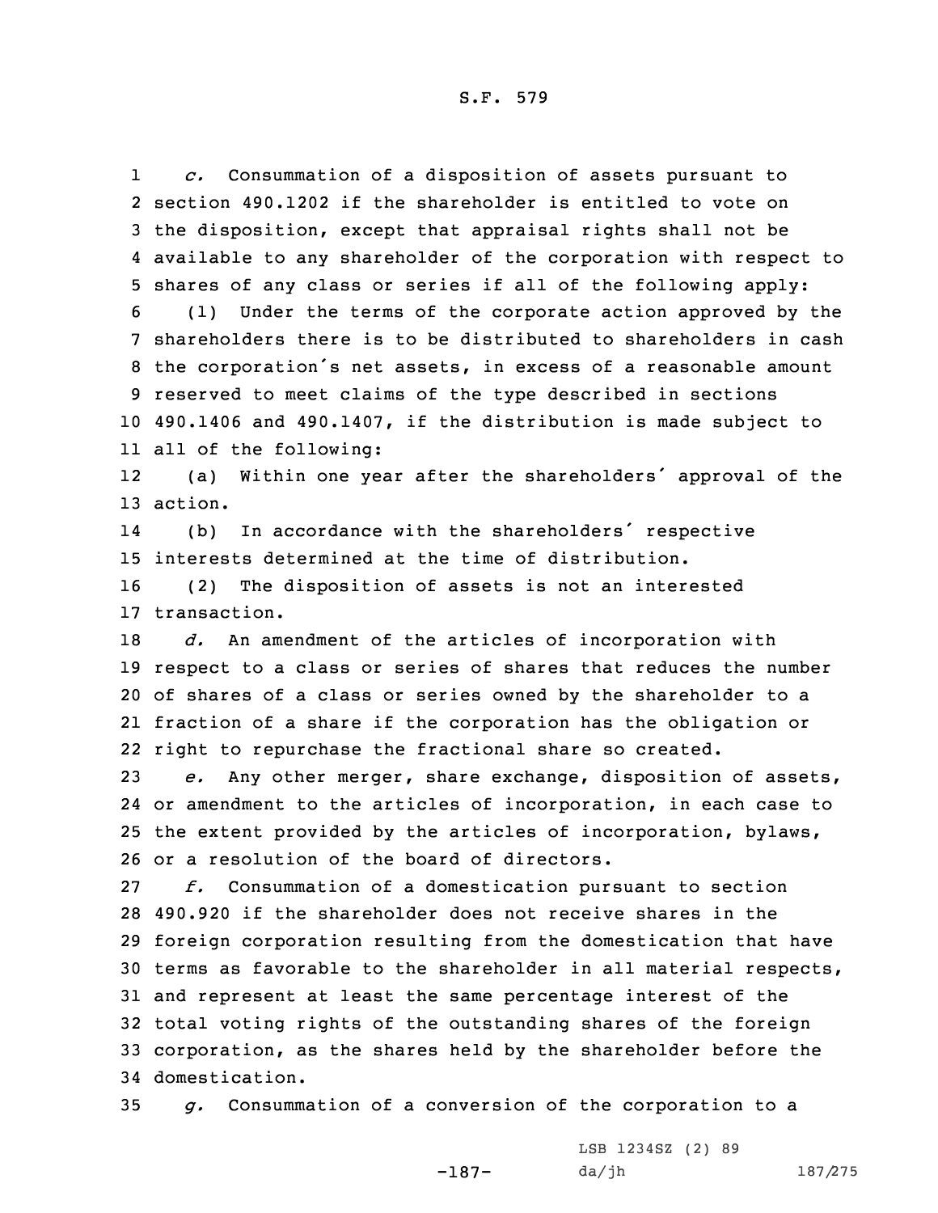*c.* Consummation of a disposition of assets pursuant to section 490.1202 if the shareholder is entitled to vote on the disposition, except that appraisal rights shall not be available to any shareholder of the corporation with respect to shares of any class or series if all of the following apply:

(1) Under the terms of the corporate action approved by the shareholders there is to be distributed to shareholders in cash the corporation's net assets, in excess of a reasonable amount reserved to meet claims of the type described in sections 490.1406 and 490.1407, if the distribution is made subject to all of the following:

(a) Within one year after the shareholders' approval of the action.

(b) In accordance with the shareholders' respective interests determined at the time of distribution.

(2) The disposition of assets is not an interested transaction.

*d.* An amendment of the articles of incorporation with respect to a class or series of shares that reduces the number of shares of a class or series owned by the shareholder to a fraction of a share if the corporation has the obligation or right to repurchase the fractional share so created.

*e.* Any other merger, share exchange, disposition of assets, or amendment to the articles of incorporation, in each case to the extent provided by the articles of incorporation, bylaws, or a resolution of the board of directors.

*f.* Consummation of a domestication pursuant to section 490.920 if the shareholder does not receive shares in the foreign corporation resulting from the domestication that have terms as favorable to the shareholder in all material respects, and represent at least the same percentage interest of the total voting rights of the outstanding shares of the foreign corporation, as the shares held by the shareholder before the domestication.

*g.* Consummation of a conversion of the corporation to a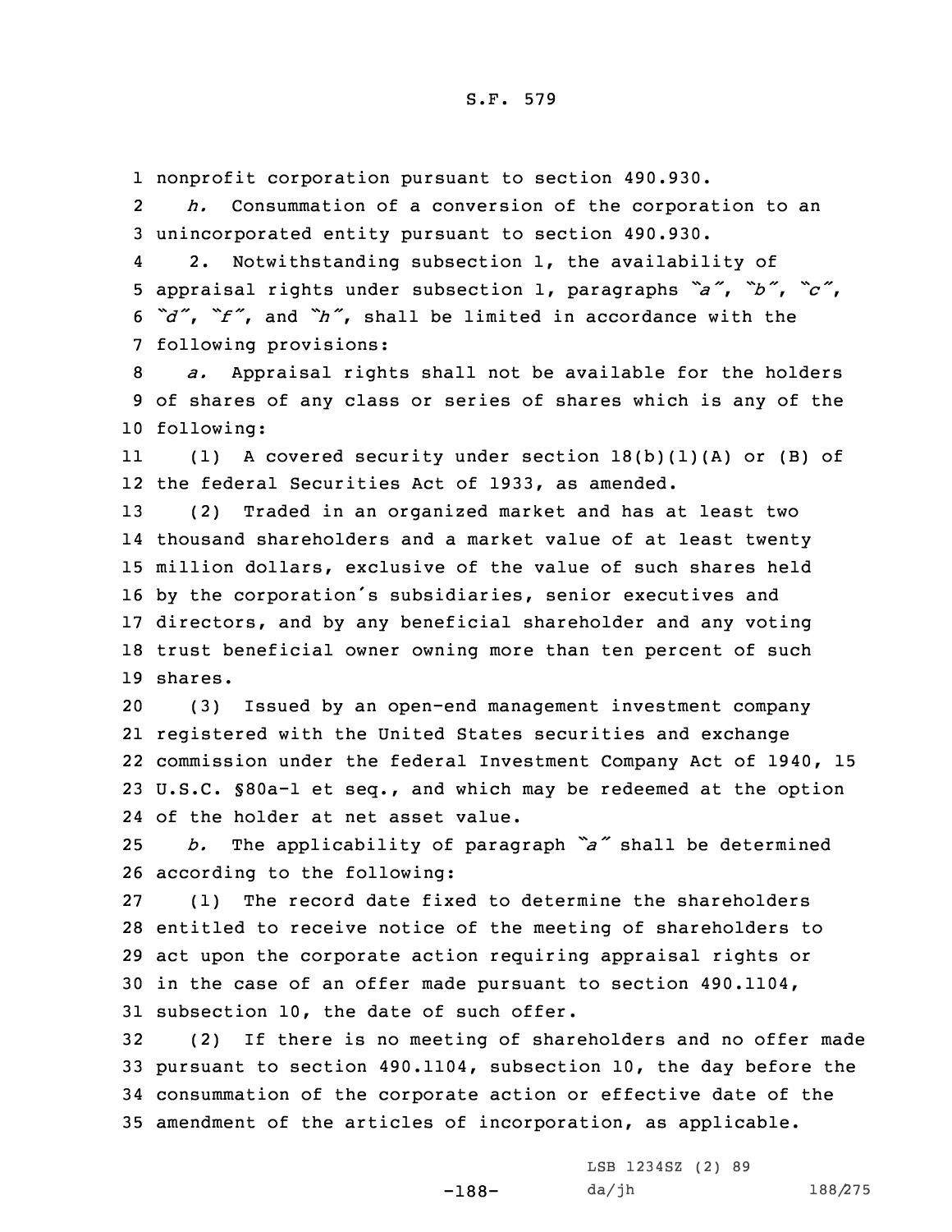nonprofit corporation pursuant to section 490.930.

*h.* Consummation of a conversion of the corporation to an unincorporated entity pursuant to section 490.930.

2. Notwithstanding subsection 1, the availability of appraisal rights under subsection 1, paragraphs *"a"*, *"b"*, *"c"*, *"d"*, *"f"*, and *"h"*, shall be limited in accordance with the following provisions:

*a.* Appraisal rights shall not be available for the holders of shares of any class or series of shares which is any of the following:

(1) A covered security under section 18(b)(1)(A) or (B) of the federal Securities Act of 1933, as amended.

(2) Traded in an organized market and has at least two thousand shareholders and a market value of at least twenty million dollars, exclusive of the value of such shares held by the corporation's subsidiaries, senior executives and directors, and by any beneficial shareholder and any voting trust beneficial owner owning more than ten percent of such shares.

(3) Issued by an open-end management investment company registered with the United States securities and exchange commission under the federal Investment Company Act of 1940, 15 U.S.C. §80a-1 et seq., and which may be redeemed at the option of the holder at net asset value.

*b.* The applicability of paragraph *"a"* shall be determined according to the following:

(1) The record date fixed to determine the shareholders entitled to receive notice of the meeting of shareholders to act upon the corporate action requiring appraisal rights or in the case of an offer made pursuant to section 490.1104, subsection 10, the date of such offer.

(2) If there is no meeting of shareholders and no offer made pursuant to section 490.1104, subsection 10, the day before the consummation of the corporate action or effective date of the amendment of the articles of incorporation, as applicable.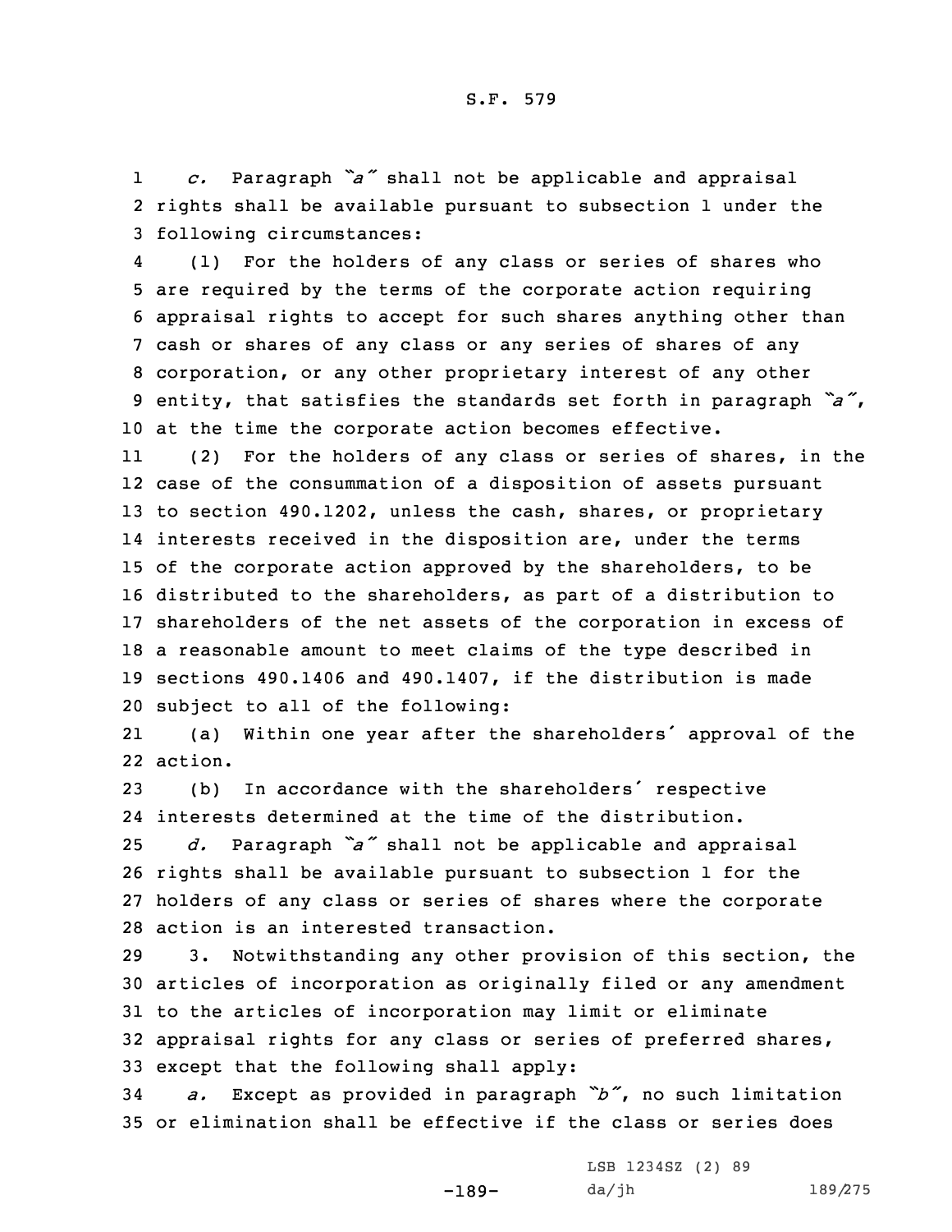*c.* Paragraph *"a"* shall not be applicable and appraisal rights shall be available pursuant to subsection 1 under the following circumstances:

(1) For the holders of any class or series of shares who are required by the terms of the corporate action requiring appraisal rights to accept for such shares anything other than cash or shares of any class or any series of shares of any corporation, or any other proprietary interest of any other entity, that satisfies the standards set forth in paragraph *"a"*, at the time the corporate action becomes effective.

(2) For the holders of any class or series of shares, in the case of the consummation of a disposition of assets pursuant to section 490.1202, unless the cash, shares, or proprietary interests received in the disposition are, under the terms of the corporate action approved by the shareholders, to be distributed to the shareholders, as part of a distribution to shareholders of the net assets of the corporation in excess of a reasonable amount to meet claims of the type described in sections 490.1406 and 490.1407, if the distribution is made subject to all of the following:

(a) Within one year after the shareholders' approval of the action.

(b) In accordance with the shareholders' respective interests determined at the time of the distribution.

*d.* Paragraph *"a"* shall not be applicable and appraisal rights shall be available pursuant to subsection 1 for the holders of any class or series of shares where the corporate action is an interested transaction.

3. Notwithstanding any other provision of this section, the articles of incorporation as originally filed or any amendment to the articles of incorporation may limit or eliminate appraisal rights for any class or series of preferred shares, except that the following shall apply:

*a.* Except as provided in paragraph *"b"*, no such limitation or elimination shall be effective if the class or series does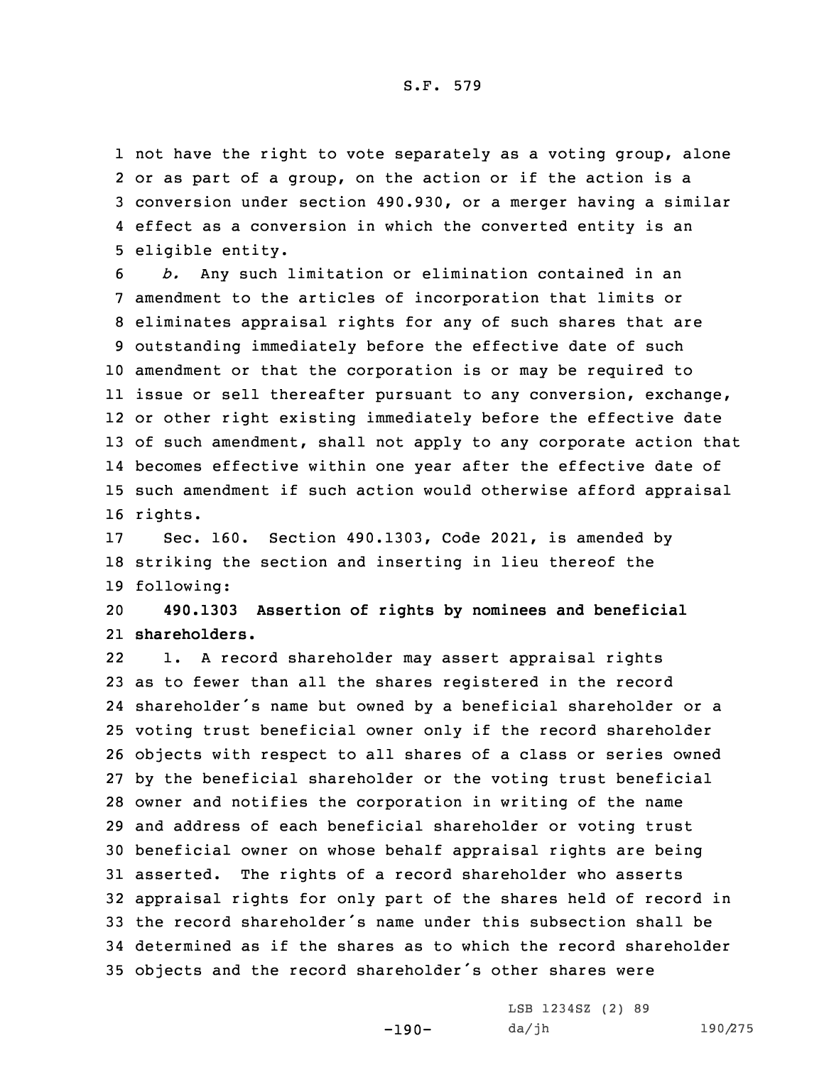not have the right to vote separately as a voting group, alone or as part of a group, on the action or if the action is a conversion under section 490.930, or a merger having a similar effect as a conversion in which the converted entity is an eligible entity.

*b.* Any such limitation or elimination contained in an amendment to the articles of incorporation that limits or eliminates appraisal rights for any of such shares that are outstanding immediately before the effective date of such amendment or that the corporation is or may be required to issue or sell thereafter pursuant to any conversion, exchange, or other right existing immediately before the effective date of such amendment, shall not apply to any corporate action that becomes effective within one year after the effective date of such amendment if such action would otherwise afford appraisal rights.

Sec. 160. Section 490.1303, Code 2021, is amended by striking the section and inserting in lieu thereof the following:

**490.1303 Assertion of rights by nominees and beneficial shareholders.**

1. A record shareholder may assert appraisal rights as to fewer than all the shares registered in the record shareholder's name but owned by a beneficial shareholder or a voting trust beneficial owner only if the record shareholder objects with respect to all shares of a class or series owned by the beneficial shareholder or the voting trust beneficial owner and notifies the corporation in writing of the name and address of each beneficial shareholder or voting trust beneficial owner on whose behalf appraisal rights are being asserted. The rights of a record shareholder who asserts appraisal rights for only part of the shares held of record in the record shareholder's name under this subsection shall be determined as if the shares as to which the record shareholder objects and the record shareholder's other shares were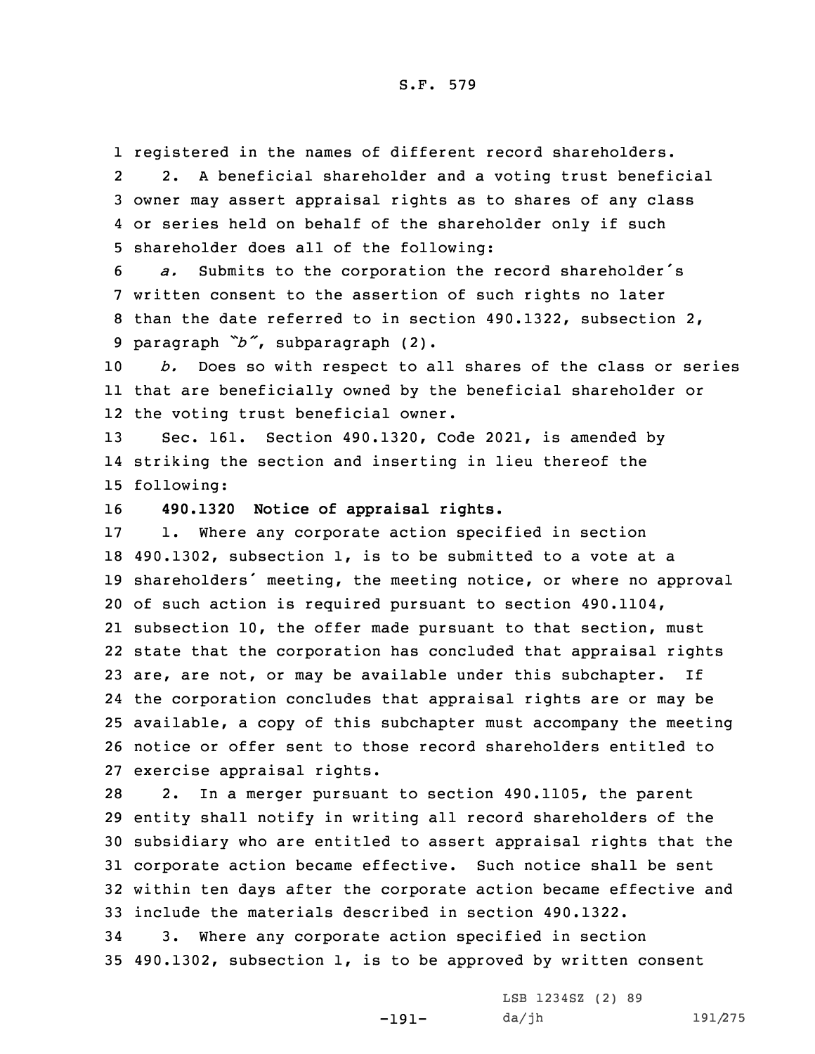registered in the names of different record shareholders.

2. A beneficial shareholder and a voting trust beneficial owner may assert appraisal rights as to shares of any class or series held on behalf of the shareholder only if such shareholder does all of the following:

*a.* Submits to the corporation the record shareholder's written consent to the assertion of such rights no later than the date referred to in section 490.1322, subsection 2, paragraph *"b"*, subparagraph (2).

*b.* Does so with respect to all shares of the class or series that are beneficially owned by the beneficial shareholder or the voting trust beneficial owner.

Sec. 161. Section 490.1320, Code 2021, is amended by striking the section and inserting in lieu thereof the following:

**490.1320 Notice of appraisal rights.**

1. Where any corporate action specified in section 490.1302, subsection 1, is to be submitted to a vote at a shareholders' meeting, the meeting notice, or where no approval of such action is required pursuant to section 490.1104, subsection 10, the offer made pursuant to that section, must state that the corporation has concluded that appraisal rights are, are not, or may be available under this subchapter. If the corporation concludes that appraisal rights are or may be available, a copy of this subchapter must accompany the meeting notice or offer sent to those record shareholders entitled to exercise appraisal rights.

2. In a merger pursuant to section 490.1105, the parent entity shall notify in writing all record shareholders of the subsidiary who are entitled to assert appraisal rights that the corporate action became effective. Such notice shall be sent within ten days after the corporate action became effective and include the materials described in section 490.1322.

3. Where any corporate action specified in section 490.1302, subsection 1, is to be approved by written consent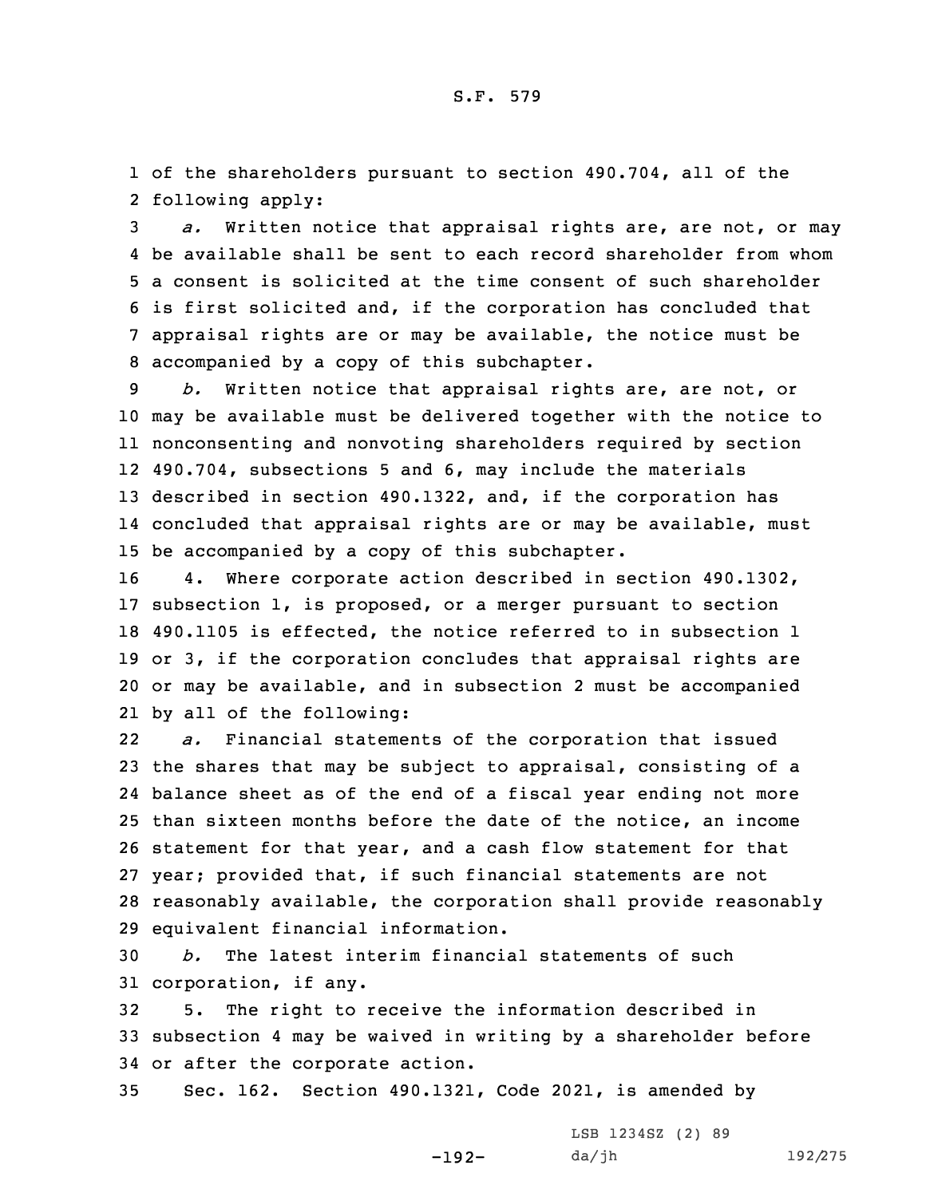of the shareholders pursuant to section 490.704, all of the following apply:

*a.* Written notice that appraisal rights are, are not, or may be available shall be sent to each record shareholder from whom a consent is solicited at the time consent of such shareholder is first solicited and, if the corporation has concluded that appraisal rights are or may be available, the notice must be accompanied by a copy of this subchapter.

*b.* Written notice that appraisal rights are, are not, or may be available must be delivered together with the notice to nonconsenting and nonvoting shareholders required by section 490.704, subsections 5 and 6, may include the materials described in section 490.1322, and, if the corporation has concluded that appraisal rights are or may be available, must be accompanied by a copy of this subchapter.

4. Where corporate action described in section 490.1302, subsection 1, is proposed, or a merger pursuant to section 490.1105 is effected, the notice referred to in subsection 1 or 3, if the corporation concludes that appraisal rights are or may be available, and in subsection 2 must be accompanied by all of the following:

*a.* Financial statements of the corporation that issued the shares that may be subject to appraisal, consisting of a balance sheet as of the end of a fiscal year ending not more than sixteen months before the date of the notice, an income statement for that year, and a cash flow statement for that year; provided that, if such financial statements are not reasonably available, the corporation shall provide reasonably equivalent financial information.

*b.* The latest interim financial statements of such corporation, if any.

5. The right to receive the information described in subsection 4 may be waived in writing by a shareholder before or after the corporate action.

Sec. 162. Section 490.1321, Code 2021, is amended by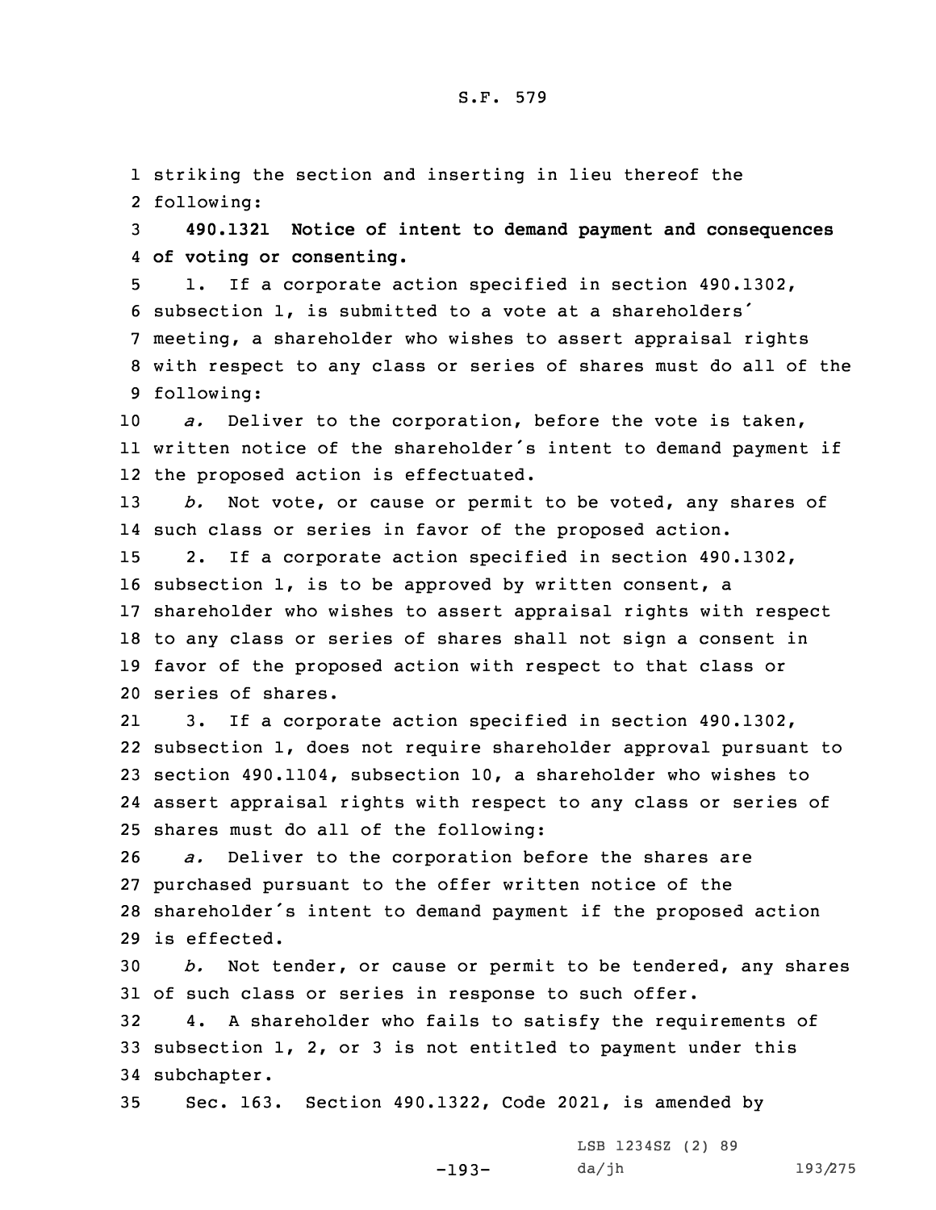striking the section and inserting in lieu thereof the following:

**490.1321 Notice of intent to demand payment and consequences of voting or consenting.**

1. If a corporate action specified in section 490.1302, subsection 1, is submitted to a vote at a shareholders' meeting, a shareholder who wishes to assert appraisal rights with respect to any class or series of shares must do all of the following:

*a.* Deliver to the corporation, before the vote is taken, written notice of the shareholder's intent to demand payment if the proposed action is effectuated.

*b.* Not vote, or cause or permit to be voted, any shares of such class or series in favor of the proposed action.

2. If a corporate action specified in section 490.1302, subsection 1, is to be approved by written consent, a shareholder who wishes to assert appraisal rights with respect to any class or series of shares shall not sign a consent in favor of the proposed action with respect to that class or series of shares.

3. If a corporate action specified in section 490.1302, subsection 1, does not require shareholder approval pursuant to section 490.1104, subsection 10, a shareholder who wishes to assert appraisal rights with respect to any class or series of shares must do all of the following:

*a.* Deliver to the corporation before the shares are purchased pursuant to the offer written notice of the shareholder's intent to demand payment if the proposed action is effected.

*b.* Not tender, or cause or permit to be tendered, any shares of such class or series in response to such offer.

4. A shareholder who fails to satisfy the requirements of subsection 1, 2, or 3 is not entitled to payment under this subchapter.

Sec. 163. Section 490.1322, Code 2021, is amended by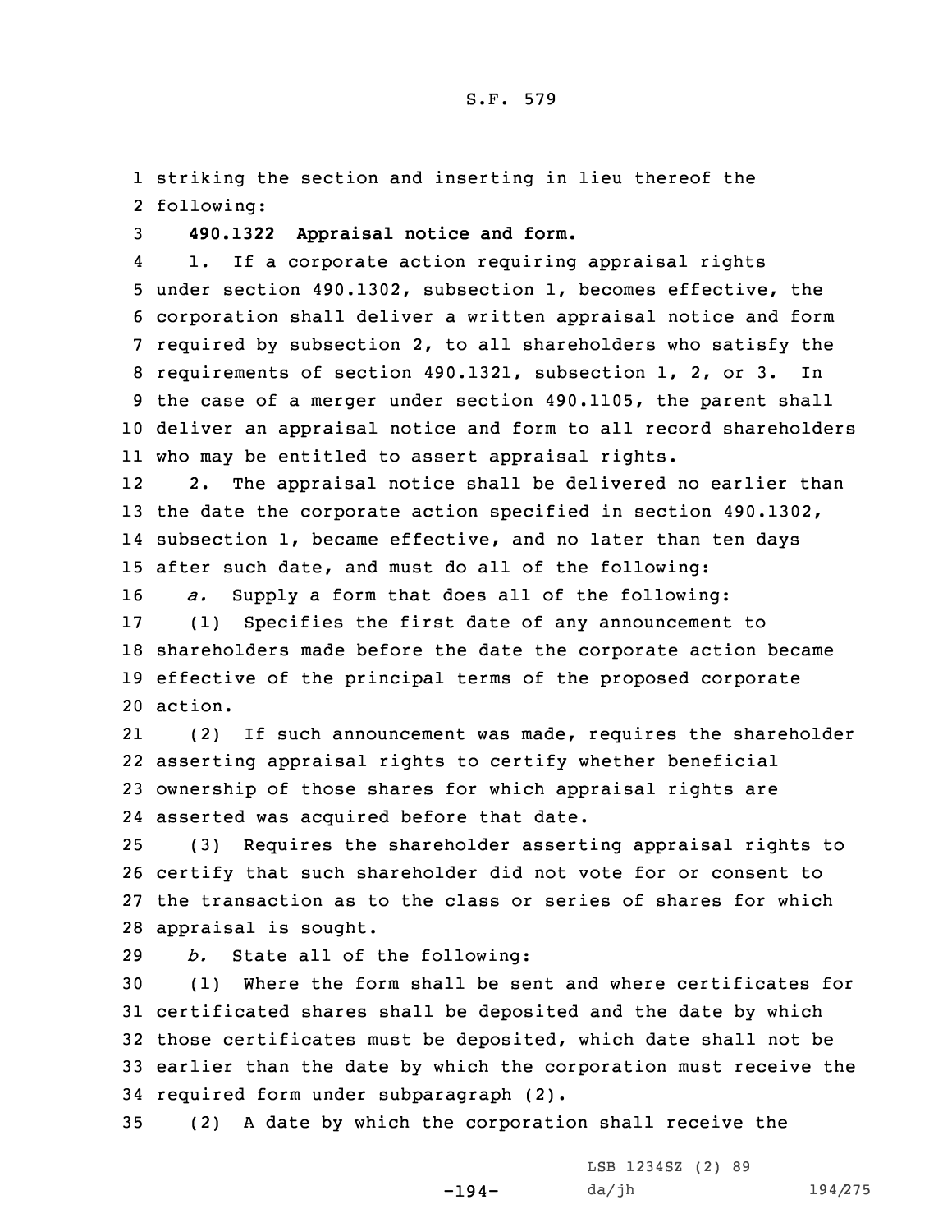striking the section and inserting in lieu thereof the following:

**490.1322 Appraisal notice and form.**

1. If a corporate action requiring appraisal rights under section 490.1302, subsection 1, becomes effective, the corporation shall deliver a written appraisal notice and form required by subsection 2, to all shareholders who satisfy the requirements of section 490.1321, subsection 1, 2, or 3. In the case of a merger under section 490.1105, the parent shall deliver an appraisal notice and form to all record shareholders who may be entitled to assert appraisal rights.

2. The appraisal notice shall be delivered no earlier than the date the corporate action specified in section 490.1302, subsection 1, became effective, and no later than ten days after such date, and must do all of the following:

*a.* Supply a form that does all of the following:

(1) Specifies the first date of any announcement to shareholders made before the date the corporate action became effective of the principal terms of the proposed corporate action.

(2) If such announcement was made, requires the shareholder asserting appraisal rights to certify whether beneficial ownership of those shares for which appraisal rights are asserted was acquired before that date.

(3) Requires the shareholder asserting appraisal rights to certify that such shareholder did not vote for or consent to the transaction as to the class or series of shares for which appraisal is sought.

*b.* State all of the following:

(1) Where the form shall be sent and where certificates for certificated shares shall be deposited and the date by which those certificates must be deposited, which date shall not be earlier than the date by which the corporation must receive the required form under subparagraph (2).

(2) A date by which the corporation shall receive the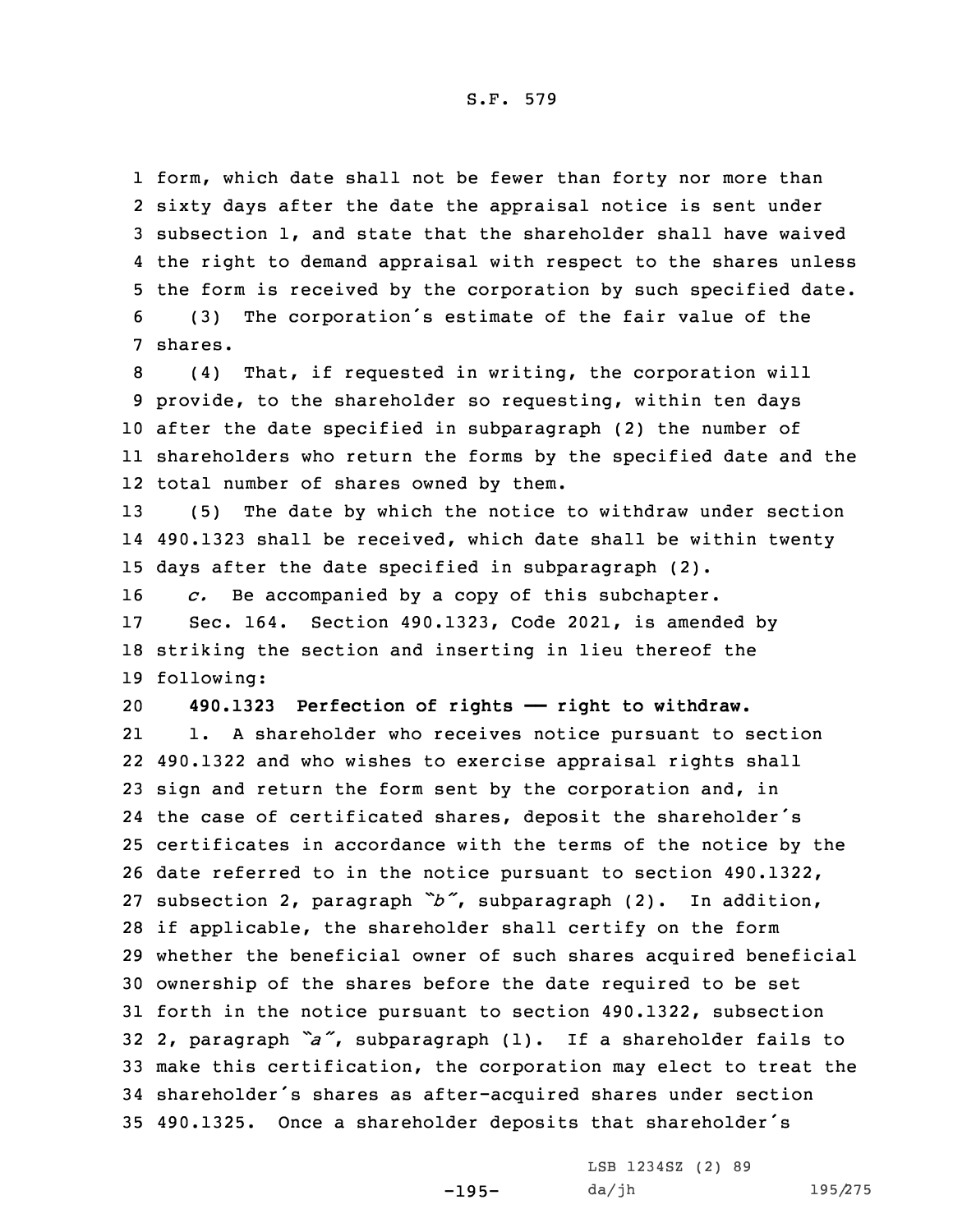form, which date shall not be fewer than forty nor more than sixty days after the date the appraisal notice is sent under subsection 1, and state that the shareholder shall have waived the right to demand appraisal with respect to the shares unless the form is received by the corporation by such specified date.

(3) The corporation's estimate of the fair value of the shares.

(4) That, if requested in writing, the corporation will provide, to the shareholder so requesting, within ten days after the date specified in subparagraph (2) the number of shareholders who return the forms by the specified date and the total number of shares owned by them.

(5) The date by which the notice to withdraw under section 490.1323 shall be received, which date shall be within twenty days after the date specified in subparagraph (2).

*c.* Be accompanied by a copy of this subchapter.

Sec. 164. Section 490.1323, Code 2021, is amended by striking the section and inserting in lieu thereof the following:

**490.1323 Perfection of rights —— right to withdraw.**

1. A shareholder who receives notice pursuant to section 490.1322 and who wishes to exercise appraisal rights shall sign and return the form sent by the corporation and, in the case of certificated shares, deposit the shareholder's certificates in accordance with the terms of the notice by the date referred to in the notice pursuant to section 490.1322, subsection 2, paragraph *"b"*, subparagraph (2). In addition, if applicable, the shareholder shall certify on the form whether the beneficial owner of such shares acquired beneficial ownership of the shares before the date required to be set forth in the notice pursuant to section 490.1322, subsection 2, paragraph *"a"*, subparagraph (1). If a shareholder fails to make this certification, the corporation may elect to treat the shareholder's shares as after-acquired shares under section 490.1325. Once a shareholder deposits that shareholder's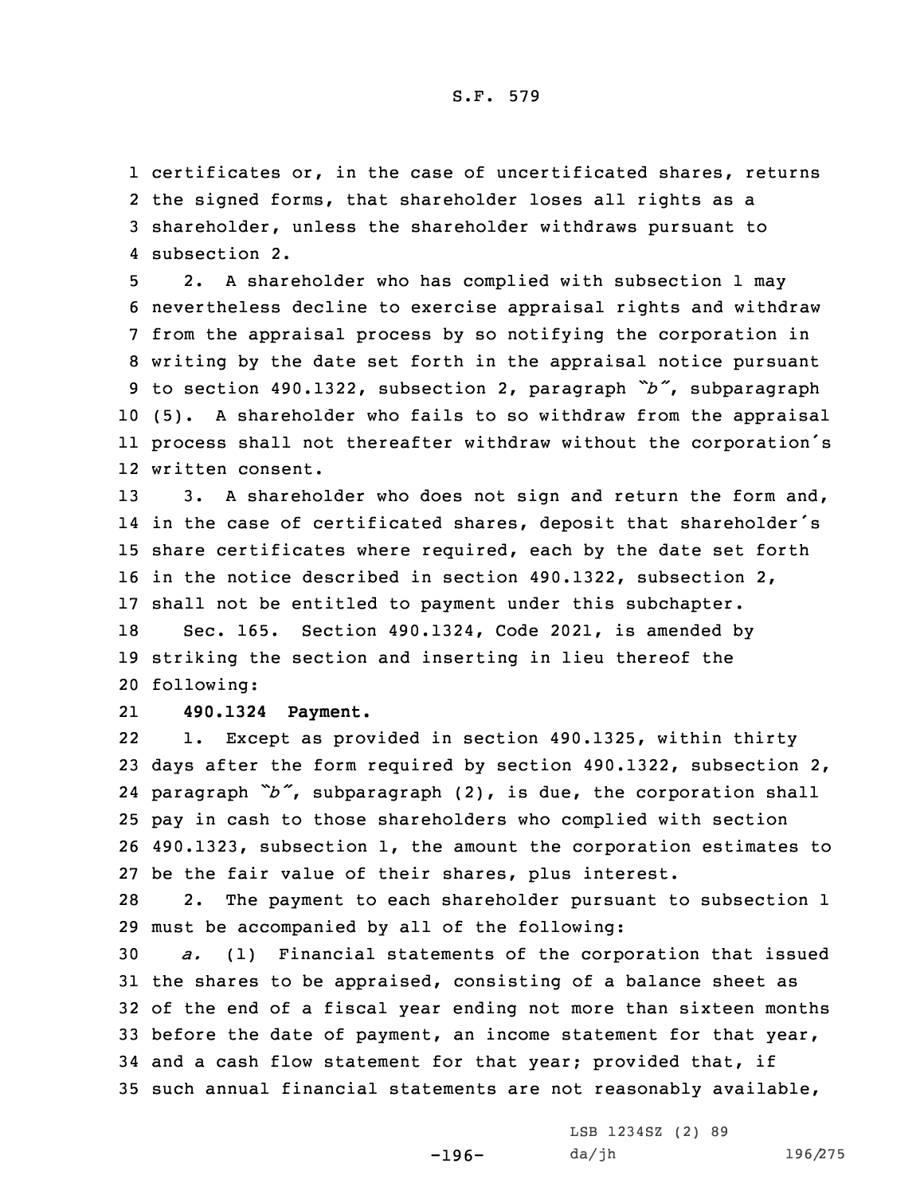certificates or, in the case of uncertificated shares, returns the signed forms, that shareholder loses all rights as a shareholder, unless the shareholder withdraws pursuant to subsection 2.

2. A shareholder who has complied with subsection 1 may nevertheless decline to exercise appraisal rights and withdraw from the appraisal process by so notifying the corporation in writing by the date set forth in the appraisal notice pursuant to section 490.1322, subsection 2, paragraph *"b"*, subparagraph (5). A shareholder who fails to so withdraw from the appraisal process shall not thereafter withdraw without the corporation's written consent.

3. A shareholder who does not sign and return the form and, in the case of certificated shares, deposit that shareholder's share certificates where required, each by the date set forth in the notice described in section 490.1322, subsection 2, shall not be entitled to payment under this subchapter.

Sec. 165. Section 490.1324, Code 2021, is amended by striking the section and inserting in lieu thereof the following:

**490.1324 Payment.**

1. Except as provided in section 490.1325, within thirty days after the form required by section 490.1322, subsection 2, paragraph *"b"*, subparagraph (2), is due, the corporation shall pay in cash to those shareholders who complied with section 490.1323, subsection 1, the amount the corporation estimates to be the fair value of their shares, plus interest.

2. The payment to each shareholder pursuant to subsection 1 must be accompanied by all of the following:

*a.* (1) Financial statements of the corporation that issued the shares to be appraised, consisting of a balance sheet as of the end of a fiscal year ending not more than sixteen months before the date of payment, an income statement for that year, and a cash flow statement for that year; provided that, if such annual financial statements are not reasonably available,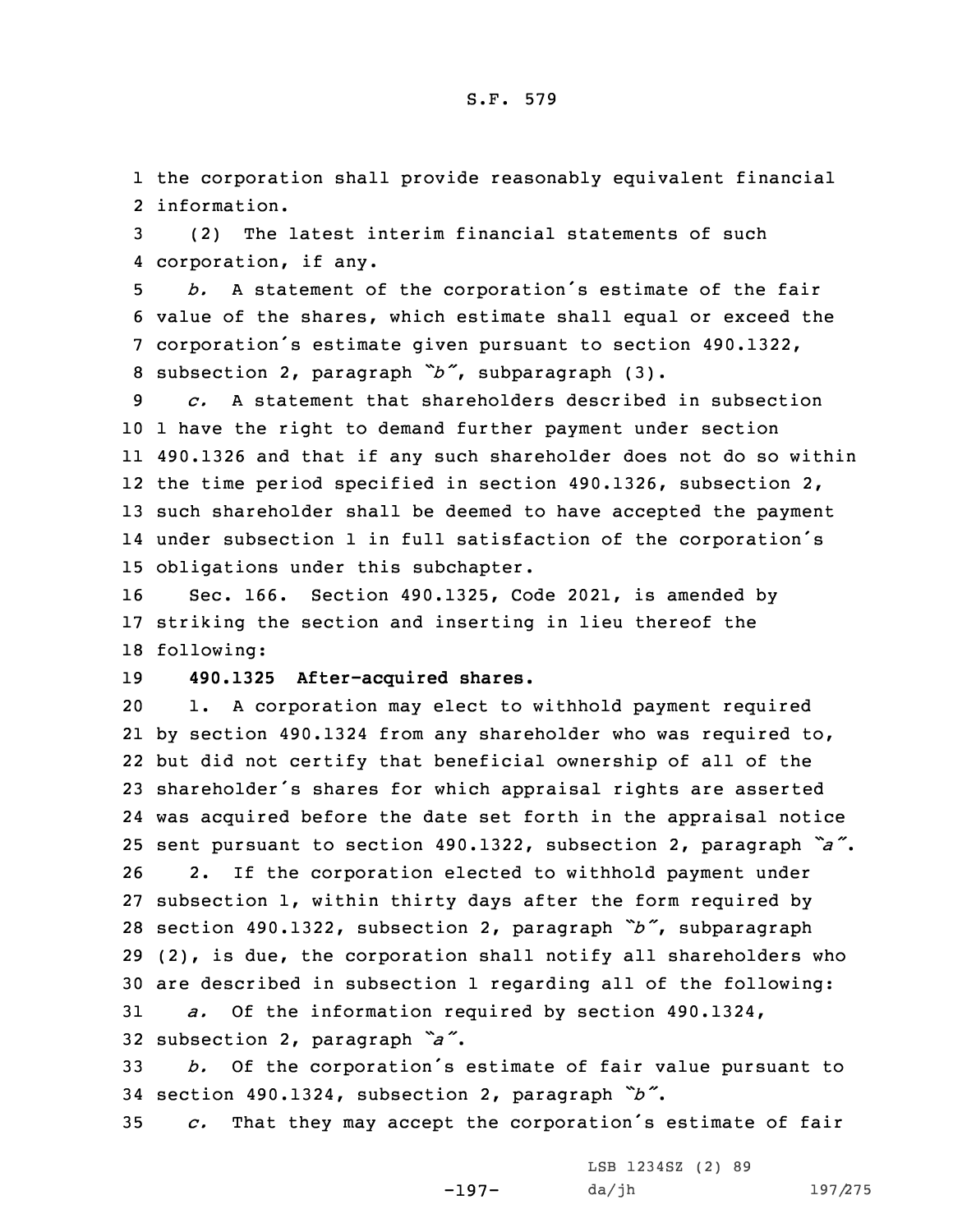the corporation shall provide reasonably equivalent financial information.

(2) The latest interim financial statements of such corporation, if any.

*b.* A statement of the corporation's estimate of the fair value of the shares, which estimate shall equal or exceed the corporation's estimate given pursuant to section 490.1322, subsection 2, paragraph *"b"*, subparagraph (3).

*c.* A statement that shareholders described in subsection 1 have the right to demand further payment under section 490.1326 and that if any such shareholder does not do so within the time period specified in section 490.1326, subsection 2, such shareholder shall be deemed to have accepted the payment under subsection 1 in full satisfaction of the corporation's obligations under this subchapter.

Sec. 166. Section 490.1325, Code 2021, is amended by striking the section and inserting in lieu thereof the following:

**490.1325 After-acquired shares.**

1. A corporation may elect to withhold payment required by section 490.1324 from any shareholder who was required to, but did not certify that beneficial ownership of all of the shareholder's shares for which appraisal rights are asserted was acquired before the date set forth in the appraisal notice sent pursuant to section 490.1322, subsection 2, paragraph *"a"*.

2. If the corporation elected to withhold payment under subsection 1, within thirty days after the form required by section 490.1322, subsection 2, paragraph *"b"*, subparagraph (2), is due, the corporation shall notify all shareholders who are described in subsection 1 regarding all of the following:

*a.* Of the information required by section 490.1324, subsection 2, paragraph *"a"*.

*b.* Of the corporation's estimate of fair value pursuant to section 490.1324, subsection 2, paragraph *"b"*.

*c.* That they may accept the corporation's estimate of fair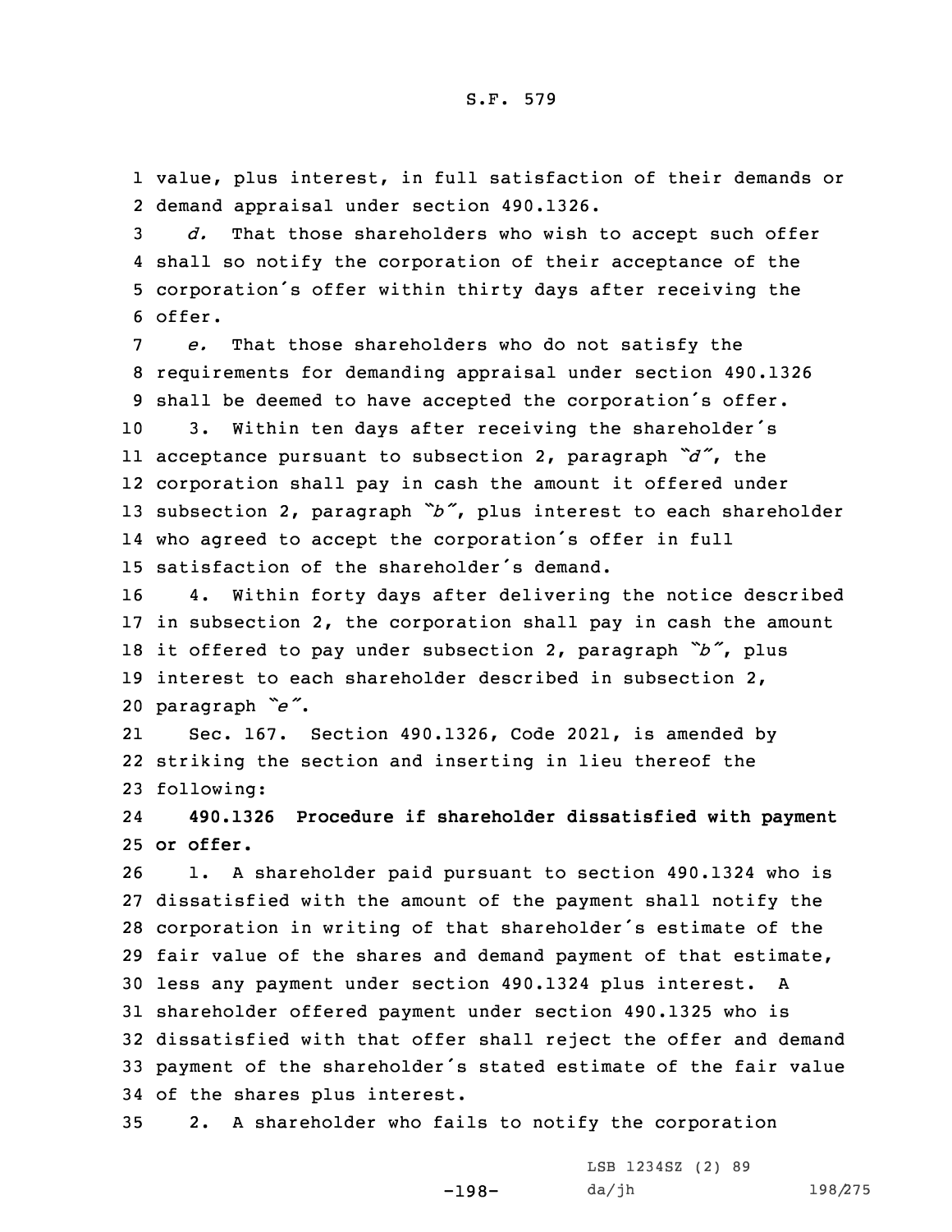value, plus interest, in full satisfaction of their demands or demand appraisal under section 490.1326.

*d.* That those shareholders who wish to accept such offer shall so notify the corporation of their acceptance of the corporation's offer within thirty days after receiving the offer.

*e.* That those shareholders who do not satisfy the requirements for demanding appraisal under section 490.1326 shall be deemed to have accepted the corporation's offer.

3. Within ten days after receiving the shareholder's acceptance pursuant to subsection 2, paragraph *"d"*, the corporation shall pay in cash the amount it offered under subsection 2, paragraph *"b"*, plus interest to each shareholder who agreed to accept the corporation's offer in full satisfaction of the shareholder's demand.

4. Within forty days after delivering the notice described in subsection 2, the corporation shall pay in cash the amount it offered to pay under subsection 2, paragraph *"b"*, plus interest to each shareholder described in subsection 2, paragraph *"e"*.

Sec. 167. Section 490.1326, Code 2021, is amended by striking the section and inserting in lieu thereof the following:

**490.1326 Procedure if shareholder dissatisfied with payment or offer.**

1. A shareholder paid pursuant to section 490.1324 who is dissatisfied with the amount of the payment shall notify the corporation in writing of that shareholder's estimate of the fair value of the shares and demand payment of that estimate, less any payment under section 490.1324 plus interest. A shareholder offered payment under section 490.1325 who is dissatisfied with that offer shall reject the offer and demand payment of the shareholder's stated estimate of the fair value of the shares plus interest.

2. A shareholder who fails to notify the corporation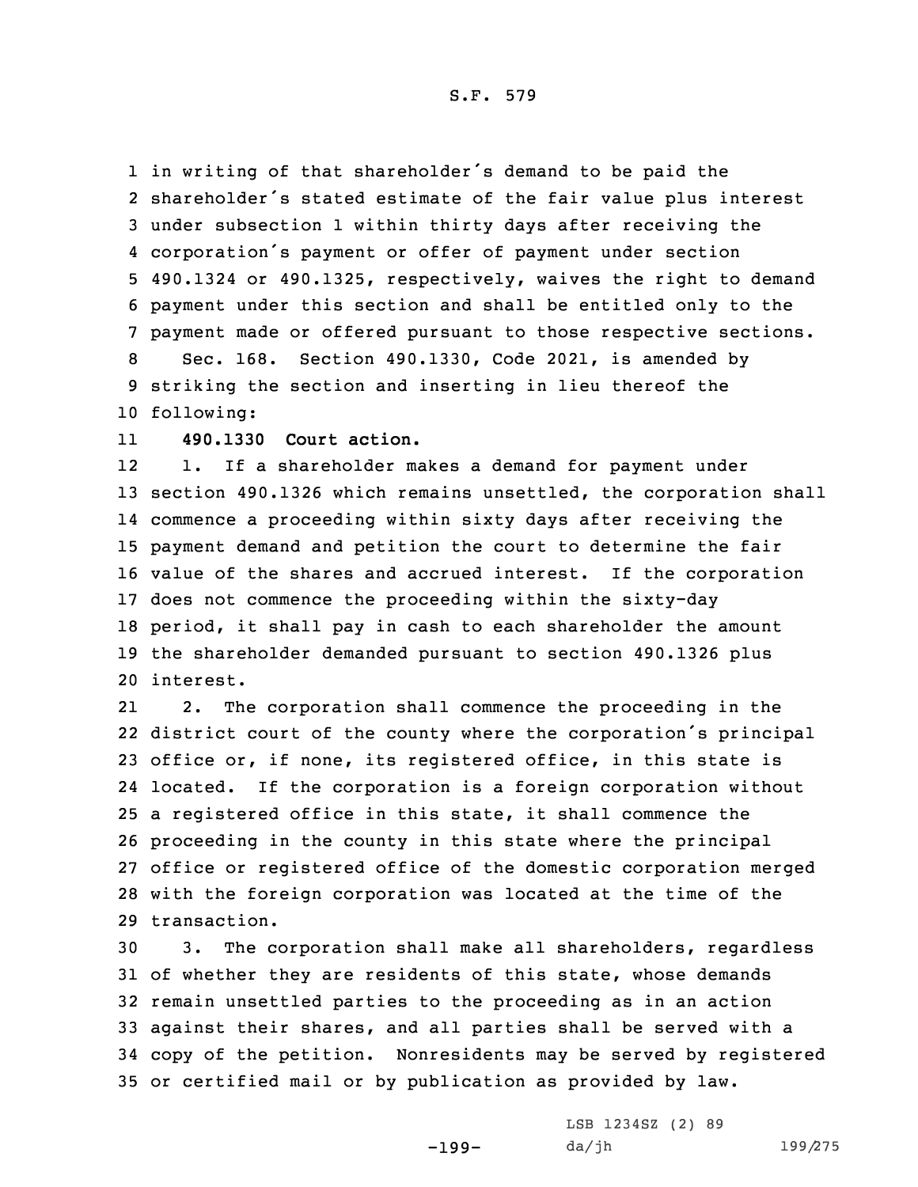in writing of that shareholder's demand to be paid the shareholder's stated estimate of the fair value plus interest under subsection 1 within thirty days after receiving the corporation's payment or offer of payment under section 490.1324 or 490.1325, respectively, waives the right to demand payment under this section and shall be entitled only to the payment made or offered pursuant to those respective sections.

Sec. 168. Section 490.1330, Code 2021, is amended by striking the section and inserting in lieu thereof the following:

**490.1330 Court action.**

1. If a shareholder makes a demand for payment under section 490.1326 which remains unsettled, the corporation shall commence a proceeding within sixty days after receiving the payment demand and petition the court to determine the fair value of the shares and accrued interest. If the corporation does not commence the proceeding within the sixty-day period, it shall pay in cash to each shareholder the amount the shareholder demanded pursuant to section 490.1326 plus interest.

2. The corporation shall commence the proceeding in the district court of the county where the corporation's principal office or, if none, its registered office, in this state is located. If the corporation is a foreign corporation without a registered office in this state, it shall commence the proceeding in the county in this state where the principal office or registered office of the domestic corporation merged with the foreign corporation was located at the time of the transaction.

3. The corporation shall make all shareholders, regardless of whether they are residents of this state, whose demands remain unsettled parties to the proceeding as in an action against their shares, and all parties shall be served with a copy of the petition. Nonresidents may be served by registered or certified mail or by publication as provided by law.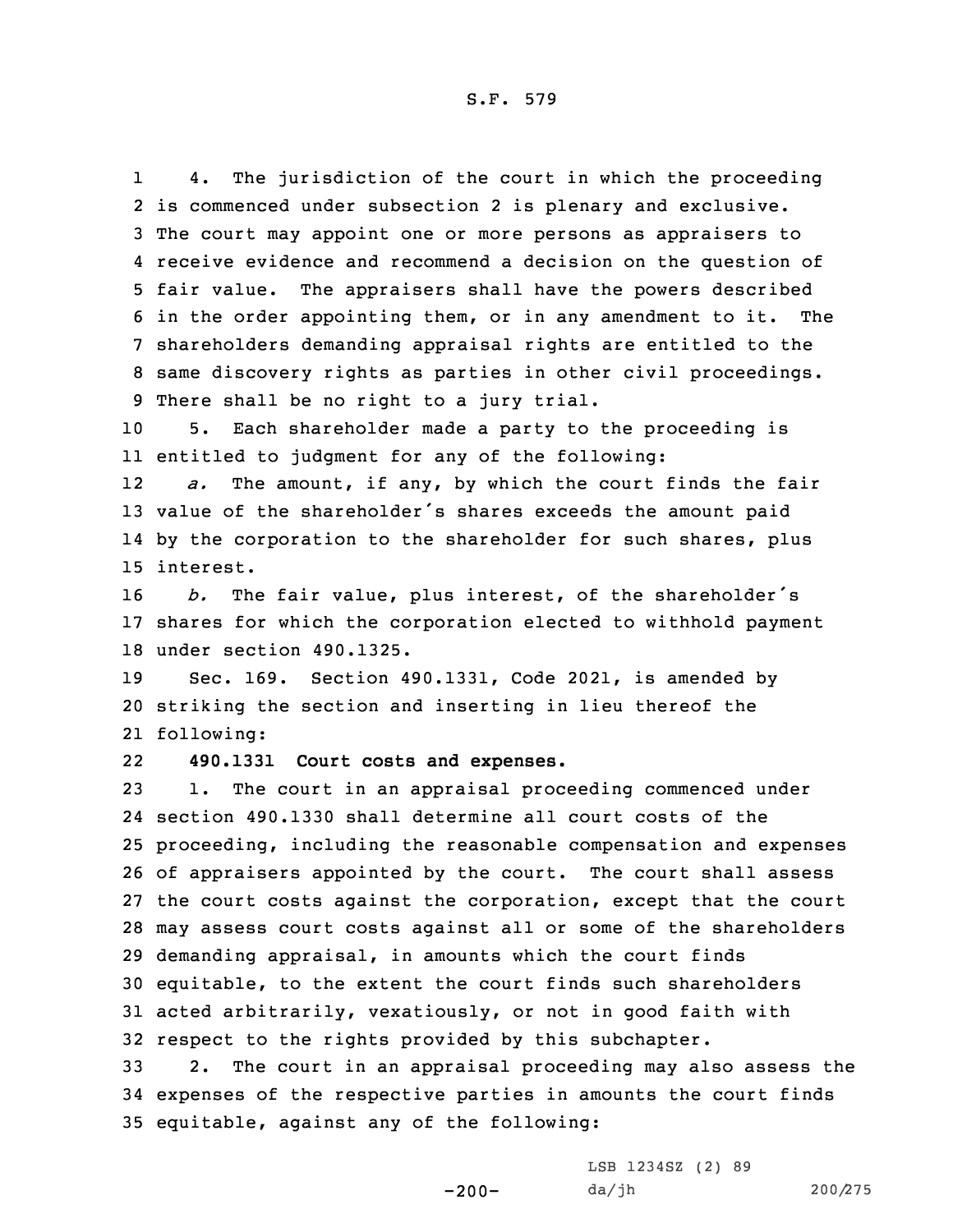4. The jurisdiction of the court in which the proceeding is commenced under subsection 2 is plenary and exclusive. The court may appoint one or more persons as appraisers to receive evidence and recommend a decision on the question of fair value. The appraisers shall have the powers described in the order appointing them, or in any amendment to it. The shareholders demanding appraisal rights are entitled to the same discovery rights as parties in other civil proceedings. There shall be no right to a jury trial.

5. Each shareholder made a party to the proceeding is entitled to judgment for any of the following:

*a.* The amount, if any, by which the court finds the fair value of the shareholder's shares exceeds the amount paid by the corporation to the shareholder for such shares, plus interest.

*b.* The fair value, plus interest, of the shareholder's shares for which the corporation elected to withhold payment under section 490.1325.

Sec. 169. Section 490.1331, Code 2021, is amended by striking the section and inserting in lieu thereof the following:

**490.1331 Court costs and expenses.**

1. The court in an appraisal proceeding commenced under section 490.1330 shall determine all court costs of the proceeding, including the reasonable compensation and expenses of appraisers appointed by the court. The court shall assess the court costs against the corporation, except that the court may assess court costs against all or some of the shareholders demanding appraisal, in amounts which the court finds equitable, to the extent the court finds such shareholders acted arbitrarily, vexatiously, or not in good faith with respect to the rights provided by this subchapter.

2. The court in an appraisal proceeding may also assess the expenses of the respective parties in amounts the court finds equitable, against any of the following: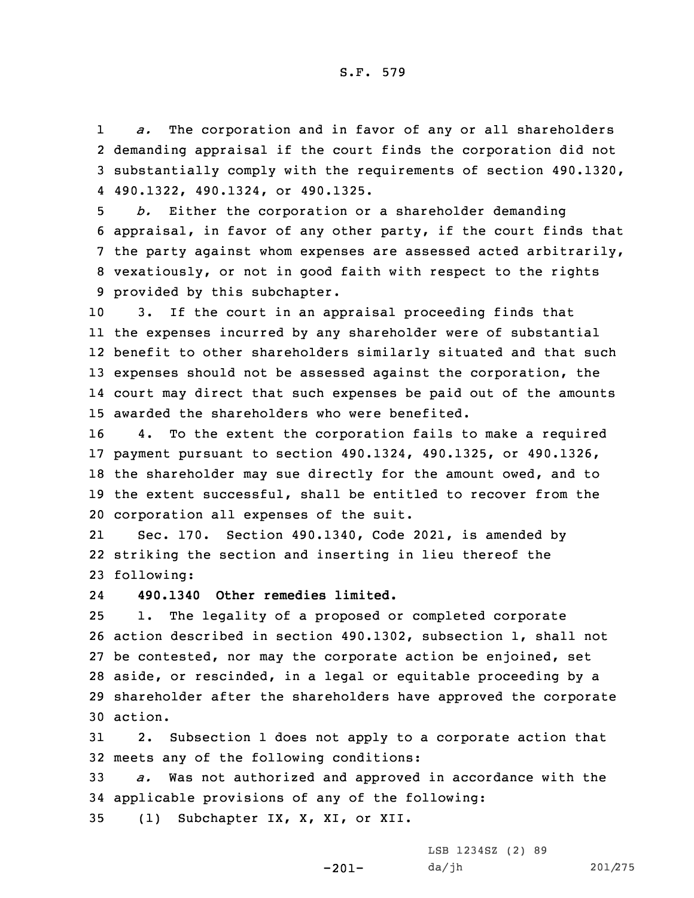*a.* The corporation and in favor of any or all shareholders demanding appraisal if the court finds the corporation did not substantially comply with the requirements of section 490.1320, 490.1322, 490.1324, or 490.1325.

*b.* Either the corporation or a shareholder demanding appraisal, in favor of any other party, if the court finds that the party against whom expenses are assessed acted arbitrarily, vexatiously, or not in good faith with respect to the rights provided by this subchapter.

3. If the court in an appraisal proceeding finds that the expenses incurred by any shareholder were of substantial benefit to other shareholders similarly situated and that such expenses should not be assessed against the corporation, the court may direct that such expenses be paid out of the amounts awarded the shareholders who were benefited.

4. To the extent the corporation fails to make a required payment pursuant to section 490.1324, 490.1325, or 490.1326, the shareholder may sue directly for the amount owed, and to the extent successful, shall be entitled to recover from the corporation all expenses of the suit.

Sec. 170. Section 490.1340, Code 2021, is amended by striking the section and inserting in lieu thereof the following:

**490.1340 Other remedies limited.**

1. The legality of a proposed or completed corporate action described in section 490.1302, subsection 1, shall not be contested, nor may the corporate action be enjoined, set aside, or rescinded, in a legal or equitable proceeding by a shareholder after the shareholders have approved the corporate action.

2. Subsection 1 does not apply to a corporate action that meets any of the following conditions:

*a.* Was not authorized and approved in accordance with the applicable provisions of any of the following:

(1) Subchapter IX, X, XI, or XII.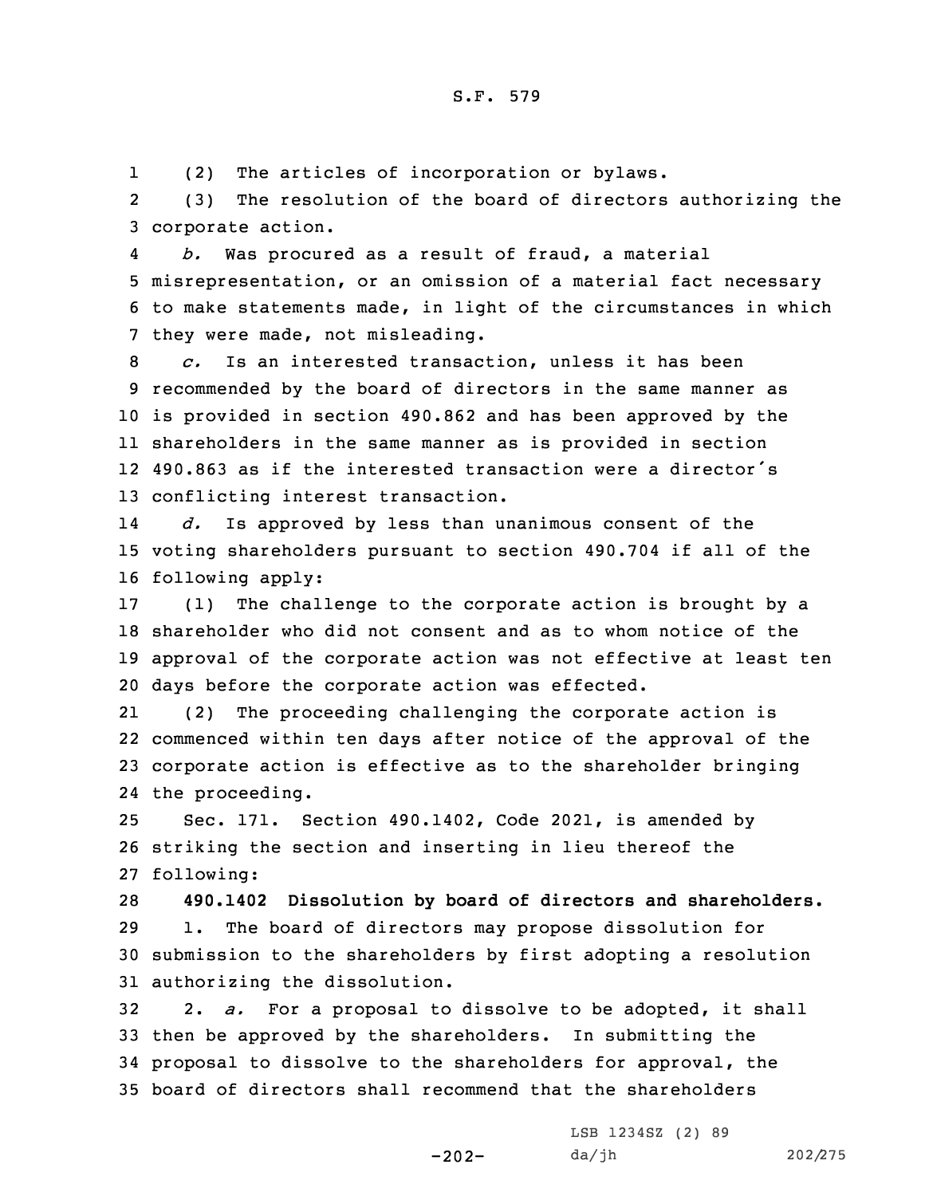(2) The articles of incorporation or bylaws.

(3) The resolution of the board of directors authorizing the corporate action.

*b.* Was procured as a result of fraud, a material misrepresentation, or an omission of a material fact necessary to make statements made, in light of the circumstances in which they were made, not misleading.

*c.* Is an interested transaction, unless it has been recommended by the board of directors in the same manner as is provided in section 490.862 and has been approved by the shareholders in the same manner as is provided in section 490.863 as if the interested transaction were a director's conflicting interest transaction.

*d.* Is approved by less than unanimous consent of the voting shareholders pursuant to section 490.704 if all of the following apply:

(1) The challenge to the corporate action is brought by a shareholder who did not consent and as to whom notice of the approval of the corporate action was not effective at least ten days before the corporate action was effected.

(2) The proceeding challenging the corporate action is commenced within ten days after notice of the approval of the corporate action is effective as to the shareholder bringing the proceeding.

Sec. 171. Section 490.1402, Code 2021, is amended by striking the section and inserting in lieu thereof the following:

**490.1402 Dissolution by board of directors and shareholders.**

1. The board of directors may propose dissolution for submission to the shareholders by first adopting a resolution authorizing the dissolution.

2. *a.* For a proposal to dissolve to be adopted, it shall then be approved by the shareholders. In submitting the proposal to dissolve to the shareholders for approval, the board of directors shall recommend that the shareholders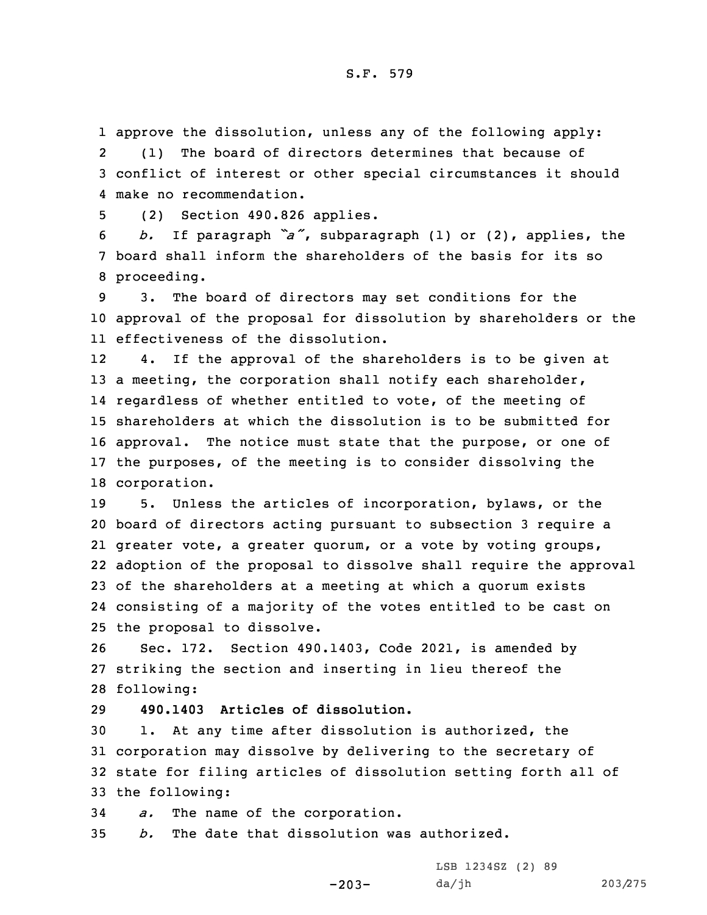approve the dissolution, unless any of the following apply:

(1) The board of directors determines that because of conflict of interest or other special circumstances it should make no recommendation.

(2) Section 490.826 applies.

*b.* If paragraph *"a"*, subparagraph (1) or (2), applies, the board shall inform the shareholders of the basis for its so proceeding.

3. The board of directors may set conditions for the approval of the proposal for dissolution by shareholders or the effectiveness of the dissolution.

4. If the approval of the shareholders is to be given at a meeting, the corporation shall notify each shareholder, regardless of whether entitled to vote, of the meeting of shareholders at which the dissolution is to be submitted for approval. The notice must state that the purpose, or one of the purposes, of the meeting is to consider dissolving the corporation.

5. Unless the articles of incorporation, bylaws, or the board of directors acting pursuant to subsection 3 require a greater vote, a greater quorum, or a vote by voting groups, adoption of the proposal to dissolve shall require the approval of the shareholders at a meeting at which a quorum exists consisting of a majority of the votes entitled to be cast on the proposal to dissolve.

Sec. 172. Section 490.1403, Code 2021, is amended by striking the section and inserting in lieu thereof the following:

**490.1403 Articles of dissolution.**

1. At any time after dissolution is authorized, the corporation may dissolve by delivering to the secretary of state for filing articles of dissolution setting forth all of the following:

*a.* The name of the corporation.

*b.* The date that dissolution was authorized.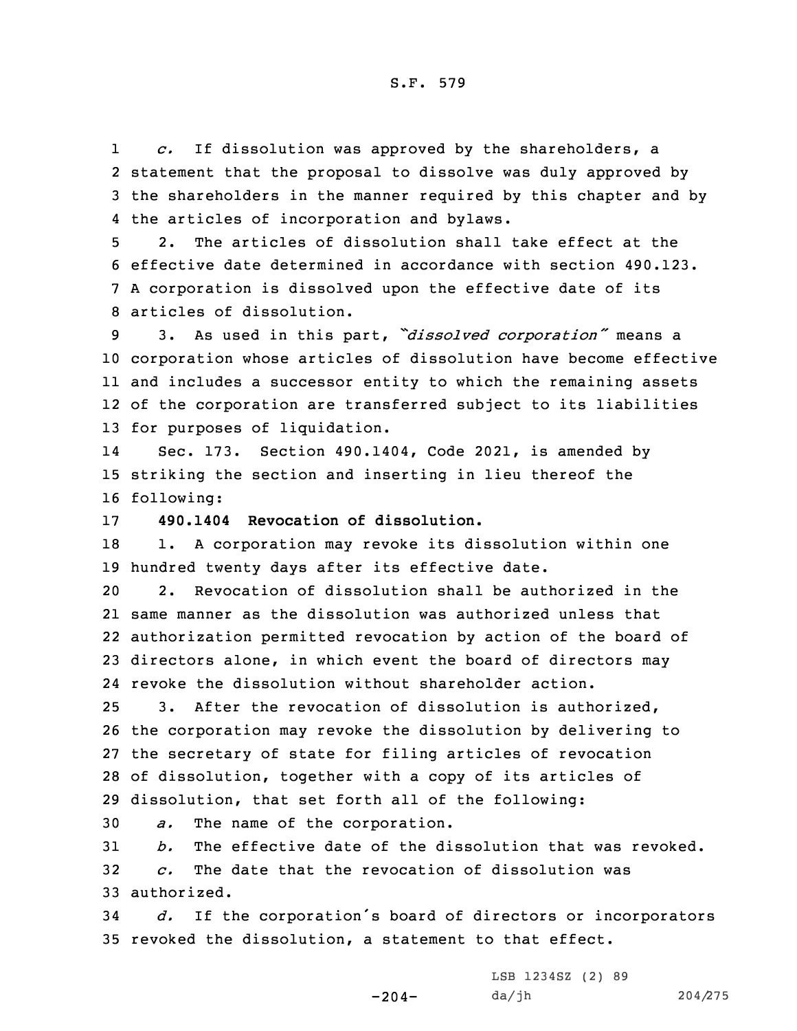*c.* If dissolution was approved by the shareholders, a statement that the proposal to dissolve was duly approved by the shareholders in the manner required by this chapter and by the articles of incorporation and bylaws.

2. The articles of dissolution shall take effect at the effective date determined in accordance with section 490.123. A corporation is dissolved upon the effective date of its articles of dissolution.

3. As used in this part, *"dissolved corporation"* means a corporation whose articles of dissolution have become effective and includes a successor entity to which the remaining assets of the corporation are transferred subject to its liabilities for purposes of liquidation.

Sec. 173. Section 490.1404, Code 2021, is amended by striking the section and inserting in lieu thereof the following:

**490.1404 Revocation of dissolution.**

1. A corporation may revoke its dissolution within one hundred twenty days after its effective date.

2. Revocation of dissolution shall be authorized in the same manner as the dissolution was authorized unless that authorization permitted revocation by action of the board of directors alone, in which event the board of directors may revoke the dissolution without shareholder action.

3. After the revocation of dissolution is authorized, the corporation may revoke the dissolution by delivering to the secretary of state for filing articles of revocation of dissolution, together with a copy of its articles of dissolution, that set forth all of the following:

*a.* The name of the corporation.

*b.* The effective date of the dissolution that was revoked.

*c.* The date that the revocation of dissolution was authorized.

*d.* If the corporation's board of directors or incorporators revoked the dissolution, a statement to that effect.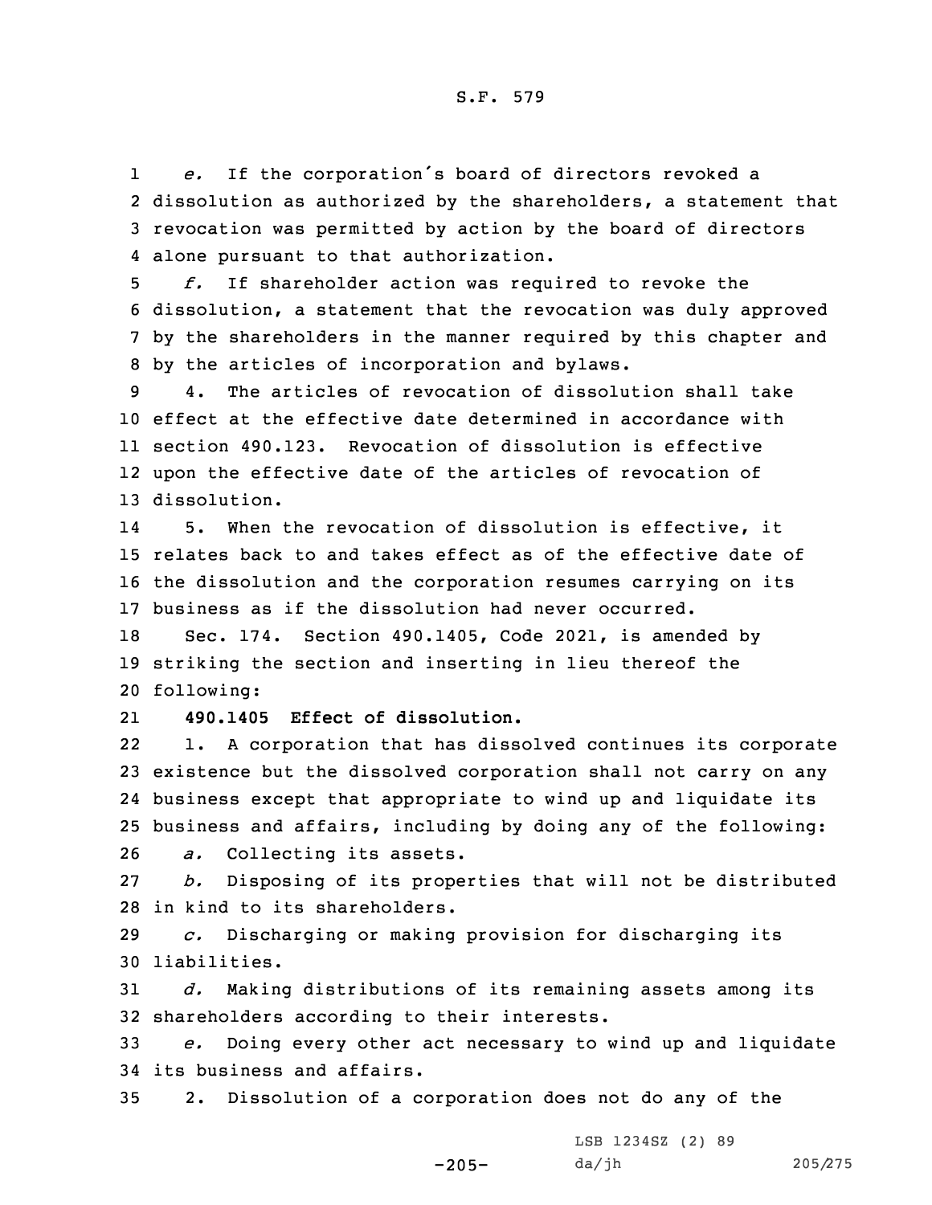*e.* If the corporation's board of directors revoked a dissolution as authorized by the shareholders, a statement that revocation was permitted by action by the board of directors alone pursuant to that authorization.

*f.* If shareholder action was required to revoke the dissolution, a statement that the revocation was duly approved by the shareholders in the manner required by this chapter and by the articles of incorporation and bylaws.

4. The articles of revocation of dissolution shall take effect at the effective date determined in accordance with section 490.123. Revocation of dissolution is effective upon the effective date of the articles of revocation of dissolution.

5. When the revocation of dissolution is effective, it relates back to and takes effect as of the effective date of the dissolution and the corporation resumes carrying on its business as if the dissolution had never occurred.

Sec. 174. Section 490.1405, Code 2021, is amended by striking the section and inserting in lieu thereof the following:

**490.1405 Effect of dissolution.**

1. A corporation that has dissolved continues its corporate existence but the dissolved corporation shall not carry on any business except that appropriate to wind up and liquidate its business and affairs, including by doing any of the following:

*a.* Collecting its assets.

*b.* Disposing of its properties that will not be distributed in kind to its shareholders.

*c.* Discharging or making provision for discharging its liabilities.

*d.* Making distributions of its remaining assets among its shareholders according to their interests.

*e.* Doing every other act necessary to wind up and liquidate its business and affairs.

2. Dissolution of a corporation does not do any of the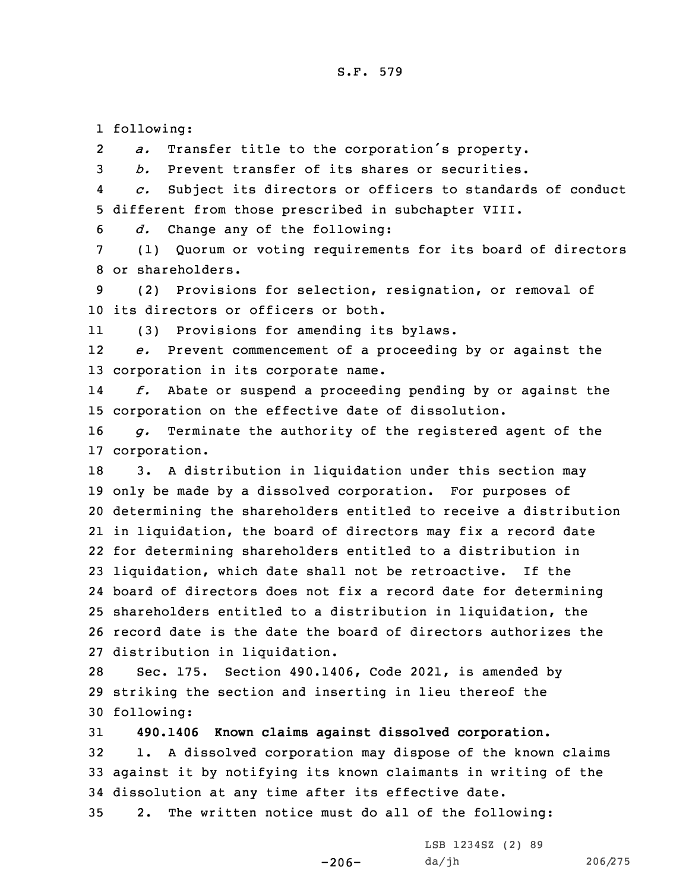following:

*a.* Transfer title to the corporation's property.

*b.* Prevent transfer of its shares or securities.

*c.* Subject its directors or officers to standards of conduct different from those prescribed in subchapter VIII.

*d.* Change any of the following:

(1) Quorum or voting requirements for its board of directors or shareholders.

(2) Provisions for selection, resignation, or removal of its directors or officers or both.

(3) Provisions for amending its bylaws.

*e.* Prevent commencement of a proceeding by or against the corporation in its corporate name.

*f.* Abate or suspend a proceeding pending by or against the corporation on the effective date of dissolution.

*g.* Terminate the authority of the registered agent of the corporation.

3. A distribution in liquidation under this section may only be made by a dissolved corporation. For purposes of determining the shareholders entitled to receive a distribution in liquidation, the board of directors may fix a record date for determining shareholders entitled to a distribution in liquidation, which date shall not be retroactive. If the board of directors does not fix a record date for determining shareholders entitled to a distribution in liquidation, the record date is the date the board of directors authorizes the distribution in liquidation.

Sec. 175. Section 490.1406, Code 2021, is amended by striking the section and inserting in lieu thereof the following:

**490.1406 Known claims against dissolved corporation.**

1. A dissolved corporation may dispose of the known claims against it by notifying its known claimants in writing of the dissolution at any time after its effective date.

2. The written notice must do all of the following: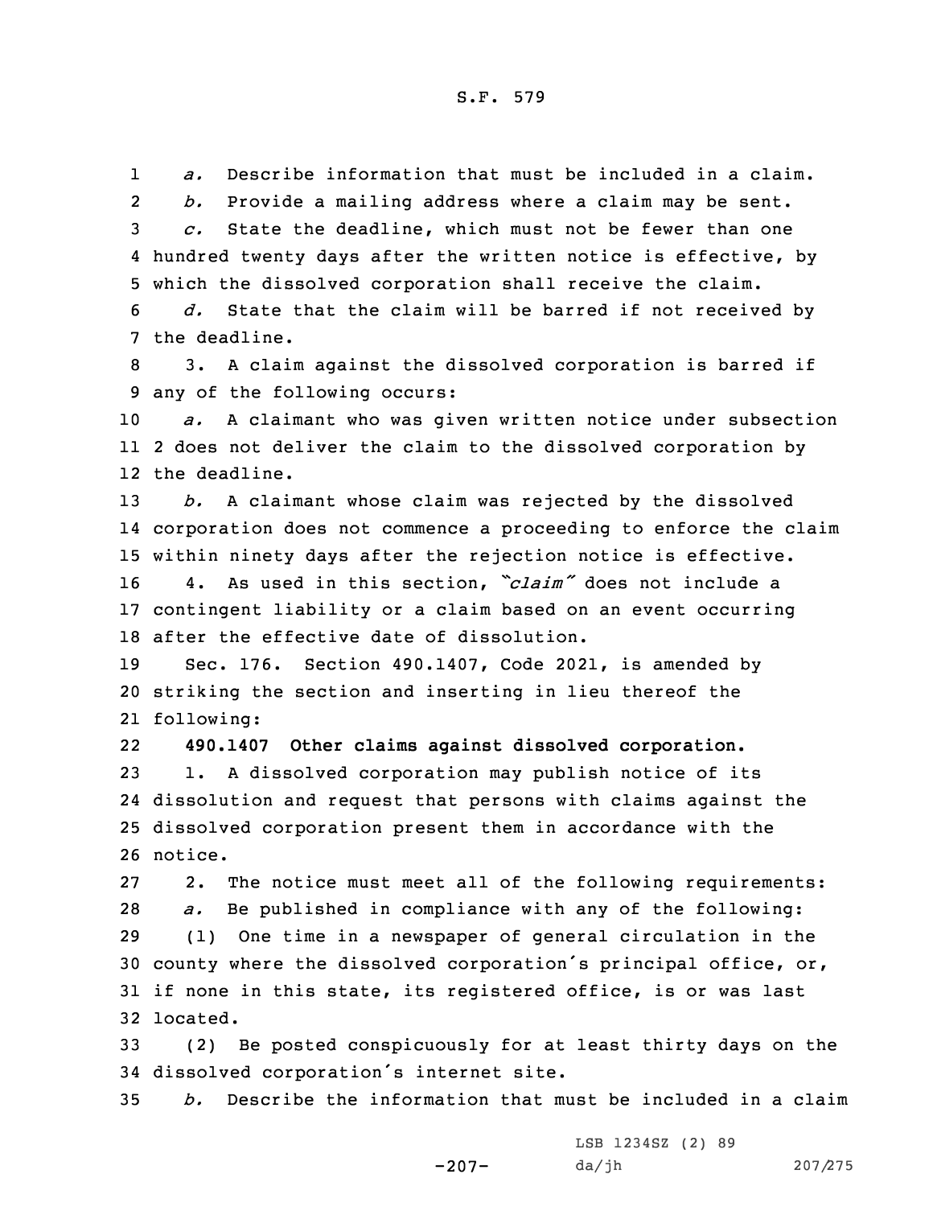*a.* Describe information that must be included in a claim.

*b.* Provide a mailing address where a claim may be sent.

*c.* State the deadline, which must not be fewer than one hundred twenty days after the written notice is effective, by which the dissolved corporation shall receive the claim.

*d.* State that the claim will be barred if not received by the deadline.

3. A claim against the dissolved corporation is barred if any of the following occurs:

*a.* A claimant who was given written notice under subsection 2 does not deliver the claim to the dissolved corporation by the deadline.

*b.* A claimant whose claim was rejected by the dissolved corporation does not commence a proceeding to enforce the claim within ninety days after the rejection notice is effective.

4. As used in this section, *"claim"* does not include a contingent liability or a claim based on an event occurring after the effective date of dissolution.

Sec. 176. Section 490.1407, Code 2021, is amended by striking the section and inserting in lieu thereof the following:

**490.1407 Other claims against dissolved corporation.**

1. A dissolved corporation may publish notice of its dissolution and request that persons with claims against the dissolved corporation present them in accordance with the notice.

2. The notice must meet all of the following requirements:

*a.* Be published in compliance with any of the following:

(1) One time in a newspaper of general circulation in the county where the dissolved corporation's principal office, or, if none in this state, its registered office, is or was last located.

(2) Be posted conspicuously for at least thirty days on the dissolved corporation's internet site.

*b.* Describe the information that must be included in a claim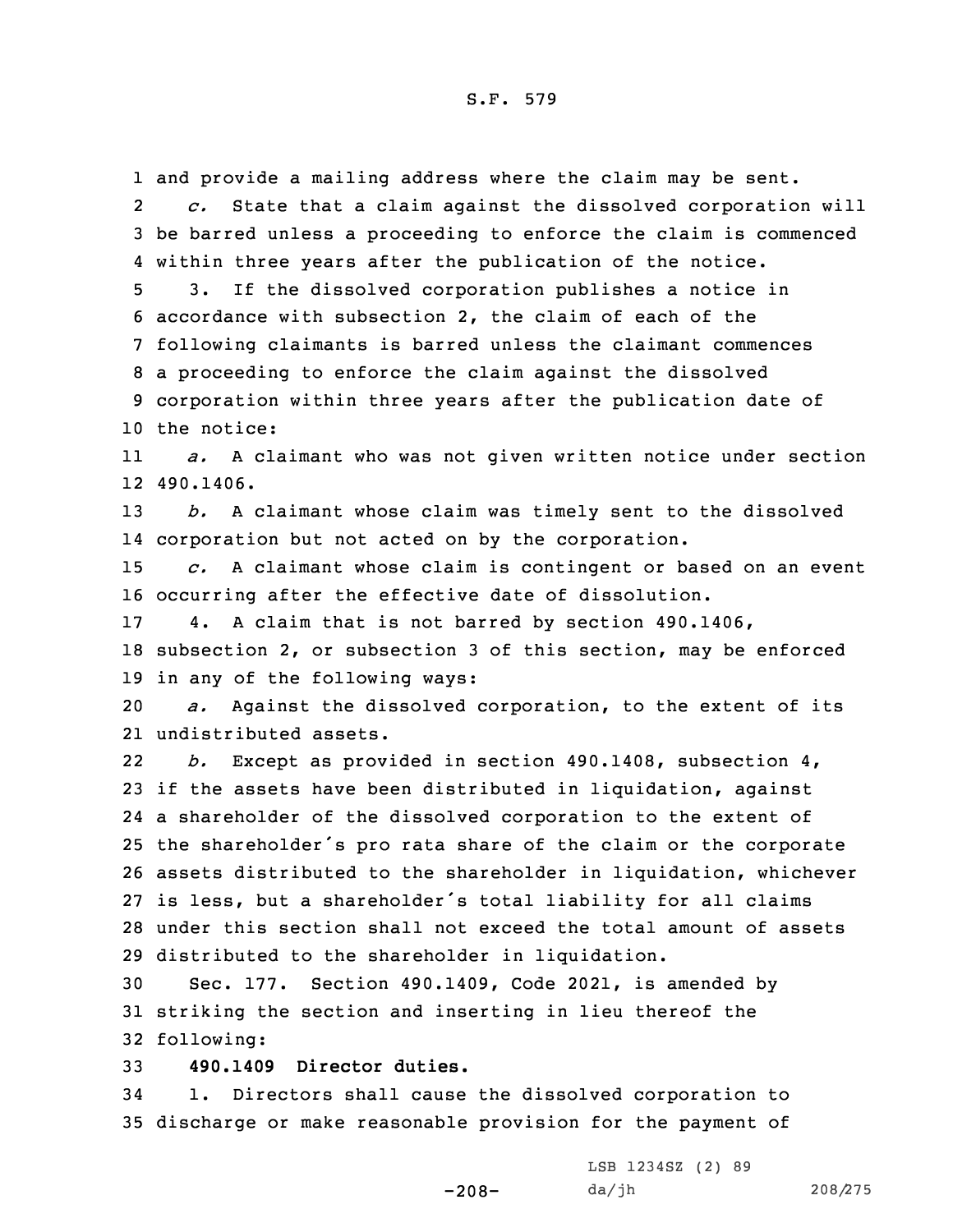and provide a mailing address where the claim may be sent.

*c.* State that a claim against the dissolved corporation will be barred unless a proceeding to enforce the claim is commenced within three years after the publication of the notice.

3. If the dissolved corporation publishes a notice in accordance with subsection 2, the claim of each of the following claimants is barred unless the claimant commences a proceeding to enforce the claim against the dissolved corporation within three years after the publication date of the notice:

*a.* A claimant who was not given written notice under section 490.1406.

*b.* A claimant whose claim was timely sent to the dissolved corporation but not acted on by the corporation.

*c.* A claimant whose claim is contingent or based on an event occurring after the effective date of dissolution.

4. A claim that is not barred by section 490.1406, subsection 2, or subsection 3 of this section, may be enforced in any of the following ways:

*a.* Against the dissolved corporation, to the extent of its undistributed assets.

*b.* Except as provided in section 490.1408, subsection 4, if the assets have been distributed in liquidation, against a shareholder of the dissolved corporation to the extent of the shareholder's pro rata share of the claim or the corporate assets distributed to the shareholder in liquidation, whichever is less, but a shareholder's total liability for all claims under this section shall not exceed the total amount of assets distributed to the shareholder in liquidation.

Sec. 177. Section 490.1409, Code 2021, is amended by striking the section and inserting in lieu thereof the following:

**490.1409 Director duties.**

1. Directors shall cause the dissolved corporation to discharge or make reasonable provision for the payment of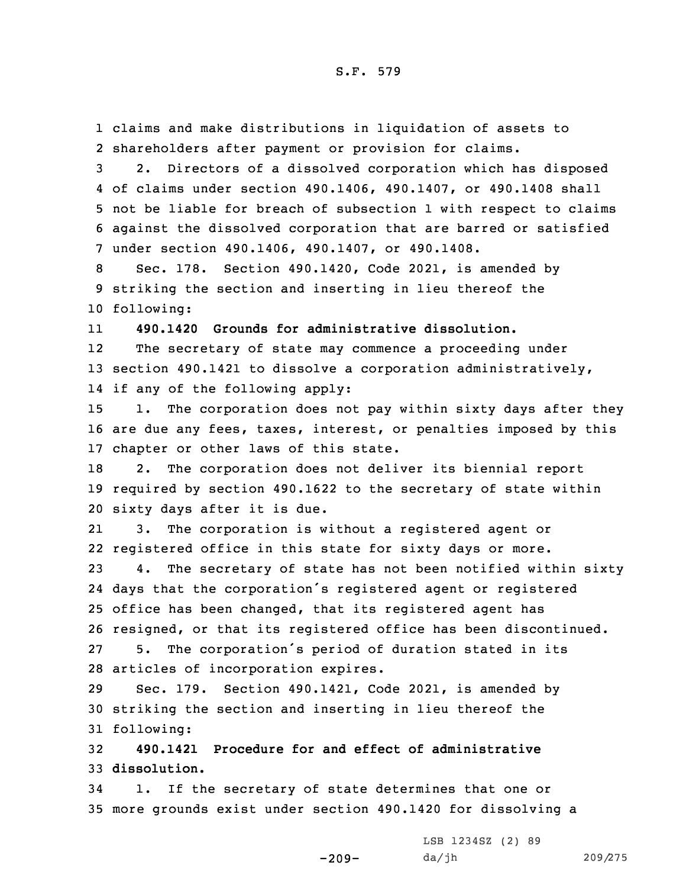claims and make distributions in liquidation of assets to shareholders after payment or provision for claims.

2. Directors of a dissolved corporation which has disposed of claims under section 490.1406, 490.1407, or 490.1408 shall not be liable for breach of subsection 1 with respect to claims against the dissolved corporation that are barred or satisfied under section 490.1406, 490.1407, or 490.1408.

Sec. 178. Section 490.1420, Code 2021, is amended by striking the section and inserting in lieu thereof the following:

**490.1420 Grounds for administrative dissolution.**

The secretary of state may commence a proceeding under section 490.1421 to dissolve a corporation administratively, if any of the following apply:

1. The corporation does not pay within sixty days after they are due any fees, taxes, interest, or penalties imposed by this chapter or other laws of this state.

2. The corporation does not deliver its biennial report required by section 490.1622 to the secretary of state within sixty days after it is due.

3. The corporation is without a registered agent or registered office in this state for sixty days or more.

4. The secretary of state has not been notified within sixty days that the corporation's registered agent or registered office has been changed, that its registered agent has resigned, or that its registered office has been discontinued.

5. The corporation's period of duration stated in its articles of incorporation expires.

Sec. 179. Section 490.1421, Code 2021, is amended by striking the section and inserting in lieu thereof the following:

**490.1421 Procedure for and effect of administrative dissolution.**

1. If the secretary of state determines that one or more grounds exist under section 490.1420 for dissolving a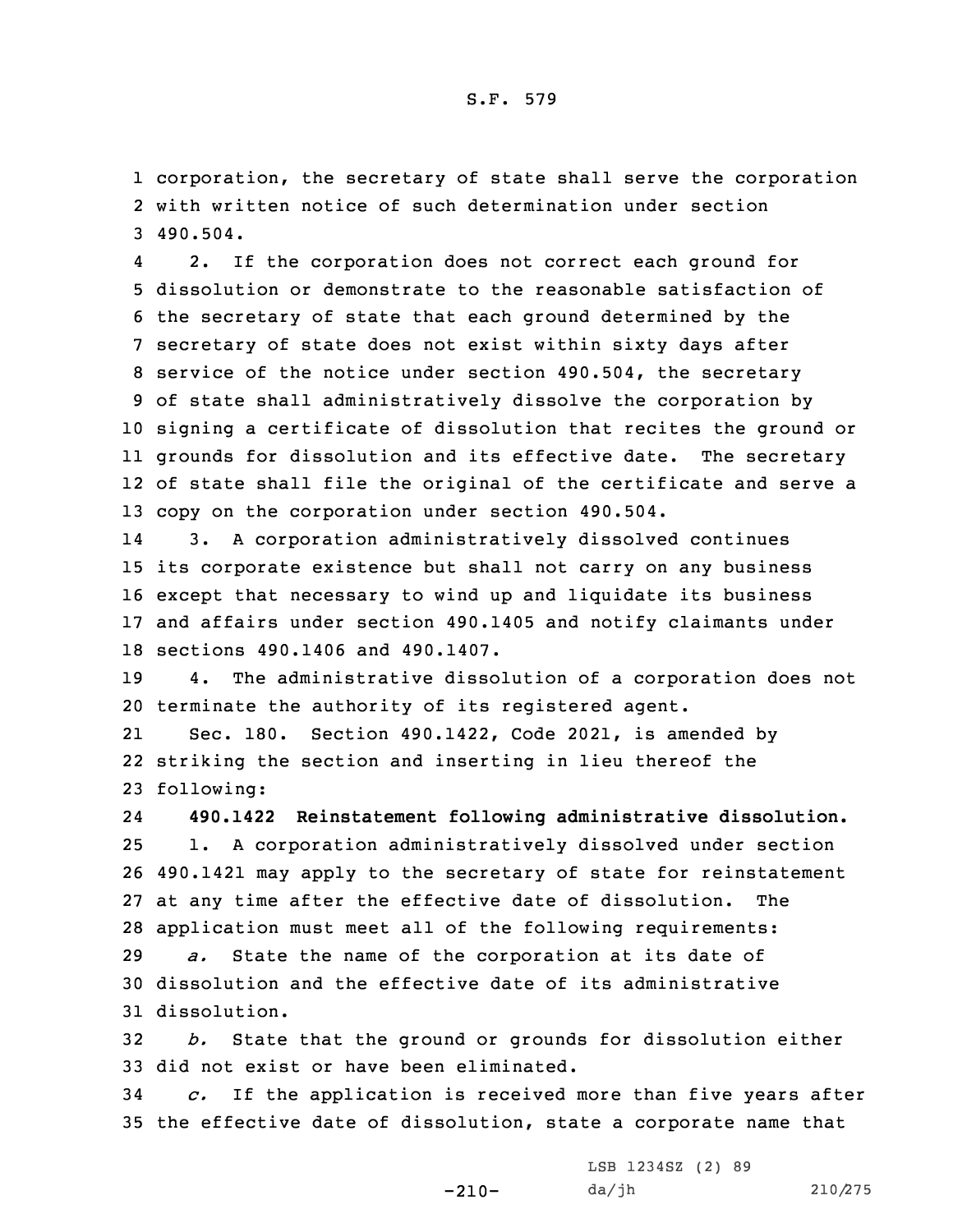corporation, the secretary of state shall serve the corporation with written notice of such determination under section 490.504.

2. If the corporation does not correct each ground for dissolution or demonstrate to the reasonable satisfaction of the secretary of state that each ground determined by the secretary of state does not exist within sixty days after service of the notice under section 490.504, the secretary of state shall administratively dissolve the corporation by signing a certificate of dissolution that recites the ground or grounds for dissolution and its effective date. The secretary of state shall file the original of the certificate and serve a copy on the corporation under section 490.504.

3. A corporation administratively dissolved continues its corporate existence but shall not carry on any business except that necessary to wind up and liquidate its business and affairs under section 490.1405 and notify claimants under sections 490.1406 and 490.1407.

4. The administrative dissolution of a corporation does not terminate the authority of its registered agent.

Sec. 180. Section 490.1422, Code 2021, is amended by striking the section and inserting in lieu thereof the following:

**490.1422 Reinstatement following administrative dissolution.**

1. A corporation administratively dissolved under section 490.1421 may apply to the secretary of state for reinstatement at any time after the effective date of dissolution. The application must meet all of the following requirements:

*a.* State the name of the corporation at its date of dissolution and the effective date of its administrative dissolution.

*b.* State that the ground or grounds for dissolution either did not exist or have been eliminated.

*c.* If the application is received more than five years after the effective date of dissolution, state a corporate name that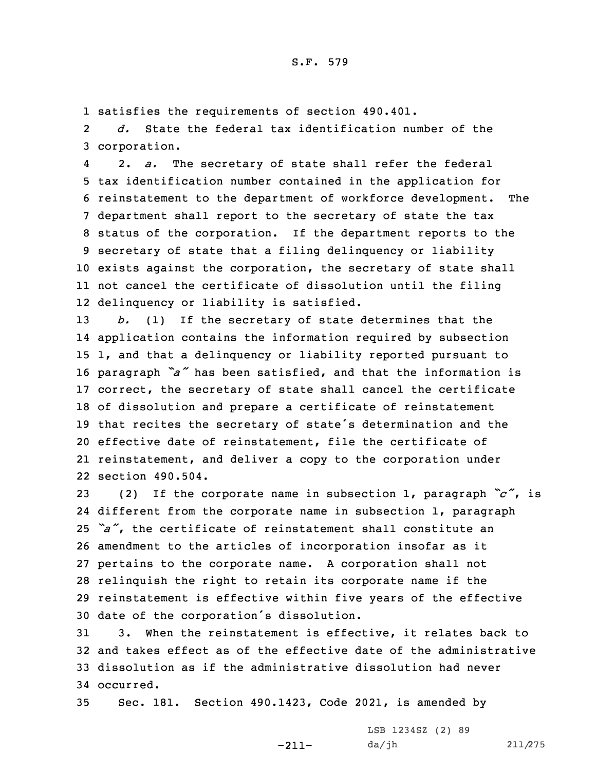satisfies the requirements of section 490.401.

*d.* State the federal tax identification number of the corporation.

2. *a.* The secretary of state shall refer the federal tax identification number contained in the application for reinstatement to the department of workforce development. The department shall report to the secretary of state the tax status of the corporation. If the department reports to the secretary of state that a filing delinquency or liability exists against the corporation, the secretary of state shall not cancel the certificate of dissolution until the filing delinquency or liability is satisfied.

*b.* (1) If the secretary of state determines that the application contains the information required by subsection 1, and that a delinquency or liability reported pursuant to paragraph *"a"* has been satisfied, and that the information is correct, the secretary of state shall cancel the certificate of dissolution and prepare a certificate of reinstatement that recites the secretary of state's determination and the effective date of reinstatement, file the certificate of reinstatement, and deliver a copy to the corporation under section 490.504.

(2) If the corporate name in subsection 1, paragraph *"c"*, is different from the corporate name in subsection 1, paragraph *"a"*, the certificate of reinstatement shall constitute an amendment to the articles of incorporation insofar as it pertains to the corporate name. A corporation shall not relinquish the right to retain its corporate name if the reinstatement is effective within five years of the effective date of the corporation's dissolution.

3. When the reinstatement is effective, it relates back to and takes effect as of the effective date of the administrative dissolution as if the administrative dissolution had never occurred.

Sec. 181. Section 490.1423, Code 2021, is amended by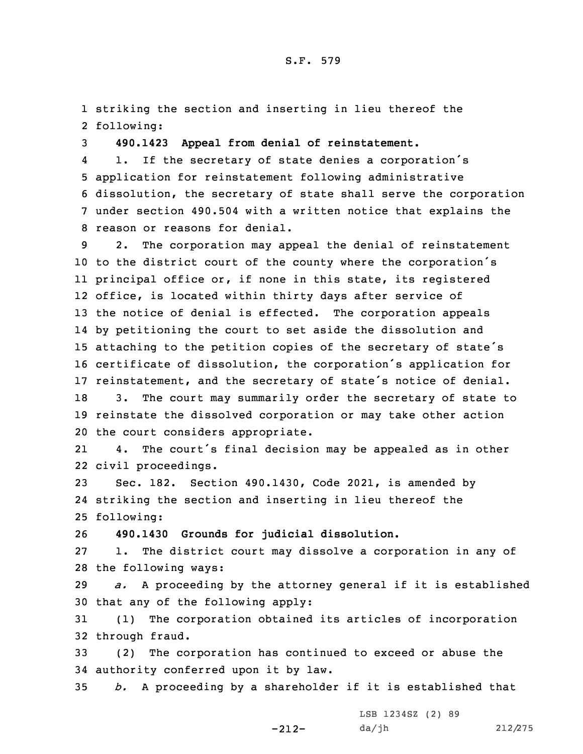striking the section and inserting in lieu thereof the following:

**490.1423 Appeal from denial of reinstatement.**

1. If the secretary of state denies a corporation's application for reinstatement following administrative dissolution, the secretary of state shall serve the corporation under section 490.504 with a written notice that explains the reason or reasons for denial.

2. The corporation may appeal the denial of reinstatement to the district court of the county where the corporation's principal office or, if none in this state, its registered office, is located within thirty days after service of the notice of denial is effected. The corporation appeals by petitioning the court to set aside the dissolution and attaching to the petition copies of the secretary of state's certificate of dissolution, the corporation's application for reinstatement, and the secretary of state's notice of denial.

3. The court may summarily order the secretary of state to reinstate the dissolved corporation or may take other action the court considers appropriate.

4. The court's final decision may be appealed as in other civil proceedings.

Sec. 182. Section 490.1430, Code 2021, is amended by striking the section and inserting in lieu thereof the following:

**490.1430 Grounds for judicial dissolution.**

1. The district court may dissolve a corporation in any of the following ways:

*a.* A proceeding by the attorney general if it is established that any of the following apply:

(1) The corporation obtained its articles of incorporation through fraud.

(2) The corporation has continued to exceed or abuse the authority conferred upon it by law.

*b.* A proceeding by a shareholder if it is established that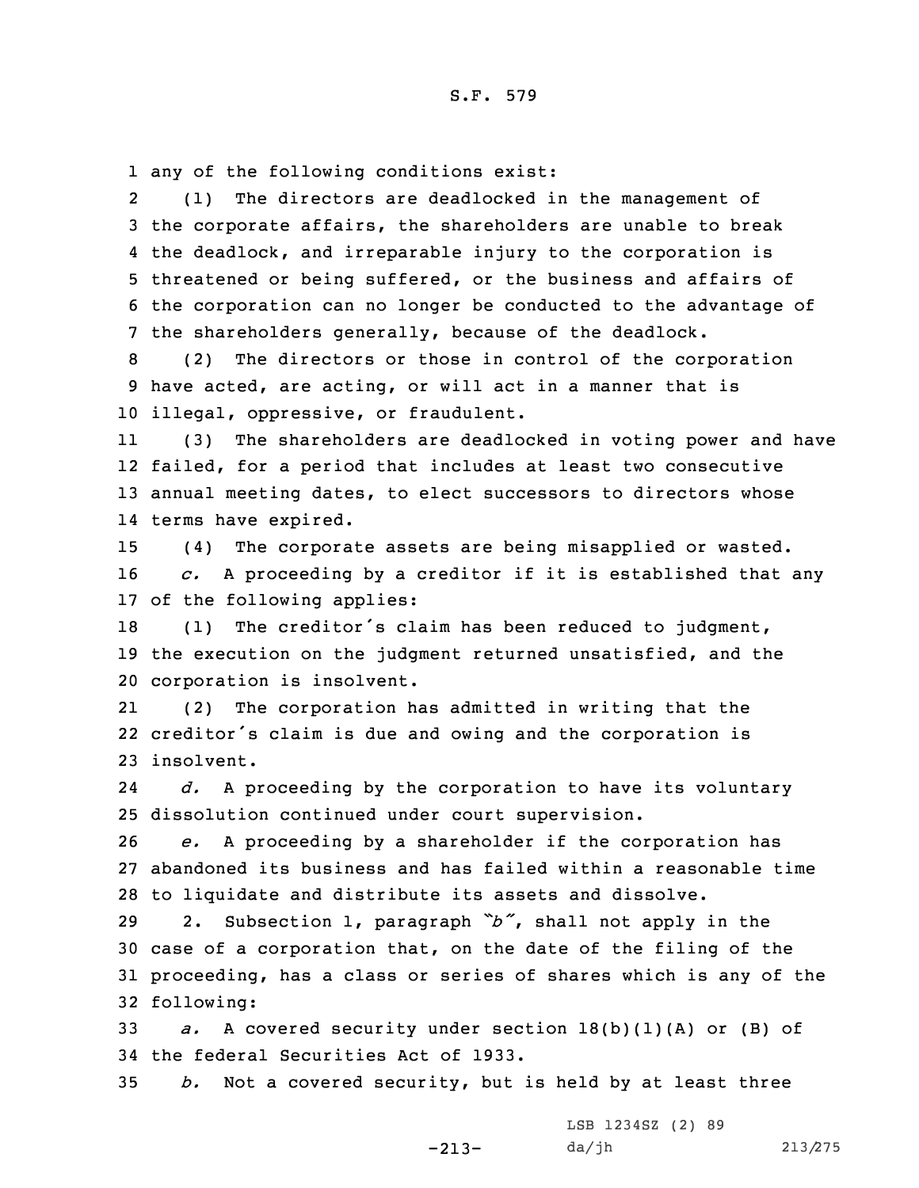any of the following conditions exist:

(1) The directors are deadlocked in the management of the corporate affairs, the shareholders are unable to break the deadlock, and irreparable injury to the corporation is threatened or being suffered, or the business and affairs of the corporation can no longer be conducted to the advantage of the shareholders generally, because of the deadlock.

(2) The directors or those in control of the corporation have acted, are acting, or will act in a manner that is illegal, oppressive, or fraudulent.

(3) The shareholders are deadlocked in voting power and have failed, for a period that includes at least two consecutive annual meeting dates, to elect successors to directors whose terms have expired.

(4) The corporate assets are being misapplied or wasted.

*c.* A proceeding by a creditor if it is established that any of the following applies:

(1) The creditor's claim has been reduced to judgment, the execution on the judgment returned unsatisfied, and the corporation is insolvent.

(2) The corporation has admitted in writing that the creditor's claim is due and owing and the corporation is insolvent.

*d.* A proceeding by the corporation to have its voluntary dissolution continued under court supervision.

*e.* A proceeding by a shareholder if the corporation has abandoned its business and has failed within a reasonable time to liquidate and distribute its assets and dissolve.

2. Subsection 1, paragraph *"b"*, shall not apply in the case of a corporation that, on the date of the filing of the proceeding, has a class or series of shares which is any of the following:

*a.* A covered security under section 18(b)(1)(A) or (B) of the federal Securities Act of 1933.

*b.* Not a covered security, but is held by at least three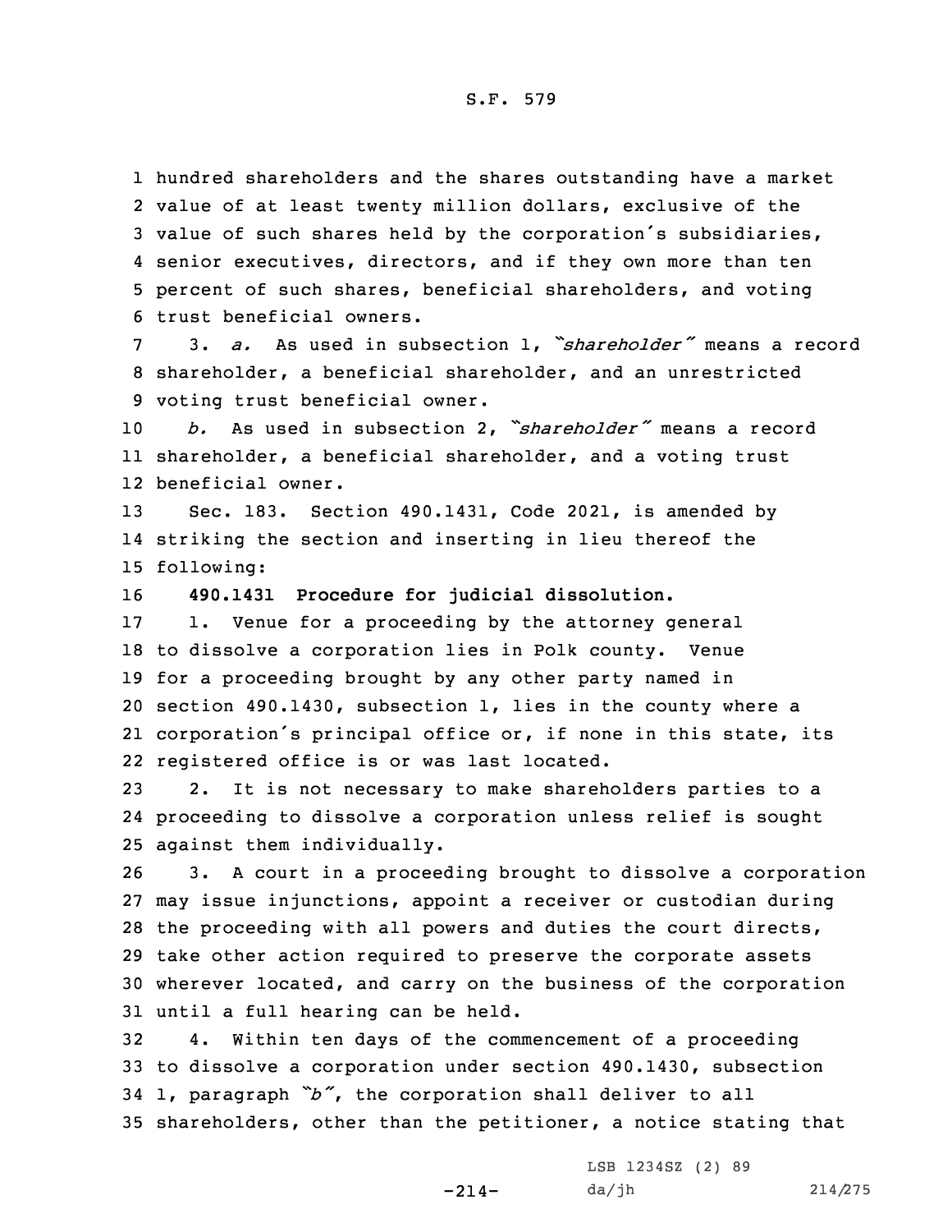hundred shareholders and the shares outstanding have a market value of at least twenty million dollars, exclusive of the value of such shares held by the corporation's subsidiaries, senior executives, directors, and if they own more than ten percent of such shares, beneficial shareholders, and voting trust beneficial owners.

3. *a.* As used in subsection 1, *"shareholder"* means a record shareholder, a beneficial shareholder, and an unrestricted voting trust beneficial owner.

*b.* As used in subsection 2, *"shareholder"* means a record shareholder, a beneficial shareholder, and a voting trust beneficial owner.

Sec. 183. Section 490.1431, Code 2021, is amended by striking the section and inserting in lieu thereof the following:

**490.1431 Procedure for judicial dissolution.**

1. Venue for a proceeding by the attorney general to dissolve a corporation lies in Polk county. Venue for a proceeding brought by any other party named in section 490.1430, subsection 1, lies in the county where a corporation's principal office or, if none in this state, its registered office is or was last located.

2. It is not necessary to make shareholders parties to a proceeding to dissolve a corporation unless relief is sought against them individually.

3. A court in a proceeding brought to dissolve a corporation may issue injunctions, appoint a receiver or custodian during the proceeding with all powers and duties the court directs, take other action required to preserve the corporate assets wherever located, and carry on the business of the corporation until a full hearing can be held.

4. Within ten days of the commencement of a proceeding to dissolve a corporation under section 490.1430, subsection 1, paragraph *"b"*, the corporation shall deliver to all shareholders, other than the petitioner, a notice stating that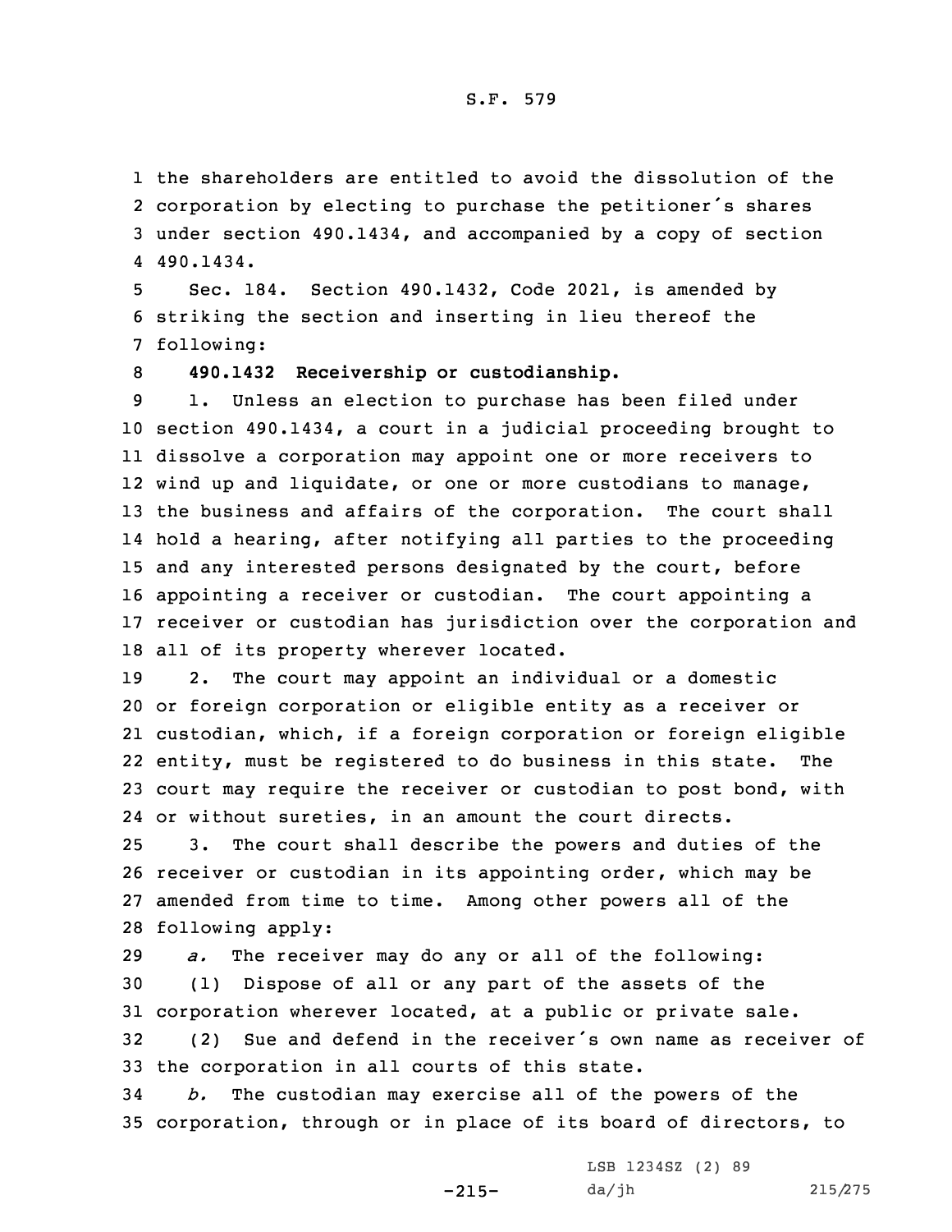the shareholders are entitled to avoid the dissolution of the corporation by electing to purchase the petitioner's shares under section 490.1434, and accompanied by a copy of section 490.1434.

Sec. 184. Section 490.1432, Code 2021, is amended by striking the section and inserting in lieu thereof the following:

**490.1432 Receivership or custodianship.**

1. Unless an election to purchase has been filed under section 490.1434, a court in a judicial proceeding brought to dissolve a corporation may appoint one or more receivers to wind up and liquidate, or one or more custodians to manage, the business and affairs of the corporation. The court shall hold a hearing, after notifying all parties to the proceeding and any interested persons designated by the court, before appointing a receiver or custodian. The court appointing a receiver or custodian has jurisdiction over the corporation and all of its property wherever located.

2. The court may appoint an individual or a domestic or foreign corporation or eligible entity as a receiver or custodian, which, if a foreign corporation or foreign eligible entity, must be registered to do business in this state. The court may require the receiver or custodian to post bond, with or without sureties, in an amount the court directs.

3. The court shall describe the powers and duties of the receiver or custodian in its appointing order, which may be amended from time to time. Among other powers all of the following apply:

*a.* The receiver may do any or all of the following:

(1) Dispose of all or any part of the assets of the corporation wherever located, at a public or private sale.

(2) Sue and defend in the receiver's own name as receiver of the corporation in all courts of this state.

*b.* The custodian may exercise all of the powers of the corporation, through or in place of its board of directors, to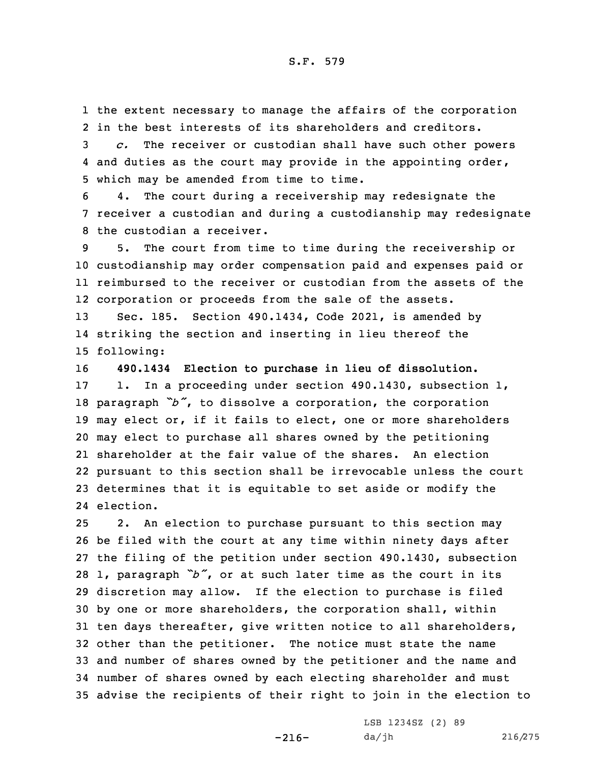the extent necessary to manage the affairs of the corporation in the best interests of its shareholders and creditors.

*c.* The receiver or custodian shall have such other powers and duties as the court may provide in the appointing order, which may be amended from time to time.

4. The court during a receivership may redesignate the receiver a custodian and during a custodianship may redesignate the custodian a receiver.

5. The court from time to time during the receivership or custodianship may order compensation paid and expenses paid or reimbursed to the receiver or custodian from the assets of the corporation or proceeds from the sale of the assets.

Sec. 185. Section 490.1434, Code 2021, is amended by striking the section and inserting in lieu thereof the following:

**490.1434 Election to purchase in lieu of dissolution.**

1. In a proceeding under section 490.1430, subsection 1, paragraph *"b"*, to dissolve a corporation, the corporation may elect or, if it fails to elect, one or more shareholders may elect to purchase all shares owned by the petitioning shareholder at the fair value of the shares. An election pursuant to this section shall be irrevocable unless the court determines that it is equitable to set aside or modify the election.

2. An election to purchase pursuant to this section may be filed with the court at any time within ninety days after the filing of the petition under section 490.1430, subsection 1, paragraph *"b"*, or at such later time as the court in its discretion may allow. If the election to purchase is filed by one or more shareholders, the corporation shall, within ten days thereafter, give written notice to all shareholders, other than the petitioner. The notice must state the name and number of shares owned by the petitioner and the name and number of shares owned by each electing shareholder and must advise the recipients of their right to join in the election to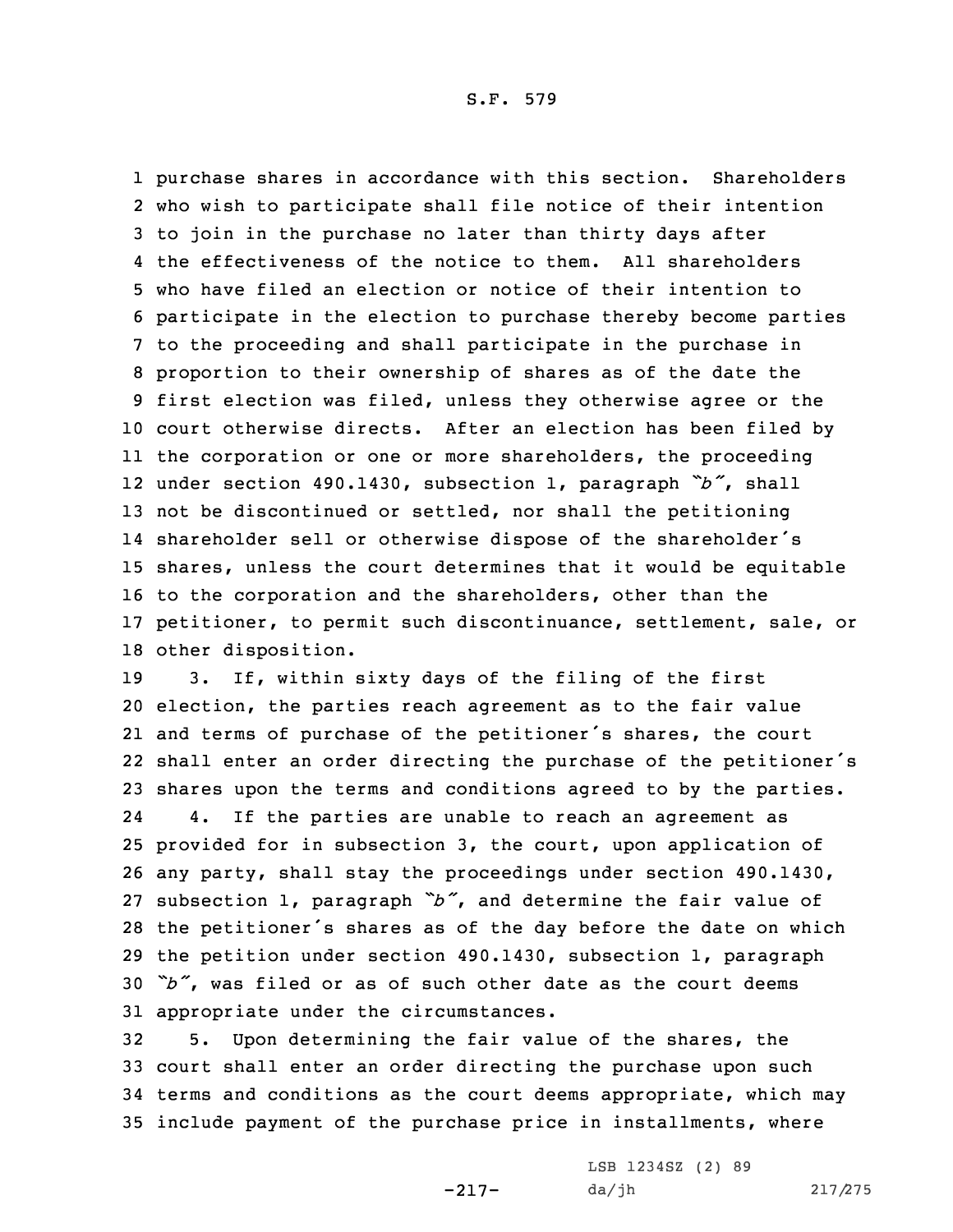purchase shares in accordance with this section. Shareholders who wish to participate shall file notice of their intention to join in the purchase no later than thirty days after the effectiveness of the notice to them. All shareholders who have filed an election or notice of their intention to participate in the election to purchase thereby become parties to the proceeding and shall participate in the purchase in proportion to their ownership of shares as of the date the first election was filed, unless they otherwise agree or the court otherwise directs. After an election has been filed by the corporation or one or more shareholders, the proceeding under section 490.1430, subsection 1, paragraph *"b"*, shall not be discontinued or settled, nor shall the petitioning shareholder sell or otherwise dispose of the shareholder's shares, unless the court determines that it would be equitable to the corporation and the shareholders, other than the petitioner, to permit such discontinuance, settlement, sale, or other disposition.

3. If, within sixty days of the filing of the first election, the parties reach agreement as to the fair value and terms of purchase of the petitioner's shares, the court shall enter an order directing the purchase of the petitioner's shares upon the terms and conditions agreed to by the parties.

4. If the parties are unable to reach an agreement as provided for in subsection 3, the court, upon application of any party, shall stay the proceedings under section 490.1430, subsection 1, paragraph *"b"*, and determine the fair value of the petitioner's shares as of the day before the date on which the petition under section 490.1430, subsection 1, paragraph *"b"*, was filed or as of such other date as the court deems appropriate under the circumstances.

5. Upon determining the fair value of the shares, the court shall enter an order directing the purchase upon such terms and conditions as the court deems appropriate, which may include payment of the purchase price in installments, where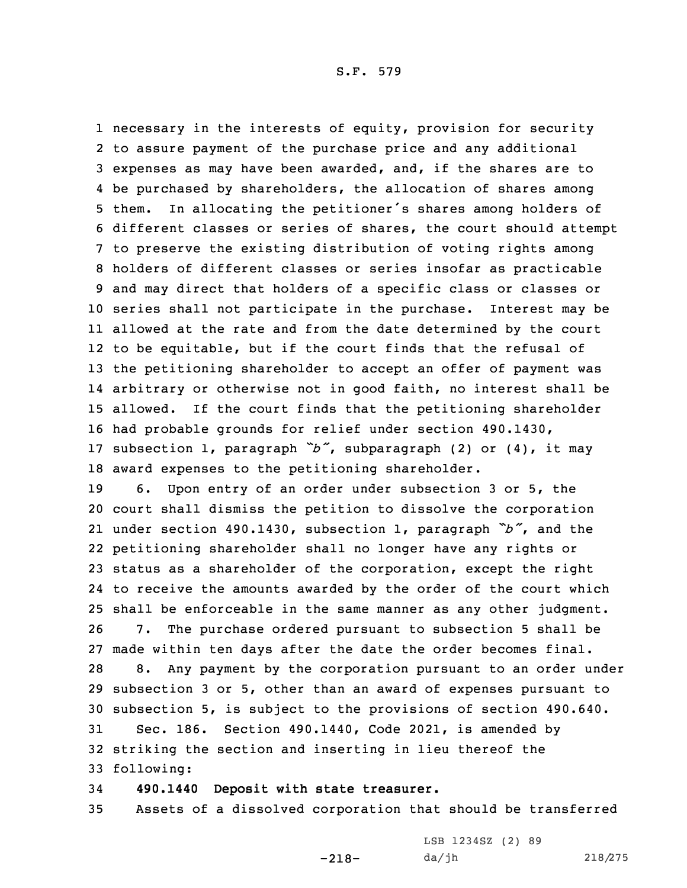necessary in the interests of equity, provision for security to assure payment of the purchase price and any additional expenses as may have been awarded, and, if the shares are to be purchased by shareholders, the allocation of shares among them. In allocating the petitioner's shares among holders of different classes or series of shares, the court should attempt to preserve the existing distribution of voting rights among holders of different classes or series insofar as practicable and may direct that holders of a specific class or classes or series shall not participate in the purchase. Interest may be allowed at the rate and from the date determined by the court to be equitable, but if the court finds that the refusal of the petitioning shareholder to accept an offer of payment was arbitrary or otherwise not in good faith, no interest shall be allowed. If the court finds that the petitioning shareholder had probable grounds for relief under section 490.1430, subsection 1, paragraph *"b"*, subparagraph (2) or (4), it may award expenses to the petitioning shareholder.

6. Upon entry of an order under subsection 3 or 5, the court shall dismiss the petition to dissolve the corporation under section 490.1430, subsection 1, paragraph *"b"*, and the petitioning shareholder shall no longer have any rights or status as a shareholder of the corporation, except the right to receive the amounts awarded by the order of the court which shall be enforceable in the same manner as any other judgment.

7. The purchase ordered pursuant to subsection 5 shall be made within ten days after the date the order becomes final.

8. Any payment by the corporation pursuant to an order under subsection 3 or 5, other than an award of expenses pursuant to subsection 5, is subject to the provisions of section 490.640.

Sec. 186. Section 490.1440, Code 2021, is amended by striking the section and inserting in lieu thereof the following:

**490.1440 Deposit with state treasurer.**

Assets of a dissolved corporation that should be transferred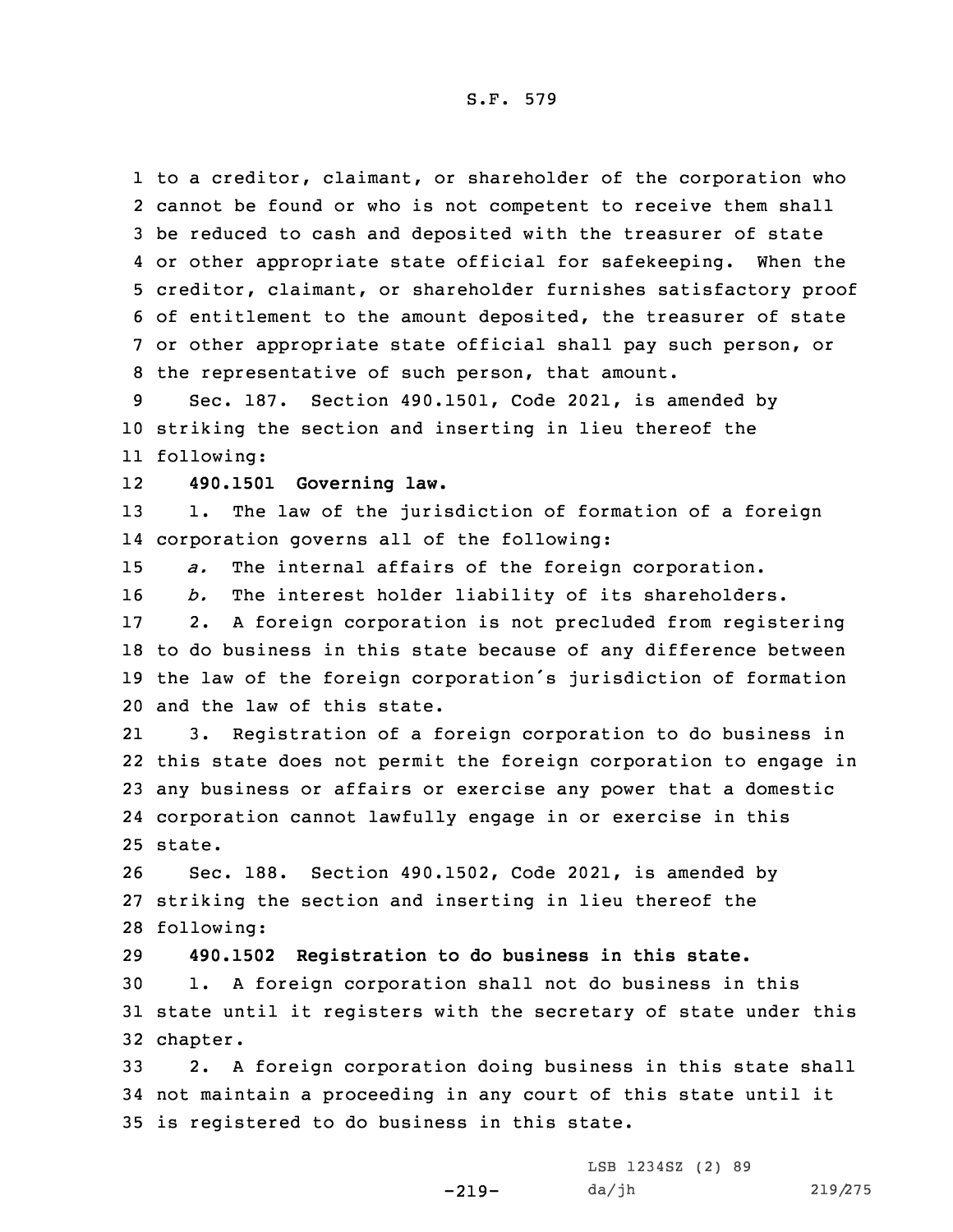to a creditor, claimant, or shareholder of the corporation who cannot be found or who is not competent to receive them shall be reduced to cash and deposited with the treasurer of state or other appropriate state official for safekeeping. When the creditor, claimant, or shareholder furnishes satisfactory proof of entitlement to the amount deposited, the treasurer of state or other appropriate state official shall pay such person, or the representative of such person, that amount.

Sec. 187. Section 490.1501, Code 2021, is amended by striking the section and inserting in lieu thereof the following:

**490.1501 Governing law.**

1. The law of the jurisdiction of formation of a foreign corporation governs all of the following:

*a.* The internal affairs of the foreign corporation.

*b.* The interest holder liability of its shareholders.

2. A foreign corporation is not precluded from registering to do business in this state because of any difference between the law of the foreign corporation's jurisdiction of formation and the law of this state.

3. Registration of a foreign corporation to do business in this state does not permit the foreign corporation to engage in any business or affairs or exercise any power that a domestic corporation cannot lawfully engage in or exercise in this state.

Sec. 188. Section 490.1502, Code 2021, is amended by striking the section and inserting in lieu thereof the following:

**490.1502 Registration to do business in this state.**

1. A foreign corporation shall not do business in this state until it registers with the secretary of state under this chapter.

2. A foreign corporation doing business in this state shall not maintain a proceeding in any court of this state until it is registered to do business in this state.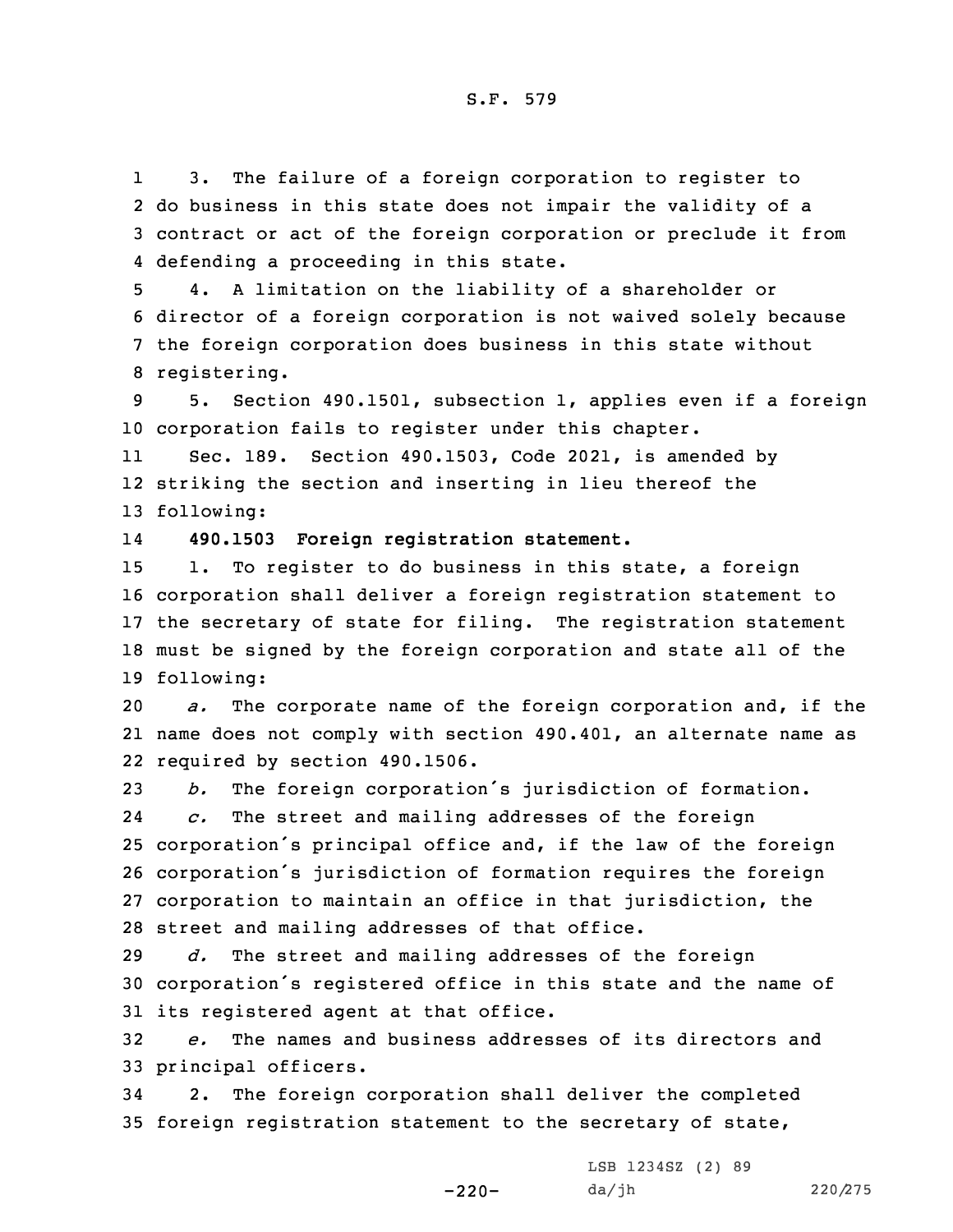3. The failure of a foreign corporation to register to do business in this state does not impair the validity of a contract or act of the foreign corporation or preclude it from defending a proceeding in this state.

4. A limitation on the liability of a shareholder or director of a foreign corporation is not waived solely because the foreign corporation does business in this state without registering.

5. Section 490.1501, subsection 1, applies even if a foreign corporation fails to register under this chapter.

Sec. 189. Section 490.1503, Code 2021, is amended by striking the section and inserting in lieu thereof the following:

**490.1503 Foreign registration statement.**

1. To register to do business in this state, a foreign corporation shall deliver a foreign registration statement to the secretary of state for filing. The registration statement must be signed by the foreign corporation and state all of the following:

*a.* The corporate name of the foreign corporation and, if the name does not comply with section 490.401, an alternate name as required by section 490.1506.

*b.* The foreign corporation's jurisdiction of formation.

*c.* The street and mailing addresses of the foreign corporation's principal office and, if the law of the foreign corporation's jurisdiction of formation requires the foreign corporation to maintain an office in that jurisdiction, the street and mailing addresses of that office.

*d.* The street and mailing addresses of the foreign corporation's registered office in this state and the name of its registered agent at that office.

*e.* The names and business addresses of its directors and principal officers.

2. The foreign corporation shall deliver the completed foreign registration statement to the secretary of state,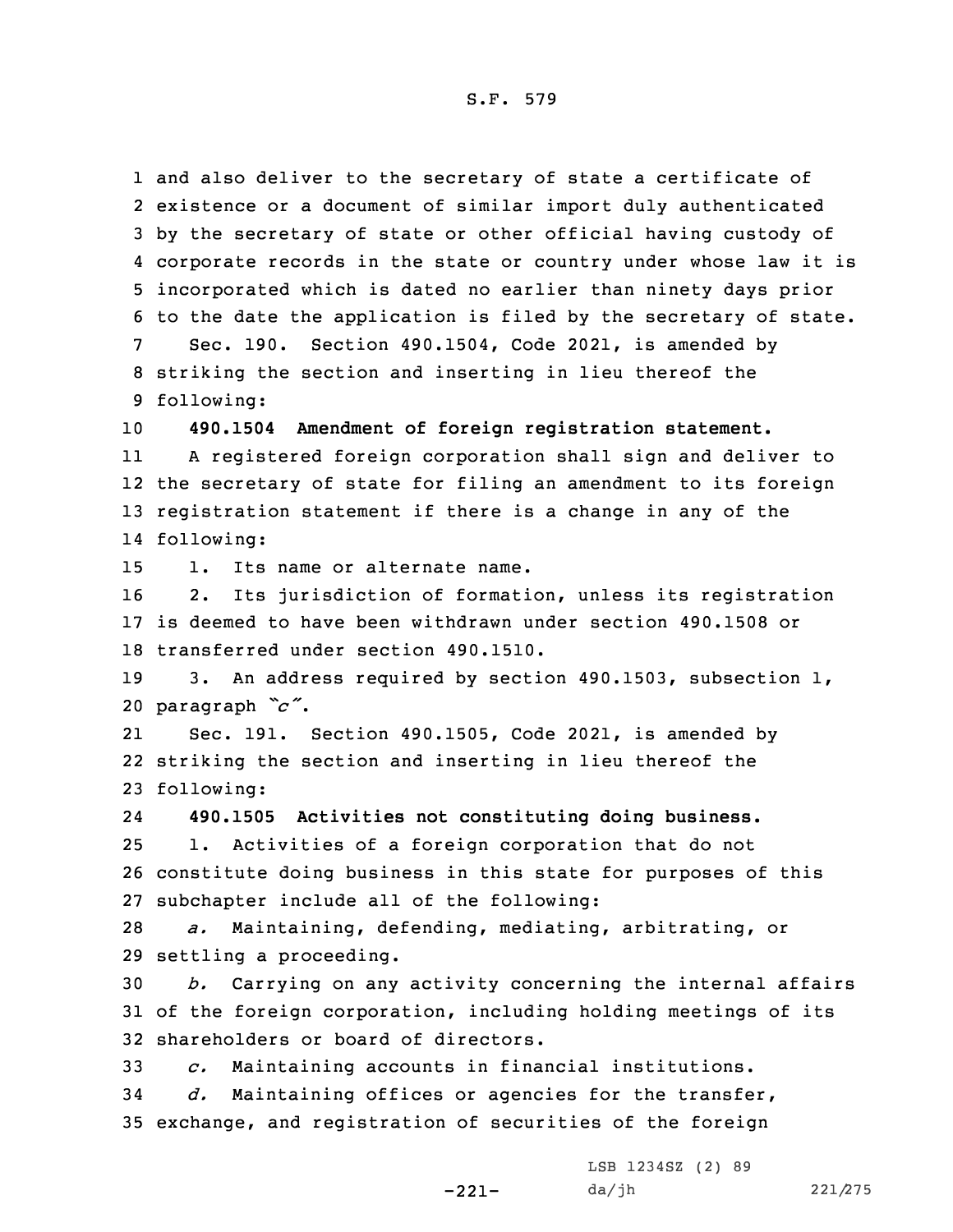and also deliver to the secretary of state a certificate of existence or a document of similar import duly authenticated by the secretary of state or other official having custody of corporate records in the state or country under whose law it is incorporated which is dated no earlier than ninety days prior to the date the application is filed by the secretary of state.

Sec. 190. Section 490.1504, Code 2021, is amended by striking the section and inserting in lieu thereof the following:

**490.1504 Amendment of foreign registration statement.**

A registered foreign corporation shall sign and deliver to the secretary of state for filing an amendment to its foreign registration statement if there is a change in any of the following:

1. Its name or alternate name.

2. Its jurisdiction of formation, unless its registration is deemed to have been withdrawn under section 490.1508 or transferred under section 490.1510.

3. An address required by section 490.1503, subsection 1, paragraph *"c"*.

Sec. 191. Section 490.1505, Code 2021, is amended by striking the section and inserting in lieu thereof the following:

**490.1505 Activities not constituting doing business.**

1. Activities of a foreign corporation that do not constitute doing business in this state for purposes of this subchapter include all of the following:

*a.* Maintaining, defending, mediating, arbitrating, or settling a proceeding.

*b.* Carrying on any activity concerning the internal affairs of the foreign corporation, including holding meetings of its shareholders or board of directors.

*c.* Maintaining accounts in financial institutions.

*d.* Maintaining offices or agencies for the transfer, exchange, and registration of securities of the foreign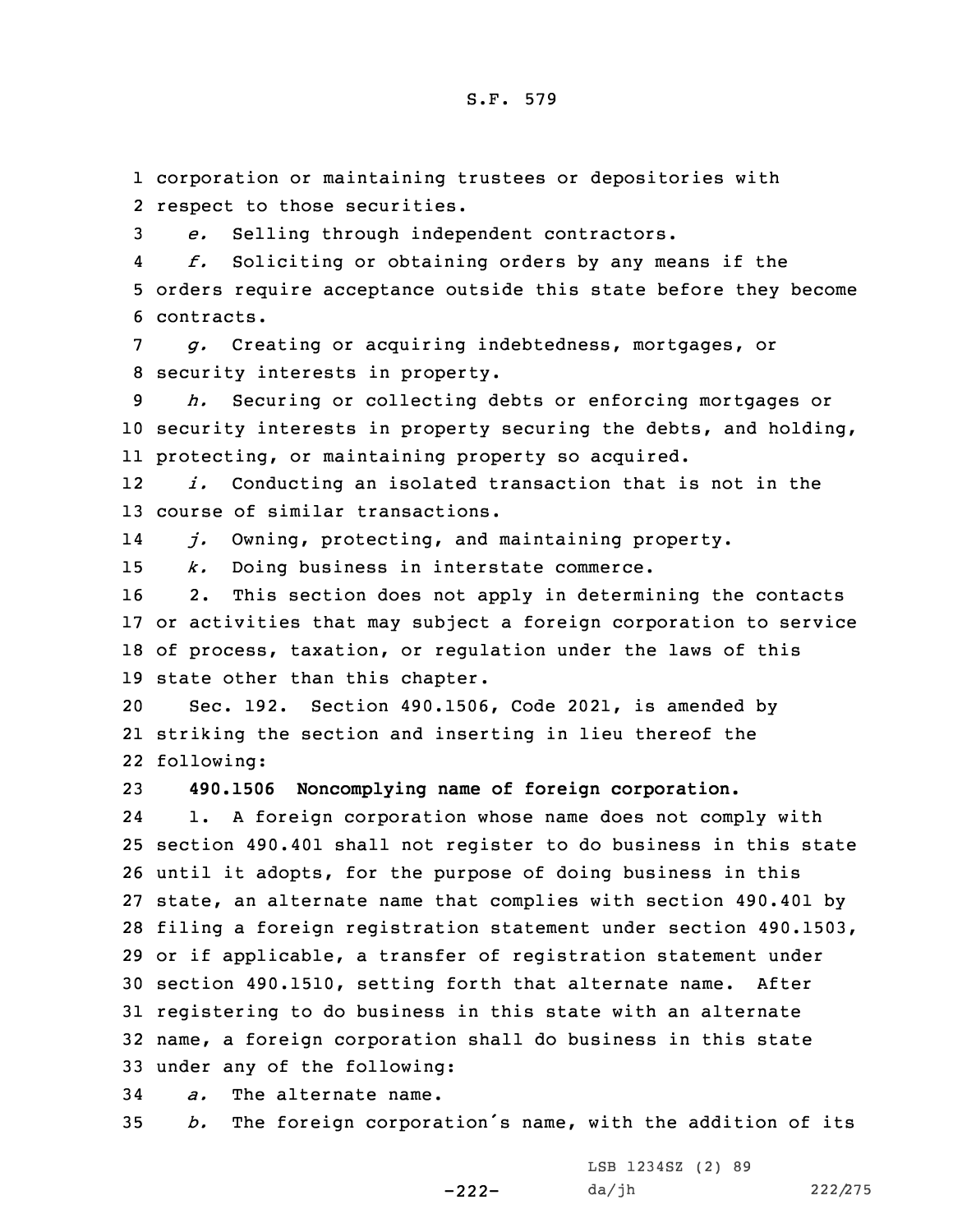corporation or maintaining trustees or depositories with respect to those securities.

*e.* Selling through independent contractors.

*f.* Soliciting or obtaining orders by any means if the orders require acceptance outside this state before they become contracts.

*g.* Creating or acquiring indebtedness, mortgages, or security interests in property.

*h.* Securing or collecting debts or enforcing mortgages or security interests in property securing the debts, and holding, protecting, or maintaining property so acquired.

*i.* Conducting an isolated transaction that is not in the course of similar transactions.

*j.* Owning, protecting, and maintaining property.

*k.* Doing business in interstate commerce.

2. This section does not apply in determining the contacts or activities that may subject a foreign corporation to service of process, taxation, or regulation under the laws of this state other than this chapter.

Sec. 192. Section 490.1506, Code 2021, is amended by striking the section and inserting in lieu thereof the following:

**490.1506 Noncomplying name of foreign corporation.**

1. A foreign corporation whose name does not comply with section 490.401 shall not register to do business in this state until it adopts, for the purpose of doing business in this state, an alternate name that complies with section 490.401 by filing a foreign registration statement under section 490.1503, or if applicable, a transfer of registration statement under section 490.1510, setting forth that alternate name. After registering to do business in this state with an alternate name, a foreign corporation shall do business in this state under any of the following:

*a.* The alternate name.

*b.* The foreign corporation's name, with the addition of its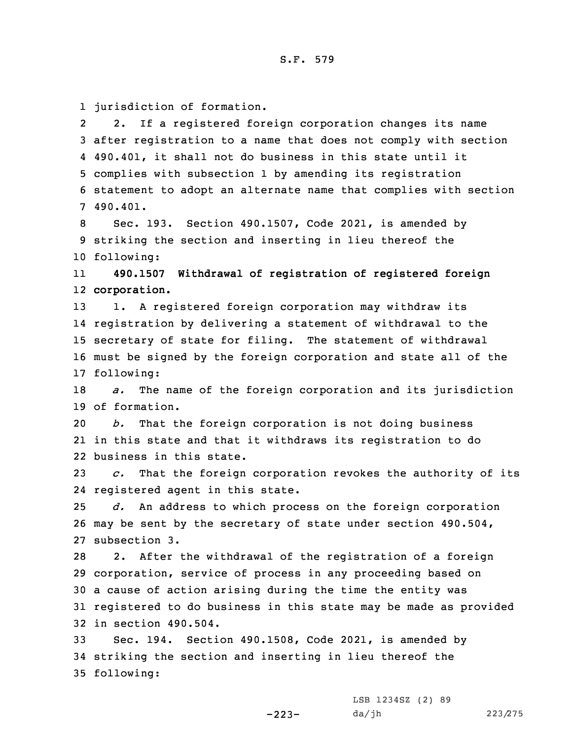jurisdiction of formation.

2. If a registered foreign corporation changes its name after registration to a name that does not comply with section 490.401, it shall not do business in this state until it complies with subsection 1 by amending its registration statement to adopt an alternate name that complies with section 490.401.

Sec. 193. Section 490.1507, Code 2021, is amended by striking the section and inserting in lieu thereof the following:

**490.1507 Withdrawal of registration of registered foreign corporation.**

1. A registered foreign corporation may withdraw its registration by delivering a statement of withdrawal to the secretary of state for filing. The statement of withdrawal must be signed by the foreign corporation and state all of the following:

*a.* The name of the foreign corporation and its jurisdiction of formation.

*b.* That the foreign corporation is not doing business in this state and that it withdraws its registration to do business in this state.

*c.* That the foreign corporation revokes the authority of its registered agent in this state.

*d.* An address to which process on the foreign corporation may be sent by the secretary of state under section 490.504, subsection 3.

2. After the withdrawal of the registration of a foreign corporation, service of process in any proceeding based on a cause of action arising during the time the entity was registered to do business in this state may be made as provided in section 490.504.

Sec. 194. Section 490.1508, Code 2021, is amended by striking the section and inserting in lieu thereof the following: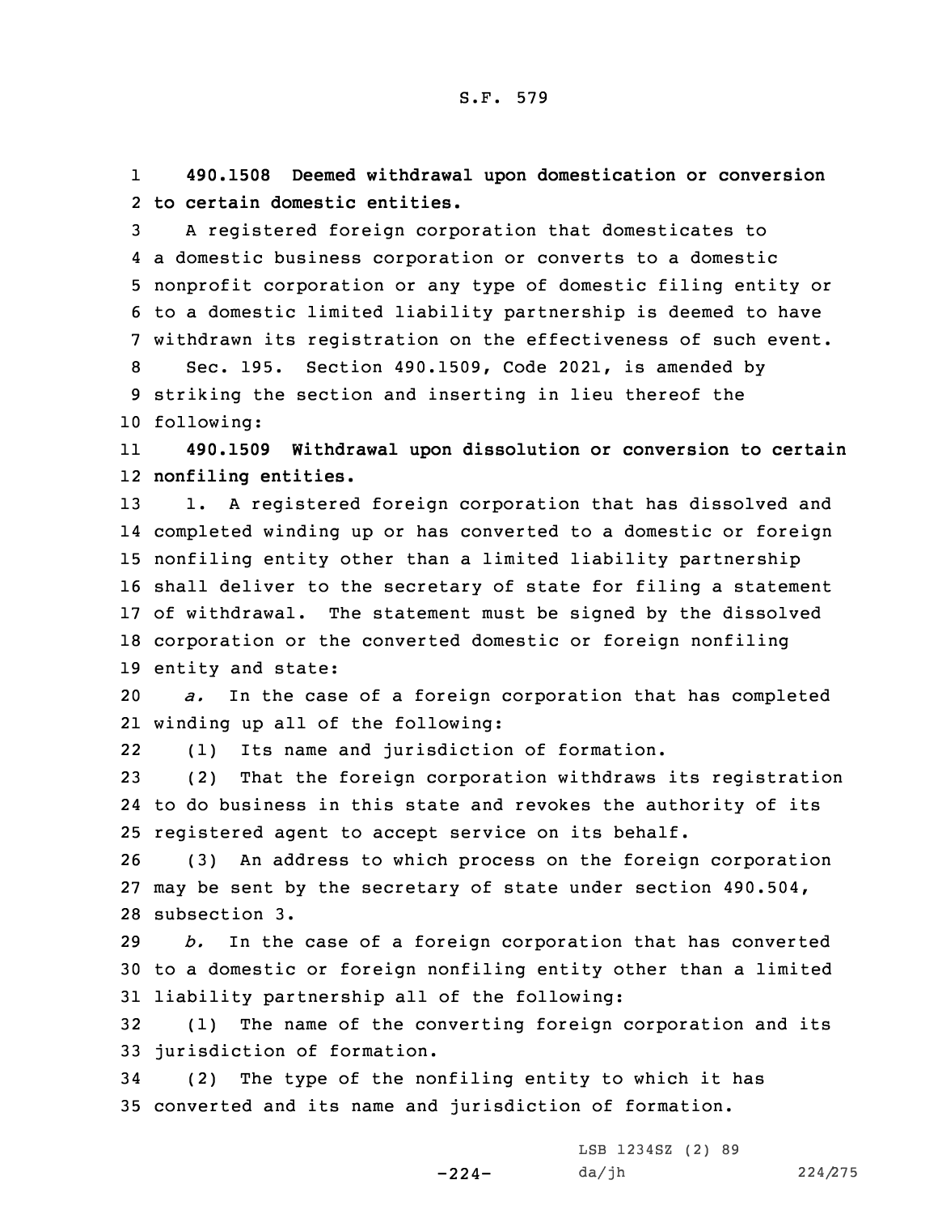**490.1508 Deemed withdrawal upon domestication or conversion to certain domestic entities.**

A registered foreign corporation that domesticates to a domestic business corporation or converts to a domestic nonprofit corporation or any type of domestic filing entity or to a domestic limited liability partnership is deemed to have withdrawn its registration on the effectiveness of such event.

Sec. 195. Section 490.1509, Code 2021, is amended by striking the section and inserting in lieu thereof the following:

**490.1509 Withdrawal upon dissolution or conversion to certain nonfiling entities.**

1. A registered foreign corporation that has dissolved and completed winding up or has converted to a domestic or foreign nonfiling entity other than a limited liability partnership shall deliver to the secretary of state for filing a statement of withdrawal. The statement must be signed by the dissolved corporation or the converted domestic or foreign nonfiling entity and state:

*a.* In the case of a foreign corporation that has completed winding up all of the following:

(1) Its name and jurisdiction of formation.

(2) That the foreign corporation withdraws its registration to do business in this state and revokes the authority of its registered agent to accept service on its behalf.

(3) An address to which process on the foreign corporation may be sent by the secretary of state under section 490.504, subsection 3.

*b.* In the case of a foreign corporation that has converted to a domestic or foreign nonfiling entity other than a limited liability partnership all of the following:

(1) The name of the converting foreign corporation and its jurisdiction of formation.

(2) The type of the nonfiling entity to which it has converted and its name and jurisdiction of formation.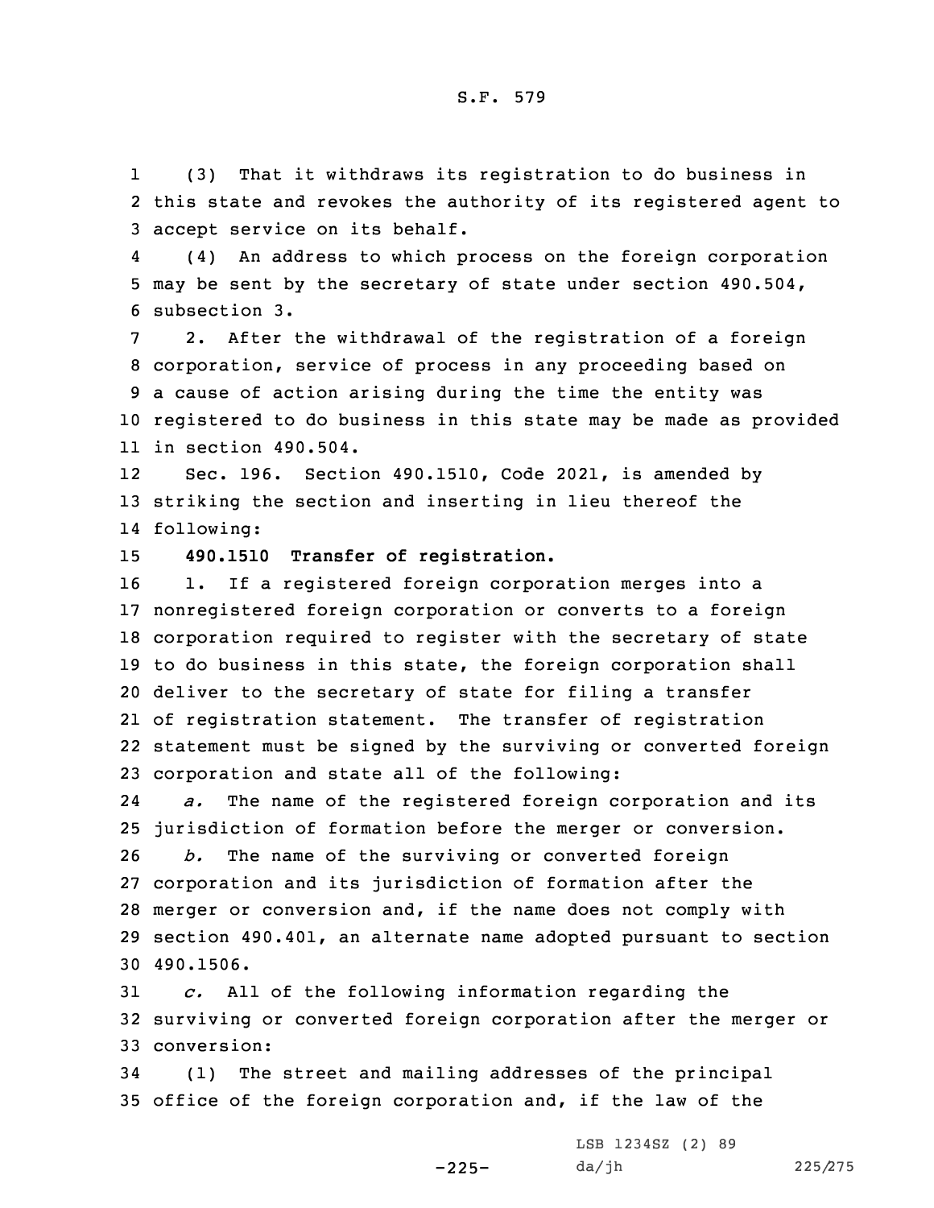(3) That it withdraws its registration to do business in this state and revokes the authority of its registered agent to accept service on its behalf.

(4) An address to which process on the foreign corporation may be sent by the secretary of state under section 490.504, subsection 3.

2. After the withdrawal of the registration of a foreign corporation, service of process in any proceeding based on a cause of action arising during the time the entity was registered to do business in this state may be made as provided in section 490.504.

Sec. 196. Section 490.1510, Code 2021, is amended by striking the section and inserting in lieu thereof the following:

**490.1510 Transfer of registration.**

1. If a registered foreign corporation merges into a nonregistered foreign corporation or converts to a foreign corporation required to register with the secretary of state to do business in this state, the foreign corporation shall deliver to the secretary of state for filing a transfer of registration statement. The transfer of registration statement must be signed by the surviving or converted foreign corporation and state all of the following:

*a.* The name of the registered foreign corporation and its jurisdiction of formation before the merger or conversion.

*b.* The name of the surviving or converted foreign corporation and its jurisdiction of formation after the merger or conversion and, if the name does not comply with section 490.401, an alternate name adopted pursuant to section 490.1506.

*c.* All of the following information regarding the surviving or converted foreign corporation after the merger or conversion:

(1) The street and mailing addresses of the principal office of the foreign corporation and, if the law of the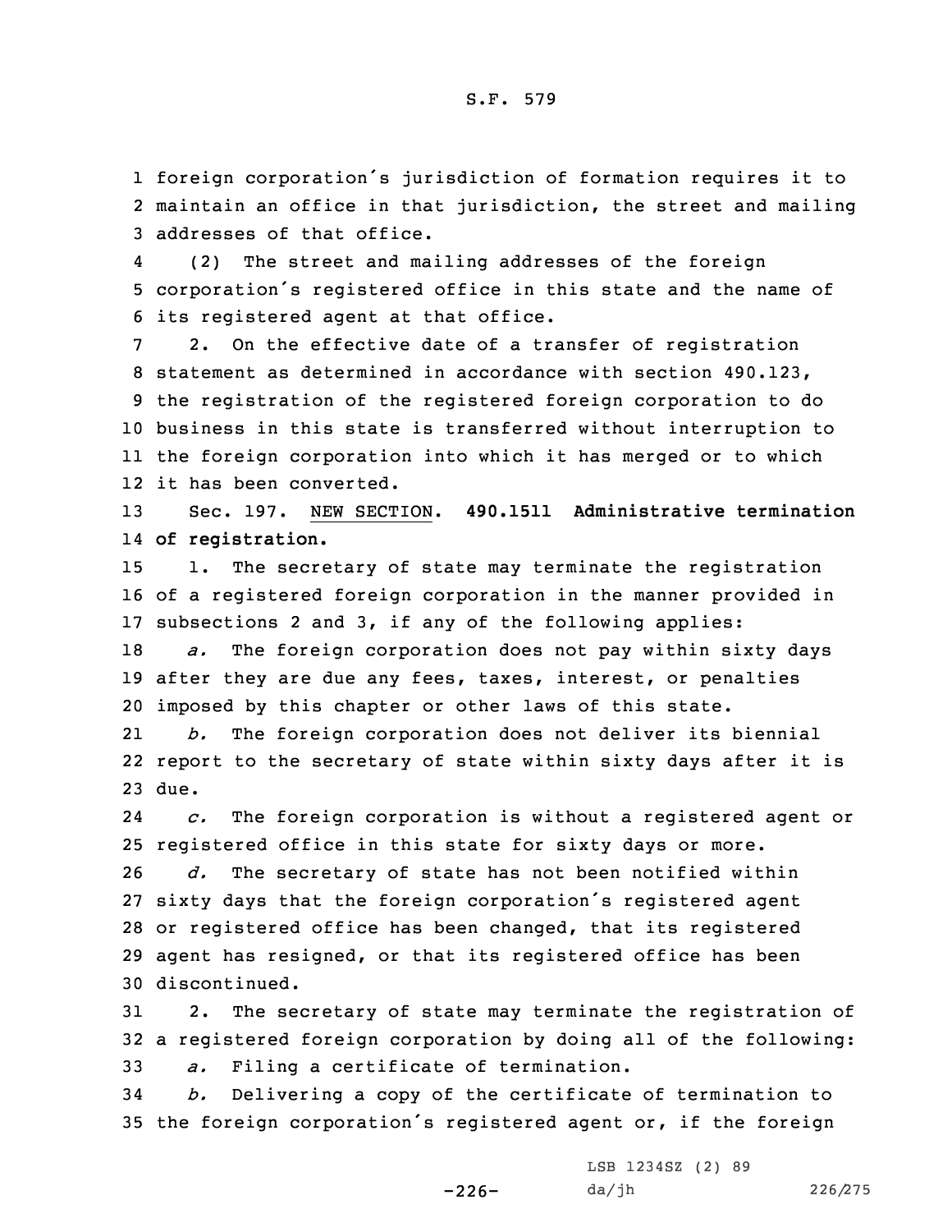foreign corporation's jurisdiction of formation requires it to maintain an office in that jurisdiction, the street and mailing addresses of that office.

(2) The street and mailing addresses of the foreign corporation's registered office in this state and the name of its registered agent at that office.

2. On the effective date of a transfer of registration statement as determined in accordance with section 490.123, the registration of the registered foreign corporation to do business in this state is transferred without interruption to the foreign corporation into which it has merged or to which it has been converted.

Sec. 197. NEW SECTION. **490.1511 Administrative termination of registration.**

1. The secretary of state may terminate the registration of a registered foreign corporation in the manner provided in subsections 2 and 3, if any of the following applies:

*a.* The foreign corporation does not pay within sixty days after they are due any fees, taxes, interest, or penalties imposed by this chapter or other laws of this state.

*b.* The foreign corporation does not deliver its biennial report to the secretary of state within sixty days after it is due.

*c.* The foreign corporation is without a registered agent or registered office in this state for sixty days or more.

*d.* The secretary of state has not been notified within sixty days that the foreign corporation's registered agent or registered office has been changed, that its registered agent has resigned, or that its registered office has been discontinued.

2. The secretary of state may terminate the registration of a registered foreign corporation by doing all of the following:

*a.* Filing a certificate of termination.

*b.* Delivering a copy of the certificate of termination to the foreign corporation's registered agent or, if the foreign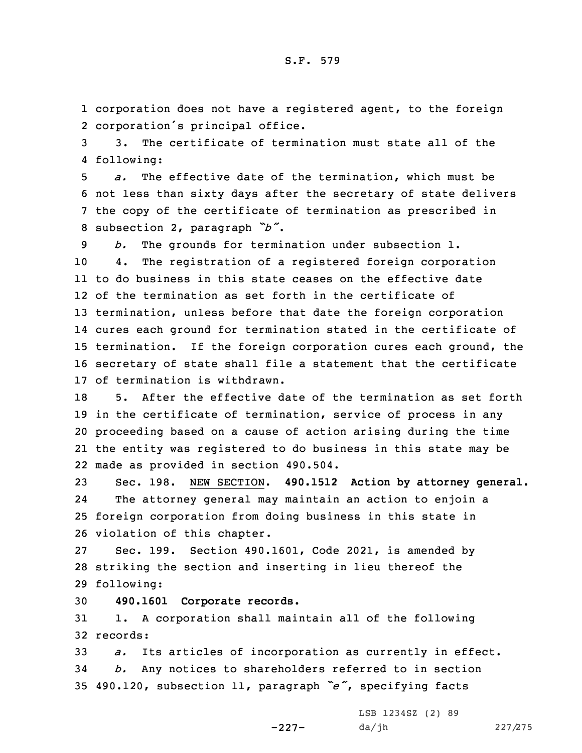corporation does not have a registered agent, to the foreign corporation's principal office.

3. The certificate of termination must state all of the following:

*a.* The effective date of the termination, which must be not less than sixty days after the secretary of state delivers the copy of the certificate of termination as prescribed in subsection 2, paragraph *"b"*.

*b.* The grounds for termination under subsection 1.

4. The registration of a registered foreign corporation to do business in this state ceases on the effective date of the termination as set forth in the certificate of termination, unless before that date the foreign corporation cures each ground for termination stated in the certificate of termination. If the foreign corporation cures each ground, the secretary of state shall file a statement that the certificate of termination is withdrawn.

5. After the effective date of the termination as set forth in the certificate of termination, service of process in any proceeding based on a cause of action arising during the time the entity was registered to do business in this state may be made as provided in section 490.504.

Sec. 198. NEW SECTION. **490.1512 Action by attorney general.**

The attorney general may maintain an action to enjoin a foreign corporation from doing business in this state in violation of this chapter.

Sec. 199. Section 490.1601, Code 2021, is amended by striking the section and inserting in lieu thereof the following:

**490.1601 Corporate records.**

1. A corporation shall maintain all of the following records:

*a.* Its articles of incorporation as currently in effect.

*b.* Any notices to shareholders referred to in section 490.120, subsection 11, paragraph *"e"*, specifying facts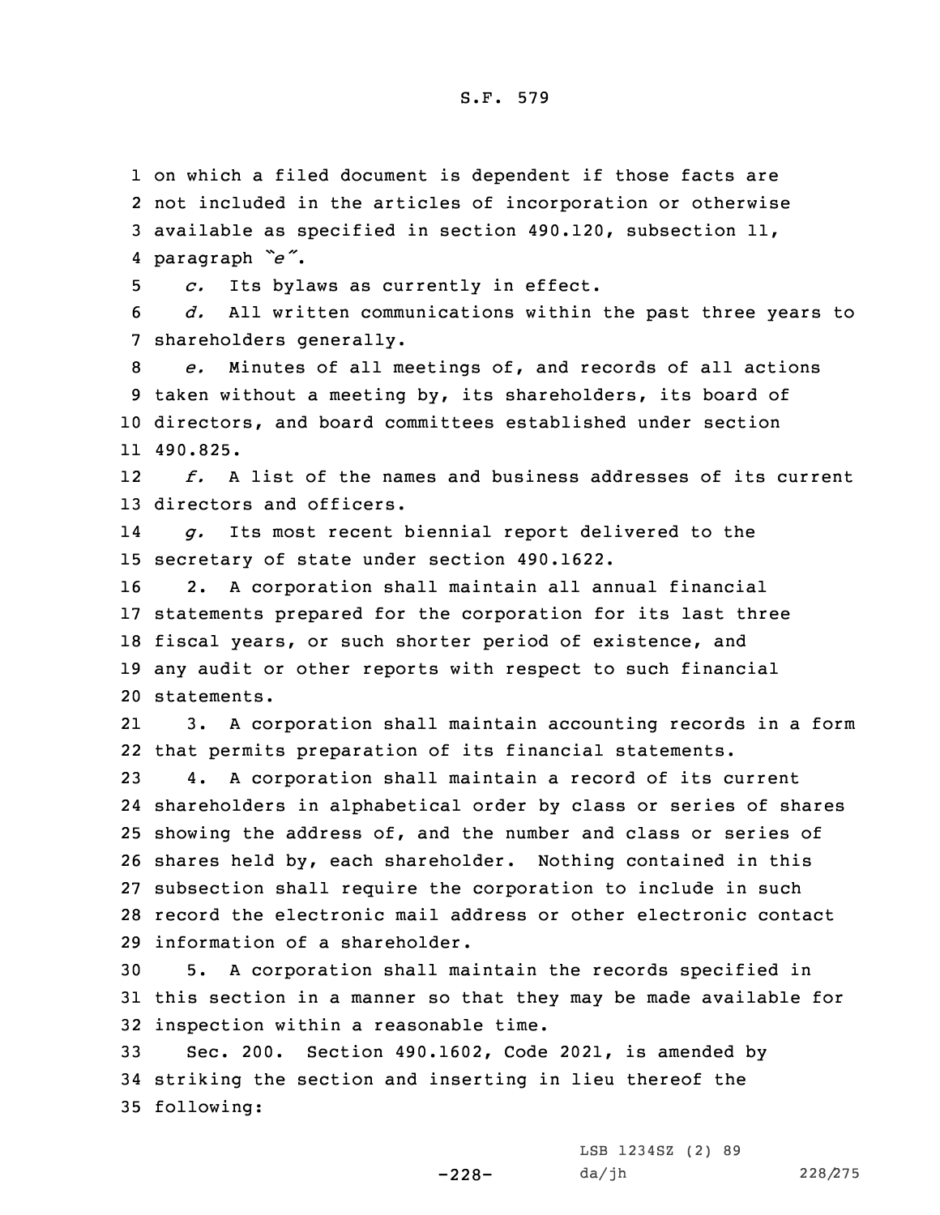on which a filed document is dependent if those facts are not included in the articles of incorporation or otherwise available as specified in section 490.120, subsection 11, paragraph *"e"*.

*c.* Its bylaws as currently in effect.

*d.* All written communications within the past three years to shareholders generally.

*e.* Minutes of all meetings of, and records of all actions taken without a meeting by, its shareholders, its board of directors, and board committees established under section 490.825.

*f.* A list of the names and business addresses of its current directors and officers.

*g.* Its most recent biennial report delivered to the secretary of state under section 490.1622.

2. A corporation shall maintain all annual financial statements prepared for the corporation for its last three fiscal years, or such shorter period of existence, and any audit or other reports with respect to such financial statements.

3. A corporation shall maintain accounting records in a form that permits preparation of its financial statements.

4. A corporation shall maintain a record of its current shareholders in alphabetical order by class or series of shares showing the address of, and the number and class or series of shares held by, each shareholder. Nothing contained in this subsection shall require the corporation to include in such record the electronic mail address or other electronic contact information of a shareholder.

5. A corporation shall maintain the records specified in this section in a manner so that they may be made available for inspection within a reasonable time.

Sec. 200. Section 490.1602, Code 2021, is amended by striking the section and inserting in lieu thereof the following: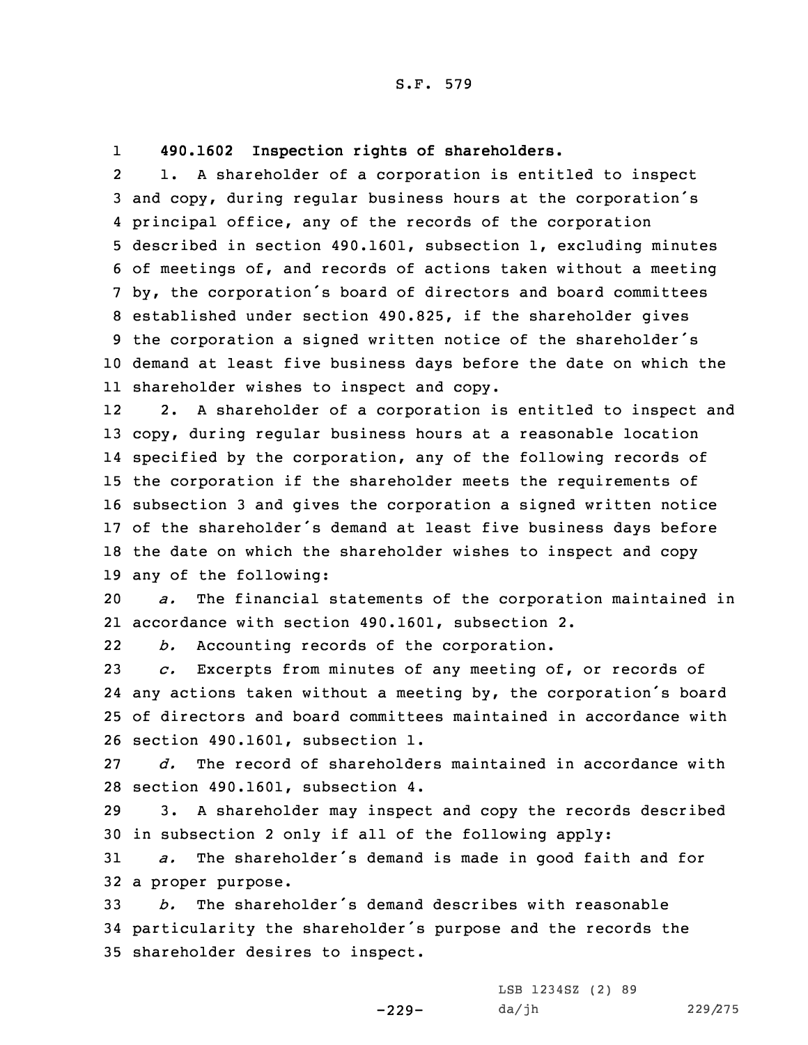**490.1602 Inspection rights of shareholders.**

1. A shareholder of a corporation is entitled to inspect and copy, during regular business hours at the corporation's principal office, any of the records of the corporation described in section 490.1601, subsection 1, excluding minutes of meetings of, and records of actions taken without a meeting by, the corporation's board of directors and board committees established under section 490.825, if the shareholder gives the corporation a signed written notice of the shareholder's demand at least five business days before the date on which the shareholder wishes to inspect and copy.

2. A shareholder of a corporation is entitled to inspect and copy, during regular business hours at a reasonable location specified by the corporation, any of the following records of the corporation if the shareholder meets the requirements of subsection 3 and gives the corporation a signed written notice of the shareholder's demand at least five business days before the date on which the shareholder wishes to inspect and copy any of the following:

*a.* The financial statements of the corporation maintained in accordance with section 490.1601, subsection 2.

*b.* Accounting records of the corporation.

*c.* Excerpts from minutes of any meeting of, or records of any actions taken without a meeting by, the corporation's board of directors and board committees maintained in accordance with section 490.1601, subsection 1.

*d.* The record of shareholders maintained in accordance with section 490.1601, subsection 4.

3. A shareholder may inspect and copy the records described in subsection 2 only if all of the following apply:

*a.* The shareholder's demand is made in good faith and for a proper purpose.

*b.* The shareholder's demand describes with reasonable particularity the shareholder's purpose and the records the shareholder desires to inspect.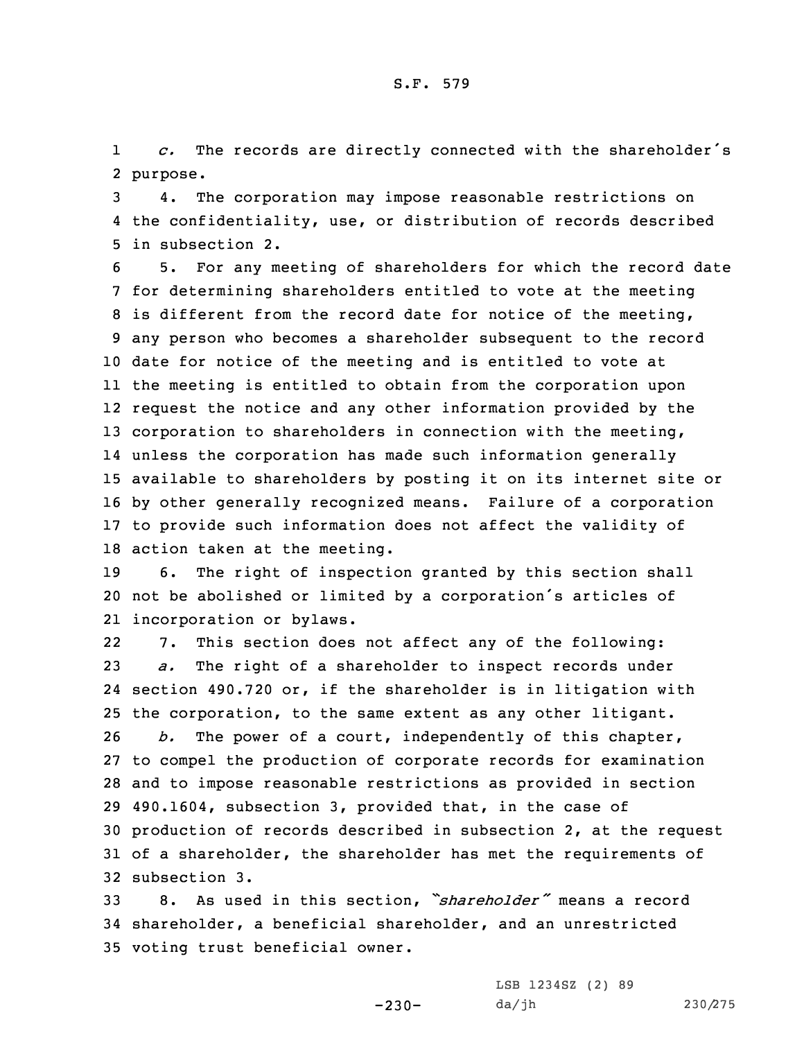*c.* The records are directly connected with the shareholder's purpose.

4. The corporation may impose reasonable restrictions on the confidentiality, use, or distribution of records described in subsection 2.

5. For any meeting of shareholders for which the record date for determining shareholders entitled to vote at the meeting is different from the record date for notice of the meeting, any person who becomes a shareholder subsequent to the record date for notice of the meeting and is entitled to vote at the meeting is entitled to obtain from the corporation upon request the notice and any other information provided by the corporation to shareholders in connection with the meeting, unless the corporation has made such information generally available to shareholders by posting it on its internet site or by other generally recognized means. Failure of a corporation to provide such information does not affect the validity of action taken at the meeting.

6. The right of inspection granted by this section shall not be abolished or limited by a corporation's articles of incorporation or bylaws.

7. This section does not affect any of the following:

*a.* The right of a shareholder to inspect records under section 490.720 or, if the shareholder is in litigation with the corporation, to the same extent as any other litigant.

*b.* The power of a court, independently of this chapter, to compel the production of corporate records for examination and to impose reasonable restrictions as provided in section 490.1604, subsection 3, provided that, in the case of production of records described in subsection 2, at the request of a shareholder, the shareholder has met the requirements of subsection 3.

8. As used in this section, *"shareholder"* means a record shareholder, a beneficial shareholder, and an unrestricted voting trust beneficial owner.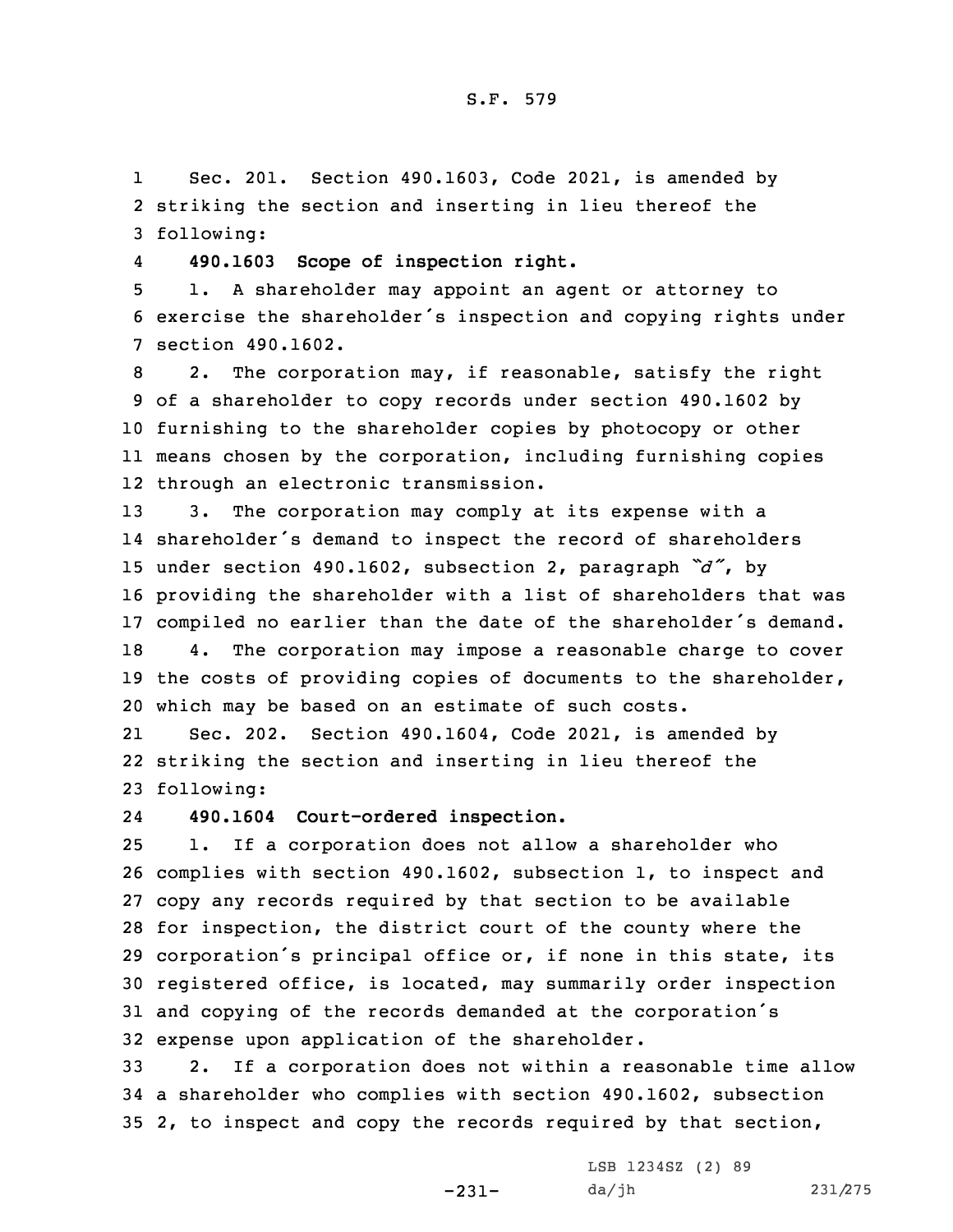Sec. 201. Section 490.1603, Code 2021, is amended by striking the section and inserting in lieu thereof the following:

**490.1603 Scope of inspection right.**

1. A shareholder may appoint an agent or attorney to exercise the shareholder's inspection and copying rights under section 490.1602.

2. The corporation may, if reasonable, satisfy the right of a shareholder to copy records under section 490.1602 by furnishing to the shareholder copies by photocopy or other means chosen by the corporation, including furnishing copies through an electronic transmission.

3. The corporation may comply at its expense with a shareholder's demand to inspect the record of shareholders under section 490.1602, subsection 2, paragraph *"d"*, by providing the shareholder with a list of shareholders that was compiled no earlier than the date of the shareholder's demand.

4. The corporation may impose a reasonable charge to cover the costs of providing copies of documents to the shareholder, which may be based on an estimate of such costs.

Sec. 202. Section 490.1604, Code 2021, is amended by striking the section and inserting in lieu thereof the following:

**490.1604 Court-ordered inspection.**

1. If a corporation does not allow a shareholder who complies with section 490.1602, subsection 1, to inspect and copy any records required by that section to be available for inspection, the district court of the county where the corporation's principal office or, if none in this state, its registered office, is located, may summarily order inspection and copying of the records demanded at the corporation's expense upon application of the shareholder.

2. If a corporation does not within a reasonable time allow a shareholder who complies with section 490.1602, subsection 2, to inspect and copy the records required by that section,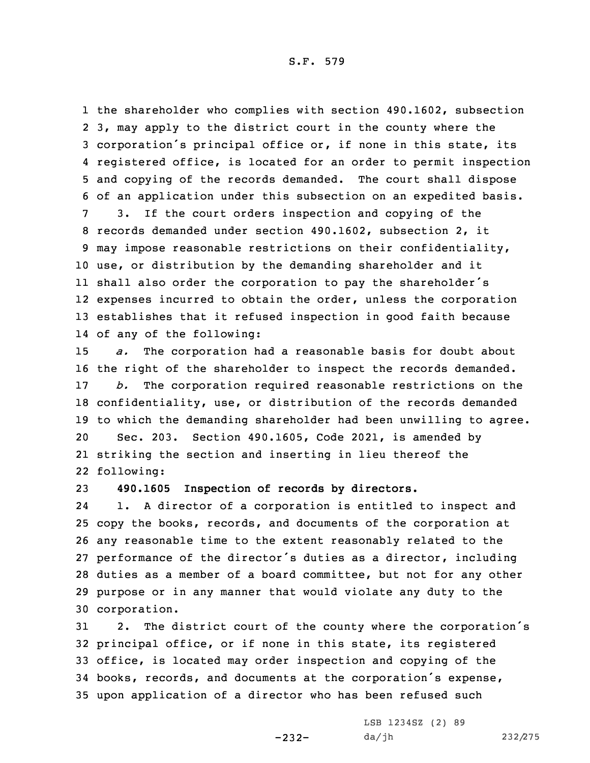the shareholder who complies with section 490.1602, subsection 3, may apply to the district court in the county where the corporation's principal office or, if none in this state, its registered office, is located for an order to permit inspection and copying of the records demanded. The court shall dispose of an application under this subsection on an expedited basis.

3. If the court orders inspection and copying of the records demanded under section 490.1602, subsection 2, it may impose reasonable restrictions on their confidentiality, use, or distribution by the demanding shareholder and it shall also order the corporation to pay the shareholder's expenses incurred to obtain the order, unless the corporation establishes that it refused inspection in good faith because of any of the following:

*a.* The corporation had a reasonable basis for doubt about the right of the shareholder to inspect the records demanded.

*b.* The corporation required reasonable restrictions on the confidentiality, use, or distribution of the records demanded to which the demanding shareholder had been unwilling to agree.

Sec. 203. Section 490.1605, Code 2021, is amended by striking the section and inserting in lieu thereof the following:

**490.1605 Inspection of records by directors.**

1. A director of a corporation is entitled to inspect and copy the books, records, and documents of the corporation at any reasonable time to the extent reasonably related to the performance of the director's duties as a director, including duties as a member of a board committee, but not for any other purpose or in any manner that would violate any duty to the corporation.

2. The district court of the county where the corporation's principal office, or if none in this state, its registered office, is located may order inspection and copying of the books, records, and documents at the corporation's expense, upon application of a director who has been refused such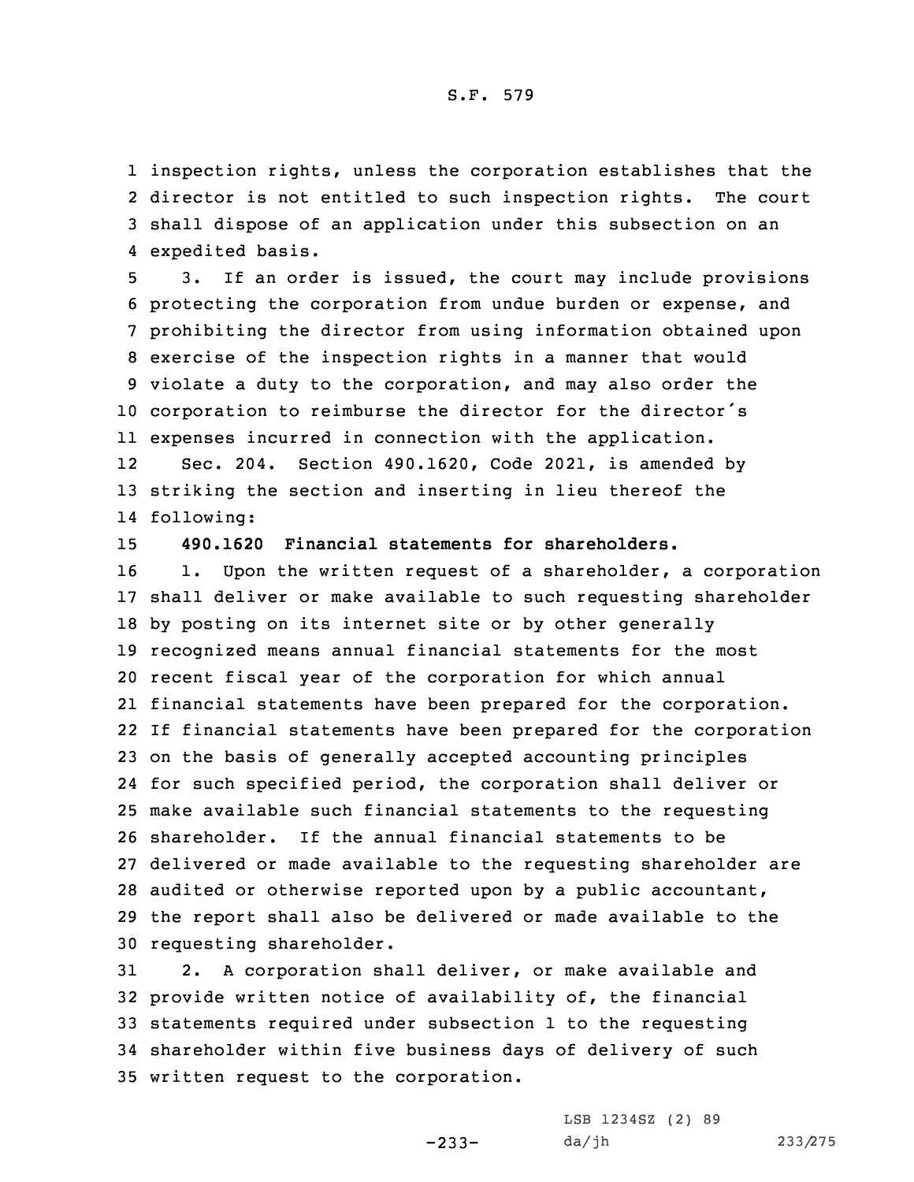inspection rights, unless the corporation establishes that the director is not entitled to such inspection rights. The court shall dispose of an application under this subsection on an expedited basis.

3. If an order is issued, the court may include provisions protecting the corporation from undue burden or expense, and prohibiting the director from using information obtained upon exercise of the inspection rights in a manner that would violate a duty to the corporation, and may also order the corporation to reimburse the director for the director's expenses incurred in connection with the application.

Sec. 204. Section 490.1620, Code 2021, is amended by striking the section and inserting in lieu thereof the following:

**490.1620 Financial statements for shareholders.**

1. Upon the written request of a shareholder, a corporation shall deliver or make available to such requesting shareholder by posting on its internet site or by other generally recognized means annual financial statements for the most recent fiscal year of the corporation for which annual financial statements have been prepared for the corporation. If financial statements have been prepared for the corporation on the basis of generally accepted accounting principles for such specified period, the corporation shall deliver or make available such financial statements to the requesting shareholder. If the annual financial statements to be delivered or made available to the requesting shareholder are audited or otherwise reported upon by a public accountant, the report shall also be delivered or made available to the requesting shareholder.

2. A corporation shall deliver, or make available and provide written notice of availability of, the financial statements required under subsection 1 to the requesting shareholder within five business days of delivery of such written request to the corporation.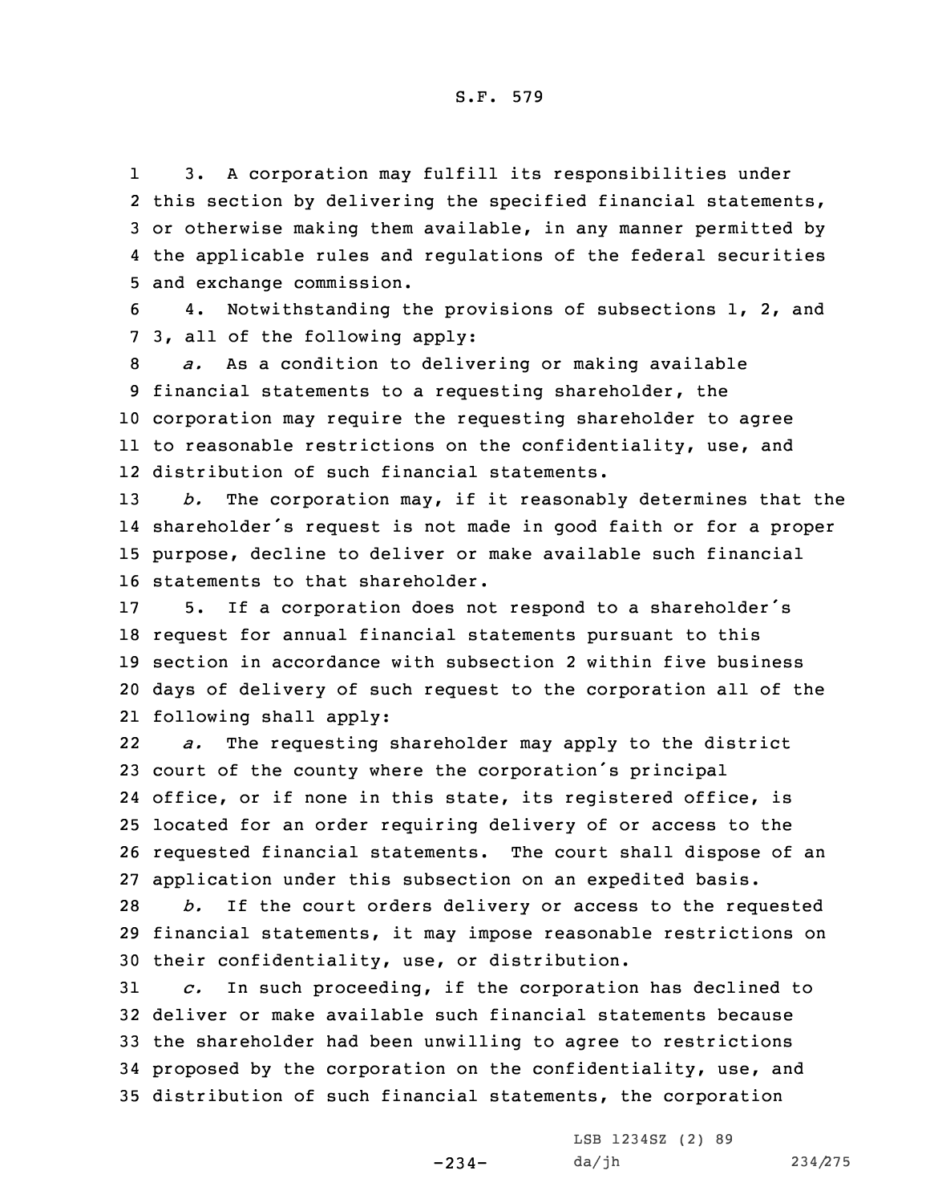3. A corporation may fulfill its responsibilities under this section by delivering the specified financial statements, or otherwise making them available, in any manner permitted by the applicable rules and regulations of the federal securities and exchange commission.

4. Notwithstanding the provisions of subsections 1, 2, and 3, all of the following apply:

*a.* As a condition to delivering or making available financial statements to a requesting shareholder, the corporation may require the requesting shareholder to agree to reasonable restrictions on the confidentiality, use, and distribution of such financial statements.

*b.* The corporation may, if it reasonably determines that the shareholder's request is not made in good faith or for a proper purpose, decline to deliver or make available such financial statements to that shareholder.

5. If a corporation does not respond to a shareholder's request for annual financial statements pursuant to this section in accordance with subsection 2 within five business days of delivery of such request to the corporation all of the following shall apply:

*a.* The requesting shareholder may apply to the district court of the county where the corporation's principal office, or if none in this state, its registered office, is located for an order requiring delivery of or access to the requested financial statements. The court shall dispose of an application under this subsection on an expedited basis.

*b.* If the court orders delivery or access to the requested financial statements, it may impose reasonable restrictions on their confidentiality, use, or distribution.

*c.* In such proceeding, if the corporation has declined to deliver or make available such financial statements because the shareholder had been unwilling to agree to restrictions proposed by the corporation on the confidentiality, use, and distribution of such financial statements, the corporation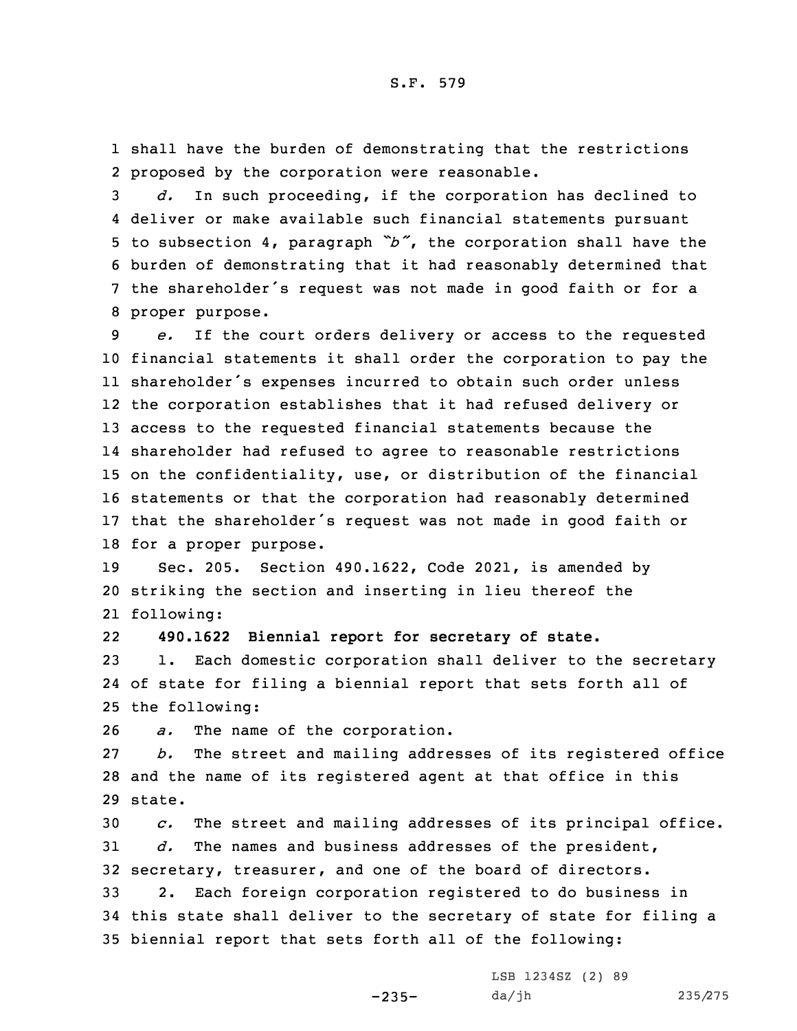shall have the burden of demonstrating that the restrictions proposed by the corporation were reasonable.

*d.* In such proceeding, if the corporation has declined to deliver or make available such financial statements pursuant to subsection 4, paragraph *"b"*, the corporation shall have the burden of demonstrating that it had reasonably determined that the shareholder's request was not made in good faith or for a proper purpose.

*e.* If the court orders delivery or access to the requested financial statements it shall order the corporation to pay the shareholder's expenses incurred to obtain such order unless the corporation establishes that it had refused delivery or access to the requested financial statements because the shareholder had refused to agree to reasonable restrictions on the confidentiality, use, or distribution of the financial statements or that the corporation had reasonably determined that the shareholder's request was not made in good faith or for a proper purpose.

Sec. 205. Section 490.1622, Code 2021, is amended by striking the section and inserting in lieu thereof the following:

**490.1622 Biennial report for secretary of state.**

1. Each domestic corporation shall deliver to the secretary of state for filing a biennial report that sets forth all of the following:

*a.* The name of the corporation.

*b.* The street and mailing addresses of its registered office and the name of its registered agent at that office in this state.

*c.* The street and mailing addresses of its principal office.

*d.* The names and business addresses of the president, secretary, treasurer, and one of the board of directors.

2. Each foreign corporation registered to do business in this state shall deliver to the secretary of state for filing a biennial report that sets forth all of the following: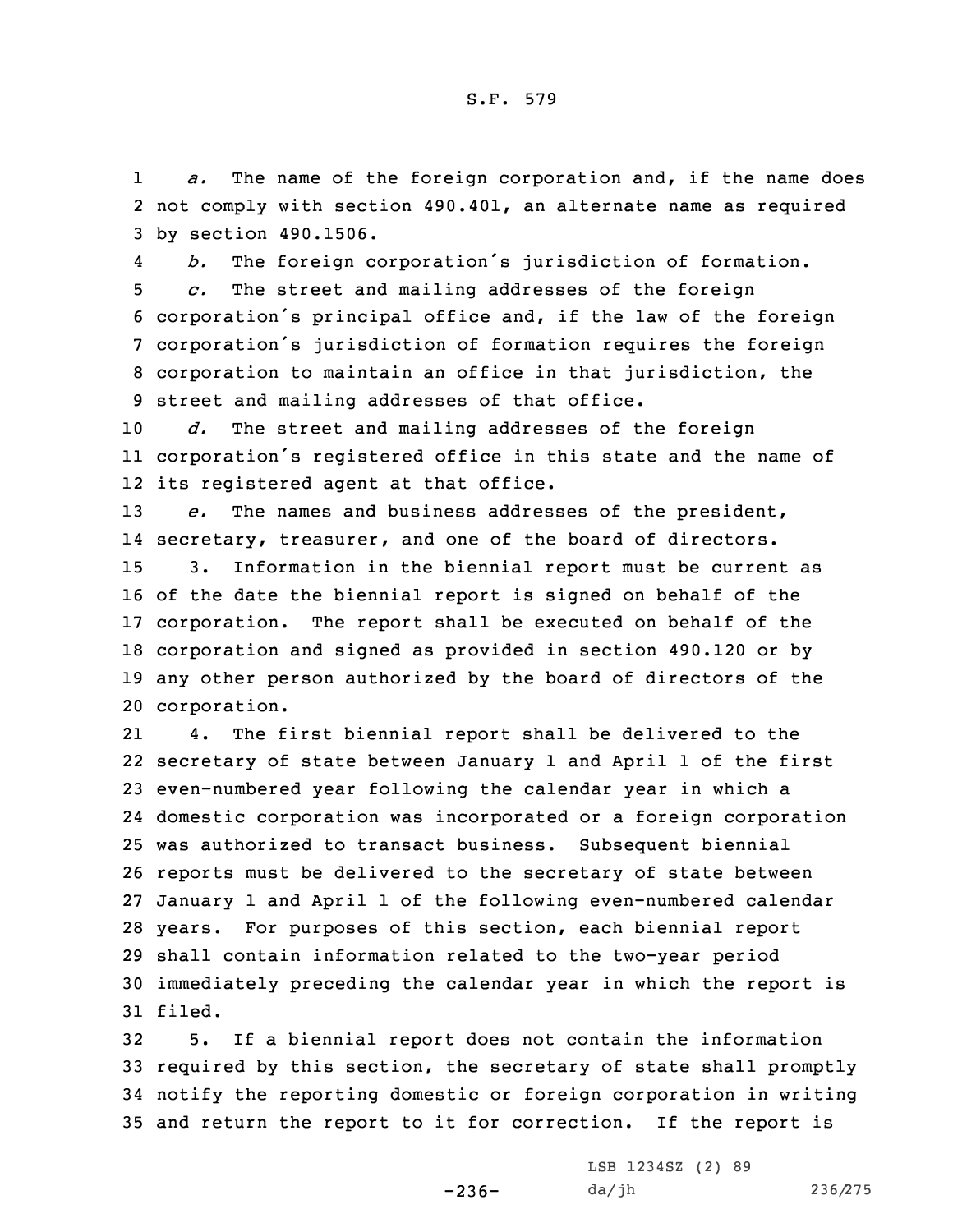*a.* The name of the foreign corporation and, if the name does not comply with section 490.401, an alternate name as required by section 490.1506.

*b.* The foreign corporation's jurisdiction of formation.

*c.* The street and mailing addresses of the foreign corporation's principal office and, if the law of the foreign corporation's jurisdiction of formation requires the foreign corporation to maintain an office in that jurisdiction, the street and mailing addresses of that office.

*d.* The street and mailing addresses of the foreign corporation's registered office in this state and the name of its registered agent at that office.

*e.* The names and business addresses of the president, secretary, treasurer, and one of the board of directors.

3. Information in the biennial report must be current as of the date the biennial report is signed on behalf of the corporation. The report shall be executed on behalf of the corporation and signed as provided in section 490.120 or by any other person authorized by the board of directors of the corporation.

4. The first biennial report shall be delivered to the secretary of state between January 1 and April 1 of the first even-numbered year following the calendar year in which a domestic corporation was incorporated or a foreign corporation was authorized to transact business. Subsequent biennial reports must be delivered to the secretary of state between January 1 and April 1 of the following even-numbered calendar years. For purposes of this section, each biennial report shall contain information related to the two-year period immediately preceding the calendar year in which the report is filed.

5. If a biennial report does not contain the information required by this section, the secretary of state shall promptly notify the reporting domestic or foreign corporation in writing and return the report to it for correction. If the report is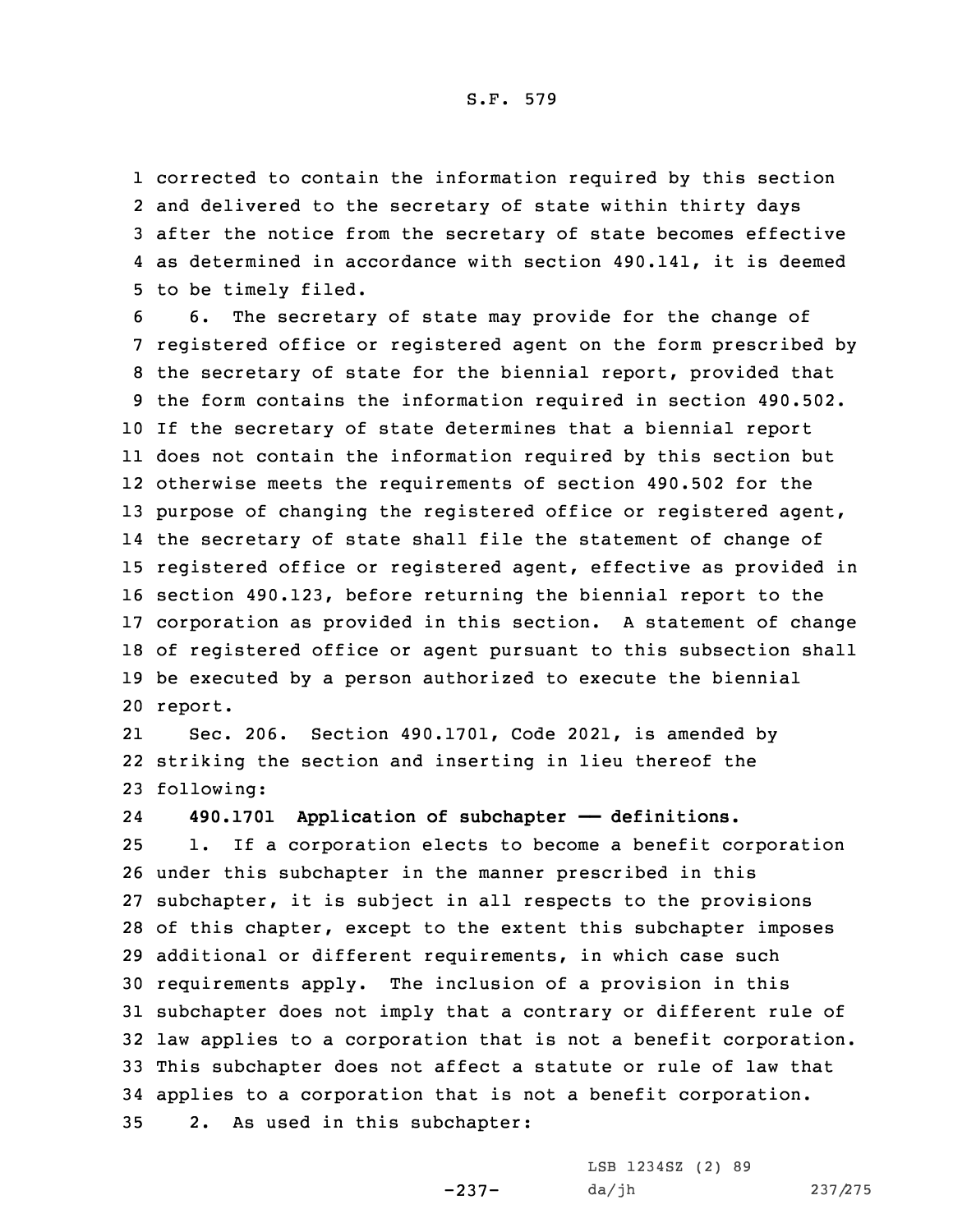corrected to contain the information required by this section and delivered to the secretary of state within thirty days after the notice from the secretary of state becomes effective as determined in accordance with section 490.141, it is deemed to be timely filed.

6. The secretary of state may provide for the change of registered office or registered agent on the form prescribed by the secretary of state for the biennial report, provided that the form contains the information required in section 490.502. If the secretary of state determines that a biennial report does not contain the information required by this section but otherwise meets the requirements of section 490.502 for the purpose of changing the registered office or registered agent, the secretary of state shall file the statement of change of registered office or registered agent, effective as provided in section 490.123, before returning the biennial report to the corporation as provided in this section. A statement of change of registered office or agent pursuant to this subsection shall be executed by a person authorized to execute the biennial report.

Sec. 206. Section 490.1701, Code 2021, is amended by striking the section and inserting in lieu thereof the following:

**490.1701 Application of subchapter —— definitions.**

1. If a corporation elects to become a benefit corporation under this subchapter in the manner prescribed in this subchapter, it is subject in all respects to the provisions of this chapter, except to the extent this subchapter imposes additional or different requirements, in which case such requirements apply. The inclusion of a provision in this subchapter does not imply that a contrary or different rule of law applies to a corporation that is not a benefit corporation. This subchapter does not affect a statute or rule of law that applies to a corporation that is not a benefit corporation.

2. As used in this subchapter: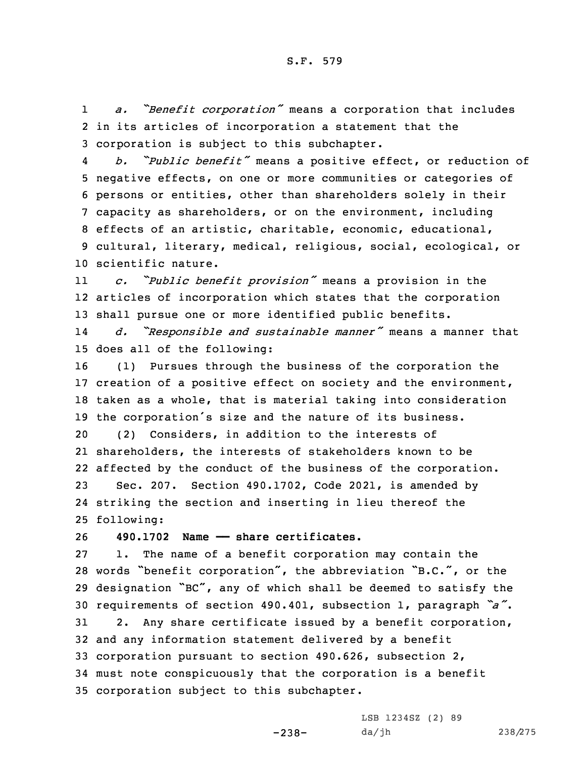*a. "Benefit corporation"* means a corporation that includes in its articles of incorporation a statement that the corporation is subject to this subchapter.

*b. "Public benefit"* means a positive effect, or reduction of negative effects, on one or more communities or categories of persons or entities, other than shareholders solely in their capacity as shareholders, or on the environment, including effects of an artistic, charitable, economic, educational, cultural, literary, medical, religious, social, ecological, or scientific nature.

*c. "Public benefit provision"* means a provision in the articles of incorporation which states that the corporation shall pursue one or more identified public benefits.

*d. "Responsible and sustainable manner"* means a manner that does all of the following:

(1) Pursues through the business of the corporation the creation of a positive effect on society and the environment, taken as a whole, that is material taking into consideration the corporation's size and the nature of its business.

(2) Considers, in addition to the interests of shareholders, the interests of stakeholders known to be affected by the conduct of the business of the corporation.

Sec. 207. Section 490.1702, Code 2021, is amended by striking the section and inserting in lieu thereof the following:

**490.1702 Name — share certificates.**

1. The name of a benefit corporation may contain the words "benefit corporation", the abbreviation "B.C.", or the designation "BC", any of which shall be deemed to satisfy the requirements of section 490.401, subsection 1, paragraph *"a"*.

2. Any share certificate issued by a benefit corporation, and any information statement delivered by a benefit corporation pursuant to section 490.626, subsection 2, must note conspicuously that the corporation is a benefit corporation subject to this subchapter.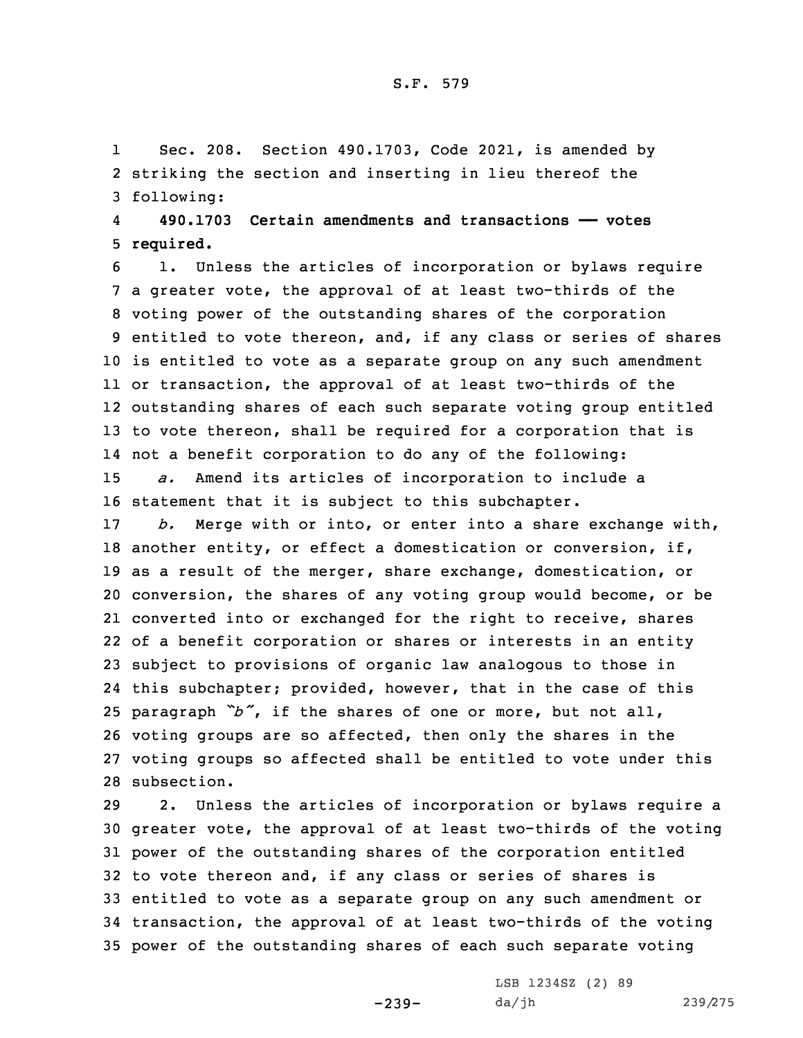Sec. 208. Section 490.1703, Code 2021, is amended by striking the section and inserting in lieu thereof the following:

**490.1703 Certain amendments and transactions —— votes required.**

1. Unless the articles of incorporation or bylaws require a greater vote, the approval of at least two-thirds of the voting power of the outstanding shares of the corporation entitled to vote thereon, and, if any class or series of shares is entitled to vote as a separate group on any such amendment or transaction, the approval of at least two-thirds of the outstanding shares of each such separate voting group entitled to vote thereon, shall be required for a corporation that is not a benefit corporation to do any of the following:

*a.* Amend its articles of incorporation to include a statement that it is subject to this subchapter.

*b.* Merge with or into, or enter into a share exchange with, another entity, or effect a domestication or conversion, if, as a result of the merger, share exchange, domestication, or conversion, the shares of any voting group would become, or be converted into or exchanged for the right to receive, shares of a benefit corporation or shares or interests in an entity subject to provisions of organic law analogous to those in this subchapter; provided, however, that in the case of this paragraph *"b"*, if the shares of one or more, but not all, voting groups are so affected, then only the shares in the voting groups so affected shall be entitled to vote under this subsection.

2. Unless the articles of incorporation or bylaws require a greater vote, the approval of at least two-thirds of the voting power of the outstanding shares of the corporation entitled to vote thereon and, if any class or series of shares is entitled to vote as a separate group on any such amendment or transaction, the approval of at least two-thirds of the voting power of the outstanding shares of each such separate voting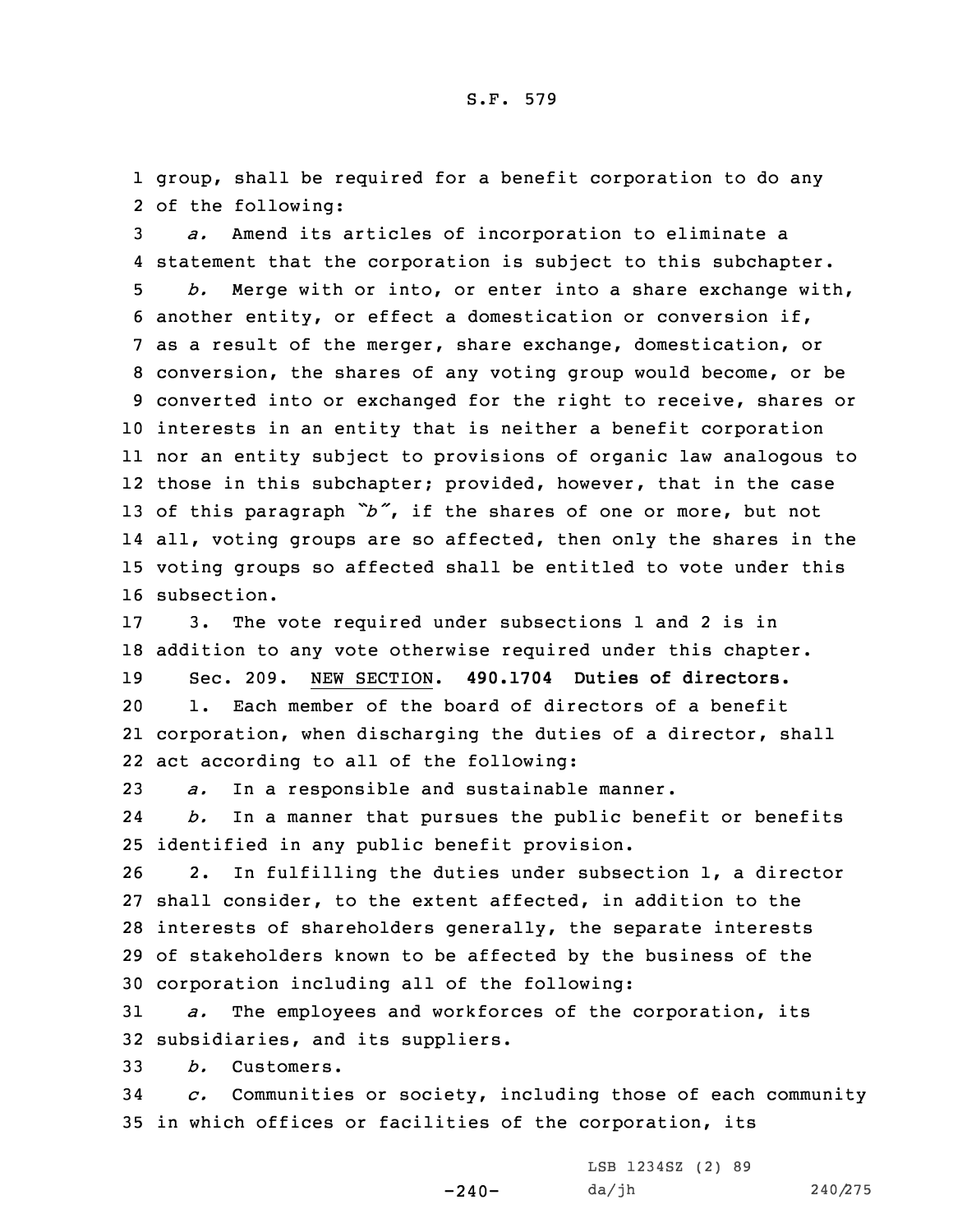group, shall be required for a benefit corporation to do any of the following:

*a.* Amend its articles of incorporation to eliminate a statement that the corporation is subject to this subchapter.

*b.* Merge with or into, or enter into a share exchange with, another entity, or effect a domestication or conversion if, as a result of the merger, share exchange, domestication, or conversion, the shares of any voting group would become, or be converted into or exchanged for the right to receive, shares or interests in an entity that is neither a benefit corporation nor an entity subject to provisions of organic law analogous to those in this subchapter; provided, however, that in the case of this paragraph *"b"*, if the shares of one or more, but not all, voting groups are so affected, then only the shares in the voting groups so affected shall be entitled to vote under this subsection.

3. The vote required under subsections 1 and 2 is in addition to any vote otherwise required under this chapter.

Sec. 209. NEW SECTION. **490.1704 Duties of directors.**

1. Each member of the board of directors of a benefit corporation, when discharging the duties of a director, shall act according to all of the following:

*a.* In a responsible and sustainable manner.

*b.* In a manner that pursues the public benefit or benefits identified in any public benefit provision.

2. In fulfilling the duties under subsection 1, a director shall consider, to the extent affected, in addition to the interests of shareholders generally, the separate interests of stakeholders known to be affected by the business of the corporation including all of the following:

*a.* The employees and workforces of the corporation, its subsidiaries, and its suppliers.

*b.* Customers.

*c.* Communities or society, including those of each community in which offices or facilities of the corporation, its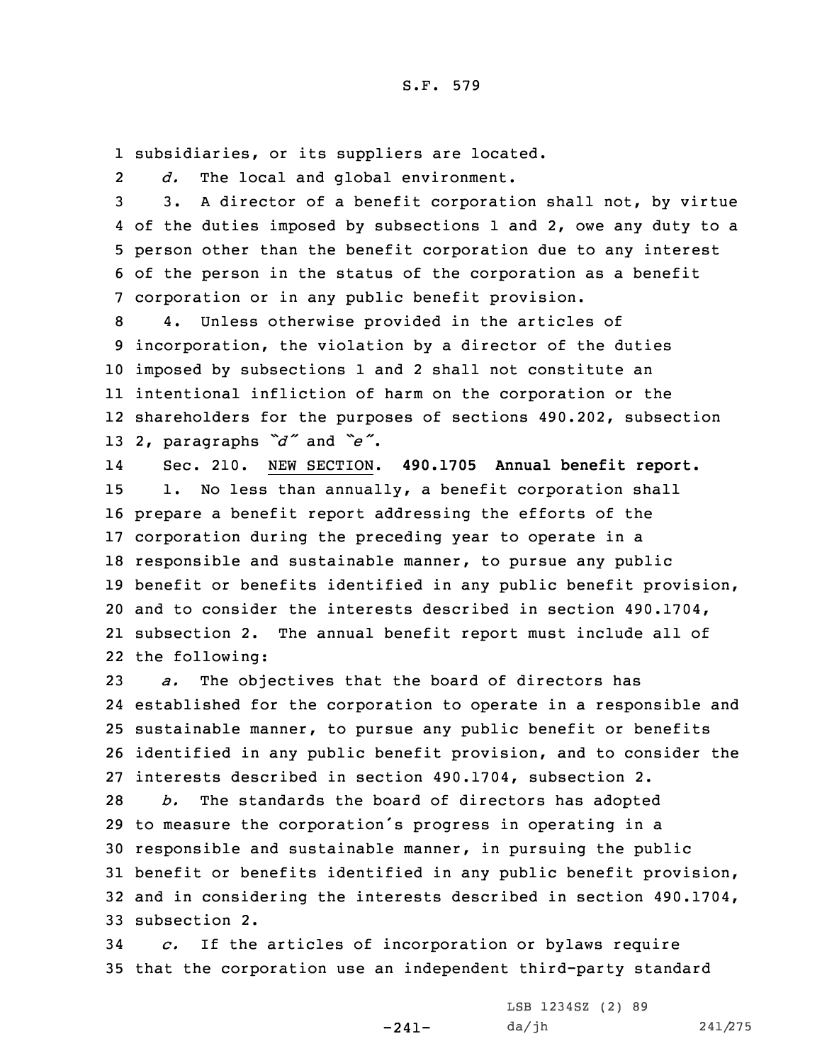subsidiaries, or its suppliers are located.

*d.* The local and global environment.

3. A director of a benefit corporation shall not, by virtue of the duties imposed by subsections 1 and 2, owe any duty to a person other than the benefit corporation due to any interest of the person in the status of the corporation as a benefit corporation or in any public benefit provision.

4. Unless otherwise provided in the articles of incorporation, the violation by a director of the duties imposed by subsections 1 and 2 shall not constitute an intentional infliction of harm on the corporation or the shareholders for the purposes of sections 490.202, subsection 2, paragraphs *"d"* and *"e"*.

Sec. 210. NEW SECTION. **490.1705 Annual benefit report.**

1. No less than annually, a benefit corporation shall prepare a benefit report addressing the efforts of the corporation during the preceding year to operate in a responsible and sustainable manner, to pursue any public benefit or benefits identified in any public benefit provision, and to consider the interests described in section 490.1704, subsection 2. The annual benefit report must include all of the following:

*a.* The objectives that the board of directors has established for the corporation to operate in a responsible and sustainable manner, to pursue any public benefit or benefits identified in any public benefit provision, and to consider the interests described in section 490.1704, subsection 2.

*b.* The standards the board of directors has adopted to measure the corporation's progress in operating in a responsible and sustainable manner, in pursuing the public benefit or benefits identified in any public benefit provision, and in considering the interests described in section 490.1704, subsection 2.

*c.* If the articles of incorporation or bylaws require that the corporation use an independent third-party standard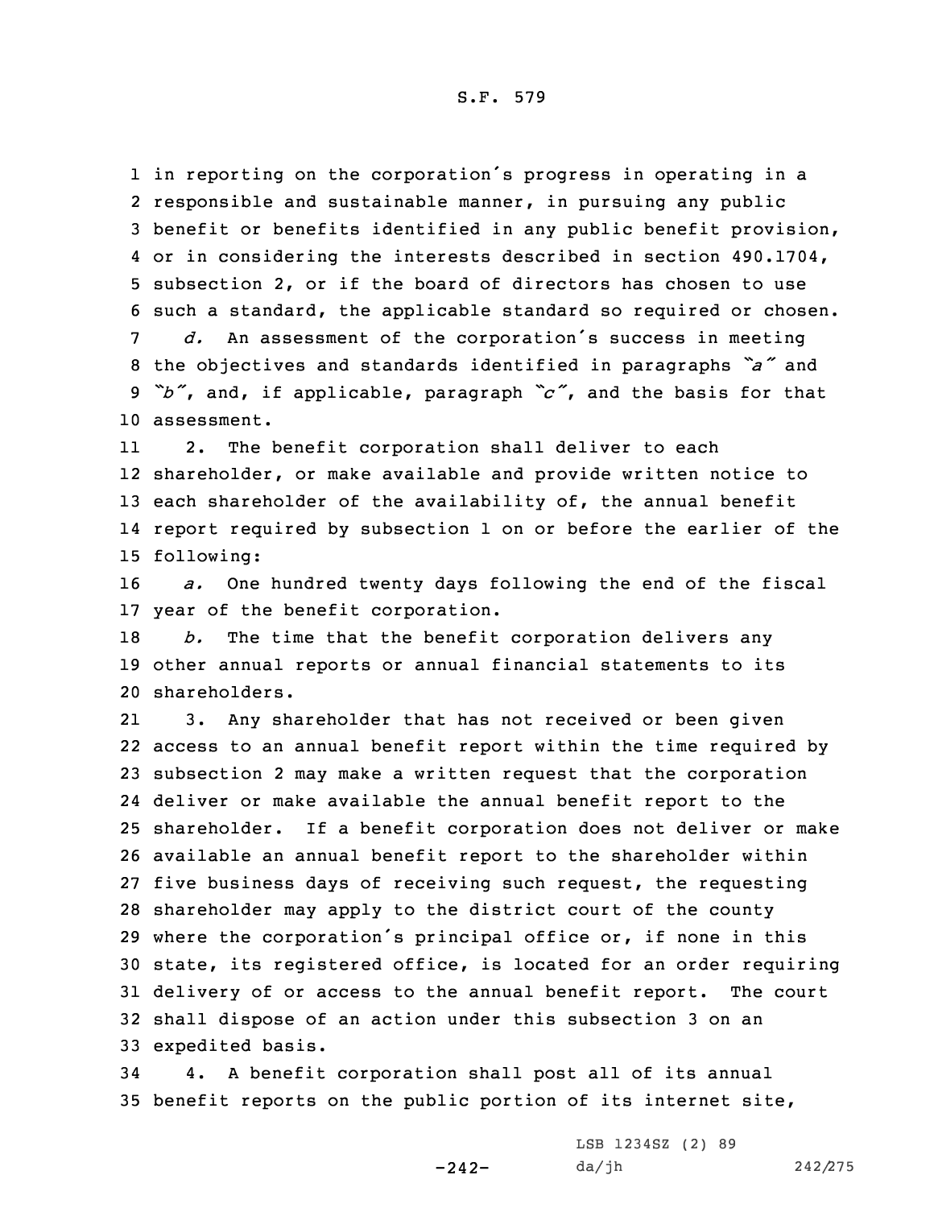in reporting on the corporation's progress in operating in a responsible and sustainable manner, in pursuing any public benefit or benefits identified in any public benefit provision, or in considering the interests described in section 490.1704, subsection 2, or if the board of directors has chosen to use such a standard, the applicable standard so required or chosen.

*d.* An assessment of the corporation's success in meeting the objectives and standards identified in paragraphs *"a"* and *"b"*, and, if applicable, paragraph *"c"*, and the basis for that assessment.

2. The benefit corporation shall deliver to each shareholder, or make available and provide written notice to each shareholder of the availability of, the annual benefit report required by subsection 1 on or before the earlier of the following:

*a.* One hundred twenty days following the end of the fiscal year of the benefit corporation.

*b.* The time that the benefit corporation delivers any other annual reports or annual financial statements to its shareholders.

3. Any shareholder that has not received or been given access to an annual benefit report within the time required by subsection 2 may make a written request that the corporation deliver or make available the annual benefit report to the shareholder. If a benefit corporation does not deliver or make available an annual benefit report to the shareholder within five business days of receiving such request, the requesting shareholder may apply to the district court of the county where the corporation's principal office or, if none in this state, its registered office, is located for an order requiring delivery of or access to the annual benefit report. The court shall dispose of an action under this subsection 3 on an expedited basis.

4. A benefit corporation shall post all of its annual benefit reports on the public portion of its internet site,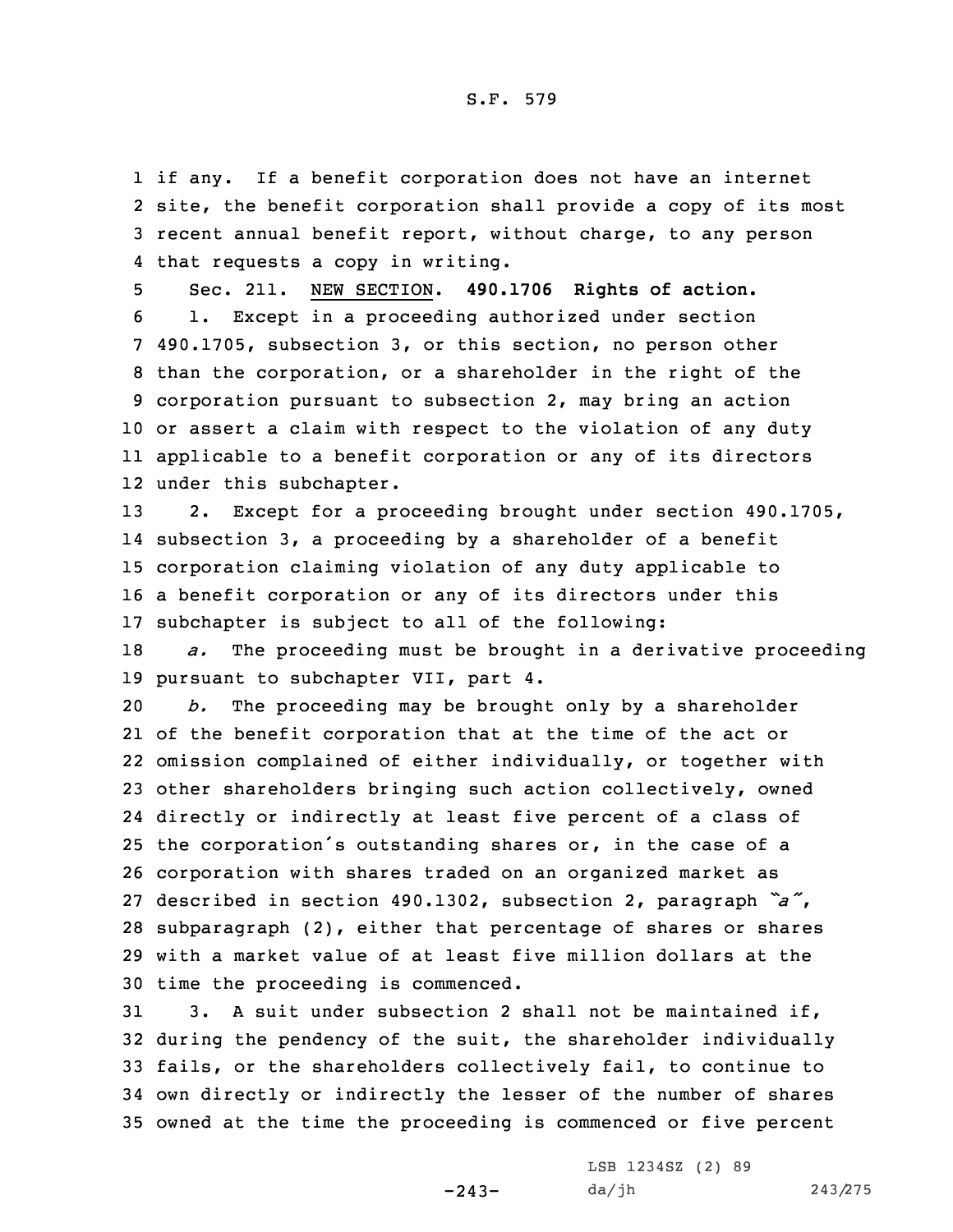if any. If a benefit corporation does not have an internet site, the benefit corporation shall provide a copy of its most recent annual benefit report, without charge, to any person that requests a copy in writing.

Sec. 211. NEW SECTION. **490.1706 Rights of action.**

1. Except in a proceeding authorized under section 490.1705, subsection 3, or this section, no person other than the corporation, or a shareholder in the right of the corporation pursuant to subsection 2, may bring an action or assert a claim with respect to the violation of any duty applicable to a benefit corporation or any of its directors under this subchapter.

2. Except for a proceeding brought under section 490.1705, subsection 3, a proceeding by a shareholder of a benefit corporation claiming violation of any duty applicable to a benefit corporation or any of its directors under this subchapter is subject to all of the following:

*a.* The proceeding must be brought in a derivative proceeding pursuant to subchapter VII, part 4.

*b.* The proceeding may be brought only by a shareholder of the benefit corporation that at the time of the act or omission complained of either individually, or together with other shareholders bringing such action collectively, owned directly or indirectly at least five percent of a class of the corporation's outstanding shares or, in the case of a corporation with shares traded on an organized market as described in section 490.1302, subsection 2, paragraph *"a"*, subparagraph (2), either that percentage of shares or shares with a market value of at least five million dollars at the time the proceeding is commenced.

3. A suit under subsection 2 shall not be maintained if, during the pendency of the suit, the shareholder individually fails, or the shareholders collectively fail, to continue to own directly or indirectly the lesser of the number of shares owned at the time the proceeding is commenced or five percent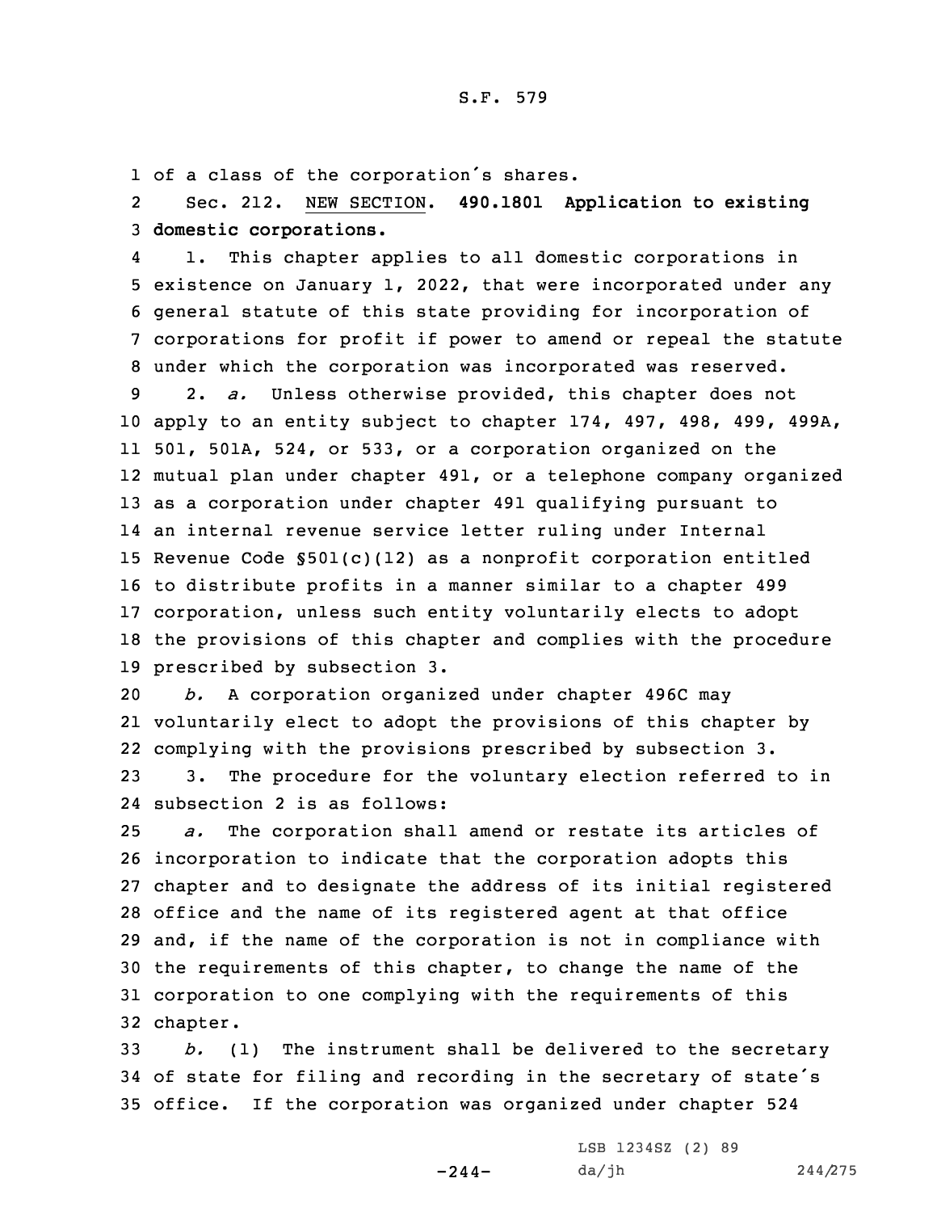of a class of the corporation's shares.

Sec. 212. NEW SECTION. **490.1801 Application to existing domestic corporations.**

1. This chapter applies to all domestic corporations in existence on January 1, 2022, that were incorporated under any general statute of this state providing for incorporation of corporations for profit if power to amend or repeal the statute under which the corporation was incorporated was reserved.

2. *a.* Unless otherwise provided, this chapter does not apply to an entity subject to chapter 174, 497, 498, 499, 499A, 501, 501A, 524, or 533, or a corporation organized on the mutual plan under chapter 491, or a telephone company organized as a corporation under chapter 491 qualifying pursuant to an internal revenue service letter ruling under Internal Revenue Code §501(c)(12) as a nonprofit corporation entitled to distribute profits in a manner similar to a chapter 499 corporation, unless such entity voluntarily elects to adopt the provisions of this chapter and complies with the procedure prescribed by subsection 3.

*b.* A corporation organized under chapter 496C may voluntarily elect to adopt the provisions of this chapter by complying with the provisions prescribed by subsection 3.

3. The procedure for the voluntary election referred to in subsection 2 is as follows:

*a.* The corporation shall amend or restate its articles of incorporation to indicate that the corporation adopts this chapter and to designate the address of its initial registered office and the name of its registered agent at that office and, if the name of the corporation is not in compliance with the requirements of this chapter, to change the name of the corporation to one complying with the requirements of this chapter.

*b.* (1) The instrument shall be delivered to the secretary of state for filing and recording in the secretary of state's office. If the corporation was organized under chapter 524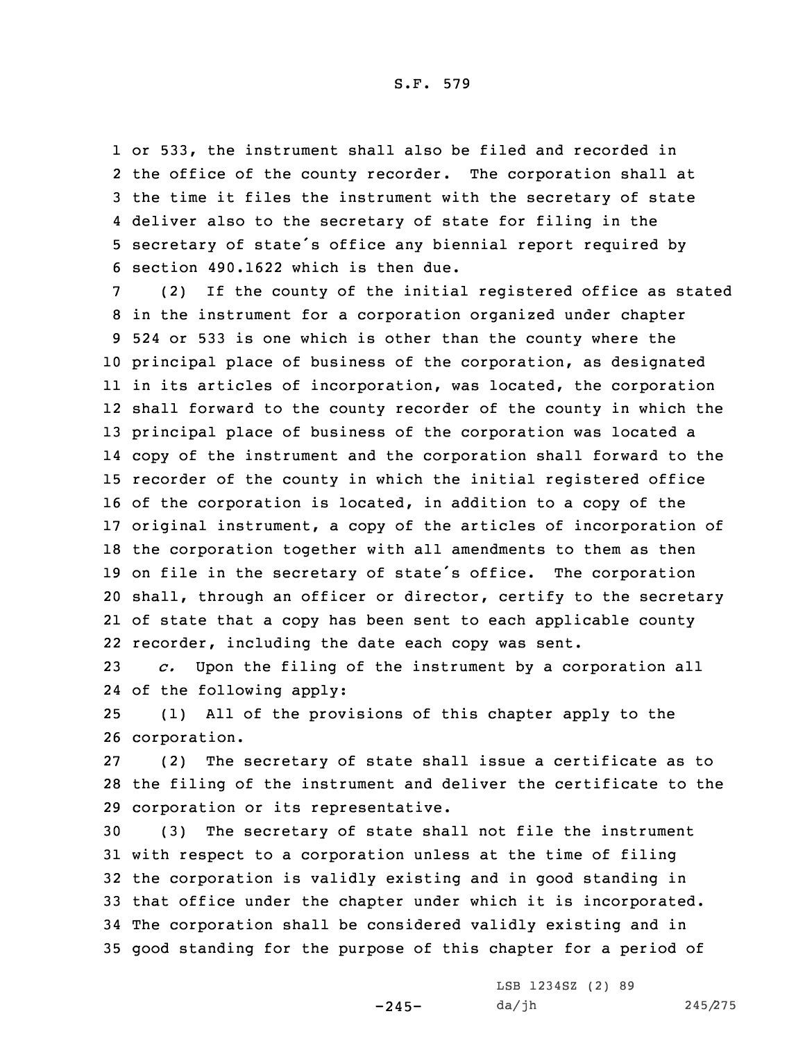or 533, the instrument shall also be filed and recorded in the office of the county recorder. The corporation shall at the time it files the instrument with the secretary of state deliver also to the secretary of state for filing in the secretary of state's office any biennial report required by section 490.1622 which is then due.

(2) If the county of the initial registered office as stated in the instrument for a corporation organized under chapter 524 or 533 is one which is other than the county where the principal place of business of the corporation, as designated in its articles of incorporation, was located, the corporation shall forward to the county recorder of the county in which the principal place of business of the corporation was located a copy of the instrument and the corporation shall forward to the recorder of the county in which the initial registered office of the corporation is located, in addition to a copy of the original instrument, a copy of the articles of incorporation of the corporation together with all amendments to them as then on file in the secretary of state's office. The corporation shall, through an officer or director, certify to the secretary of state that a copy has been sent to each applicable county recorder, including the date each copy was sent.

*c.* Upon the filing of the instrument by a corporation all of the following apply:

(1) All of the provisions of this chapter apply to the corporation.

(2) The secretary of state shall issue a certificate as to the filing of the instrument and deliver the certificate to the corporation or its representative.

(3) The secretary of state shall not file the instrument with respect to a corporation unless at the time of filing the corporation is validly existing and in good standing in that office under the chapter under which it is incorporated. The corporation shall be considered validly existing and in good standing for the purpose of this chapter for a period of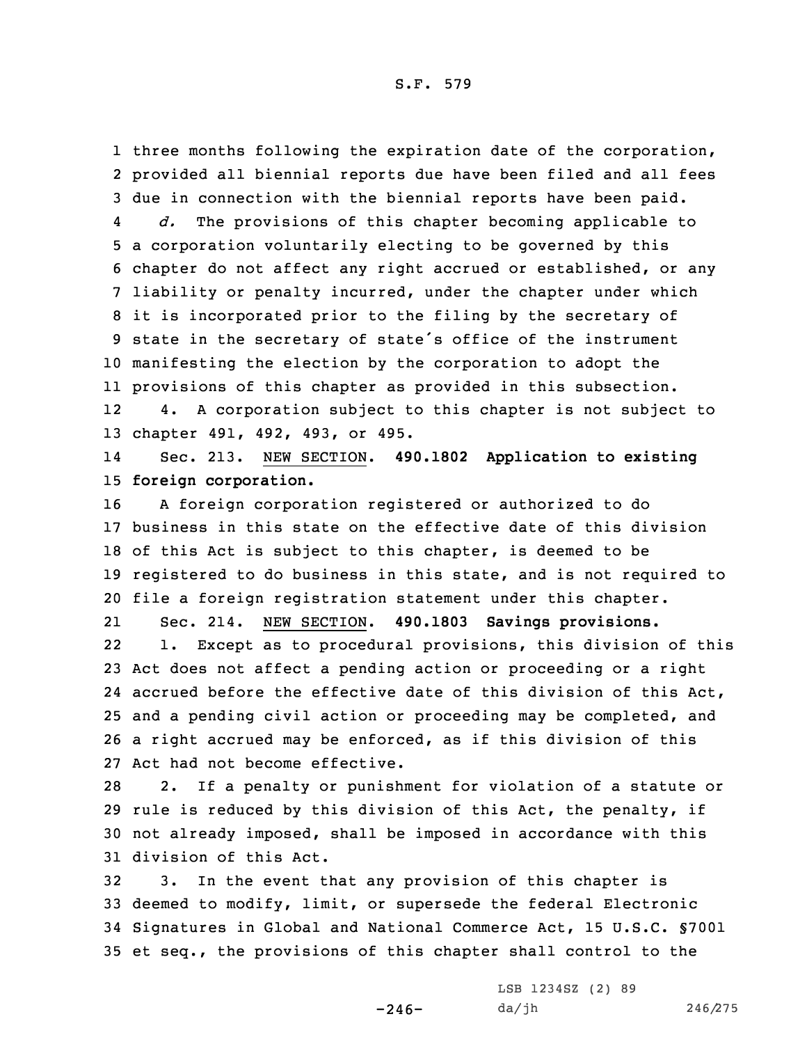three months following the expiration date of the corporation, provided all biennial reports due have been filed and all fees due in connection with the biennial reports have been paid.

*d.* The provisions of this chapter becoming applicable to a corporation voluntarily electing to be governed by this chapter do not affect any right accrued or established, or any liability or penalty incurred, under the chapter under which it is incorporated prior to the filing by the secretary of state in the secretary of state's office of the instrument manifesting the election by the corporation to adopt the provisions of this chapter as provided in this subsection.

4. A corporation subject to this chapter is not subject to chapter 491, 492, 493, or 495.

Sec. 213. NEW SECTION. **490.1802 Application to existing foreign corporation.**

A foreign corporation registered or authorized to do business in this state on the effective date of this division of this Act is subject to this chapter, is deemed to be registered to do business in this state, and is not required to file a foreign registration statement under this chapter.

Sec. 214. NEW SECTION. **490.1803 Savings provisions.**

1. Except as to procedural provisions, this division of this Act does not affect a pending action or proceeding or a right accrued before the effective date of this division of this Act, and a pending civil action or proceeding may be completed, and a right accrued may be enforced, as if this division of this Act had not become effective.

2. If a penalty or punishment for violation of a statute or rule is reduced by this division of this Act, the penalty, if not already imposed, shall be imposed in accordance with this division of this Act.

3. In the event that any provision of this chapter is deemed to modify, limit, or supersede the federal Electronic Signatures in Global and National Commerce Act, 15 U.S.C. §7001 et seq., the provisions of this chapter shall control to the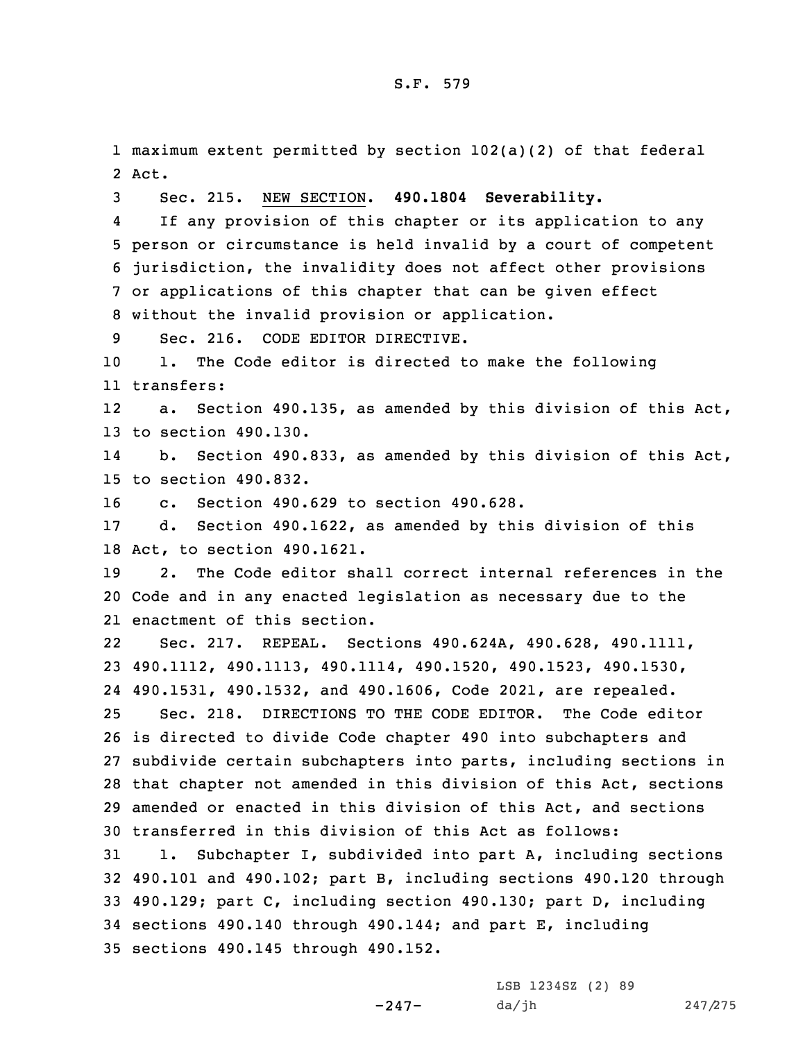maximum extent permitted by section 102(a)(2) of that federal Act.

Sec. 215. NEW SECTION. **490.1804 Severability.**

If any provision of this chapter or its application to any person or circumstance is held invalid by a court of competent jurisdiction, the invalidity does not affect other provisions or applications of this chapter that can be given effect without the invalid provision or application.

Sec. 216. CODE EDITOR DIRECTIVE.

1. The Code editor is directed to make the following transfers:

a. Section 490.135, as amended by this division of this Act, to section 490.130.

b. Section 490.833, as amended by this division of this Act, to section 490.832.

c. Section 490.629 to section 490.628.

d. Section 490.1622, as amended by this division of this Act, to section 490.1621.

2. The Code editor shall correct internal references in the Code and in any enacted legislation as necessary due to the enactment of this section.

Sec. 217. REPEAL. Sections 490.624A, 490.628, 490.1111, 490.1112, 490.1113, 490.1114, 490.1520, 490.1523, 490.1530, 490.1531, 490.1532, and 490.1606, Code 2021, are repealed.

Sec. 218. DIRECTIONS TO THE CODE EDITOR. The Code editor is directed to divide Code chapter 490 into subchapters and subdivide certain subchapters into parts, including sections in that chapter not amended in this division of this Act, sections amended or enacted in this division of this Act, and sections transferred in this division of this Act as follows:

1. Subchapter I, subdivided into part A, including sections 490.101 and 490.102; part B, including sections 490.120 through 490.129; part C, including section 490.130; part D, including sections 490.140 through 490.144; and part E, including sections 490.145 through 490.152.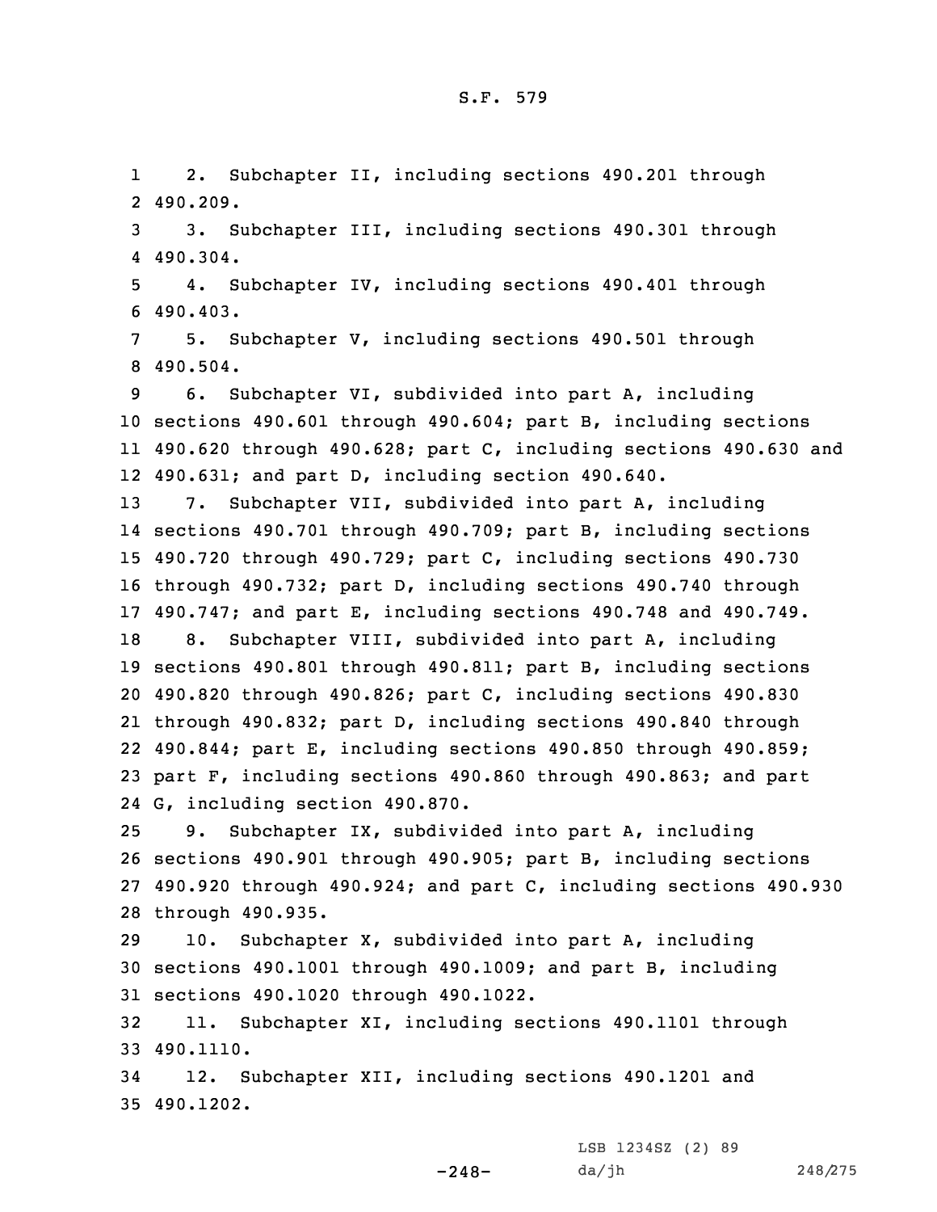2. Subchapter II, including sections 490.201 through 490.209.

3. Subchapter III, including sections 490.301 through 490.304.

4. Subchapter IV, including sections 490.401 through 490.403.

5. Subchapter V, including sections 490.501 through 490.504.

6. Subchapter VI, subdivided into part A, including sections 490.601 through 490.604; part B, including sections 490.620 through 490.628; part C, including sections 490.630 and 490.631; and part D, including section 490.640.

7. Subchapter VII, subdivided into part A, including sections 490.701 through 490.709; part B, including sections 490.720 through 490.729; part C, including sections 490.730 through 490.732; part D, including sections 490.740 through 490.747; and part E, including sections 490.748 and 490.749.

8. Subchapter VIII, subdivided into part A, including sections 490.801 through 490.811; part B, including sections 490.820 through 490.826; part C, including sections 490.830 through 490.832; part D, including sections 490.840 through 490.844; part E, including sections 490.850 through 490.859; part F, including sections 490.860 through 490.863; and part G, including section 490.870.

9. Subchapter IX, subdivided into part A, including sections 490.901 through 490.905; part B, including sections 490.920 through 490.924; and part C, including sections 490.930 through 490.935.

10. Subchapter X, subdivided into part A, including sections 490.1001 through 490.1009; and part B, including sections 490.1020 through 490.1022.

11. Subchapter XI, including sections 490.1101 through 490.1110.

12. Subchapter XII, including sections 490.1201 and 490.1202.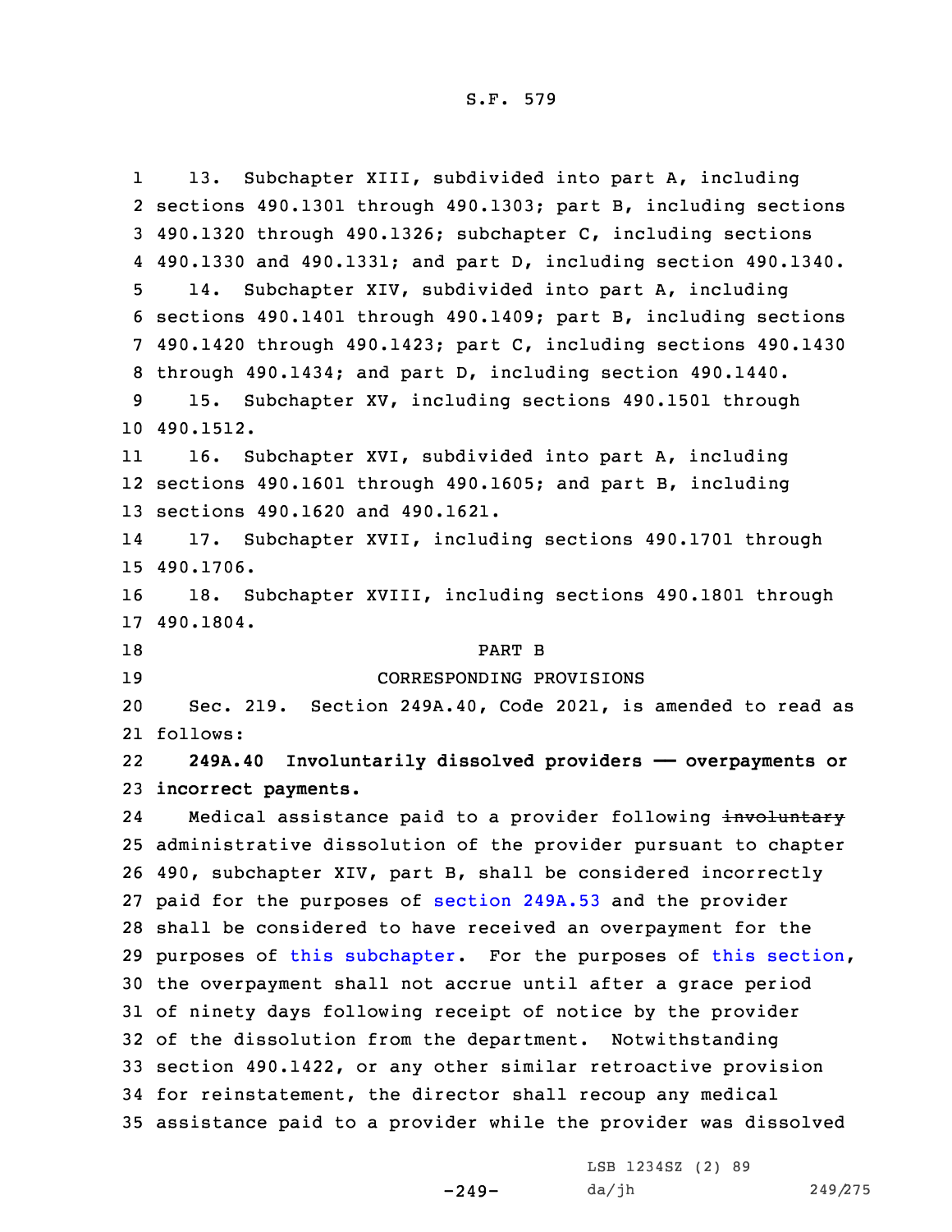13. Subchapter XIII, subdivided into part A, including sections 490.1301 through 490.1303; part B, including sections 490.1320 through 490.1326; subchapter C, including sections 490.1330 and 490.1331; and part D, including section 490.1340.

14. Subchapter XIV, subdivided into part A, including sections 490.1401 through 490.1409; part B, including sections 490.1420 through 490.1423; part C, including sections 490.1430 through 490.1434; and part D, including section 490.1440.

15. Subchapter XV, including sections 490.1501 through 490.1512.

16. Subchapter XVI, subdivided into part A, including sections 490.1601 through 490.1605; and part B, including sections 490.1620 and 490.1621.

17. Subchapter XVII, including sections 490.1701 through 490.1706.

18. Subchapter XVIII, including sections 490.1801 through 490.1804.

PART B

CORRESPONDING PROVISIONS

Sec. 219. Section 249A.40, Code 2021, is amended to read as follows:

**249A.40 Involuntarily dissolved providers —— overpayments or incorrect payments.**

Medical assistance paid to a provider following ~~involuntary~~ administrative dissolution of the provider pursuant to chapter 490, subchapter XIV, part B, shall be considered incorrectly paid for the purposes of section 249A.53 and the provider shall be considered to have received an overpayment for the purposes of this subchapter. For the purposes of this section, the overpayment shall not accrue until after a grace period of ninety days following receipt of notice by the provider of the dissolution from the department. Notwithstanding section 490.1422, or any other similar retroactive provision for reinstatement, the director shall recoup any medical assistance paid to a provider while the provider was dissolved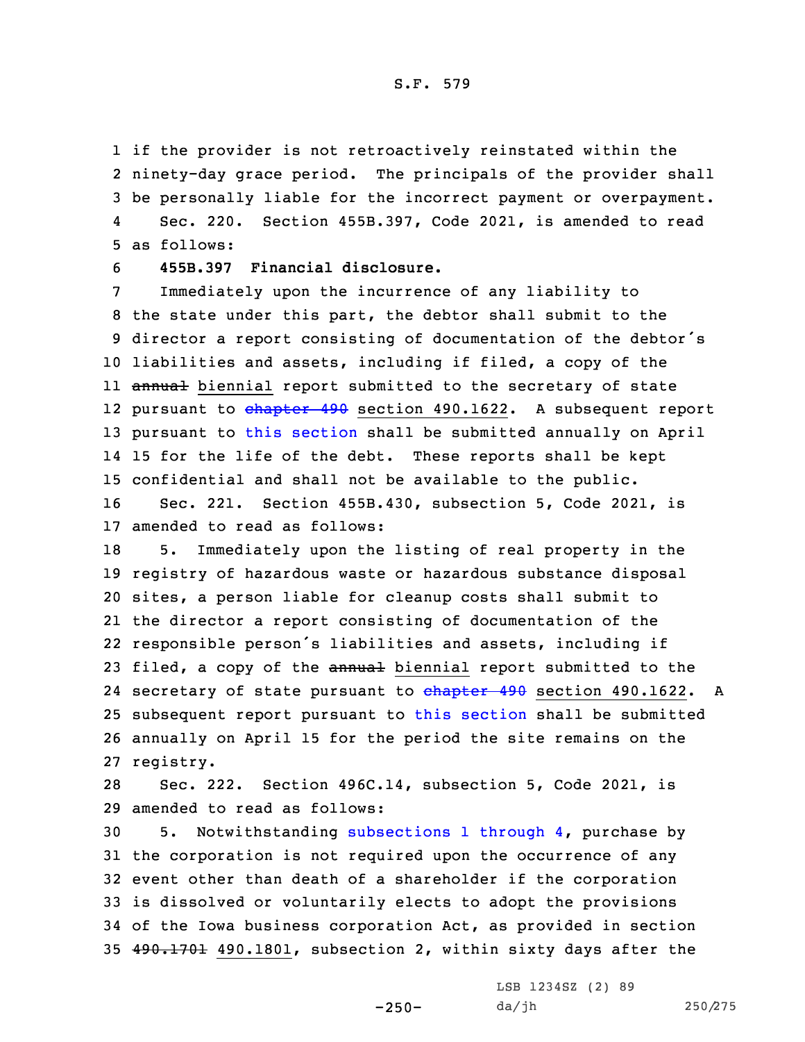if the provider is not retroactively reinstated within the ninety-day grace period. The principals of the provider shall be personally liable for the incorrect payment or overpayment.

Sec. 220. Section 455B.397, Code 2021, is amended to read as follows:

**455B.397 Financial disclosure.**

Immediately upon the incurrence of any liability to the state under this part, the debtor shall submit to the director a report consisting of documentation of the debtor's liabilities and assets, including if filed, a copy of the ~~annual~~ biennial report submitted to the secretary of state pursuant to ~~chapter 490~~ section 490.1622. A subsequent report pursuant to this section shall be submitted annually on April 15 for the life of the debt. These reports shall be kept confidential and shall not be available to the public.

Sec. 221. Section 455B.430, subsection 5, Code 2021, is amended to read as follows:

5. Immediately upon the listing of real property in the registry of hazardous waste or hazardous substance disposal sites, a person liable for cleanup costs shall submit to the director a report consisting of documentation of the responsible person's liabilities and assets, including if filed, a copy of the ~~annual~~ biennial report submitted to the secretary of state pursuant to ~~chapter 490~~ section 490.1622. A subsequent report pursuant to this section shall be submitted annually on April 15 for the period the site remains on the registry.

Sec. 222. Section 496C.14, subsection 5, Code 2021, is amended to read as follows:

5. Notwithstanding subsections 1 through 4, purchase by the corporation is not required upon the occurrence of any event other than death of a shareholder if the corporation is dissolved or voluntarily elects to adopt the provisions of the Iowa business corporation Act, as provided in section ~~490.1701~~ 490.1801, subsection 2, within sixty days after the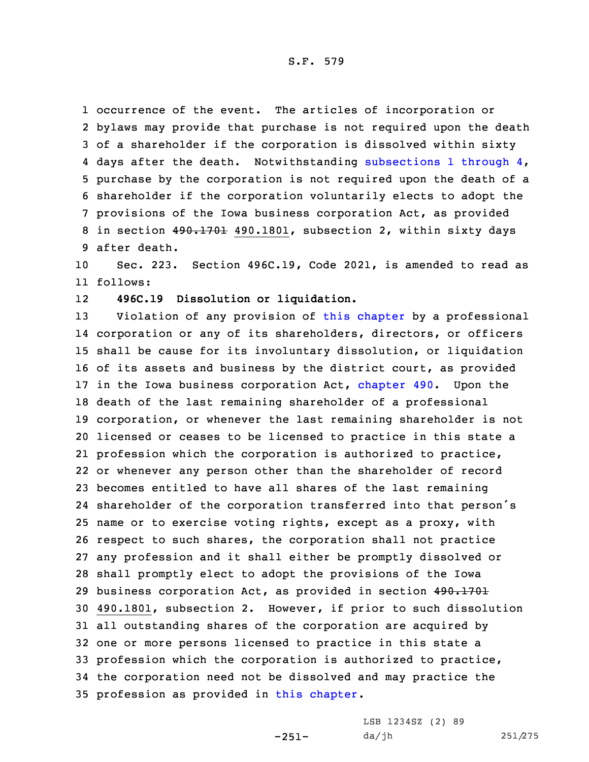occurrence of the event. The articles of incorporation or bylaws may provide that purchase is not required upon the death of a shareholder if the corporation is dissolved within sixty days after the death. Notwithstanding subsections 1 through 4, purchase by the corporation is not required upon the death of a shareholder if the corporation voluntarily elects to adopt the provisions of the Iowa business corporation Act, as provided in section ~~490.1701~~ 490.1801, subsection 2, within sixty days after death.

Sec. 223. Section 496C.19, Code 2021, is amended to read as follows:

**496C.19 Dissolution or liquidation.**

Violation of any provision of this chapter by a professional corporation or any of its shareholders, directors, or officers shall be cause for its involuntary dissolution, or liquidation of its assets and business by the district court, as provided in the Iowa business corporation Act, chapter 490. Upon the death of the last remaining shareholder of a professional corporation, or whenever the last remaining shareholder is not licensed or ceases to be licensed to practice in this state a profession which the corporation is authorized to practice, or whenever any person other than the shareholder of record becomes entitled to have all shares of the last remaining shareholder of the corporation transferred into that person's name or to exercise voting rights, except as a proxy, with respect to such shares, the corporation shall not practice any profession and it shall either be promptly dissolved or shall promptly elect to adopt the provisions of the Iowa business corporation Act, as provided in section ~~490.1701~~ 490.1801, subsection 2. However, if prior to such dissolution all outstanding shares of the corporation are acquired by one or more persons licensed to practice in this state a profession which the corporation is authorized to practice, the corporation need not be dissolved and may practice the profession as provided in this chapter.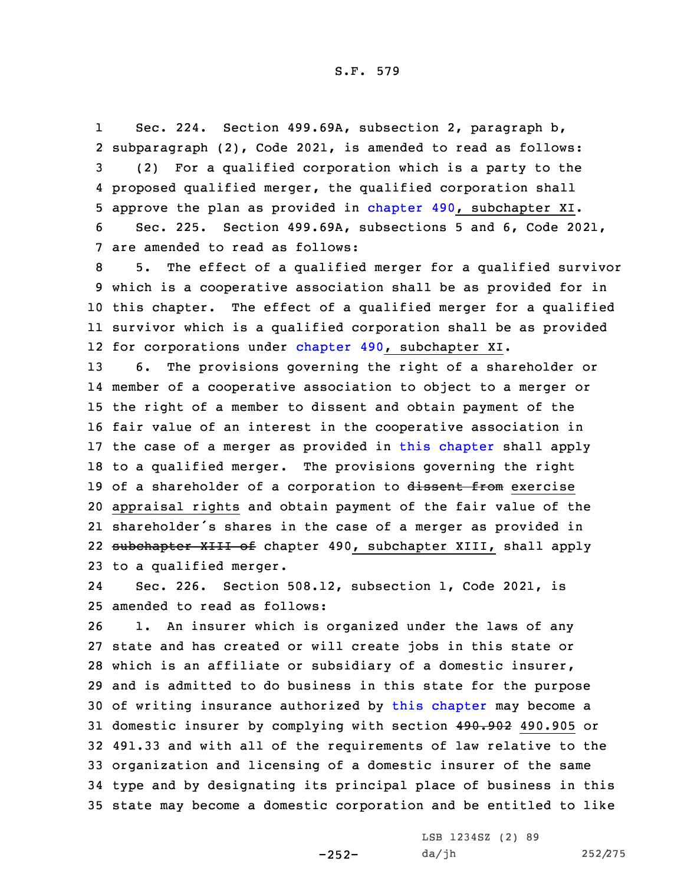Sec. 224. Section 499.69A, subsection 2, paragraph b, subparagraph (2), Code 2021, is amended to read as follows:

(2) For a qualified corporation which is a party to the proposed qualified merger, the qualified corporation shall approve the plan as provided in chapter 490, subchapter XI.

Sec. 225. Section 499.69A, subsections 5 and 6, Code 2021, are amended to read as follows:

5. The effect of a qualified merger for a qualified survivor which is a cooperative association shall be as provided for in this chapter. The effect of a qualified merger for a qualified survivor which is a qualified corporation shall be as provided for corporations under chapter 490, subchapter XI.

6. The provisions governing the right of a shareholder or member of a cooperative association to object to a merger or the right of a member to dissent and obtain payment of the fair value of an interest in the cooperative association in the case of a merger as provided in this chapter shall apply to a qualified merger. The provisions governing the right of a shareholder of a corporation to ~~dissent from~~ exercise appraisal rights and obtain payment of the fair value of the shareholder's shares in the case of a merger as provided in ~~subchapter XIII of~~ chapter 490, subchapter XIII, shall apply to a qualified merger.

Sec. 226. Section 508.12, subsection 1, Code 2021, is amended to read as follows:

1. An insurer which is organized under the laws of any state and has created or will create jobs in this state or which is an affiliate or subsidiary of a domestic insurer, and is admitted to do business in this state for the purpose of writing insurance authorized by this chapter may become a domestic insurer by complying with section ~~490.902~~ 490.905 or 491.33 and with all of the requirements of law relative to the organization and licensing of a domestic insurer of the same type and by designating its principal place of business in this state may become a domestic corporation and be entitled to like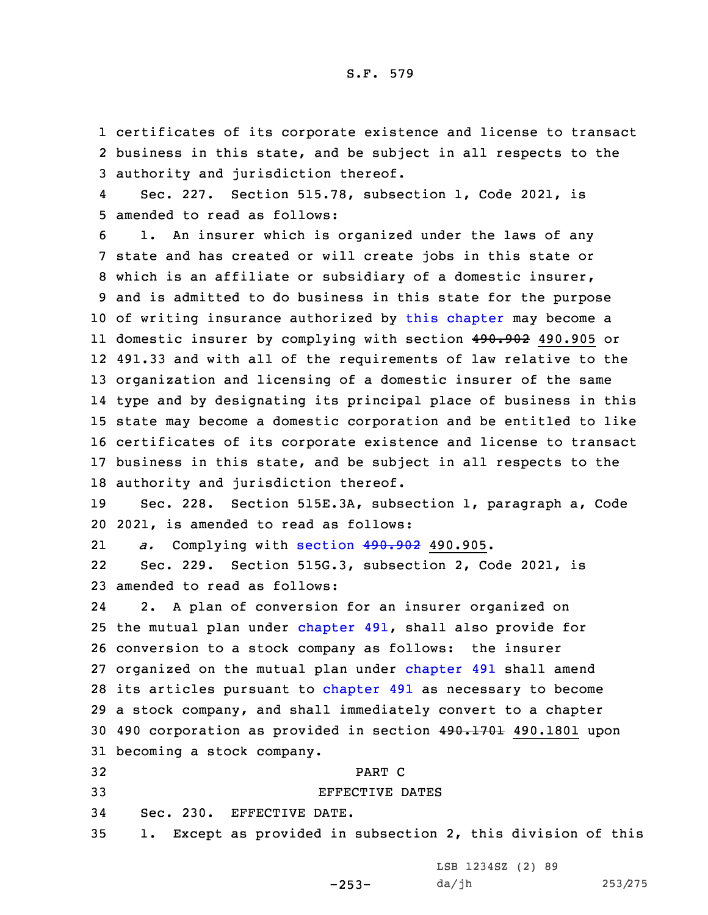certificates of its corporate existence and license to transact business in this state, and be subject in all respects to the authority and jurisdiction thereof.

Sec. 227. Section 515.78, subsection 1, Code 2021, is amended to read as follows:

1. An insurer which is organized under the laws of any state and has created or will create jobs in this state or which is an affiliate or subsidiary of a domestic insurer, and is admitted to do business in this state for the purpose of writing insurance authorized by this chapter may become a domestic insurer by complying with section ~~490.902~~ 490.905 or 491.33 and with all of the requirements of law relative to the organization and licensing of a domestic insurer of the same type and by designating its principal place of business in this state may become a domestic corporation and be entitled to like certificates of its corporate existence and license to transact business in this state, and be subject in all respects to the authority and jurisdiction thereof.

Sec. 228. Section 515E.3A, subsection 1, paragraph a, Code 2021, is amended to read as follows:

*a.* Complying with section ~~490.902~~ 490.905.

Sec. 229. Section 515G.3, subsection 2, Code 2021, is amended to read as follows:

2. A plan of conversion for an insurer organized on the mutual plan under chapter 491, shall also provide for conversion to a stock company as follows: the insurer organized on the mutual plan under chapter 491 shall amend its articles pursuant to chapter 491 as necessary to become a stock company, and shall immediately convert to a chapter 490 corporation as provided in section ~~490.1701~~ 490.1801 upon becoming a stock company.

PART C

EFFECTIVE DATES

Sec. 230. EFFECTIVE DATE.

1. Except as provided in subsection 2, this division of this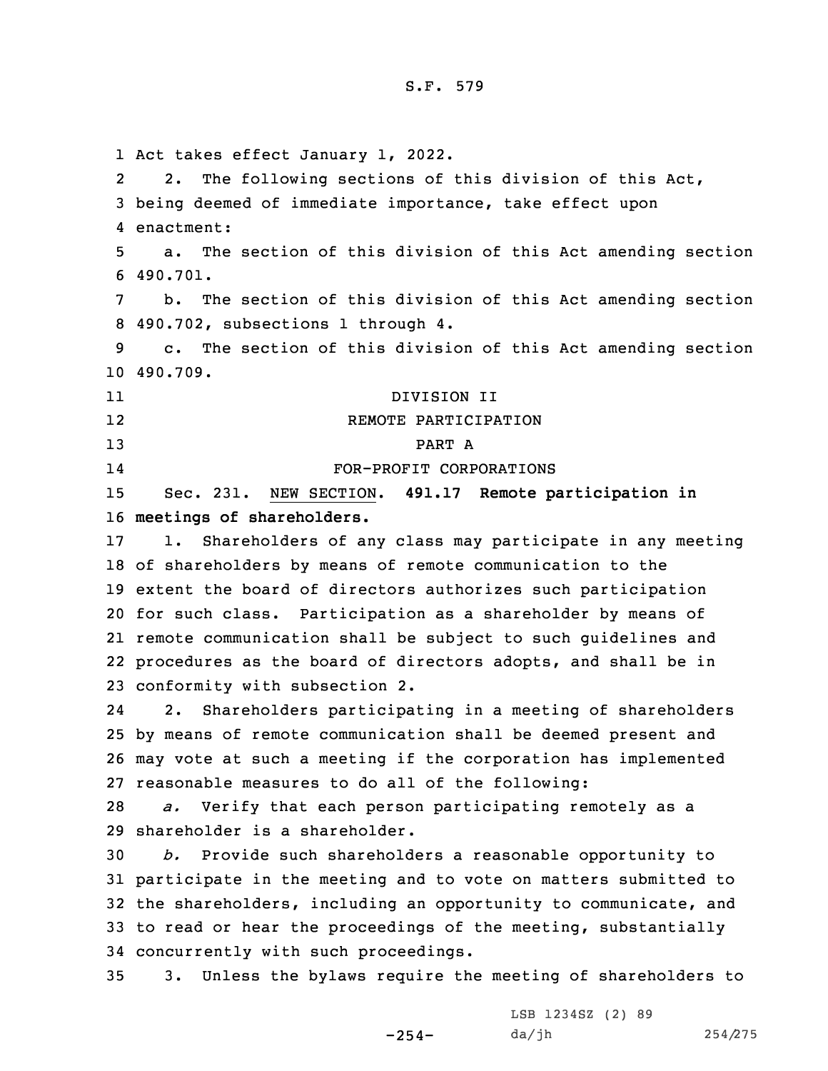Act takes effect January 1, 2022.

2. The following sections of this division of this Act, being deemed of immediate importance, take effect upon enactment:

a. The section of this division of this Act amending section 490.701.

b. The section of this division of this Act amending section 490.702, subsections 1 through 4.

c. The section of this division of this Act amending section 490.709.

DIVISION II

REMOTE PARTICIPATION

PART A

FOR-PROFIT CORPORATIONS

Sec. 231. NEW SECTION. **491.17 Remote participation in meetings of shareholders.**

1. Shareholders of any class may participate in any meeting of shareholders by means of remote communication to the extent the board of directors authorizes such participation for such class. Participation as a shareholder by means of remote communication shall be subject to such guidelines and procedures as the board of directors adopts, and shall be in conformity with subsection 2.

2. Shareholders participating in a meeting of shareholders by means of remote communication shall be deemed present and may vote at such a meeting if the corporation has implemented reasonable measures to do all of the following:

*a.* Verify that each person participating remotely as a shareholder is a shareholder.

*b.* Provide such shareholders a reasonable opportunity to participate in the meeting and to vote on matters submitted to the shareholders, including an opportunity to communicate, and to read or hear the proceedings of the meeting, substantially concurrently with such proceedings.

3. Unless the bylaws require the meeting of shareholders to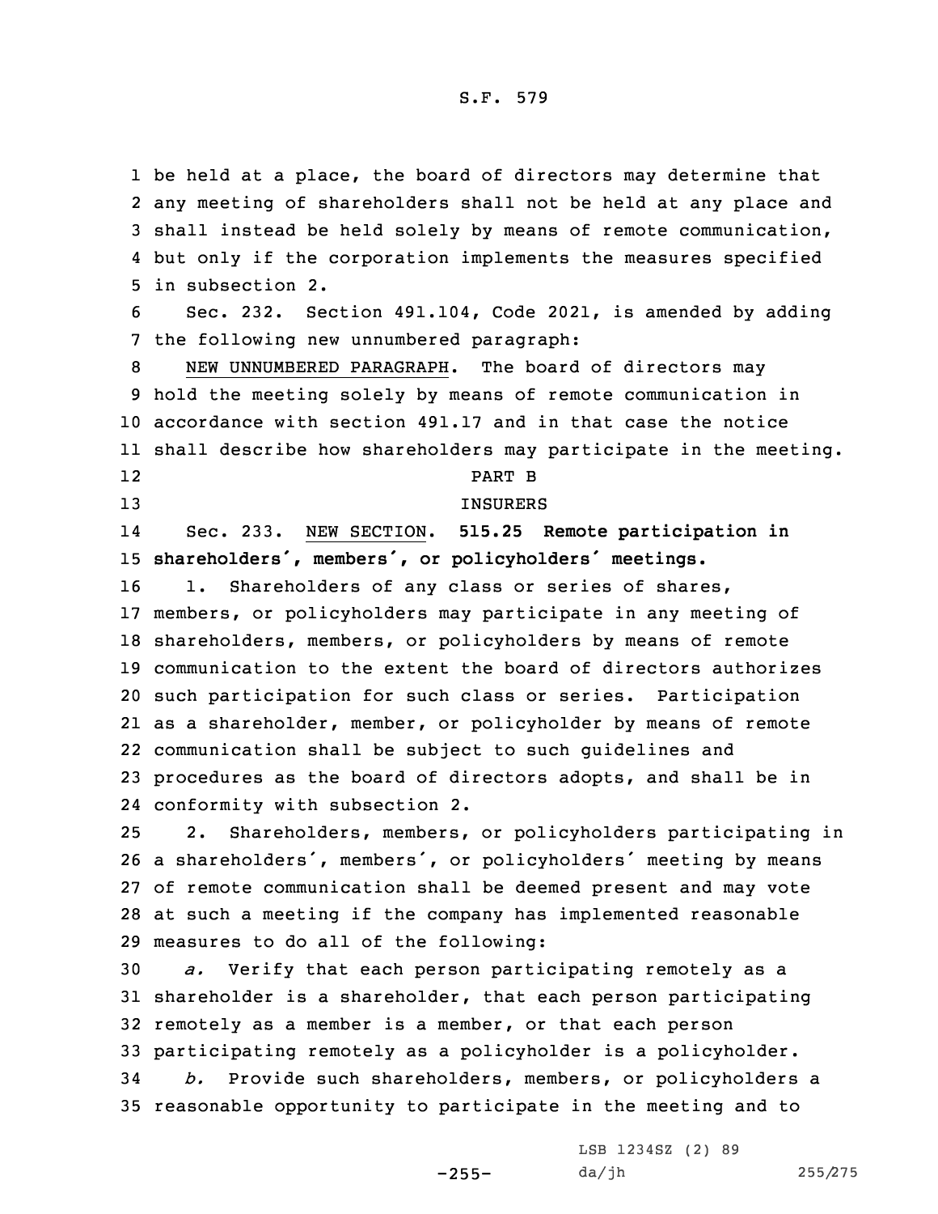be held at a place, the board of directors may determine that any meeting of shareholders shall not be held at any place and shall instead be held solely by means of remote communication, but only if the corporation implements the measures specified in subsection 2.

Sec. 232. Section 491.104, Code 2021, is amended by adding the following new unnumbered paragraph:

NEW UNNUMBERED PARAGRAPH. The board of directors may hold the meeting solely by means of remote communication in accordance with section 491.17 and in that case the notice shall describe how shareholders may participate in the meeting.

PART B

INSURERS

Sec. 233. NEW SECTION. **515.25 Remote participation in shareholders', members', or policyholders' meetings.**

1. Shareholders of any class or series of shares, members, or policyholders may participate in any meeting of shareholders, members, or policyholders by means of remote communication to the extent the board of directors authorizes such participation for such class or series. Participation as a shareholder, member, or policyholder by means of remote communication shall be subject to such guidelines and procedures as the board of directors adopts, and shall be in conformity with subsection 2.

2. Shareholders, members, or policyholders participating in a shareholders', members', or policyholders' meeting by means of remote communication shall be deemed present and may vote at such a meeting if the company has implemented reasonable measures to do all of the following:

*a.* Verify that each person participating remotely as a shareholder is a shareholder, that each person participating remotely as a member is a member, or that each person participating remotely as a policyholder is a policyholder.

*b.* Provide such shareholders, members, or policyholders a reasonable opportunity to participate in the meeting and to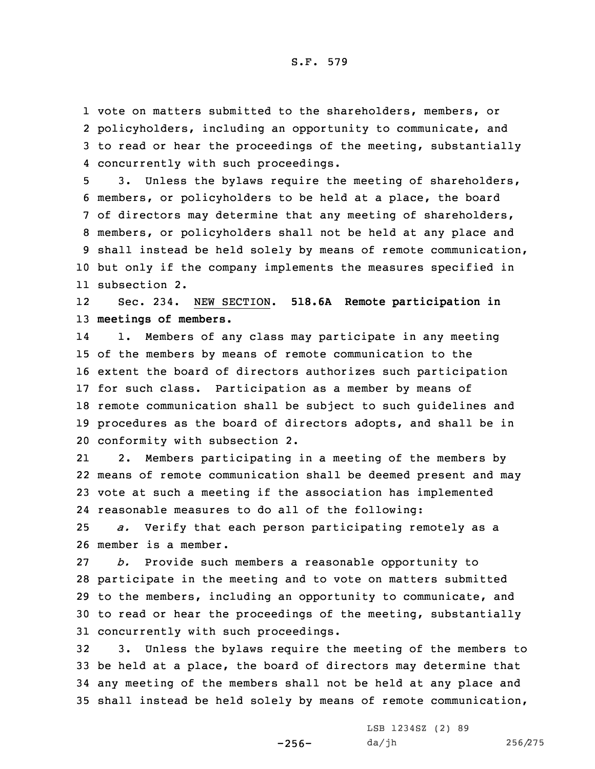vote on matters submitted to the shareholders, members, or policyholders, including an opportunity to communicate, and to read or hear the proceedings of the meeting, substantially concurrently with such proceedings.

3. Unless the bylaws require the meeting of shareholders, members, or policyholders to be held at a place, the board of directors may determine that any meeting of shareholders, members, or policyholders shall not be held at any place and shall instead be held solely by means of remote communication, but only if the company implements the measures specified in subsection 2.

Sec. 234. NEW SECTION. **518.6A Remote participation in meetings of members.**

1. Members of any class may participate in any meeting of the members by means of remote communication to the extent the board of directors authorizes such participation for such class. Participation as a member by means of remote communication shall be subject to such guidelines and procedures as the board of directors adopts, and shall be in conformity with subsection 2.

2. Members participating in a meeting of the members by means of remote communication shall be deemed present and may vote at such a meeting if the association has implemented reasonable measures to do all of the following:

*a.* Verify that each person participating remotely as a member is a member.

*b.* Provide such members a reasonable opportunity to participate in the meeting and to vote on matters submitted to the members, including an opportunity to communicate, and to read or hear the proceedings of the meeting, substantially concurrently with such proceedings.

3. Unless the bylaws require the meeting of the members to be held at a place, the board of directors may determine that any meeting of the members shall not be held at any place and shall instead be held solely by means of remote communication,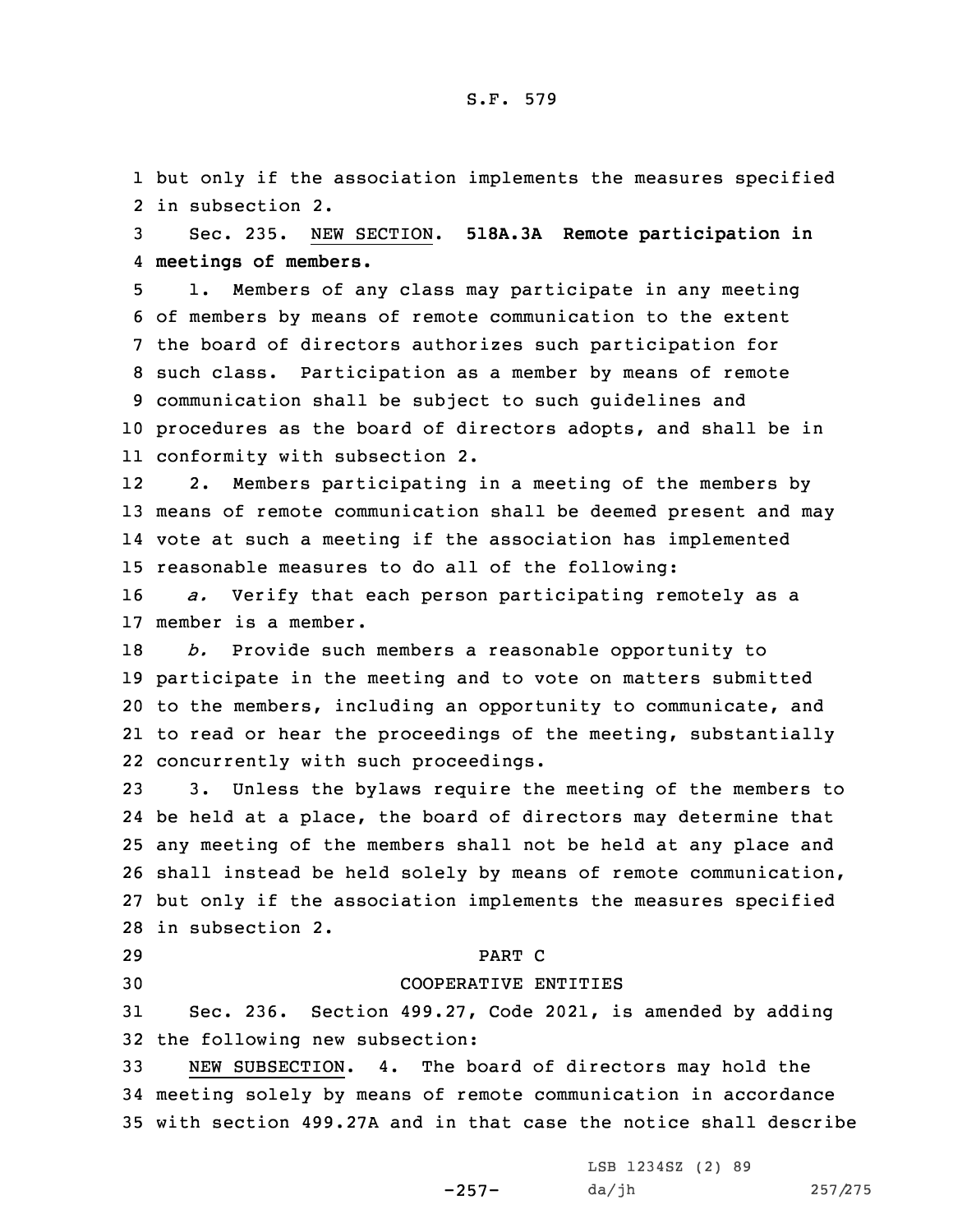but only if the association implements the measures specified in subsection 2.

Sec. 235. NEW SECTION. **518A.3A Remote participation in meetings of members.**

1. Members of any class may participate in any meeting of members by means of remote communication to the extent the board of directors authorizes such participation for such class. Participation as a member by means of remote communication shall be subject to such guidelines and procedures as the board of directors adopts, and shall be in conformity with subsection 2.

2. Members participating in a meeting of the members by means of remote communication shall be deemed present and may vote at such a meeting if the association has implemented reasonable measures to do all of the following:

*a.* Verify that each person participating remotely as a member is a member.

*b.* Provide such members a reasonable opportunity to participate in the meeting and to vote on matters submitted to the members, including an opportunity to communicate, and to read or hear the proceedings of the meeting, substantially concurrently with such proceedings.

3. Unless the bylaws require the meeting of the members to be held at a place, the board of directors may determine that any meeting of the members shall not be held at any place and shall instead be held solely by means of remote communication, but only if the association implements the measures specified in subsection 2.

PART C

COOPERATIVE ENTITIES

Sec. 236. Section 499.27, Code 2021, is amended by adding the following new subsection:

NEW SUBSECTION. 4. The board of directors may hold the meeting solely by means of remote communication in accordance with section 499.27A and in that case the notice shall describe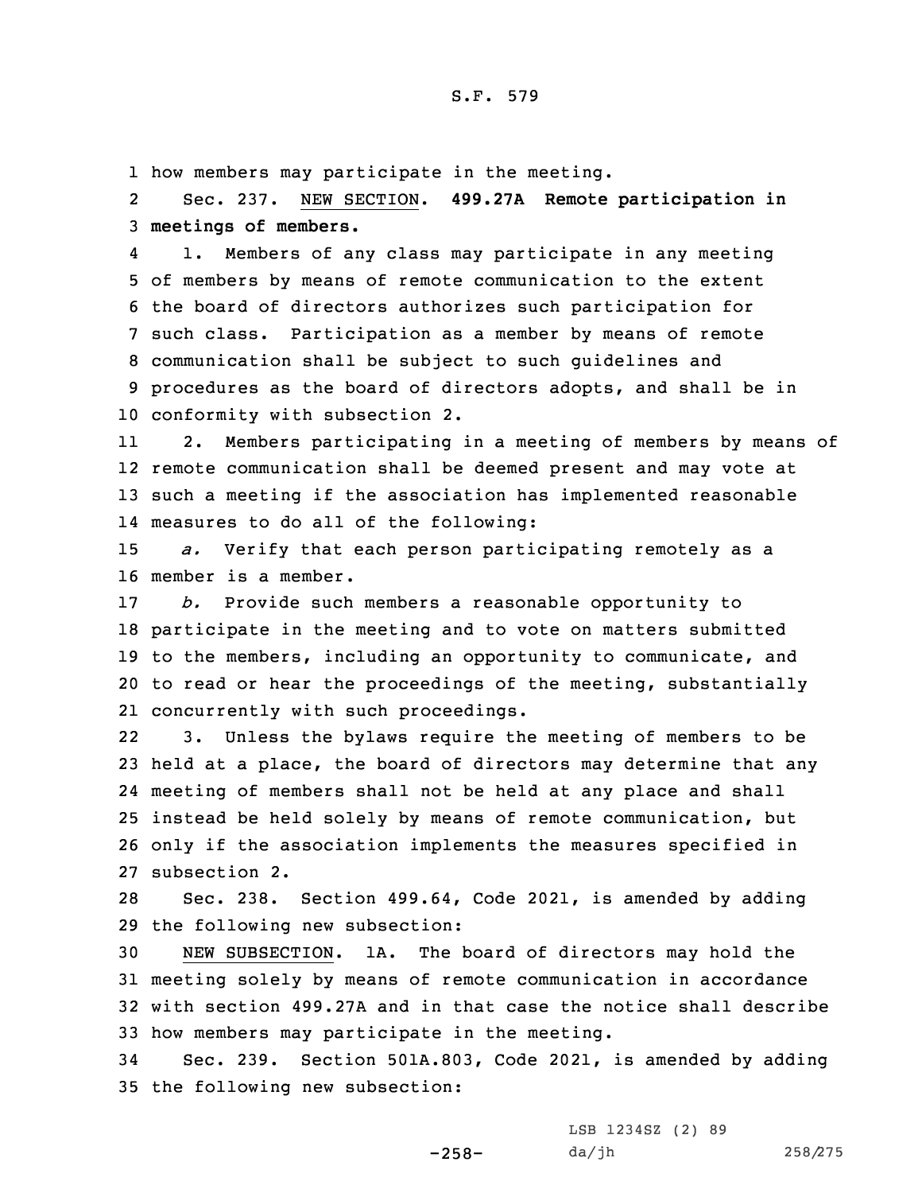how members may participate in the meeting.

Sec. 237. NEW SECTION. **499.27A Remote participation in meetings of members.**

1. Members of any class may participate in any meeting of members by means of remote communication to the extent the board of directors authorizes such participation for such class. Participation as a member by means of remote communication shall be subject to such guidelines and procedures as the board of directors adopts, and shall be in conformity with subsection 2.

2. Members participating in a meeting of members by means of remote communication shall be deemed present and may vote at such a meeting if the association has implemented reasonable measures to do all of the following:

*a.* Verify that each person participating remotely as a member is a member.

*b.* Provide such members a reasonable opportunity to participate in the meeting and to vote on matters submitted to the members, including an opportunity to communicate, and to read or hear the proceedings of the meeting, substantially concurrently with such proceedings.

3. Unless the bylaws require the meeting of members to be held at a place, the board of directors may determine that any meeting of members shall not be held at any place and shall instead be held solely by means of remote communication, but only if the association implements the measures specified in subsection 2.

Sec. 238. Section 499.64, Code 2021, is amended by adding the following new subsection:

NEW SUBSECTION. 1A. The board of directors may hold the meeting solely by means of remote communication in accordance with section 499.27A and in that case the notice shall describe how members may participate in the meeting.

Sec. 239. Section 501A.803, Code 2021, is amended by adding the following new subsection: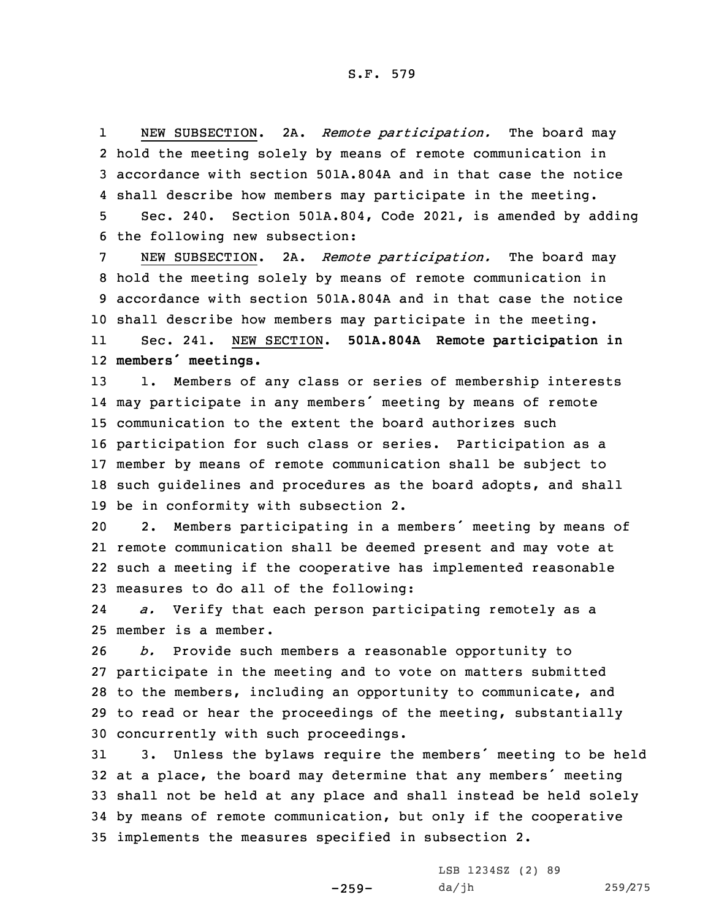NEW SUBSECTION. 2A. *Remote participation.* The board may hold the meeting solely by means of remote communication in accordance with section 501A.804A and in that case the notice shall describe how members may participate in the meeting.

Sec. 240. Section 501A.804, Code 2021, is amended by adding the following new subsection:

NEW SUBSECTION. 2A. *Remote participation.* The board may hold the meeting solely by means of remote communication in accordance with section 501A.804A and in that case the notice shall describe how members may participate in the meeting.

Sec. 241. NEW SECTION. **501A.804A Remote participation in members' meetings.**

1. Members of any class or series of membership interests may participate in any members' meeting by means of remote communication to the extent the board authorizes such participation for such class or series. Participation as a member by means of remote communication shall be subject to such guidelines and procedures as the board adopts, and shall be in conformity with subsection 2.

2. Members participating in a members' meeting by means of remote communication shall be deemed present and may vote at such a meeting if the cooperative has implemented reasonable measures to do all of the following:

*a.* Verify that each person participating remotely as a member is a member.

*b.* Provide such members a reasonable opportunity to participate in the meeting and to vote on matters submitted to the members, including an opportunity to communicate, and to read or hear the proceedings of the meeting, substantially concurrently with such proceedings.

3. Unless the bylaws require the members' meeting to be held at a place, the board may determine that any members' meeting shall not be held at any place and shall instead be held solely by means of remote communication, but only if the cooperative implements the measures specified in subsection 2.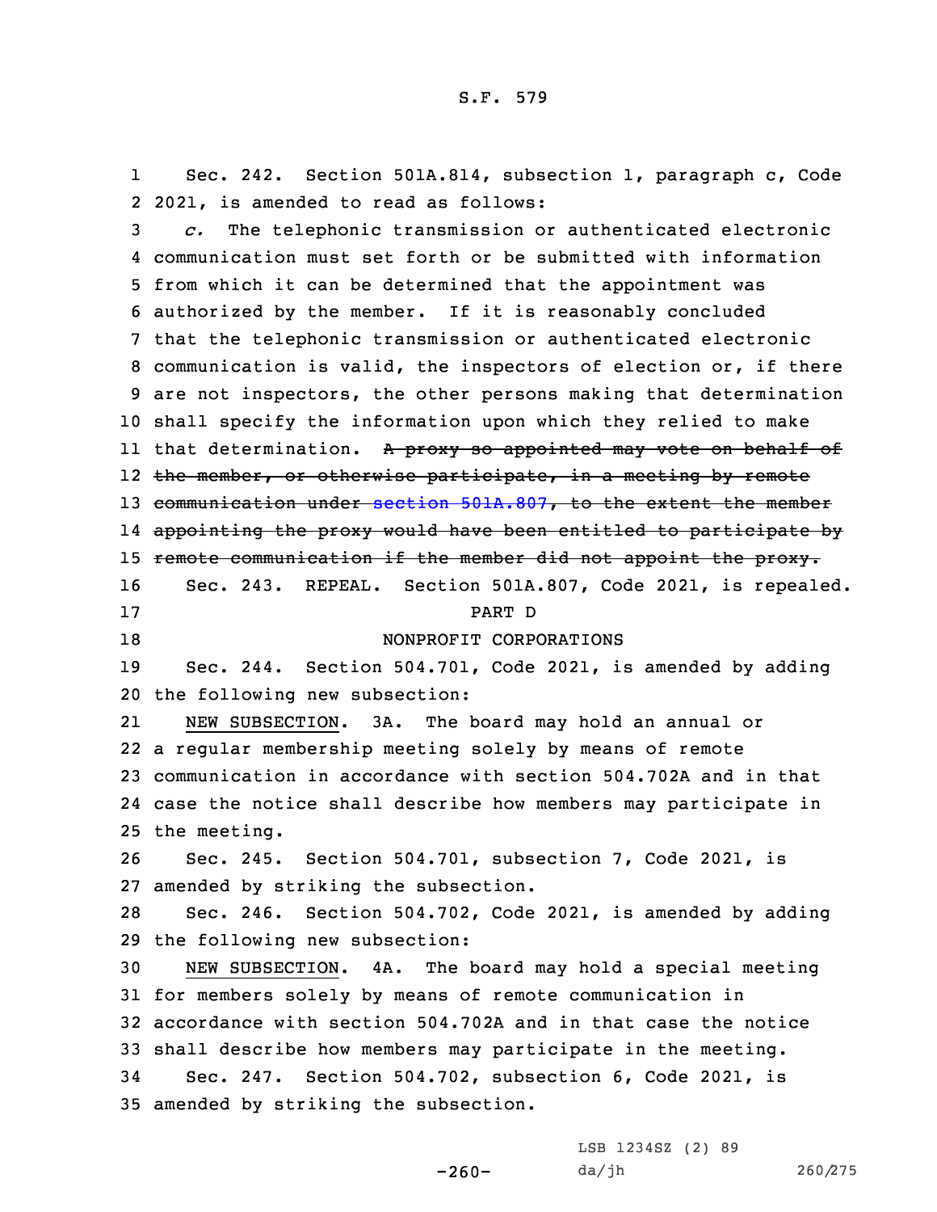Sec. 242. Section 501A.814, subsection 1, paragraph c, Code 2021, is amended to read as follows:

*c.* The telephonic transmission or authenticated electronic communication must set forth or be submitted with information from which it can be determined that the appointment was authorized by the member. If it is reasonably concluded that the telephonic transmission or authenticated electronic communication is valid, the inspectors of election or, if there are not inspectors, the other persons making that determination shall specify the information upon which they relied to make that determination. ~~A proxy so appointed may vote on behalf of the member, or otherwise participate, in a meeting by remote communication under section 501A.807, to the extent the member appointing the proxy would have been entitled to participate by remote communication if the member did not appoint the proxy.~~

Sec. 243. REPEAL. Section 501A.807, Code 2021, is repealed.

PART D

NONPROFIT CORPORATIONS

Sec. 244. Section 504.701, Code 2021, is amended by adding the following new subsection:

NEW SUBSECTION. 3A. The board may hold an annual or a regular membership meeting solely by means of remote communication in accordance with section 504.702A and in that case the notice shall describe how members may participate in the meeting.

Sec. 245. Section 504.701, subsection 7, Code 2021, is amended by striking the subsection.

Sec. 246. Section 504.702, Code 2021, is amended by adding the following new subsection:

NEW SUBSECTION. 4A. The board may hold a special meeting for members solely by means of remote communication in accordance with section 504.702A and in that case the notice shall describe how members may participate in the meeting.

Sec. 247. Section 504.702, subsection 6, Code 2021, is amended by striking the subsection.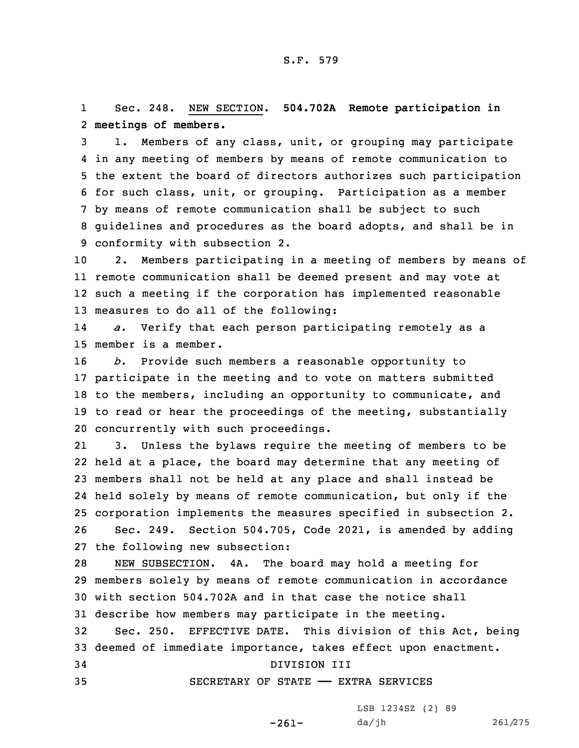Sec. 248. NEW SECTION. **504.702A Remote participation in meetings of members.**

1. Members of any class, unit, or grouping may participate in any meeting of members by means of remote communication to the extent the board of directors authorizes such participation for such class, unit, or grouping. Participation as a member by means of remote communication shall be subject to such guidelines and procedures as the board adopts, and shall be in conformity with subsection 2.

2. Members participating in a meeting of members by means of remote communication shall be deemed present and may vote at such a meeting if the corporation has implemented reasonable measures to do all of the following:

*a.* Verify that each person participating remotely as a member is a member.

*b.* Provide such members a reasonable opportunity to participate in the meeting and to vote on matters submitted to the members, including an opportunity to communicate, and to read or hear the proceedings of the meeting, substantially concurrently with such proceedings.

3. Unless the bylaws require the meeting of members to be held at a place, the board may determine that any meeting of members shall not be held at any place and shall instead be held solely by means of remote communication, but only if the corporation implements the measures specified in subsection 2.

Sec. 249. Section 504.705, Code 2021, is amended by adding the following new subsection:

NEW SUBSECTION. 4A. The board may hold a meeting for members solely by means of remote communication in accordance with section 504.702A and in that case the notice shall describe how members may participate in the meeting.

Sec. 250. EFFECTIVE DATE. This division of this Act, being deemed of immediate importance, takes effect upon enactment.

DIVISION III

SECRETARY OF STATE —— EXTRA SERVICES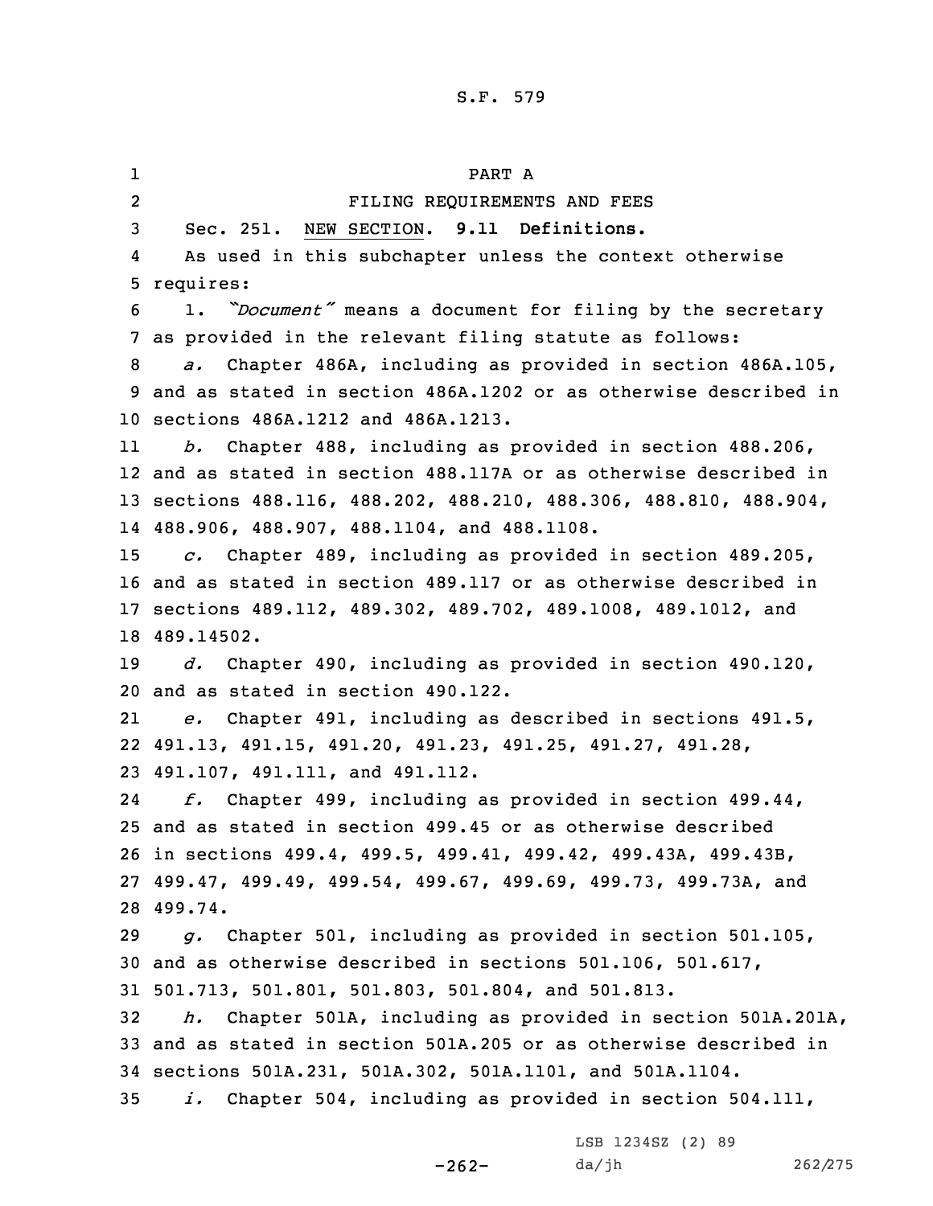PART A

FILING REQUIREMENTS AND FEES

Sec. 251. NEW SECTION. **9.11 Definitions.**

As used in this subchapter unless the context otherwise requires:

1. *"Document"* means a document for filing by the secretary as provided in the relevant filing statute as follows:

*a.* Chapter 486A, including as provided in section 486A.105, and as stated in section 486A.1202 or as otherwise described in sections 486A.1212 and 486A.1213.

*b.* Chapter 488, including as provided in section 488.206, and as stated in section 488.117A or as otherwise described in sections 488.116, 488.202, 488.210, 488.306, 488.810, 488.904, 488.906, 488.907, 488.1104, and 488.1108.

*c.* Chapter 489, including as provided in section 489.205, and as stated in section 489.117 or as otherwise described in sections 489.112, 489.302, 489.702, 489.1008, 489.1012, and 489.14502.

*d.* Chapter 490, including as provided in section 490.120, and as stated in section 490.122.

*e.* Chapter 491, including as described in sections 491.5, 491.13, 491.15, 491.20, 491.23, 491.25, 491.27, 491.28, 491.107, 491.111, and 491.112.

*f.* Chapter 499, including as provided in section 499.44, and as stated in section 499.45 or as otherwise described in sections 499.4, 499.5, 499.41, 499.42, 499.43A, 499.43B, 499.47, 499.49, 499.54, 499.67, 499.69, 499.73, 499.73A, and 499.74.

*g.* Chapter 501, including as provided in section 501.105, and as otherwise described in sections 501.106, 501.617, 501.713, 501.801, 501.803, 501.804, and 501.813.

*h.* Chapter 501A, including as provided in section 501A.201A, and as stated in section 501A.205 or as otherwise described in sections 501A.231, 501A.302, 501A.1101, and 501A.1104.

*i.* Chapter 504, including as provided in section 504.111,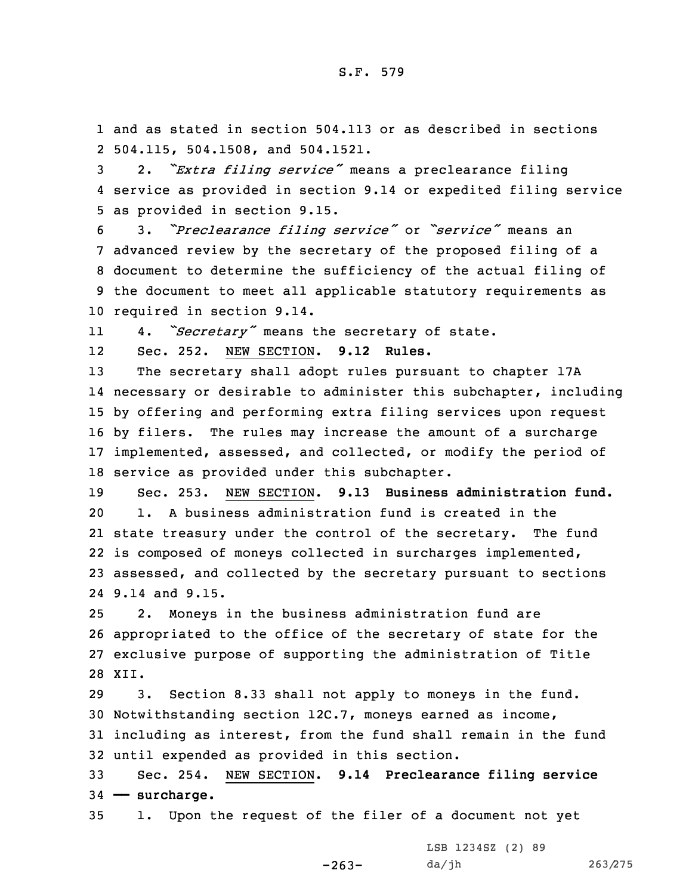and as stated in section 504.113 or as described in sections 504.115, 504.1508, and 504.1521.

2. *"Extra filing service"* means a preclearance filing service as provided in section 9.14 or expedited filing service as provided in section 9.15.

3. *"Preclearance filing service"* or *"service"* means an advanced review by the secretary of the proposed filing of a document to determine the sufficiency of the actual filing of the document to meet all applicable statutory requirements as required in section 9.14.

4. *"Secretary"* means the secretary of state.

Sec. 252. NEW SECTION. **9.12 Rules.**

The secretary shall adopt rules pursuant to chapter 17A necessary or desirable to administer this subchapter, including by offering and performing extra filing services upon request by filers. The rules may increase the amount of a surcharge implemented, assessed, and collected, or modify the period of service as provided under this subchapter.

Sec. 253. NEW SECTION. **9.13 Business administration fund.**

1. A business administration fund is created in the state treasury under the control of the secretary. The fund is composed of moneys collected in surcharges implemented, assessed, and collected by the secretary pursuant to sections 9.14 and 9.15.

2. Moneys in the business administration fund are appropriated to the office of the secretary of state for the exclusive purpose of supporting the administration of Title XII.

3. Section 8.33 shall not apply to moneys in the fund. Notwithstanding section 12C.7, moneys earned as income, including as interest, from the fund shall remain in the fund until expended as provided in this section.

Sec. 254. NEW SECTION. **9.14 Preclearance filing service — surcharge.**

1. Upon the request of the filer of a document not yet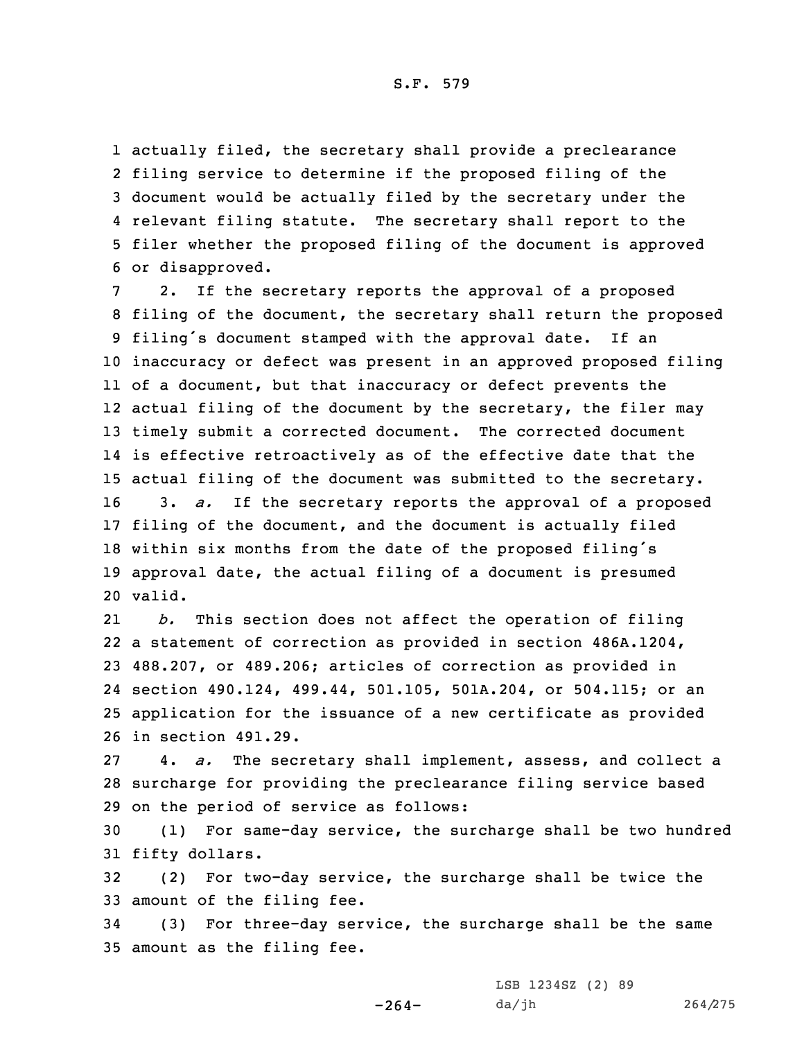actually filed, the secretary shall provide a preclearance filing service to determine if the proposed filing of the document would be actually filed by the secretary under the relevant filing statute. The secretary shall report to the filer whether the proposed filing of the document is approved or disapproved.

2. If the secretary reports the approval of a proposed filing of the document, the secretary shall return the proposed filing's document stamped with the approval date. If an inaccuracy or defect was present in an approved proposed filing of a document, but that inaccuracy or defect prevents the actual filing of the document by the secretary, the filer may timely submit a corrected document. The corrected document is effective retroactively as of the effective date that the actual filing of the document was submitted to the secretary.

3. *a.* If the secretary reports the approval of a proposed filing of the document, and the document is actually filed within six months from the date of the proposed filing's approval date, the actual filing of a document is presumed valid.

*b.* This section does not affect the operation of filing a statement of correction as provided in section 486A.1204, 488.207, or 489.206; articles of correction as provided in section 490.124, 499.44, 501.105, 501A.204, or 504.115; or an application for the issuance of a new certificate as provided in section 491.29.

4. *a.* The secretary shall implement, assess, and collect a surcharge for providing the preclearance filing service based on the period of service as follows:

(1) For same-day service, the surcharge shall be two hundred fifty dollars.

(2) For two-day service, the surcharge shall be twice the amount of the filing fee.

(3) For three-day service, the surcharge shall be the same amount as the filing fee.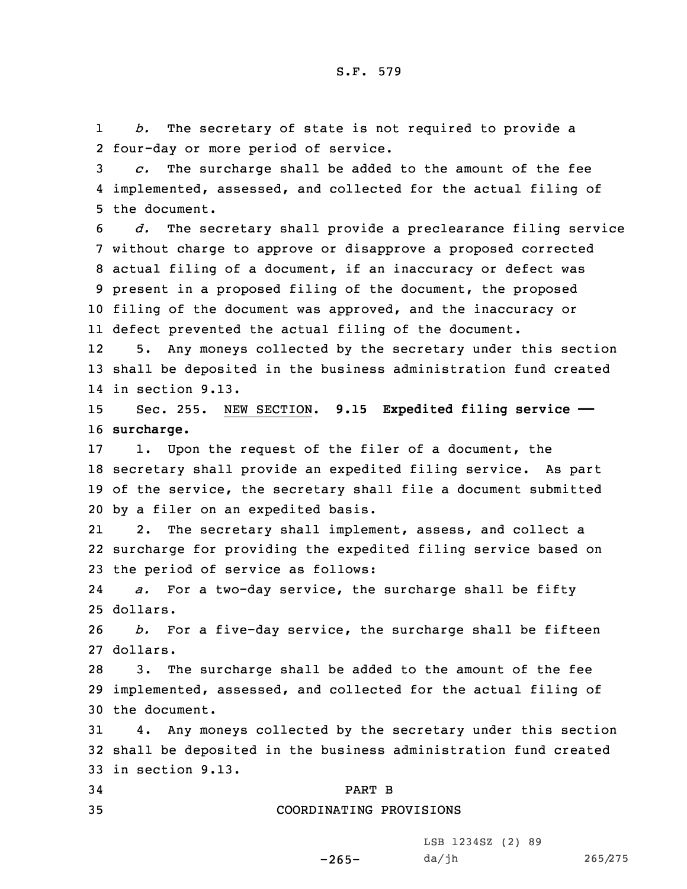*b.* The secretary of state is not required to provide a four-day or more period of service.

*c.* The surcharge shall be added to the amount of the fee implemented, assessed, and collected for the actual filing of the document.

*d.* The secretary shall provide a preclearance filing service without charge to approve or disapprove a proposed corrected actual filing of a document, if an inaccuracy or defect was present in a proposed filing of the document, the proposed filing of the document was approved, and the inaccuracy or defect prevented the actual filing of the document.

5. Any moneys collected by the secretary under this section shall be deposited in the business administration fund created in section 9.13.

Sec. 255. NEW SECTION. **9.15 Expedited filing service —— surcharge.**

1. Upon the request of the filer of a document, the secretary shall provide an expedited filing service. As part of the service, the secretary shall file a document submitted by a filer on an expedited basis.

2. The secretary shall implement, assess, and collect a surcharge for providing the expedited filing service based on the period of service as follows:

*a.* For a two-day service, the surcharge shall be fifty dollars.

*b.* For a five-day service, the surcharge shall be fifteen dollars.

3. The surcharge shall be added to the amount of the fee implemented, assessed, and collected for the actual filing of the document.

4. Any moneys collected by the secretary under this section shall be deposited in the business administration fund created in section 9.13.

PART B

COORDINATING PROVISIONS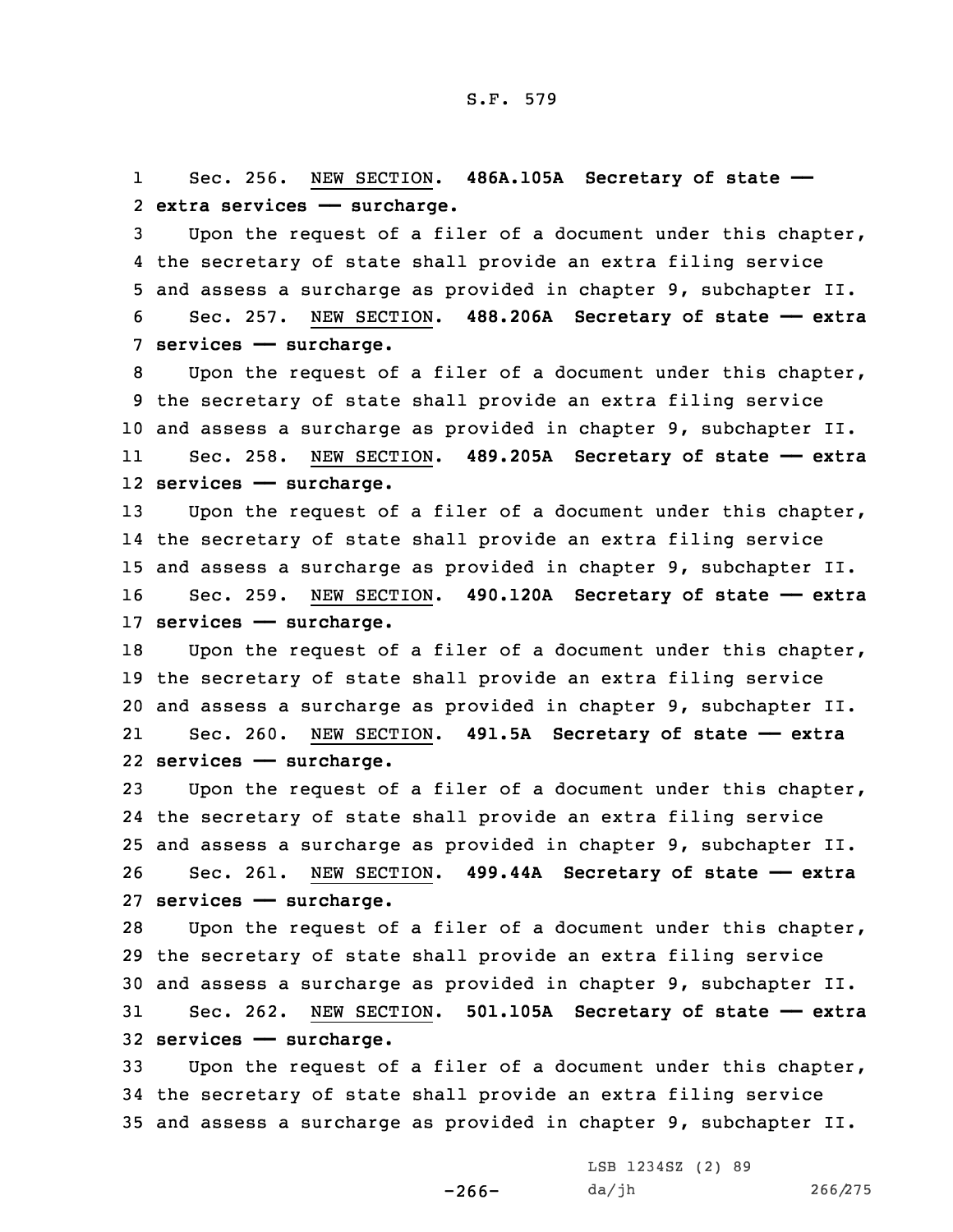Sec. 256. NEW SECTION. **486A.105A Secretary of state — extra services — surcharge.**

Upon the request of a filer of a document under this chapter, the secretary of state shall provide an extra filing service and assess a surcharge as provided in chapter 9, subchapter II.

Sec. 257. NEW SECTION. **488.206A Secretary of state — extra services — surcharge.**

Upon the request of a filer of a document under this chapter, the secretary of state shall provide an extra filing service and assess a surcharge as provided in chapter 9, subchapter II.

Sec. 258. NEW SECTION. **489.205A Secretary of state — extra services — surcharge.**

Upon the request of a filer of a document under this chapter, the secretary of state shall provide an extra filing service and assess a surcharge as provided in chapter 9, subchapter II.

Sec. 259. NEW SECTION. **490.120A Secretary of state — extra services — surcharge.**

Upon the request of a filer of a document under this chapter, the secretary of state shall provide an extra filing service and assess a surcharge as provided in chapter 9, subchapter II.

Sec. 260. NEW SECTION. **491.5A Secretary of state — extra services — surcharge.**

Upon the request of a filer of a document under this chapter, the secretary of state shall provide an extra filing service and assess a surcharge as provided in chapter 9, subchapter II.

Sec. 261. NEW SECTION. **499.44A Secretary of state — extra services — surcharge.**

Upon the request of a filer of a document under this chapter, the secretary of state shall provide an extra filing service and assess a surcharge as provided in chapter 9, subchapter II.

Sec. 262. NEW SECTION. **501.105A Secretary of state — extra services — surcharge.**

Upon the request of a filer of a document under this chapter, the secretary of state shall provide an extra filing service and assess a surcharge as provided in chapter 9, subchapter II.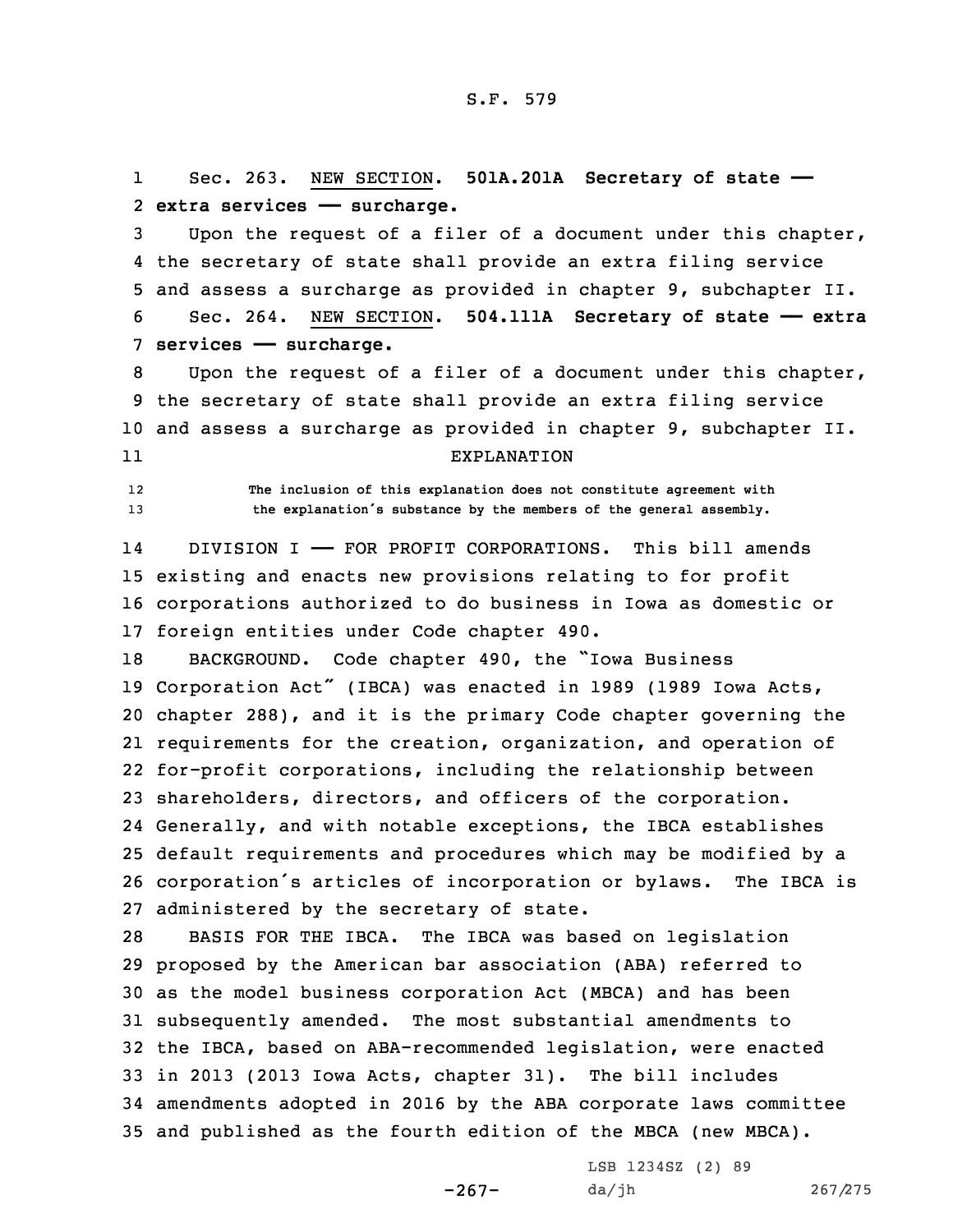Sec. 263. NEW SECTION. **501A.201A Secretary of state — extra services — surcharge.**

Upon the request of a filer of a document under this chapter, the secretary of state shall provide an extra filing service and assess a surcharge as provided in chapter 9, subchapter II.

Sec. 264. NEW SECTION. **504.111A Secretary of state — extra services — surcharge.**

Upon the request of a filer of a document under this chapter, the secretary of state shall provide an extra filing service and assess a surcharge as provided in chapter 9, subchapter II.

EXPLANATION

The inclusion of this explanation does not constitute agreement with the explanation's substance by the members of the general assembly.

DIVISION I — FOR PROFIT CORPORATIONS. This bill amends existing and enacts new provisions relating to for profit corporations authorized to do business in Iowa as domestic or foreign entities under Code chapter 490.

BACKGROUND. Code chapter 490, the "Iowa Business Corporation Act" (IBCA) was enacted in 1989 (1989 Iowa Acts, chapter 288), and it is the primary Code chapter governing the requirements for the creation, organization, and operation of for-profit corporations, including the relationship between shareholders, directors, and officers of the corporation. Generally, and with notable exceptions, the IBCA establishes default requirements and procedures which may be modified by a corporation's articles of incorporation or bylaws. The IBCA is administered by the secretary of state.

BASIS FOR THE IBCA. The IBCA was based on legislation proposed by the American bar association (ABA) referred to as the model business corporation Act (MBCA) and has been subsequently amended. The most substantial amendments to the IBCA, based on ABA-recommended legislation, were enacted in 2013 (2013 Iowa Acts, chapter 31). The bill includes amendments adopted in 2016 by the ABA corporate laws committee and published as the fourth edition of the MBCA (new MBCA).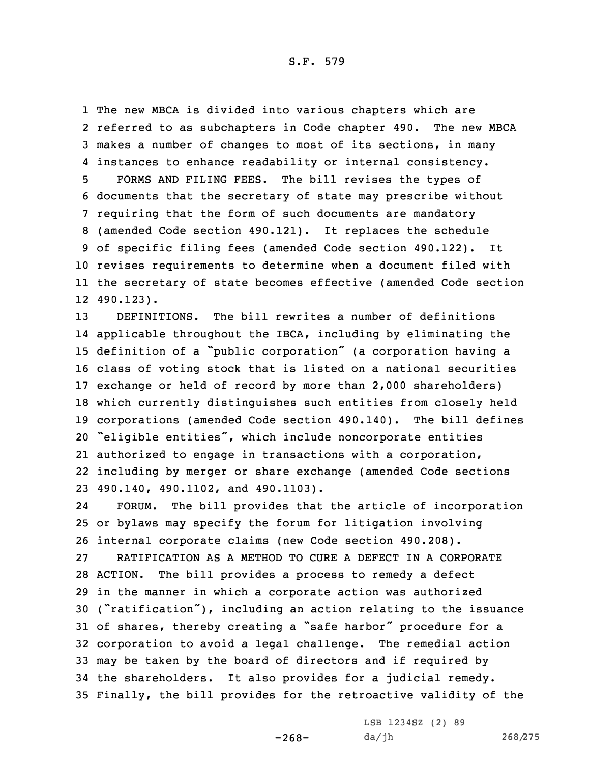The new MBCA is divided into various chapters which are referred to as subchapters in Code chapter 490. The new MBCA makes a number of changes to most of its sections, in many instances to enhance readability or internal consistency.

FORMS AND FILING FEES. The bill revises the types of documents that the secretary of state may prescribe without requiring that the form of such documents are mandatory (amended Code section 490.121). It replaces the schedule of specific filing fees (amended Code section 490.122). It revises requirements to determine when a document filed with the secretary of state becomes effective (amended Code section 490.123).

DEFINITIONS. The bill rewrites a number of definitions applicable throughout the IBCA, including by eliminating the definition of a "public corporation" (a corporation having a class of voting stock that is listed on a national securities exchange or held of record by more than 2,000 shareholders) which currently distinguishes such entities from closely held corporations (amended Code section 490.140). The bill defines "eligible entities", which include noncorporate entities authorized to engage in transactions with a corporation, including by merger or share exchange (amended Code sections 490.140, 490.1102, and 490.1103).

FORUM. The bill provides that the article of incorporation or bylaws may specify the forum for litigation involving internal corporate claims (new Code section 490.208).

RATIFICATION AS A METHOD TO CURE A DEFECT IN A CORPORATE ACTION. The bill provides a process to remedy a defect in the manner in which a corporate action was authorized ("ratification"), including an action relating to the issuance of shares, thereby creating a "safe harbor" procedure for a corporation to avoid a legal challenge. The remedial action may be taken by the board of directors and if required by the shareholders. It also provides for a judicial remedy. Finally, the bill provides for the retroactive validity of the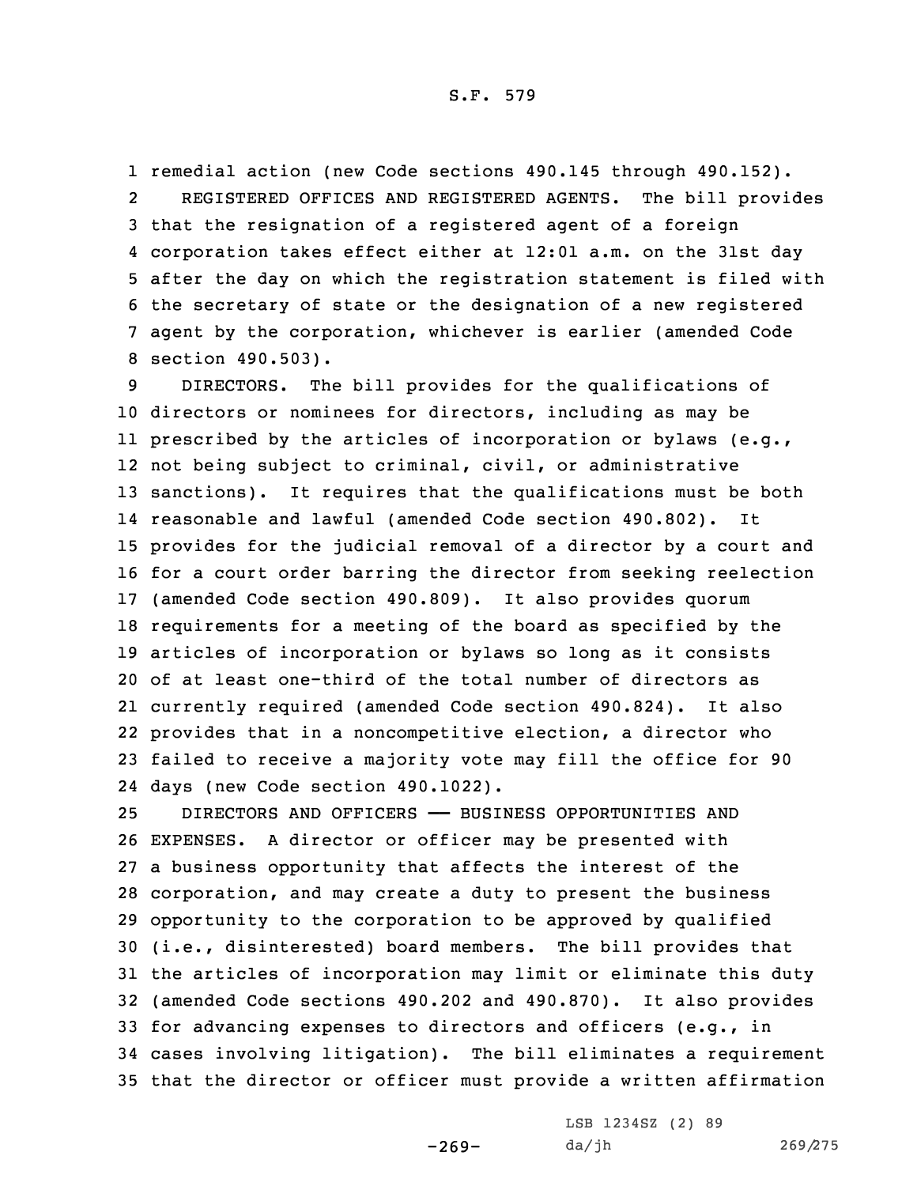remedial action (new Code sections 490.145 through 490.152).

REGISTERED OFFICES AND REGISTERED AGENTS. The bill provides that the resignation of a registered agent of a foreign corporation takes effect either at 12:01 a.m. on the 31st day after the day on which the registration statement is filed with the secretary of state or the designation of a new registered agent by the corporation, whichever is earlier (amended Code section 490.503).

DIRECTORS. The bill provides for the qualifications of directors or nominees for directors, including as may be prescribed by the articles of incorporation or bylaws (e.g., not being subject to criminal, civil, or administrative sanctions). It requires that the qualifications must be both reasonable and lawful (amended Code section 490.802). It provides for the judicial removal of a director by a court and for a court order barring the director from seeking reelection (amended Code section 490.809). It also provides quorum requirements for a meeting of the board as specified by the articles of incorporation or bylaws so long as it consists of at least one-third of the total number of directors as currently required (amended Code section 490.824). It also provides that in a noncompetitive election, a director who failed to receive a majority vote may fill the office for 90 days (new Code section 490.1022).

DIRECTORS AND OFFICERS —— BUSINESS OPPORTUNITIES AND EXPENSES. A director or officer may be presented with a business opportunity that affects the interest of the corporation, and may create a duty to present the business opportunity to the corporation to be approved by qualified (i.e., disinterested) board members. The bill provides that the articles of incorporation may limit or eliminate this duty (amended Code sections 490.202 and 490.870). It also provides for advancing expenses to directors and officers (e.g., in cases involving litigation). The bill eliminates a requirement that the director or officer must provide a written affirmation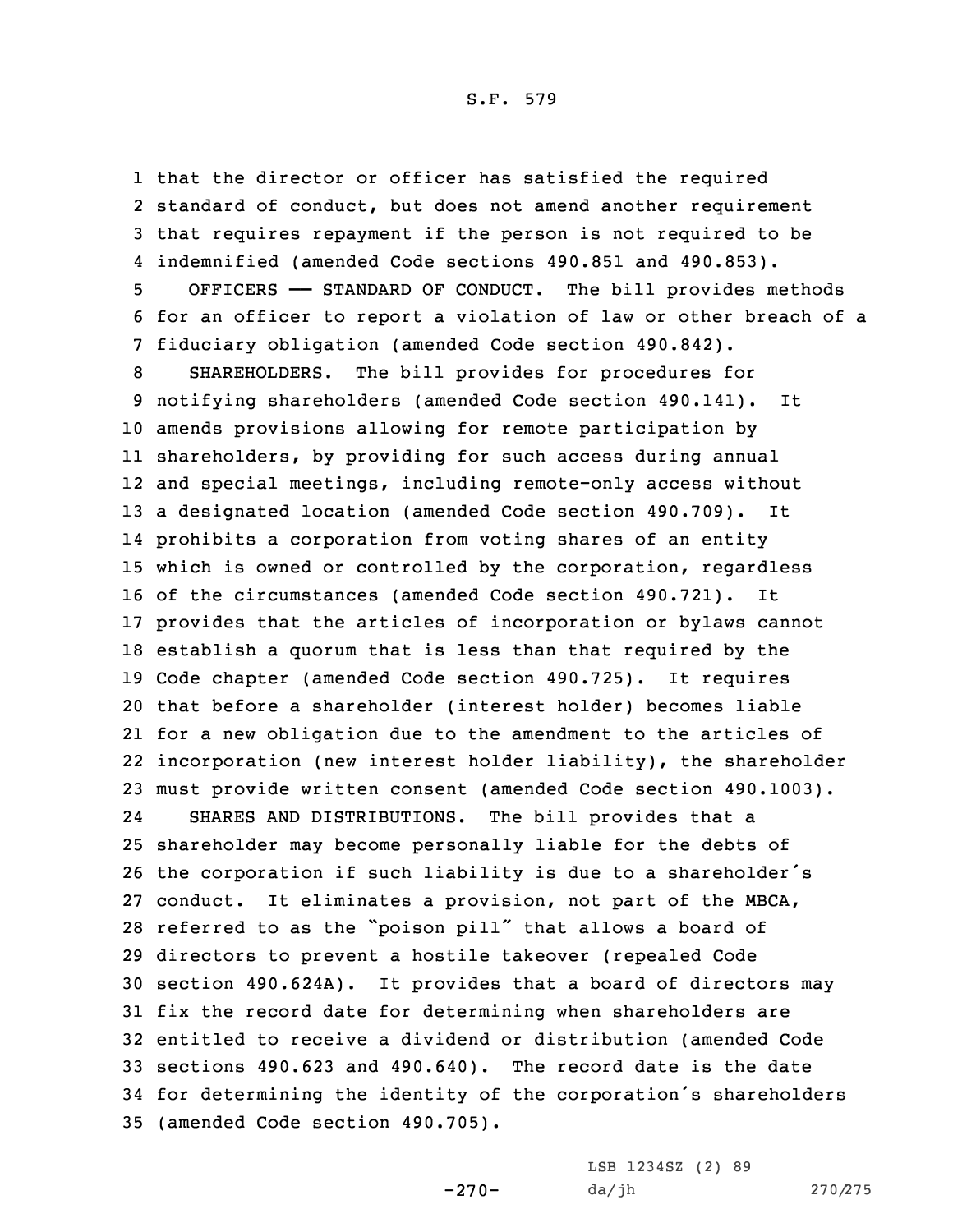that the director or officer has satisfied the required standard of conduct, but does not amend another requirement that requires repayment if the person is not required to be indemnified (amended Code sections 490.851 and 490.853).

OFFICERS —— STANDARD OF CONDUCT. The bill provides methods for an officer to report a violation of law or other breach of a fiduciary obligation (amended Code section 490.842).

SHAREHOLDERS. The bill provides for procedures for notifying shareholders (amended Code section 490.141). It amends provisions allowing for remote participation by shareholders, by providing for such access during annual and special meetings, including remote-only access without a designated location (amended Code section 490.709). It prohibits a corporation from voting shares of an entity which is owned or controlled by the corporation, regardless of the circumstances (amended Code section 490.721). It provides that the articles of incorporation or bylaws cannot establish a quorum that is less than that required by the Code chapter (amended Code section 490.725). It requires that before a shareholder (interest holder) becomes liable for a new obligation due to the amendment to the articles of incorporation (new interest holder liability), the shareholder must provide written consent (amended Code section 490.1003).

SHARES AND DISTRIBUTIONS. The bill provides that a shareholder may become personally liable for the debts of the corporation if such liability is due to a shareholder's conduct. It eliminates a provision, not part of the MBCA, referred to as the "poison pill" that allows a board of directors to prevent a hostile takeover (repealed Code section 490.624A). It provides that a board of directors may fix the record date for determining when shareholders are entitled to receive a dividend or distribution (amended Code sections 490.623 and 490.640). The record date is the date for determining the identity of the corporation's shareholders (amended Code section 490.705).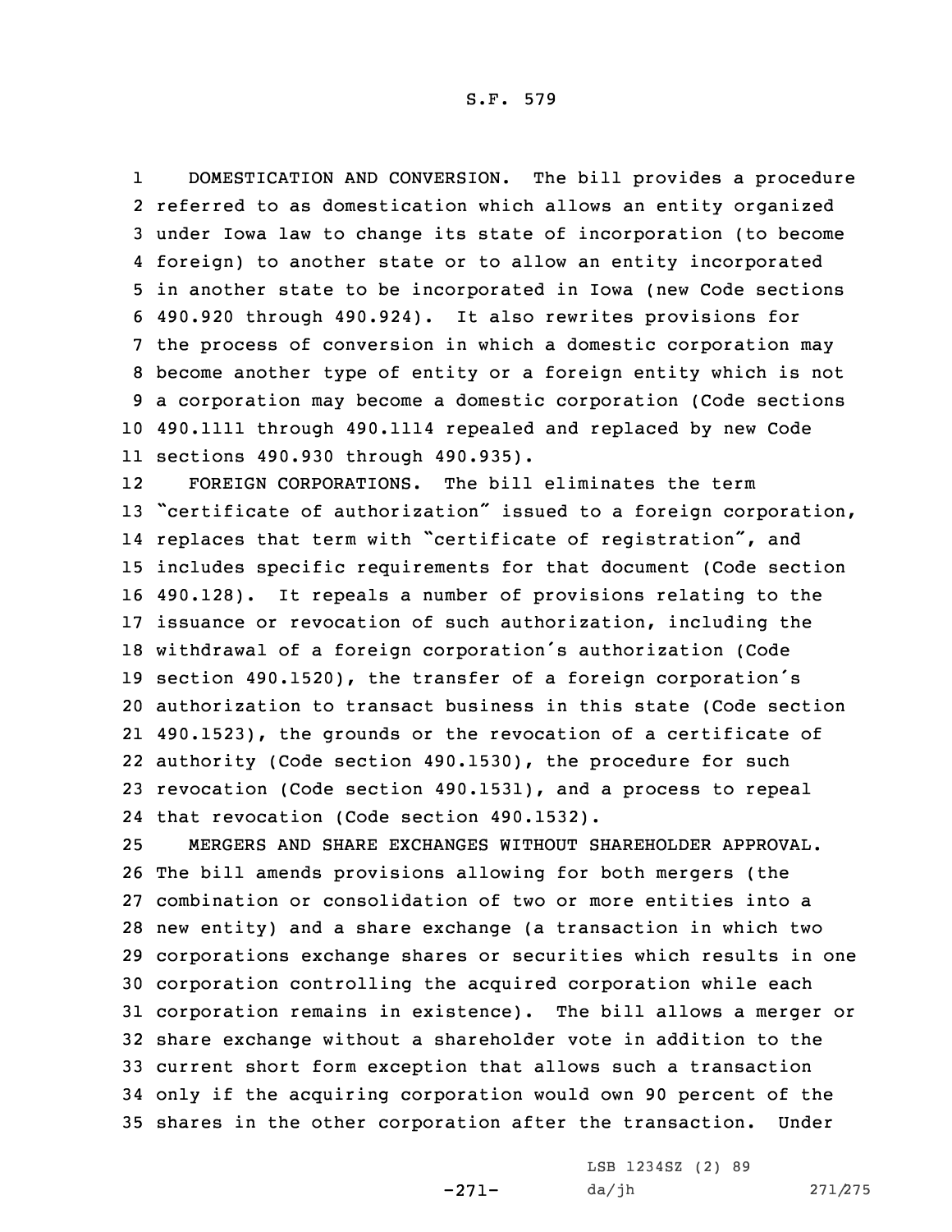DOMESTICATION AND CONVERSION. The bill provides a procedure referred to as domestication which allows an entity organized under Iowa law to change its state of incorporation (to become foreign) to another state or to allow an entity incorporated in another state to be incorporated in Iowa (new Code sections 490.920 through 490.924). It also rewrites provisions for the process of conversion in which a domestic corporation may become another type of entity or a foreign entity which is not a corporation may become a domestic corporation (Code sections 490.1111 through 490.1114 repealed and replaced by new Code sections 490.930 through 490.935).

FOREIGN CORPORATIONS. The bill eliminates the term "certificate of authorization" issued to a foreign corporation, replaces that term with "certificate of registration", and includes specific requirements for that document (Code section 490.128). It repeals a number of provisions relating to the issuance or revocation of such authorization, including the withdrawal of a foreign corporation's authorization (Code section 490.1520), the transfer of a foreign corporation's authorization to transact business in this state (Code section 490.1523), the grounds or the revocation of a certificate of authority (Code section 490.1530), the procedure for such revocation (Code section 490.1531), and a process to repeal that revocation (Code section 490.1532).

MERGERS AND SHARE EXCHANGES WITHOUT SHAREHOLDER APPROVAL. The bill amends provisions allowing for both mergers (the combination or consolidation of two or more entities into a new entity) and a share exchange (a transaction in which two corporations exchange shares or securities which results in one corporation controlling the acquired corporation while each corporation remains in existence). The bill allows a merger or share exchange without a shareholder vote in addition to the current short form exception that allows such a transaction only if the acquiring corporation would own 90 percent of the shares in the other corporation after the transaction. Under

LSB 1234SZ (2) 89
da/jh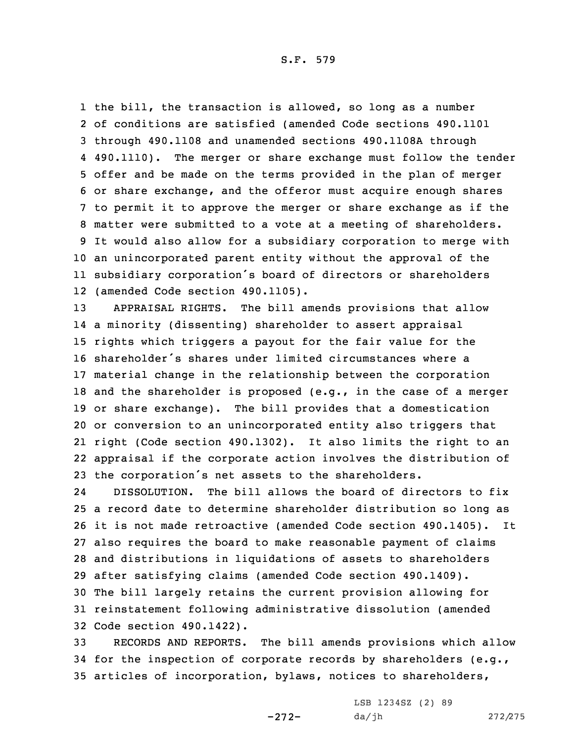the bill, the transaction is allowed, so long as a number of conditions are satisfied (amended Code sections 490.1101 through 490.1108 and unamended sections 490.1108A through 490.1110). The merger or share exchange must follow the tender offer and be made on the terms provided in the plan of merger or share exchange, and the offeror must acquire enough shares to permit it to approve the merger or share exchange as if the matter were submitted to a vote at a meeting of shareholders. It would also allow for a subsidiary corporation to merge with an unincorporated parent entity without the approval of the subsidiary corporation's board of directors or shareholders (amended Code section 490.1105).

APPRAISAL RIGHTS. The bill amends provisions that allow a minority (dissenting) shareholder to assert appraisal rights which triggers a payout for the fair value for the shareholder's shares under limited circumstances where a material change in the relationship between the corporation and the shareholder is proposed (e.g., in the case of a merger or share exchange). The bill provides that a domestication or conversion to an unincorporated entity also triggers that right (Code section 490.1302). It also limits the right to an appraisal if the corporate action involves the distribution of the corporation's net assets to the shareholders.

DISSOLUTION. The bill allows the board of directors to fix a record date to determine shareholder distribution so long as it is not made retroactive (amended Code section 490.1405). It also requires the board to make reasonable payment of claims and distributions in liquidations of assets to shareholders after satisfying claims (amended Code section 490.1409). The bill largely retains the current provision allowing for reinstatement following administrative dissolution (amended Code section 490.1422).

RECORDS AND REPORTS. The bill amends provisions which allow for the inspection of corporate records by shareholders (e.g., articles of incorporation, bylaws, notices to shareholders,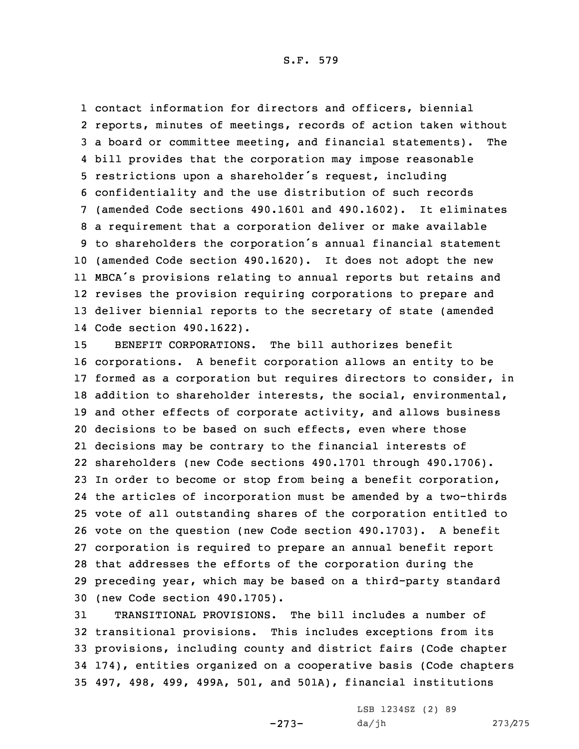contact information for directors and officers, biennial reports, minutes of meetings, records of action taken without a board or committee meeting, and financial statements). The bill provides that the corporation may impose reasonable restrictions upon a shareholder's request, including confidentiality and the use distribution of such records (amended Code sections 490.1601 and 490.1602). It eliminates a requirement that a corporation deliver or make available to shareholders the corporation's annual financial statement (amended Code section 490.1620). It does not adopt the new MBCA's provisions relating to annual reports but retains and revises the provision requiring corporations to prepare and deliver biennial reports to the secretary of state (amended Code section 490.1622).

BENEFIT CORPORATIONS. The bill authorizes benefit corporations. A benefit corporation allows an entity to be formed as a corporation but requires directors to consider, in addition to shareholder interests, the social, environmental, and other effects of corporate activity, and allows business decisions to be based on such effects, even where those decisions may be contrary to the financial interests of shareholders (new Code sections 490.1701 through 490.1706). In order to become or stop from being a benefit corporation, the articles of incorporation must be amended by a two-thirds vote of all outstanding shares of the corporation entitled to vote on the question (new Code section 490.1703). A benefit corporation is required to prepare an annual benefit report that addresses the efforts of the corporation during the preceding year, which may be based on a third-party standard (new Code section 490.1705).

TRANSITIONAL PROVISIONS. The bill includes a number of transitional provisions. This includes exceptions from its provisions, including county and district fairs (Code chapter 174), entities organized on a cooperative basis (Code chapters 497, 498, 499, 499A, 501, and 501A), financial institutions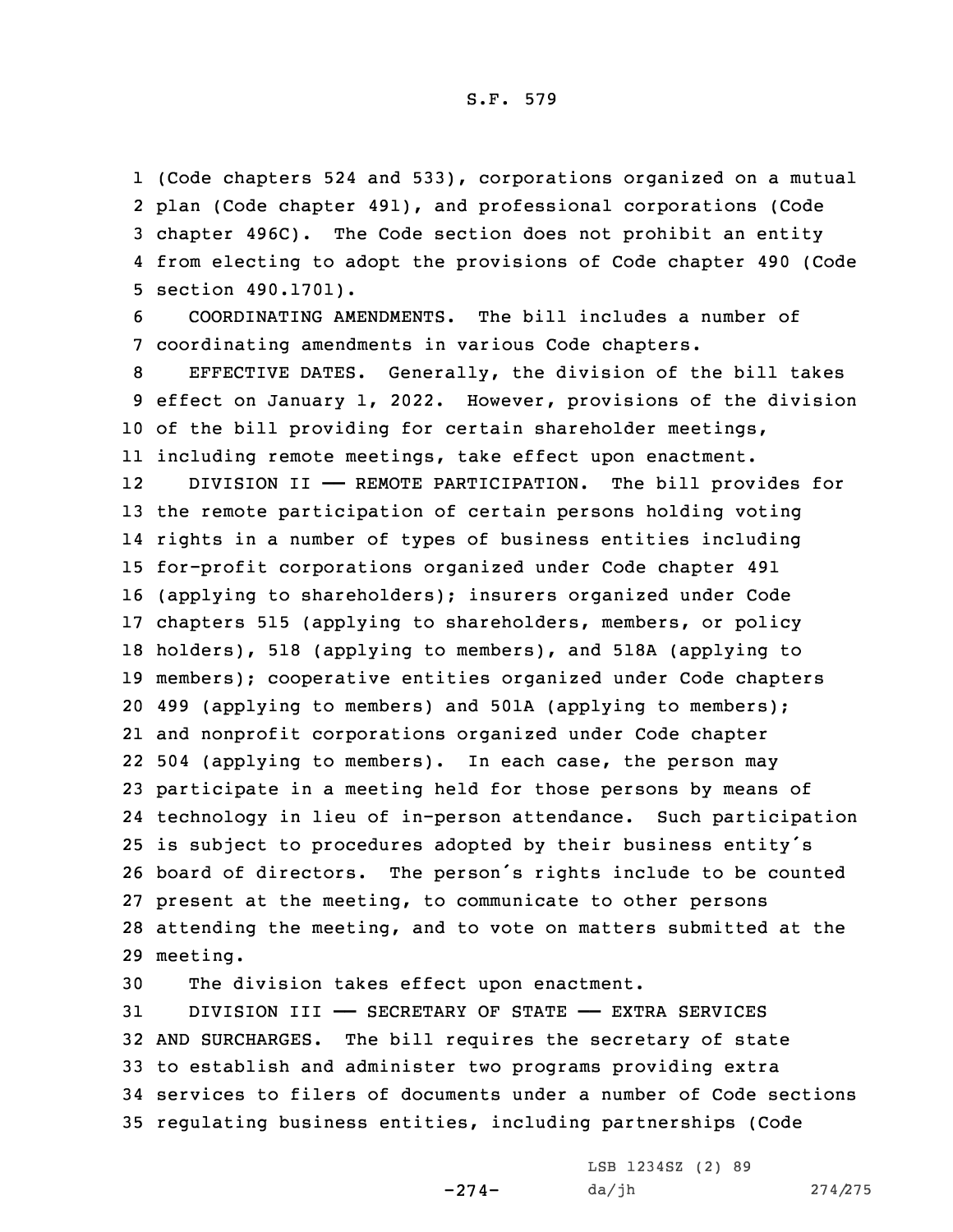(Code chapters 524 and 533), corporations organized on a mutual plan (Code chapter 491), and professional corporations (Code chapter 496C). The Code section does not prohibit an entity from electing to adopt the provisions of Code chapter 490 (Code section 490.1701).

COORDINATING AMENDMENTS. The bill includes a number of coordinating amendments in various Code chapters.

EFFECTIVE DATES. Generally, the division of the bill takes effect on January 1, 2022. However, provisions of the division of the bill providing for certain shareholder meetings, including remote meetings, take effect upon enactment.

DIVISION II —— REMOTE PARTICIPATION. The bill provides for the remote participation of certain persons holding voting rights in a number of types of business entities including for-profit corporations organized under Code chapter 491 (applying to shareholders); insurers organized under Code chapters 515 (applying to shareholders, members, or policy holders), 518 (applying to members), and 518A (applying to members); cooperative entities organized under Code chapters 499 (applying to members) and 501A (applying to members); and nonprofit corporations organized under Code chapter 504 (applying to members). In each case, the person may participate in a meeting held for those persons by means of technology in lieu of in-person attendance. Such participation is subject to procedures adopted by their business entity's board of directors. The person's rights include to be counted present at the meeting, to communicate to other persons attending the meeting, and to vote on matters submitted at the meeting.

The division takes effect upon enactment.

DIVISION III —— SECRETARY OF STATE —— EXTRA SERVICES AND SURCHARGES. The bill requires the secretary of state to establish and administer two programs providing extra services to filers of documents under a number of Code sections regulating business entities, including partnerships (Code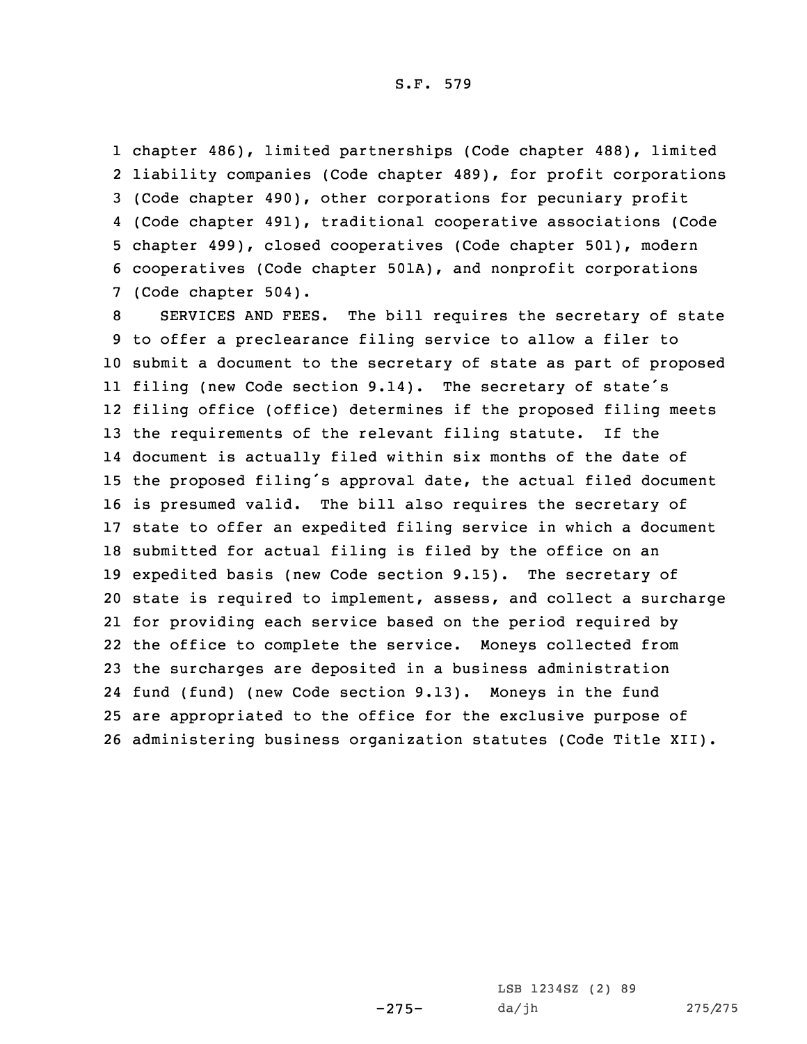chapter 486), limited partnerships (Code chapter 488), limited liability companies (Code chapter 489), for profit corporations (Code chapter 490), other corporations for pecuniary profit (Code chapter 491), traditional cooperative associations (Code chapter 499), closed cooperatives (Code chapter 501), modern cooperatives (Code chapter 501A), and nonprofit corporations (Code chapter 504).

SERVICES AND FEES. The bill requires the secretary of state to offer a preclearance filing service to allow a filer to submit a document to the secretary of state as part of proposed filing (new Code section 9.14). The secretary of state's filing office (office) determines if the proposed filing meets the requirements of the relevant filing statute. If the document is actually filed within six months of the date of the proposed filing's approval date, the actual filed document is presumed valid. The bill also requires the secretary of state to offer an expedited filing service in which a document submitted for actual filing is filed by the office on an expedited basis (new Code section 9.15). The secretary of state is required to implement, assess, and collect a surcharge for providing each service based on the period required by the office to complete the service. Moneys collected from the surcharges are deposited in a business administration fund (fund) (new Code section 9.13). Moneys in the fund are appropriated to the office for the exclusive purpose of administering business organization statutes (Code Title XII).

LSB 1234SZ (2) 89
da/jh